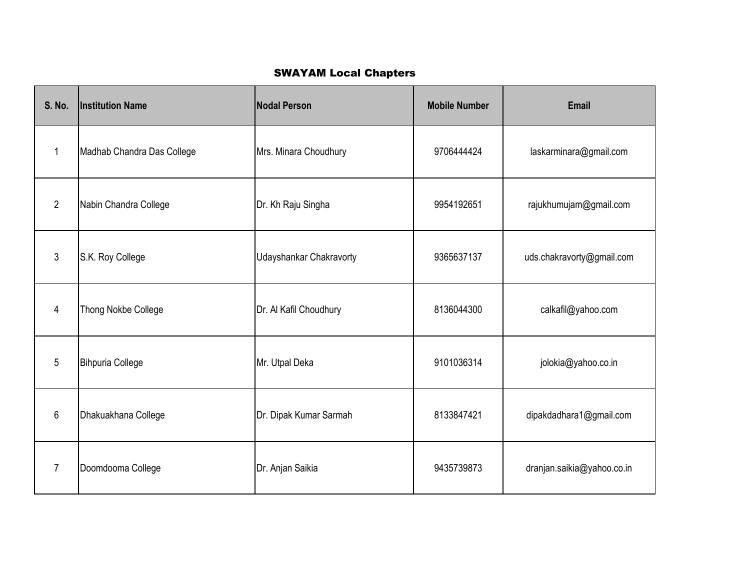# SWAYAM Local Chapters

| S. No. | Institution Name | Nodal Person | Mobile Number | Email |
|---|---|---|---|---|
| 1 | Madhab Chandra Das College | Mrs. Minara Choudhury | 9706444424 | laskarminara@gmail.com |
| 2 | Nabin Chandra College | Dr. Kh Raju Singha | 9954192651 | rajukhumujam@gmail.com |
| 3 | S.K. Roy College | Udayshankar Chakravorty | 9365637137 | uds.chakravorty@gmail.com |
| 4 | Thong Nokbe College | Dr. Al Kafil Choudhury | 8136044300 | calkafil@yahoo.com |
| 5 | Bihpuria College | Mr. Utpal Deka | 9101036314 | jolokia@yahoo.co.in |
| 6 | Dhakuakhana College | Dr. Dipak Kumar Sarmah | 8133847421 | dipakdadhara1@gmail.com |
| 7 | Doomdooma College | Dr. Anjan Saikia | 9435739873 | dranjan.saikia@yahoo.co.in |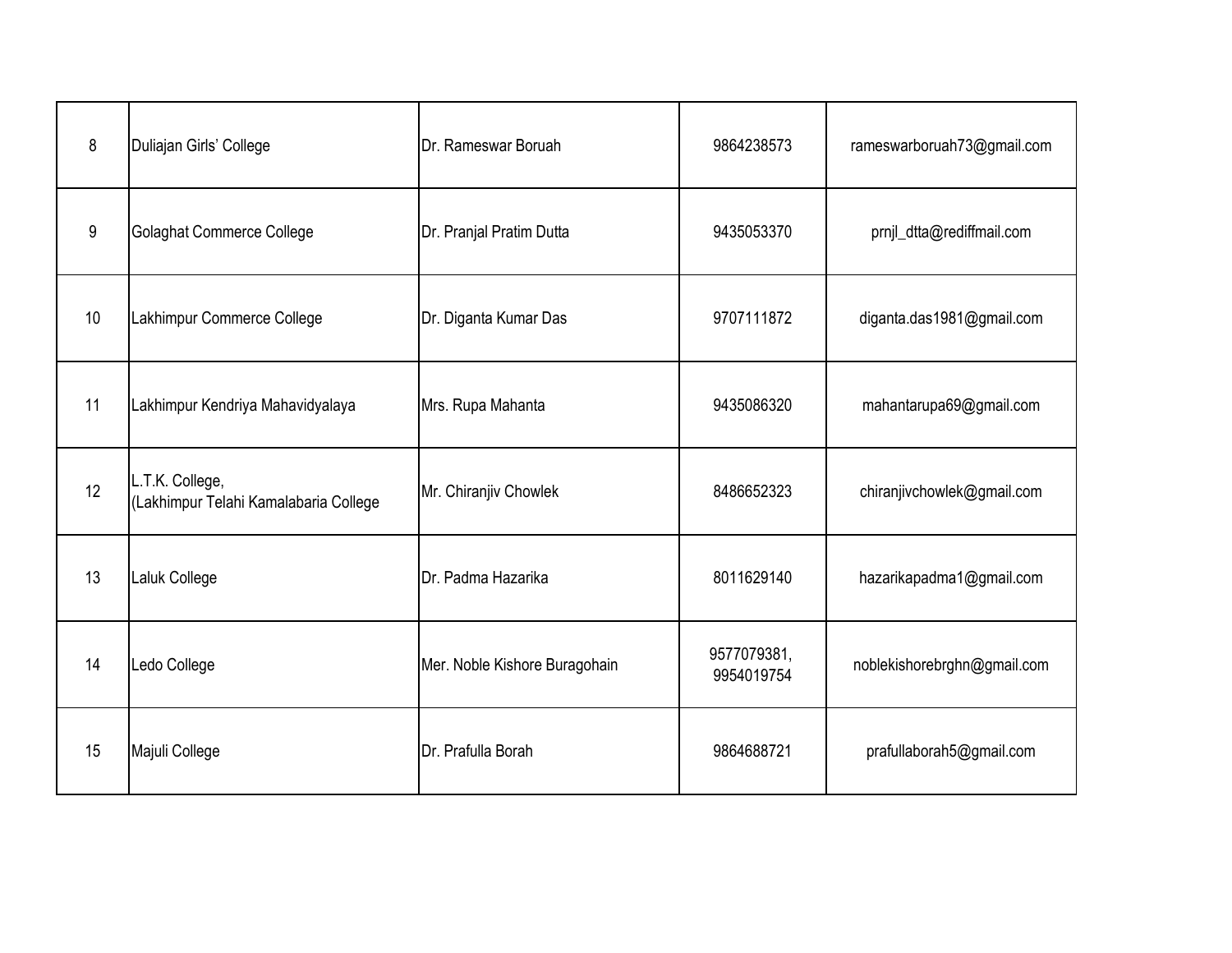| 8 | Duliajan Girls’ College | Dr. Rameswar Boruah | 9864238573 | rameswarboruah73@gmail.com |
|---|---|---|---|---|
| 9 | Golaghat Commerce College | Dr. Pranjal Pratim Dutta | 9435053370 | prnjl_dtta@rediffmail.com |
| 10 | Lakhimpur Commerce College | Dr. Diganta Kumar Das | 9707111872 | diganta.das1981@gmail.com |
| 11 | Lakhimpur Kendriya Mahavidyalaya | Mrs. Rupa Mahanta | 9435086320 | mahantarupa69@gmail.com |
| 12 | L.T.K. College, (Lakhimpur Telahi Kamalabaria College | Mr. Chiranjiv Chowlek | 8486652323 | chiranjivchowlek@gmail.com |
| 13 | Laluk College | Dr. Padma Hazarika | 8011629140 | hazarikapadma1@gmail.com |
| 14 | Ledo College | Mer. Noble Kishore Buragohain | 9577079381, 9954019754 | noblekishorebrghn@gmail.com |
| 15 | Majuli College | Dr. Prafulla Borah | 9864688721 | prafullaborah5@gmail.com |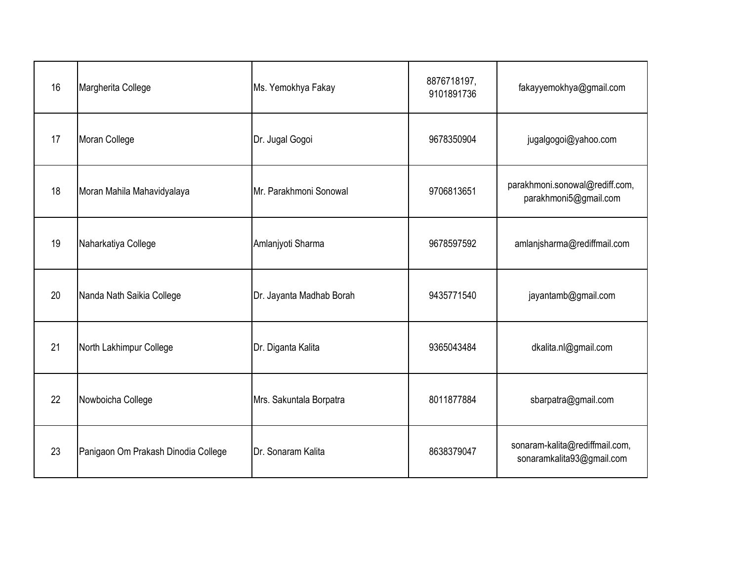| | | | | |
|---|---|---|---|---|
| 16 | Margherita College | Ms. Yemokhya Fakay | 8876718197, 9101891736 | fakayyemokhya@gmail.com |
| 17 | Moran College | Dr. Jugal Gogoi | 9678350904 | jugalgogoi@yahoo.com |
| 18 | Moran Mahila Mahavidyalaya | Mr. Parakhmoni Sonowal | 9706813651 | parakhmoni.sonowal@rediff.com, parakhmoni5@gmail.com |
| 19 | Naharkatiya College | Amlanjyoti Sharma | 9678597592 | amlanjsharma@rediffmail.com |
| 20 | Nanda Nath Saikia College | Dr. Jayanta Madhab Borah | 9435771540 | jayantamb@gmail.com |
| 21 | North Lakhimpur College | Dr. Diganta Kalita | 9365043484 | dkalita.nl@gmail.com |
| 22 | Nowboicha College | Mrs. Sakuntala Borpatra | 8011877884 | sbarpatra@gmail.com |
| 23 | Panigaon Om Prakash Dinodia College | Dr. Sonaram Kalita | 8638379047 | sonaram-kalita@rediffmail.com, sonaramkalita93@gmail.com |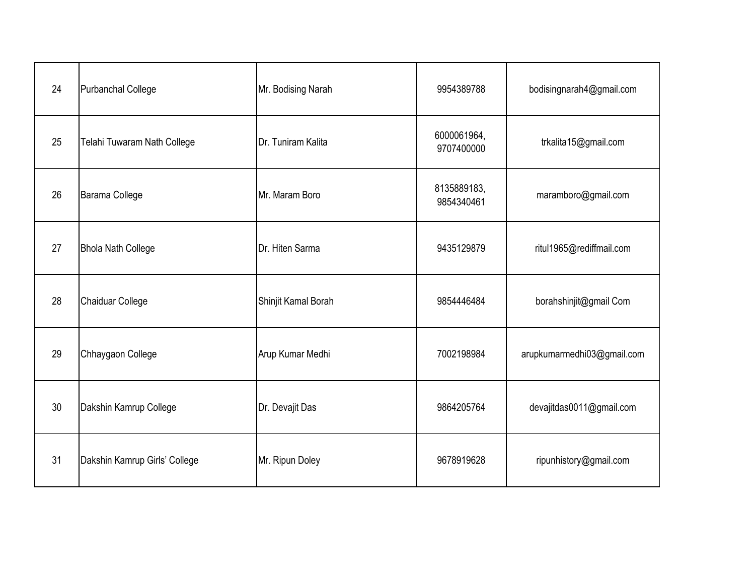| | | | | |
|---|---|---|---|---|
| 24 | Purbanchal College | Mr. Bodising Narah | 9954389788 | bodisingnarah4@gmail.com |
| 25 | Telahi Tuwaram Nath College | Dr. Tuniram Kalita | 6000061964, 9707400000 | trkalita15@gmail.com |
| 26 | Barama College | Mr. Maram Boro | 8135889183, 9854340461 | maramboro@gmail.com |
| 27 | Bhola Nath College | Dr. Hiten Sarma | 9435129879 | ritul1965@rediffmail.com |
| 28 | Chaiduar College | Shinjit Kamal Borah | 9854446484 | borahshinjit@gmail Com |
| 29 | Chhaygaon College | Arup Kumar Medhi | 7002198984 | arupkumarmedhi03@gmail.com |
| 30 | Dakshin Kamrup College | Dr. Devajit Das | 9864205764 | devajitdas0011@gmail.com |
| 31 | Dakshin Kamrup Girls' College | Mr. Ripun Doley | 9678919628 | ripunhistory@gmail.com |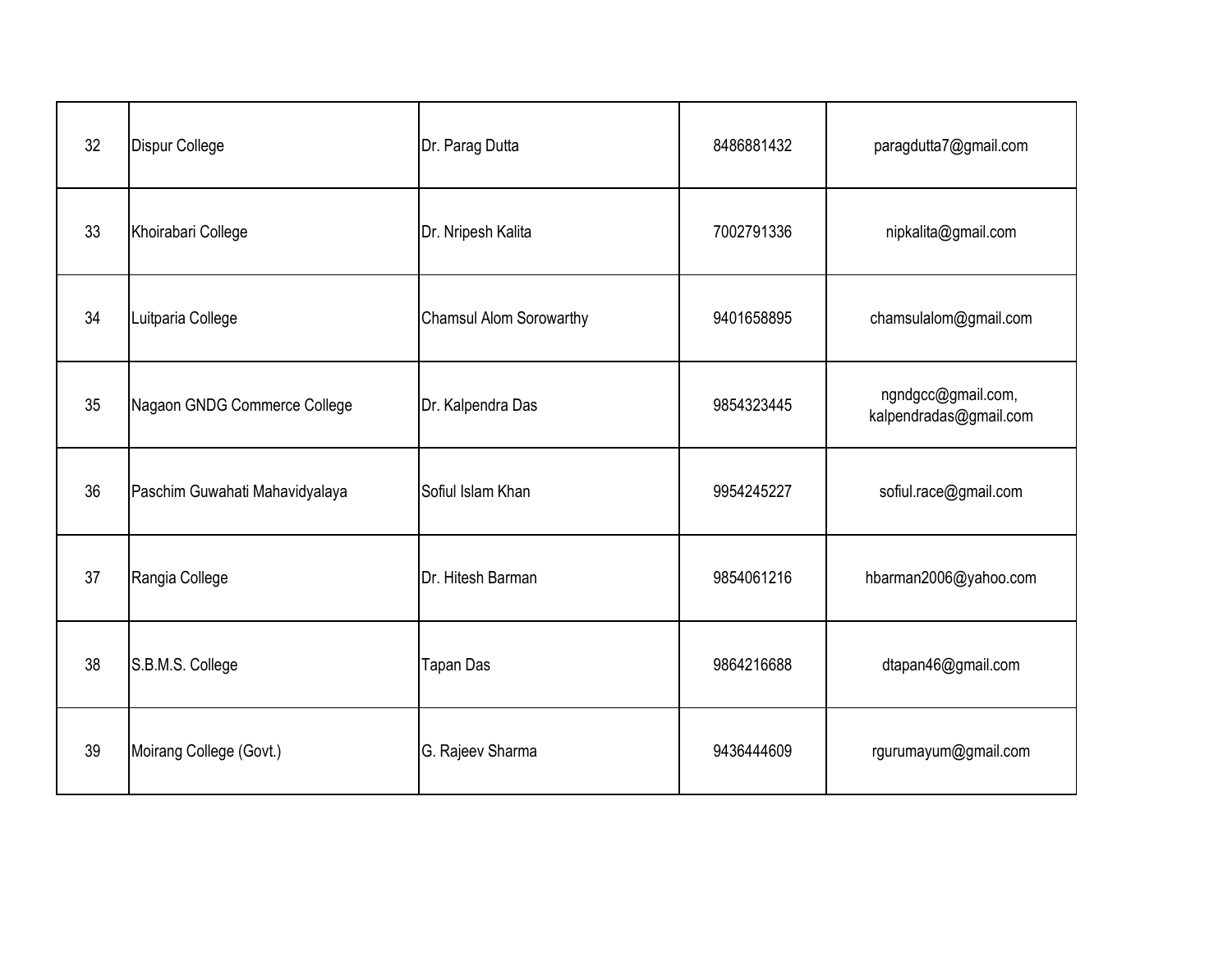| | | | | |
|---|---|---|---|---|
| 32 | Dispur College | Dr. Parag Dutta | 8486881432 | paragdutta7@gmail.com |
| 33 | Khoirabari College | Dr. Nripesh Kalita | 7002791336 | nipkalita@gmail.com |
| 34 | Luitparia College | Chamsul Alom Sorowarthy | 9401658895 | chamsulalom@gmail.com |
| 35 | Nagaon GNDG Commerce College | Dr. Kalpendra Das | 9854323445 | ngndgcc@gmail.com, kalpendradas@gmail.com |
| 36 | Paschim Guwahati Mahavidyalaya | Sofiul Islam Khan | 9954245227 | sofiul.race@gmail.com |
| 37 | Rangia College | Dr. Hitesh Barman | 9854061216 | hbarman2006@yahoo.com |
| 38 | S.B.M.S. College | Tapan Das | 9864216688 | dtapan46@gmail.com |
| 39 | Moirang College (Govt.) | G. Rajeev Sharma | 9436444609 | rgurumayum@gmail.com |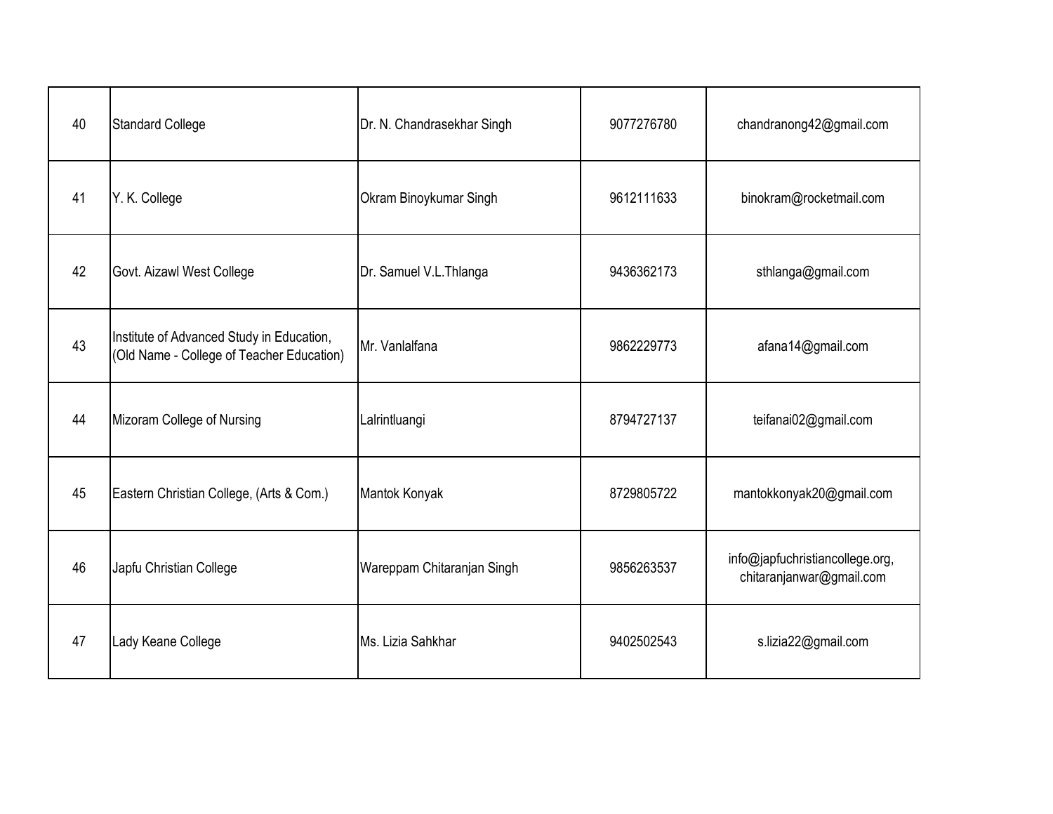| | | | | |
|---|---|---|---|---|
| 40 | Standard College | Dr. N. Chandrasekhar Singh | 9077276780 | chandranong42@gmail.com |
| 41 | Y. K. College | Okram Binoykumar Singh | 9612111633 | binokram@rocketmail.com |
| 42 | Govt. Aizawl West College | Dr. Samuel V.L.Thlanga | 9436362173 | sthlanga@gmail.com |
| 43 | Institute of Advanced Study in Education, (Old Name - College of Teacher Education) | Mr. Vanlalfana | 9862229773 | afana14@gmail.com |
| 44 | Mizoram College of Nursing | Lalrintluangi | 8794727137 | teifanai02@gmail.com |
| 45 | Eastern Christian College, (Arts & Com.) | Mantok Konyak | 8729805722 | mantokkonyak20@gmail.com |
| 46 | Japfu Christian College | Wareppam Chitaranjan Singh | 9856263537 | info@japfuchristiancollege.org, chitaranjanwar@gmail.com |
| 47 | Lady Keane College | Ms. Lizia Sahkhar | 9402502543 | s.lizia22@gmail.com |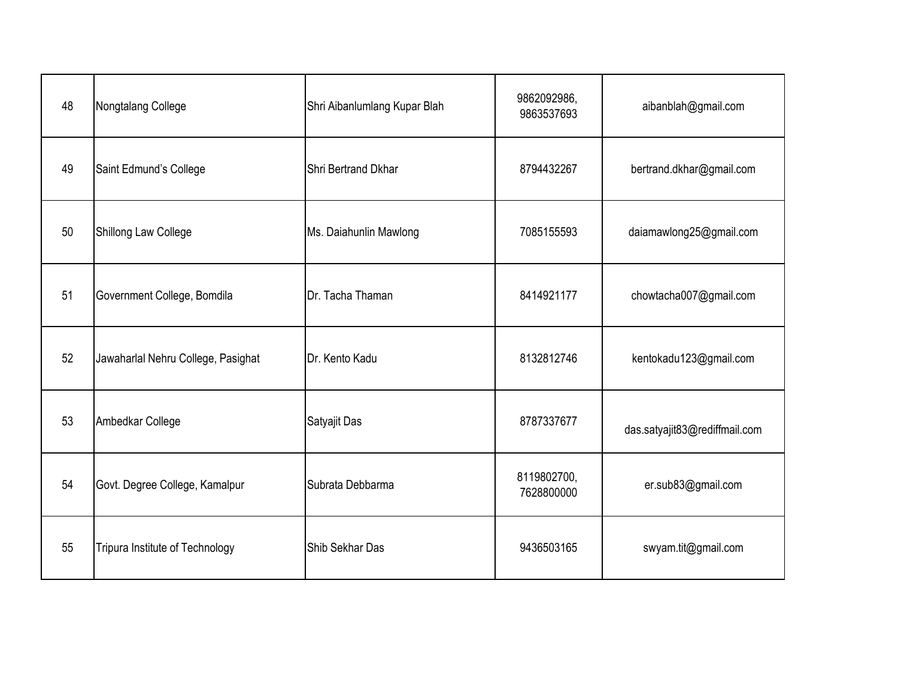| 48 | Nongtalang College | Shri Aibanlumlang Kupar Blah | 9862092986, 9863537693 | aibanblah@gmail.com |
|---|---|---|---|---|
| 49 | Saint Edmund’s College | Shri Bertrand Dkhar | 8794432267 | bertrand.dkhar@gmail.com |
| 50 | Shillong Law College | Ms. Daiahunlin Mawlong | 7085155593 | daiamawlong25@gmail.com |
| 51 | Government College, Bomdila | Dr. Tacha Thaman | 8414921177 | chowtacha007@gmail.com |
| 52 | Jawaharlal Nehru College, Pasighat | Dr. Kento Kadu | 8132812746 | kentokadu123@gmail.com |
| 53 | Ambedkar College | Satyajit Das | 8787337677 | das.satyajit83@rediffmail.com |
| 54 | Govt. Degree College, Kamalpur | Subrata Debbarma | 8119802700, 7628800000 | er.sub83@gmail.com |
| 55 | Tripura Institute of Technology | Shib Sekhar Das | 9436503165 | swyam.tit@gmail.com |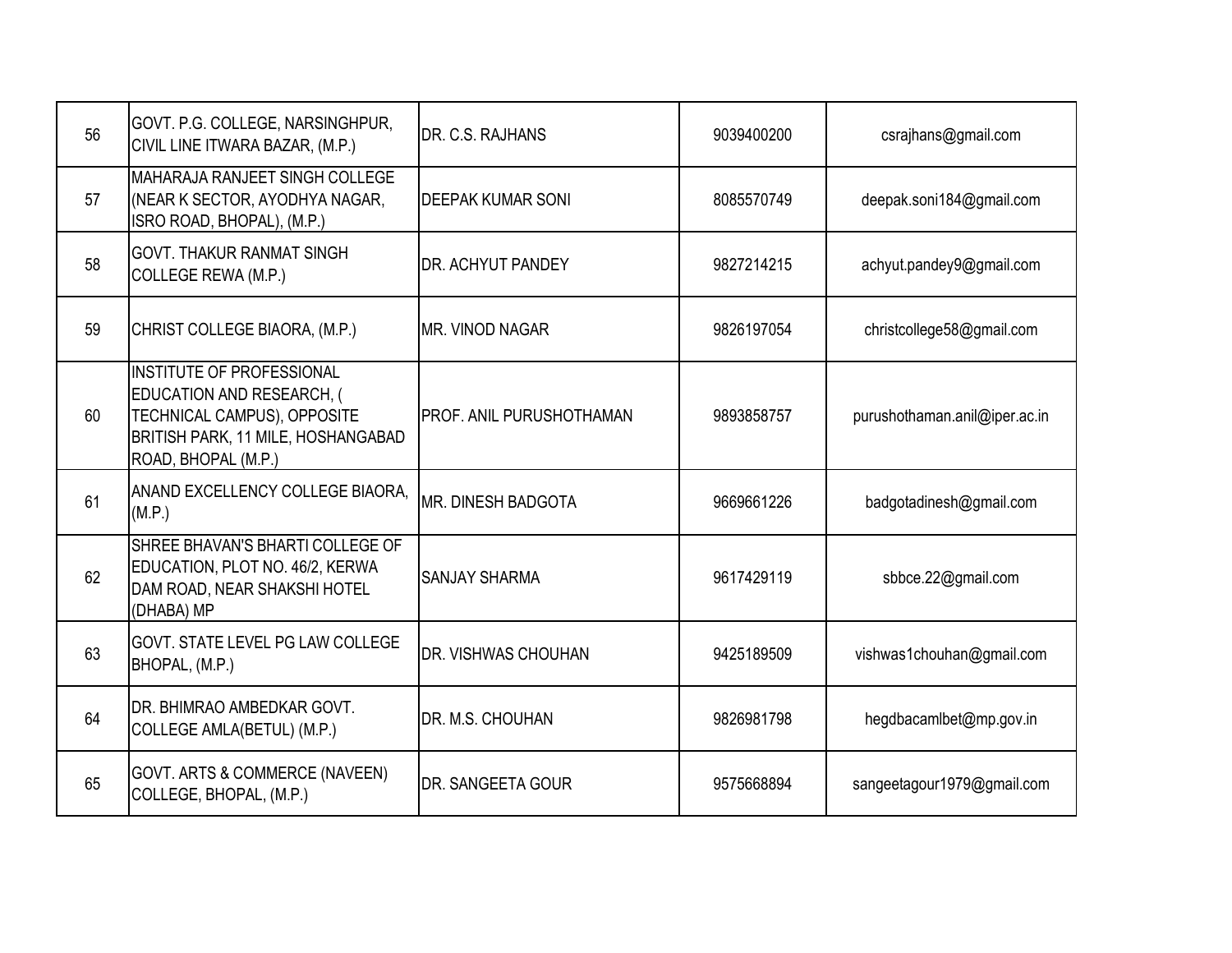| 56 | GOVT. P.G. COLLEGE, NARSINGHPUR, CIVIL LINE ITWARA BAZAR, (M.P.) | DR. C.S. RAJHANS | 9039400200 | csrajhans@gmail.com |
|---|---|---|---|---|
| 57 | MAHARAJA RANJEET SINGH COLLEGE (NEAR K SECTOR, AYODHYA NAGAR, ISRO ROAD, BHOPAL), (M.P.) | DEEPAK KUMAR SONI | 8085570749 | deepak.soni184@gmail.com |
| 58 | GOVT. THAKUR RANMAT SINGH COLLEGE REWA (M.P.) | DR. ACHYUT PANDEY | 9827214215 | achyut.pandey9@gmail.com |
| 59 | CHRIST COLLEGE BIAORA, (M.P.) | MR. VINOD NAGAR | 9826197054 | christcollege58@gmail.com |
| 60 | INSTITUTE OF PROFESSIONAL EDUCATION AND RESEARCH, ( TECHNICAL CAMPUS), OPPOSITE BRITISH PARK, 11 MILE, HOSHANGABAD ROAD, BHOPAL (M.P.) | PROF. ANIL PURUSHOTHAMAN | 9893858757 | purushothaman.anil@iper.ac.in |
| 61 | ANAND EXCELLENCY COLLEGE BIAORA, (M.P.) | MR. DINESH BADGOTA | 9669661226 | badgotadinesh@gmail.com |
| 62 | SHREE BHAVAN'S BHARTI COLLEGE OF EDUCATION, PLOT NO. 46/2, KERWA DAM ROAD, NEAR SHAKSHI HOTEL (DHABA) MP | SANJAY SHARMA | 9617429119 | sbbce.22@gmail.com |
| 63 | GOVT. STATE LEVEL PG LAW COLLEGE BHOPAL, (M.P.) | DR. VISHWAS CHOUHAN | 9425189509 | vishwas1chouhan@gmail.com |
| 64 | DR. BHIMRAO AMBEDKAR GOVT. COLLEGE AMLA(BETUL) (M.P.) | DR. M.S. CHOUHAN | 9826981798 | hegdbacamlbet@mp.gov.in |
| 65 | GOVT. ARTS & COMMERCE (NAVEEN) COLLEGE, BHOPAL, (M.P.) | DR. SANGEETA GOUR | 9575668894 | sangeetagour1979@gmail.com |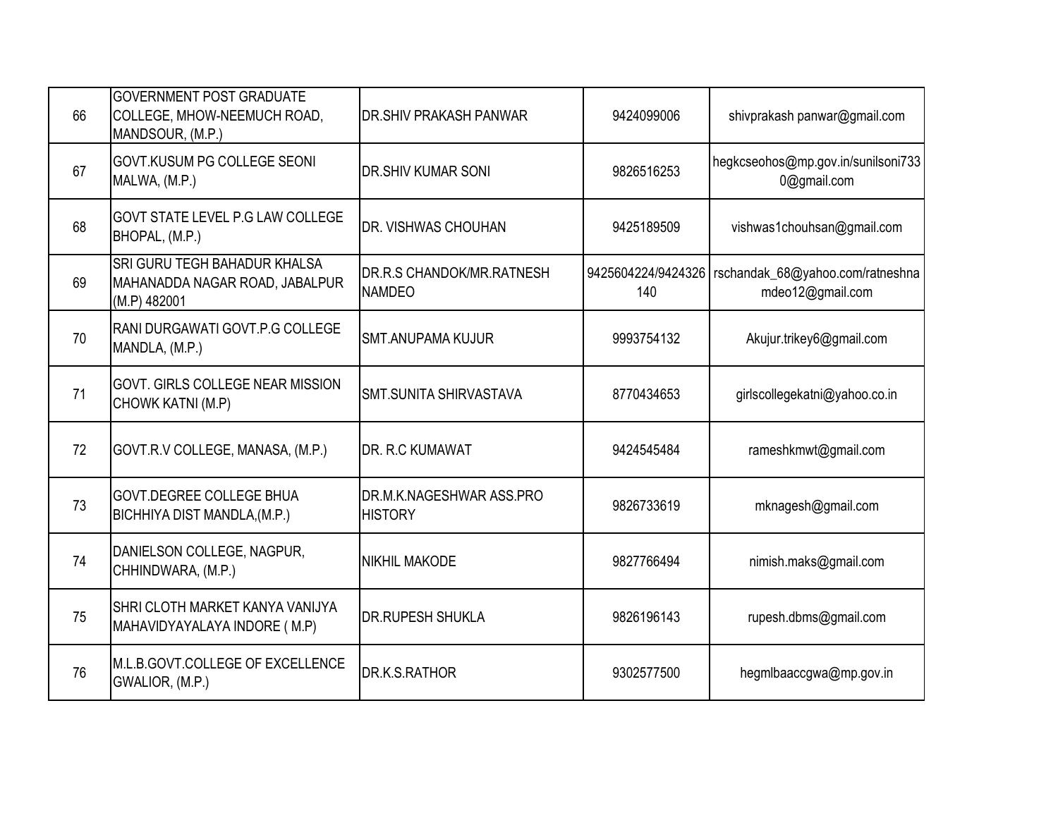| 66 | GOVERNMENT POST GRADUATE COLLEGE, MHOW-NEEMUCH ROAD, MANDSOUR, (M.P.) | DR.SHIV PRAKASH PANWAR | 9424099006 | shivprakash panwar@gmail.com |
|---|---|---|---|---|
| 67 | GOVT.KUSUM PG COLLEGE SEONI MALWA, (M.P.) | DR.SHIV KUMAR SONI | 9826516253 | hegkcseohos@mp.gov.in/sunilsoni7330@gmail.com |
| 68 | GOVT STATE LEVEL P.G LAW COLLEGE BHOPAL, (M.P.) | DR. VISHWAS CHOUHAN | 9425189509 | vishwas1chouhsan@gmail.com |
| 69 | SRI GURU TEGH BAHADUR KHALSA MAHANADDA NAGAR ROAD, JABALPUR (M.P) 482001 | DR.R.S CHANDOK/MR.RATNESH NAMDEO | 9425604224/9424326140 | rschandak_68@yahoo.com/ratneshnamdeo12@gmail.com |
| 70 | RANI DURGAWATI GOVT.P.G COLLEGE MANDLA, (M.P.) | SMT.ANUPAMA KUJUR | 9993754132 | Akujur.trikey6@gmail.com |
| 71 | GOVT. GIRLS COLLEGE NEAR MISSION CHOWK KATNI (M.P) | SMT.SUNITA SHIRVASTAVA | 8770434653 | girlscollegekatni@yahoo.co.in |
| 72 | GOVT.R.V COLLEGE, MANASA, (M.P.) | DR. R.C KUMAWAT | 9424545484 | rameshkmwt@gmail.com |
| 73 | GOVT.DEGREE COLLEGE BHUA BICHHIYA DIST MANDLA,(M.P.) | DR.M.K.NAGESHWAR ASS.PRO HISTORY | 9826733619 | mknagesh@gmail.com |
| 74 | DANIELSON COLLEGE, NAGPUR, CHHINDWARA, (M.P.) | NIKHIL MAKODE | 9827766494 | nimish.maks@gmail.com |
| 75 | SHRI CLOTH MARKET KANYA VANIJYA MAHAVIDYAYALAYA INDORE ( M.P) | DR.RUPESH SHUKLA | 9826196143 | rupesh.dbms@gmail.com |
| 76 | M.L.B.GOVT.COLLEGE OF EXCELLENCE GWALIOR, (M.P.) | DR.K.S.RATHOR | 9302577500 | hegmlbaaccgwa@mp.gov.in |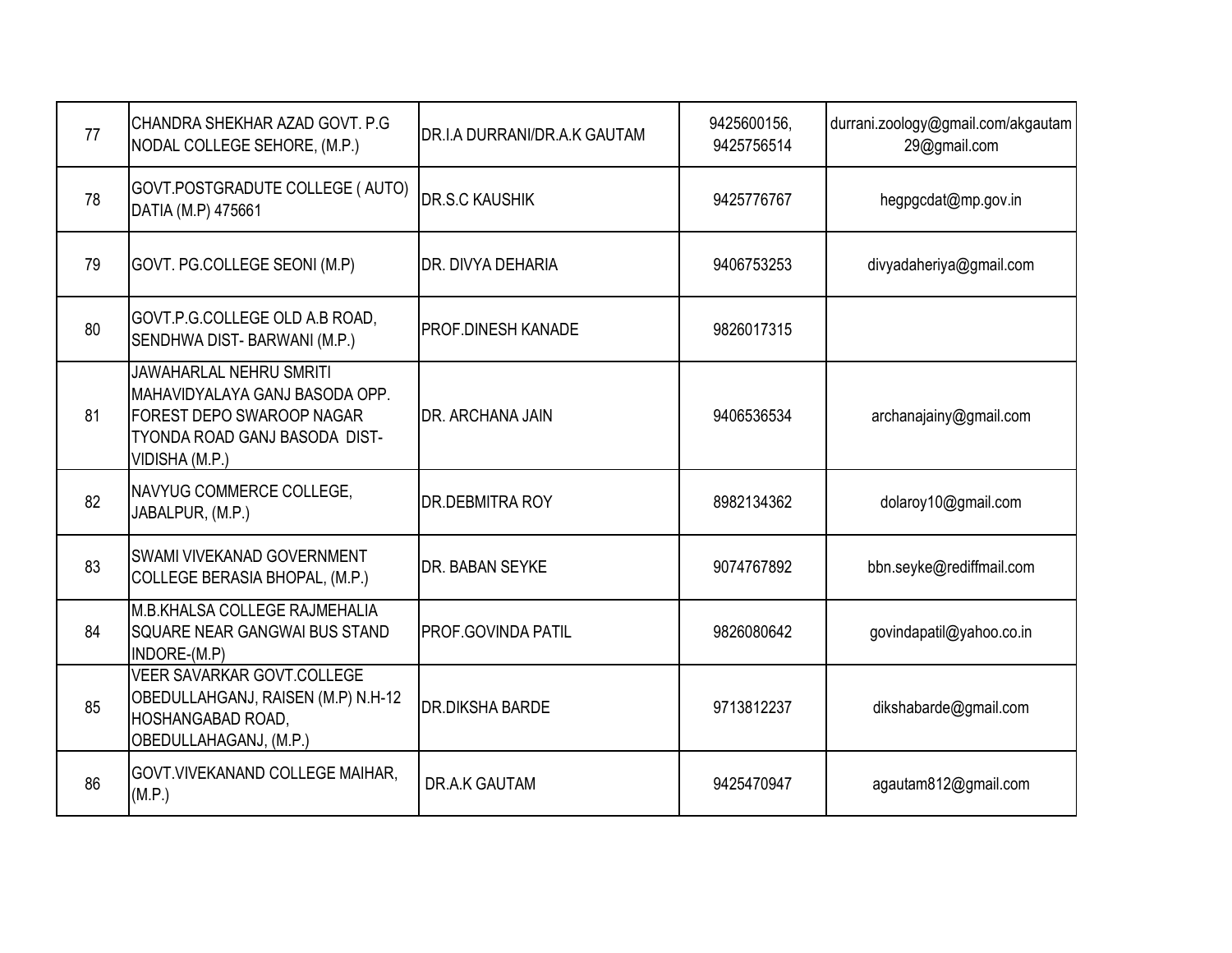| 77 | CHANDRA SHEKHAR AZAD GOVT. P.G NODAL COLLEGE SEHORE, (M.P.) | DR.I.A DURRANI/DR.A.K GAUTAM | 9425600156, 9425756514 | durrani.zoology@gmail.com/akgautam29@gmail.com |
|---|---|---|---|---|
| 78 | GOVT.POSTGRADUTE COLLEGE ( AUTO) DATIA (M.P) 475661 | DR.S.C KAUSHIK | 9425776767 | hegpgcdat@mp.gov.in |
| 79 | GOVT. PG.COLLEGE SEONI (M.P) | DR. DIVYA DEHARIA | 9406753253 | divyadaheriya@gmail.com |
| 80 | GOVT.P.G.COLLEGE OLD A.B ROAD, SENDHWA DIST- BARWANI (M.P.) | PROF.DINESH KANADE | 9826017315 | |
| 81 | JAWAHARLAL NEHRU SMRITI MAHAVIDYALAYA GANJ BASODA OPP. FOREST DEPO SWAROOP NAGAR TYONDA ROAD GANJ BASODA DIST- VIDISHA (M.P.) | DR. ARCHANA JAIN | 9406536534 | archanajainy@gmail.com |
| 82 | NAVYUG COMMERCE COLLEGE, JABALPUR, (M.P.) | DR.DEBMITRA ROY | 8982134362 | dolaroy10@gmail.com |
| 83 | SWAMI VIVEKANAD GOVERNMENT COLLEGE BERASIA BHOPAL, (M.P.) | DR. BABAN SEYKE | 9074767892 | bbn.seyke@rediffmail.com |
| 84 | M.B.KHALSA COLLEGE RAJMEHALIA SQUARE NEAR GANGWAI BUS STAND INDORE-(M.P) | PROF.GOVINDA PATIL | 9826080642 | govindapatil@yahoo.co.in |
| 85 | VEER SAVARKAR GOVT.COLLEGE OBEDULLAHGANJ, RAISEN (M.P) N.H-12 HOSHANGABAD ROAD, OBEDULLAHAGANJ, (M.P.) | DR.DIKSHA BARDE | 9713812237 | dikshabarde@gmail.com |
| 86 | GOVT.VIVEKANAND COLLEGE MAIHAR, (M.P.) | DR.A.K GAUTAM | 9425470947 | agautam812@gmail.com |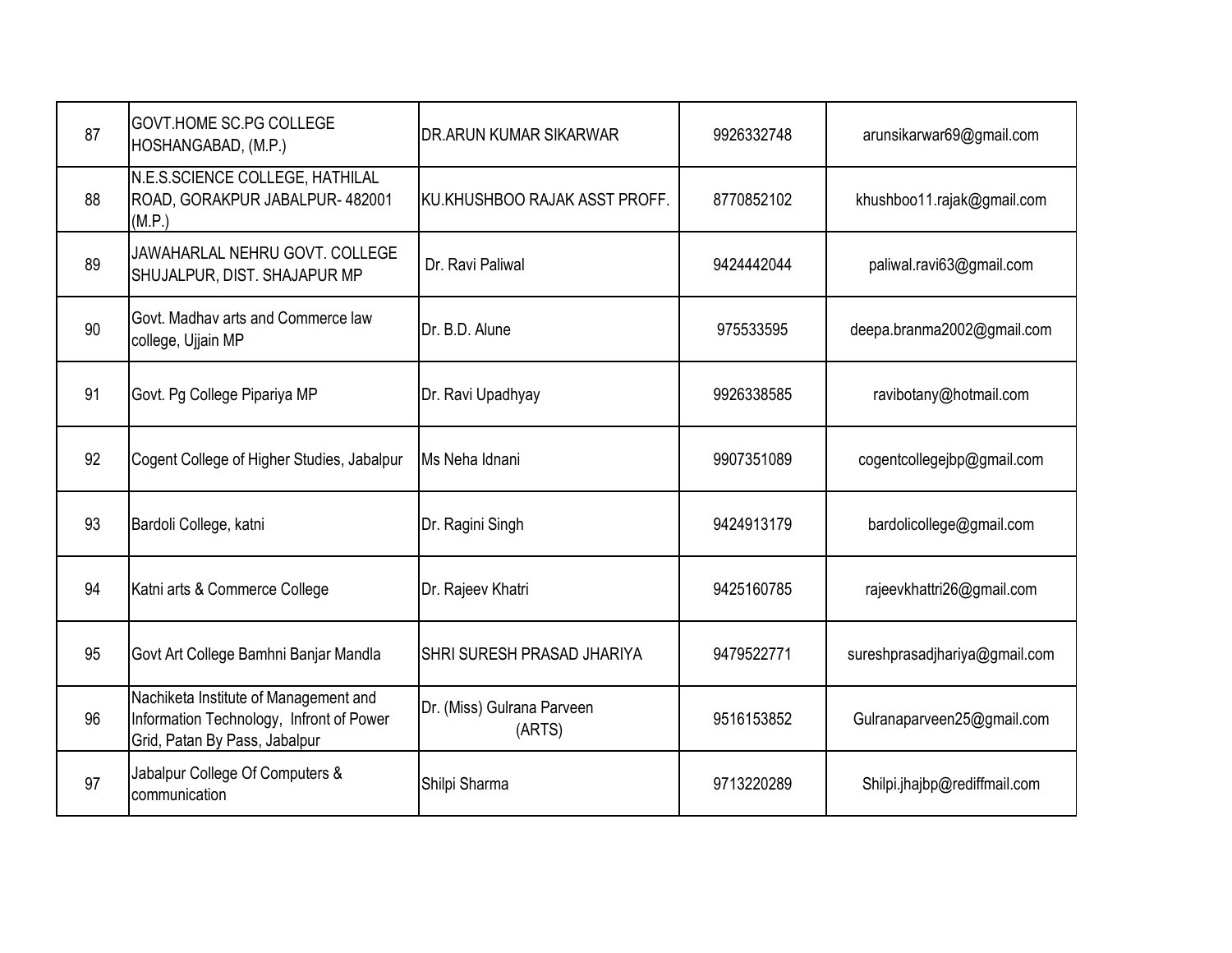| | | | | |
|---|---|---|---|---|
| 87 | GOVT.HOME SC.PG COLLEGE HOSHANGABAD, (M.P.) | DR.ARUN KUMAR SIKARWAR | 9926332748 | arunsikarwar69@gmail.com |
| 88 | N.E.S.SCIENCE COLLEGE, HATHILAL ROAD, GORAKPUR JABALPUR- 482001 (M.P.) | KU.KHUSHBOO RAJAK ASST PROFF. | 8770852102 | khushboo11.rajak@gmail.com |
| 89 | JAWAHARLAL NEHRU GOVT. COLLEGE SHUJALPUR, DIST. SHAJAPUR MP | Dr. Ravi Paliwal | 9424442044 | paliwal.ravi63@gmail.com |
| 90 | Govt. Madhav arts and Commerce law college, Ujjain MP | Dr. B.D. Alune | 975533595 | deepa.branma2002@gmail.com |
| 91 | Govt. Pg College Pipariya MP | Dr. Ravi Upadhyay | 9926338585 | ravibotany@hotmail.com |
| 92 | Cogent College of Higher Studies, Jabalpur | Ms Neha Idnani | 9907351089 | cogentcollegejbp@gmail.com |
| 93 | Bardoli College, katni | Dr. Ragini Singh | 9424913179 | bardolicollege@gmail.com |
| 94 | Katni arts & Commerce College | Dr. Rajeev Khatri | 9425160785 | rajeevkhattri26@gmail.com |
| 95 | Govt Art College Bamhni Banjar Mandla | SHRI SURESH PRASAD JHARIYA | 9479522771 | sureshprasadjhariya@gmail.com |
| 96 | Nachiketa Institute of Management and Information Technology, Infront of Power Grid, Patan By Pass, Jabalpur | Dr. (Miss) Gulrana Parveen (ARTS) | 9516153852 | Gulranaparveen25@gmail.com |
| 97 | Jabalpur College Of Computers & communication | Shilpi Sharma | 9713220289 | Shilpi.jhajbp@rediffmail.com |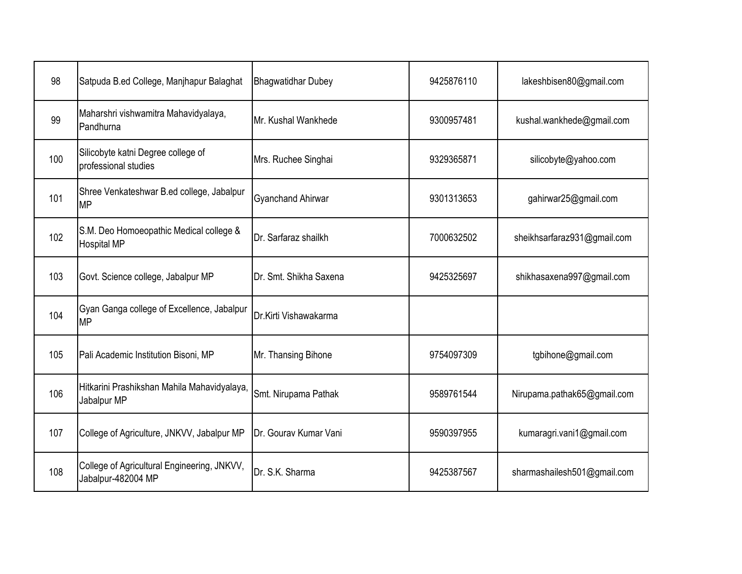| | | | | |
|---|---|---|---|---|
| 98 | Satpuda B.ed College, Manjhapur Balaghat | Bhagwatidhar Dubey | 9425876110 | lakeshbisen80@gmail.com |
| 99 | Maharshri vishwamitra Mahavidyalaya, Pandhurna | Mr. Kushal Wankhede | 9300957481 | kushal.wankhede@gmail.com |
| 100 | Silicobyte katni Degree college of professional studies | Mrs. Ruchee Singhai | 9329365871 | silicobyte@yahoo.com |
| 101 | Shree Venkateshwar B.ed college, Jabalpur MP | Gyanchand Ahirwar | 9301313653 | gahirwar25@gmail.com |
| 102 | S.M. Deo Homoeopathic Medical college & Hospital MP | Dr. Sarfaraz shailkh | 7000632502 | sheikhsarfaraz931@gmail.com |
| 103 | Govt. Science college, Jabalpur MP | Dr. Smt. Shikha Saxena | 9425325697 | shikhasaxena997@gmail.com |
| 104 | Gyan Ganga college of Excellence, Jabalpur MP | Dr.Kirti Vishawakarma | | |
| 105 | Pali Academic Institution Bisoni, MP | Mr. Thansing Bihone | 9754097309 | tgbihone@gmail.com |
| 106 | Hitkarini Prashikshan Mahila Mahavidyalaya, Jabalpur MP | Smt. Nirupama Pathak | 9589761544 | Nirupama.pathak65@gmail.com |
| 107 | College of Agriculture, JNKVV, Jabalpur MP | Dr. Gourav Kumar Vani | 9590397955 | kumaragri.vani1@gmail.com |
| 108 | College of Agricultural Engineering, JNKVV, Jabalpur-482004 MP | Dr. S.K. Sharma | 9425387567 | sharmashailesh501@gmail.com |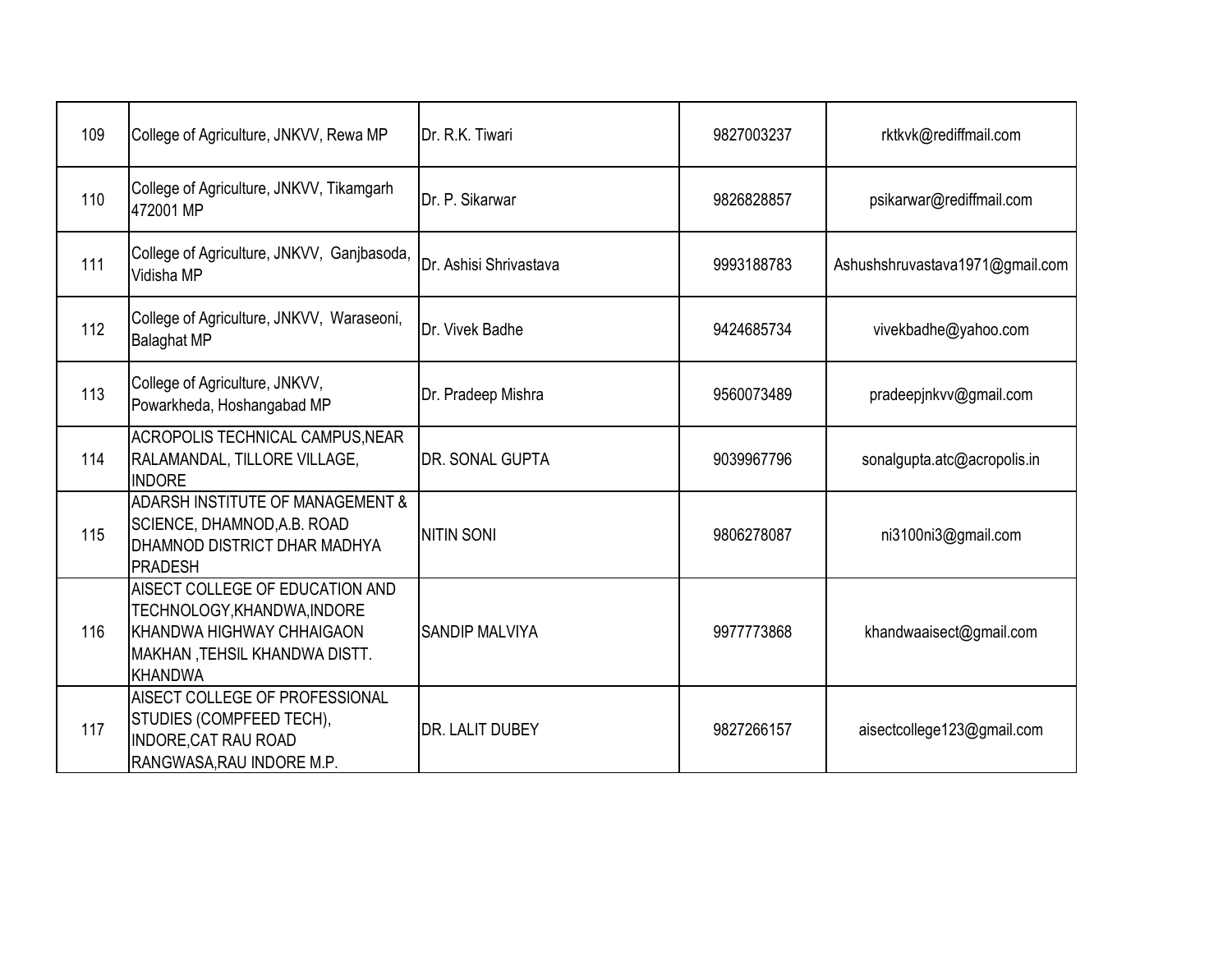| 109 | College of Agriculture, JNKVV, Rewa MP | Dr. R.K. Tiwari | 9827003237 | rktkvk@rediffmail.com |
|---|---|---|---|---|
| 110 | College of Agriculture, JNKVV, Tikamgarh 472001 MP | Dr. P. Sikarwar | 9826828857 | psikarwar@rediffmail.com |
| 111 | College of Agriculture, JNKVV, Ganjbasoda, Vidisha MP | Dr. Ashisi Shrivastava | 9993188783 | Ashushshruvastava1971@gmail.com |
| 112 | College of Agriculture, JNKVV, Waraseoni, Balaghat MP | Dr. Vivek Badhe | 9424685734 | vivekbadhe@yahoo.com |
| 113 | College of Agriculture, JNKVV, Powarkheda, Hoshangabad MP | Dr. Pradeep Mishra | 9560073489 | pradeepjnkvv@gmail.com |
| 114 | ACROPOLIS TECHNICAL CAMPUS,NEAR RALAMANDAL, TILLORE VILLAGE, INDORE | DR. SONAL GUPTA | 9039967796 | sonalgupta.atc@acropolis.in |
| 115 | ADARSH INSTITUTE OF MANAGEMENT & SCIENCE, DHAMNOD,A.B. ROAD DHAMNOD DISTRICT DHAR MADHYA PRADESH | NITIN SONI | 9806278087 | ni3100ni3@gmail.com |
| 116 | AISECT COLLEGE OF EDUCATION AND TECHNOLOGY,KHANDWA,INDORE KHANDWA HIGHWAY CHHAIGAON MAKHAN ,TEHSIL KHANDWA DISTT. KHANDWA | SANDIP MALVIYA | 9977773868 | khandwaaisect@gmail.com |
| 117 | AISECT COLLEGE OF PROFESSIONAL STUDIES (COMPFEED TECH), INDORE,CAT RAU ROAD RANGWASA,RAU INDORE M.P. | DR. LALIT DUBEY | 9827266157 | aisectcollege123@gmail.com |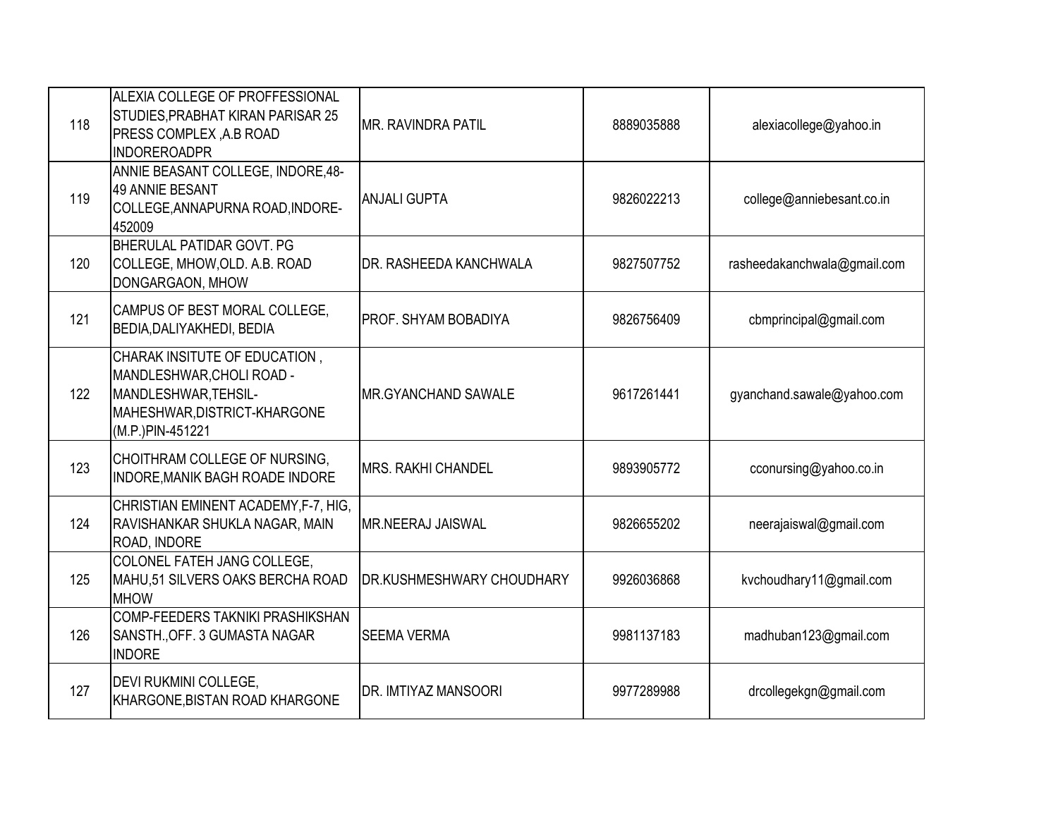| 118 | ALEXIA COLLEGE OF PROFFESSIONAL STUDIES,PRABHAT KIRAN PARISAR 25 PRESS COMPLEX ,A.B ROAD INDOREROADPR | MR. RAVINDRA PATIL | 8889035888 | alexiacollege@yahoo.in |
|---|---|---|---|---|
| 119 | ANNIE BEASANT COLLEGE, INDORE,48-49 ANNIE BESANT COLLEGE,ANNAPURNA ROAD,INDORE-452009 | ANJALI GUPTA | 9826022213 | college@anniebesant.co.in |
| 120 | BHERULAL PATIDAR GOVT. PG COLLEGE, MHOW,OLD. A.B. ROAD DONGARGAON, MHOW | DR. RASHEEDA KANCHWALA | 9827507752 | rasheedakanchwala@gmail.com |
| 121 | CAMPUS OF BEST MORAL COLLEGE, BEDIA,DALIYAKHEDI, BEDIA | PROF. SHYAM BOBADIYA | 9826756409 | cbmprincipal@gmail.com |
| 122 | CHARAK INSITUTE OF EDUCATION , MANDLESHWAR,CHOLI ROAD - MANDLESHWAR,TEHSIL-MAHESHWAR,DISTRICT-KHARGONE (M.P.)PIN-451221 | MR.GYANCHAND SAWALE | 9617261441 | gyanchand.sawale@yahoo.com |
| 123 | CHOITHRAM COLLEGE OF NURSING, INDORE,MANIK BAGH ROADE INDORE | MRS. RAKHI CHANDEL | 9893905772 | cconursing@yahoo.co.in |
| 124 | CHRISTIAN EMINENT ACADEMY,F-7, HIG, RAVISHANKAR SHUKLA NAGAR, MAIN ROAD, INDORE | MR.NEERAJ JAISWAL | 9826655202 | neerajaiswal@gmail.com |
| 125 | COLONEL FATEH JANG COLLEGE, MAHU,51 SILVERS OAKS BERCHA ROAD MHOW | DR.KUSHMESHWARY CHOUDHARY | 9926036868 | kvchoudhary11@gmail.com |
| 126 | COMP-FEEDERS TAKNIKI PRASHIKSHAN SANSTH.,OFF. 3 GUMASTA NAGAR INDORE | SEEMA VERMA | 9981137183 | madhuban123@gmail.com |
| 127 | DEVI RUKMINI COLLEGE, KHARGONE,BISTAN ROAD KHARGONE | DR. IMTIYAZ MANSOORI | 9977289988 | drcollegekgn@gmail.com |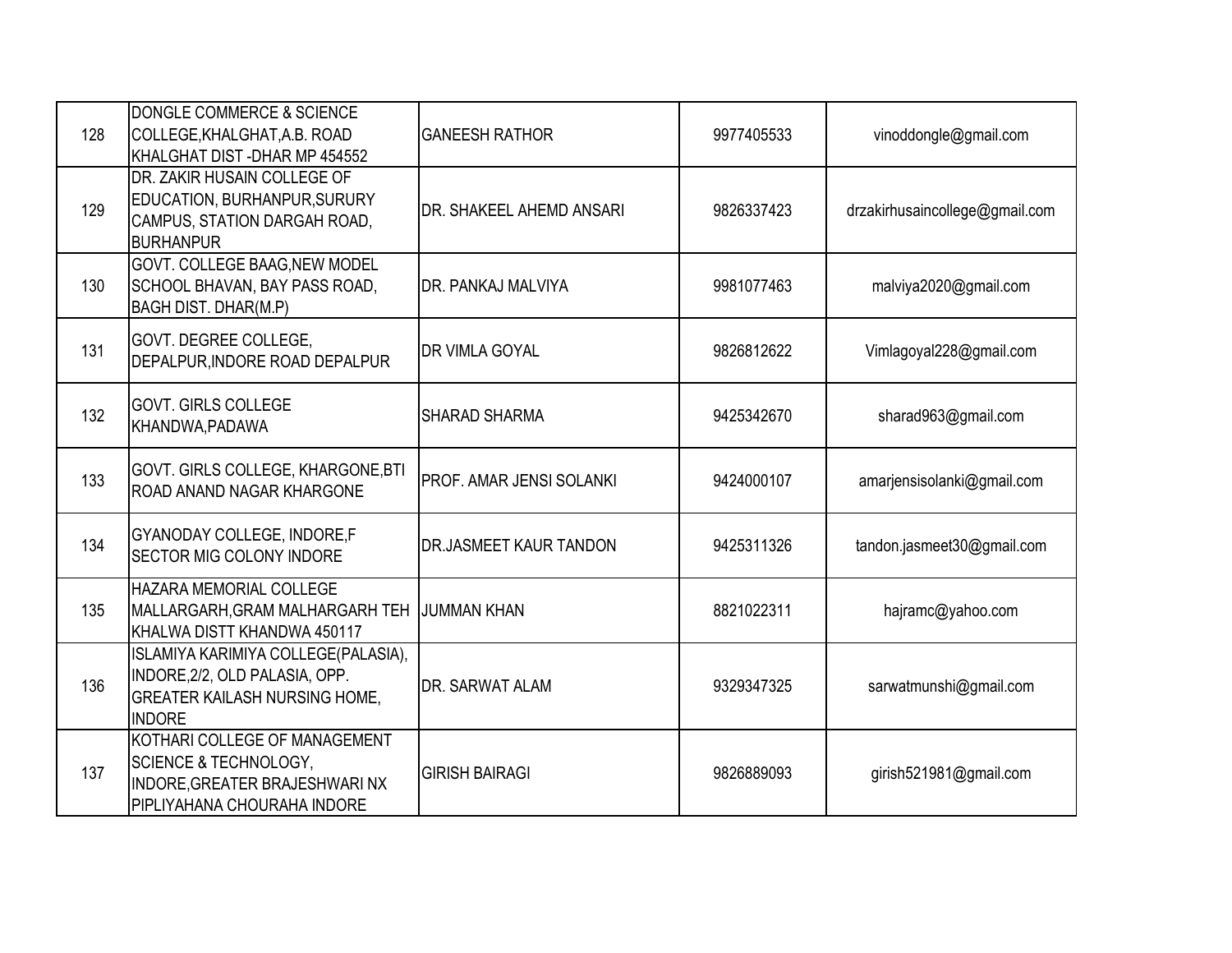| | | | | |
|---|---|---|---|---|
| 128 | DONGLE COMMERCE & SCIENCE COLLEGE,KHALGHAT,A.B. ROAD KHALGHAT DIST -DHAR MP 454552 | GANEESH RATHOR | 9977405533 | vinoddongle@gmail.com |
| 129 | DR. ZAKIR HUSAIN COLLEGE OF EDUCATION, BURHANPUR,SURURY CAMPUS, STATION DARGAH ROAD, BURHANPUR | DR. SHAKEEL AHEMD ANSARI | 9826337423 | drzakirhusaincollege@gmail.com |
| 130 | GOVT. COLLEGE BAAG,NEW MODEL SCHOOL BHAVAN, BAY PASS ROAD, BAGH DIST. DHAR(M.P) | DR. PANKAJ MALVIYA | 9981077463 | malviya2020@gmail.com |
| 131 | GOVT. DEGREE COLLEGE, DEPALPUR,INDORE ROAD DEPALPUR | DR VIMLA GOYAL | 9826812622 | Vimlagoyal228@gmail.com |
| 132 | GOVT. GIRLS COLLEGE KHANDWA,PADAWA | SHARAD SHARMA | 9425342670 | sharad963@gmail.com |
| 133 | GOVT. GIRLS COLLEGE, KHARGONE,BTI ROAD ANAND NAGAR KHARGONE | PROF. AMAR JENSI SOLANKI | 9424000107 | amarjensisolanki@gmail.com |
| 134 | GYANODAY COLLEGE, INDORE,F SECTOR MIG COLONY INDORE | DR.JASMEET KAUR TANDON | 9425311326 | tandon.jasmeet30@gmail.com |
| 135 | HAZARA MEMORIAL COLLEGE MALLARGARH,GRAM MALHARGARH TEH KHALWA DISTT KHANDWA 450117 | JUMMAN KHAN | 8821022311 | hajramc@yahoo.com |
| 136 | ISLAMIYA KARIMIYA COLLEGE(PALASIA), INDORE,2/2, OLD PALASIA, OPP. GREATER KAILASH NURSING HOME, INDORE | DR. SARWAT ALAM | 9329347325 | sarwatmunshi@gmail.com |
| 137 | KOTHARI COLLEGE OF MANAGEMENT SCIENCE & TECHNOLOGY, INDORE,GREATER BRAJESHWARI NX PIPLIYAHANA CHOURAHA INDORE | GIRISH BAIRAGI | 9826889093 | girish521981@gmail.com |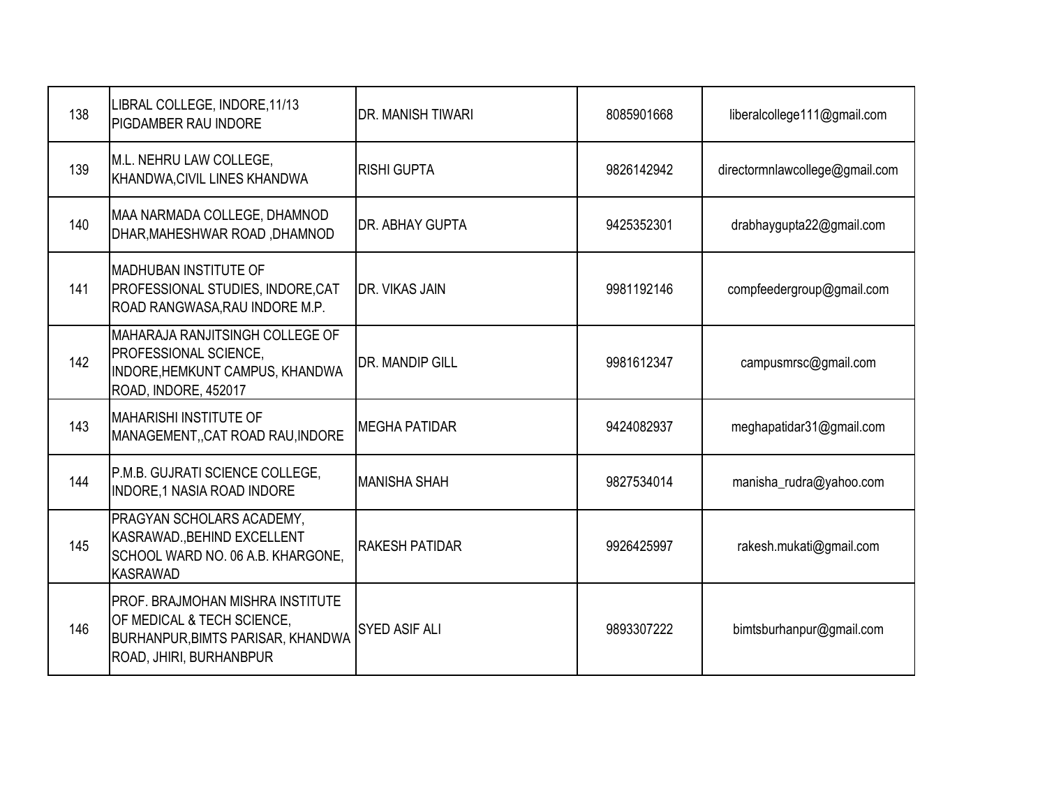| | | | | |
|---|---|---|---|---|
| 138 | LIBRAL COLLEGE, INDORE,11/13 PIGDAMBER RAU INDORE | DR. MANISH TIWARI | 8085901668 | liberalcollege111@gmail.com |
| 139 | M.L. NEHRU LAW COLLEGE, KHANDWA,CIVIL LINES KHANDWA | RISHI GUPTA | 9826142942 | directormnlawcollege@gmail.com |
| 140 | MAA NARMADA COLLEGE, DHAMNOD DHAR,MAHESHWAR ROAD ,DHAMNOD | DR. ABHAY GUPTA | 9425352301 | drabhaygupta22@gmail.com |
| 141 | MADHUBAN INSTITUTE OF PROFESSIONAL STUDIES, INDORE,CAT ROAD RANGWASA,RAU INDORE M.P. | DR. VIKAS JAIN | 9981192146 | compfeedergroup@gmail.com |
| 142 | MAHARAJA RANJITSINGH COLLEGE OF PROFESSIONAL SCIENCE, INDORE,HEMKUNT CAMPUS, KHANDWA ROAD, INDORE, 452017 | DR. MANDIP GILL | 9981612347 | campusmrsc@gmail.com |
| 143 | MAHARISHI INSTITUTE OF MANAGEMENT,,CAT ROAD RAU,INDORE | MEGHA PATIDAR | 9424082937 | meghapatidar31@gmail.com |
| 144 | P.M.B. GUJRATI SCIENCE COLLEGE, INDORE,1 NASIA ROAD INDORE | MANISHA SHAH | 9827534014 | manisha_rudra@yahoo.com |
| 145 | PRAGYAN SCHOLARS ACADEMY, KASRAWAD.,BEHIND EXCELLENT SCHOOL WARD NO. 06 A.B. KHARGONE, KASRAWAD | RAKESH PATIDAR | 9926425997 | rakesh.mukati@gmail.com |
| 146 | PROF. BRAJMOHAN MISHRA INSTITUTE OF MEDICAL & TECH SCIENCE, BURHANPUR,BIMTS PARISAR, KHANDWA ROAD, JHIRI, BURHANBPUR | SYED ASIF ALI | 9893307222 | bimtsburhanpur@gmail.com |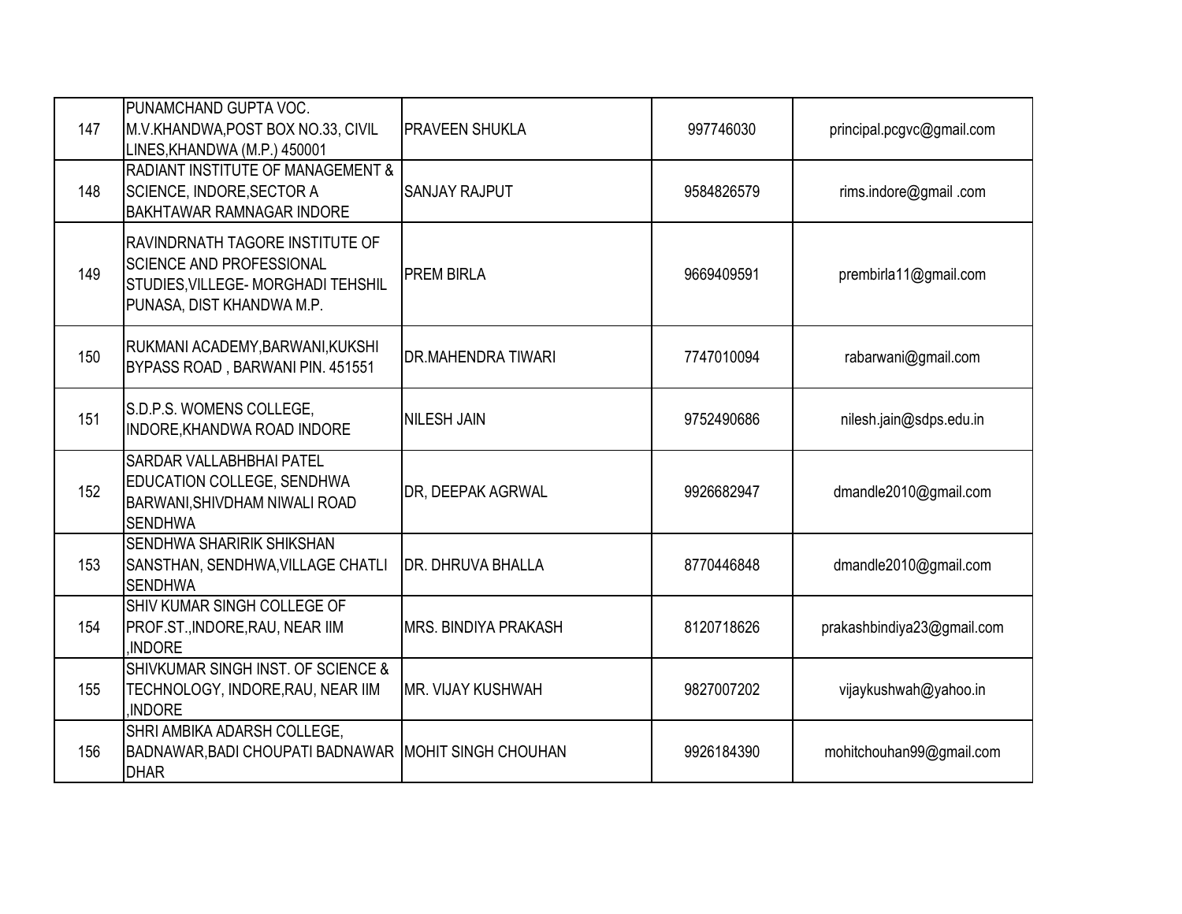| 147 | PUNAMCHAND GUPTA VOC. M.V.KHANDWA,POST BOX NO.33, CIVIL LINES,KHANDWA (M.P.) 450001 | PRAVEEN SHUKLA | 997746030 | principal.pcgvc@gmail.com |
|---|---|---|---|---|
| 148 | RADIANT INSTITUTE OF MANAGEMENT & SCIENCE, INDORE,SECTOR A BAKHTAWAR RAMNAGAR INDORE | SANJAY RAJPUT | 9584826579 | rims.indore@gmail .com |
| 149 | RAVINDRNATH TAGORE INSTITUTE OF SCIENCE AND PROFESSIONAL STUDIES,VILLEGE- MORGHADI TEHSHIL PUNASA, DIST KHANDWA M.P. | PREM BIRLA | 9669409591 | prembirla11@gmail.com |
| 150 | RUKMANI ACADEMY,BARWANI,KUKSHI BYPASS ROAD , BARWANI PIN. 451551 | DR.MAHENDRA TIWARI | 7747010094 | rabarwani@gmail.com |
| 151 | S.D.P.S. WOMENS COLLEGE, INDORE,KHANDWA ROAD INDORE | NILESH JAIN | 9752490686 | nilesh.jain@sdps.edu.in |
| 152 | SARDAR VALLABHBHAI PATEL EDUCATION COLLEGE, SENDHWA BARWANI,SHIVDHAM NIWALI ROAD SENDHWA | DR, DEEPAK AGRWAL | 9926682947 | dmandle2010@gmail.com |
| 153 | SENDHWA SHARIRIK SHIKSHAN SANSTHAN, SENDHWA,VILLAGE CHATLI SENDHWA | DR. DHRUVA BHALLA | 8770446848 | dmandle2010@gmail.com |
| 154 | SHIV KUMAR SINGH COLLEGE OF PROF.ST.,INDORE,RAU, NEAR IIM ,INDORE | MRS. BINDIYA PRAKASH | 8120718626 | prakashbindiya23@gmail.com |
| 155 | SHIVKUMAR SINGH INST. OF SCIENCE & TECHNOLOGY, INDORE,RAU, NEAR IIM ,INDORE | MR. VIJAY KUSHWAH | 9827007202 | vijaykushwah@yahoo.in |
| 156 | SHRI AMBIKA ADARSH COLLEGE, BADNAWAR,BADI CHOUPATI BADNAWAR DHAR | MOHIT SINGH CHOUHAN | 9926184390 | mohitchouhan99@gmail.com |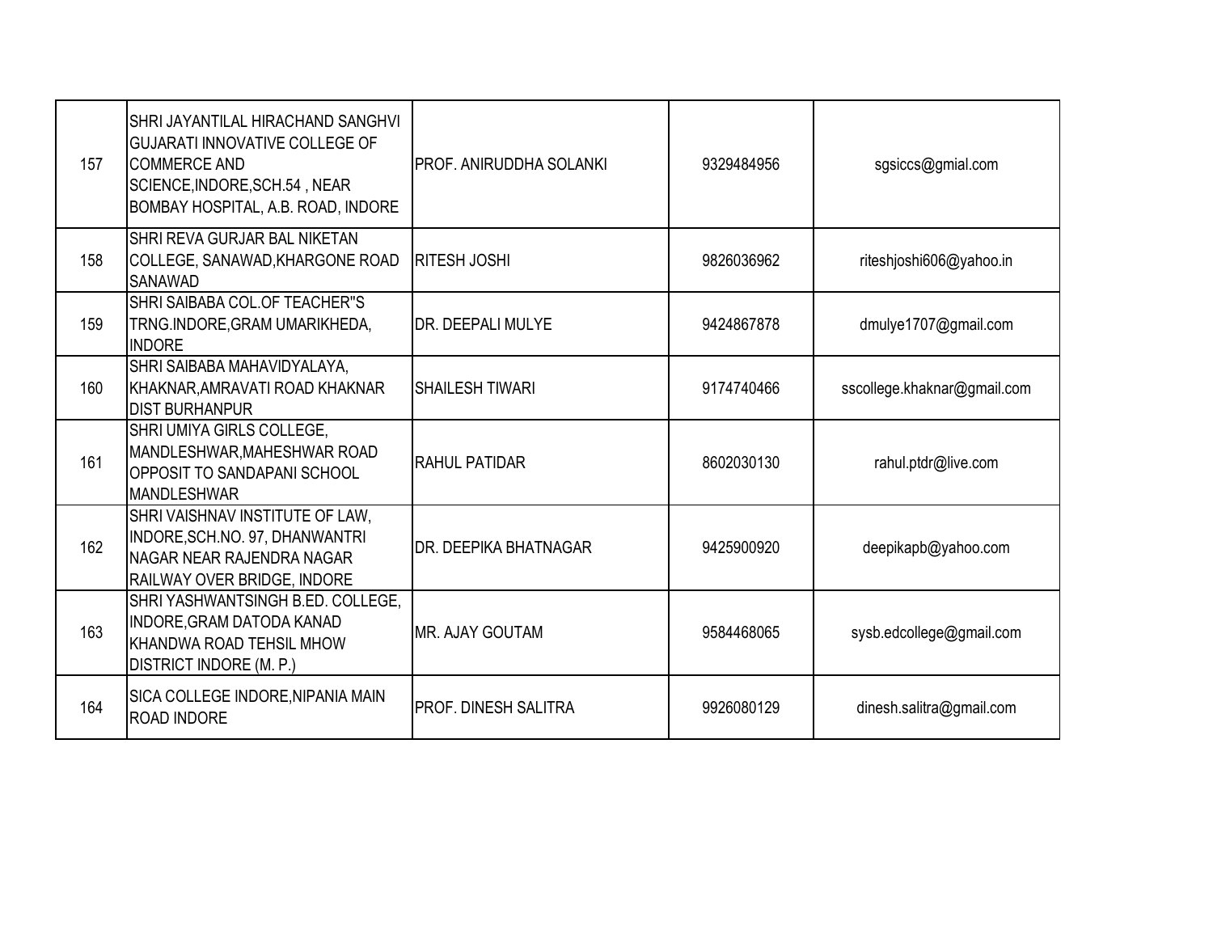| | | | | |
|---|---|---|---|---|
| 157 | SHRI JAYANTILAL HIRACHAND SANGHVI GUJARATI INNOVATIVE COLLEGE OF COMMERCE AND SCIENCE,INDORE,SCH.54 , NEAR BOMBAY HOSPITAL, A.B. ROAD, INDORE | PROF. ANIRUDDHA SOLANKI | 9329484956 | sgsiccs@gmial.com |
| 158 | SHRI REVA GURJAR BAL NIKETAN COLLEGE, SANAWAD,KHARGONE ROAD SANAWAD | RITESH JOSHI | 9826036962 | riteshjoshi606@yahoo.in |
| 159 | SHRI SAIBABA COL.OF TEACHER"S TRNG.INDORE,GRAM UMARIKHEDA, INDORE | DR. DEEPALI MULYE | 9424867878 | dmulye1707@gmail.com |
| 160 | SHRI SAIBABA MAHAVIDYALAYA, KHAKNAR,AMRAVATI ROAD KHAKNAR DIST BURHANPUR | SHAILESH TIWARI | 9174740466 | sscollege.khaknar@gmail.com |
| 161 | SHRI UMIYA GIRLS COLLEGE, MANDLESHWAR,MAHESHWAR ROAD OPPOSIT TO SANDAPANI SCHOOL MANDLESHWAR | RAHUL PATIDAR | 8602030130 | rahul.ptdr@live.com |
| 162 | SHRI VAISHNAV INSTITUTE OF LAW, INDORE,SCH.NO. 97, DHANWANTRI NAGAR NEAR RAJENDRA NAGAR RAILWAY OVER BRIDGE, INDORE | DR. DEEPIKA BHATNAGAR | 9425900920 | deepikapb@yahoo.com |
| 163 | SHRI YASHWANTSINGH B.ED. COLLEGE, INDORE,GRAM DATODA KANAD KHANDWA ROAD TEHSIL MHOW DISTRICT INDORE (M. P.) | MR. AJAY GOUTAM | 9584468065 | sysb.edcollege@gmail.com |
| 164 | SICA COLLEGE INDORE,NIPANIA MAIN ROAD INDORE | PROF. DINESH SALITRA | 9926080129 | dinesh.salitra@gmail.com |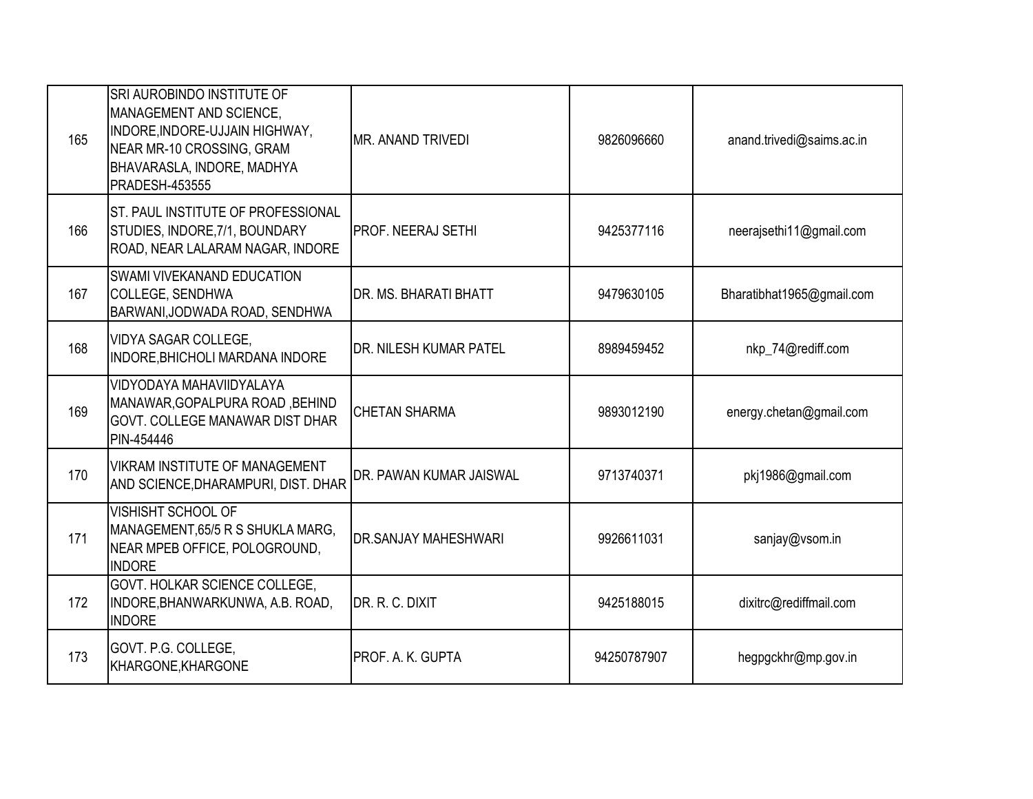| | | | | |
|---|---|---|---|---|
| 165 | SRI AUROBINDO INSTITUTE OF MANAGEMENT AND SCIENCE, INDORE,INDORE-UJJAIN HIGHWAY, NEAR MR-10 CROSSING, GRAM BHAVARASLA, INDORE, MADHYA PRADESH-453555 | MR. ANAND TRIVEDI | 9826096660 | anand.trivedi@saims.ac.in |
| 166 | ST. PAUL INSTITUTE OF PROFESSIONAL STUDIES, INDORE,7/1, BOUNDARY ROAD, NEAR LALARAM NAGAR, INDORE | PROF. NEERAJ SETHI | 9425377116 | neerajsethi11@gmail.com |
| 167 | SWAMI VIVEKANAND EDUCATION COLLEGE, SENDHWA BARWANI,JODWADA ROAD, SENDHWA | DR. MS. BHARATI BHATT | 9479630105 | Bharatibhat1965@gmail.com |
| 168 | VIDYA SAGAR COLLEGE, INDORE,BHICHOLI MARDANA INDORE | DR. NILESH KUMAR PATEL | 8989459452 | nkp_74@rediff.com |
| 169 | VIDYODAYA MAHAVIIDYALAYA MANAWAR,GOPALPURA ROAD ,BEHIND GOVT. COLLEGE MANAWAR DIST DHAR PIN-454446 | CHETAN SHARMA | 9893012190 | energy.chetan@gmail.com |
| 170 | VIKRAM INSTITUTE OF MANAGEMENT AND SCIENCE,DHARAMPURI, DIST. DHAR | DR. PAWAN KUMAR JAISWAL | 9713740371 | pkj1986@gmail.com |
| 171 | VISHISHT SCHOOL OF MANAGEMENT,65/5 R S SHUKLA MARG, NEAR MPEB OFFICE, POLOGROUND, INDORE | DR.SANJAY MAHESHWARI | 9926611031 | sanjay@vsom.in |
| 172 | GOVT. HOLKAR SCIENCE COLLEGE, INDORE,BHANWARKUNWA, A.B. ROAD, INDORE | DR. R. C. DIXIT | 9425188015 | dixitrc@rediffmail.com |
| 173 | GOVT. P.G. COLLEGE, KHARGONE,KHARGONE | PROF. A. K. GUPTA | 94250787907 | hegpgckhr@mp.gov.in |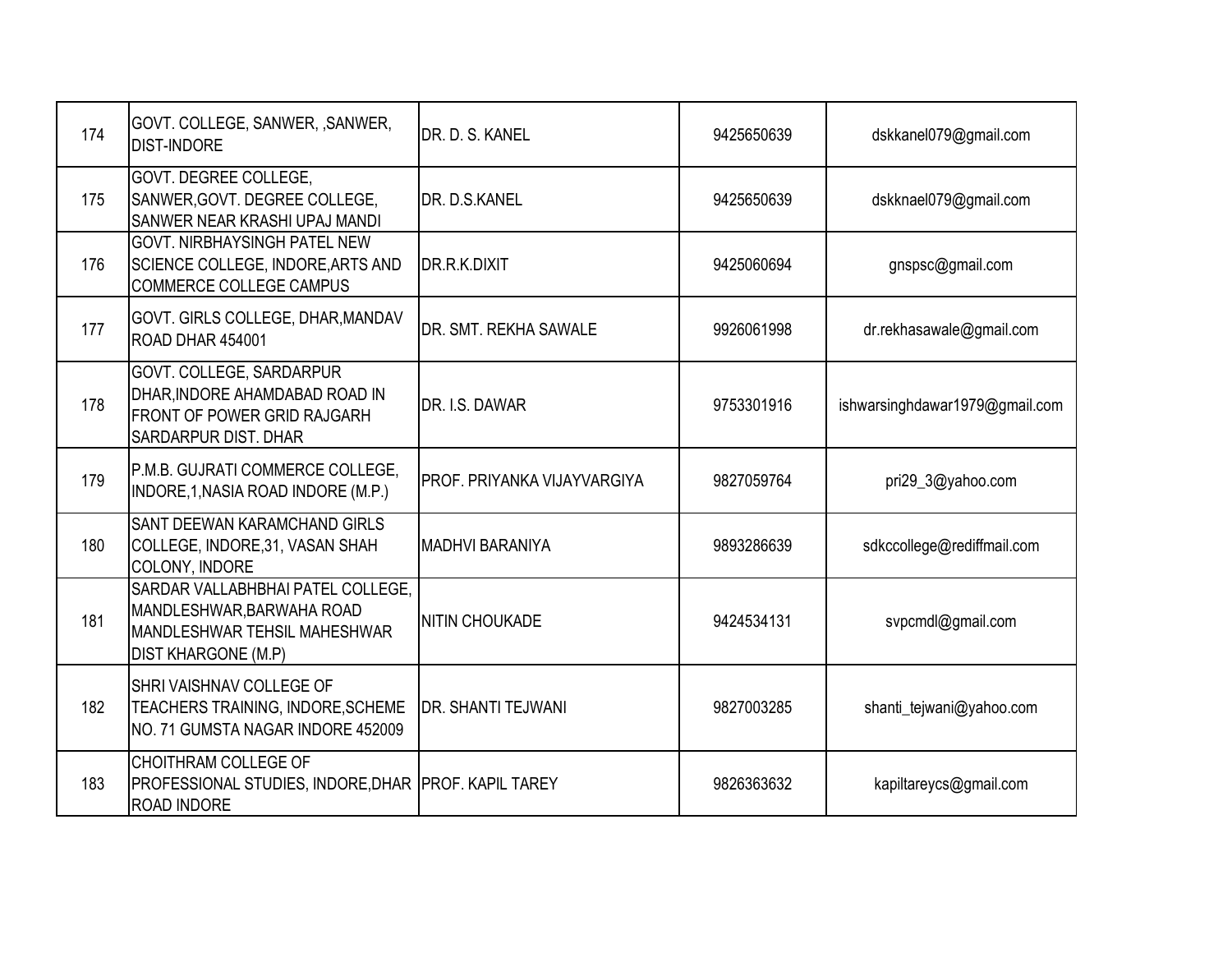| 174 | GOVT. COLLEGE, SANWER, ,SANWER, DIST-INDORE | DR. D. S. KANEL | 9425650639 | dskkanel079@gmail.com |
|---|---|---|---|---|
| 175 | GOVT. DEGREE COLLEGE, SANWER,GOVT. DEGREE COLLEGE, SANWER NEAR KRASHI UPAJ MANDI | DR. D.S.KANEL | 9425650639 | dskknael079@gmail.com |
| 176 | GOVT. NIRBHAYSINGH PATEL NEW SCIENCE COLLEGE, INDORE,ARTS AND COMMERCE COLLEGE CAMPUS | DR.R.K.DIXIT | 9425060694 | gnspsc@gmail.com |
| 177 | GOVT. GIRLS COLLEGE, DHAR,MANDAV ROAD DHAR 454001 | DR. SMT. REKHA SAWALE | 9926061998 | dr.rekhasawale@gmail.com |
| 178 | GOVT. COLLEGE, SARDARPUR DHAR,INDORE AHAMDABAD ROAD IN FRONT OF POWER GRID RAJGARH SARDARPUR DIST. DHAR | DR. I.S. DAWAR | 9753301916 | ishwarsinghdawar1979@gmail.com |
| 179 | P.M.B. GUJRATI COMMERCE COLLEGE, INDORE,1,NASIA ROAD INDORE (M.P.) | PROF. PRIYANKA VIJAYVARGIYA | 9827059764 | pri29_3@yahoo.com |
| 180 | SANT DEEWAN KARAMCHAND GIRLS COLLEGE, INDORE,31, VASAN SHAH COLONY, INDORE | MADHVI BARANIYA | 9893286639 | sdkccollege@rediffmail.com |
| 181 | SARDAR VALLABHBHAI PATEL COLLEGE, MANDLESHWAR,BARWAHA ROAD MANDLESHWAR TEHSIL MAHESHWAR DIST KHARGONE (M.P) | NITIN CHOUKADE | 9424534131 | svpcmdl@gmail.com |
| 182 | SHRI VAISHNAV COLLEGE OF TEACHERS TRAINING, INDORE,SCHEME NO. 71 GUMSTA NAGAR INDORE 452009 | DR. SHANTI TEJWANI | 9827003285 | shanti_tejwani@yahoo.com |
| 183 | CHOITHRAM COLLEGE OF PROFESSIONAL STUDIES, INDORE,DHAR ROAD INDORE | PROF. KAPIL TAREY | 9826363632 | kapiltareycs@gmail.com |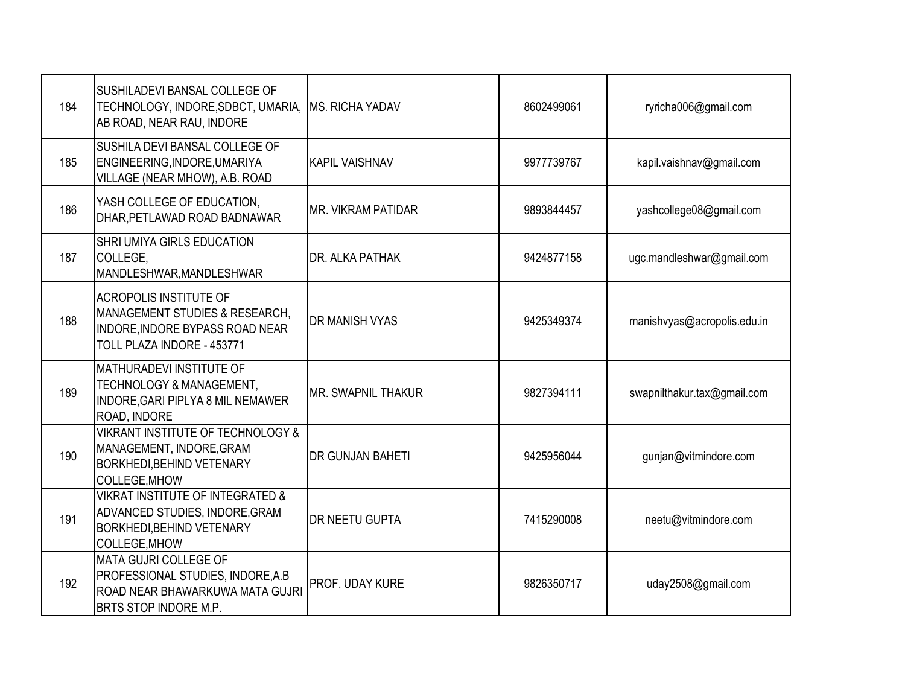| | | | | |
|---|---|---|---|---|
| 184 | SUSHILADEVI BANSAL COLLEGE OF TECHNOLOGY, INDORE,SDBCT, UMARIA, AB ROAD, NEAR RAU, INDORE | MS. RICHA YADAV | 8602499061 | ryricha006@gmail.com |
| 185 | SUSHILA DEVI BANSAL COLLEGE OF ENGINEERING,INDORE,UMARIYA VILLAGE (NEAR MHOW), A.B. ROAD | KAPIL VAISHNAV | 9977739767 | kapil.vaishnav@gmail.com |
| 186 | YASH COLLEGE OF EDUCATION, DHAR,PETLAWAD ROAD BADNAWAR | MR. VIKRAM PATIDAR | 9893844457 | yashcollege08@gmail.com |
| 187 | SHRI UMIYA GIRLS EDUCATION COLLEGE, MANDLESHWAR,MANDLESHWAR | DR. ALKA PATHAK | 9424877158 | ugc.mandleshwar@gmail.com |
| 188 | ACROPOLIS INSTITUTE OF MANAGEMENT STUDIES & RESEARCH, INDORE,INDORE BYPASS ROAD NEAR TOLL PLAZA INDORE - 453771 | DR MANISH VYAS | 9425349374 | manishvyas@acropolis.edu.in |
| 189 | MATHURADEVI INSTITUTE OF TECHNOLOGY & MANAGEMENT, INDORE,GARI PIPLYA 8 MIL NEMAWER ROAD, INDORE | MR. SWAPNIL THAKUR | 9827394111 | swapnilthakur.tax@gmail.com |
| 190 | VIKRANT INSTITUTE OF TECHNOLOGY & MANAGEMENT, INDORE,GRAM BORKHEDI,BEHIND VETENARY COLLEGE,MHOW | DR GUNJAN BAHETI | 9425956044 | gunjan@vitmindore.com |
| 191 | VIKRAT INSTITUTE OF INTEGRATED & ADVANCED STUDIES, INDORE,GRAM BORKHEDI,BEHIND VETENARY COLLEGE,MHOW | DR NEETU GUPTA | 7415290008 | neetu@vitmindore.com |
| 192 | MATA GUJRI COLLEGE OF PROFESSIONAL STUDIES, INDORE,A.B ROAD NEAR BHAWARKUWA MATA GUJRI BRTS STOP INDORE M.P. | PROF. UDAY KURE | 9826350717 | uday2508@gmail.com |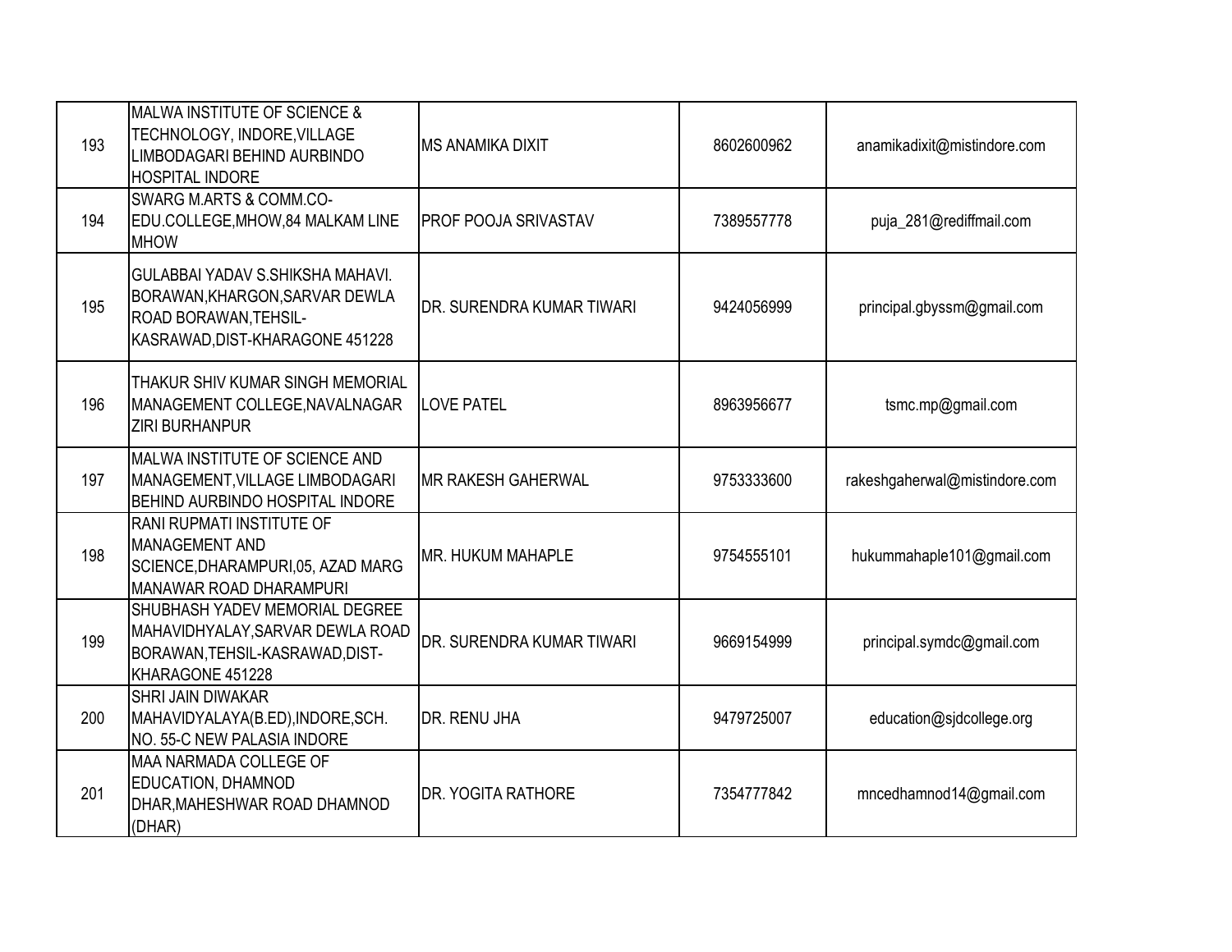| | | | | |
|---|---|---|---|---|
| 193 | MALWA INSTITUTE OF SCIENCE & TECHNOLOGY, INDORE,VILLAGE LIMBODAGARI BEHIND AURBINDO HOSPITAL INDORE | MS ANAMIKA DIXIT | 8602600962 | anamikadixit@mistindore.com |
| 194 | SWARG M.ARTS & COMM.CO-EDU.COLLEGE,MHOW,84 MALKAM LINE MHOW | PROF POOJA SRIVASTAV | 7389557778 | puja_281@rediffmail.com |
| 195 | GULABBAI YADAV S.SHIKSHA MAHAVI. BORAWAN,KHARGON,SARVAR DEWLA ROAD BORAWAN,TEHSIL-KASRAWAD,DIST-KHARAGONE 451228 | DR. SURENDRA KUMAR TIWARI | 9424056999 | principal.gbyssm@gmail.com |
| 196 | THAKUR SHIV KUMAR SINGH MEMORIAL MANAGEMENT COLLEGE,NAVALNAGAR ZIRI BURHANPUR | LOVE PATEL | 8963956677 | tsmc.mp@gmail.com |
| 197 | MALWA INSTITUTE OF SCIENCE AND MANAGEMENT,VILLAGE LIMBODAGARI BEHIND AURBINDO HOSPITAL INDORE | MR RAKESH GAHERWAL | 9753333600 | rakeshgaherwal@mistindore.com |
| 198 | RANI RUPMATI INSTITUTE OF MANAGEMENT AND SCIENCE,DHARAMPURI,05, AZAD MARG MANAWAR ROAD DHARAMPURI | MR. HUKUM MAHAPLE | 9754555101 | hukummahaple101@gmail.com |
| 199 | SHUBHASH YADEV MEMORIAL DEGREE MAHAVIDHYALAY,SARVAR DEWLA ROAD BORAWAN,TEHSIL-KASRAWAD,DIST-KHARAGONE 451228 | DR. SURENDRA KUMAR TIWARI | 9669154999 | principal.symdc@gmail.com |
| 200 | SHRI JAIN DIWAKAR MAHAVIDYALAYA(B.ED),INDORE,SCH. NO. 55-C NEW PALASIA INDORE | DR. RENU JHA | 9479725007 | education@sjdcollege.org |
| 201 | MAA NARMADA COLLEGE OF EDUCATION, DHAMNOD DHAR,MAHESHWAR ROAD DHAMNOD (DHAR) | DR. YOGITA RATHORE | 7354777842 | mncedhamnod14@gmail.com |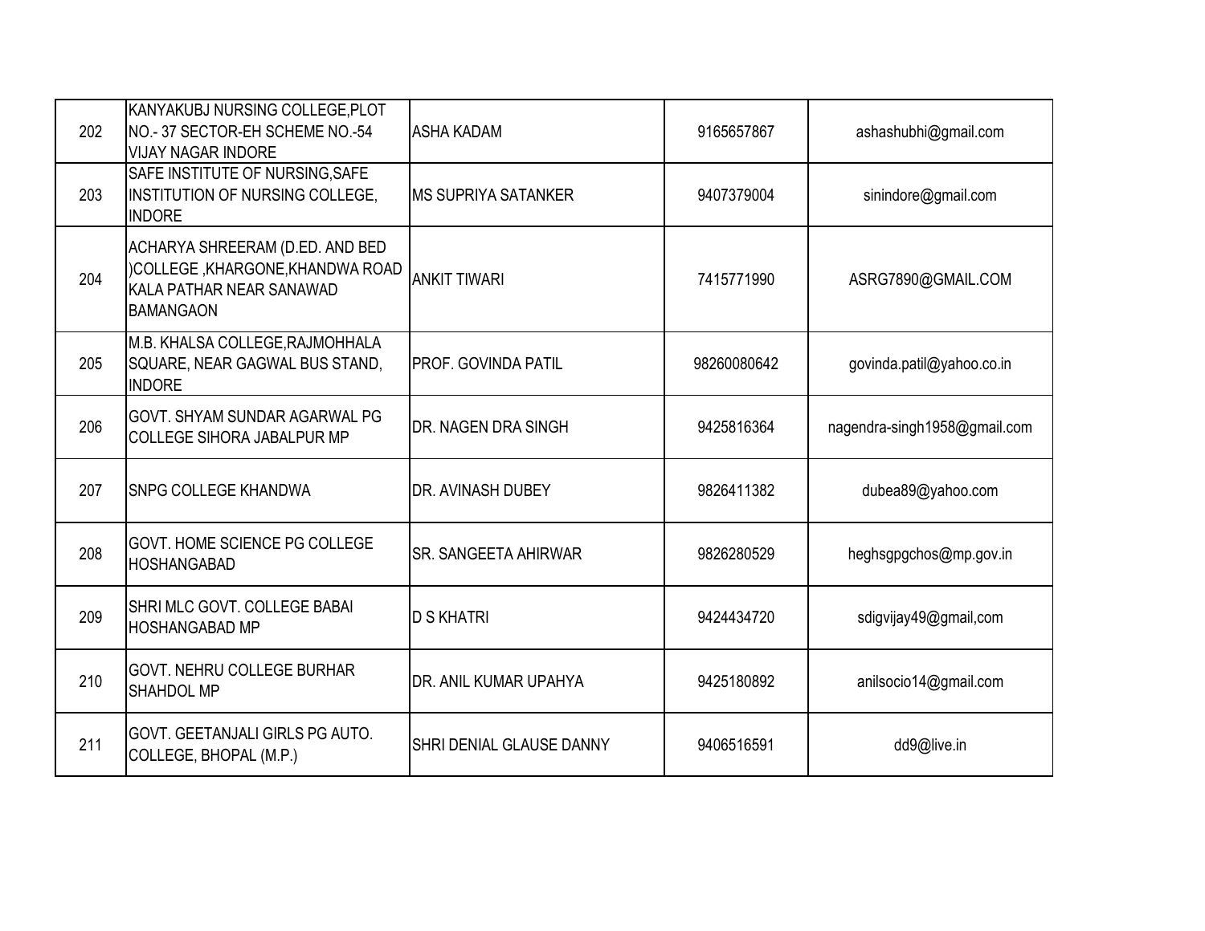| | | | | |
|---|---|---|---|---|
| 202 | KANYAKUBJ NURSING COLLEGE,PLOT NO.- 37 SECTOR-EH SCHEME NO.-54 VIJAY NAGAR INDORE | ASHA KADAM | 9165657867 | ashashubhi@gmail.com |
| 203 | SAFE INSTITUTE OF NURSING,SAFE INSTITUTION OF NURSING COLLEGE, INDORE | MS SUPRIYA SATANKER | 9407379004 | sinindore@gmail.com |
| 204 | ACHARYA SHREERAM (D.ED. AND BED )COLLEGE ,KHARGONE,KHANDWA ROAD KALA PATHAR NEAR SANAWAD BAMANGAON | ANKIT TIWARI | 7415771990 | ASRG7890@GMAIL.COM |
| 205 | M.B. KHALSA COLLEGE,RAJMOHHALA SQUARE, NEAR GAGWAL BUS STAND, INDORE | PROF. GOVINDA PATIL | 98260080642 | govinda.patil@yahoo.co.in |
| 206 | GOVT. SHYAM SUNDAR AGARWAL PG COLLEGE SIHORA JABALPUR MP | DR. NAGEN DRA SINGH | 9425816364 | nagendra-singh1958@gmail.com |
| 207 | SNPG COLLEGE KHANDWA | DR. AVINASH DUBEY | 9826411382 | dubea89@yahoo.com |
| 208 | GOVT. HOME SCIENCE PG COLLEGE HOSHANGABAD | SR. SANGEETA AHIRWAR | 9826280529 | heghsgpgchos@mp.gov.in |
| 209 | SHRI MLC GOVT. COLLEGE BABAI HOSHANGABAD MP | D S KHATRI | 9424434720 | sdigvijay49@gmail,com |
| 210 | GOVT. NEHRU COLLEGE BURHAR SHAHDOL MP | DR. ANIL KUMAR UPAHYA | 9425180892 | anilsocio14@gmail.com |
| 211 | GOVT. GEETANJALI GIRLS PG AUTO. COLLEGE, BHOPAL (M.P.) | SHRI DENIAL GLAUSE DANNY | 9406516591 | dd9@live.in |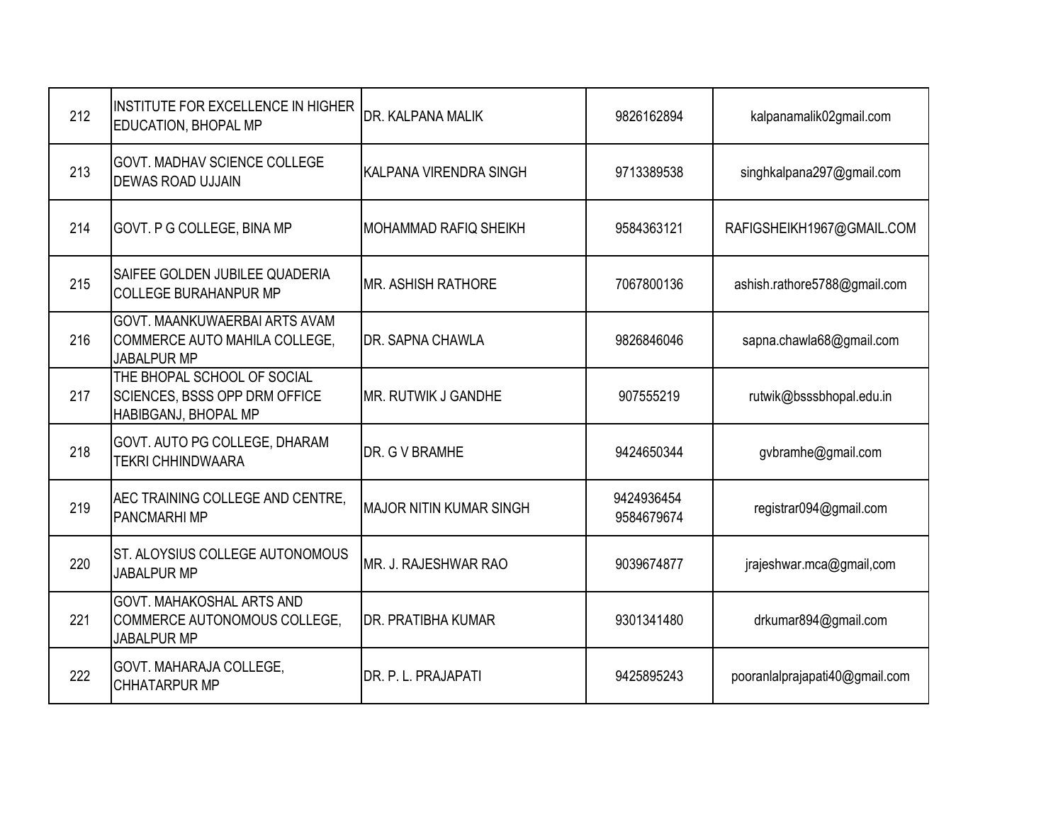| | | | | |
|---|---|---|---|---|
| 212 | INSTITUTE FOR EXCELLENCE IN HIGHER EDUCATION, BHOPAL MP | DR. KALPANA MALIK | 9826162894 | kalpanamalik02gmail.com |
| 213 | GOVT. MADHAV SCIENCE COLLEGE DEWAS ROAD UJJAIN | KALPANA VIRENDRA SINGH | 9713389538 | singhkalpana297@gmail.com |
| 214 | GOVT. P G COLLEGE, BINA MP | MOHAMMAD RAFIQ SHEIKH | 9584363121 | RAFIGSHEIKH1967@GMAIL.COM |
| 215 | SAIFEE GOLDEN JUBILEE QUADERIA COLLEGE BURAHANPUR MP | MR. ASHISH RATHORE | 7067800136 | ashish.rathore5788@gmail.com |
| 216 | GOVT. MAANKUWAERBAI ARTS AVAM COMMERCE AUTO MAHILA COLLEGE, JABALPUR MP | DR. SAPNA CHAWLA | 9826846046 | sapna.chawla68@gmail.com |
| 217 | THE BHOPAL SCHOOL OF SOCIAL SCIENCES, BSSS OPP DRM OFFICE HABIBGANJ, BHOPAL MP | MR. RUTWIK J GANDHE | 907555219 | rutwik@bsssbhopal.edu.in |
| 218 | GOVT. AUTO PG COLLEGE, DHARAM TEKRI CHHINDWAARA | DR. G V BRAMHE | 9424650344 | gvbramhe@gmail.com |
| 219 | AEC TRAINING COLLEGE AND CENTRE, PANCMARHI MP | MAJOR NITIN KUMAR SINGH | 9424936454 9584679674 | registrar094@gmail.com |
| 220 | ST. ALOYSIUS COLLEGE AUTONOMOUS JABALPUR MP | MR. J. RAJESHWAR RAO | 9039674877 | jrajeshwar.mca@gmail,com |
| 221 | GOVT. MAHAKOSHAL ARTS AND COMMERCE AUTONOMOUS COLLEGE, JABALPUR MP | DR. PRATIBHA KUMAR | 9301341480 | drkumar894@gmail.com |
| 222 | GOVT. MAHARAJA COLLEGE, CHHATARPUR MP | DR. P. L. PRAJAPATI | 9425895243 | pooranlalprajapati40@gmail.com |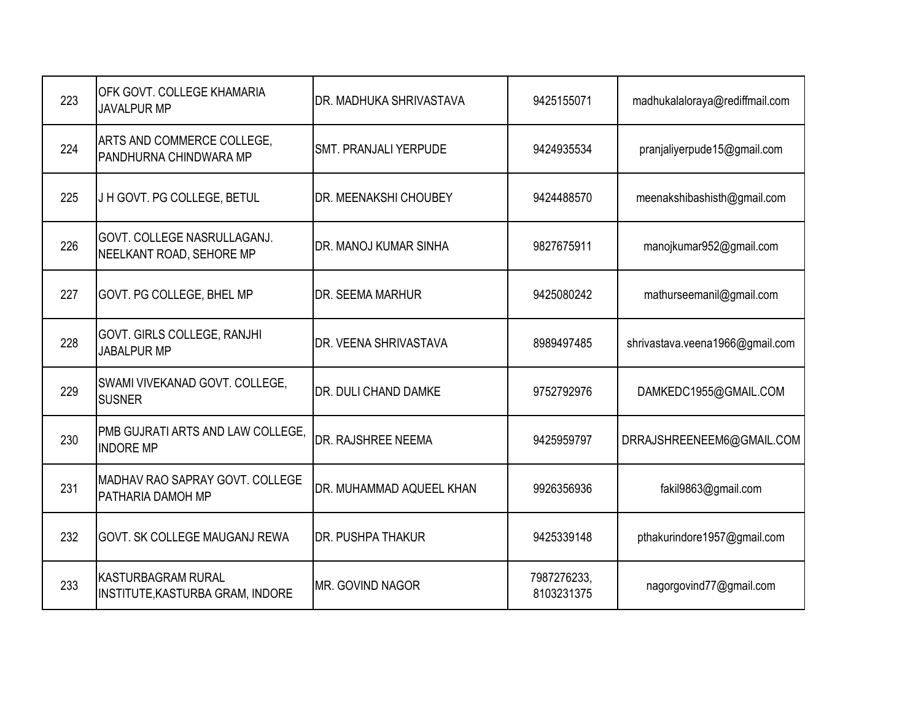| 223 | OFK GOVT. COLLEGE KHAMARIA JAVALPUR MP | DR. MADHUKA SHRIVASTAVA | 9425155071 | madhukalaloraya@rediffmail.com |
|---|---|---|---|---|
| 224 | ARTS AND COMMERCE COLLEGE, PANDHURNA CHINDWARA MP | SMT. PRANJALI YERPUDE | 9424935534 | pranjaliyerpude15@gmail.com |
| 225 | J H GOVT. PG COLLEGE, BETUL | DR. MEENAKSHI CHOUBEY | 9424488570 | meenakshibashisth@gmail.com |
| 226 | GOVT. COLLEGE NASRULLAGANJ. NEELKANT ROAD, SEHORE MP | DR. MANOJ KUMAR SINHA | 9827675911 | manojkumar952@gmail.com |
| 227 | GOVT. PG COLLEGE, BHEL MP | DR. SEEMA MARHUR | 9425080242 | mathurseemanil@gmail.com |
| 228 | GOVT. GIRLS COLLEGE, RANJHI JABALPUR MP | DR. VEENA SHRIVASTAVA | 8989497485 | shrivastava.veena1966@gmail.com |
| 229 | SWAMI VIVEKANAD GOVT. COLLEGE, SUSNER | DR. DULI CHAND DAMKE | 9752792976 | DAMKEDC1955@GMAIL.COM |
| 230 | PMB GUJRATI ARTS AND LAW COLLEGE, INDORE MP | DR. RAJSHREE NEEMA | 9425959797 | DRRAJSHREENEEM6@GMAIL.COM |
| 231 | MADHAV RAO SAPRAY GOVT. COLLEGE PATHARIA DAMOH MP | DR. MUHAMMAD AQUEEL KHAN | 9926356936 | fakil9863@gmail.com |
| 232 | GOVT. SK COLLEGE MAUGANJ REWA | DR. PUSHPA THAKUR | 9425339148 | pthakurindore1957@gmail.com |
| 233 | KASTURBAGRAM RURAL INSTITUTE,KASTURBA GRAM, INDORE | MR. GOVIND NAGOR | 7987276233, 8103231375 | nagorgovind77@gmail.com |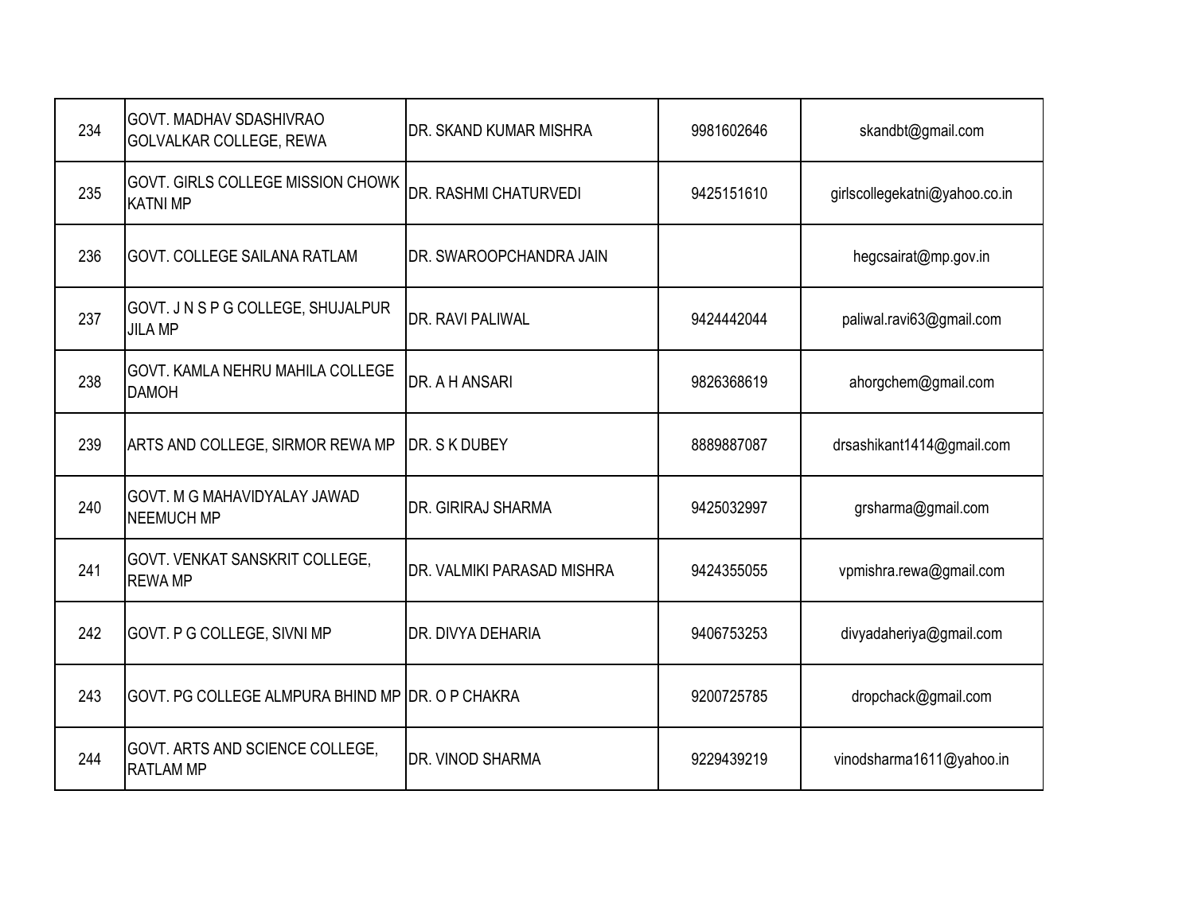| | | | | |
|---|---|---|---|---|
| 234 | GOVT. MADHAV SDASHIVRAO GOLVALKAR COLLEGE, REWA | DR. SKAND KUMAR MISHRA | 9981602646 | skandbt@gmail.com |
| 235 | GOVT. GIRLS COLLEGE MISSION CHOWK KATNI MP | DR. RASHMI CHATURVEDI | 9425151610 | girlscollegekatni@yahoo.co.in |
| 236 | GOVT. COLLEGE SAILANA RATLAM | DR. SWAROOPCHANDRA JAIN | | hegcsairat@mp.gov.in |
| 237 | GOVT. J N S P G COLLEGE, SHUJALPUR JILA MP | DR. RAVI PALIWAL | 9424442044 | paliwal.ravi63@gmail.com |
| 238 | GOVT. KAMLA NEHRU MAHILA COLLEGE DAMOH | DR. A H ANSARI | 9826368619 | ahorgchem@gmail.com |
| 239 | ARTS AND COLLEGE, SIRMOR REWA MP | DR. S K DUBEY | 8889887087 | drsashikant1414@gmail.com |
| 240 | GOVT. M G MAHAVIDYALAY JAWAD NEEMUCH MP | DR. GIRIRAJ SHARMA | 9425032997 | grsharma@gmail.com |
| 241 | GOVT. VENKAT SANSKRIT COLLEGE, REWA MP | DR. VALMIKI PARASAD MISHRA | 9424355055 | vpmishra.rewa@gmail.com |
| 242 | GOVT. P G COLLEGE, SIVNI MP | DR. DIVYA DEHARIA | 9406753253 | divyadaheriya@gmail.com |
| 243 | GOVT. PG COLLEGE ALMPURA BHIND MP | DR. O P CHAKRA | 9200725785 | dropchack@gmail.com |
| 244 | GOVT. ARTS AND SCIENCE COLLEGE, RATLAM MP | DR. VINOD SHARMA | 9229439219 | vinodsharma1611@yahoo.in |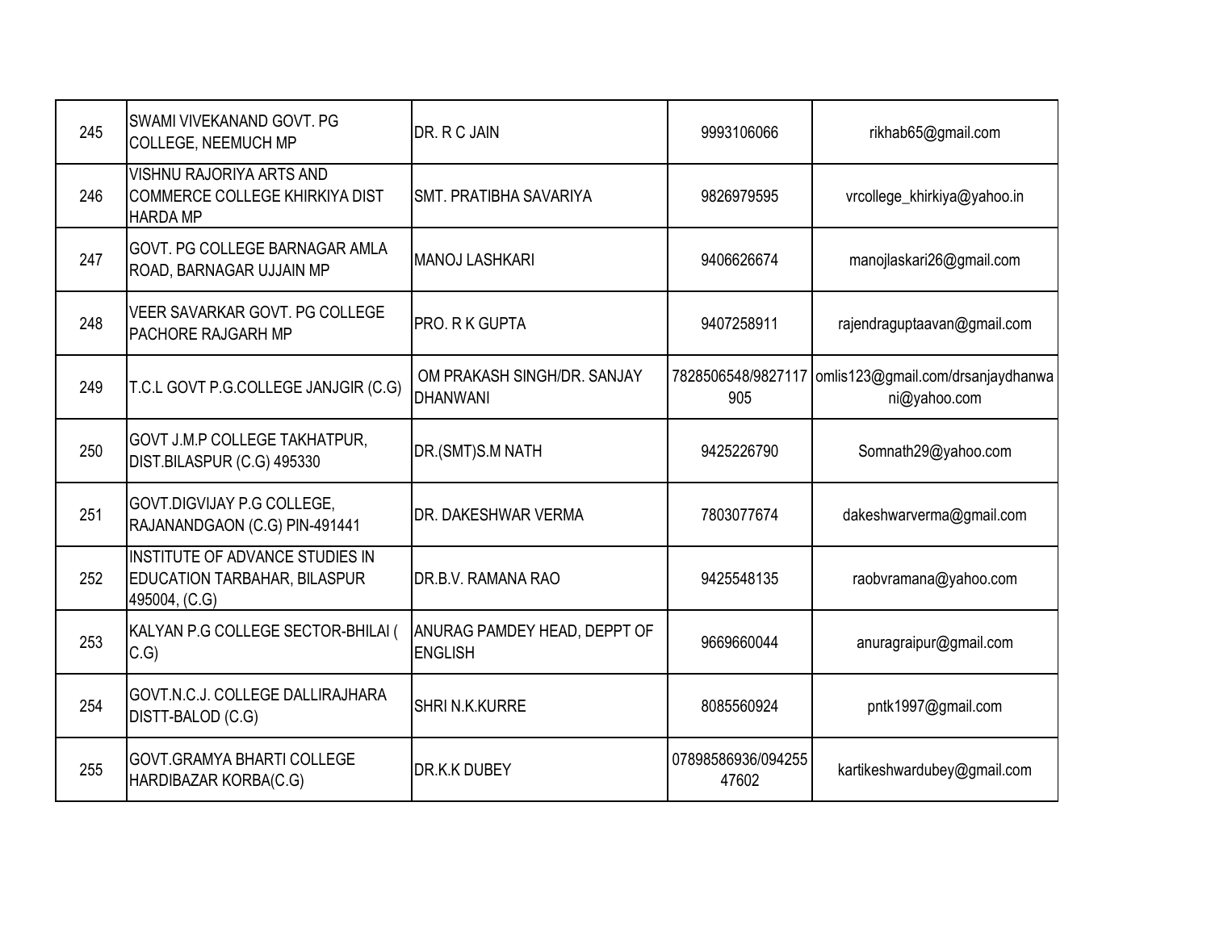| 245 | SWAMI VIVEKANAND GOVT. PG COLLEGE, NEEMUCH MP | DR. R C JAIN | 9993106066 | rikhab65@gmail.com |
|---|---|---|---|---|
| 246 | VISHNU RAJORIYA ARTS AND COMMERCE COLLEGE KHIRKIYA DIST HARDA MP | SMT. PRATIBHA SAVARIYA | 9826979595 | vrcollege_khirkiya@yahoo.in |
| 247 | GOVT. PG COLLEGE BARNAGAR AMLA ROAD, BARNAGAR UJJAIN MP | MANOJ LASHKARI | 9406626674 | manojlaskari26@gmail.com |
| 248 | VEER SAVARKAR GOVT. PG COLLEGE PACHORE RAJGARH MP | PRO. R K GUPTA | 9407258911 | rajendraguptaavan@gmail.com |
| 249 | T.C.L GOVT P.G.COLLEGE JANJGIR (C.G) | OM PRAKASH SINGH/DR. SANJAY DHANWANI | 7828506548/9827117905 | omlis123@gmail.com/drsanjaydhanwani@yahoo.com |
| 250 | GOVT J.M.P COLLEGE TAKHATPUR, DIST.BILASPUR (C.G) 495330 | DR.(SMT)S.M NATH | 9425226790 | Somnath29@yahoo.com |
| 251 | GOVT.DIGVIJAY P.G COLLEGE, RAJANANDGAON (C.G) PIN-491441 | DR. DAKESHWAR VERMA | 7803077674 | dakeshwarverma@gmail.com |
| 252 | INSTITUTE OF ADVANCE STUDIES IN EDUCATION TARBAHAR, BILASPUR 495004, (C.G) | DR.B.V. RAMANA RAO | 9425548135 | raobvramana@yahoo.com |
| 253 | KALYAN P.G COLLEGE SECTOR-BHILAI ( C.G) | ANURAG PAMDEY HEAD, DEPPT OF ENGLISH | 9669660044 | anuragraipur@gmail.com |
| 254 | GOVT.N.C.J. COLLEGE DALLIRAJHARA DISTT-BALOD (C.G) | SHRI N.K.KURRE | 8085560924 | pntk1997@gmail.com |
| 255 | GOVT.GRAMYA BHARTI COLLEGE HARDIBAZAR KORBA(C.G) | DR.K.K DUBEY | 07898586936/09425547602 | kartikeshwardubey@gmail.com |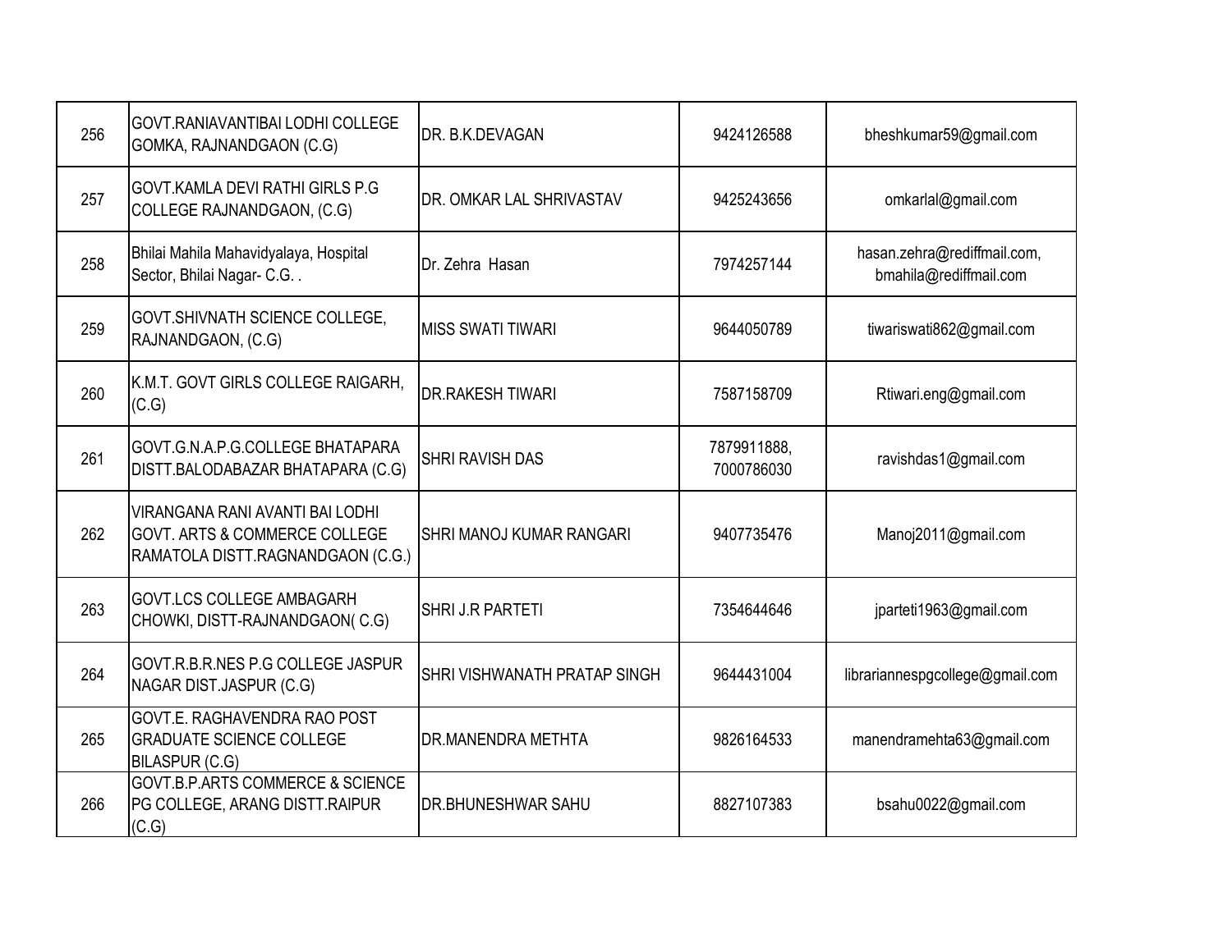| 256 | GOVT.RANIAVANTIBAI LODHI COLLEGE GOMKA, RAJNANDGAON (C.G) | DR. B.K.DEVAGAN | 9424126588 | bheshkumar59@gmail.com |
|---|---|---|---|---|
| 257 | GOVT.KAMLA DEVI RATHI GIRLS P.G COLLEGE RAJNANDGAON, (C.G) | DR. OMKAR LAL SHRIVASTAV | 9425243656 | omkarlal@gmail.com |
| 258 | Bhilai Mahila Mahavidyalaya, Hospital Sector, Bhilai Nagar- C.G. . | Dr. Zehra Hasan | 7974257144 | hasan.zehra@rediffmail.com, bmahila@rediffmail.com |
| 259 | GOVT.SHIVNATH SCIENCE COLLEGE, RAJNANDGAON, (C.G) | MISS SWATI TIWARI | 9644050789 | tiwariswati862@gmail.com |
| 260 | K.M.T. GOVT GIRLS COLLEGE RAIGARH, (C.G) | DR.RAKESH TIWARI | 7587158709 | Rtiwari.eng@gmail.com |
| 261 | GOVT.G.N.A.P.G.COLLEGE BHATAPARA DISTT.BALODABAZAR BHATAPARA (C.G) | SHRI RAVISH DAS | 7879911888, 7000786030 | ravishdas1@gmail.com |
| 262 | VIRANGANA RANI AVANTI BAI LODHI GOVT. ARTS & COMMERCE COLLEGE RAMATOLA DISTT.RAGNANDGAON (C.G.) | SHRI MANOJ KUMAR RANGARI | 9407735476 | Manoj2011@gmail.com |
| 263 | GOVT.LCS COLLEGE AMBAGARH CHOWKI, DISTT-RAJNANDGAON( C.G) | SHRI J.R PARTETI | 7354644646 | jparteti1963@gmail.com |
| 264 | GOVT.R.B.R.NES P.G COLLEGE JASPUR NAGAR DIST.JASPUR (C.G) | SHRI VISHWANATH PRATAP SINGH | 9644431004 | librariannespgcollege@gmail.com |
| 265 | GOVT.E. RAGHAVENDRA RAO POST GRADUATE SCIENCE COLLEGE BILASPUR (C.G) | DR.MANENDRA METHTA | 9826164533 | manendramehta63@gmail.com |
| 266 | GOVT.B.P.ARTS COMMERCE & SCIENCE PG COLLEGE, ARANG DISTT.RAIPUR (C.G) | DR.BHUNESHWAR SAHU | 8827107383 | bsahu0022@gmail.com |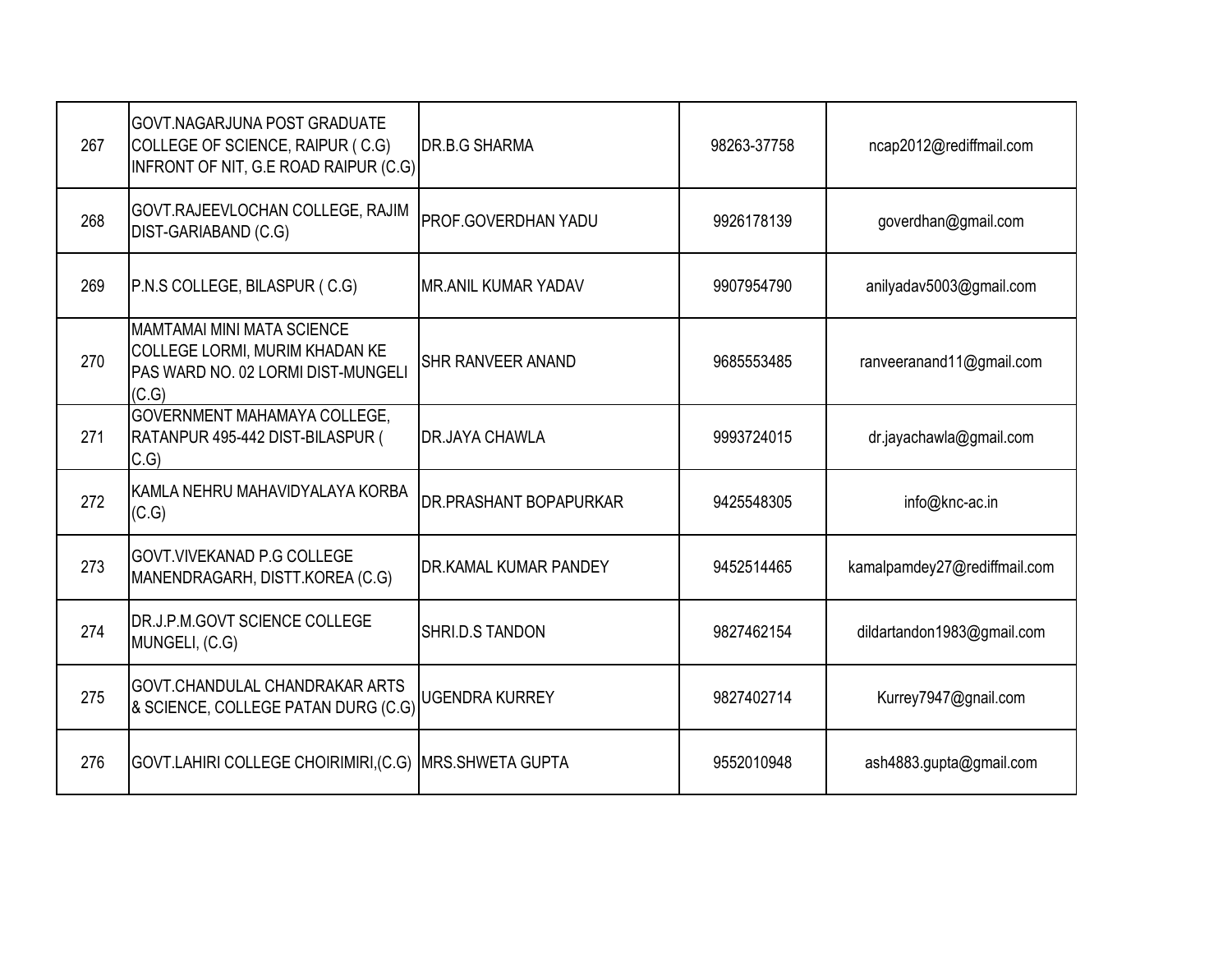| | | | | |
|---|---|---|---|---|
| 267 | GOVT.NAGARJUNA POST GRADUATE COLLEGE OF SCIENCE, RAIPUR ( C.G) INFRONT OF NIT, G.E ROAD RAIPUR (C.G) | DR.B.G SHARMA | 98263-37758 | ncap2012@rediffmail.com |
| 268 | GOVT.RAJEEVLOCHAN COLLEGE, RAJIM DIST-GARIABAND (C.G) | PROF.GOVERDHAN YADU | 9926178139 | goverdhan@gmail.com |
| 269 | P.N.S COLLEGE, BILASPUR ( C.G) | MR.ANIL KUMAR YADAV | 9907954790 | anilyadav5003@gmail.com |
| 270 | MAMTAMAI MINI MATA SCIENCE COLLEGE LORMI, MURIM KHADAN KE PAS WARD NO. 02 LORMI DIST-MUNGELI (C.G) | SHR RANVEER ANAND | 9685553485 | ranveeranand11@gmail.com |
| 271 | GOVERNMENT MAHAMAYA COLLEGE, RATANPUR 495-442 DIST-BILASPUR ( C.G) | DR.JAYA CHAWLA | 9993724015 | dr.jayachawla@gmail.com |
| 272 | KAMLA NEHRU MAHAVIDYALAYA KORBA (C.G) | DR.PRASHANT BOPAPURKAR | 9425548305 | info@knc-ac.in |
| 273 | GOVT.VIVEKANAD P.G COLLEGE MANENDRAGARH, DISTT.KOREA (C.G) | DR.KAMAL KUMAR PANDEY | 9452514465 | kamalpamdey27@rediffmail.com |
| 274 | DR.J.P.M.GOVT SCIENCE COLLEGE MUNGELI, (C.G) | SHRI.D.S TANDON | 9827462154 | dildartandon1983@gmail.com |
| 275 | GOVT.CHANDULAL CHANDRAKAR ARTS & SCIENCE, COLLEGE PATAN DURG (C.G) | UGENDRA KURREY | 9827402714 | Kurrey7947@gnail.com |
| 276 | GOVT.LAHIRI COLLEGE CHOIRIMIRI,(C.G) | MRS.SHWETA GUPTA | 9552010948 | ash4883.gupta@gmail.com |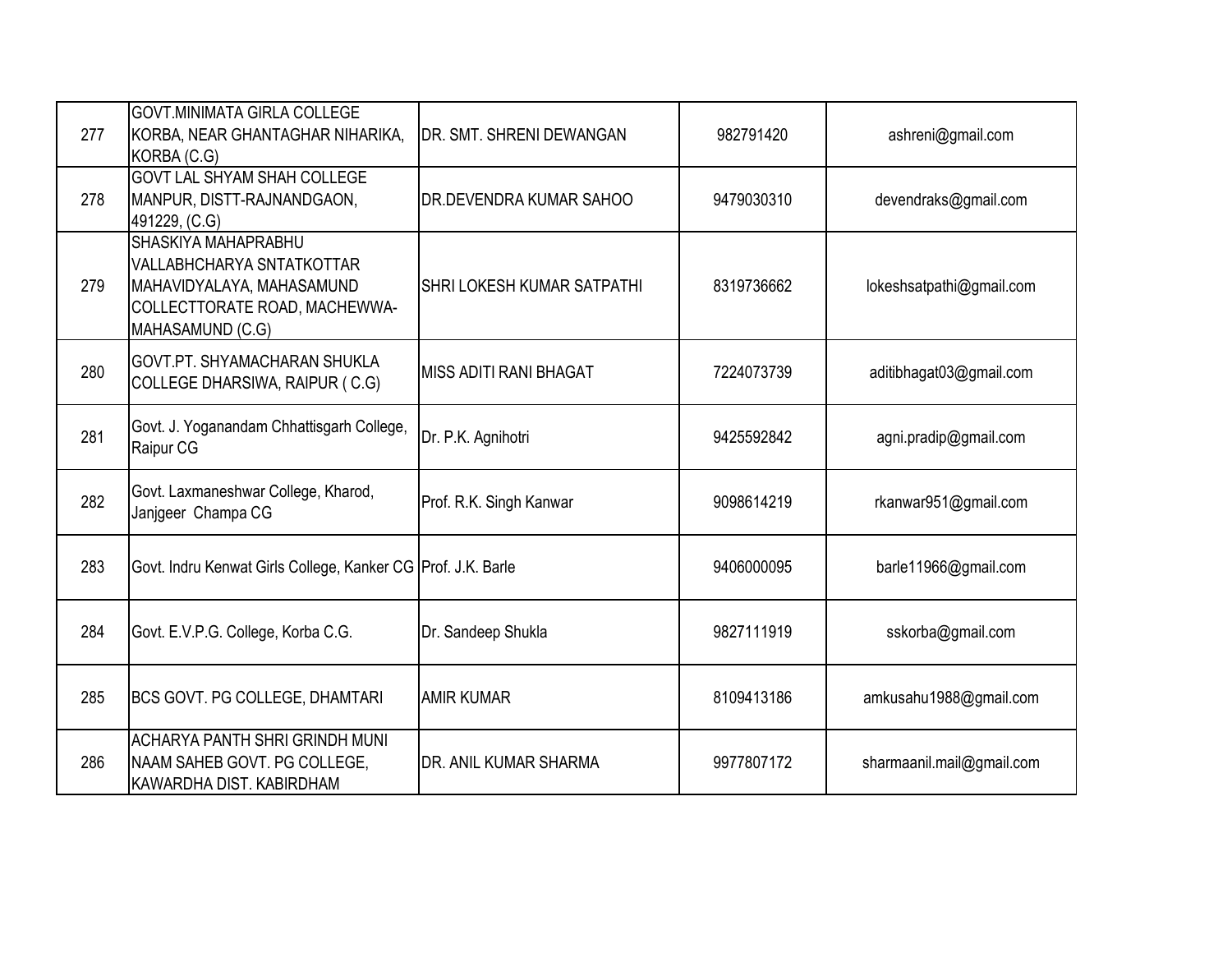| | | | | |
|---|---|---|---|---|
| 277 | GOVT.MINIMATA GIRLA COLLEGE KORBA, NEAR GHANTAGHAR NIHARIKA, KORBA (C.G) | DR. SMT. SHRENI DEWANGAN | 982791420 | ashreni@gmail.com |
| 278 | GOVT LAL SHYAM SHAH COLLEGE MANPUR, DISTT-RAJNANDGAON, 491229, (C.G) | DR.DEVENDRA KUMAR SAHOO | 9479030310 | devendraks@gmail.com |
| 279 | SHASKIYA MAHAPRABHU VALLABHCHARYA SNTATKOTTAR MAHAVIDYALAYA, MAHASAMUND COLLECTTORATE ROAD, MACHEWWA-MAHASAMUND (C.G) | SHRI LOKESH KUMAR SATPATHI | 8319736662 | lokeshsatpathi@gmail.com |
| 280 | GOVT.PT. SHYAMACHARAN SHUKLA COLLEGE DHARSIWA, RAIPUR ( C.G) | MISS ADITI RANI BHAGAT | 7224073739 | aditibhagat03@gmail.com |
| 281 | Govt. J. Yoganandam Chhattisgarh College, Raipur CG | Dr. P.K. Agnihotri | 9425592842 | agni.pradip@gmail.com |
| 282 | Govt. Laxmaneshwar College, Kharod, Janjgeer Champa CG | Prof. R.K. Singh Kanwar | 9098614219 | rkanwar951@gmail.com |
| 283 | Govt. Indru Kenwat Girls College, Kanker CG | Prof. J.K. Barle | 9406000095 | barle11966@gmail.com |
| 284 | Govt. E.V.P.G. College, Korba C.G. | Dr. Sandeep Shukla | 9827111919 | sskorba@gmail.com |
| 285 | BCS GOVT. PG COLLEGE, DHAMTARI | AMIR KUMAR | 8109413186 | amkusahu1988@gmail.com |
| 286 | ACHARYA PANTH SHRI GRINDH MUNI NAAM SAHEB GOVT. PG COLLEGE, KAWARDHA DIST. KABIRDHAM | DR. ANIL KUMAR SHARMA | 9977807172 | sharmaanil.mail@gmail.com |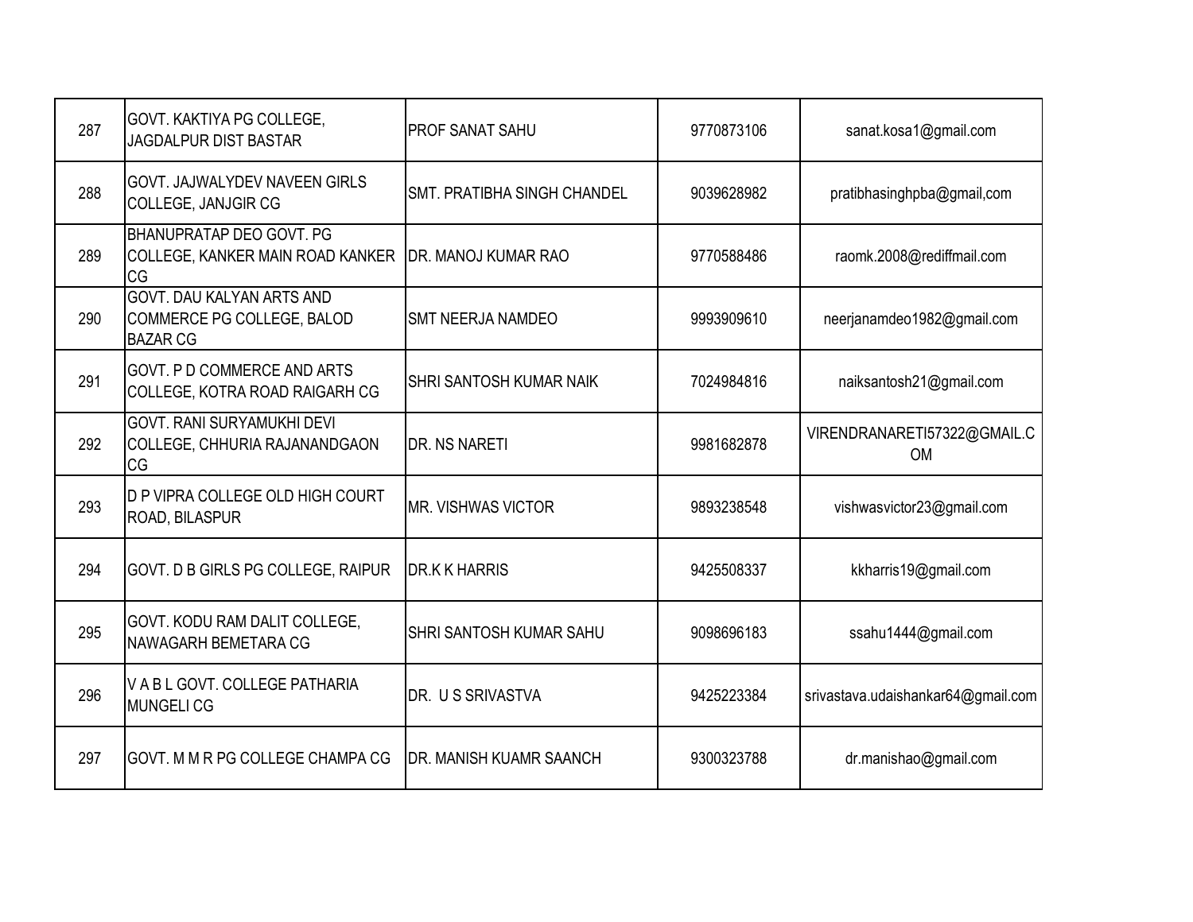| 287 | GOVT. KAKTIYA PG COLLEGE, JAGDALPUR DIST BASTAR | PROF SANAT SAHU | 9770873106 | sanat.kosa1@gmail.com |
|---|---|---|---|---|
| 288 | GOVT. JAJWALYDEV NAVEEN GIRLS COLLEGE, JANJGIR CG | SMT. PRATIBHA SINGH CHANDEL | 9039628982 | pratibhasinghpba@gmail,com |
| 289 | BHANUPRATAP DEO GOVT. PG COLLEGE, KANKER MAIN ROAD KANKER CG | DR. MANOJ KUMAR RAO | 9770588486 | raomk.2008@rediffmail.com |
| 290 | GOVT. DAU KALYAN ARTS AND COMMERCE PG COLLEGE, BALOD BAZAR CG | SMT NEERJA NAMDEO | 9993909610 | neerjanamdeo1982@gmail.com |
| 291 | GOVT. P D COMMERCE AND ARTS COLLEGE, KOTRA ROAD RAIGARH CG | SHRI SANTOSH KUMAR NAIK | 7024984816 | naiksantosh21@gmail.com |
| 292 | GOVT. RANI SURYAMUKHI DEVI COLLEGE, CHHURIA RAJANANDGAON CG | DR. NS NARETI | 9981682878 | VIRENDRANARETI57322@GMAIL.COM |
| 293 | D P VIPRA COLLEGE OLD HIGH COURT ROAD, BILASPUR | MR. VISHWAS VICTOR | 9893238548 | vishwasvictor23@gmail.com |
| 294 | GOVT. D B GIRLS PG COLLEGE, RAIPUR | DR.K K HARRIS | 9425508337 | kkharris19@gmail.com |
| 295 | GOVT. KODU RAM DALIT COLLEGE, NAWAGARH BEMETARA CG | SHRI SANTOSH KUMAR SAHU | 9098696183 | ssahu1444@gmail.com |
| 296 | V A B L GOVT. COLLEGE PATHARIA MUNGELI CG | DR. U S SRIVASTVA | 9425223384 | srivastava.udaishankar64@gmail.com |
| 297 | GOVT. M M R PG COLLEGE CHAMPA CG | DR. MANISH KUAMR SAANCH | 9300323788 | dr.manishao@gmail.com |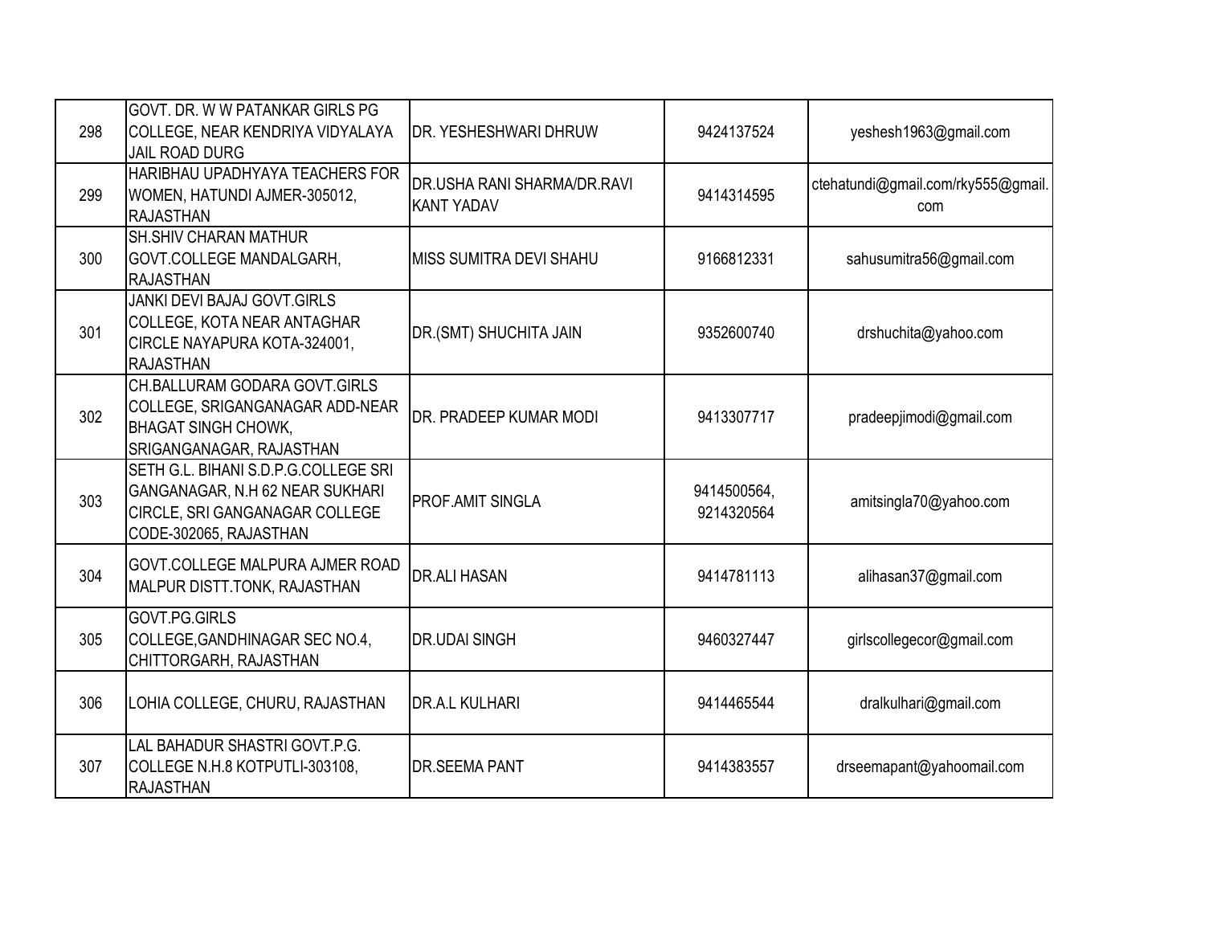| 298 | GOVT. DR. W W PATANKAR GIRLS PG COLLEGE, NEAR KENDRIYA VIDYALAYA JAIL ROAD DURG | DR. YESHESHWARI DHRUW | 9424137524 | yeshesh1963@gmail.com |
|---|---|---|---|---|
| 299 | HARIBHAU UPADHYAYA TEACHERS FOR WOMEN, HATUNDI AJMER-305012, RAJASTHAN | DR.USHA RANI SHARMA/DR.RAVI KANT YADAV | 9414314595 | ctehatundi@gmail.com/rky555@gmail.com |
| 300 | SH.SHIV CHARAN MATHUR GOVT.COLLEGE MANDALGARH, RAJASTHAN | MISS SUMITRA DEVI SHAHU | 9166812331 | sahusumitra56@gmail.com |
| 301 | JANKI DEVI BAJAJ GOVT.GIRLS COLLEGE, KOTA NEAR ANTAGHAR CIRCLE NAYAPURA KOTA-324001, RAJASTHAN | DR.(SMT) SHUCHITA JAIN | 9352600740 | drshuchita@yahoo.com |
| 302 | CH.BALLURAM GODARA GOVT.GIRLS COLLEGE, SRIGANGANAGAR ADD-NEAR BHAGAT SINGH CHOWK, SRIGANGANAGAR, RAJASTHAN | DR. PRADEEP KUMAR MODI | 9413307717 | pradeepjimodi@gmail.com |
| 303 | SETH G.L. BIHANI S.D.P.G.COLLEGE SRI GANGANAGAR, N.H 62 NEAR SUKHARI CIRCLE, SRI GANGANAGAR COLLEGE CODE-302065, RAJASTHAN | PROF.AMIT SINGLA | 9414500564, 9214320564 | amitsingla70@yahoo.com |
| 304 | GOVT.COLLEGE MALPURA AJMER ROAD MALPUR DISTT.TONK, RAJASTHAN | DR.ALI HASAN | 9414781113 | alihasan37@gmail.com |
| 305 | GOVT.PG.GIRLS COLLEGE,GANDHINAGAR SEC NO.4, CHITTORGARH, RAJASTHAN | DR.UDAI SINGH | 9460327447 | girlscollegecor@gmail.com |
| 306 | LOHIA COLLEGE, CHURU, RAJASTHAN | DR.A.L KULHARI | 9414465544 | dralkulhari@gmail.com |
| 307 | LAL BAHADUR SHASTRI GOVT.P.G. COLLEGE N.H.8 KOTPUTLI-303108, RAJASTHAN | DR.SEEMA PANT | 9414383557 | drseemapant@yahoomail.com |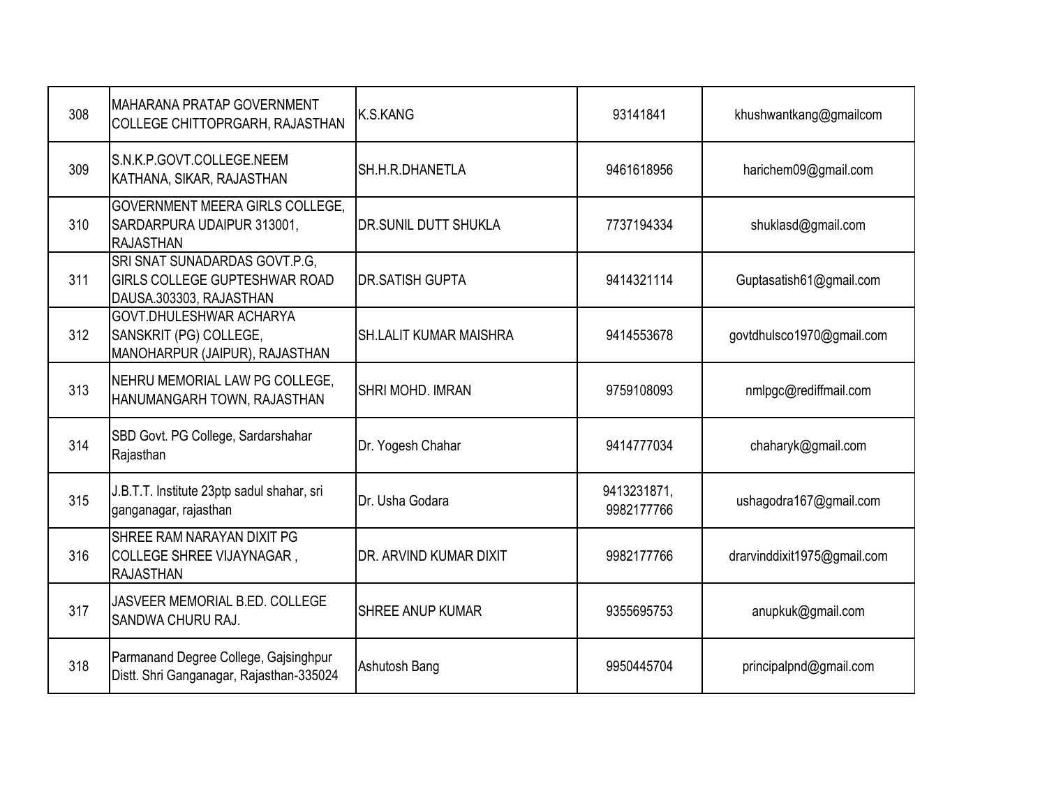| 308 | MAHARANA PRATAP GOVERNMENT COLLEGE CHITTOPRGARH, RAJASTHAN | K.S.KANG | 93141841 | khushwantkang@gmailcom |
|---|---|---|---|---|
| 309 | S.N.K.P.GOVT.COLLEGE.NEEM KATHANA, SIKAR, RAJASTHAN | SH.H.R.DHANETLA | 9461618956 | harichem09@gmail.com |
| 310 | GOVERNMENT MEERA GIRLS COLLEGE, SARDARPURA UDAIPUR 313001, RAJASTHAN | DR.SUNIL DUTT SHUKLA | 7737194334 | shuklasd@gmail.com |
| 311 | SRI SNAT SUNADARDAS GOVT.P.G, GIRLS COLLEGE GUPTESHWAR ROAD DAUSA.303303, RAJASTHAN | DR.SATISH GUPTA | 9414321114 | Guptasatish61@gmail.com |
| 312 | GOVT.DHULESHWAR ACHARYA SANSKRIT (PG) COLLEGE, MANOHARPUR (JAIPUR), RAJASTHAN | SH.LALIT KUMAR MAISHRA | 9414553678 | govtdhulsco1970@gmail.com |
| 313 | NEHRU MEMORIAL LAW PG COLLEGE, HANUMANGARH TOWN, RAJASTHAN | SHRI MOHD. IMRAN | 9759108093 | nmlpgc@rediffmail.com |
| 314 | SBD Govt. PG College, Sardarshahar Rajasthan | Dr. Yogesh Chahar | 9414777034 | chaharyk@gmail.com |
| 315 | J.B.T.T. Institute 23ptp sadul shahar, sri ganganagar, rajasthan | Dr. Usha Godara | 9413231871, 9982177766 | ushagodra167@gmail.com |
| 316 | SHREE RAM NARAYAN DIXIT PG COLLEGE SHREE VIJAYNAGAR , RAJASTHAN | DR. ARVIND KUMAR DIXIT | 9982177766 | drarvinddixit1975@gmail.com |
| 317 | JASVEER MEMORIAL B.ED. COLLEGE SANDWA CHURU RAJ. | SHREE ANUP KUMAR | 9355695753 | anupkuk@gmail.com |
| 318 | Parmanand Degree College, Gajsinghpur Distt. Shri Ganganagar, Rajasthan-335024 | Ashutosh Bang | 9950445704 | principalpnd@gmail.com |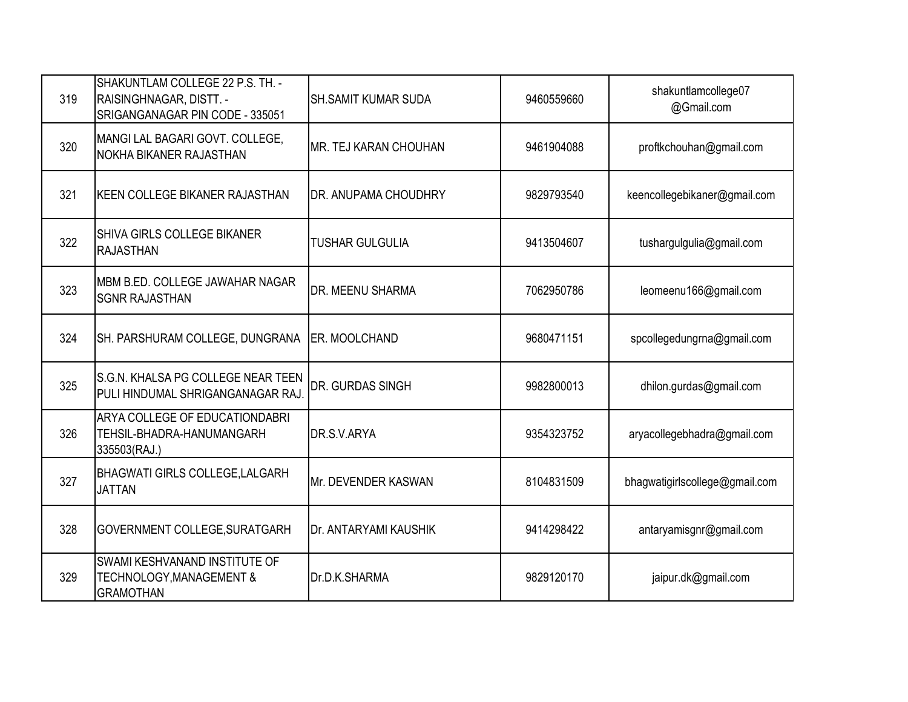| 319 | SHAKUNTLAM COLLEGE 22 P.S. TH. - RAISINGHNAGAR, DISTT. - SRIGANGANAGAR PIN CODE - 335051 | SH.SAMIT KUMAR SUDA | 9460559660 | shakuntlamcollege07 @Gmail.com |
|---|---|---|---|---|
| 320 | MANGI LAL BAGARI GOVT. COLLEGE, NOKHA BIKANER RAJASTHAN | MR. TEJ KARAN CHOUHAN | 9461904088 | proftkchouhan@gmail.com |
| 321 | KEEN COLLEGE BIKANER RAJASTHAN | DR. ANUPAMA CHOUDHRY | 9829793540 | keencollegebikaner@gmail.com |
| 322 | SHIVA GIRLS COLLEGE BIKANER RAJASTHAN | TUSHAR GULGULIA | 9413504607 | tushargulgulia@gmail.com |
| 323 | MBM B.ED. COLLEGE JAWAHAR NAGAR SGNR RAJASTHAN | DR. MEENU SHARMA | 7062950786 | leomeenu166@gmail.com |
| 324 | SH. PARSHURAM COLLEGE, DUNGRANA | ER. MOOLCHAND | 9680471151 | spcollegedungrna@gmail.com |
| 325 | S.G.N. KHALSA PG COLLEGE NEAR TEEN PULI HINDUMAL SHRIGANGANAGAR RAJ. | DR. GURDAS SINGH | 9982800013 | dhilon.gurdas@gmail.com |
| 326 | ARYA COLLEGE OF EDUCATIONDABRI TEHSIL-BHADRA-HANUMANGARH 335503(RAJ.) | DR.S.V.ARYA | 9354323752 | aryacollegebhadra@gmail.com |
| 327 | BHAGWATI GIRLS COLLEGE,LALGARH JATTAN | Mr. DEVENDER KASWAN | 8104831509 | bhagwatigirlscollege@gmail.com |
| 328 | GOVERNMENT COLLEGE,SURATGARH | Dr. ANTARYAMI KAUSHIK | 9414298422 | antaryamisgnr@gmail.com |
| 329 | SWAMI KESHVANAND INSTITUTE OF TECHNOLOGY,MANAGEMENT & GRAMOTHAN | Dr.D.K.SHARMA | 9829120170 | jaipur.dk@gmail.com |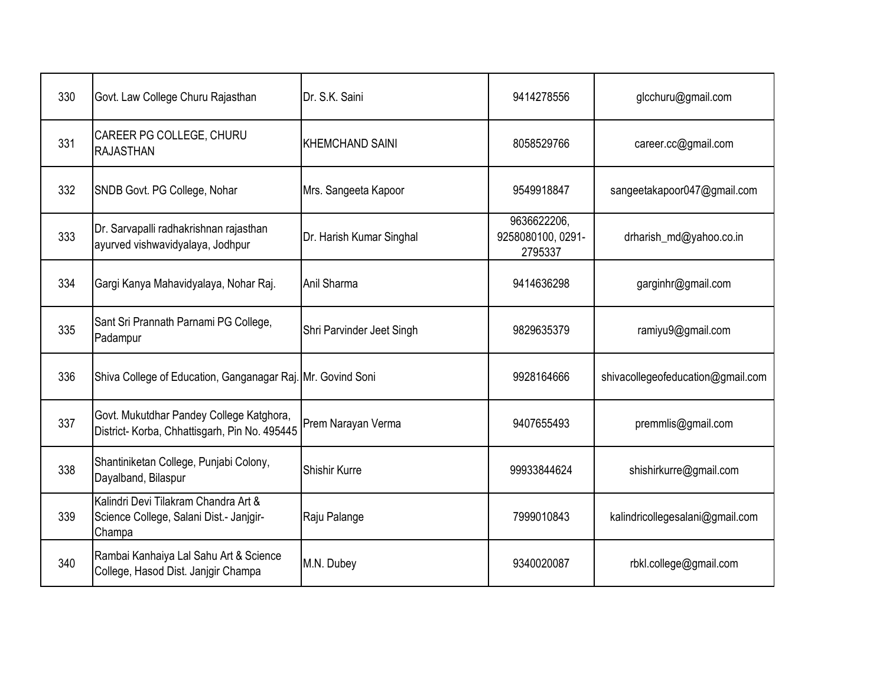| 330 | Govt. Law College Churu Rajasthan | Dr. S.K. Saini | 9414278556 | glcchuru@gmail.com |
|---|---|---|---|---|
| 331 | CAREER PG COLLEGE, CHURU RAJASTHAN | KHEMCHAND SAINI | 8058529766 | career.cc@gmail.com |
| 332 | SNDB Govt. PG College, Nohar | Mrs. Sangeeta Kapoor | 9549918847 | sangeetakapoor047@gmail.com |
| 333 | Dr. Sarvapalli radhakrishnan rajasthan ayurved vishwavidyalaya, Jodhpur | Dr. Harish Kumar Singhal | 9636622206, 9258080100, 0291-2795337 | drharish_md@yahoo.co.in |
| 334 | Gargi Kanya Mahavidyalaya, Nohar Raj. | Anil Sharma | 9414636298 | garginhr@gmail.com |
| 335 | Sant Sri Prannath Parnami PG College, Padampur | Shri Parvinder Jeet Singh | 9829635379 | ramiyu9@gmail.com |
| 336 | Shiva College of Education, Ganganagar Raj. | Mr. Govind Soni | 9928164666 | shivacollegeofeducation@gmail.com |
| 337 | Govt. Mukutdhar Pandey College Katghora, District- Korba, Chhattisgarh, Pin No. 495445 | Prem Narayan Verma | 9407655493 | premmlis@gmail.com |
| 338 | Shantiniketan College, Punjabi Colony, Dayalband, Bilaspur | Shishir Kurre | 99933844624 | shishirkurre@gmail.com |
| 339 | Kalindri Devi Tilakram Chandra Art & Science College, Salani Dist.- Janjgir-Champa | Raju Palange | 7999010843 | kalindricollegesalani@gmail.com |
| 340 | Rambai Kanhaiya Lal Sahu Art & Science College, Hasod Dist. Janjgir Champa | M.N. Dubey | 9340020087 | rbkl.college@gmail.com |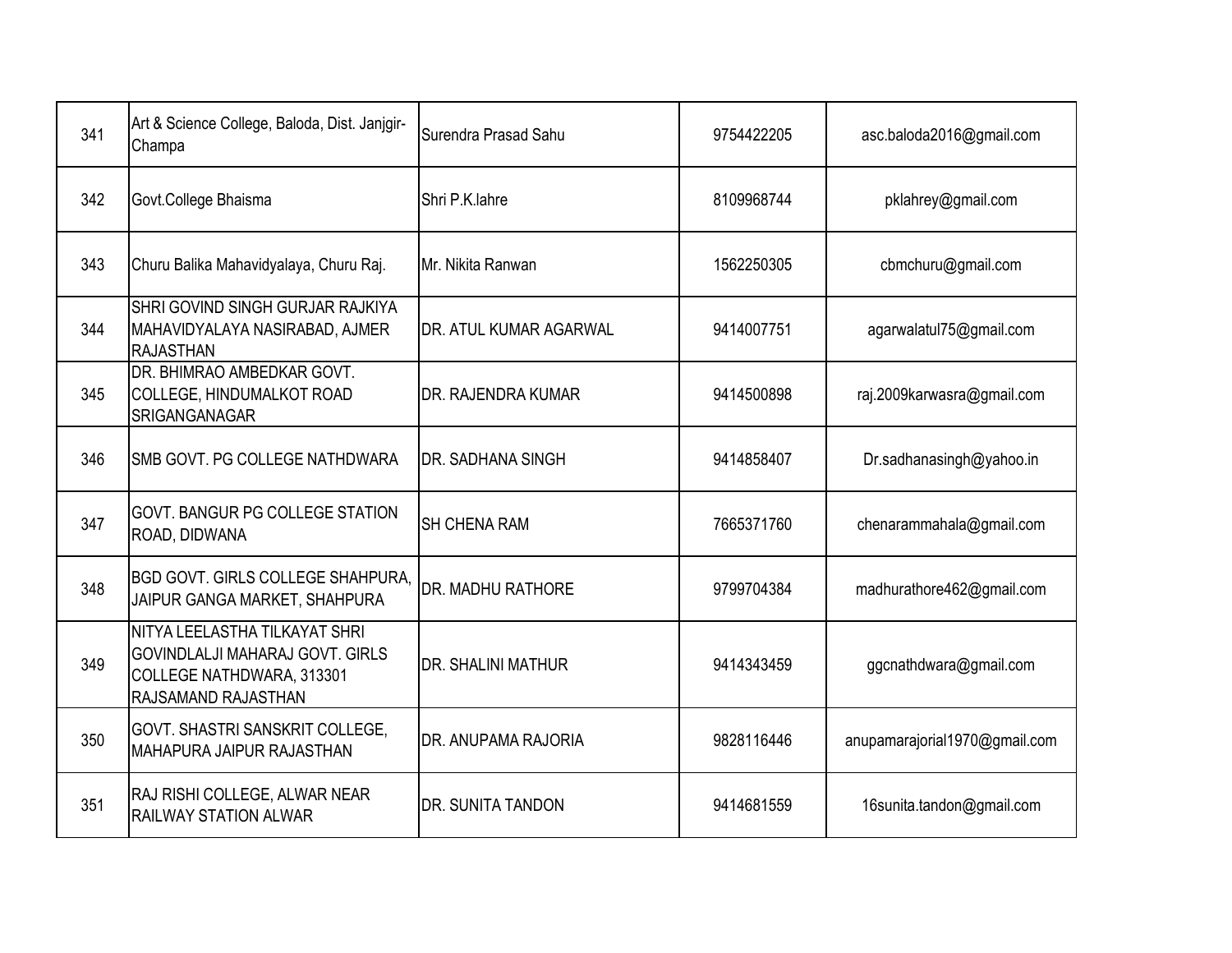| | | | | |
|---|---|---|---|---|
| 341 | Art & Science College, Baloda, Dist. Janjgir-Champa | Surendra Prasad Sahu | 9754422205 | asc.baloda2016@gmail.com |
| 342 | Govt.College Bhaisma | Shri P.K.lahre | 8109968744 | pklahrey@gmail.com |
| 343 | Churu Balika Mahavidyalaya, Churu Raj. | Mr. Nikita Ranwan | 1562250305 | cbmchuru@gmail.com |
| 344 | SHRI GOVIND SINGH GURJAR RAJKIYA MAHAVIDYALAYA NASIRABAD, AJMER RAJASTHAN | DR. ATUL KUMAR AGARWAL | 9414007751 | agarwalatul75@gmail.com |
| 345 | DR. BHIMRAO AMBEDKAR GOVT. COLLEGE, HINDUMALKOT ROAD SRIGANGANAGAR | DR. RAJENDRA KUMAR | 9414500898 | raj.2009karwasra@gmail.com |
| 346 | SMB GOVT. PG COLLEGE NATHDWARA | DR. SADHANA SINGH | 9414858407 | Dr.sadhanasingh@yahoo.in |
| 347 | GOVT. BANGUR PG COLLEGE STATION ROAD, DIDWANA | SH CHENA RAM | 7665371760 | chenarammahala@gmail.com |
| 348 | BGD GOVT. GIRLS COLLEGE SHAHPURA, JAIPUR GANGA MARKET, SHAHPURA | DR. MADHU RATHORE | 9799704384 | madhurathore462@gmail.com |
| 349 | NITYA LEELASTHA TILKAYAT SHRI GOVINDLALJI MAHARAJ GOVT. GIRLS COLLEGE NATHDWARA, 313301 RAJSAMAND RAJASTHAN | DR. SHALINI MATHUR | 9414343459 | ggcnathdwara@gmail.com |
| 350 | GOVT. SHASTRI SANSKRIT COLLEGE, MAHAPURA JAIPUR RAJASTHAN | DR. ANUPAMA RAJORIA | 9828116446 | anupamarajorial1970@gmail.com |
| 351 | RAJ RISHI COLLEGE, ALWAR NEAR RAILWAY STATION ALWAR | DR. SUNITA TANDON | 9414681559 | 16sunita.tandon@gmail.com |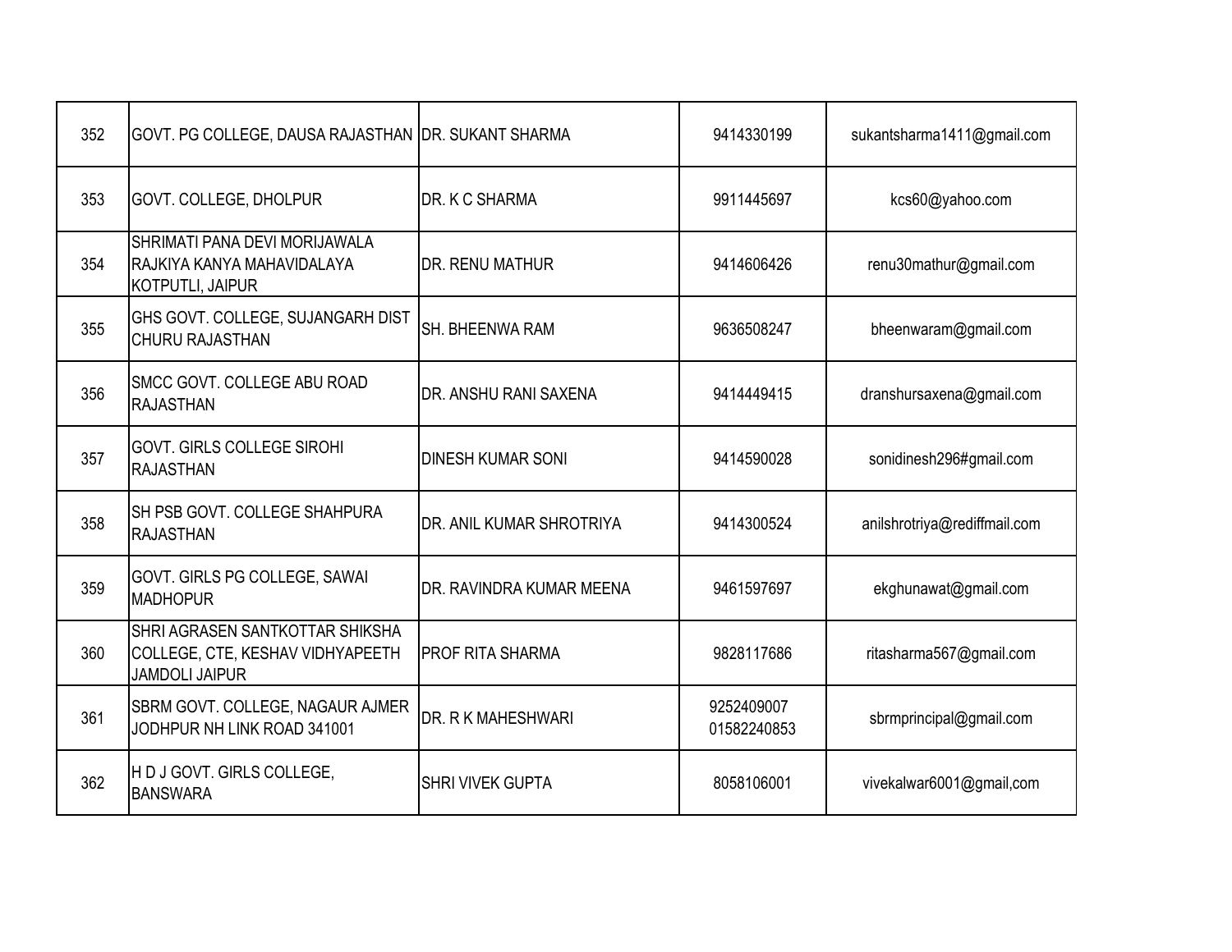| 352 | GOVT. PG COLLEGE, DAUSA RAJASTHAN | DR. SUKANT SHARMA | 9414330199 | sukantsharma1411@gmail.com |
|---|---|---|---|---|
| 353 | GOVT. COLLEGE, DHOLPUR | DR. K C SHARMA | 9911445697 | kcs60@yahoo.com |
| 354 | SHRIMATI PANA DEVI MORIJAWALA RAJKIYA KANYA MAHAVIDALAYA KOTPUTLI, JAIPUR | DR. RENU MATHUR | 9414606426 | renu30mathur@gmail.com |
| 355 | GHS GOVT. COLLEGE, SUJANGARH DIST CHURU RAJASTHAN | SH. BHEENWA RAM | 9636508247 | bheenwaram@gmail.com |
| 356 | SMCC GOVT. COLLEGE ABU ROAD RAJASTHAN | DR. ANSHU RANI SAXENA | 9414449415 | dranshursaxena@gmail.com |
| 357 | GOVT. GIRLS COLLEGE SIROHI RAJASTHAN | DINESH KUMAR SONI | 9414590028 | sonidinesh296#gmail.com |
| 358 | SH PSB GOVT. COLLEGE SHAHPURA RAJASTHAN | DR. ANIL KUMAR SHROTRIYA | 9414300524 | anilshrotriya@rediffmail.com |
| 359 | GOVT. GIRLS PG COLLEGE, SAWAI MADHOPUR | DR. RAVINDRA KUMAR MEENA | 9461597697 | ekghunawat@gmail.com |
| 360 | SHRI AGRASEN SANTKOTTAR SHIKSHA COLLEGE, CTE, KESHAV VIDHYAPEETH JAMDOLI JAIPUR | PROF RITA SHARMA | 9828117686 | ritasharma567@gmail.com |
| 361 | SBRM GOVT. COLLEGE, NAGAUR AJMER JODHPUR NH LINK ROAD 341001 | DR. R K MAHESHWARI | 9252409007 01582240853 | sbrmprincipal@gmail.com |
| 362 | H D J GOVT. GIRLS COLLEGE, BANSWARA | SHRI VIVEK GUPTA | 8058106001 | vivekalwar6001@gmail,com |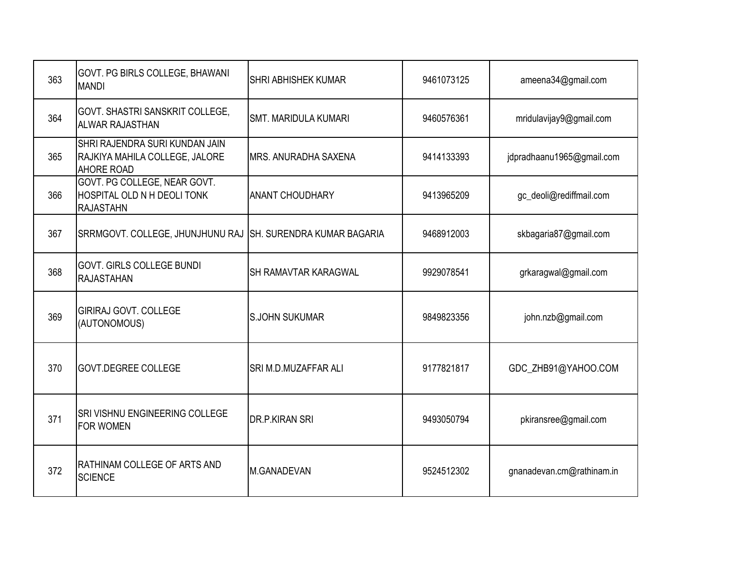| 363 | GOVT. PG BIRLS COLLEGE, BHAWANI MANDI | SHRI ABHISHEK KUMAR | 9461073125 | ameena34@gmail.com |
|---|---|---|---|---|
| 364 | GOVT. SHASTRI SANSKRIT COLLEGE, ALWAR RAJASTHAN | SMT. MARIDULA KUMARI | 9460576361 | mridulavijay9@gmail.com |
| 365 | SHRI RAJENDRA SURI KUNDAN JAIN RAJKIYA MAHILA COLLEGE, JALORE AHORE ROAD | MRS. ANURADHA SAXENA | 9414133393 | jdpradhaanu1965@gmail.com |
| 366 | GOVT. PG COLLEGE, NEAR GOVT. HOSPITAL OLD N H DEOLI TONK RAJASTAHN | ANANT CHOUDHARY | 9413965209 | gc_deoli@rediffmail.com |
| 367 | SRRMGOVT. COLLEGE, JHUNJHUNU RAJ | SH. SURENDRA KUMAR BAGARIA | 9468912003 | skbagaria87@gmail.com |
| 368 | GOVT. GIRLS COLLEGE BUNDI RAJASTAHAN | SH RAMAVTAR KARAGWAL | 9929078541 | grkaragwal@gmail.com |
| 369 | GIRIRAJ GOVT. COLLEGE (AUTONOMOUS) | S.JOHN SUKUMAR | 9849823356 | john.nzb@gmail.com |
| 370 | GOVT.DEGREE COLLEGE | SRI M.D.MUZAFFAR ALI | 9177821817 | GDC_ZHB91@YAHOO.COM |
| 371 | SRI VISHNU ENGINEERING COLLEGE FOR WOMEN | DR.P.KIRAN SRI | 9493050794 | pkiransree@gmail.com |
| 372 | RATHINAM COLLEGE OF ARTS AND SCIENCE | M.GANADEVAN | 9524512302 | gnanadevan.cm@rathinam.in |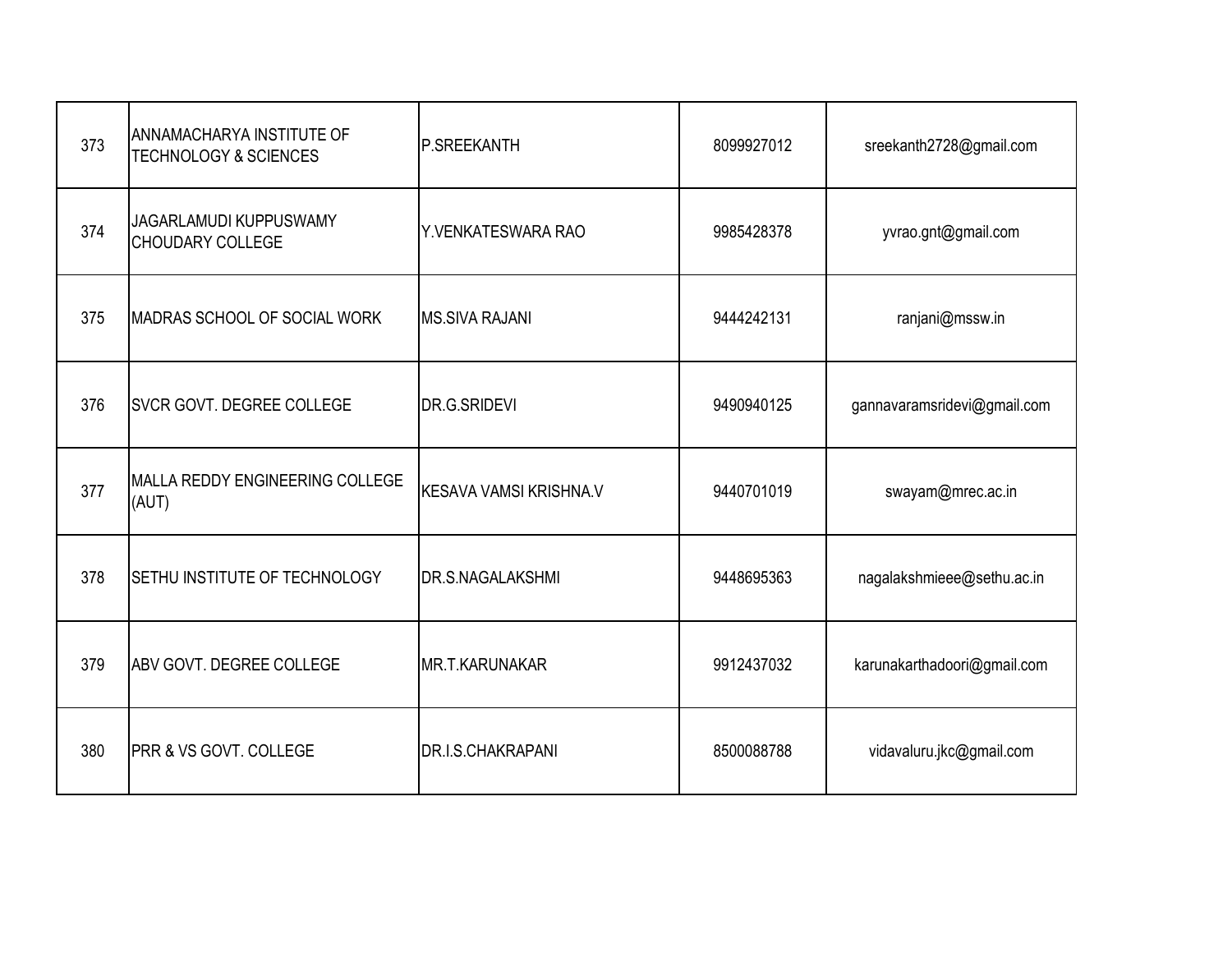| 373 | ANNAMACHARYA INSTITUTE OF TECHNOLOGY & SCIENCES | P.SREEKANTH | 8099927012 | sreekanth2728@gmail.com |
|---|---|---|---|---|
| 374 | JAGARLAMUDI KUPPUSWAMY CHOUDARY COLLEGE | Y.VENKATESWARA RAO | 9985428378 | yvrao.gnt@gmail.com |
| 375 | MADRAS SCHOOL OF SOCIAL WORK | MS.SIVA RAJANI | 9444242131 | ranjani@mssw.in |
| 376 | SVCR GOVT. DEGREE COLLEGE | DR.G.SRIDEVI | 9490940125 | gannavaramsridevi@gmail.com |
| 377 | MALLA REDDY ENGINEERING COLLEGE (AUT) | KESAVA VAMSI KRISHNA.V | 9440701019 | swayam@mrec.ac.in |
| 378 | SETHU INSTITUTE OF TECHNOLOGY | DR.S.NAGALAKSHMI | 9448695363 | nagalakshmieee@sethu.ac.in |
| 379 | ABV GOVT. DEGREE COLLEGE | MR.T.KARUNAKAR | 9912437032 | karunakarthadoori@gmail.com |
| 380 | PRR & VS GOVT. COLLEGE | DR.I.S.CHAKRAPANI | 8500088788 | vidavaluru.jkc@gmail.com |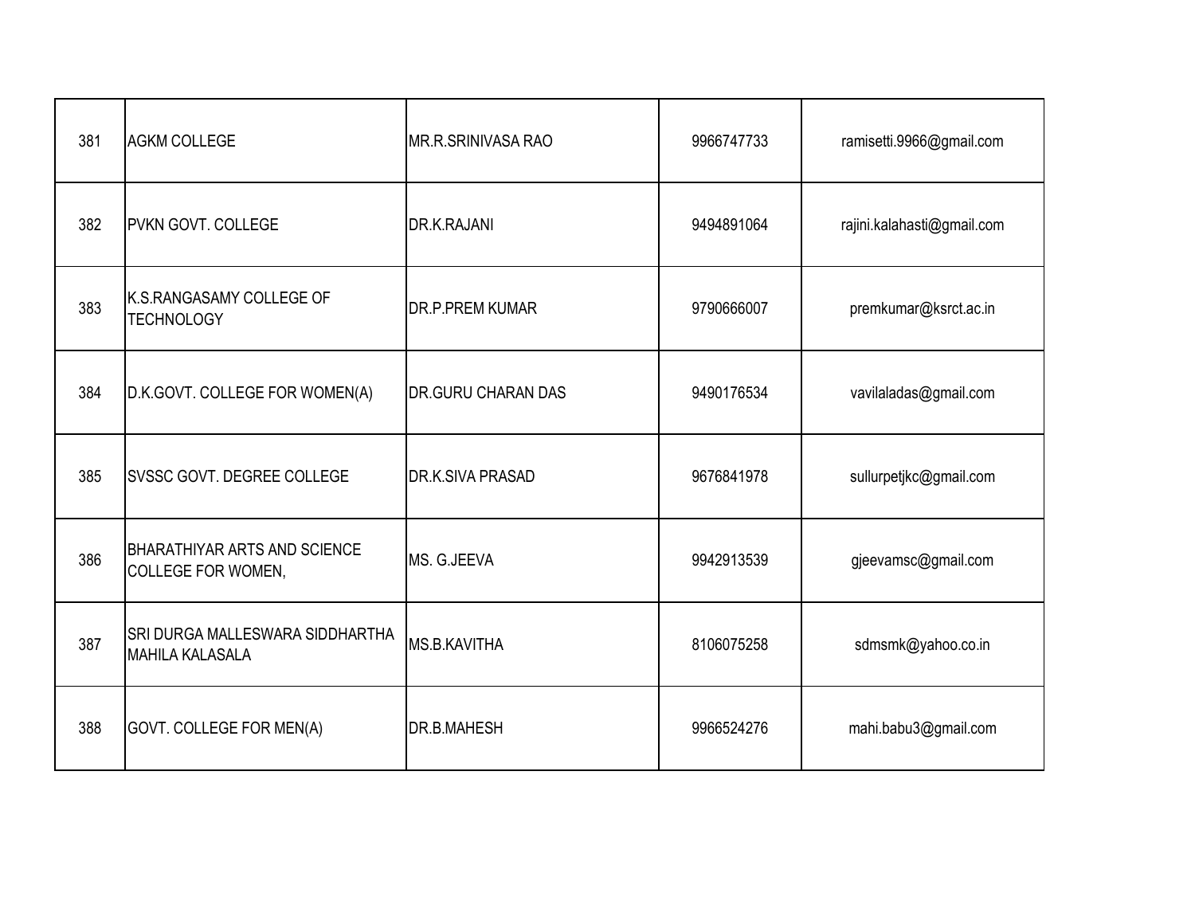| | | | | |
|---|---|---|---|---|
| 381 | AGKM COLLEGE | MR.R.SRINIVASA RAO | 9966747733 | ramisetti.9966@gmail.com |
| 382 | PVKN GOVT. COLLEGE | DR.K.RAJANI | 9494891064 | rajini.kalahasti@gmail.com |
| 383 | K.S.RANGASAMY COLLEGE OF TECHNOLOGY | DR.P.PREM KUMAR | 9790666007 | premkumar@ksrct.ac.in |
| 384 | D.K.GOVT. COLLEGE FOR WOMEN(A) | DR.GURU CHARAN DAS | 9490176534 | vavilaladas@gmail.com |
| 385 | SVSSC GOVT. DEGREE COLLEGE | DR.K.SIVA PRASAD | 9676841978 | sullurpetjkc@gmail.com |
| 386 | BHARATHIYAR ARTS AND SCIENCE COLLEGE FOR WOMEN, | MS. G.JEEVA | 9942913539 | gjeevamsc@gmail.com |
| 387 | SRI DURGA MALLESWARA SIDDHARTHA MAHILA KALASALA | MS.B.KAVITHA | 8106075258 | sdmsmk@yahoo.co.in |
| 388 | GOVT. COLLEGE FOR MEN(A) | DR.B.MAHESH | 9966524276 | mahi.babu3@gmail.com |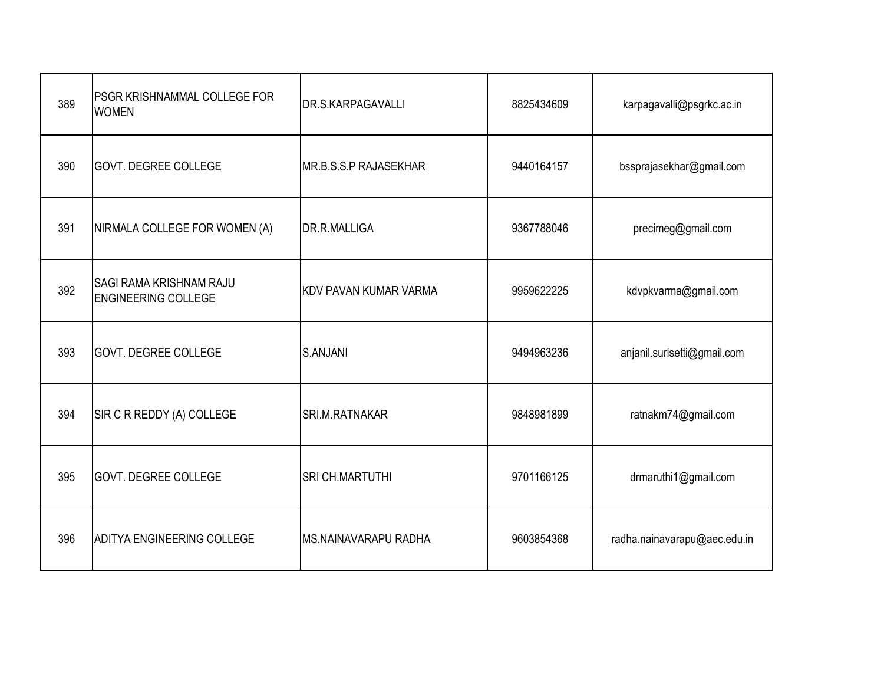| 389 | PSGR KRISHNAMMAL COLLEGE FOR WOMEN | DR.S.KARPAGAVALLI | 8825434609 | karpagavalli@psgrkc.ac.in |
|---|---|---|---|---|
| 390 | GOVT. DEGREE COLLEGE | MR.B.S.S.P RAJASEKHAR | 9440164157 | bssprajasekhar@gmail.com |
| 391 | NIRMALA COLLEGE FOR WOMEN (A) | DR.R.MALLIGA | 9367788046 | precimeg@gmail.com |
| 392 | SAGI RAMA KRISHNAM RAJU ENGINEERING COLLEGE | KDV PAVAN KUMAR VARMA | 9959622225 | kdvpkvarma@gmail.com |
| 393 | GOVT. DEGREE COLLEGE | S.ANJANI | 9494963236 | anjanil.surisetti@gmail.com |
| 394 | SIR C R REDDY (A) COLLEGE | SRI.M.RATNAKAR | 9848981899 | ratnakm74@gmail.com |
| 395 | GOVT. DEGREE COLLEGE | SRI CH.MARTUTHI | 9701166125 | drmaruthi1@gmail.com |
| 396 | ADITYA ENGINEERING COLLEGE | MS.NAINAVARAPU RADHA | 9603854368 | radha.nainavarapu@aec.edu.in |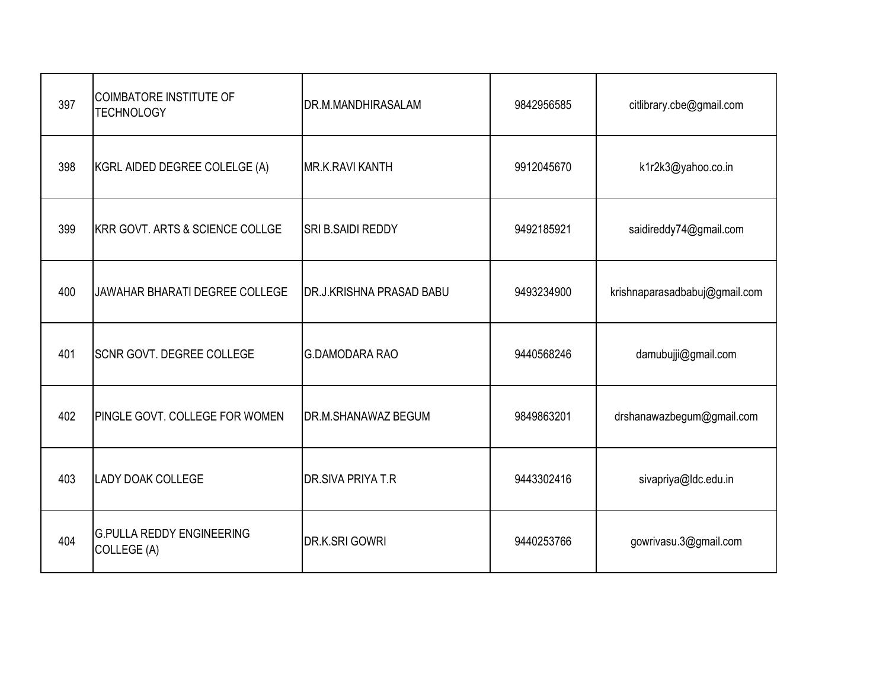| 397 | COIMBATORE INSTITUTE OF TECHNOLOGY | DR.M.MANDHIRASALAM | 9842956585 | citlibrary.cbe@gmail.com |
|---|---|---|---|---|
| 398 | KGRL AIDED DEGREE COLELGE (A) | MR.K.RAVI KANTH | 9912045670 | k1r2k3@yahoo.co.in |
| 399 | KRR GOVT. ARTS & SCIENCE COLLGE | SRI B.SAIDI REDDY | 9492185921 | saidireddy74@gmail.com |
| 400 | JAWAHAR BHARATI DEGREE COLLEGE | DR.J.KRISHNA PRASAD BABU | 9493234900 | krishnaparasadbabuj@gmail.com |
| 401 | SCNR GOVT. DEGREE COLLEGE | G.DAMODARA RAO | 9440568246 | damubujji@gmail.com |
| 402 | PINGLE GOVT. COLLEGE FOR WOMEN | DR.M.SHANAWAZ BEGUM | 9849863201 | drshanawazbegum@gmail.com |
| 403 | LADY DOAK COLLEGE | DR.SIVA PRIYA T.R | 9443302416 | sivapriya@ldc.edu.in |
| 404 | G.PULLA REDDY ENGINEERING COLLEGE (A) | DR.K.SRI GOWRI | 9440253766 | gowrivasu.3@gmail.com |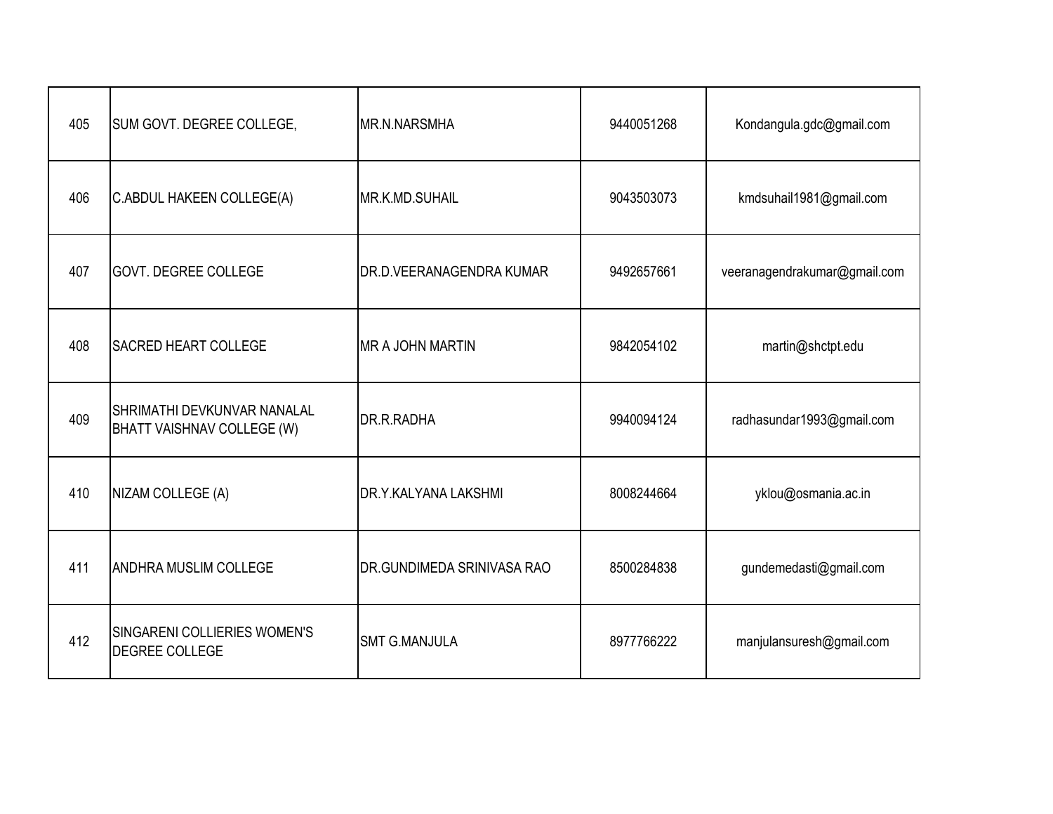| | | | | |
|---|---|---|---|---|
| 405 | SUM GOVT. DEGREE COLLEGE, | MR.N.NARSMHA | 9440051268 | Kondangula.gdc@gmail.com |
| 406 | C.ABDUL HAKEEN COLLEGE(A) | MR.K.MD.SUHAIL | 9043503073 | kmdsuhail1981@gmail.com |
| 407 | GOVT. DEGREE COLLEGE | DR.D.VEERANAGENDRA KUMAR | 9492657661 | veeranagendrakumar@gmail.com |
| 408 | SACRED HEART COLLEGE | MR A JOHN MARTIN | 9842054102 | martin@shctpt.edu |
| 409 | SHRIMATHI DEVKUNVAR NANALAL BHATT VAISHNAV COLLEGE (W) | DR.R.RADHA | 9940094124 | radhasundar1993@gmail.com |
| 410 | NIZAM COLLEGE (A) | DR.Y.KALYANA LAKSHMI | 8008244664 | yklou@osmania.ac.in |
| 411 | ANDHRA MUSLIM COLLEGE | DR.GUNDIMEDA SRINIVASA RAO | 8500284838 | gundemedasti@gmail.com |
| 412 | SINGARENI COLLIERIES WOMEN'S DEGREE COLLEGE | SMT G.MANJULA | 8977766222 | manjulansuresh@gmail.com |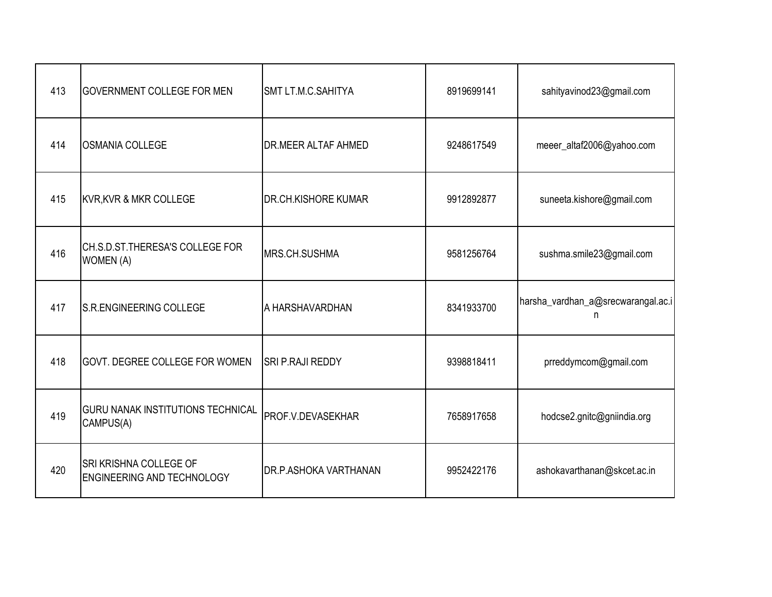| | | | | |
|---|---|---|---|---|
| 413 | GOVERNMENT COLLEGE FOR MEN | SMT LT.M.C.SAHITYA | 8919699141 | sahityavinod23@gmail.com |
| 414 | OSMANIA COLLEGE | DR.MEER ALTAF AHMED | 9248617549 | meeer_altaf2006@yahoo.com |
| 415 | KVR,KVR & MKR COLLEGE | DR.CH.KISHORE KUMAR | 9912892877 | suneeta.kishore@gmail.com |
| 416 | CH.S.D.ST.THERESA'S COLLEGE FOR WOMEN (A) | MRS.CH.SUSHMA | 9581256764 | sushma.smile23@gmail.com |
| 417 | S.R.ENGINEERING COLLEGE | A HARSHAVARDHAN | 8341933700 | harsha_vardhan_a@srecwarangal.ac.in |
| 418 | GOVT. DEGREE COLLEGE FOR WOMEN | SRI P.RAJI REDDY | 9398818411 | prreddymcom@gmail.com |
| 419 | GURU NANAK INSTITUTIONS TECHNICAL CAMPUS(A) | PROF.V.DEVASEKHAR | 7658917658 | hodcse2.gnitc@gniindia.org |
| 420 | SRI KRISHNA COLLEGE OF ENGINEERING AND TECHNOLOGY | DR.P.ASHOKA VARTHANAN | 9952422176 | ashokavarthanan@skcet.ac.in |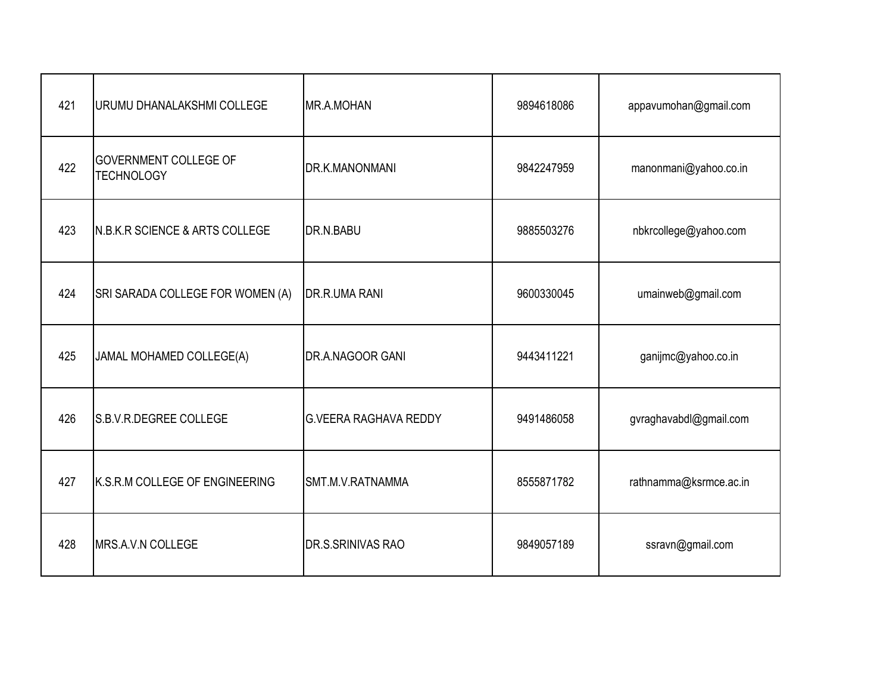| | | | | |
|---|---|---|---|---|
| 421 | URUMU DHANALAKSHMI COLLEGE | MR.A.MOHAN | 9894618086 | appavumohan@gmail.com |
| 422 | GOVERNMENT COLLEGE OF TECHNOLOGY | DR.K.MANONMANI | 9842247959 | manonmani@yahoo.co.in |
| 423 | N.B.K.R SCIENCE & ARTS COLLEGE | DR.N.BABU | 9885503276 | nbkrcollege@yahoo.com |
| 424 | SRI SARADA COLLEGE FOR WOMEN (A) | DR.R.UMA RANI | 9600330045 | umainweb@gmail.com |
| 425 | JAMAL MOHAMED COLLEGE(A) | DR.A.NAGOOR GANI | 9443411221 | ganijmc@yahoo.co.in |
| 426 | S.B.V.R.DEGREE COLLEGE | G.VEERA RAGHAVA REDDY | 9491486058 | gvraghavabdl@gmail.com |
| 427 | K.S.R.M COLLEGE OF ENGINEERING | SMT.M.V.RATNAMMA | 8555871782 | rathnamma@ksrmce.ac.in |
| 428 | MRS.A.V.N COLLEGE | DR.S.SRINIVAS RAO | 9849057189 | ssravn@gmail.com |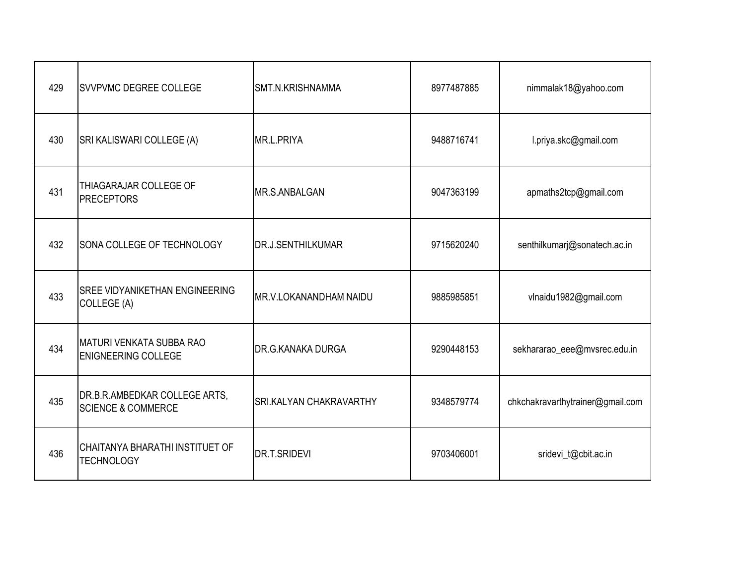| 429 | SVVPVMC DEGREE COLLEGE | SMT.N.KRISHNAMMA | 8977487885 | nimmalak18@yahoo.com |
|---|---|---|---|---|
| 430 | SRI KALISWARI COLLEGE (A) | MR.L.PRIYA | 9488716741 | l.priya.skc@gmail.com |
| 431 | THIAGARAJAR COLLEGE OF PRECEPTORS | MR.S.ANBALGAN | 9047363199 | apmaths2tcp@gmail.com |
| 432 | SONA COLLEGE OF TECHNOLOGY | DR.J.SENTHILKUMAR | 9715620240 | senthilkumarj@sonatech.ac.in |
| 433 | SREE VIDYANIKETHAN ENGINEERING COLLEGE (A) | MR.V.LOKANANDHAM NAIDU | 9885985851 | vlnaidu1982@gmail.com |
| 434 | MATURI VENKATA SUBBA RAO ENIGNEERING COLLEGE | DR.G.KANAKA DURGA | 9290448153 | sekhararao_eee@mvsrec.edu.in |
| 435 | DR.B.R.AMBEDKAR COLLEGE ARTS, SCIENCE & COMMERCE | SRI.KALYAN CHAKRAVARTHY | 9348579774 | chkchakravarthytrainer@gmail.com |
| 436 | CHAITANYA BHARATHI INSTITUET OF TECHNOLOGY | DR.T.SRIDEVI | 9703406001 | sridevi_t@cbit.ac.in |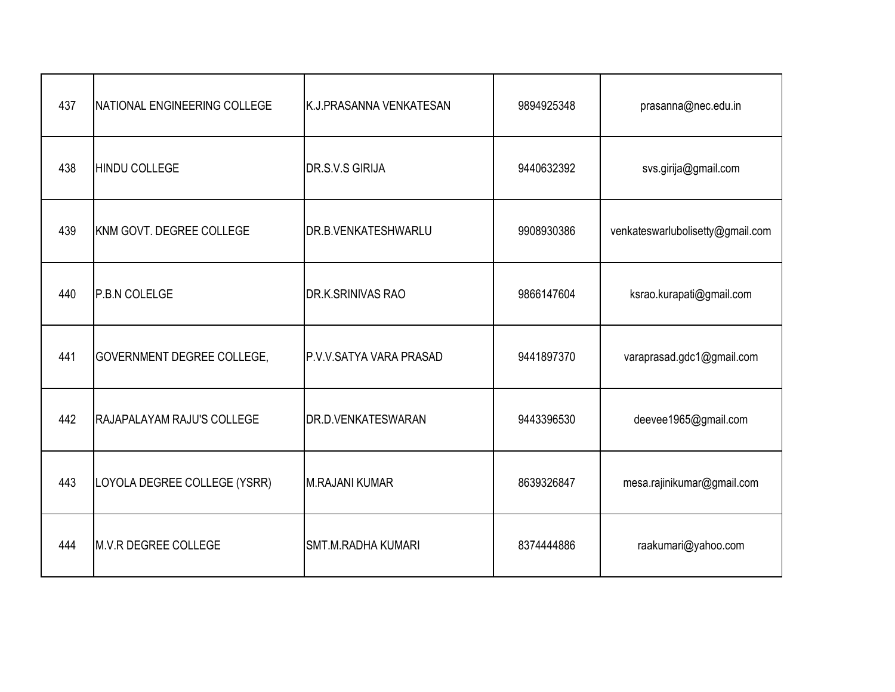| | | | | |
|---|---|---|---|---|
| 437 | NATIONAL ENGINEERING COLLEGE | K.J.PRASANNA VENKATESAN | 9894925348 | prasanna@nec.edu.in |
| 438 | HINDU COLLEGE | DR.S.V.S GIRIJA | 9440632392 | svs.girija@gmail.com |
| 439 | KNM GOVT. DEGREE COLLEGE | DR.B.VENKATESHWARLU | 9908930386 | venkateswarlubolisetty@gmail.com |
| 440 | P.B.N COLELGE | DR.K.SRINIVAS RAO | 9866147604 | ksrao.kurapati@gmail.com |
| 441 | GOVERNMENT DEGREE COLLEGE, | P.V.V.SATYA VARA PRASAD | 9441897370 | varaprasad.gdc1@gmail.com |
| 442 | RAJAPALAYAM RAJU'S COLLEGE | DR.D.VENKATESWARAN | 9443396530 | deevee1965@gmail.com |
| 443 | LOYOLA DEGREE COLLEGE (YSRR) | M.RAJANI KUMAR | 8639326847 | mesa.rajinikumar@gmail.com |
| 444 | M.V.R DEGREE COLLEGE | SMT.M.RADHA KUMARI | 8374444886 | raakumari@yahoo.com |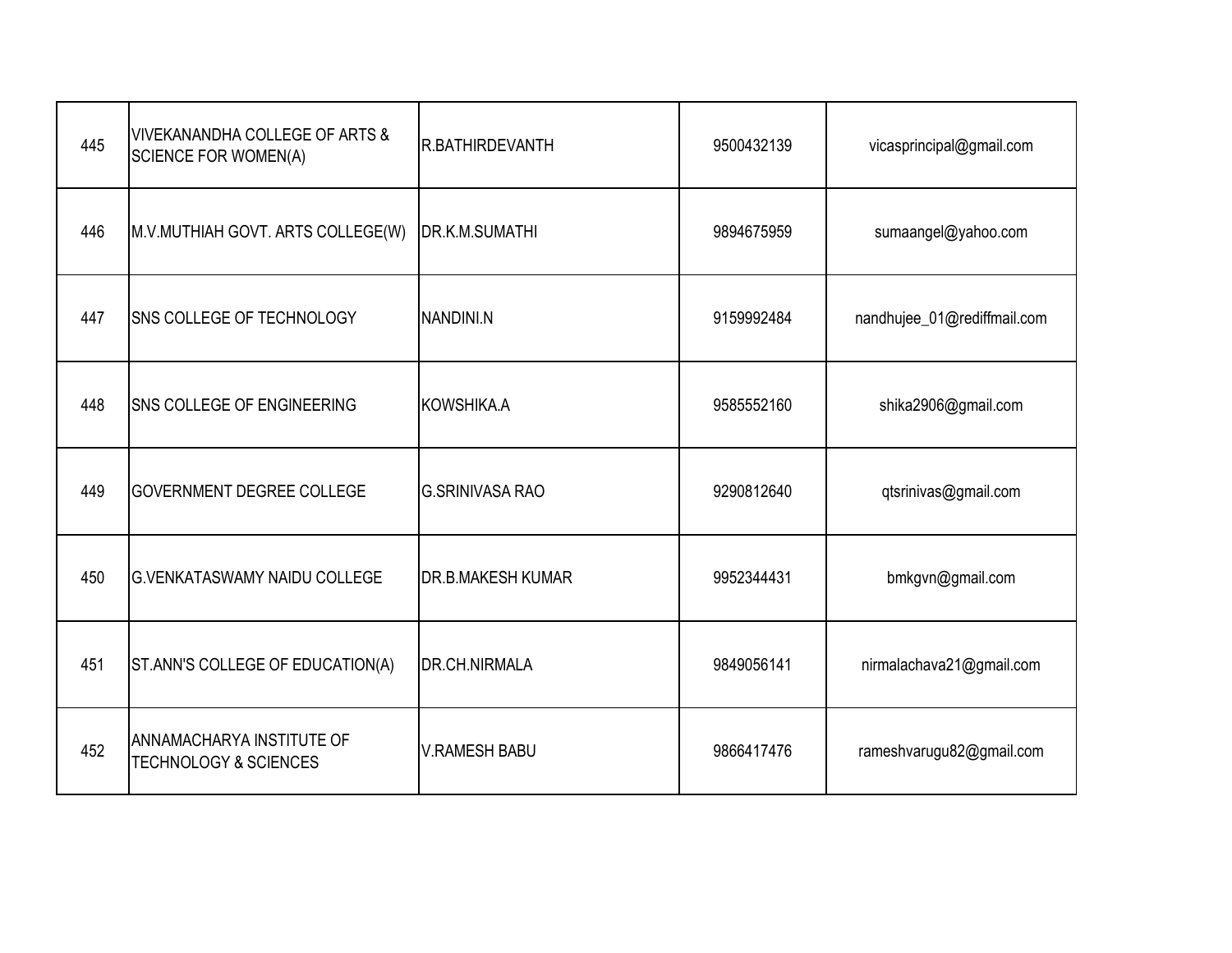| 445 | VIVEKANANDHA COLLEGE OF ARTS & SCIENCE FOR WOMEN(A) | R.BATHIRDEVANTH | 9500432139 | vicasprincipal@gmail.com |
|---|---|---|---|---|
| 446 | M.V.MUTHIAH GOVT. ARTS COLLEGE(W) | DR.K.M.SUMATHI | 9894675959 | sumaangel@yahoo.com |
| 447 | SNS COLLEGE OF TECHNOLOGY | NANDINI.N | 9159992484 | nandhujee_01@rediffmail.com |
| 448 | SNS COLLEGE OF ENGINEERING | KOWSHIKA.A | 9585552160 | shika2906@gmail.com |
| 449 | GOVERNMENT DEGREE COLLEGE | G.SRINIVASA RAO | 9290812640 | qtsrinivas@gmail.com |
| 450 | G.VENKATASWAMY NAIDU COLLEGE | DR.B.MAKESH KUMAR | 9952344431 | bmkgvn@gmail.com |
| 451 | ST.ANN'S COLLEGE OF EDUCATION(A) | DR.CH.NIRMALA | 9849056141 | nirmalachava21@gmail.com |
| 452 | ANNAMACHARYA INSTITUTE OF TECHNOLOGY & SCIENCES | V.RAMESH BABU | 9866417476 | rameshvarugu82@gmail.com |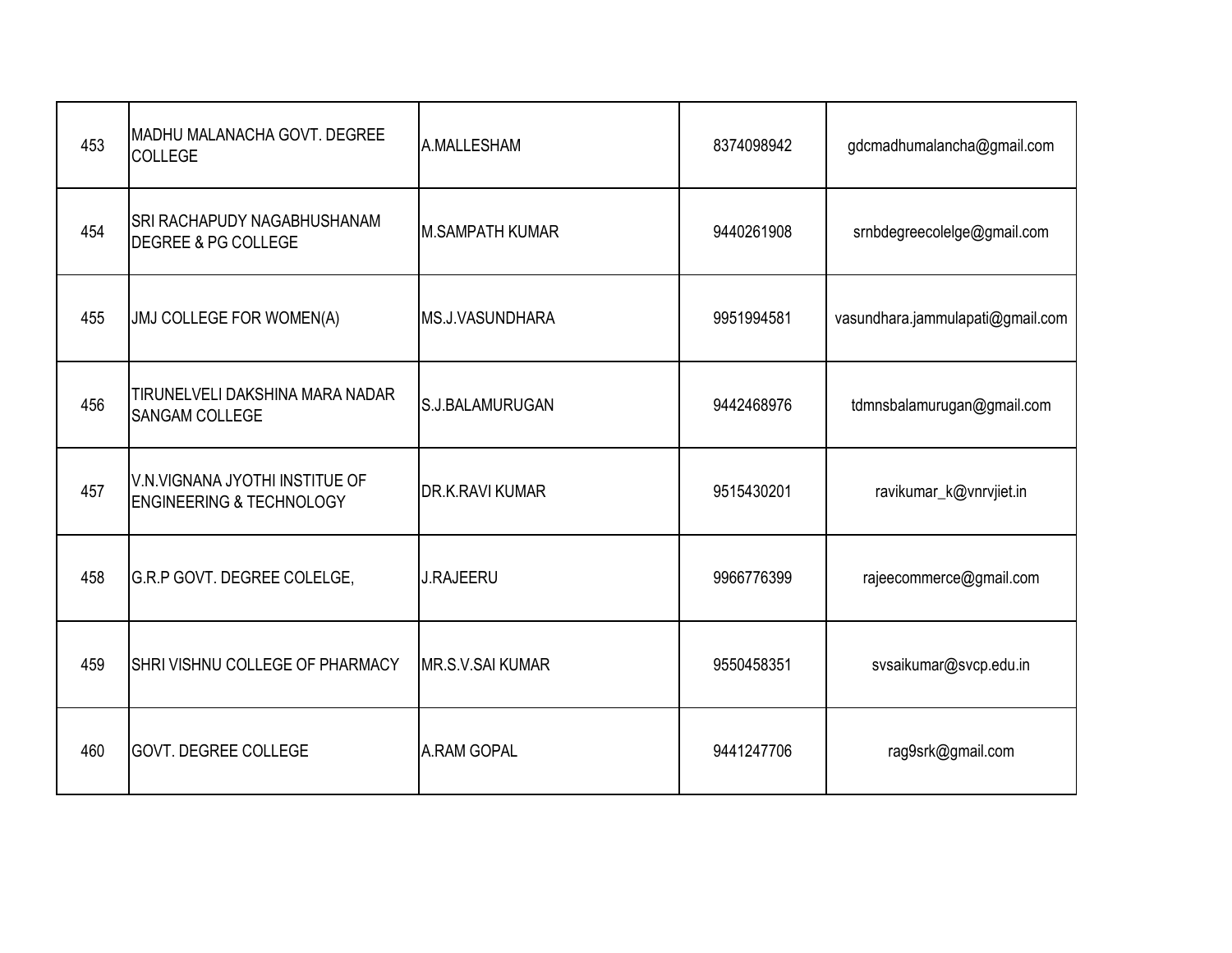| 453 | MADHU MALANACHA GOVT. DEGREE COLLEGE | A.MALLESHAM | 8374098942 | gdcmadhumalancha@gmail.com |
|---|---|---|---|---|
| 454 | SRI RACHAPUDY NAGABHUSHANAM DEGREE & PG COLLEGE | M.SAMPATH KUMAR | 9440261908 | srnbdegreecolelge@gmail.com |
| 455 | JMJ COLLEGE FOR WOMEN(A) | MS.J.VASUNDHARA | 9951994581 | vasundhara.jammulapati@gmail.com |
| 456 | TIRUNELVELI DAKSHINA MARA NADAR SANGAM COLLEGE | S.J.BALAMURUGAN | 9442468976 | tdmnsbalamurugan@gmail.com |
| 457 | V.N.VIGNANA JYOTHI INSTITUE OF ENGINEERING & TECHNOLOGY | DR.K.RAVI KUMAR | 9515430201 | ravikumar_k@vnrvjiet.in |
| 458 | G.R.P GOVT. DEGREE COLELGE, | J.RAJEERU | 9966776399 | rajeecommerce@gmail.com |
| 459 | SHRI VISHNU COLLEGE OF PHARMACY | MR.S.V.SAI KUMAR | 9550458351 | svsaikumar@svcp.edu.in |
| 460 | GOVT. DEGREE COLLEGE | A.RAM GOPAL | 9441247706 | rag9srk@gmail.com |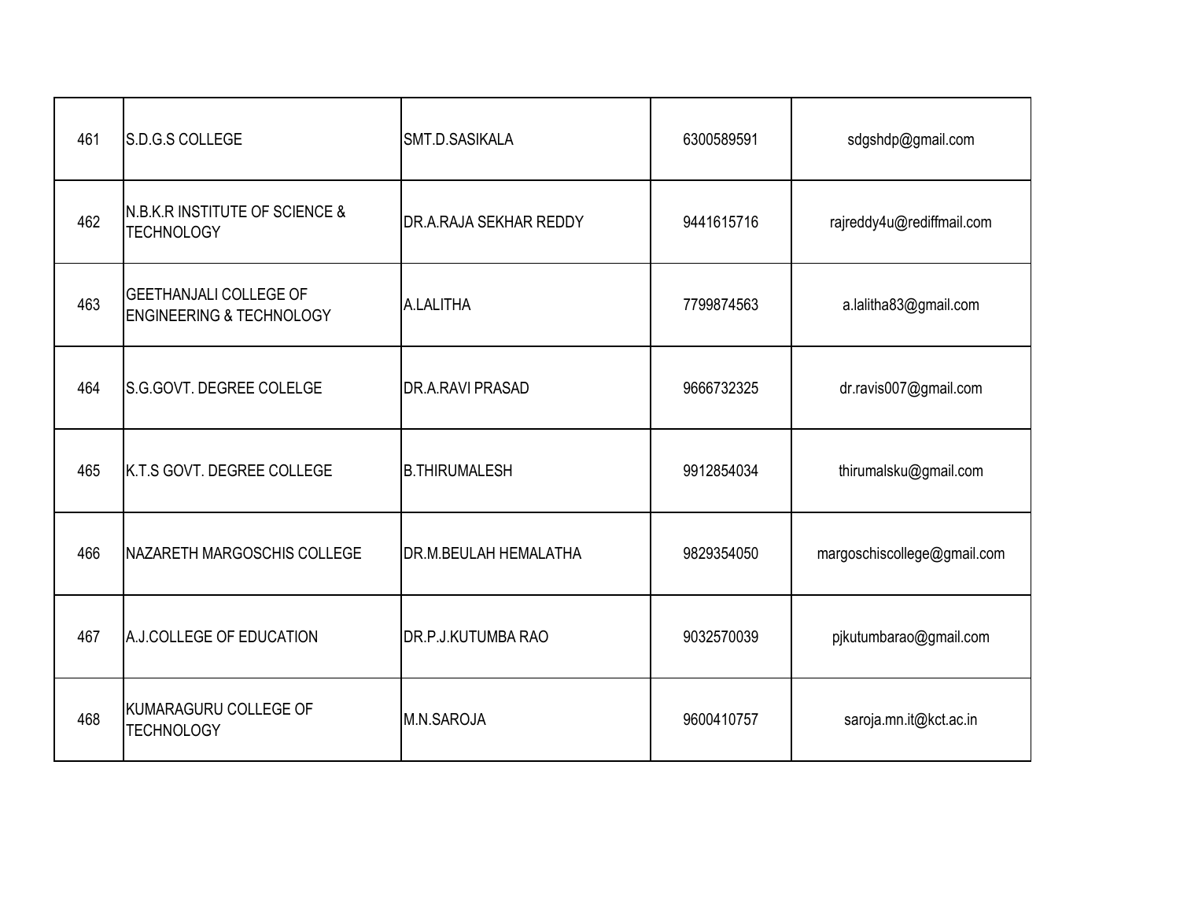| | | | | |
|---|---|---|---|---|
| 461 | S.D.G.S COLLEGE | SMT.D.SASIKALA | 6300589591 | sdgshdp@gmail.com |
| 462 | N.B.K.R INSTITUTE OF SCIENCE & TECHNOLOGY | DR.A.RAJA SEKHAR REDDY | 9441615716 | rajreddy4u@rediffmail.com |
| 463 | GEETHANJALI COLLEGE OF ENGINEERING & TECHNOLOGY | A.LALITHA | 7799874563 | a.lalitha83@gmail.com |
| 464 | S.G.GOVT. DEGREE COLELGE | DR.A.RAVI PRASAD | 9666732325 | dr.ravis007@gmail.com |
| 465 | K.T.S GOVT. DEGREE COLLEGE | B.THIRUMALESH | 9912854034 | thirumalsku@gmail.com |
| 466 | NAZARETH MARGOSCHIS COLLEGE | DR.M.BEULAH HEMALATHA | 9829354050 | margoschiscollege@gmail.com |
| 467 | A.J.COLLEGE OF EDUCATION | DR.P.J.KUTUMBA RAO | 9032570039 | pjkutumbarao@gmail.com |
| 468 | KUMARAGURU COLLEGE OF TECHNOLOGY | M.N.SAROJA | 9600410757 | saroja.mn.it@kct.ac.in |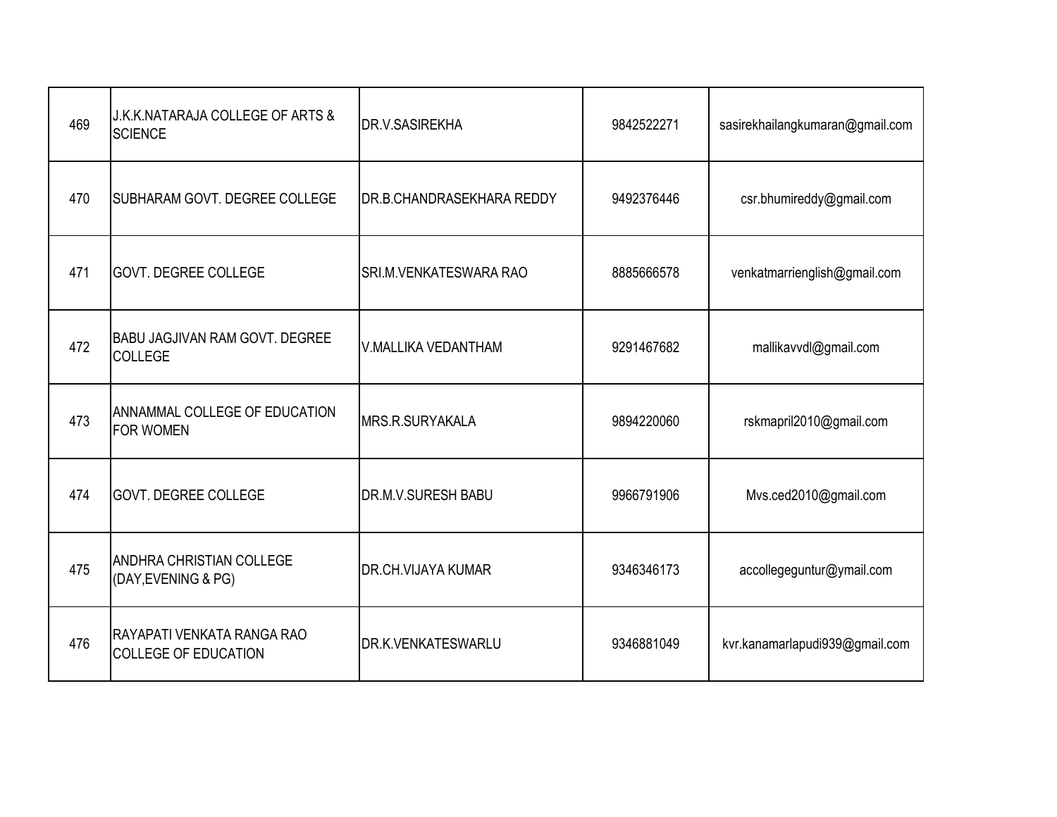| | | | | |
|---|---|---|---|---|
| 469 | J.K.K.NATARAJA COLLEGE OF ARTS & SCIENCE | DR.V.SASIREKHA | 9842522271 | sasirekhailangkumaran@gmail.com |
| 470 | SUBHARAM GOVT. DEGREE COLLEGE | DR.B.CHANDRASEKHARA REDDY | 9492376446 | csr.bhumireddy@gmail.com |
| 471 | GOVT. DEGREE COLLEGE | SRI.M.VENKATESWARA RAO | 8885666578 | venkatmarrienglish@gmail.com |
| 472 | BABU JAGJIVAN RAM GOVT. DEGREE COLLEGE | V.MALLIKA VEDANTHAM | 9291467682 | mallikavvdl@gmail.com |
| 473 | ANNAMMAL COLLEGE OF EDUCATION FOR WOMEN | MRS.R.SURYAKALA | 9894220060 | rskmapril2010@gmail.com |
| 474 | GOVT. DEGREE COLLEGE | DR.M.V.SURESH BABU | 9966791906 | Mvs.ced2010@gmail.com |
| 475 | ANDHRA CHRISTIAN COLLEGE (DAY,EVENING & PG) | DR.CH.VIJAYA KUMAR | 9346346173 | accollegeguntur@ymail.com |
| 476 | RAYAPATI VENKATA RANGA RAO COLLEGE OF EDUCATION | DR.K.VENKATESWARLU | 9346881049 | kvr.kanamarlapudi939@gmail.com |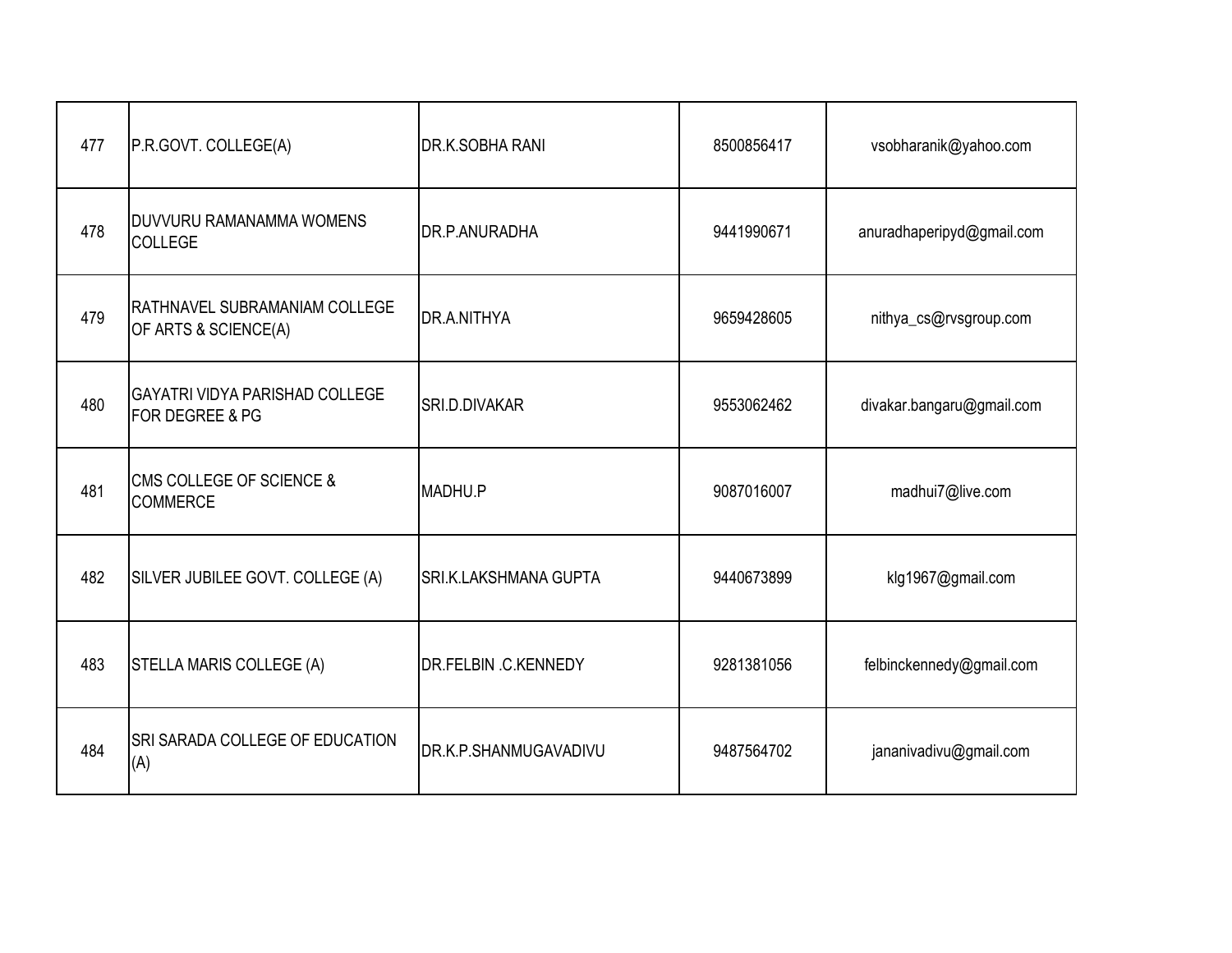| | | | | |
|---|---|---|---|---|
| 477 | P.R.GOVT. COLLEGE(A) | DR.K.SOBHA RANI | 8500856417 | vsobharanik@yahoo.com |
| 478 | DUVVURU RAMANAMMA WOMENS COLLEGE | DR.P.ANURADHA | 9441990671 | anuradhaperipyd@gmail.com |
| 479 | RATHNAVEL SUBRAMANIAM COLLEGE OF ARTS & SCIENCE(A) | DR.A.NITHYA | 9659428605 | nithya_cs@rvsgroup.com |
| 480 | GAYATRI VIDYA PARISHAD COLLEGE FOR DEGREE & PG | SRI.D.DIVAKAR | 9553062462 | divakar.bangaru@gmail.com |
| 481 | CMS COLLEGE OF SCIENCE & COMMERCE | MADHU.P | 9087016007 | madhui7@live.com |
| 482 | SILVER JUBILEE GOVT. COLLEGE (A) | SRI.K.LAKSHMANA GUPTA | 9440673899 | klg1967@gmail.com |
| 483 | STELLA MARIS COLLEGE (A) | DR.FELBIN .C.KENNEDY | 9281381056 | felbinckennedy@gmail.com |
| 484 | SRI SARADA COLLEGE OF EDUCATION (A) | DR.K.P.SHANMUGAVADIVU | 9487564702 | jananivadivu@gmail.com |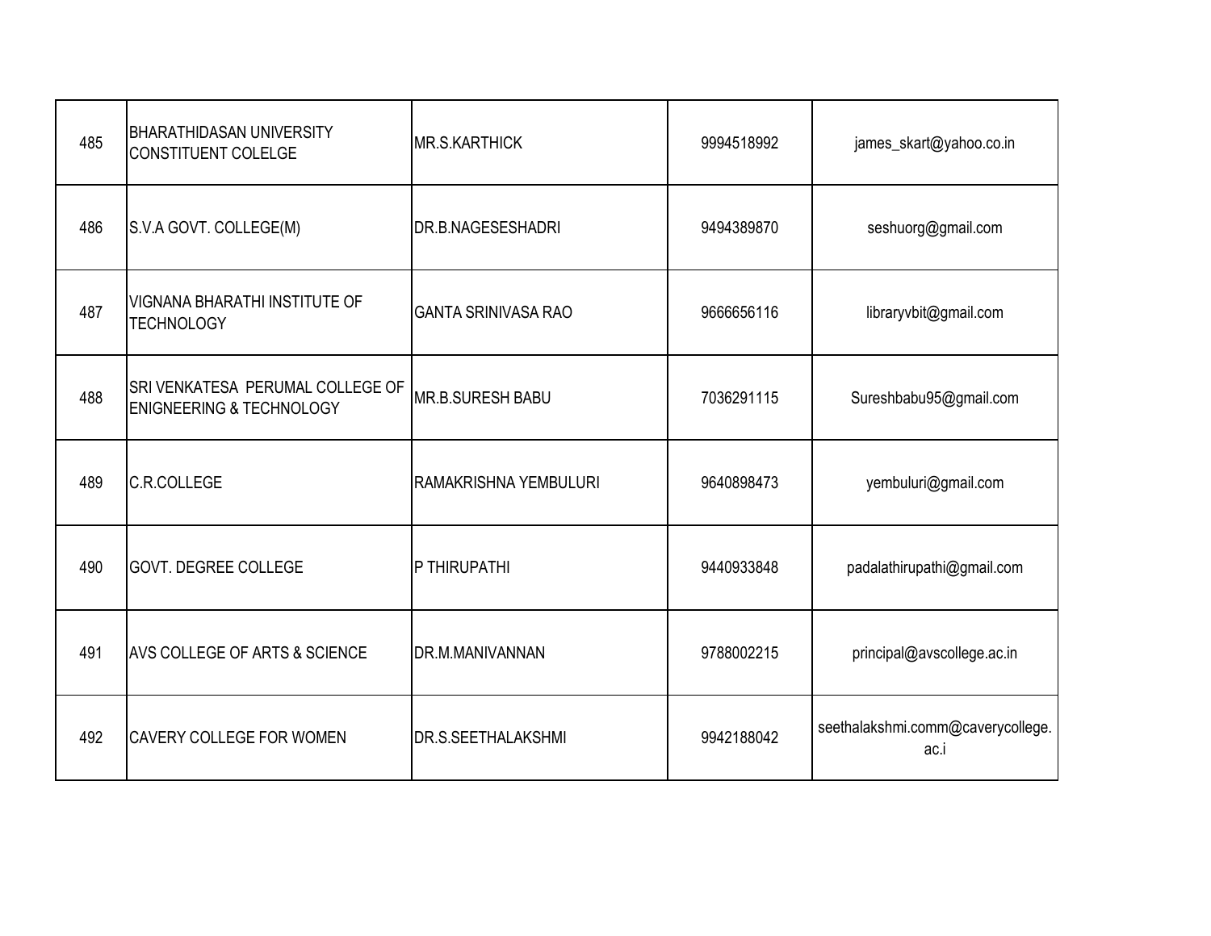| | | | | |
|---|---|---|---|---|
| 485 | BHARATHIDASAN UNIVERSITY CONSTITUENT COLELGE | MR.S.KARTHICK | 9994518992 | james_skart@yahoo.co.in |
| 486 | S.V.A GOVT. COLLEGE(M) | DR.B.NAGESESHADRI | 9494389870 | seshuorg@gmail.com |
| 487 | VIGNANA BHARATHI INSTITUTE OF TECHNOLOGY | GANTA SRINIVASA RAO | 9666656116 | libraryvbit@gmail.com |
| 488 | SRI VENKATESA PERUMAL COLLEGE OF ENIGNEERING & TECHNOLOGY | MR.B.SURESH BABU | 7036291115 | Sureshbabu95@gmail.com |
| 489 | C.R.COLLEGE | RAMAKRISHNA YEMBULURI | 9640898473 | yembuluri@gmail.com |
| 490 | GOVT. DEGREE COLLEGE | P THIRUPATHI | 9440933848 | padalathirupathi@gmail.com |
| 491 | AVS COLLEGE OF ARTS & SCIENCE | DR.M.MANIVANNAN | 9788002215 | principal@avscollege.ac.in |
| 492 | CAVERY COLLEGE FOR WOMEN | DR.S.SEETHALAKSHMI | 9942188042 | seethalakshmi.comm@caverycollege.ac.i |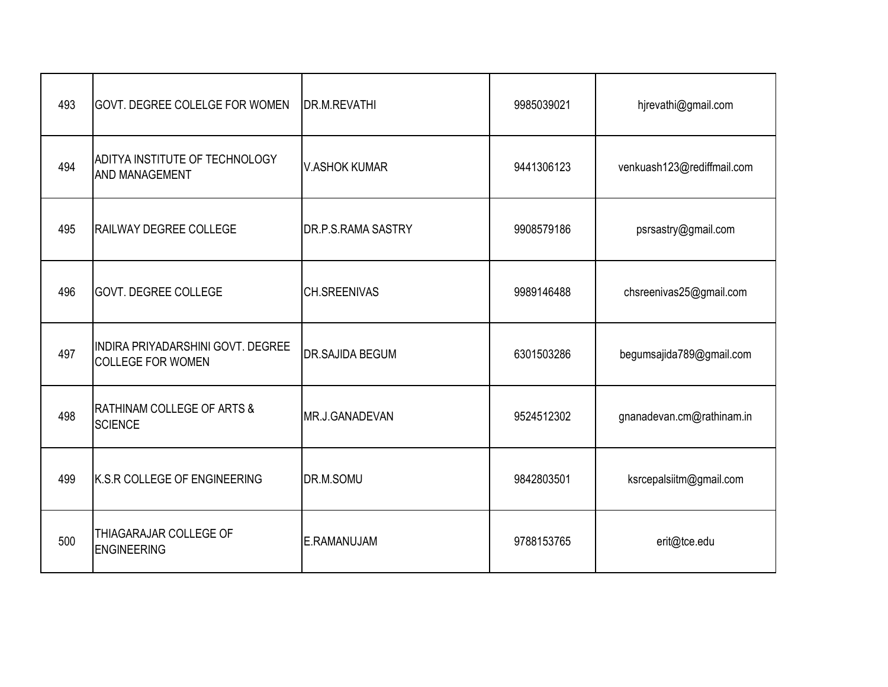| | | | | |
|---|---|---|---|---|
| 493 | GOVT. DEGREE COLELGE FOR WOMEN | DR.M.REVATHI | 9985039021 | hjrevathi@gmail.com |
| 494 | ADITYA INSTITUTE OF TECHNOLOGY AND MANAGEMENT | V.ASHOK KUMAR | 9441306123 | venkuash123@rediffmail.com |
| 495 | RAILWAY DEGREE COLLEGE | DR.P.S.RAMA SASTRY | 9908579186 | psrsastry@gmail.com |
| 496 | GOVT. DEGREE COLLEGE | CH.SREENIVAS | 9989146488 | chsreenivas25@gmail.com |
| 497 | INDIRA PRIYADARSHINI GOVT. DEGREE COLLEGE FOR WOMEN | DR.SAJIDA BEGUM | 6301503286 | begumsajida789@gmail.com |
| 498 | RATHINAM COLLEGE OF ARTS & SCIENCE | MR.J.GANADEVAN | 9524512302 | gnanadevan.cm@rathinam.in |
| 499 | K.S.R COLLEGE OF ENGINEERING | DR.M.SOMU | 9842803501 | ksrcepalsiitm@gmail.com |
| 500 | THIAGARAJAR COLLEGE OF ENGINEERING | E.RAMANUJAM | 9788153765 | erit@tce.edu |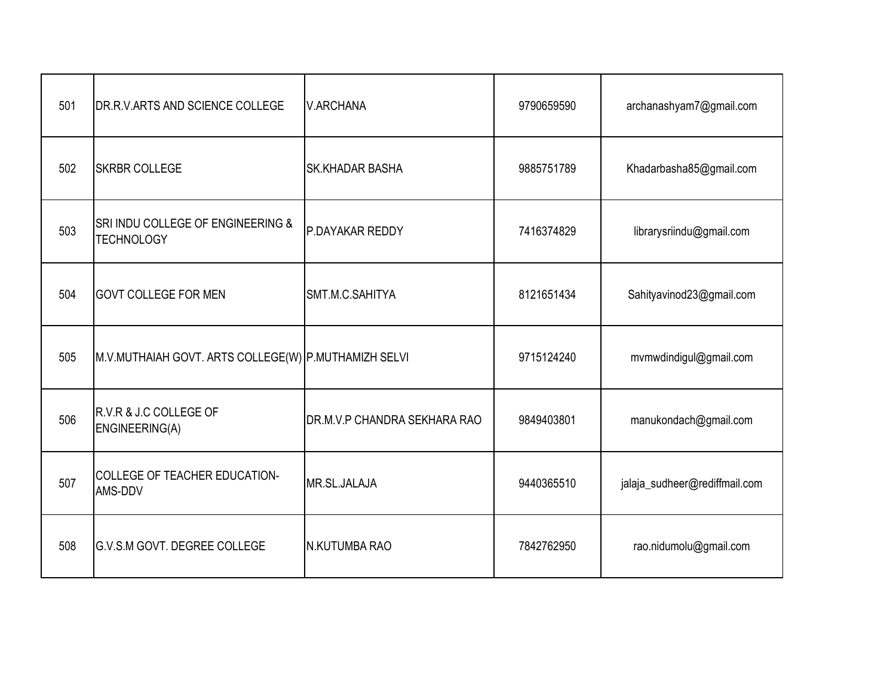| | | | | |
|---|---|---|---|---|
| 501 | DR.R.V.ARTS AND SCIENCE COLLEGE | V.ARCHANA | 9790659590 | archanashyam7@gmail.com |
| 502 | SKRBR COLLEGE | SK.KHADAR BASHA | 9885751789 | Khadarbasha85@gmail.com |
| 503 | SRI INDU COLLEGE OF ENGINEERING & TECHNOLOGY | P.DAYAKAR REDDY | 7416374829 | librarysriindu@gmail.com |
| 504 | GOVT COLLEGE FOR MEN | SMT.M.C.SAHITYA | 8121651434 | Sahityavinod23@gmail.com |
| 505 | M.V.MUTHAIAH GOVT. ARTS COLLEGE(W) | P.MUTHAMIZH SELVI | 9715124240 | mvmwdindigul@gmail.com |
| 506 | R.V.R & J.C COLLEGE OF ENGINEERING(A) | DR.M.V.P CHANDRA SEKHARA RAO | 9849403801 | manukondach@gmail.com |
| 507 | COLLEGE OF TEACHER EDUCATION-AMS-DDV | MR.SL.JALAJA | 9440365510 | jalaja_sudheer@rediffmail.com |
| 508 | G.V.S.M GOVT. DEGREE COLLEGE | N.KUTUMBA RAO | 7842762950 | rao.nidumolu@gmail.com |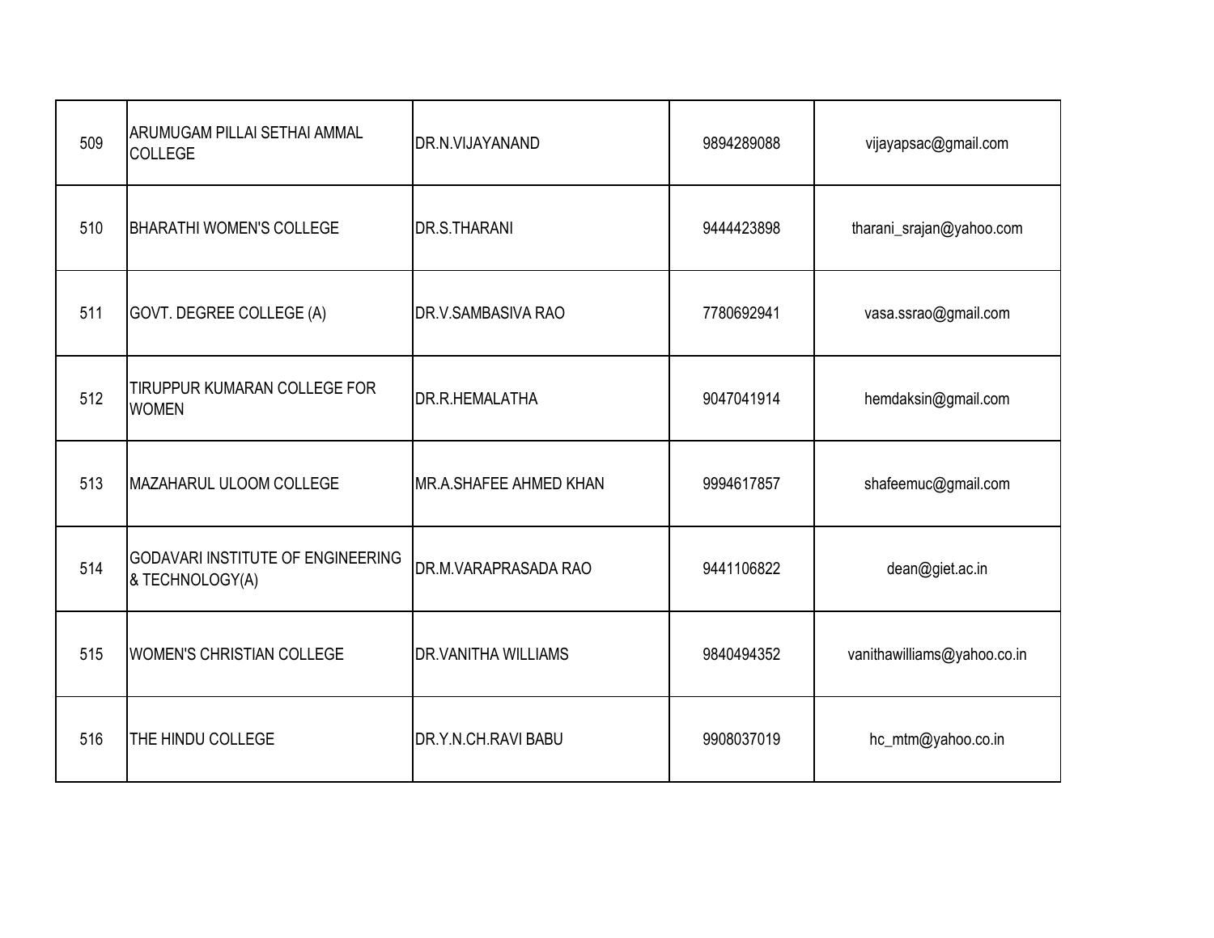| 509 | ARUMUGAM PILLAI SETHAI AMMAL COLLEGE | DR.N.VIJAYANAND | 9894289088 | vijayapsac@gmail.com |
|---|---|---|---|---|
| 510 | BHARATHI WOMEN'S COLLEGE | DR.S.THARANI | 9444423898 | tharani_srajan@yahoo.com |
| 511 | GOVT. DEGREE COLLEGE (A) | DR.V.SAMBASIVA RAO | 7780692941 | vasa.ssrao@gmail.com |
| 512 | TIRUPPUR KUMARAN COLLEGE FOR WOMEN | DR.R.HEMALATHA | 9047041914 | hemdaksin@gmail.com |
| 513 | MAZAHARUL ULOOM COLLEGE | MR.A.SHAFEE AHMED KHAN | 9994617857 | shafeemuc@gmail.com |
| 514 | GODAVARI INSTITUTE OF ENGINEERING & TECHNOLOGY(A) | DR.M.VARAPRASADA RAO | 9441106822 | dean@giet.ac.in |
| 515 | WOMEN'S CHRISTIAN COLLEGE | DR.VANITHA WILLIAMS | 9840494352 | vanithawilliams@yahoo.co.in |
| 516 | THE HINDU COLLEGE | DR.Y.N.CH.RAVI BABU | 9908037019 | hc_mtm@yahoo.co.in |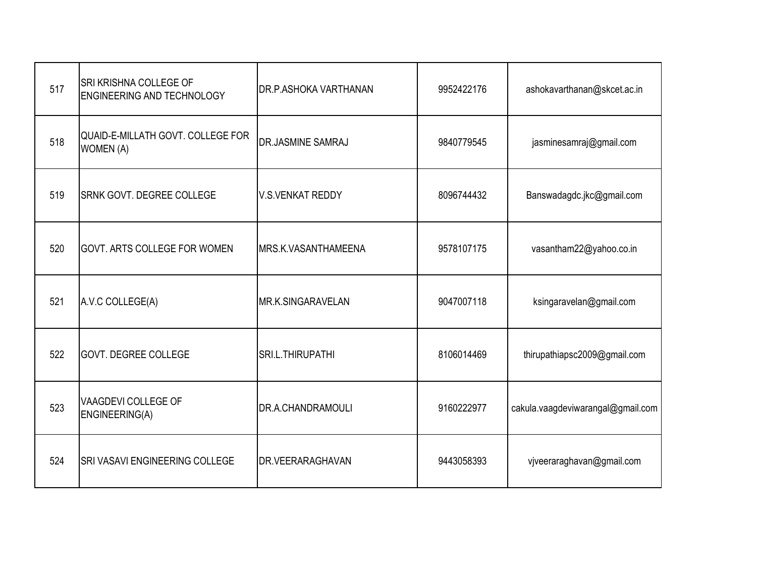| 517 | SRI KRISHNA COLLEGE OF ENGINEERING AND TECHNOLOGY | DR.P.ASHOKA VARTHANAN | 9952422176 | ashokavarthanan@skcet.ac.in |
|---|---|---|---|---|
| 518 | QUAID-E-MILLATH GOVT. COLLEGE FOR WOMEN (A) | DR.JASMINE SAMRAJ | 9840779545 | jasminesamraj@gmail.com |
| 519 | SRNK GOVT. DEGREE COLLEGE | V.S.VENKAT REDDY | 8096744432 | Banswadagdc.jkc@gmail.com |
| 520 | GOVT. ARTS COLLEGE FOR WOMEN | MRS.K.VASANTHAMEENA | 9578107175 | vasantham22@yahoo.co.in |
| 521 | A.V.C COLLEGE(A) | MR.K.SINGARAVELAN | 9047007118 | ksingaravelan@gmail.com |
| 522 | GOVT. DEGREE COLLEGE | SRI.L.THIRUPATHI | 8106014469 | thirupathiapsc2009@gmail.com |
| 523 | VAAGDEVI COLLEGE OF ENGINEERING(A) | DR.A.CHANDRAMOULI | 9160222977 | cakula.vaagdeviwarangal@gmail.com |
| 524 | SRI VASAVI ENGINEERING COLLEGE | DR.VEERARAGHAVAN | 9443058393 | vjveeraraghavan@gmail.com |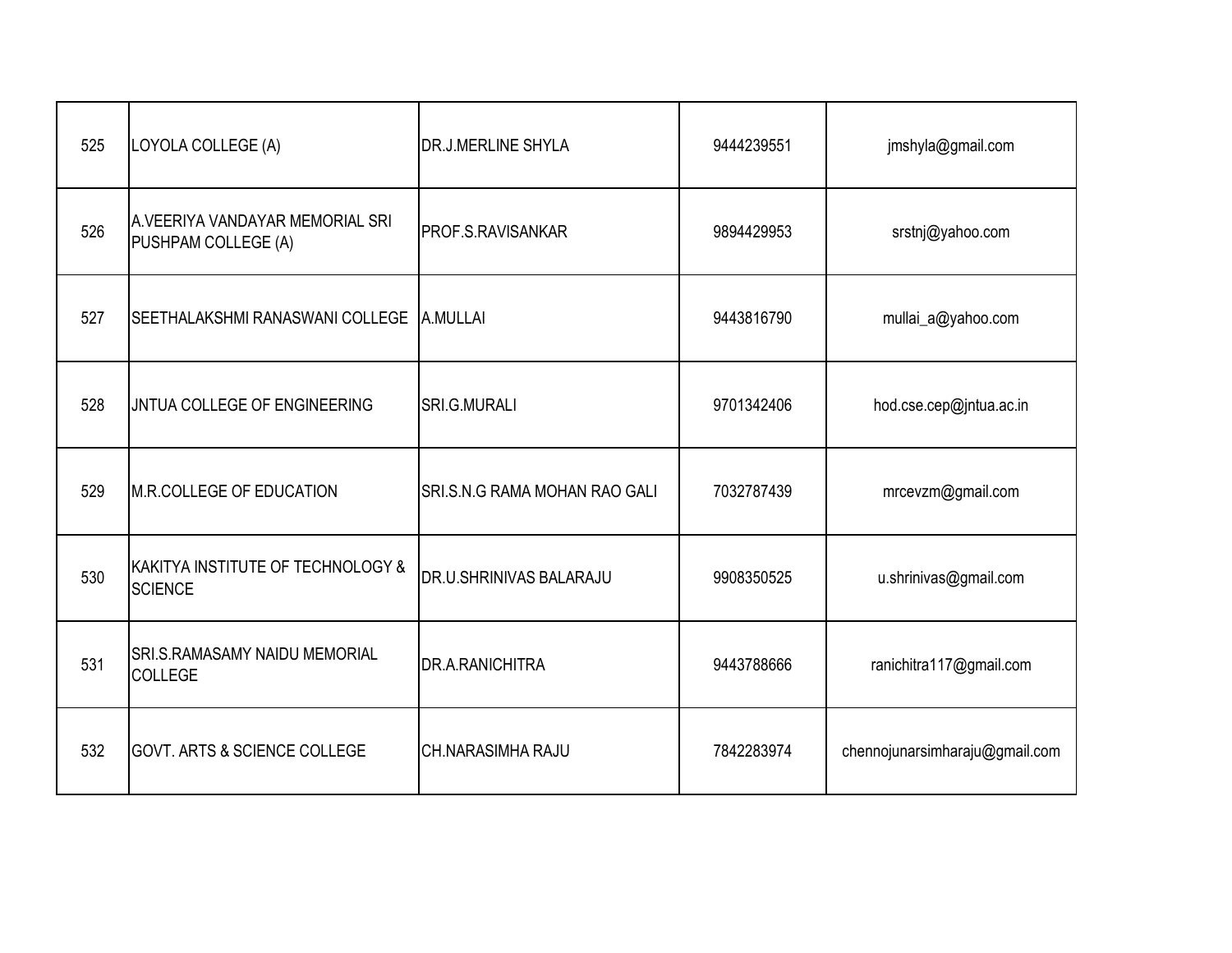| 525 | LOYOLA COLLEGE (A) | DR.J.MERLINE SHYLA | 9444239551 | jmshyla@gmail.com |
|---|---|---|---|---|
| 526 | A.VEERIYA VANDAYAR MEMORIAL SRI PUSHPAM COLLEGE (A) | PROF.S.RAVISANKAR | 9894429953 | srstnj@yahoo.com |
| 527 | SEETHALAKSHMI RANASWANI COLLEGE | A.MULLAI | 9443816790 | mullai_a@yahoo.com |
| 528 | JNTUA COLLEGE OF ENGINEERING | SRI.G.MURALI | 9701342406 | hod.cse.cep@jntua.ac.in |
| 529 | M.R.COLLEGE OF EDUCATION | SRI.S.N.G RAMA MOHAN RAO GALI | 7032787439 | mrcevzm@gmail.com |
| 530 | KAKITYA INSTITUTE OF TECHNOLOGY & SCIENCE | DR.U.SHRINIVAS BALARAJU | 9908350525 | u.shrinivas@gmail.com |
| 531 | SRI.S.RAMASAMY NAIDU MEMORIAL COLLEGE | DR.A.RANICHITRA | 9443788666 | ranichitra117@gmail.com |
| 532 | GOVT. ARTS & SCIENCE COLLEGE | CH.NARASIMHA RAJU | 7842283974 | chennojunarsimharaju@gmail.com |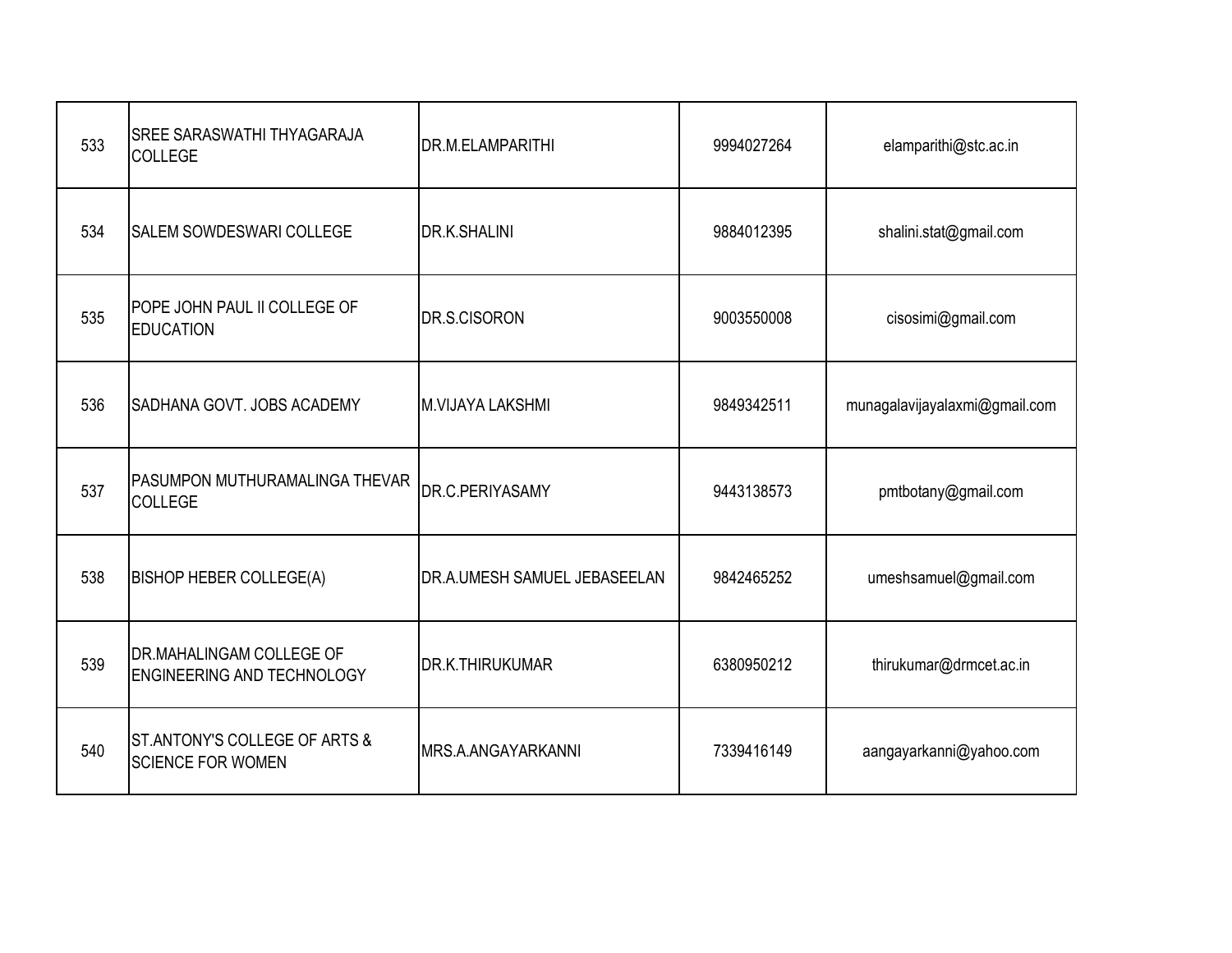| | | | | |
|---|---|---|---|---|
| 533 | SREE SARASWATHI THYAGARAJA COLLEGE | DR.M.ELAMPARITHI | 9994027264 | elamparithi@stc.ac.in |
| 534 | SALEM SOWDESWARI COLLEGE | DR.K.SHALINI | 9884012395 | shalini.stat@gmail.com |
| 535 | POPE JOHN PAUL II COLLEGE OF EDUCATION | DR.S.CISORON | 9003550008 | cisosimi@gmail.com |
| 536 | SADHANA GOVT. JOBS ACADEMY | M.VIJAYA LAKSHMI | 9849342511 | munagalavijayalaxmi@gmail.com |
| 537 | PASUMPON MUTHURAMALINGA THEVAR COLLEGE | DR.C.PERIYASAMY | 9443138573 | pmtbotany@gmail.com |
| 538 | BISHOP HEBER COLLEGE(A) | DR.A.UMESH SAMUEL JEBASEELAN | 9842465252 | umeshsamuel@gmail.com |
| 539 | DR.MAHALINGAM COLLEGE OF ENGINEERING AND TECHNOLOGY | DR.K.THIRUKUMAR | 6380950212 | thirukumar@drmcet.ac.in |
| 540 | ST.ANTONY'S COLLEGE OF ARTS & SCIENCE FOR WOMEN | MRS.A.ANGAYARKANNI | 7339416149 | aangayarkanni@yahoo.com |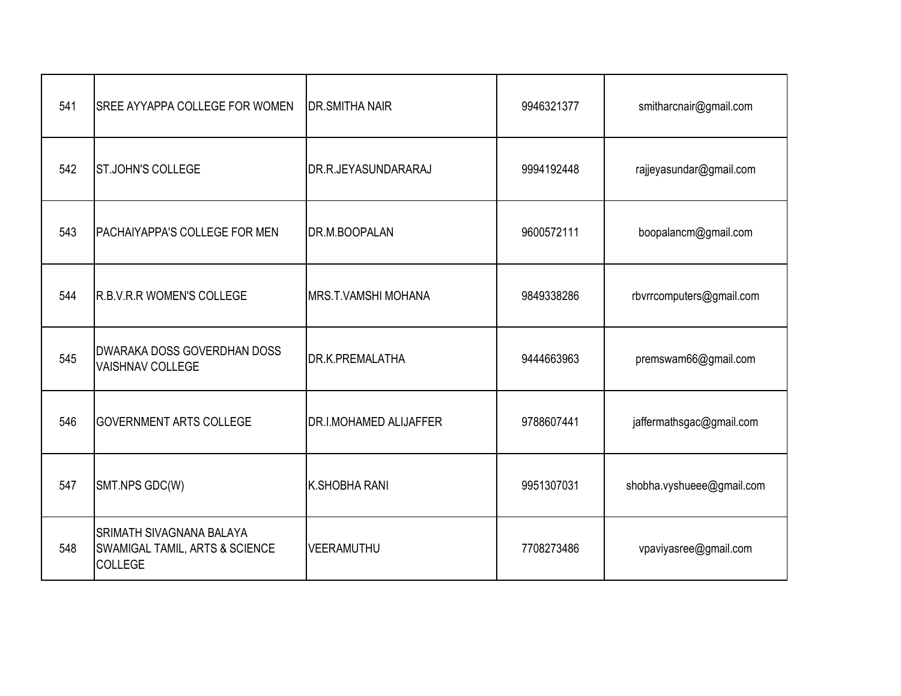| 541 | SREE AYYAPPA COLLEGE FOR WOMEN | DR.SMITHA NAIR | 9946321377 | smitharcnair@gmail.com |
|---|---|---|---|---|
| 542 | ST.JOHN'S COLLEGE | DR.R.JEYASUNDARARAJ | 9994192448 | rajjeyasundar@gmail.com |
| 543 | PACHAIYAPPA'S COLLEGE FOR MEN | DR.M.BOOPALAN | 9600572111 | boopalancm@gmail.com |
| 544 | R.B.V.R.R WOMEN'S COLLEGE | MRS.T.VAMSHI MOHANA | 9849338286 | rbvrrcomputers@gmail.com |
| 545 | DWARAKA DOSS GOVERDHAN DOSS VAISHNAV COLLEGE | DR.K.PREMALATHA | 9444663963 | premswam66@gmail.com |
| 546 | GOVERNMENT ARTS COLLEGE | DR.I.MOHAMED ALIJAFFER | 9788607441 | jaffermathsgac@gmail.com |
| 547 | SMT.NPS GDC(W) | K.SHOBHA RANI | 9951307031 | shobha.vyshueee@gmail.com |
| 548 | SRIMATH SIVAGNANA BALAYA SWAMIGAL TAMIL, ARTS & SCIENCE COLLEGE | VEERAMUTHU | 7708273486 | vpaviyasree@gmail.com |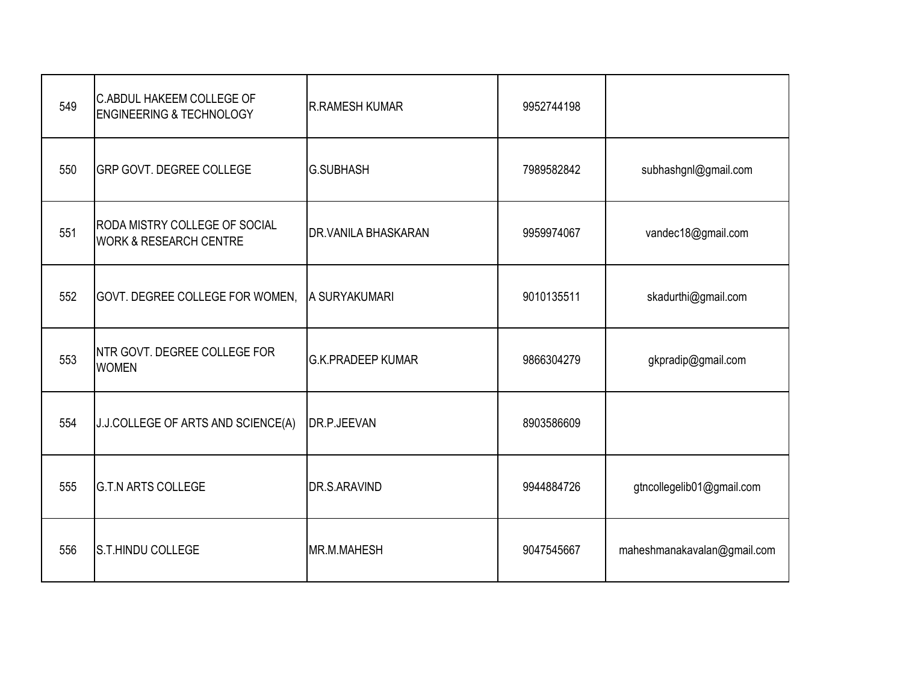| | | | | |
|---|---|---|---|---|
| 549 | C.ABDUL HAKEEM COLLEGE OF ENGINEERING & TECHNOLOGY | R.RAMESH KUMAR | 9952744198 | |
| 550 | GRP GOVT. DEGREE COLLEGE | G.SUBHASH | 7989582842 | subhashgnl@gmail.com |
| 551 | RODA MISTRY COLLEGE OF SOCIAL WORK & RESEARCH CENTRE | DR.VANILA BHASKARAN | 9959974067 | vandec18@gmail.com |
| 552 | GOVT. DEGREE COLLEGE FOR WOMEN, | A SURYAKUMARI | 9010135511 | skadurthi@gmail.com |
| 553 | NTR GOVT. DEGREE COLLEGE FOR WOMEN | G.K.PRADEEP KUMAR | 9866304279 | gkpradip@gmail.com |
| 554 | J.J.COLLEGE OF ARTS AND SCIENCE(A) | DR.P.JEEVAN | 8903586609 | |
| 555 | G.T.N ARTS COLLEGE | DR.S.ARAVIND | 9944884726 | gtncollegelib01@gmail.com |
| 556 | S.T.HINDU COLLEGE | MR.M.MAHESH | 9047545667 | maheshmanakavalan@gmail.com |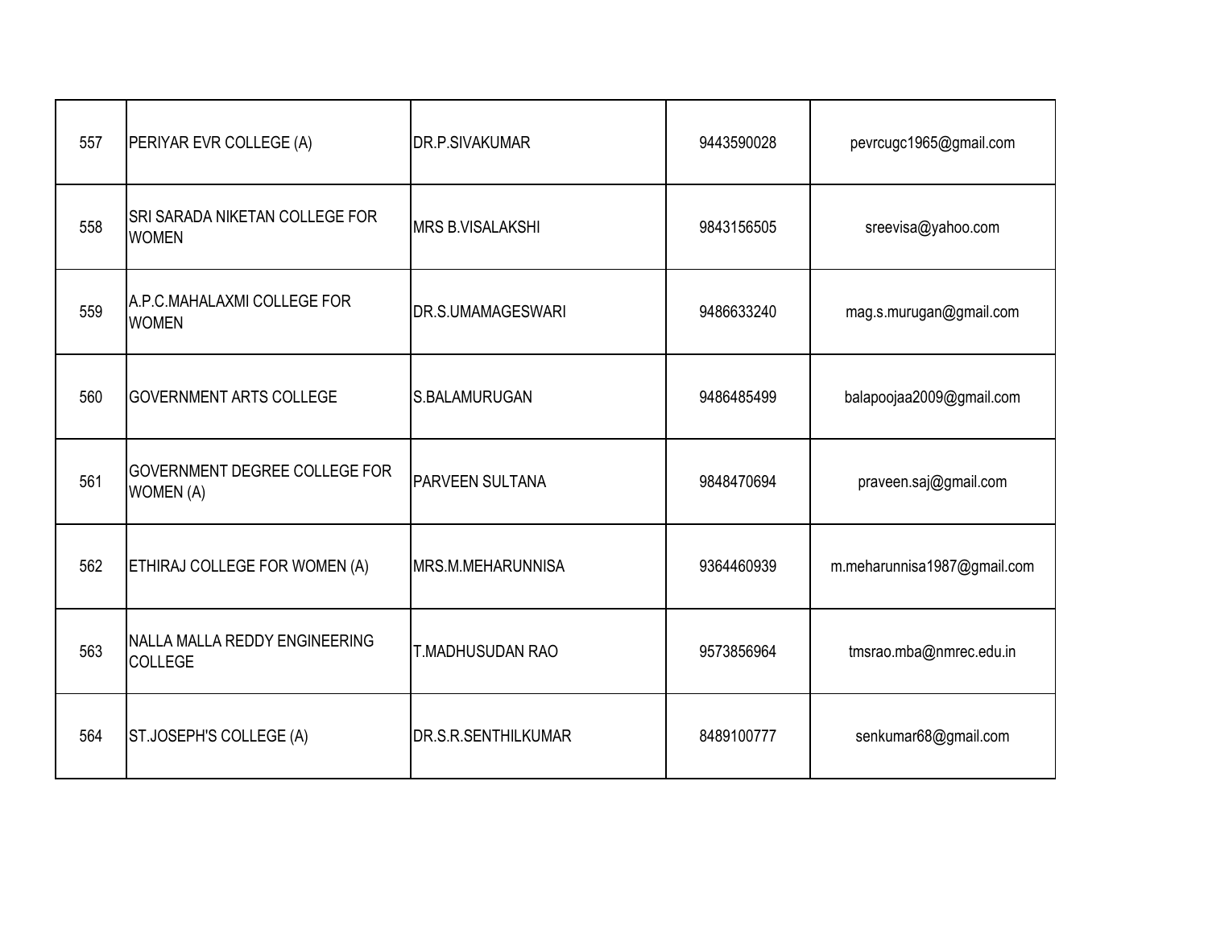| | | | | |
|---|---|---|---|---|
| 557 | PERIYAR EVR COLLEGE (A) | DR.P.SIVAKUMAR | 9443590028 | pevrcugc1965@gmail.com |
| 558 | SRI SARADA NIKETAN COLLEGE FOR WOMEN | MRS B.VISALAKSHI | 9843156505 | sreevisa@yahoo.com |
| 559 | A.P.C.MAHALAXMI COLLEGE FOR WOMEN | DR.S.UMAMAGESWARI | 9486633240 | mag.s.murugan@gmail.com |
| 560 | GOVERNMENT ARTS COLLEGE | S.BALAMURUGAN | 9486485499 | balapoojaa2009@gmail.com |
| 561 | GOVERNMENT DEGREE COLLEGE FOR WOMEN (A) | PARVEEN SULTANA | 9848470694 | praveen.saj@gmail.com |
| 562 | ETHIRAJ COLLEGE FOR WOMEN (A) | MRS.M.MEHARUNNISA | 9364460939 | m.meharunnisa1987@gmail.com |
| 563 | NALLA MALLA REDDY ENGINEERING COLLEGE | T.MADHUSUDAN RAO | 9573856964 | tmsrao.mba@nmrec.edu.in |
| 564 | ST.JOSEPH'S COLLEGE (A) | DR.S.R.SENTHILKUMAR | 8489100777 | senkumar68@gmail.com |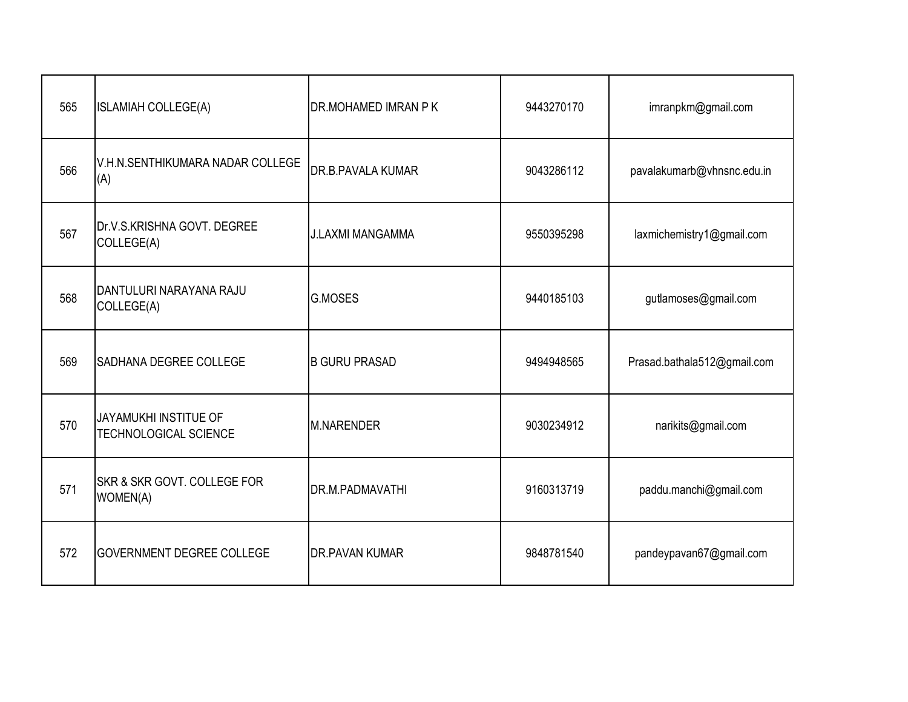| 565 | ISLAMIAH COLLEGE(A) | DR.MOHAMED IMRAN P K | 9443270170 | imranpkm@gmail.com |
|---|---|---|---|---|
| 566 | V.H.N.SENTHIKUMARA NADAR COLLEGE (A) | DR.B.PAVALA KUMAR | 9043286112 | pavalakumarb@vhnsnc.edu.in |
| 567 | Dr.V.S.KRISHNA GOVT. DEGREE COLLEGE(A) | J.LAXMI MANGAMMA | 9550395298 | laxmichemistry1@gmail.com |
| 568 | DANTULURI NARAYANA RAJU COLLEGE(A) | G.MOSES | 9440185103 | gutlamoses@gmail.com |
| 569 | SADHANA DEGREE COLLEGE | B GURU PRASAD | 9494948565 | Prasad.bathala512@gmail.com |
| 570 | JAYAMUKHI INSTITUE OF TECHNOLOGICAL SCIENCE | M.NARENDER | 9030234912 | narikits@gmail.com |
| 571 | SKR & SKR GOVT. COLLEGE FOR WOMEN(A) | DR.M.PADMAVATHI | 9160313719 | paddu.manchi@gmail.com |
| 572 | GOVERNMENT DEGREE COLLEGE | DR.PAVAN KUMAR | 9848781540 | pandeypavan67@gmail.com |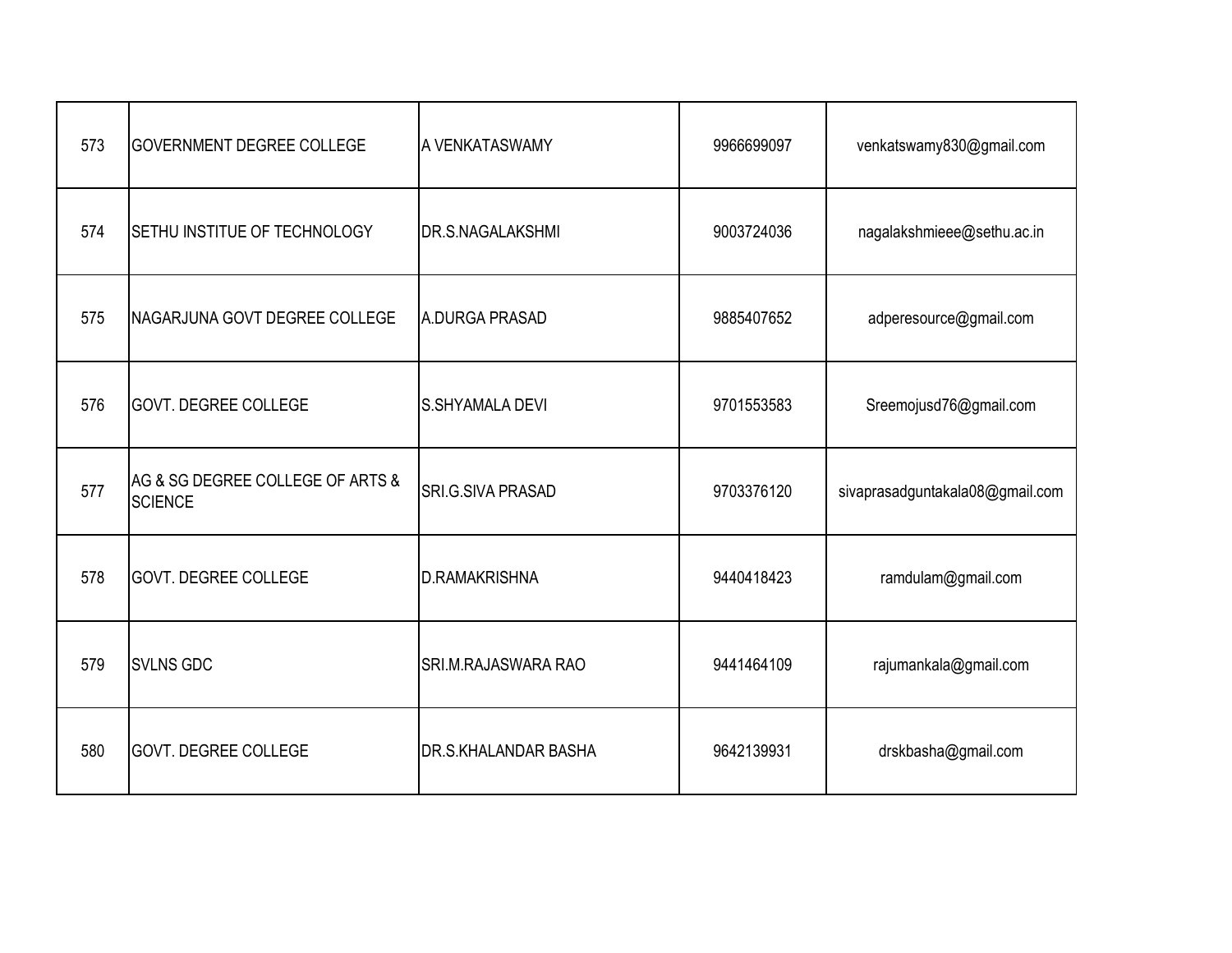| | | | | |
|---|---|---|---|---|
| 573 | GOVERNMENT DEGREE COLLEGE | A VENKATASWAMY | 9966699097 | venkatswamy830@gmail.com |
| 574 | SETHU INSTIUE OF TECHNOLOGY | DR.S.NAGALAKSHMI | 9003724036 | nagalakshmieee@sethu.ac.in |
| 575 | NAGARJUNA GOVT DEGREE COLLEGE | A.DURGA PRASAD | 9885407652 | adperesource@gmail.com |
| 576 | GOVT. DEGREE COLLEGE | S.SHYAMALA DEVI | 9701553583 | Sreemojusd76@gmail.com |
| 577 | AG & SG DEGREE COLLEGE OF ARTS & SCIENCE | SRI.G.SIVA PRASAD | 9703376120 | sivaprasadguntakala08@gmail.com |
| 578 | GOVT. DEGREE COLLEGE | D.RAMAKRISHNA | 9440418423 | ramdulam@gmail.com |
| 579 | SVLNS GDC | SRI.M.RAJASWARA RAO | 9441464109 | rajumankala@gmail.com |
| 580 | GOVT. DEGREE COLLEGE | DR.S.KHALANDAR BASHA | 9642139931 | drskbasha@gmail.com |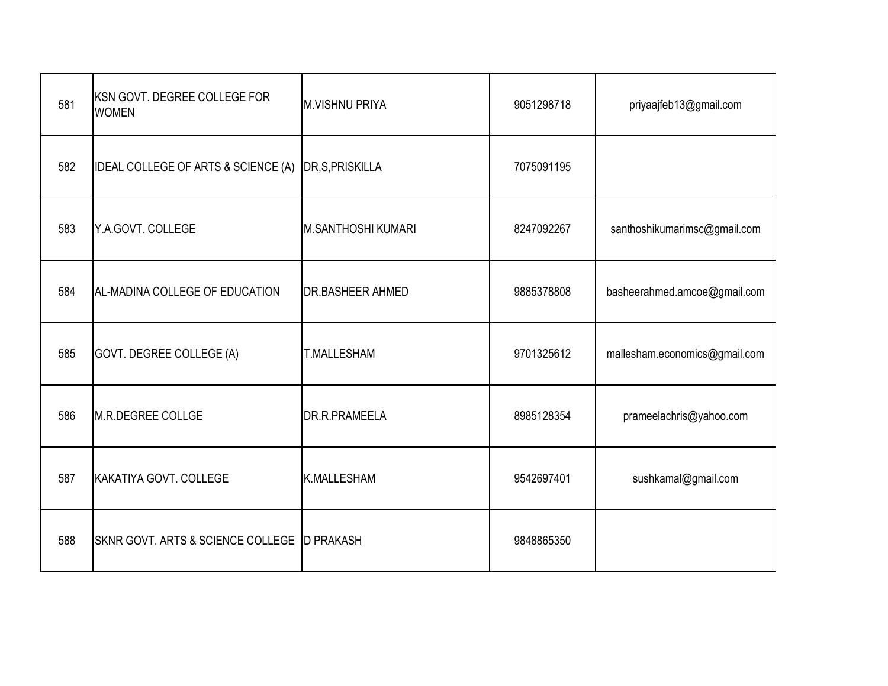| | | | | |
|---|---|---|---|---|
| 581 | KSN GOVT. DEGREE COLLEGE FOR WOMEN | M.VISHNU PRIYA | 9051298718 | priyaajfeb13@gmail.com |
| 582 | IDEAL COLLEGE OF ARTS & SCIENCE (A) | DR,S,PRISKILLA | 7075091195 | |
| 583 | Y.A.GOVT. COLLEGE | M.SANTHOSHI KUMARI | 8247092267 | santhoshikumarimsc@gmail.com |
| 584 | AL-MADINA COLLEGE OF EDUCATION | DR.BASHEER AHMED | 9885378808 | basheerahmed.amcoe@gmail.com |
| 585 | GOVT. DEGREE COLLEGE (A) | T.MALLESHAM | 9701325612 | mallesham.economics@gmail.com |
| 586 | M.R.DEGREE COLLGE | DR.R.PRAMEELA | 8985128354 | prameelachris@yahoo.com |
| 587 | KAKATIYA GOVT. COLLEGE | K.MALLESHAM | 9542697401 | sushkamal@gmail.com |
| 588 | SKNR GOVT. ARTS & SCIENCE COLLEGE | D PRAKASH | 9848865350 | |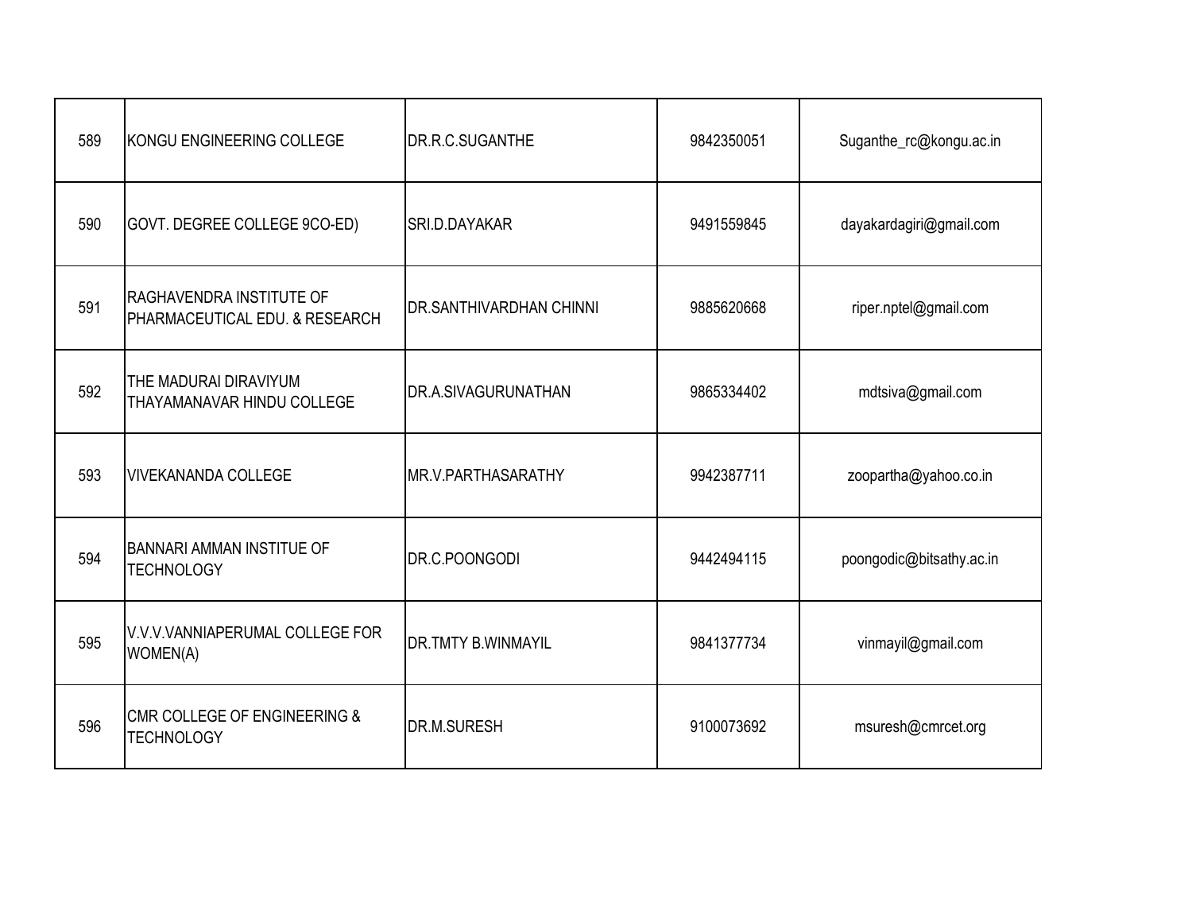| 589 | KONGU ENGINEERING COLLEGE | DR.R.C.SUGANTHE | 9842350051 | Suganthe_rc@kongu.ac.in |
|---|---|---|---|---|
| 590 | GOVT. DEGREE COLLEGE 9CO-ED) | SRI.D.DAYAKAR | 9491559845 | dayakardagiri@gmail.com |
| 591 | RAGHAVENDRA INSTITUTE OF PHARMACEUTICAL EDU. & RESEARCH | DR.SANTHIVARDHAN CHINNI | 9885620668 | riper.nptel@gmail.com |
| 592 | THE MADURAI DIRAVIYUM THAYAMANAVAR HINDU COLLEGE | DR.A.SIVAGURUNATHAN | 9865334402 | mdtsiva@gmail.com |
| 593 | VIVEKANANDA COLLEGE | MR.V.PARTHASARATHY | 9942387711 | zoopartha@yahoo.co.in |
| 594 | BANNARI AMMAN INSTITUE OF TECHNOLOGY | DR.C.POONGODI | 9442494115 | poongodic@bitsathy.ac.in |
| 595 | V.V.V.VANNIAPERUMAL COLLEGE FOR WOMEN(A) | DR.TMTY B.WINMAYIL | 9841377734 | vinmayil@gmail.com |
| 596 | CMR COLLEGE OF ENGINEERING & TECHNOLOGY | DR.M.SURESH | 9100073692 | msuresh@cmrcet.org |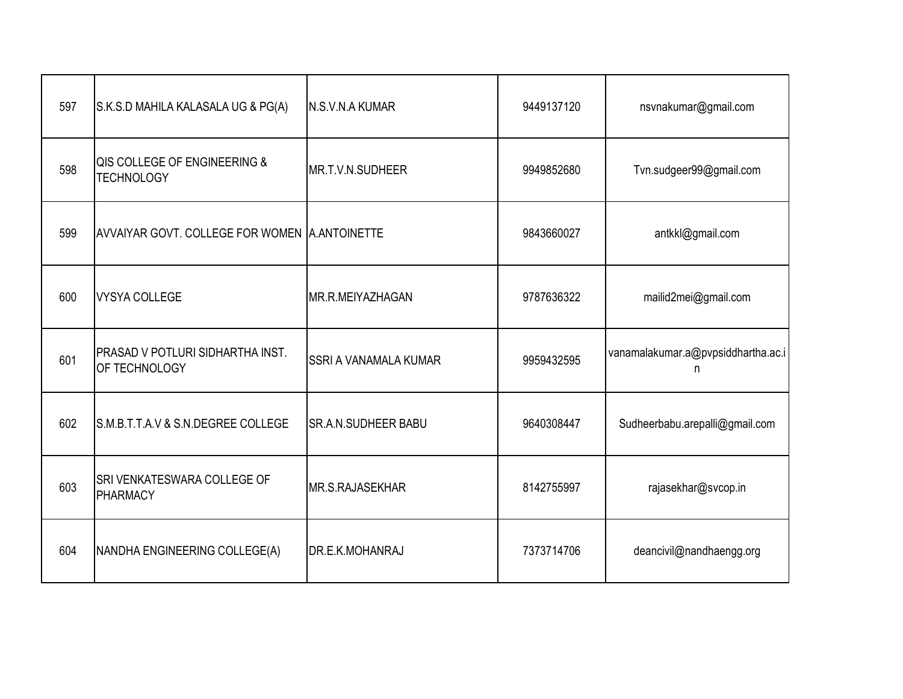| 597 | S.K.S.D MAHILA KALASALA UG & PG(A) | N.S.V.N.A KUMAR | 9449137120 | nsvnakumar@gmail.com |
|---|---|---|---|---|
| 598 | QIS COLLEGE OF ENGINEERING & TECHNOLOGY | MR.T.V.N.SUDHEER | 9949852680 | Tvn.sudgeer99@gmail.com |
| 599 | AVVAIYAR GOVT. COLLEGE FOR WOMEN | A.ANTOINETTE | 9843660027 | antkkl@gmail.com |
| 600 | VYSYA COLLEGE | MR.R.MEIYAZHAGAN | 9787636322 | mailid2mei@gmail.com |
| 601 | PRASAD V POTLURI SIDHARTHA INST. OF TECHNOLOGY | SSRI A VANAMALA KUMAR | 9959432595 | vanamalakumar.a@pvpsiddhartha.ac.in |
| 602 | S.M.B.T.T.A.V & S.N.DEGREE COLLEGE | SR.A.N.SUDHEER BABU | 9640308447 | Sudheerbabu.arepalli@gmail.com |
| 603 | SRI VENKATESWARA COLLEGE OF PHARMACY | MR.S.RAJASEKHAR | 8142755997 | rajasekhar@svcop.in |
| 604 | NANDHA ENGINEERING COLLEGE(A) | DR.E.K.MOHANRAJ | 7373714706 | deancivil@nandhaengg.org |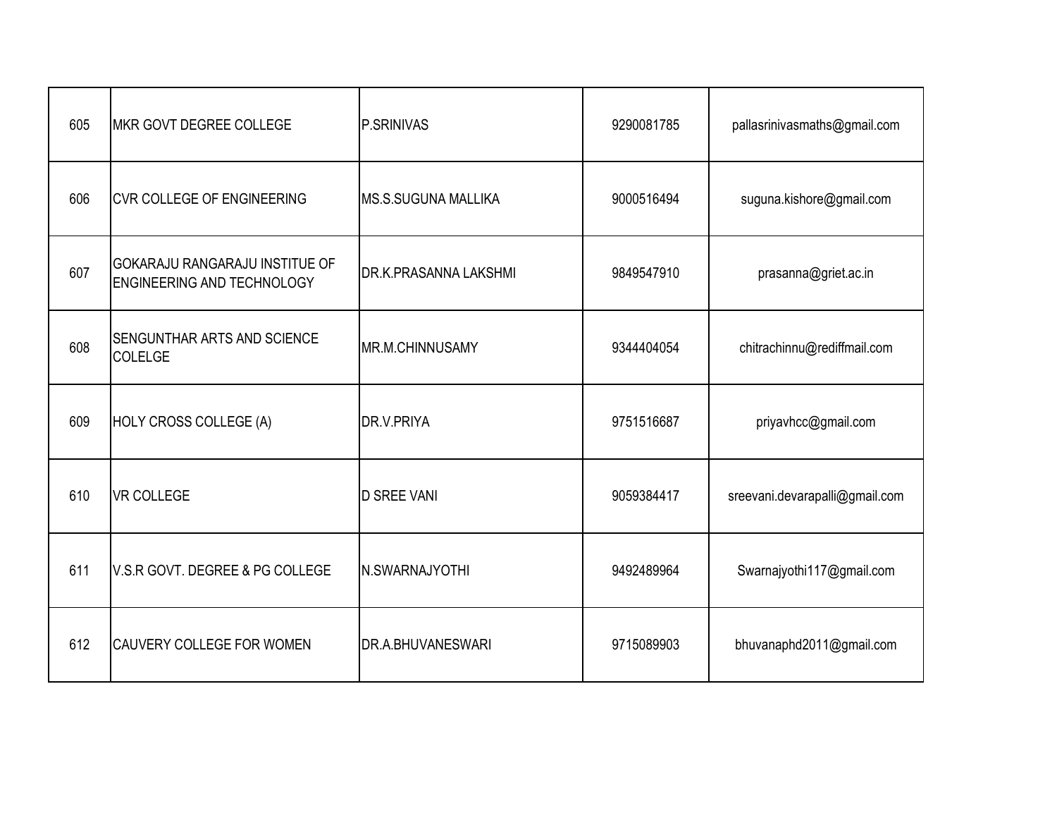| | | | | |
|---|---|---|---|---|
| 605 | MKR GOVT DEGREE COLLEGE | P.SRINIVAS | 9290081785 | pallasrinivasmaths@gmail.com |
| 606 | CVR COLLEGE OF ENGINEERING | MS.S.SUGUNA MALLIKA | 9000516494 | suguna.kishore@gmail.com |
| 607 | GOKARAJU RANGARAJU INSTITUE OF ENGINEERING AND TECHNOLOGY | DR.K.PRASANNA LAKSHMI | 9849547910 | prasanna@griet.ac.in |
| 608 | SENGUNTHAR ARTS AND SCIENCE COLELGE | MR.M.CHINNUSAMY | 9344404054 | chitrachinnu@rediffmail.com |
| 609 | HOLY CROSS COLLEGE (A) | DR.V.PRIYA | 9751516687 | priyavhcc@gmail.com |
| 610 | VR COLLEGE | D SREE VANI | 9059384417 | sreevani.devarapalli@gmail.com |
| 611 | V.S.R GOVT. DEGREE & PG COLLEGE | N.SWARNAJYOTHI | 9492489964 | Swarnajyothi117@gmail.com |
| 612 | CAUVERY COLLEGE FOR WOMEN | DR.A.BHUVANESWARI | 9715089903 | bhuvanaphd2011@gmail.com |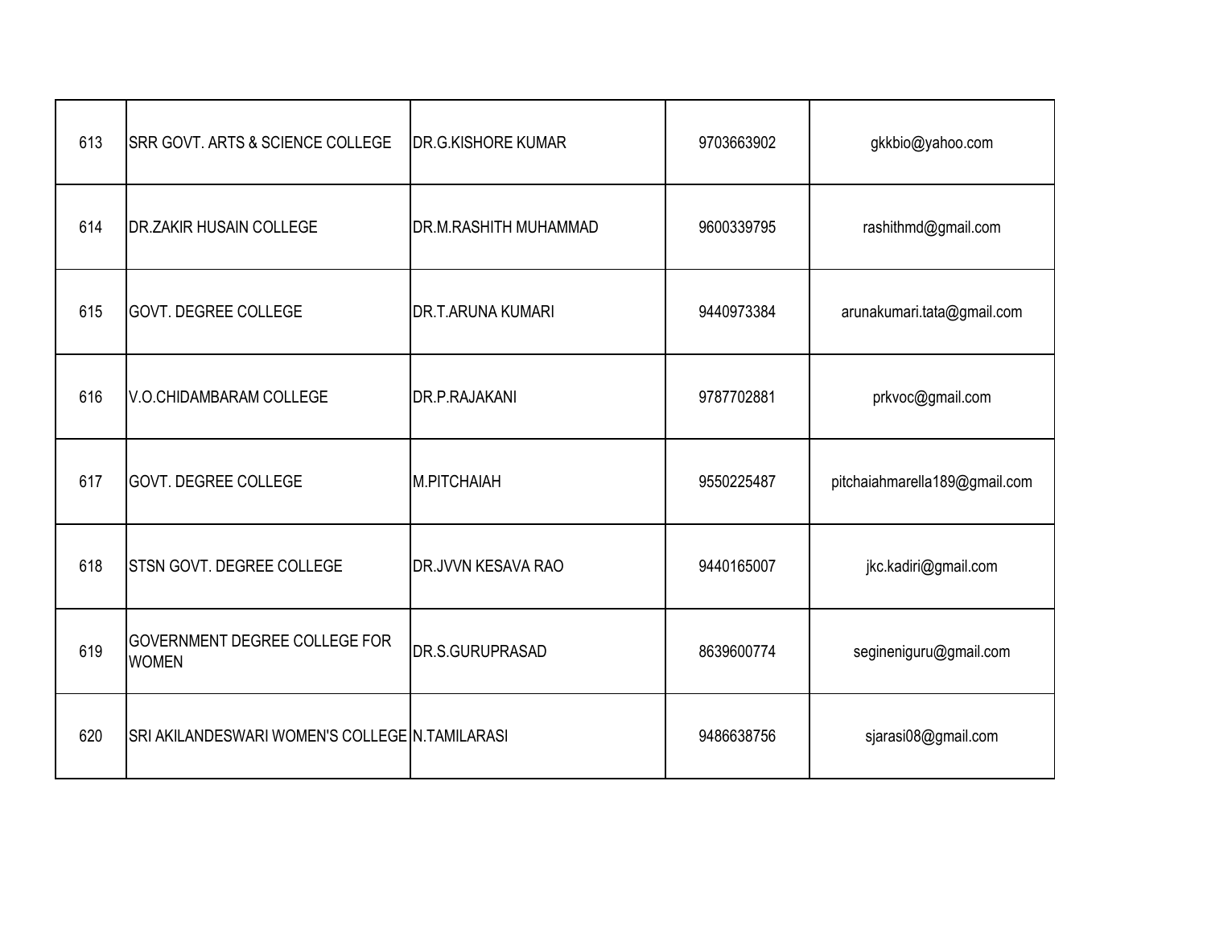| | | | | |
|---|---|---|---|---|
| 613 | SRR GOVT. ARTS & SCIENCE COLLEGE | DR.G.KISHORE KUMAR | 9703663902 | gkkbio@yahoo.com |
| 614 | DR.ZAKIR HUSAIN COLLEGE | DR.M.RASHITH MUHAMMAD | 9600339795 | rashithmd@gmail.com |
| 615 | GOVT. DEGREE COLLEGE | DR.T.ARUNA KUMARI | 9440973384 | arunakumari.tata@gmail.com |
| 616 | V.O.CHIDAMBARAM COLLEGE | DR.P.RAJAKANI | 9787702881 | prkvoc@gmail.com |
| 617 | GOVT. DEGREE COLLEGE | M.PITCHAIAH | 9550225487 | pitchaiahmarella189@gmail.com |
| 618 | STSN GOVT. DEGREE COLLEGE | DR.JVVN KESAVA RAO | 9440165007 | jkc.kadiri@gmail.com |
| 619 | GOVERNMENT DEGREE COLLEGE FOR WOMEN | DR.S.GURUPRASAD | 8639600774 | segineniguru@gmail.com |
| 620 | SRI AKILANDESWARI WOMEN'S COLLEGE | N.TAMILARASI | 9486638756 | sjarasi08@gmail.com |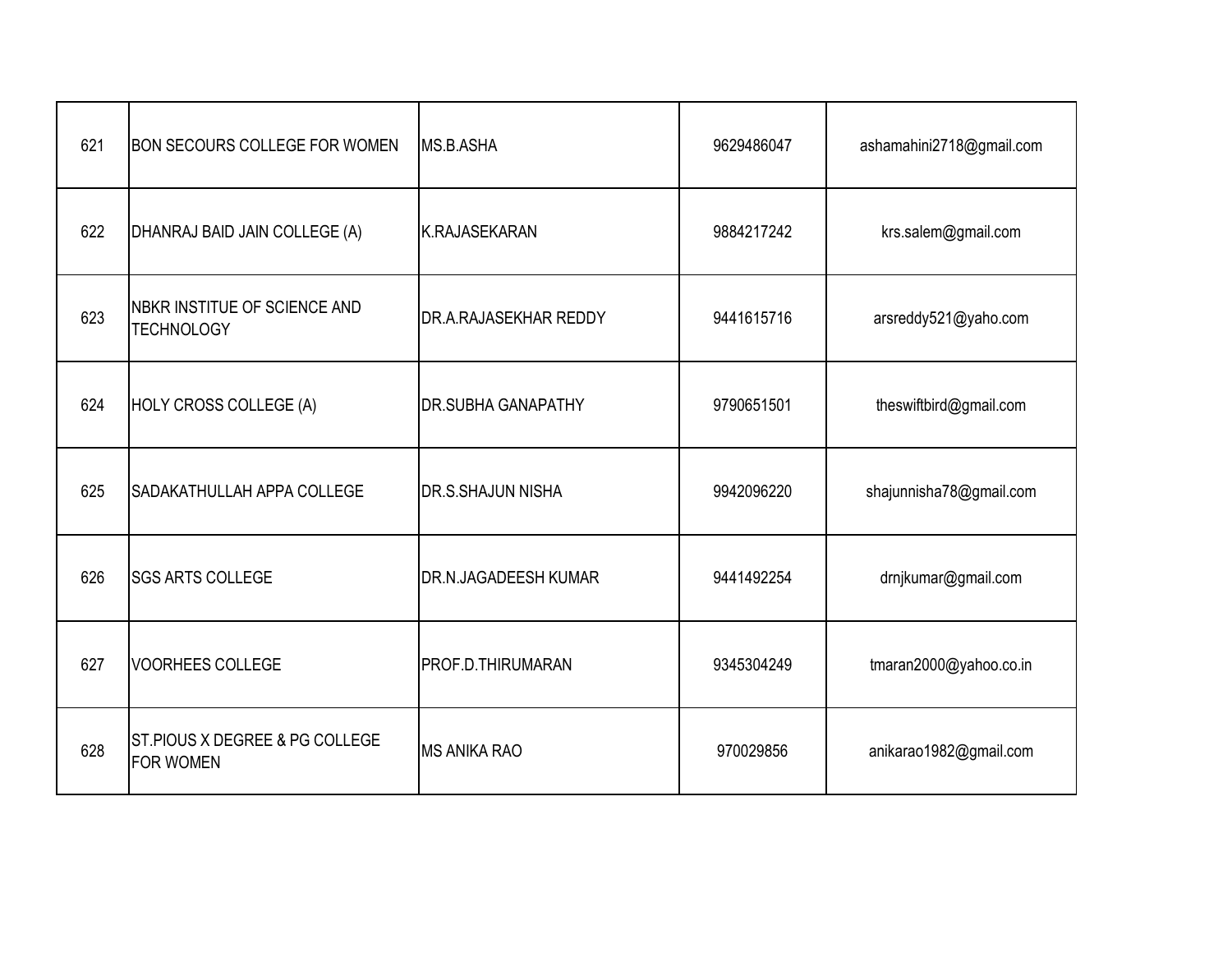| 621 | BON SECOURS COLLEGE FOR WOMEN | MS.B.ASHA | 9629486047 | ashamahini2718@gmail.com |
|---|---|---|---|---|
| 622 | DHANRAJ BAID JAIN COLLEGE (A) | K.RAJASEKARAN | 9884217242 | krs.salem@gmail.com |
| 623 | NBKR INSTITUE OF SCIENCE AND TECHNOLOGY | DR.A.RAJASEKHAR REDDY | 9441615716 | arsreddy521@yaho.com |
| 624 | HOLY CROSS COLLEGE (A) | DR.SUBHA GANAPATHY | 9790651501 | theswiftbird@gmail.com |
| 625 | SADAKATHULLAH APPA COLLEGE | DR.S.SHAJUN NISHA | 9942096220 | shajunnisha78@gmail.com |
| 626 | SGS ARTS COLLEGE | DR.N.JAGADEESH KUMAR | 9441492254 | drnjkumar@gmail.com |
| 627 | VOORHEES COLLEGE | PROF.D.THIRUMARAN | 9345304249 | tmaran2000@yahoo.co.in |
| 628 | ST.PIOUS X DEGREE & PG COLLEGE FOR WOMEN | MS ANIKA RAO | 970029856 | anikarao1982@gmail.com |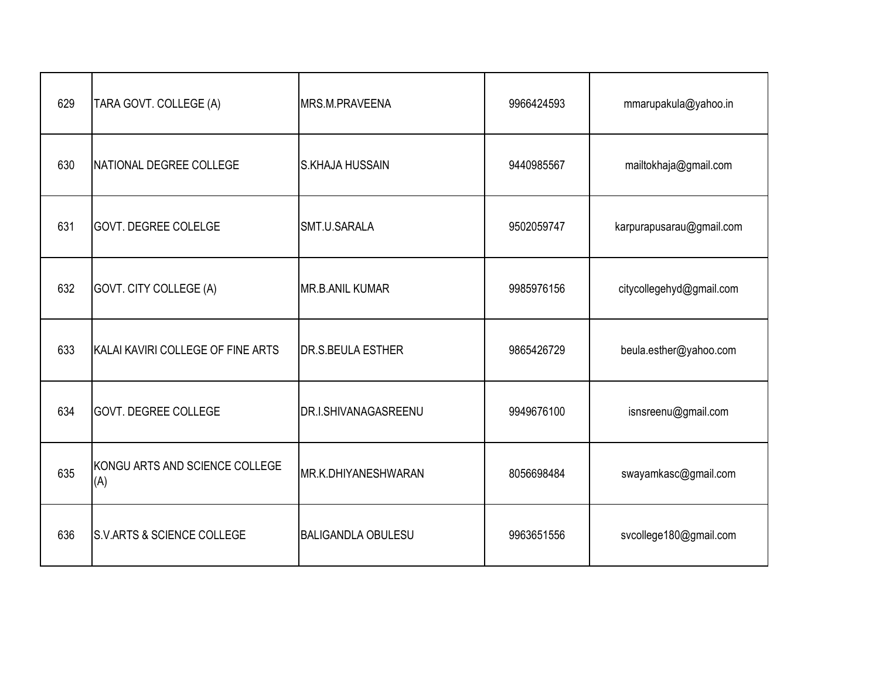| | | | | |
|---|---|---|---|---|
| 629 | TARA GOVT. COLLEGE (A) | MRS.M.PRAVEENA | 9966424593 | mmarupakula@yahoo.in |
| 630 | NATIONAL DEGREE COLLEGE | S.KHAJA HUSSAIN | 9440985567 | mailtokhaja@gmail.com |
| 631 | GOVT. DEGREE COLELGE | SMT.U.SARALA | 9502059747 | karpurapusarau@gmail.com |
| 632 | GOVT. CITY COLLEGE (A) | MR.B.ANIL KUMAR | 9985976156 | citycollegehyd@gmail.com |
| 633 | KALAI KAVIRI COLLEGE OF FINE ARTS | DR.S.BEULA ESTHER | 9865426729 | beula.esther@yahoo.com |
| 634 | GOVT. DEGREE COLLEGE | DR.I.SHIVANAGASREENU | 9949676100 | isnsreenu@gmail.com |
| 635 | KONGU ARTS AND SCIENCE COLLEGE (A) | MR.K.DHIYANESHWARAN | 8056698484 | swayamkasc@gmail.com |
| 636 | S.V.ARTS & SCIENCE COLLEGE | BALIGANDLA OBULESU | 9963651556 | svcollege180@gmail.com |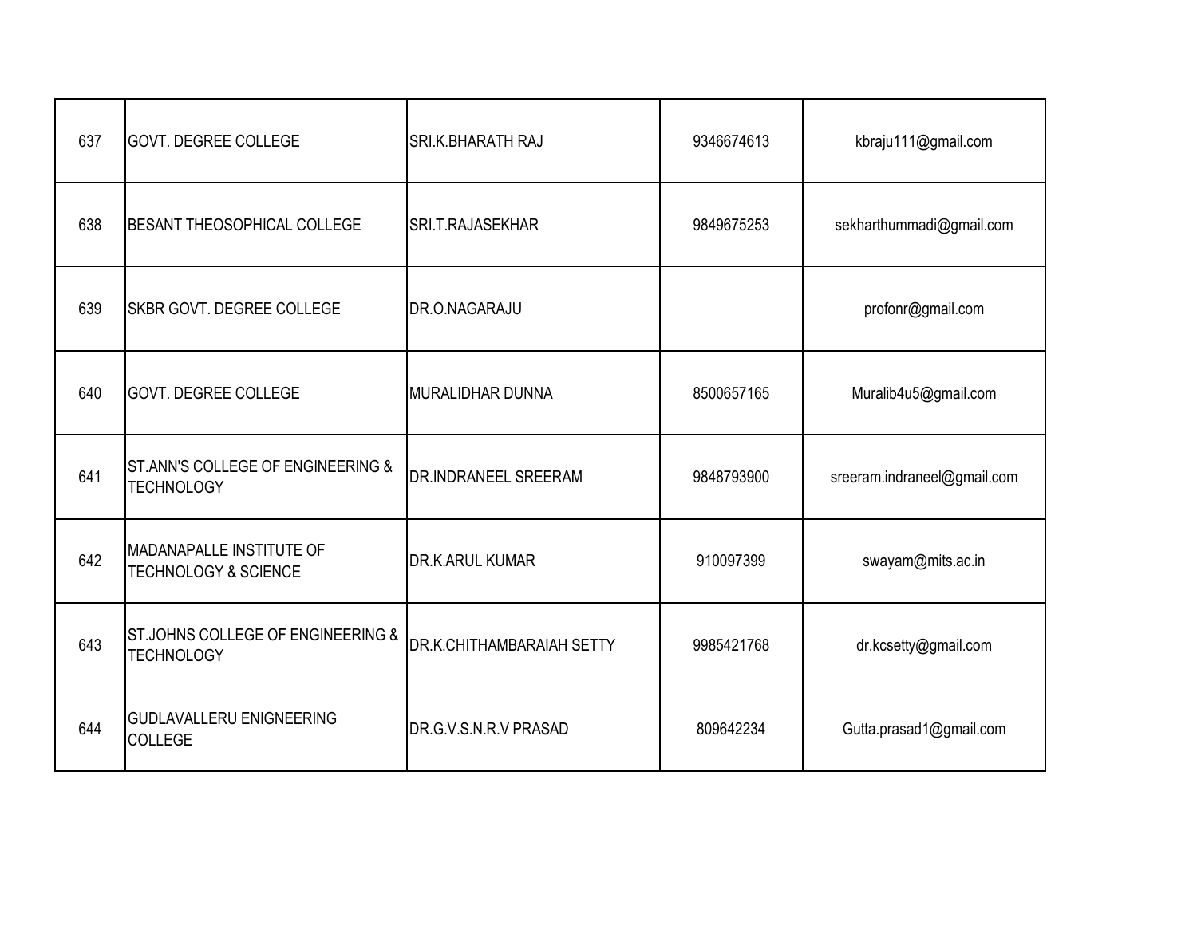| | | | | |
|---|---|---|---|---|
| 637 | GOVT. DEGREE COLLEGE | SRI.K.BHARATH RAJ | 9346674613 | kbraju111@gmail.com |
| 638 | BESANT THEOSOPHICAL COLLEGE | SRI.T.RAJASEKHAR | 9849675253 | sekharthummadi@gmail.com |
| 639 | SKBR GOVT. DEGREE COLLEGE | DR.O.NAGARAJU | | profonr@gmail.com |
| 640 | GOVT. DEGREE COLLEGE | MURALIDHAR DUNNA | 8500657165 | Muralib4u5@gmail.com |
| 641 | ST.ANN'S COLLEGE OF ENGINEERING & TECHNOLOGY | DR.INDRANEEL SREERAM | 9848793900 | sreeram.indraneel@gmail.com |
| 642 | MADANAPALLE INSTITUTE OF TECHNOLOGY & SCIENCE | DR.K.ARUL KUMAR | 910097399 | swayam@mits.ac.in |
| 643 | ST.JOHNS COLLEGE OF ENGINEERING & TECHNOLOGY | DR.K.CHITHAMBARAIAH SETTY | 9985421768 | dr.kcsetty@gmail.com |
| 644 | GUDLAVALLERU ENIGNEERING COLLEGE | DR.G.V.S.N.R.V PRASAD | 809642234 | Gutta.prasad1@gmail.com |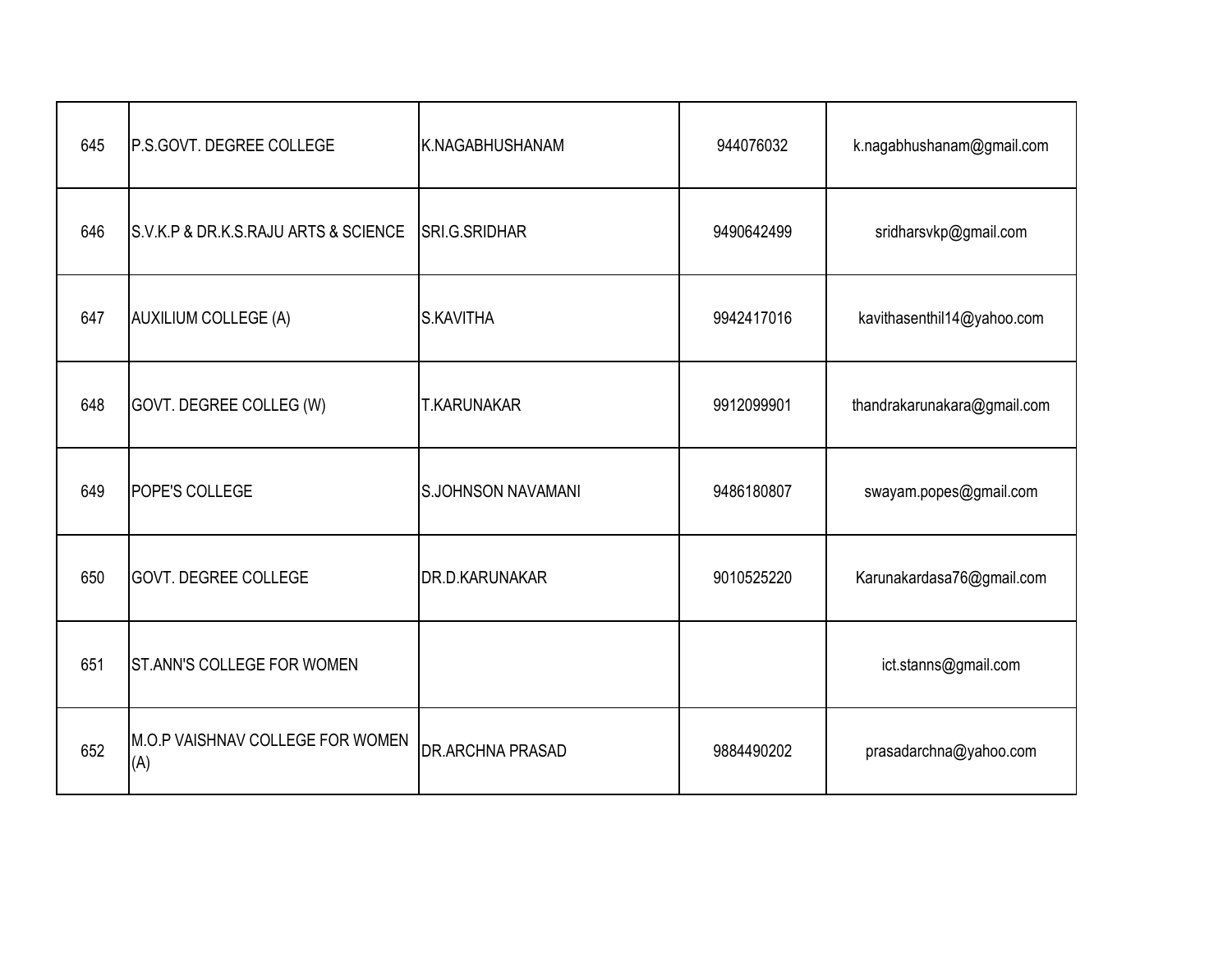| | | | | |
|---|---|---|---|---|
| 645 | P.S.GOVT. DEGREE COLLEGE | K.NAGABHUSHANAM | 944076032 | k.nagabhushanam@gmail.com |
| 646 | S.V.K.P & DR.K.S.RAJU ARTS & SCIENCE | SRI.G.SRIDHAR | 9490642499 | sridharsvkp@gmail.com |
| 647 | AUXILIUM COLLEGE (A) | S.KAVITHA | 9942417016 | kavithasenthil14@yahoo.com |
| 648 | GOVT. DEGREE COLLEG (W) | T.KARUNAKAR | 9912099901 | thandrakarunakara@gmail.com |
| 649 | POPE'S COLLEGE | S.JOHNSON NAVAMANI | 9486180807 | swayam.popes@gmail.com |
| 650 | GOVT. DEGREE COLLEGE | DR.D.KARUNAKAR | 9010525220 | Karunakardasa76@gmail.com |
| 651 | ST.ANN'S COLLEGE FOR WOMEN | | | ict.stanns@gmail.com |
| 652 | M.O.P VAISHNAV COLLEGE FOR WOMEN (A) | DR.ARCHNA PRASAD | 9884490202 | prasadarchna@yahoo.com |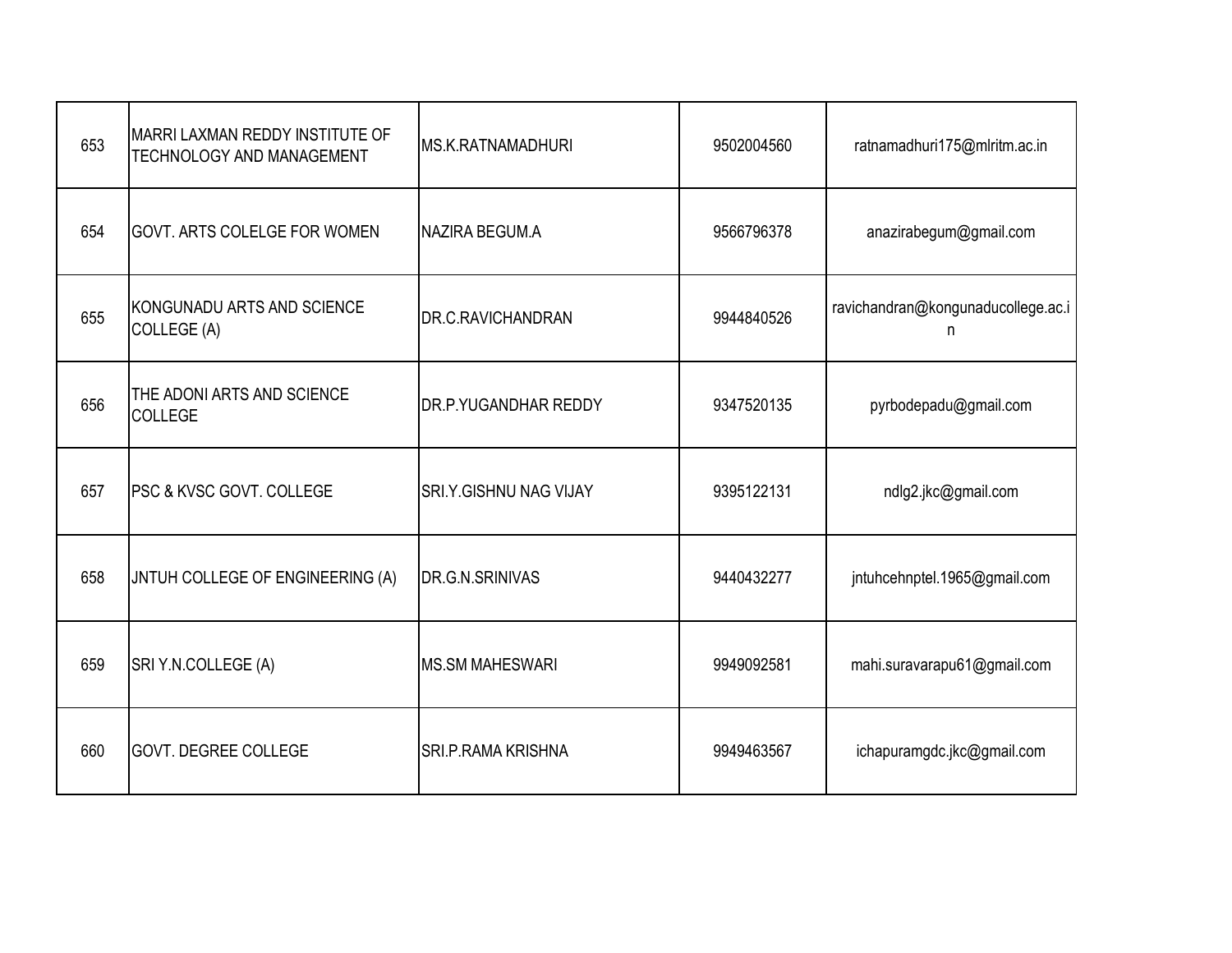| 653 | MARRI LAXMAN REDDY INSTITUTE OF TECHNOLOGY AND MANAGEMENT | MS.K.RATNAMADHURI | 9502004560 | ratnamadhuri175@mlritm.ac.in |
|---|---|---|---|---|
| 654 | GOVT. ARTS COLELGE FOR WOMEN | NAZIRA BEGUM.A | 9566796378 | anazirabegum@gmail.com |
| 655 | KONGUNADU ARTS AND SCIENCE COLLEGE (A) | DR.C.RAVICHANDRAN | 9944840526 | ravichandran@kongunaducollege.ac.in |
| 656 | THE ADONI ARTS AND SCIENCE COLLEGE | DR.P.YUGANDHAR REDDY | 9347520135 | pyrbodepadu@gmail.com |
| 657 | PSC & KVSC GOVT. COLLEGE | SRI.Y.GISHNU NAG VIJAY | 9395122131 | ndlg2.jkc@gmail.com |
| 658 | JNTUH COLLEGE OF ENGINEERING (A) | DR.G.N.SRINIVAS | 9440432277 | jntuhcehnptel.1965@gmail.com |
| 659 | SRI Y.N.COLLEGE (A) | MS.SM MAHESWARI | 9949092581 | mahi.suravarapu61@gmail.com |
| 660 | GOVT. DEGREE COLLEGE | SRI.P.RAMA KRISHNA | 9949463567 | ichapuramgdc.jkc@gmail.com |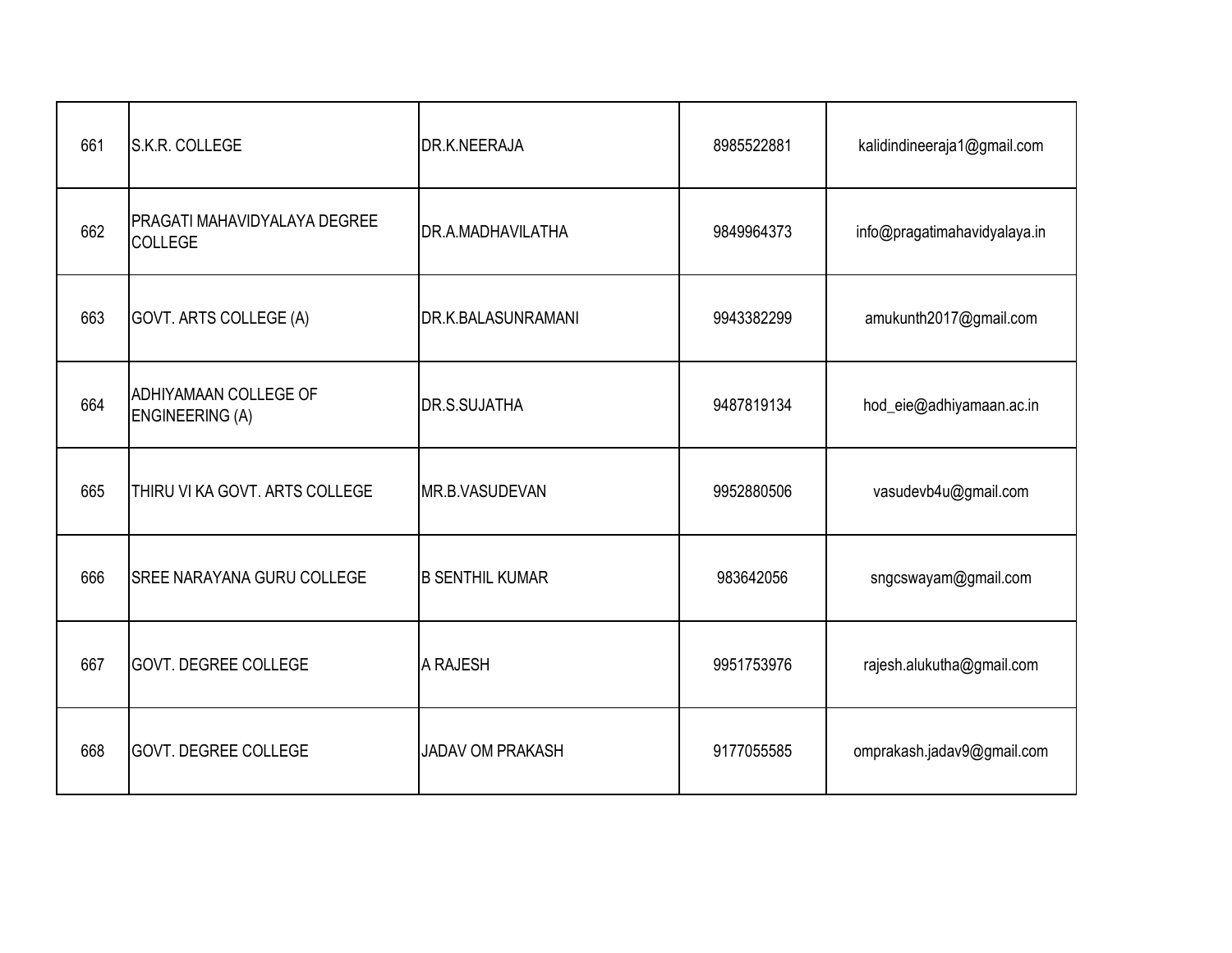| | | | | |
|---|---|---|---|---|
| 661 | S.K.R. COLLEGE | DR.K.NEERAJA | 8985522881 | kalidindineeraja1@gmail.com |
| 662 | PRAGATI MAHAVIDYALAYA DEGREE COLLEGE | DR.A.MADHAVILATHA | 9849964373 | info@pragatimahavidyalaya.in |
| 663 | GOVT. ARTS COLLEGE (A) | DR.K.BALASUNRAMANI | 9943382299 | amukunth2017@gmail.com |
| 664 | ADHIYAMAAN COLLEGE OF ENGINEERING (A) | DR.S.SUJATHA | 9487819134 | hod_eie@adhiyamaan.ac.in |
| 665 | THIRU VI KA GOVT. ARTS COLLEGE | MR.B.VASUDEVAN | 9952880506 | vasudevb4u@gmail.com |
| 666 | SREE NARAYANA GURU COLLEGE | B SENTHIL KUMAR | 983642056 | sngcswayam@gmail.com |
| 667 | GOVT. DEGREE COLLEGE | A RAJESH | 9951753976 | rajesh.alukutha@gmail.com |
| 668 | GOVT. DEGREE COLLEGE | JADAV OM PRAKASH | 9177055585 | omprakash.jadav9@gmail.com |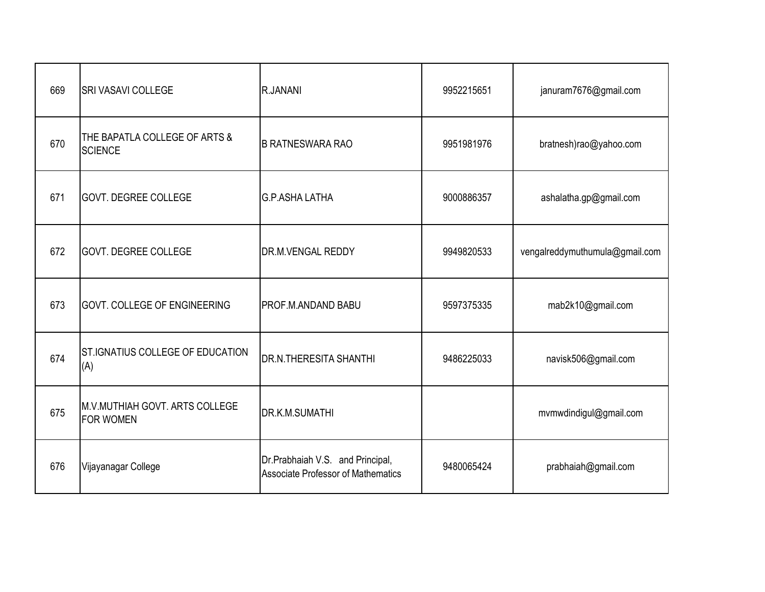| 669 | SRI VASAVI COLLEGE | R.JANANI | 9952215651 | januram7676@gmail.com |
|---|---|---|---|---|
| 670 | THE BAPATLA COLLEGE OF ARTS & SCIENCE | B RATNESWARA RAO | 9951981976 | bratnesh)rao@yahoo.com |
| 671 | GOVT. DEGREE COLLEGE | G.P.ASHA LATHA | 9000886357 | ashalatha.gp@gmail.com |
| 672 | GOVT. DEGREE COLLEGE | DR.M.VENGAL REDDY | 9949820533 | vengalreddymuthumula@gmail.com |
| 673 | GOVT. COLLEGE OF ENGINEERING | PROF.M.ANDAND BABU | 9597375335 | mab2k10@gmail.com |
| 674 | ST.IGNATIUS COLLEGE OF EDUCATION (A) | DR.N.THERESITA SHANTHI | 9486225033 | navisk506@gmail.com |
| 675 | M.V.MUTHIAH GOVT. ARTS COLLEGE FOR WOMEN | DR.K.M.SUMATHI | | mvmwdindigul@gmail.com |
| 676 | Vijayanagar College | Dr.Prabhaiah V.S. and Principal, Associate Professor of Mathematics | 9480065424 | prabhaiah@gmail.com |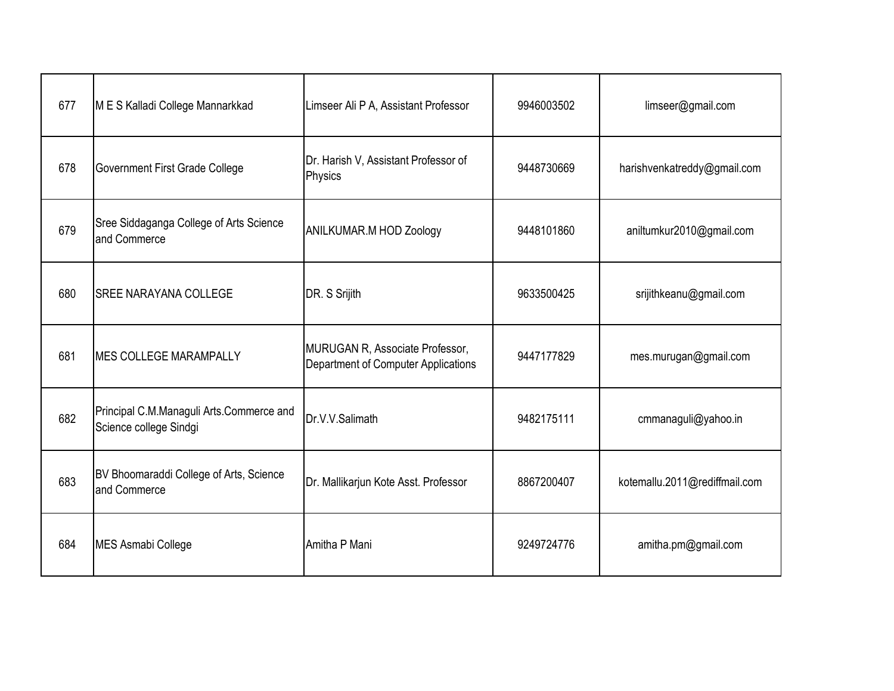| 677 | M E S Kalladi College Mannarkkad | Limseer Ali P A, Assistant Professor | 9946003502 | limseer@gmail.com |
|---|---|---|---|---|
| 678 | Government First Grade College | Dr. Harish V, Assistant Professor of Physics | 9448730669 | harishvenkatreddy@gmail.com |
| 679 | Sree Siddaganga College of Arts Science and Commerce | ANILKUMAR.M HOD Zoology | 9448101860 | aniltumkur2010@gmail.com |
| 680 | SREE NARAYANA COLLEGE | DR. S Srijith | 9633500425 | srijithkeanu@gmail.com |
| 681 | MES COLLEGE MARAMPALLY | MURUGAN R, Associate Professor, Department of Computer Applications | 9447177829 | mes.murugan@gmail.com |
| 682 | Principal C.M.Managuli Arts.Commerce and Science college Sindgi | Dr.V.V.Salimath | 9482175111 | cmmanaguli@yahoo.in |
| 683 | BV Bhoomaraddi College of Arts, Science and Commerce | Dr. Mallikarjun Kote Asst. Professor | 8867200407 | kotemallu.2011@rediffmail.com |
| 684 | MES Asmabi College | Amitha P Mani | 9249724776 | amitha.pm@gmail.com |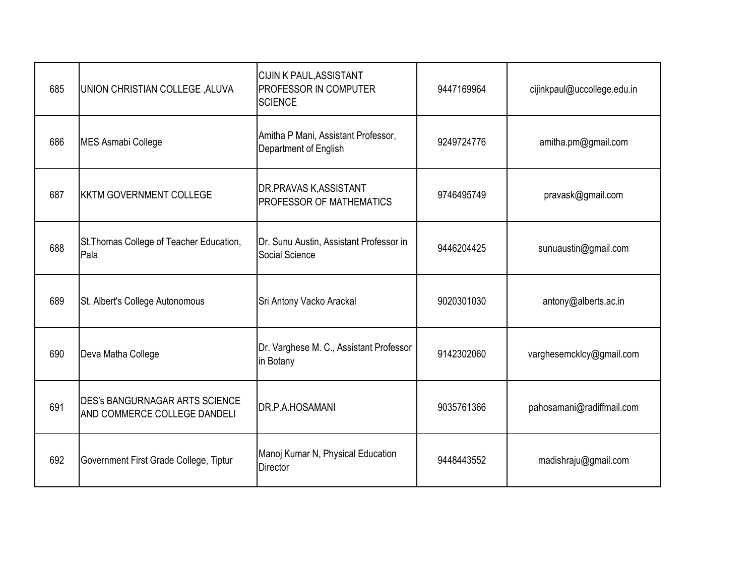| | | | | |
|---|---|---|---|---|
| 685 | UNION CHRISTIAN COLLEGE ,ALUVA | CIJIN K PAUL,ASSISTANT PROFESSOR IN COMPUTER SCIENCE | 9447169964 | cijinkpaul@uccollege.edu.in |
| 686 | MES Asmabi College | Amitha P Mani, Assistant Professor, Department of English | 9249724776 | amitha.pm@gmail.com |
| 687 | KKTM GOVERNMENT COLLEGE | DR.PRAVAS K,ASSISTANT PROFESSOR OF MATHEMATICS | 9746495749 | pravask@gmail.com |
| 688 | St.Thomas College of Teacher Education, Pala | Dr. Sunu Austin, Assistant Professor in Social Science | 9446204425 | sunuaustin@gmail.com |
| 689 | St. Albert's College Autonomous | Sri Antony Vacko Arackal | 9020301030 | antony@alberts.ac.in |
| 690 | Deva Matha College | Dr. Varghese M. C., Assistant Professor in Botany | 9142302060 | varghesemcklcy@gmail.com |
| 691 | DES's BANGURNAGAR ARTS SCIENCE AND COMMERCE COLLEGE DANDELI | DR.P.A.HOSAMANI | 9035761366 | pahosamani@radiffmail.com |
| 692 | Government First Grade College, Tiptur | Manoj Kumar N, Physical Education Director | 9448443552 | madishraju@gmail.com |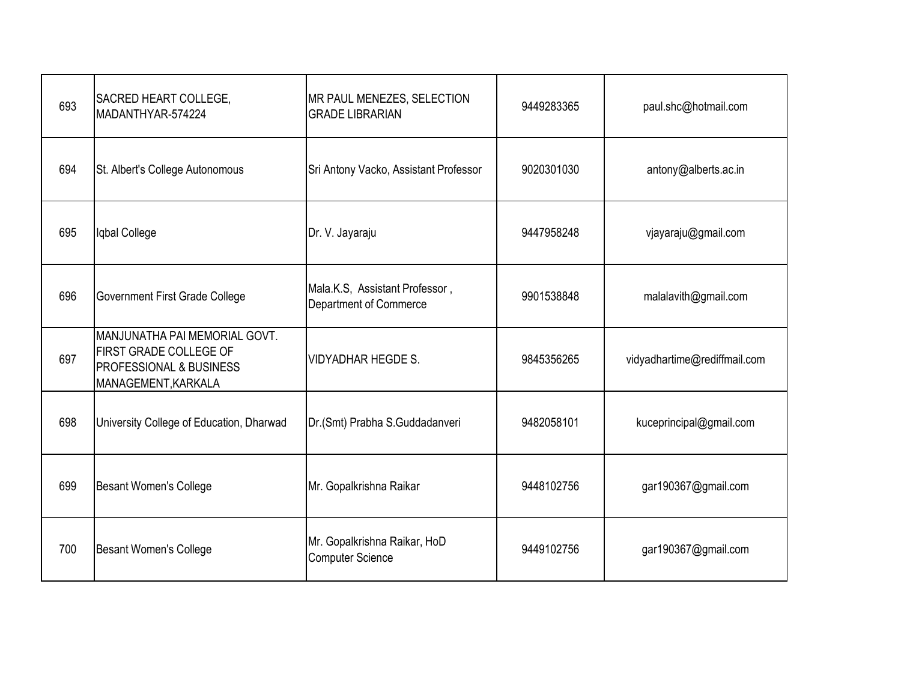| | | | | |
|---|---|---|---|---|
| 693 | SACRED HEART COLLEGE, MADANTHYAR-574224 | MR PAUL MENEZES, SELECTION GRADE LIBRARIAN | 9449283365 | paul.shc@hotmail.com |
| 694 | St. Albert's College Autonomous | Sri Antony Vacko, Assistant Professor | 9020301030 | antony@alberts.ac.in |
| 695 | Iqbal College | Dr. V. Jayaraju | 9447958248 | vjayaraju@gmail.com |
| 696 | Government First Grade College | Mala.K.S, Assistant Professor , Department of Commerce | 9901538848 | malalavith@gmail.com |
| 697 | MANJUNATHA PAI MEMORIAL GOVT. FIRST GRADE COLLEGE OF PROFESSIONAL & BUSINESS MANAGEMENT,KARKALA | VIDYADHAR HEGDE S. | 9845356265 | vidyadhartime@rediffmail.com |
| 698 | University College of Education, Dharwad | Dr.(Smt) Prabha S.Guddadanveri | 9482058101 | kuceprincipal@gmail.com |
| 699 | Besant Women's College | Mr. Gopalkrishna Raikar | 9448102756 | gar190367@gmail.com |
| 700 | Besant Women's College | Mr. Gopalkrishna Raikar, HoD Computer Science | 9449102756 | gar190367@gmail.com |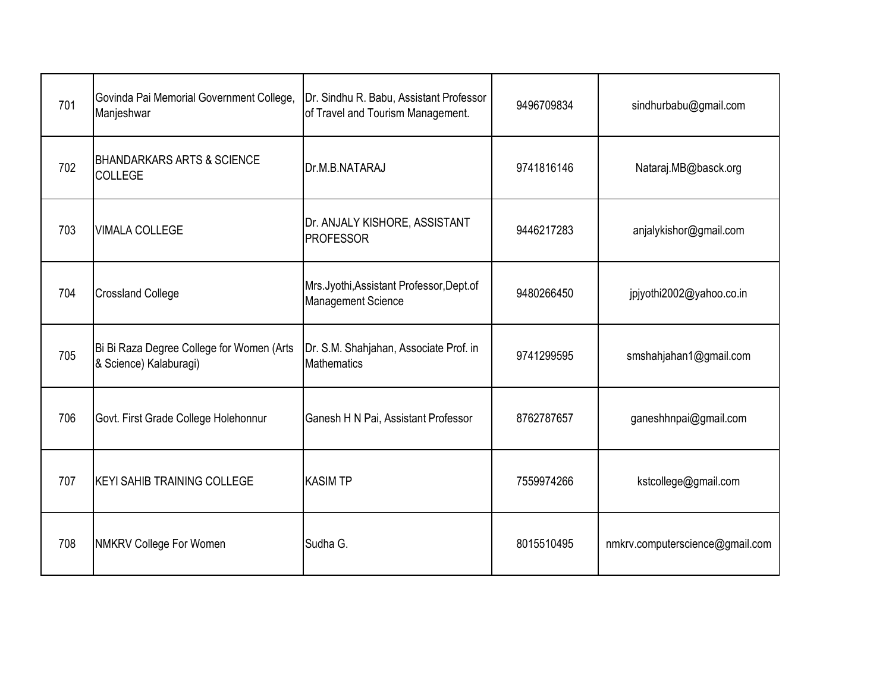| | | | | |
|---|---|---|---|---|
| 701 | Govinda Pai Memorial Government College, Manjeshwar | Dr. Sindhu R. Babu, Assistant Professor of Travel and Tourism Management. | 9496709834 | sindhurbabu@gmail.com |
| 702 | BHANDARKARS ARTS & SCIENCE COLLEGE | Dr.M.B.NATARAJ | 9741816146 | Nataraj.MB@basck.org |
| 703 | VIMALA COLLEGE | Dr. ANJALY KISHORE, ASSISTANT PROFESSOR | 9446217283 | anjalykishor@gmail.com |
| 704 | Crossland College | Mrs.Jyothi,Assistant Professor,Dept.of Management Science | 9480266450 | jpjyothi2002@yahoo.co.in |
| 705 | Bi Bi Raza Degree College for Women (Arts & Science) Kalaburagi) | Dr. S.M. Shahjahan, Associate Prof. in Mathematics | 9741299595 | smshahjahan1@gmail.com |
| 706 | Govt. First Grade College Holehonnur | Ganesh H N Pai, Assistant Professor | 8762787657 | ganeshhnpai@gmail.com |
| 707 | KEYI SAHIB TRAINING COLLEGE | KASIM TP | 7559974266 | kstcollege@gmail.com |
| 708 | NMKRV College For Women | Sudha G. | 8015510495 | nmkrv.computerscience@gmail.com |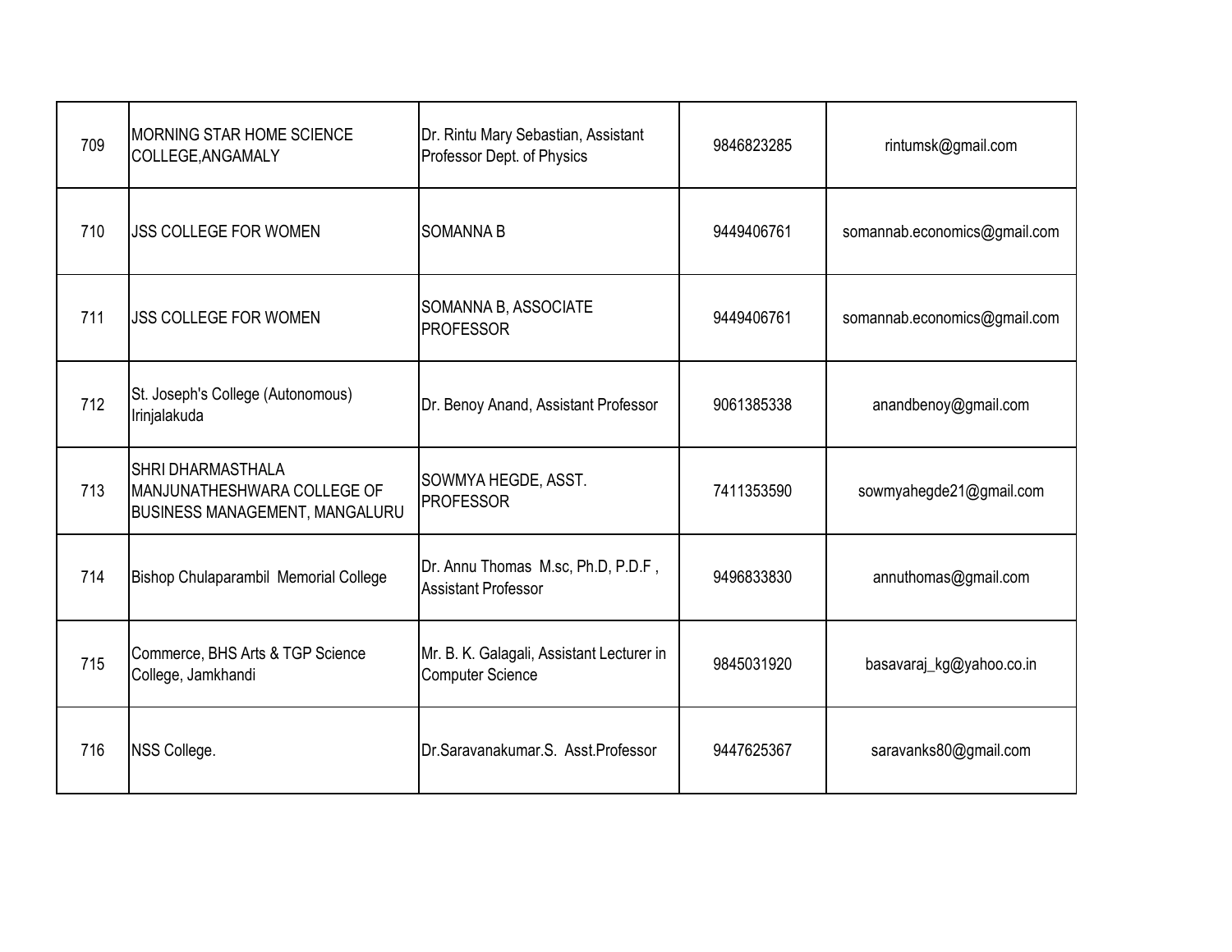| 709 | MORNING STAR HOME SCIENCE COLLEGE,ANGAMALY | Dr. Rintu Mary Sebastian, Assistant Professor Dept. of Physics | 9846823285 | rintumsk@gmail.com |
|---|---|---|---|---|
| 710 | JSS COLLEGE FOR WOMEN | SOMANNA B | 9449406761 | somannab.economics@gmail.com |
| 711 | JSS COLLEGE FOR WOMEN | SOMANNA B, ASSOCIATE PROFESSOR | 9449406761 | somannab.economics@gmail.com |
| 712 | St. Joseph's College (Autonomous) Irinjalakuda | Dr. Benoy Anand, Assistant Professor | 9061385338 | anandbenoy@gmail.com |
| 713 | SHRI DHARMASTHALA MANJUNATHESHWARA COLLEGE OF BUSINESS MANAGEMENT, MANGALURU | SOWMYA HEGDE, ASST. PROFESSOR | 7411353590 | sowmyahegde21@gmail.com |
| 714 | Bishop Chulaparambil Memorial College | Dr. Annu Thomas M.sc, Ph.D, P.D.F , Assistant Professor | 9496833830 | annuthomas@gmail.com |
| 715 | Commerce, BHS Arts & TGP Science College, Jamkhandi | Mr. B. K. Galagali, Assistant Lecturer in Computer Science | 9845031920 | basavaraj_kg@yahoo.co.in |
| 716 | NSS College. | Dr.Saravanakumar.S. Asst.Professor | 9447625367 | saravanks80@gmail.com |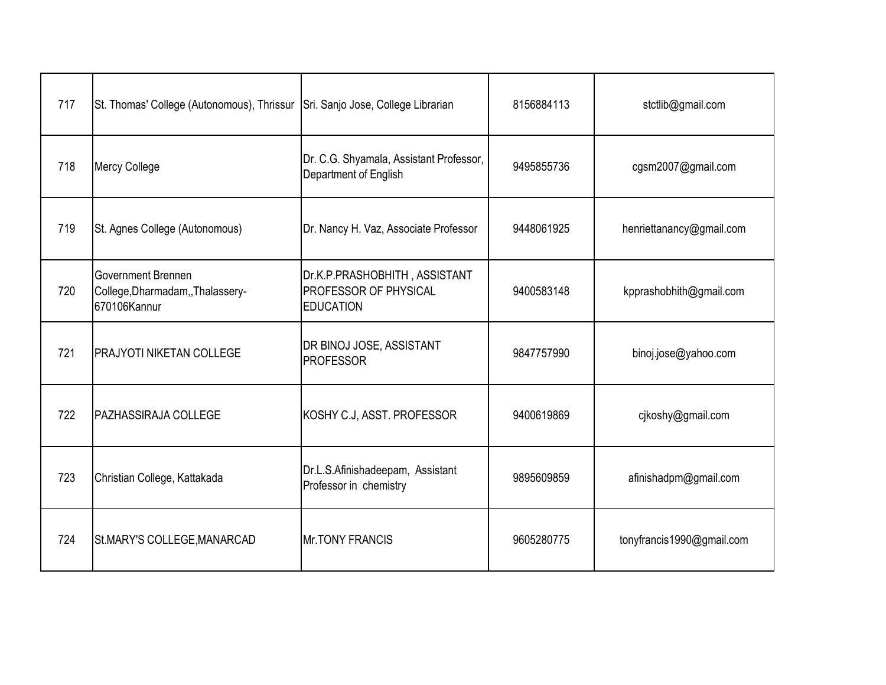| 717 | St. Thomas' College (Autonomous), Thrissur | Sri. Sanjo Jose, College Librarian | 8156884113 | stctlib@gmail.com |
|---|---|---|---|---|
| 718 | Mercy College | Dr. C.G. Shyamala, Assistant Professor, Department of English | 9495855736 | cgsm2007@gmail.com |
| 719 | St. Agnes College (Autonomous) | Dr. Nancy H. Vaz, Associate Professor | 9448061925 | henriettanancy@gmail.com |
| 720 | Government Brennen College,Dharmadam,,Thalassery-670106Kannur | Dr.K.P.PRASHOBHITH , ASSISTANT PROFESSOR OF PHYSICAL EDUCATION | 9400583148 | kpprashobhith@gmail.com |
| 721 | PRAJYOTI NIKETAN COLLEGE | DR BINOJ JOSE, ASSISTANT PROFESSOR | 9847757990 | binoj.jose@yahoo.com |
| 722 | PAZHASSIRAJA COLLEGE | KOSHY C.J, ASST. PROFESSOR | 9400619869 | cjkoshy@gmail.com |
| 723 | Christian College, Kattakada | Dr.L.S.Afinishadeepam, Assistant Professor in chemistry | 9895609859 | afinishadpm@gmail.com |
| 724 | St.MARY'S COLLEGE,MANARCAD | Mr.TONY FRANCIS | 9605280775 | tonyfrancis1990@gmail.com |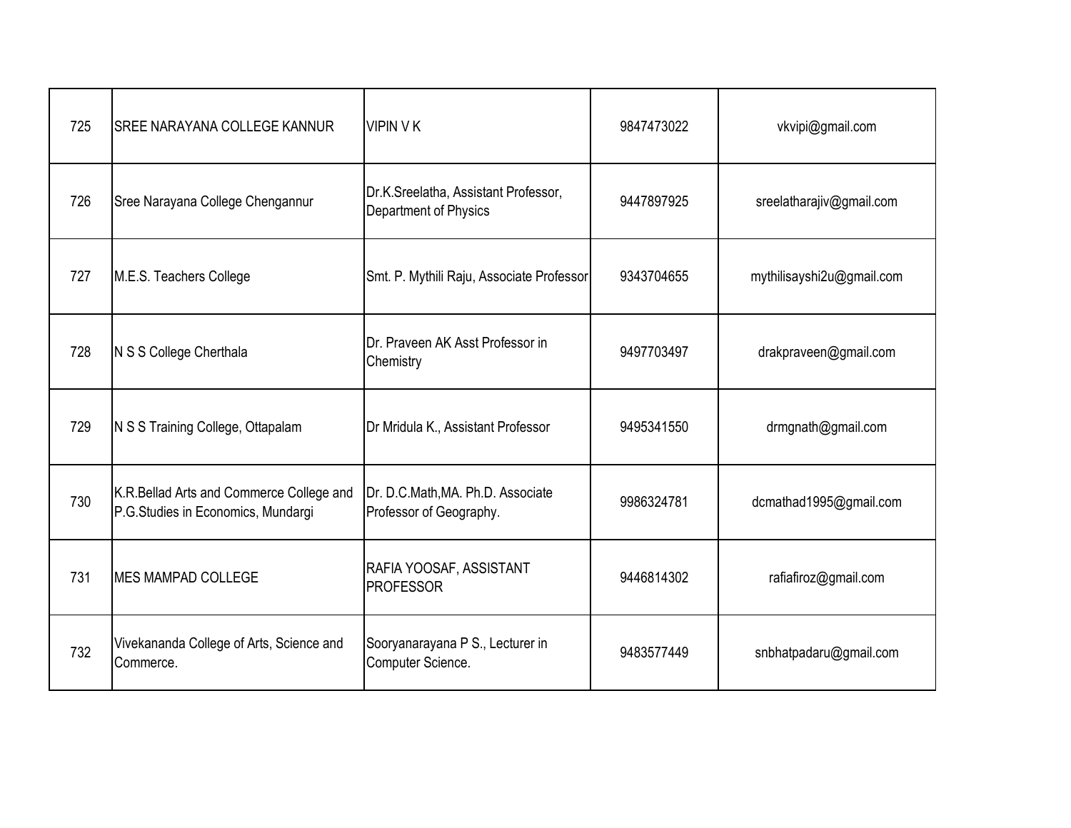| 725 | SREE NARAYANA COLLEGE KANNUR | VIPIN V K | 9847473022 | vkvipi@gmail.com |
|---|---|---|---|---|
| 726 | Sree Narayana College Chengannur | Dr.K.Sreelatha, Assistant Professor, Department of Physics | 9447897925 | sreelatharajiv@gmail.com |
| 727 | M.E.S. Teachers College | Smt. P. Mythili Raju, Associate Professor | 9343704655 | mythilisayshi2u@gmail.com |
| 728 | N S S College Cherthala | Dr. Praveen AK Asst Professor in Chemistry | 9497703497 | drakpraveen@gmail.com |
| 729 | N S S Training College, Ottapalam | Dr Mridula K., Assistant Professor | 9495341550 | drmgnath@gmail.com |
| 730 | K.R.Bellad Arts and Commerce College and P.G.Studies in Economics, Mundargi | Dr. D.C.Math,MA. Ph.D. Associate Professor of Geography. | 9986324781 | dcmathad1995@gmail.com |
| 731 | MES MAMPAD COLLEGE | RAFIA YOOSAF, ASSISTANT PROFESSOR | 9446814302 | rafiafiroz@gmail.com |
| 732 | Vivekananda College of Arts, Science and Commerce. | Sooryanarayana P S., Lecturer in Computer Science. | 9483577449 | snbhatpadaru@gmail.com |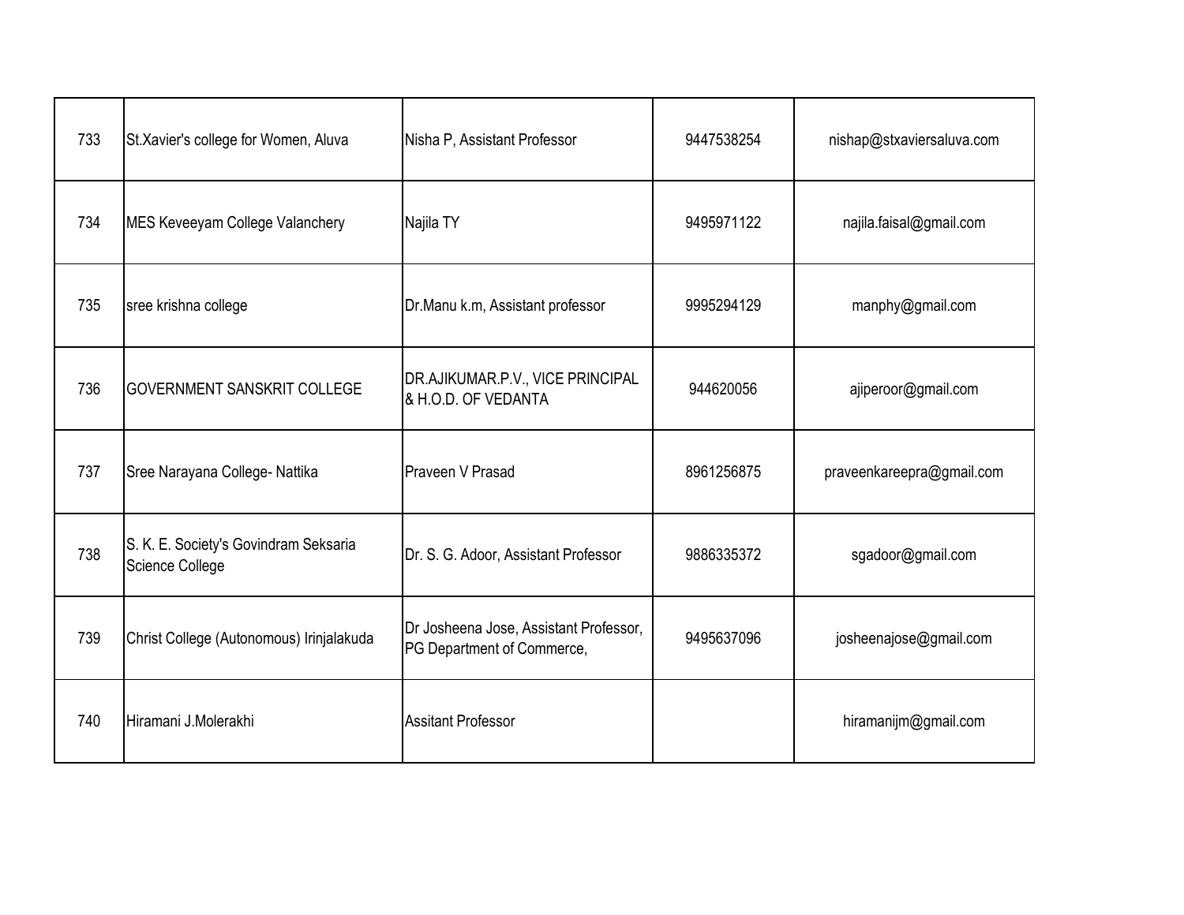| 733 | St.Xavier's college for Women, Aluva | Nisha P, Assistant Professor | 9447538254 | nishap@stxaviersaluva.com |
|---|---|---|---|---|
| 734 | MES Keveeyam College Valanchery | Najila TY | 9495971122 | najila.faisal@gmail.com |
| 735 | sree krishna college | Dr.Manu k.m, Assistant professor | 9995294129 | manphy@gmail.com |
| 736 | GOVERNMENT SANSKRIT COLLEGE | DR.AJIKUMAR.P.V., VICE PRINCIPAL & H.O.D. OF VEDANTA | 944620056 | ajiperoor@gmail.com |
| 737 | Sree Narayana College- Nattika | Praveen V Prasad | 8961256875 | praveenkareepra@gmail.com |
| 738 | S. K. E. Society's Govindram Seksaria Science College | Dr. S. G. Adoor, Assistant Professor | 9886335372 | sgadoor@gmail.com |
| 739 | Christ College (Autonomous) Irinjalakuda | Dr Josheena Jose, Assistant Professor, PG Department of Commerce, | 9495637096 | josheenajose@gmail.com |
| 740 | Hiramani J.Molerakhi | Assitant Professor | | hiramanijm@gmail.com |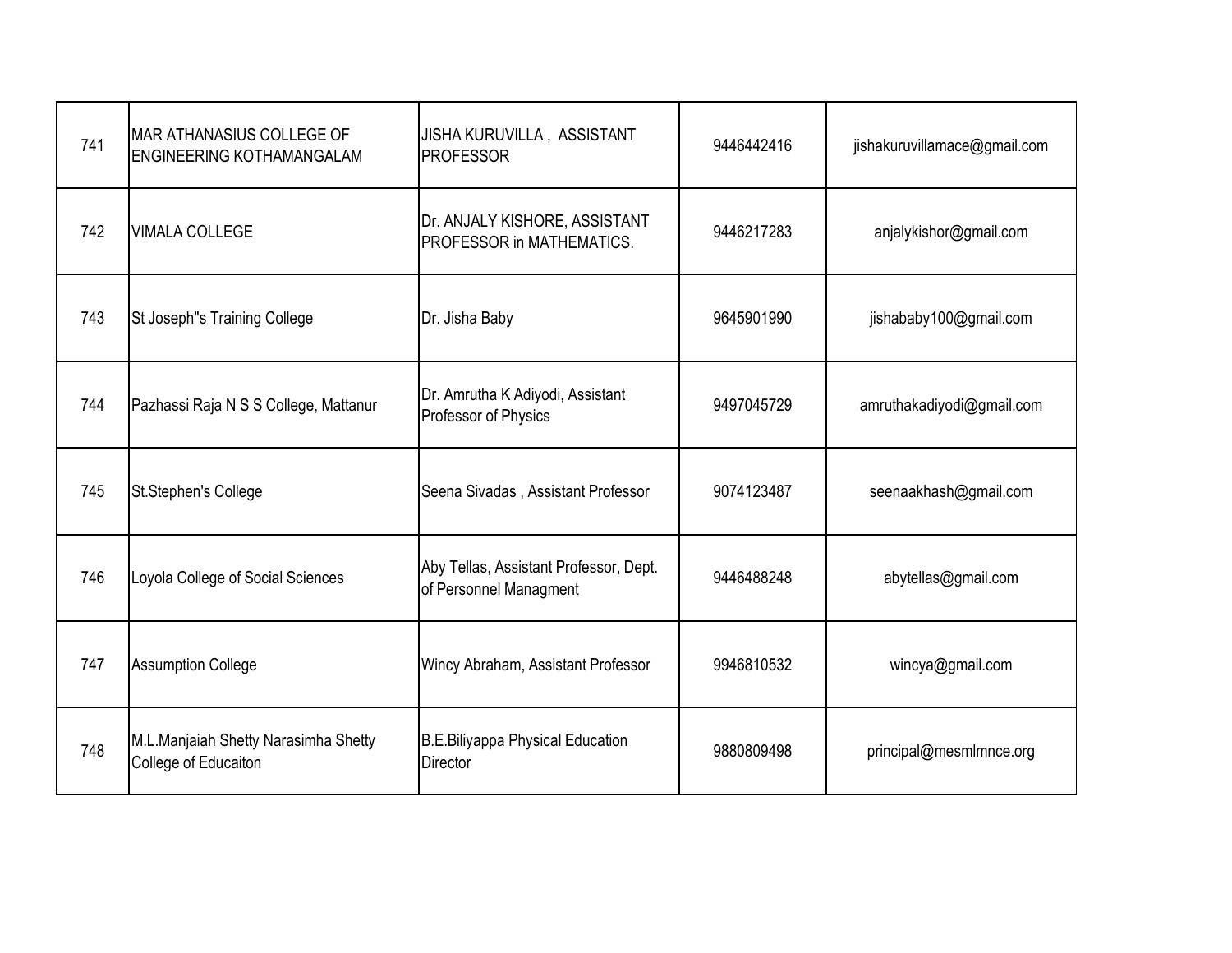| 741 | MAR ATHANASIUS COLLEGE OF ENGINEERING KOTHAMANGALAM | JISHA KURUVILLA , ASSISTANT PROFESSOR | 9446442416 | jishakuruvillamace@gmail.com |
|---|---|---|---|---|
| 742 | VIMALA COLLEGE | Dr. ANJALY KISHORE, ASSISTANT PROFESSOR in MATHEMATICS. | 9446217283 | anjalykishor@gmail.com |
| 743 | St Joseph"s Training College | Dr. Jisha Baby | 9645901990 | jishababy100@gmail.com |
| 744 | Pazhassi Raja N S S College, Mattanur | Dr. Amrutha K Adiyodi, Assistant Professor of Physics | 9497045729 | amruthakadiyodi@gmail.com |
| 745 | St.Stephen's College | Seena Sivadas , Assistant Professor | 9074123487 | seenaakhash@gmail.com |
| 746 | Loyola College of Social Sciences | Aby Tellas, Assistant Professor, Dept. of Personnel Managment | 9446488248 | abytellas@gmail.com |
| 747 | Assumption College | Wincy Abraham, Assistant Professor | 9946810532 | wincya@gmail.com |
| 748 | M.L.Manjaiah Shetty Narasimha Shetty College of Educaiton | B.E.Biliyappa Physical Education Director | 9880809498 | principal@mesmlmnce.org |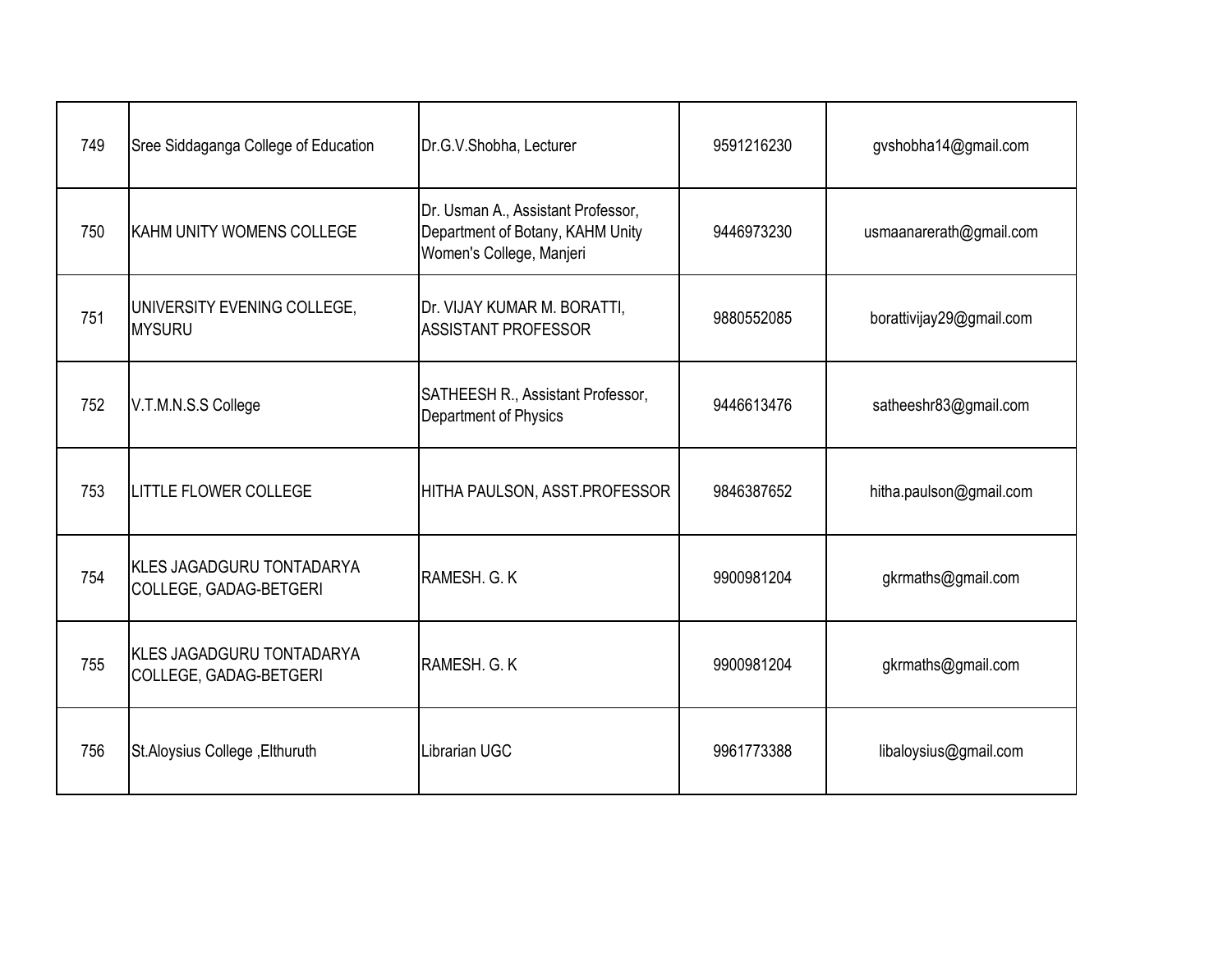| | | | | |
|---|---|---|---|---|
| 749 | Sree Siddaganga College of Education | Dr.G.V.Shobha, Lecturer | 9591216230 | gvshobha14@gmail.com |
| 750 | KAHM UNITY WOMENS COLLEGE | Dr. Usman A., Assistant Professor, Department of Botany, KAHM Unity Women's College, Manjeri | 9446973230 | usmaanarerath@gmail.com |
| 751 | UNIVERSITY EVENING COLLEGE, MYSURU | Dr. VIJAY KUMAR M. BORATTI, ASSISTANT PROFESSOR | 9880552085 | borattivijay29@gmail.com |
| 752 | V.T.M.N.S.S College | SATHEESH R., Assistant Professor, Department of Physics | 9446613476 | satheeshr83@gmail.com |
| 753 | LITTLE FLOWER COLLEGE | HITHA PAULSON, ASST.PROFESSOR | 9846387652 | hitha.paulson@gmail.com |
| 754 | KLES JAGADGURU TONTADARYA COLLEGE, GADAG-BETGERI | RAMESH. G. K | 9900981204 | gkrmaths@gmail.com |
| 755 | KLES JAGADGURU TONTADARYA COLLEGE, GADAG-BETGERI | RAMESH. G. K | 9900981204 | gkrmaths@gmail.com |
| 756 | St.Aloysius College ,Elthuruth | Librarian UGC | 9961773388 | libaloysius@gmail.com |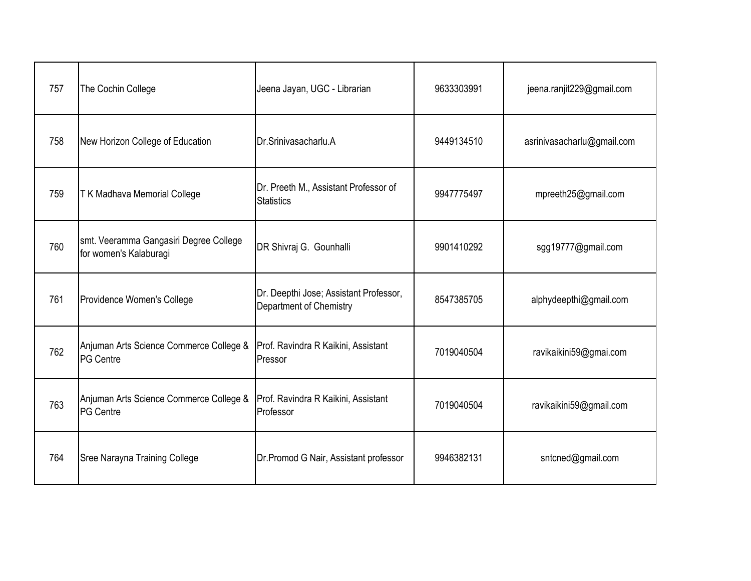| | | | | |
|---|---|---|---|---|
| 757 | The Cochin College | Jeena Jayan, UGC - Librarian | 9633303991 | jeena.ranjit229@gmail.com |
| 758 | New Horizon College of Education | Dr.Srinivasacharlu.A | 9449134510 | asrinivasacharlu@gmail.com |
| 759 | T K Madhava Memorial College | Dr. Preeth M., Assistant Professor of Statistics | 9947775497 | mpreeth25@gmail.com |
| 760 | smt. Veeramma Gangasiri Degree College for women's Kalaburagi | DR Shivraj G. Gounhalli | 9901410292 | sgg19777@gmail.com |
| 761 | Providence Women's College | Dr. Deepthi Jose; Assistant Professor, Department of Chemistry | 8547385705 | alphydeepthi@gmail.com |
| 762 | Anjuman Arts Science Commerce College & PG Centre | Prof. Ravindra R Kaikini, Assistant Pressor | 7019040504 | ravikaikini59@gmai.com |
| 763 | Anjuman Arts Science Commerce College & PG Centre | Prof. Ravindra R Kaikini, Assistant Professor | 7019040504 | ravikaikini59@gmail.com |
| 764 | Sree Narayna Training College | Dr.Promod G Nair, Assistant professor | 9946382131 | sntcned@gmail.com |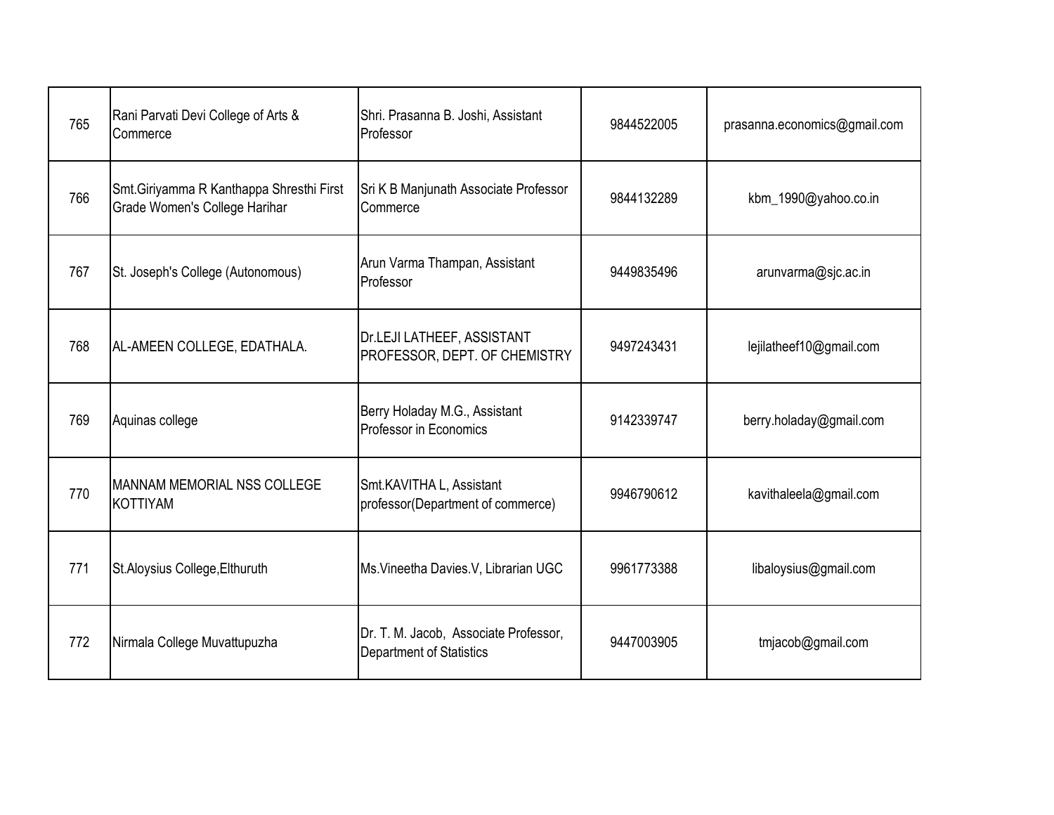| | | | | |
|---|---|---|---|---|
| 765 | Rani Parvati Devi College of Arts & Commerce | Shri. Prasanna B. Joshi, Assistant Professor | 9844522005 | prasanna.economics@gmail.com |
| 766 | Smt.Giriyamma R Kanthappa Shresthi First Grade Women's College Harihar | Sri K B Manjunath Associate Professor Commerce | 9844132289 | kbm_1990@yahoo.co.in |
| 767 | St. Joseph's College (Autonomous) | Arun Varma Thampan, Assistant Professor | 9449835496 | arunvarma@sjc.ac.in |
| 768 | AL-AMEEN COLLEGE, EDATHALA. | Dr.LEJI LATHEEF, ASSISTANT PROFESSOR, DEPT. OF CHEMISTRY | 9497243431 | lejilatheef10@gmail.com |
| 769 | Aquinas college | Berry Holaday M.G., Assistant Professor in Economics | 9142339747 | berry.holaday@gmail.com |
| 770 | MANNAM MEMORIAL NSS COLLEGE KOTTIYAM | Smt.KAVITHA L, Assistant professor(Department of commerce) | 9946790612 | kavithaleela@gmail.com |
| 771 | St.Aloysius College,Elthuruth | Ms.Vineetha Davies.V, Librarian UGC | 9961773388 | libaloysius@gmail.com |
| 772 | Nirmala College Muvattupuzha | Dr. T. M. Jacob, Associate Professor, Department of Statistics | 9447003905 | tmjacob@gmail.com |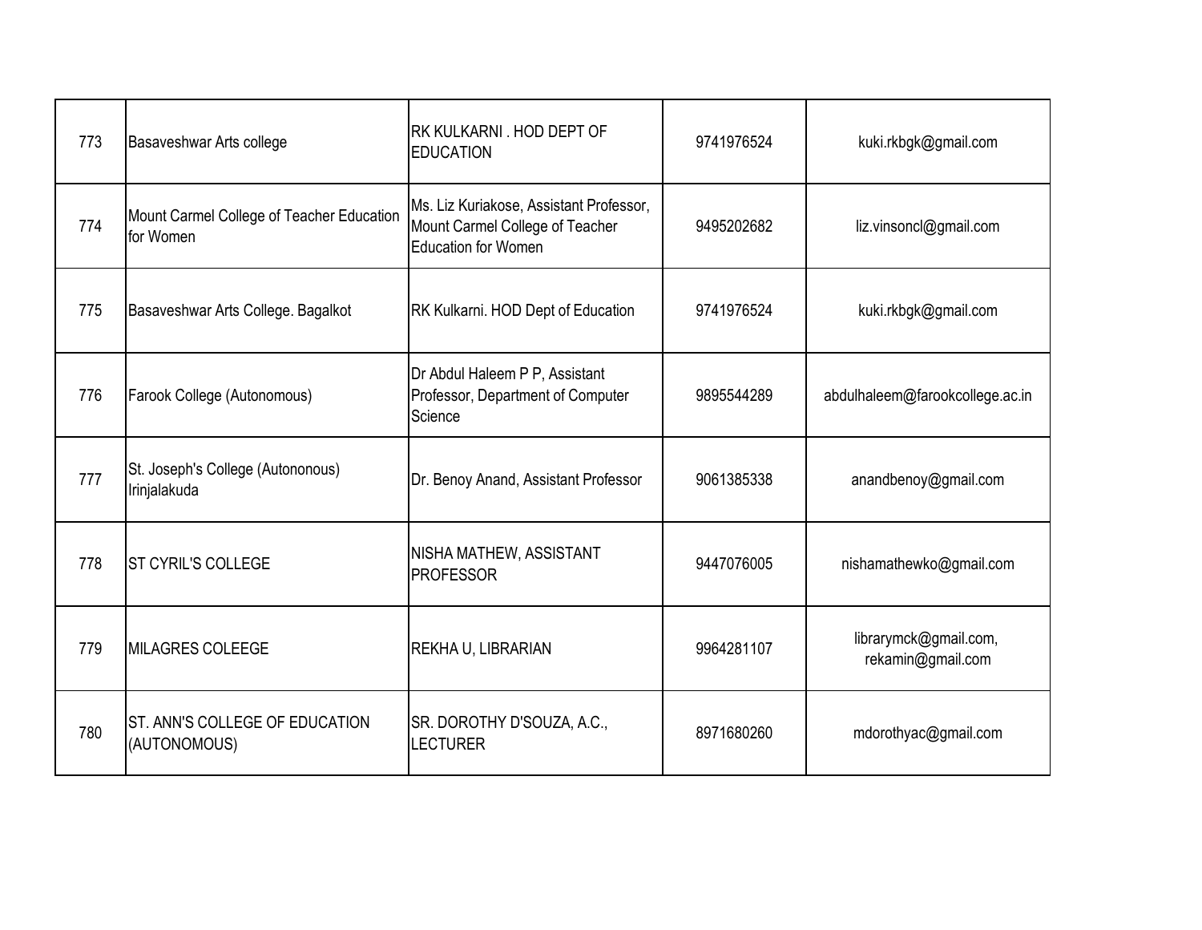| 773 | Basaveshwar Arts college | RK KULKARNI . HOD DEPT OF EDUCATION | 9741976524 | kuki.rkbgk@gmail.com |
|---|---|---|---|---|
| 774 | Mount Carmel College of Teacher Education for Women | Ms. Liz Kuriakose, Assistant Professor, Mount Carmel College of Teacher Education for Women | 9495202682 | liz.vinsoncl@gmail.com |
| 775 | Basaveshwar Arts College. Bagalkot | RK Kulkarni. HOD Dept of Education | 9741976524 | kuki.rkbgk@gmail.com |
| 776 | Farook College (Autonomous) | Dr Abdul Haleem P P, Assistant Professor, Department of Computer Science | 9895544289 | abdulhaleem@farookcollege.ac.in |
| 777 | St. Joseph's College (Autononous) Irinjalakuda | Dr. Benoy Anand, Assistant Professor | 9061385338 | anandbenoy@gmail.com |
| 778 | ST CYRIL'S COLLEGE | NISHA MATHEW, ASSISTANT PROFESSOR | 9447076005 | nishamathewko@gmail.com |
| 779 | MILAGRES COLEEGE | REKHA U, LIBRARIAN | 9964281107 | librarymck@gmail.com, rekamin@gmail.com |
| 780 | ST. ANN'S COLLEGE OF EDUCATION (AUTONOMOUS) | SR. DOROTHY D'SOUZA, A.C., LECTURER | 8971680260 | mdorothyac@gmail.com |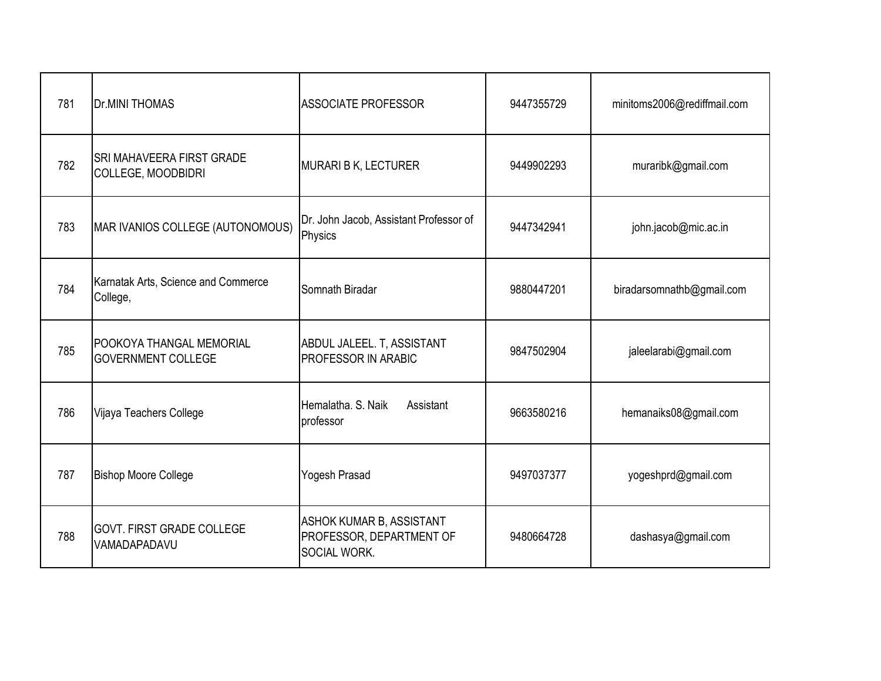| 781 | Dr.MINI THOMAS | ASSOCIATE PROFESSOR | 9447355729 | minitoms2006@rediffmail.com |
|---|---|---|---|---|
| 782 | SRI MAHAVEERA FIRST GRADE COLLEGE, MOODBIDRI | MURARI B K, LECTURER | 9449902293 | muraribk@gmail.com |
| 783 | MAR IVANIOS COLLEGE (AUTONOMOUS) | Dr. John Jacob, Assistant Professor of Physics | 9447342941 | john.jacob@mic.ac.in |
| 784 | Karnatak Arts, Science and Commerce College, | Somnath Biradar | 9880447201 | biradarsomnathb@gmail.com |
| 785 | POOKOYA THANGAL MEMORIAL GOVERNMENT COLLEGE | ABDUL JALEEL. T, ASSISTANT PROFESSOR IN ARABIC | 9847502904 | jaleelarabi@gmail.com |
| 786 | Vijaya Teachers College | Hemalatha. S. Naik Assistant professor | 9663580216 | hemanaiks08@gmail.com |
| 787 | Bishop Moore College | Yogesh Prasad | 9497037377 | yogeshprd@gmail.com |
| 788 | GOVT. FIRST GRADE COLLEGE VAMADAPADAVU | ASHOK KUMAR B, ASSISTANT PROFESSOR, DEPARTMENT OF SOCIAL WORK. | 9480664728 | dashasya@gmail.com |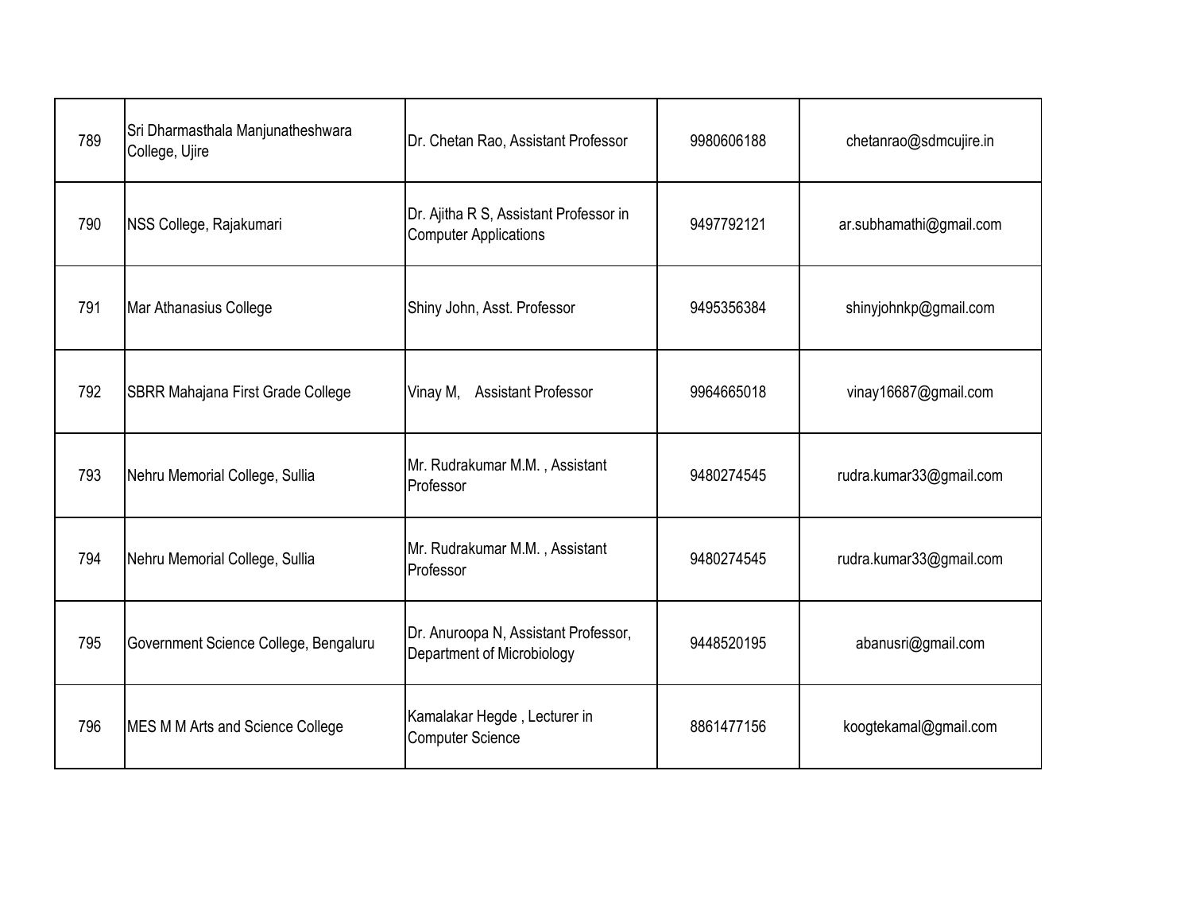| | | | | |
|---|---|---|---|---|
| 789 | Sri Dharmasthala Manjunatheshwara College, Ujire | Dr. Chetan Rao, Assistant Professor | 9980606188 | chetanrao@sdmcujire.in |
| 790 | NSS College, Rajakumari | Dr. Ajitha R S, Assistant Professor in Computer Applications | 9497792121 | ar.subhamathi@gmail.com |
| 791 | Mar Athanasius College | Shiny John, Asst. Professor | 9495356384 | shinyjohnkp@gmail.com |
| 792 | SBRR Mahajana First Grade College | Vinay M, Assistant Professor | 9964665018 | vinay16687@gmail.com |
| 793 | Nehru Memorial College, Sullia | Mr. Rudrakumar M.M. , Assistant Professor | 9480274545 | rudra.kumar33@gmail.com |
| 794 | Nehru Memorial College, Sullia | Mr. Rudrakumar M.M. , Assistant Professor | 9480274545 | rudra.kumar33@gmail.com |
| 795 | Government Science College, Bengaluru | Dr. Anuroopa N, Assistant Professor, Department of Microbiology | 9448520195 | abanusri@gmail.com |
| 796 | MES M M Arts and Science College | Kamalakar Hegde , Lecturer in Computer Science | 8861477156 | koogtekamal@gmail.com |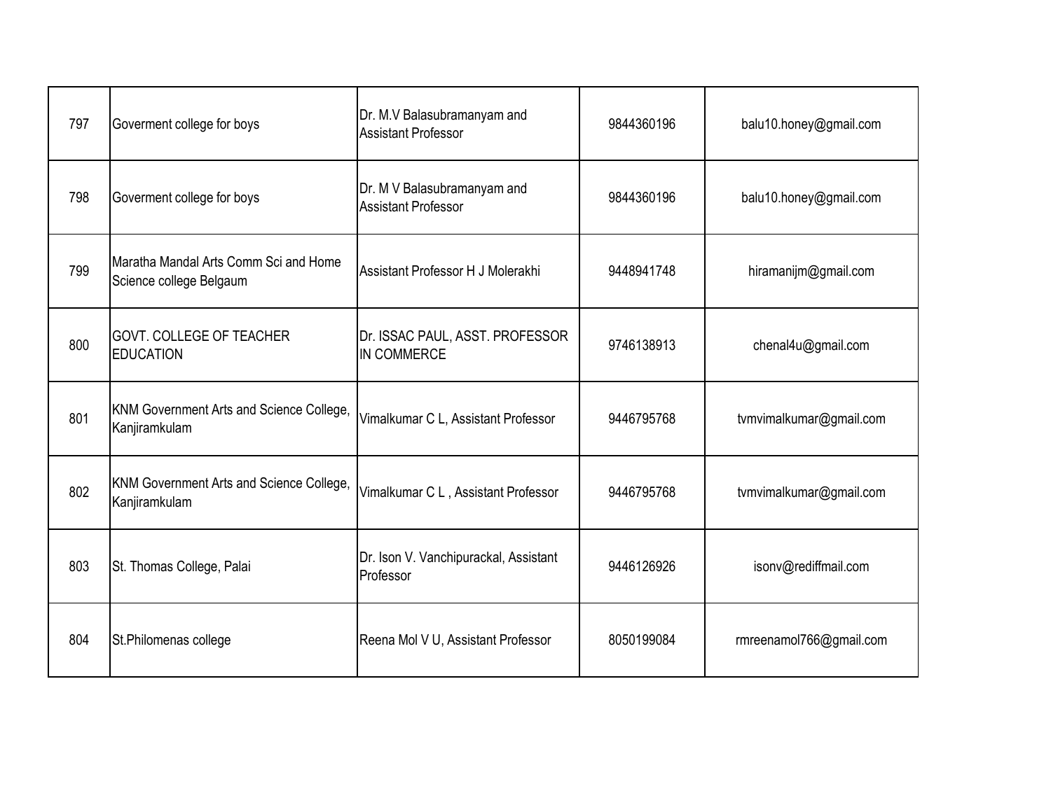| | | | | |
|---|---|---|---|---|
| 797 | Goverment college for boys | Dr. M.V Balasubramanyam and Assistant Professor | 9844360196 | balu10.honey@gmail.com |
| 798 | Goverment college for boys | Dr. M V Balasubramanyam and Assistant Professor | 9844360196 | balu10.honey@gmail.com |
| 799 | Maratha Mandal Arts Comm Sci and Home Science college Belgaum | Assistant Professor H J Molerakhi | 9448941748 | hiramanijm@gmail.com |
| 800 | GOVT. COLLEGE OF TEACHER EDUCATION | Dr. ISSAC PAUL, ASST. PROFESSOR IN COMMERCE | 9746138913 | chenal4u@gmail.com |
| 801 | KNM Government Arts and Science College, Kanjiramkulam | Vimalkumar C L, Assistant Professor | 9446795768 | tvmvimalkumar@gmail.com |
| 802 | KNM Government Arts and Science College, Kanjiramkulam | Vimalkumar C L , Assistant Professor | 9446795768 | tvmvimalkumar@gmail.com |
| 803 | St. Thomas College, Palai | Dr. Ison V. Vanchipurackal, Assistant Professor | 9446126926 | isonv@rediffmail.com |
| 804 | St.Philomenas college | Reena Mol V U, Assistant Professor | 8050199084 | rmreenamol766@gmail.com |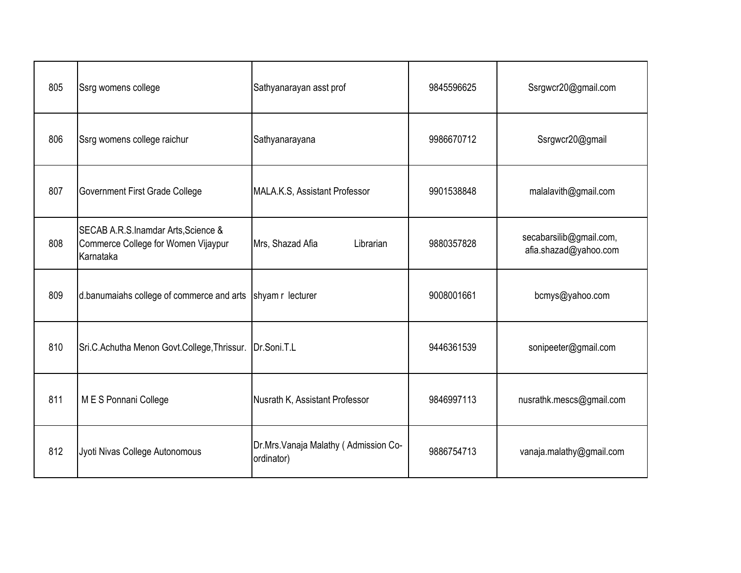| 805 | Ssrg womens college | Sathyanarayan asst prof | 9845596625 | Ssrgwcr20@gmail.com |
|---|---|---|---|---|
| 806 | Ssrg womens college raichur | Sathyanarayana | 9986670712 | Ssrgwcr20@gmail |
| 807 | Government First Grade College | MALA.K.S, Assistant Professor | 9901538848 | malalavith@gmail.com |
| 808 | SECAB A.R.S.Inamdar Arts,Science & Commerce College for Women Vijaypur Karnataka | Mrs, Shazad Afia Librarian | 9880357828 | secabarsilib@gmail.com, afia.shazad@yahoo.com |
| 809 | d.banumaiahs college of commerce and arts | shyam r lecturer | 9008001661 | bcmys@yahoo.com |
| 810 | Sri.C.Achutha Menon Govt.College,Thrissur. | Dr.Soni.T.L | 9446361539 | sonipeeter@gmail.com |
| 811 | M E S Ponnani College | Nusrath K, Assistant Professor | 9846997113 | nusrathk.mescs@gmail.com |
| 812 | Jyoti Nivas College Autonomous | Dr.Mrs.Vanaja Malathy ( Admission Co-ordinator) | 9886754713 | vanaja.malathy@gmail.com |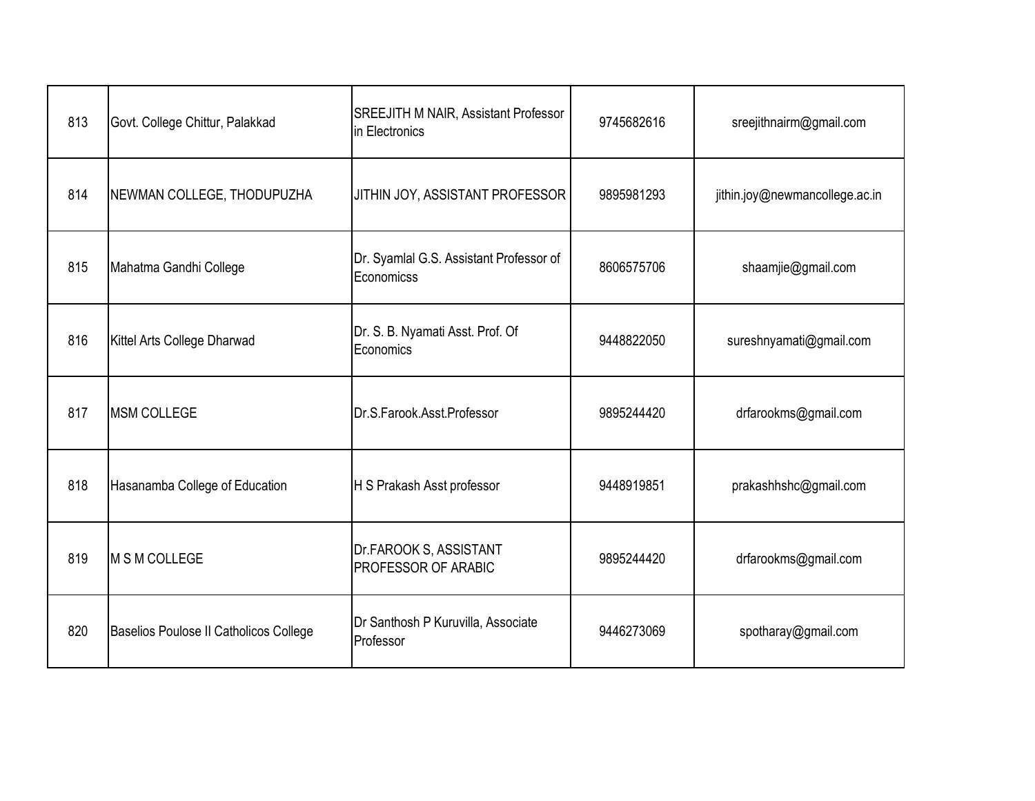| | | | | |
|---|---|---|---|---|
| 813 | Govt. College Chittur, Palakkad | SREEJITH M NAIR, Assistant Professor in Electronics | 9745682616 | sreejithnairm@gmail.com |
| 814 | NEWMAN COLLEGE, THODUPUZHA | JITHIN JOY, ASSISTANT PROFESSOR | 9895981293 | jithin.joy@newmancollege.ac.in |
| 815 | Mahatma Gandhi College | Dr. Syamlal G.S. Assistant Professor of Economicss | 8606575706 | shaamjie@gmail.com |
| 816 | Kittel Arts College Dharwad | Dr. S. B. Nyamati Asst. Prof. Of Economics | 9448822050 | sureshnyamati@gmail.com |
| 817 | MSM COLLEGE | Dr.S.Farook.Asst.Professor | 9895244420 | drfarookms@gmail.com |
| 818 | Hasanamba College of Education | H S Prakash Asst professor | 9448919851 | prakashhshc@gmail.com |
| 819 | M S M COLLEGE | Dr.FAROOK S, ASSISTANT PROFESSOR OF ARABIC | 9895244420 | drfarookms@gmail.com |
| 820 | Baselios Poulose II Catholicos College | Dr Santhosh P Kuruvilla, Associate Professor | 9446273069 | spotharay@gmail.com |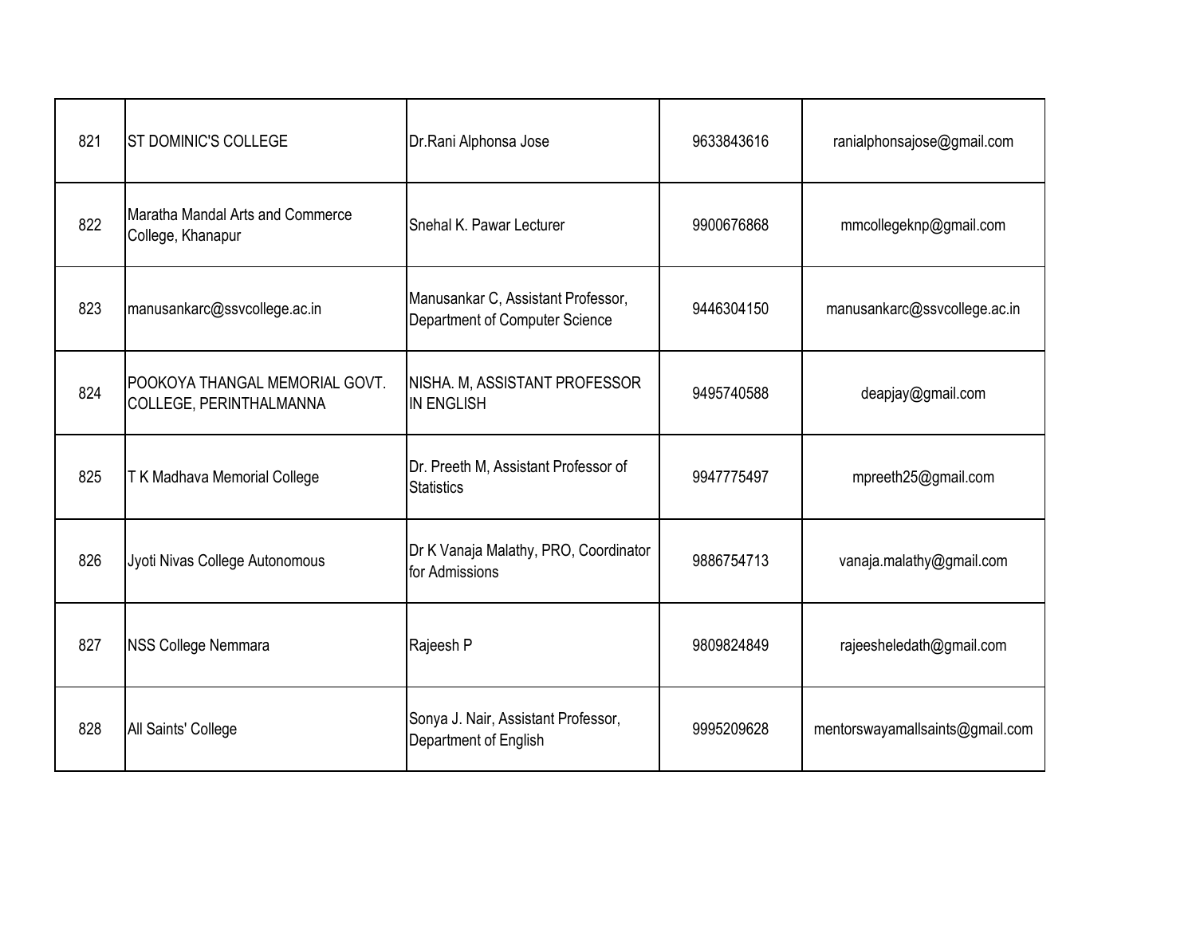| 821 | ST DOMINIC'S COLLEGE | Dr.Rani Alphonsa Jose | 9633843616 | ranialphonsajose@gmail.com |
|---|---|---|---|---|
| 822 | Maratha Mandal Arts and Commerce College, Khanapur | Snehal K. Pawar Lecturer | 9900676868 | mmcollegeknp@gmail.com |
| 823 | manusankarc@ssvcollege.ac.in | Manusankar C, Assistant Professor, Department of Computer Science | 9446304150 | manusankarc@ssvcollege.ac.in |
| 824 | POOKOYA THANGAL MEMORIAL GOVT. COLLEGE, PERINTHALMANNA | NISHA. M, ASSISTANT PROFESSOR IN ENGLISH | 9495740588 | deapjay@gmail.com |
| 825 | T K Madhava Memorial College | Dr. Preeth M, Assistant Professor of Statistics | 9947775497 | mpreeth25@gmail.com |
| 826 | Jyoti Nivas College Autonomous | Dr K Vanaja Malathy, PRO, Coordinator for Admissions | 9886754713 | vanaja.malathy@gmail.com |
| 827 | NSS College Nemmara | Rajeesh P | 9809824849 | rajeesheledath@gmail.com |
| 828 | All Saints' College | Sonya J. Nair, Assistant Professor, Department of English | 9995209628 | mentorswayamallsaints@gmail.com |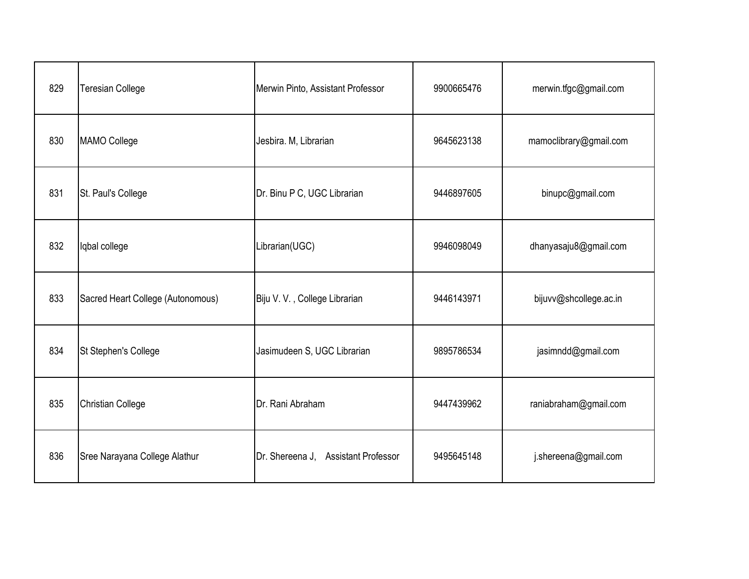| 829 | Teresian College | Merwin Pinto, Assistant Professor | 9900665476 | merwin.tfgc@gmail.com |
|---|---|---|---|---|
| 830 | MAMO College | Jesbira. M, Librarian | 9645623138 | mamoclibrary@gmail.com |
| 831 | St. Paul's College | Dr. Binu P C, UGC Librarian | 9446897605 | binupc@gmail.com |
| 832 | Iqbal college | Librarian(UGC) | 9946098049 | dhanyasaju8@gmail.com |
| 833 | Sacred Heart College (Autonomous) | Biju V. V. , College Librarian | 9446143971 | bijuvv@shcollege.ac.in |
| 834 | St Stephen's College | Jasimudeen S, UGC Librarian | 9895786534 | jasimndd@gmail.com |
| 835 | Christian College | Dr. Rani Abraham | 9447439962 | raniabraham@gmail.com |
| 836 | Sree Narayana College Alathur | Dr. Shereena J, Assistant Professor | 9495645148 | j.shereena@gmail.com |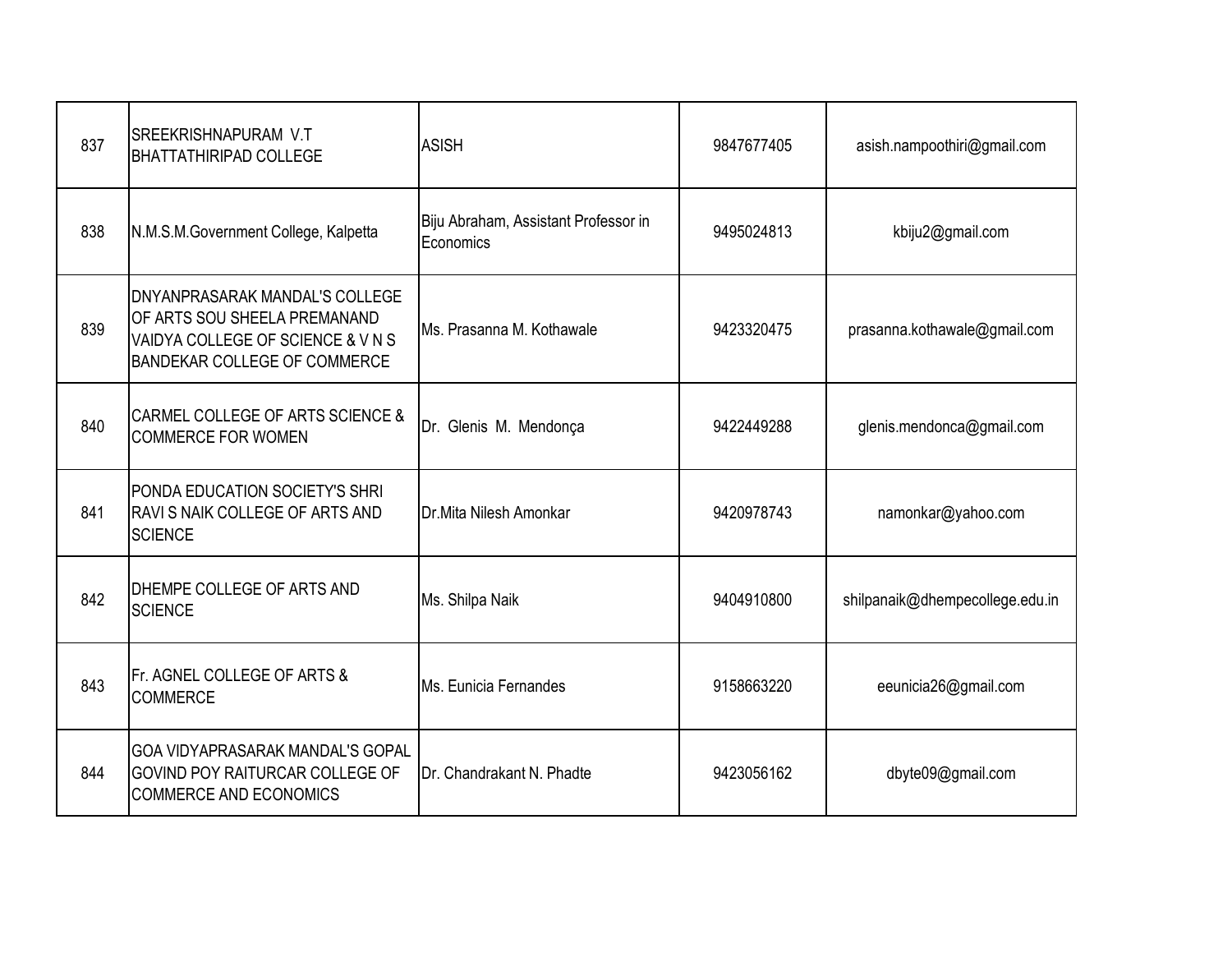| | | | | |
|---|---|---|---|---|
| 837 | SREEKRISHNAPURAM V.T BHATTATHIRIPAD COLLEGE | ASISH | 9847677405 | asish.nampoothiri@gmail.com |
| 838 | N.M.S.M.Government College, Kalpetta | Biju Abraham, Assistant Professor in Economics | 9495024813 | kbiju2@gmail.com |
| 839 | DNYANPRASARAK MANDAL'S COLLEGE OF ARTS SOU SHEELA PREMANAND VAIDYA COLLEGE OF SCIENCE & V N S BANDEKAR COLLEGE OF COMMERCE | Ms. Prasanna M. Kothawale | 9423320475 | prasanna.kothawale@gmail.com |
| 840 | CARMEL COLLEGE OF ARTS SCIENCE & COMMERCE FOR WOMEN | Dr. Glenis M. Mendonça | 9422449288 | glenis.mendonca@gmail.com |
| 841 | PONDA EDUCATION SOCIETY'S SHRI RAVI S NAIK COLLEGE OF ARTS AND SCIENCE | Dr.Mita Nilesh Amonkar | 9420978743 | namonkar@yahoo.com |
| 842 | DHEMPE COLLEGE OF ARTS AND SCIENCE | Ms. Shilpa Naik | 9404910800 | shilpanaik@dhempecollege.edu.in |
| 843 | Fr. AGNEL COLLEGE OF ARTS & COMMERCE | Ms. Eunicia Fernandes | 9158663220 | eeunicia26@gmail.com |
| 844 | GOA VIDYAPRASARAK MANDAL'S GOPAL GOVIND POY RAITURCAR COLLEGE OF COMMERCE AND ECONOMICS | Dr. Chandrakant N. Phadte | 9423056162 | dbyte09@gmail.com |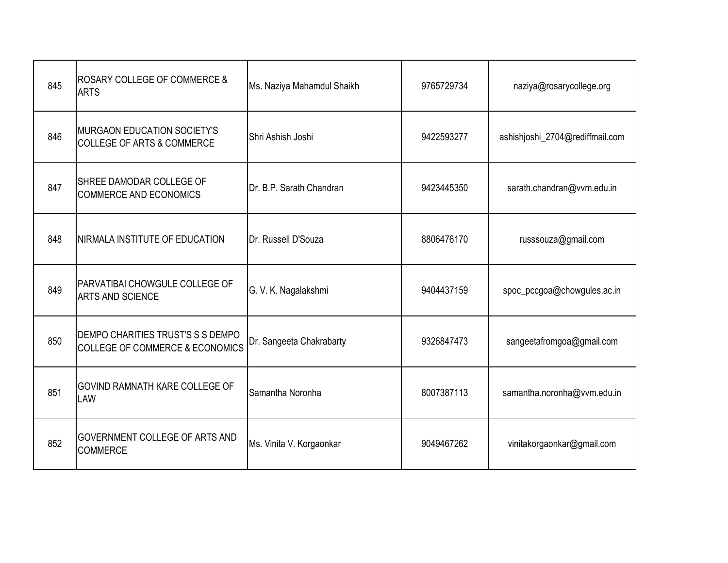| 845 | ROSARY COLLEGE OF COMMERCE & ARTS | Ms. Naziya Mahamdul Shaikh | 9765729734 | naziya@rosarycollege.org |
|---|---|---|---|---|
| 846 | MURGAON EDUCATION SOCIETY'S COLLEGE OF ARTS & COMMERCE | Shri Ashish Joshi | 9422593277 | ashishjoshi_2704@rediffmail.com |
| 847 | SHREE DAMODAR COLLEGE OF COMMERCE AND ECONOMICS | Dr. B.P. Sarath Chandran | 9423445350 | sarath.chandran@vvm.edu.in |
| 848 | NIRMALA INSTITUTE OF EDUCATION | Dr. Russell D'Souza | 8806476170 | russsouza@gmail.com |
| 849 | PARVATIBAI CHOWGULE COLLEGE OF ARTS AND SCIENCE | G. V. K. Nagalakshmi | 9404437159 | spoc_pccgoa@chowgules.ac.in |
| 850 | DEMPO CHARITIES TRUST'S S S DEMPO COLLEGE OF COMMERCE & ECONOMICS | Dr. Sangeeta Chakrabarty | 9326847473 | sangeetafromgoa@gmail.com |
| 851 | GOVIND RAMNATH KARE COLLEGE OF LAW | Samantha Noronha | 8007387113 | samantha.noronha@vvm.edu.in |
| 852 | GOVERNMENT COLLEGE OF ARTS AND COMMERCE | Ms. Vinita V. Korgaonkar | 9049467262 | vinitakorgaonkar@gmail.com |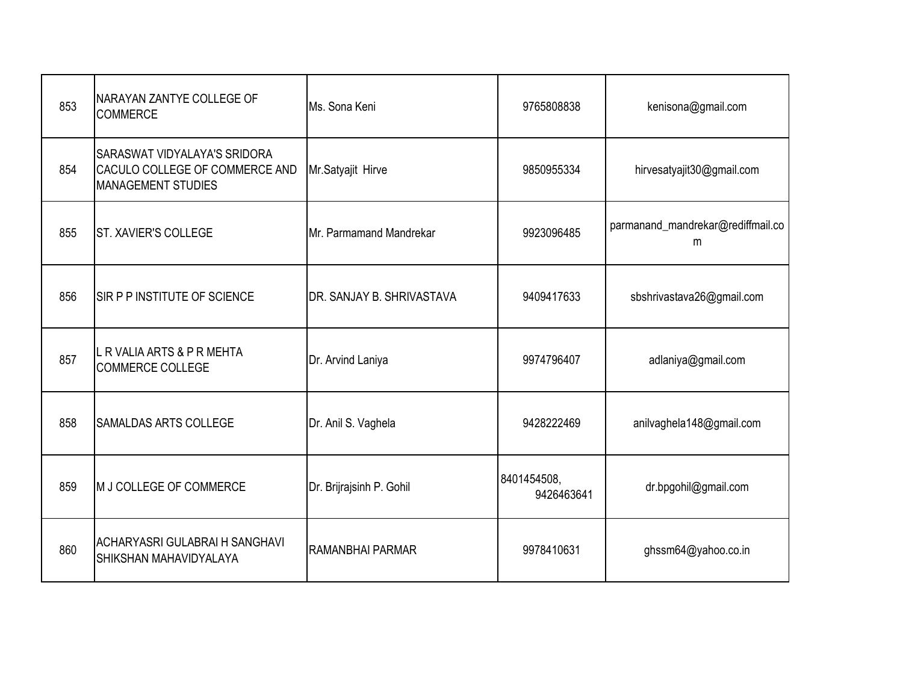| | | | | |
|---|---|---|---|---|
| 853 | NARAYAN ZANTYE COLLEGE OF COMMERCE | Ms. Sona Keni | 9765808838 | kenisona@gmail.com |
| 854 | SARASWAT VIDYALAYA'S SRIDORA CACULO COLLEGE OF COMMERCE AND MANAGEMENT STUDIES | Mr.Satyajit Hirve | 9850955334 | hirvesatyajit30@gmail.com |
| 855 | ST. XAVIER'S COLLEGE | Mr. Parmamand Mandrekar | 9923096485 | parmanand_mandrekar@rediffmail.com |
| 856 | SIR P P INSTITUTE OF SCIENCE | DR. SANJAY B. SHRIVASTAVA | 9409417633 | sbshrivastava26@gmail.com |
| 857 | L R VALIA ARTS & P R MEHTA COMMERCE COLLEGE | Dr. Arvind Laniya | 9974796407 | adlaniya@gmail.com |
| 858 | SAMALDAS ARTS COLLEGE | Dr. Anil S. Vaghela | 9428222469 | anilvaghela148@gmail.com |
| 859 | M J COLLEGE OF COMMERCE | Dr. Brijrajsinh P. Gohil | 8401454508, 9426463641 | dr.bpgohil@gmail.com |
| 860 | ACHARYASRI GULABRAI H SANGHAVI SHIKSHAN MAHAVIDYALAYA | RAMANBHAI PARMAR | 9978410631 | ghssm64@yahoo.co.in |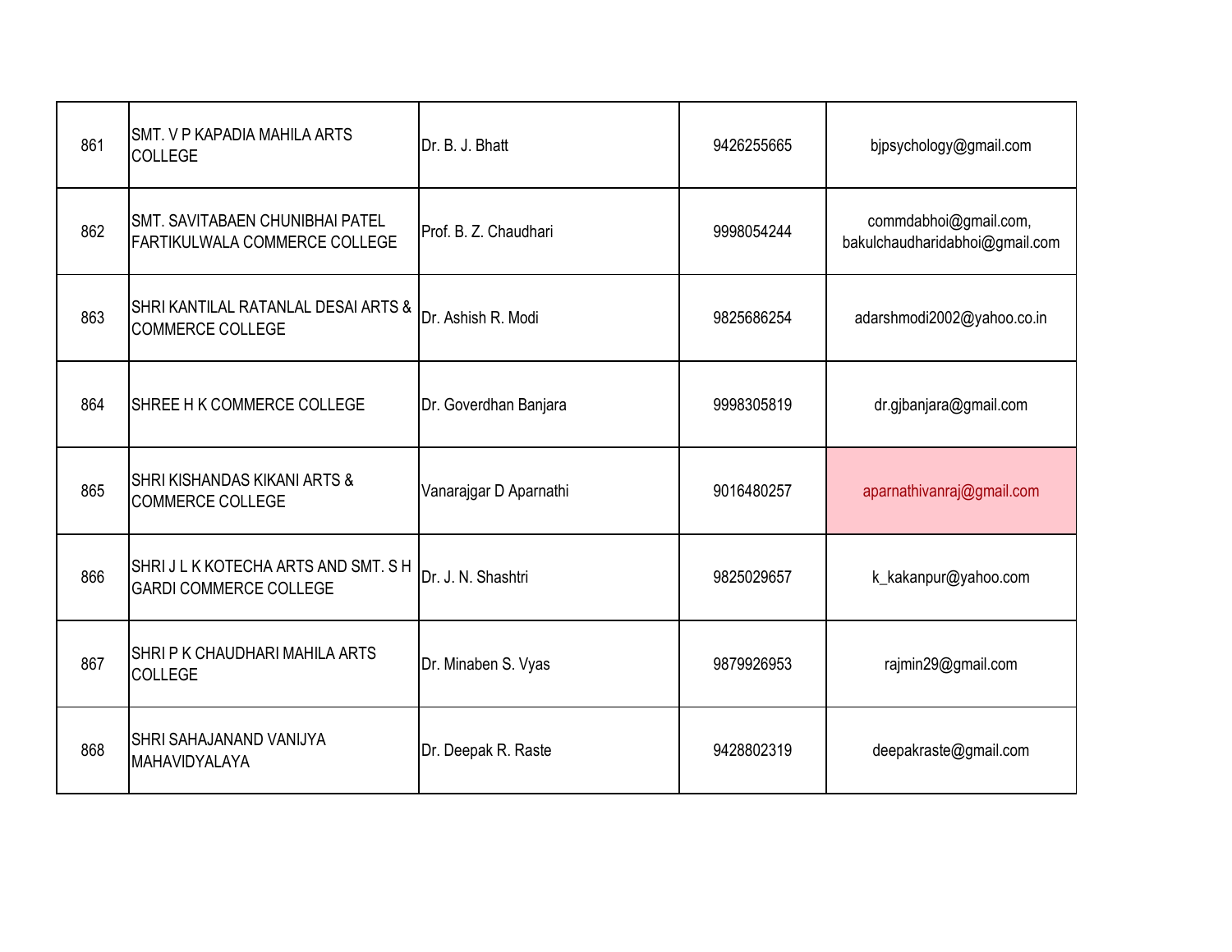| | | | | |
|---|---|---|---|---|
| 861 | SMT. V P KAPADIA MAHILA ARTS COLLEGE | Dr. B. J. Bhatt | 9426255665 | bjpsychology@gmail.com |
| 862 | SMT. SAVITABAEN CHUNIBHAI PATEL FARTIKULWALA COMMERCE COLLEGE | Prof. B. Z. Chaudhari | 9998054244 | commdabhoi@gmail.com, bakulchaudharidabhoi@gmail.com |
| 863 | SHRI KANTILAL RATANLAL DESAI ARTS & COMMERCE COLLEGE | Dr. Ashish R. Modi | 9825686254 | adarshmodi2002@yahoo.co.in |
| 864 | SHREE H K COMMERCE COLLEGE | Dr. Goverdhan Banjara | 9998305819 | dr.gjbanjara@gmail.com |
| 865 | SHRI KISHANDAS KIKANI ARTS & COMMERCE COLLEGE | Vanarajgar D Aparnathi | 9016480257 | aparnathivanraj@gmail.com |
| 866 | SHRI J L K KOTECHA ARTS AND SMT. S H GARDI COMMERCE COLLEGE | Dr. J. N. Shashtri | 9825029657 | k_kakanpur@yahoo.com |
| 867 | SHRI P K CHAUDHARI MAHILA ARTS COLLEGE | Dr. Minaben S. Vyas | 9879926953 | rajmin29@gmail.com |
| 868 | SHRI SAHAJANAND VANIJYA MAHAVIDYALAYA | Dr. Deepak R. Raste | 9428802319 | deepakraste@gmail.com |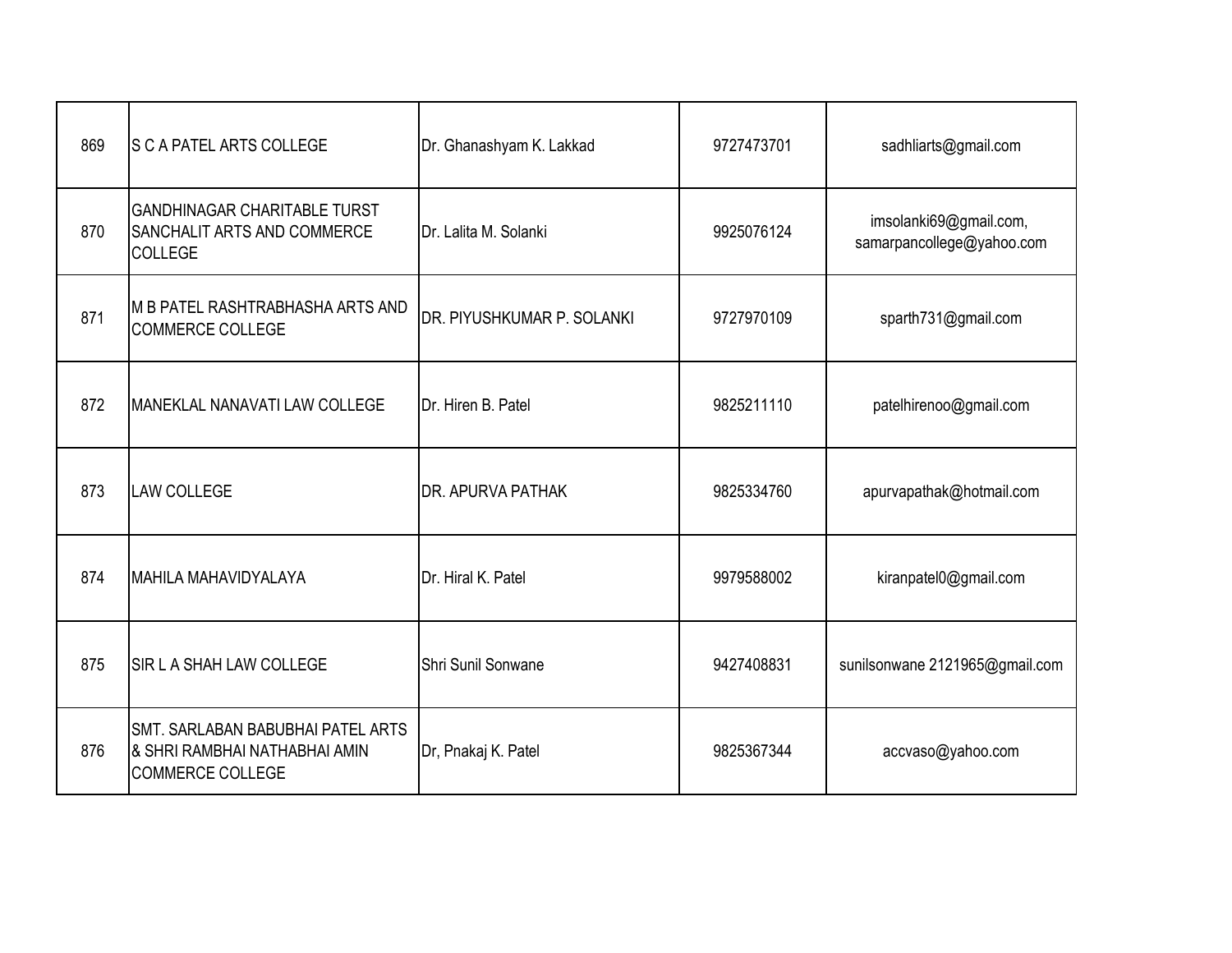| | | | | |
|---|---|---|---|---|
| 869 | S C A PATEL ARTS COLLEGE | Dr. Ghanashyam K. Lakkad | 9727473701 | sadhliarts@gmail.com |
| 870 | GANDHINAGAR CHARITABLE TURST SANCHALIT ARTS AND COMMERCE COLLEGE | Dr. Lalita M. Solanki | 9925076124 | imsolanki69@gmail.com, samarpancollege@yahoo.com |
| 871 | M B PATEL RASHTRABHASHA ARTS AND COMMERCE COLLEGE | DR. PIYUSHKUMAR P. SOLANKI | 9727970109 | sparth731@gmail.com |
| 872 | MANEKLAL NANAVATI LAW COLLEGE | Dr. Hiren B. Patel | 9825211110 | patelhirenoo@gmail.com |
| 873 | LAW COLLEGE | DR. APURVA PATHAK | 9825334760 | apurvapathak@hotmail.com |
| 874 | MAHILA MAHAVIDYALAYA | Dr. Hiral K. Patel | 9979588002 | kiranpatel0@gmail.com |
| 875 | SIR L A SHAH LAW COLLEGE | Shri Sunil Sonwane | 9427408831 | sunilsonwane 2121965@gmail.com |
| 876 | SMT. SARLABAN BABUBHAI PATEL ARTS & SHRI RAMBHAI NATHABHAI AMIN COMMERCE COLLEGE | Dr, Pnakaj K. Patel | 9825367344 | accvaso@yahoo.com |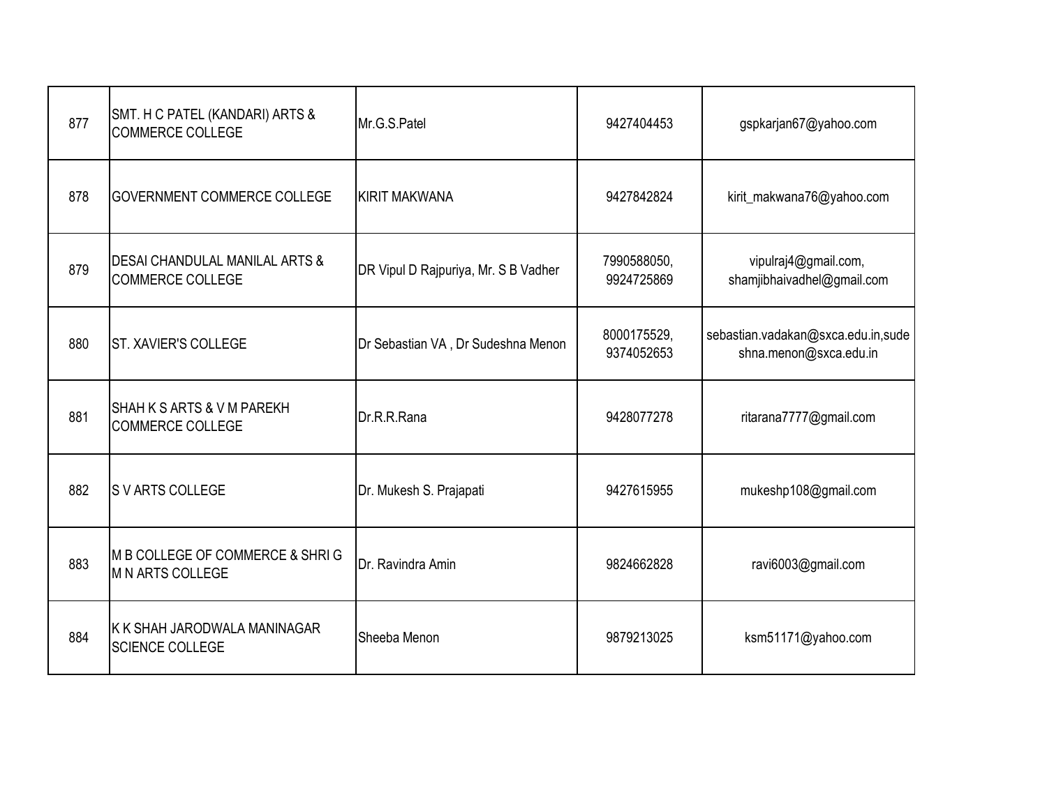| | | | | |
|---|---|---|---|---|
| 877 | SMT. H C PATEL (KANDARI) ARTS & COMMERCE COLLEGE | Mr.G.S.Patel | 9427404453 | gspkarjan67@yahoo.com |
| 878 | GOVERNMENT COMMERCE COLLEGE | KIRIT MAKWANA | 9427842824 | kirit_makwana76@yahoo.com |
| 879 | DESAI CHANDULAL MANILAL ARTS & COMMERCE COLLEGE | DR Vipul D Rajpuriya, Mr. S B Vadher | 7990588050, 9924725869 | vipulraj4@gmail.com, shamjibhaivadhel@gmail.com |
| 880 | ST. XAVIER'S COLLEGE | Dr Sebastian VA , Dr Sudeshna Menon | 8000175529, 9374052653 | sebastian.vadakan@sxca.edu.in,sudeshna.menon@sxca.edu.in |
| 881 | SHAH K S ARTS & V M PAREKH COMMERCE COLLEGE | Dr.R.R.Rana | 9428077278 | ritarana7777@gmail.com |
| 882 | S V ARTS COLLEGE | Dr. Mukesh S. Prajapati | 9427615955 | mukeshp108@gmail.com |
| 883 | M B COLLEGE OF COMMERCE & SHRI G M N ARTS COLLEGE | Dr. Ravindra Amin | 9824662828 | ravi6003@gmail.com |
| 884 | K K SHAH JARODWALA MANINAGAR SCIENCE COLLEGE | Sheeba Menon | 9879213025 | ksm51171@yahoo.com |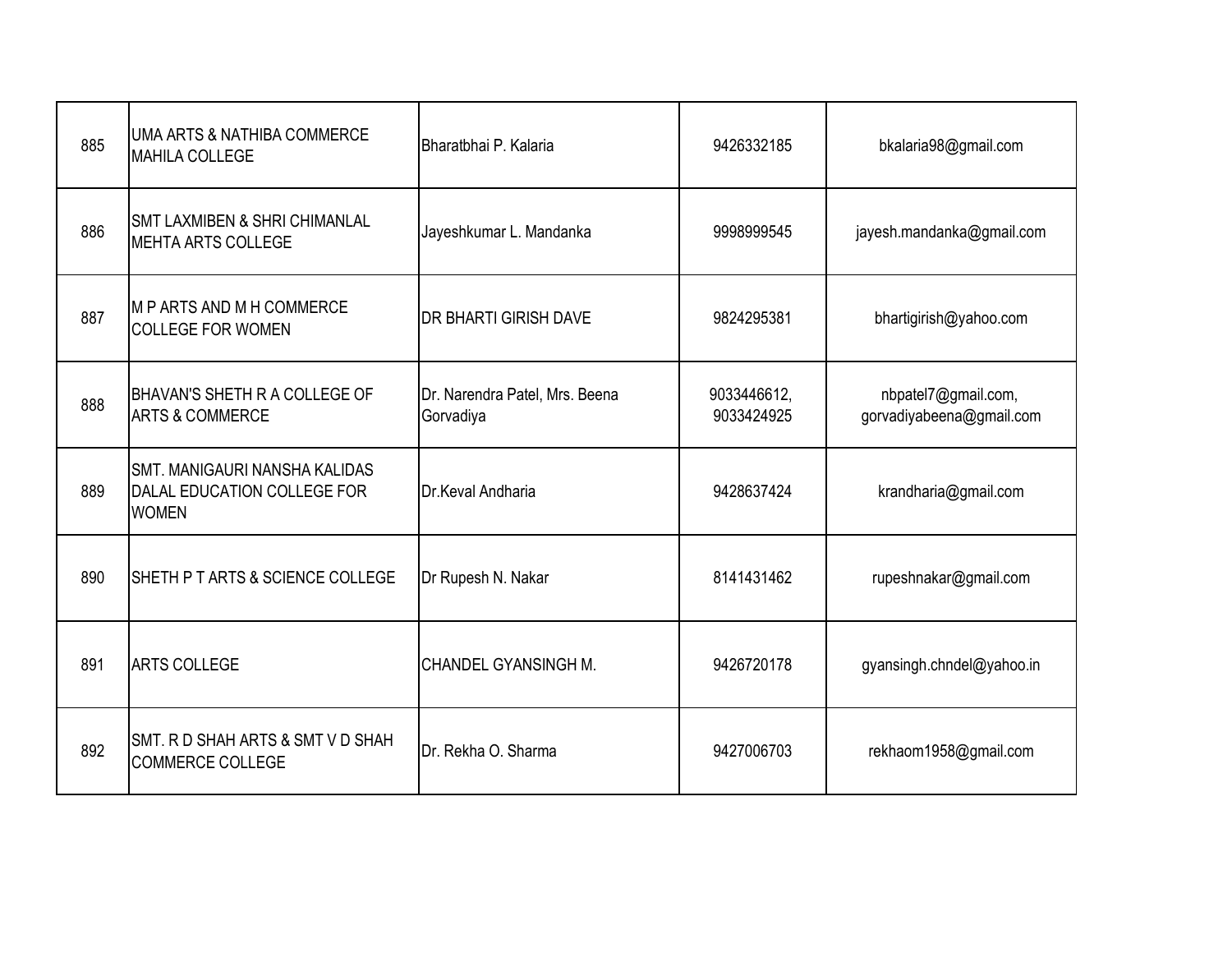| | | | | |
|---|---|---|---|---|
| 885 | UMA ARTS & NATHIBA COMMERCE MAHILA COLLEGE | Bharatbhai P. Kalaria | 9426332185 | bkalaria98@gmail.com |
| 886 | SMT LAXMIBEN & SHRI CHIMANLAL MEHTA ARTS COLLEGE | Jayeshkumar L. Mandanka | 9998999545 | jayesh.mandanka@gmail.com |
| 887 | M P ARTS AND M H COMMERCE COLLEGE FOR WOMEN | DR BHARTI GIRISH DAVE | 9824295381 | bhartigirish@yahoo.com |
| 888 | BHAVAN'S SHETH R A COLLEGE OF ARTS & COMMERCE | Dr. Narendra Patel, Mrs. Beena Gorvadiya | 9033446612, 9033424925 | nbpatel7@gmail.com, gorvadiyabeena@gmail.com |
| 889 | SMT. MANIGAURI NANSHA KALIDAS DALAL EDUCATION COLLEGE FOR WOMEN | Dr.Keval Andharia | 9428637424 | krandharia@gmail.com |
| 890 | SHETH P T ARTS & SCIENCE COLLEGE | Dr Rupesh N. Nakar | 8141431462 | rupeshnakar@gmail.com |
| 891 | ARTS COLLEGE | CHANDEL GYANSINGH M. | 9426720178 | gyansingh.chndel@yahoo.in |
| 892 | SMT. R D SHAH ARTS & SMT V D SHAH COMMERCE COLLEGE | Dr. Rekha O. Sharma | 9427006703 | rekhaom1958@gmail.com |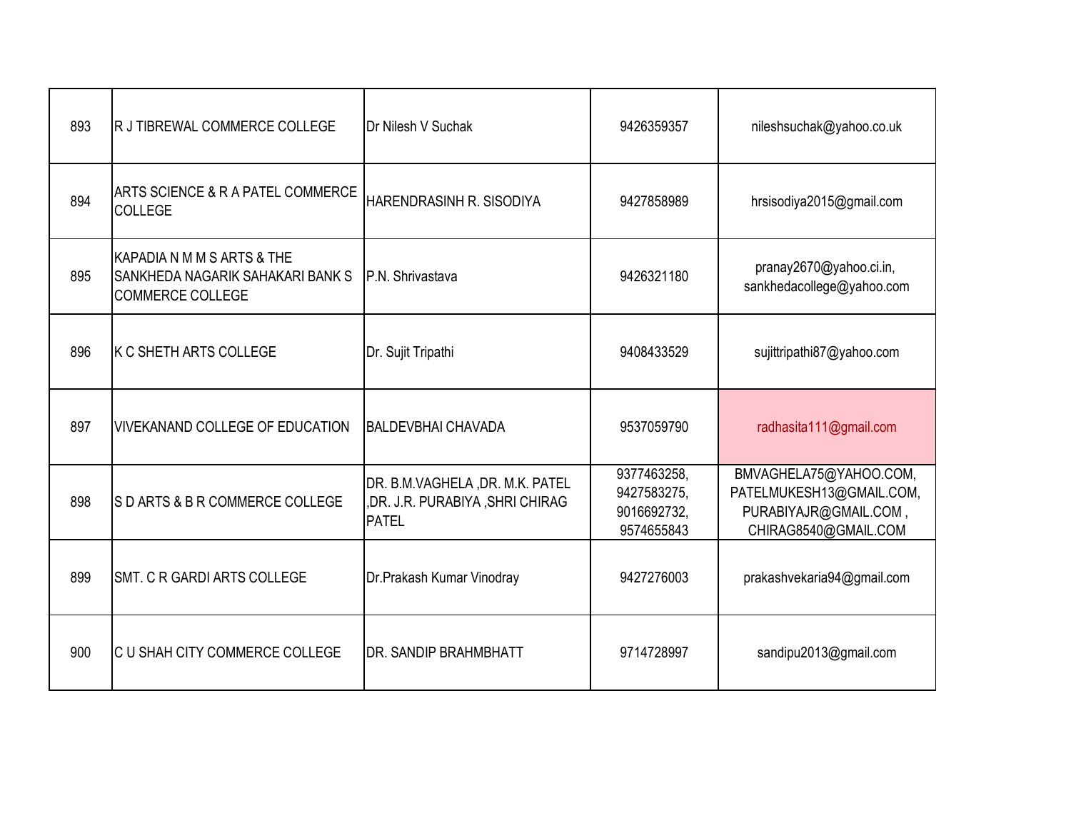| 893 | R J TIBREWAL COMMERCE COLLEGE | Dr Nilesh V Suchak | 9426359357 | nileshsuchak@yahoo.co.uk |
|---|---|---|---|---|
| 894 | ARTS SCIENCE & R A PATEL COMMERCE COLLEGE | HARENDRASINH R. SISODIYA | 9427858989 | hrsisodiya2015@gmail.com |
| 895 | KAPADIA N M M S ARTS & THE SANKHEDA NAGARIK SAHAKARI BANK S COMMERCE COLLEGE | P.N. Shrivastava | 9426321180 | pranay2670@yahoo.ci.in, sankhedacollege@yahoo.com |
| 896 | K C SHETH ARTS COLLEGE | Dr. Sujit Tripathi | 9408433529 | sujittripathi87@yahoo.com |
| 897 | VIVEKANAND COLLEGE OF EDUCATION | BALDEVBHAI CHAVADA | 9537059790 | radhasita111@gmail.com |
| 898 | S D ARTS & B R COMMERCE COLLEGE | DR. B.M.VAGHELA ,DR. M.K. PATEL ,DR. J.R. PURABIYA ,SHRI CHIRAG PATEL | 9377463258, 9427583275, 9016692732, 9574655843 | BMVAGHELA75@YAHOO.COM, PATELMUKESH13@GMAIL.COM, PURABIYAJR@GMAIL.COM , CHIRAG8540@GMAIL.COM |
| 899 | SMT. C R GARDI ARTS COLLEGE | Dr.Prakash Kumar Vinodray | 9427276003 | prakashvekaria94@gmail.com |
| 900 | C U SHAH CITY COMMERCE COLLEGE | DR. SANDIP BRAHMBHATT | 9714728997 | sandipu2013@gmail.com |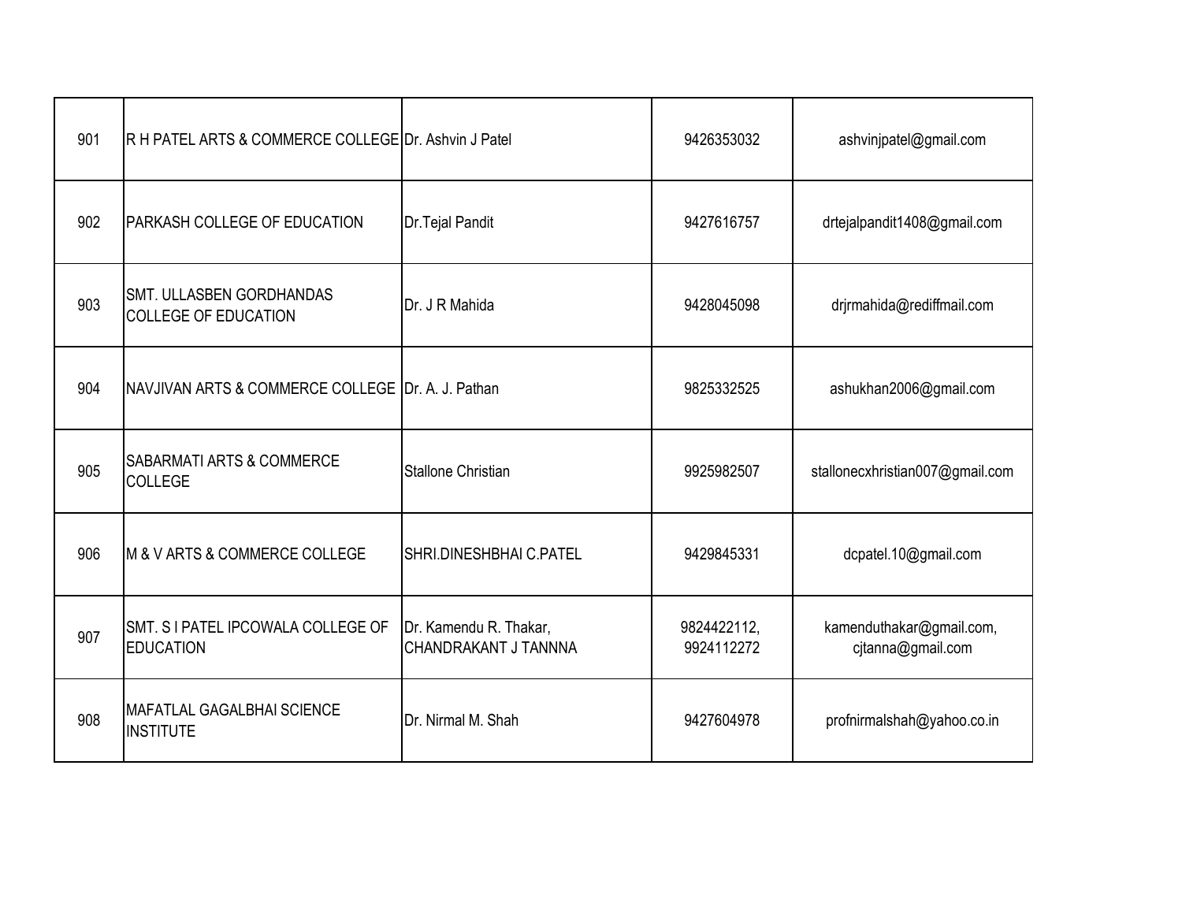| 901 | R H PATEL ARTS & COMMERCE COLLEGE | Dr. Ashvin J Patel | 9426353032 | ashvinjpatel@gmail.com |
|---|---|---|---|---|
| 902 | PARKASH COLLEGE OF EDUCATION | Dr.Tejal Pandit | 9427616757 | drtejalpandit1408@gmail.com |
| 903 | SMT. ULLASBEN GORDHANDAS COLLEGE OF EDUCATION | Dr. J R Mahida | 9428045098 | drjrmahida@rediffmail.com |
| 904 | NAVJIVAN ARTS & COMMERCE COLLEGE | Dr. A. J. Pathan | 9825332525 | ashukhan2006@gmail.com |
| 905 | SABARMATI ARTS & COMMERCE COLLEGE | Stallone Christian | 9925982507 | stallonecxhristian007@gmail.com |
| 906 | M & V ARTS & COMMERCE COLLEGE | SHRI.DINESHBHAI C.PATEL | 9429845331 | dcpatel.10@gmail.com |
| 907 | SMT. S I PATEL IPCOWALA COLLEGE OF EDUCATION | Dr. Kamendu R. Thakar, CHANDRAKANT J TANNNA | 9824422112, 9924112272 | kamenduthakar@gmail.com, cjtanna@gmail.com |
| 908 | MAFATLAL GAGALBHAI SCIENCE INSTITUTE | Dr. Nirmal M. Shah | 9427604978 | profnirmalshah@yahoo.co.in |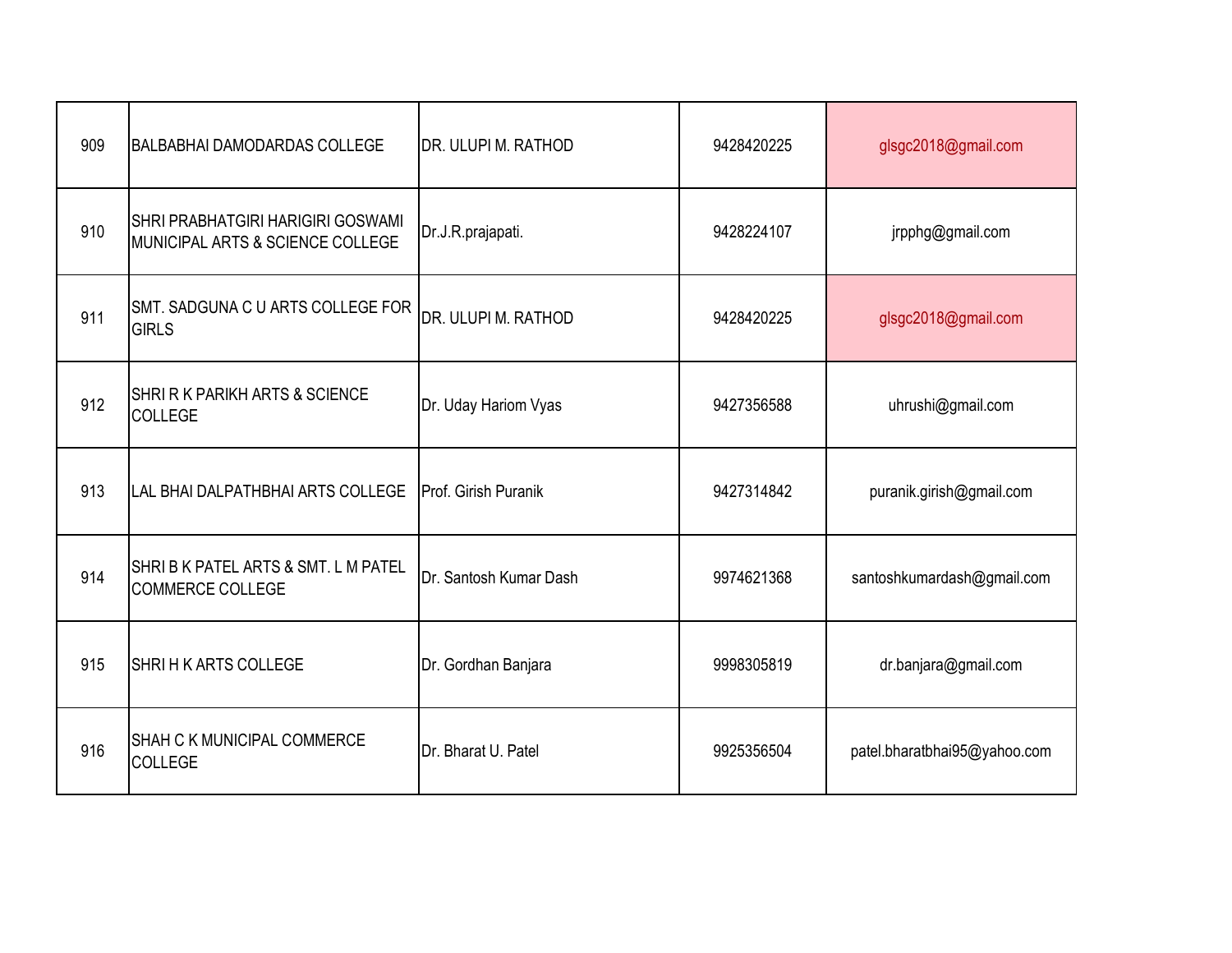| | | | | |
|---|---|---|---|---|
| 909 | BALBABHAI DAMODARDAS COLLEGE | DR. ULUPI M. RATHOD | 9428420225 | glsgc2018@gmail.com |
| 910 | SHRI PRABHATGIRI HARIGIRI GOSWAMI MUNICIPAL ARTS & SCIENCE COLLEGE | Dr.J.R.prajapati. | 9428224107 | jrpphg@gmail.com |
| 911 | SMT. SADGUNA C U ARTS COLLEGE FOR GIRLS | DR. ULUPI M. RATHOD | 9428420225 | glsgc2018@gmail.com |
| 912 | SHRI R K PARIKH ARTS & SCIENCE COLLEGE | Dr. Uday Hariom Vyas | 9427356588 | uhrushi@gmail.com |
| 913 | LAL BHAI DALPATHBHAI ARTS COLLEGE | Prof. Girish Puranik | 9427314842 | puranik.girish@gmail.com |
| 914 | SHRI B K PATEL ARTS & SMT. L M PATEL COMMERCE COLLEGE | Dr. Santosh Kumar Dash | 9974621368 | santoshkumardash@gmail.com |
| 915 | SHRI H K ARTS COLLEGE | Dr. Gordhan Banjara | 9998305819 | dr.banjara@gmail.com |
| 916 | SHAH C K MUNICIPAL COMMERCE COLLEGE | Dr. Bharat U. Patel | 9925356504 | patel.bharatbhai95@yahoo.com |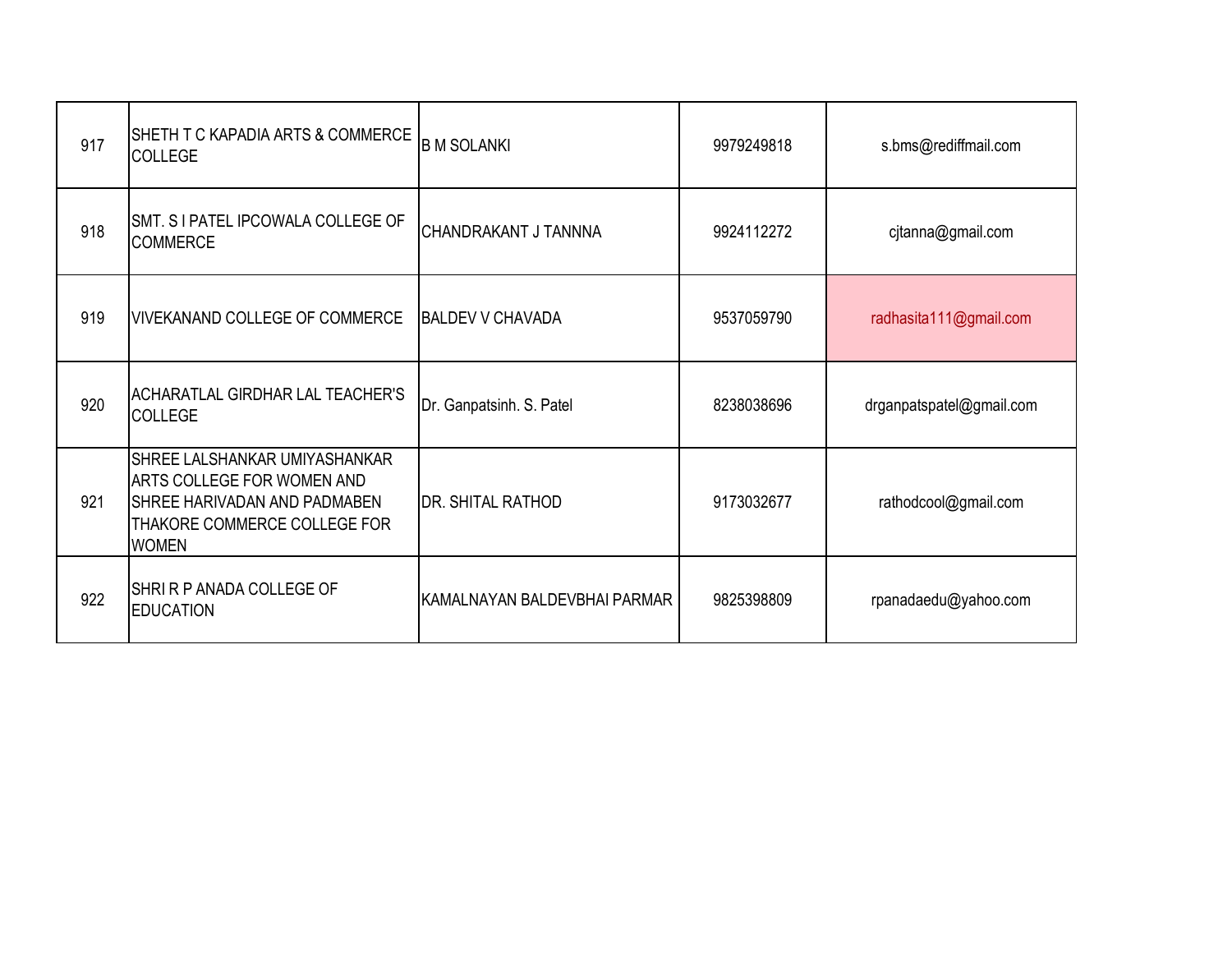| 917 | SHETH T C KAPADIA ARTS & COMMERCE COLLEGE | B M SOLANKI | 9979249818 | s.bms@rediffmail.com |
|---|---|---|---|---|
| 918 | SMT. S I PATEL IPCOWALA COLLEGE OF COMMERCE | CHANDRAKANT J TANNNA | 9924112272 | cjtanna@gmail.com |
| 919 | VIVEKANAND COLLEGE OF COMMERCE | BALDEV V CHAVADA | 9537059790 | radhasita111@gmail.com |
| 920 | ACHARATLAL GIRDHAR LAL TEACHER'S COLLEGE | Dr. Ganpatsinh. S. Patel | 8238038696 | drganpatspatel@gmail.com |
| 921 | SHREE LALSHANKAR UMIYASHANKAR ARTS COLLEGE FOR WOMEN AND SHREE HARIVADAN AND PADMABEN THAKORE COMMERCE COLLEGE FOR WOMEN | DR. SHITAL RATHOD | 9173032677 | rathodcool@gmail.com |
| 922 | SHRI R P ANADA COLLEGE OF EDUCATION | KAMALNAYAN BALDEVBHAI PARMAR | 9825398809 | rpanadaedu@yahoo.com |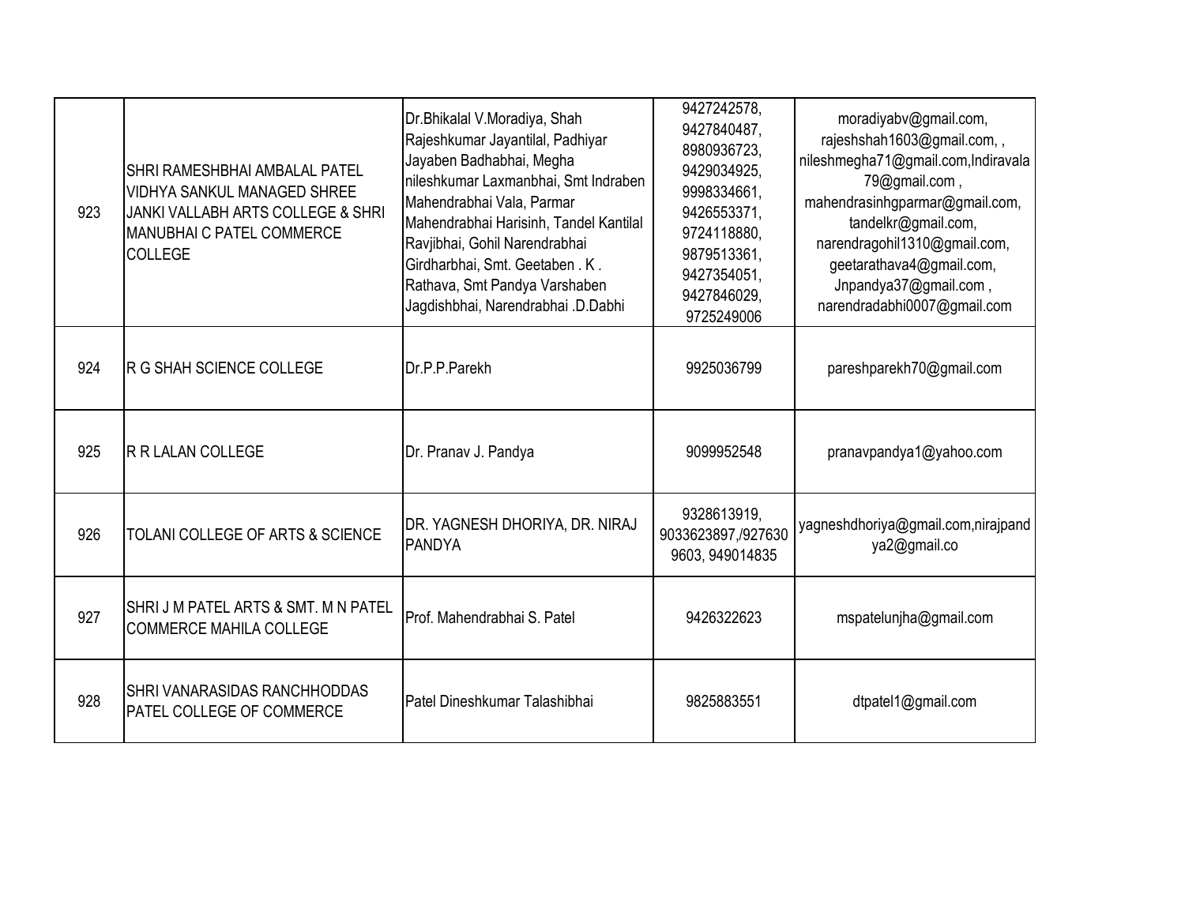| 923 | SHRI RAMESHBHAI AMBALAL PATEL VIDHYA SANKUL MANAGED SHREE JANKI VALLABH ARTS COLLEGE & SHRI MANUBHAI C PATEL COMMERCE COLLEGE | Dr.Bhikalal V.Moradiya, Shah Rajeshkumar Jayantilal, Padhiyar Jayaben Badhabhai, Megha nileshkumar Laxmanbhai, Smt Indraben Mahendrabhai Vala, Parmar Mahendrabhai Harisinh, Tandel Kantilal Ravjibhai, Gohil Narendrabhai Girdharbhai, Smt. Geetaben . K . Rathava, Smt Pandya Varshaben Jagdishbhai, Narendrabhai .D.Dabhi | 9427242578, 9427840487, 8980936723, 9429034925, 9998334661, 9426553371, 9724118880, 9879513361, 9427354051, 9427846029, 9725249006 | moradiyabv@gmail.com, rajeshshah1603@gmail.com, , nileshmegha71@gmail.com,Indiravala 79@gmail.com , mahendrasinhgparmar@gmail.com, tandelkr@gmail.com, narendragohil1310@gmail.com, geetarathava4@gmail.com, Jnpandya37@gmail.com , narendradabhi0007@gmail.com |
|---|---|---|---|---|
| 924 | R G SHAH SCIENCE COLLEGE | Dr.P.P.Parekh | 9925036799 | pareshparekh70@gmail.com |
| 925 | R R LALAN COLLEGE | Dr. Pranav J. Pandya | 9099952548 | pranavpandya1@yahoo.com |
| 926 | TOLANI COLLEGE OF ARTS & SCIENCE | DR. YAGNESH DHORIYA, DR. NIRAJ PANDYA | 9328613919, 9033623897,/927630 9603, 949014835 | yagneshdhoriya@gmail.com,nirajpand ya2@gmail.co |
| 927 | SHRI J M PATEL ARTS & SMT. M N PATEL COMMERCE MAHILA COLLEGE | Prof. Mahendrabhai S. Patel | 9426322623 | mspatelunjha@gmail.com |
| 928 | SHRI VANARASIDAS RANCHHODDAS PATEL COLLEGE OF COMMERCE | Patel Dineshkumar Talashibhai | 9825883551 | dtpatel1@gmail.com |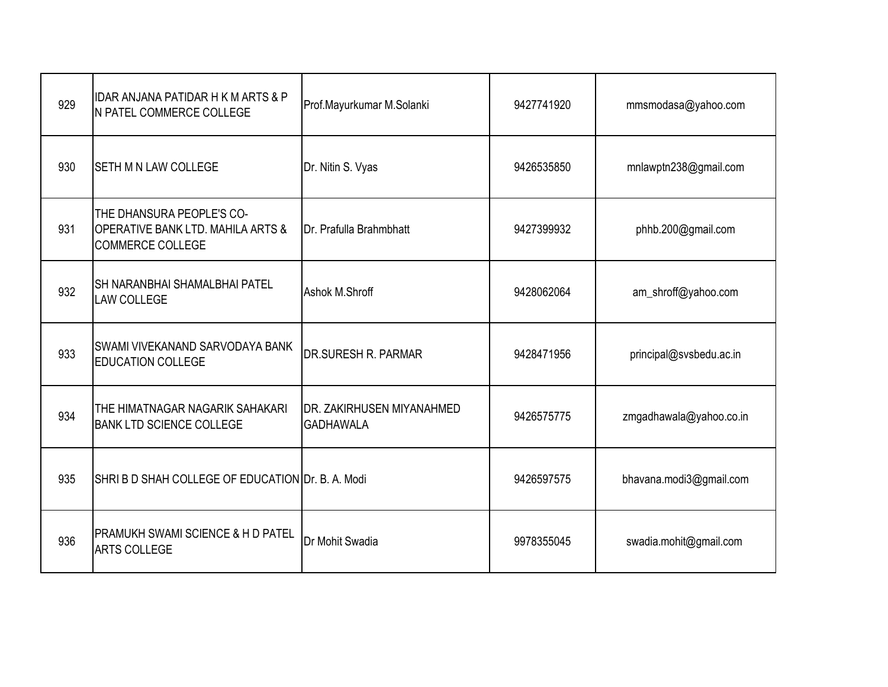| | | | | |
|---|---|---|---|---|
| 929 | IDAR ANJANA PATIDAR H K M ARTS & P N PATEL COMMERCE COLLEGE | Prof.Mayurkumar M.Solanki | 9427741920 | mmsmodasa@yahoo.com |
| 930 | SETH M N LAW COLLEGE | Dr. Nitin S. Vyas | 9426535850 | mnlawptn238@gmail.com |
| 931 | THE DHANSURA PEOPLE'S CO-OPERATIVE BANK LTD. MAHILA ARTS & COMMERCE COLLEGE | Dr. Prafulla Brahmbhatt | 9427399932 | phhb.200@gmail.com |
| 932 | SH NARANBHAI SHAMALBHAI PATEL LAW COLLEGE | Ashok M.Shroff | 9428062064 | am_shroff@yahoo.com |
| 933 | SWAMI VIVEKANAND SARVODAYA BANK EDUCATION COLLEGE | DR.SURESH R. PARMAR | 9428471956 | principal@svsbedu.ac.in |
| 934 | THE HIMATNAGAR NAGARIK SAHAKARI BANK LTD SCIENCE COLLEGE | DR. ZAKIRHUSEN MIYANAHMED GADHAWALA | 9426575775 | zmgadhawala@yahoo.co.in |
| 935 | SHRI B D SHAH COLLEGE OF EDUCATION | Dr. B. A. Modi | 9426597575 | bhavana.modi3@gmail.com |
| 936 | PRAMUKH SWAMI SCIENCE & H D PATEL ARTS COLLEGE | Dr Mohit Swadia | 9978355045 | swadia.mohit@gmail.com |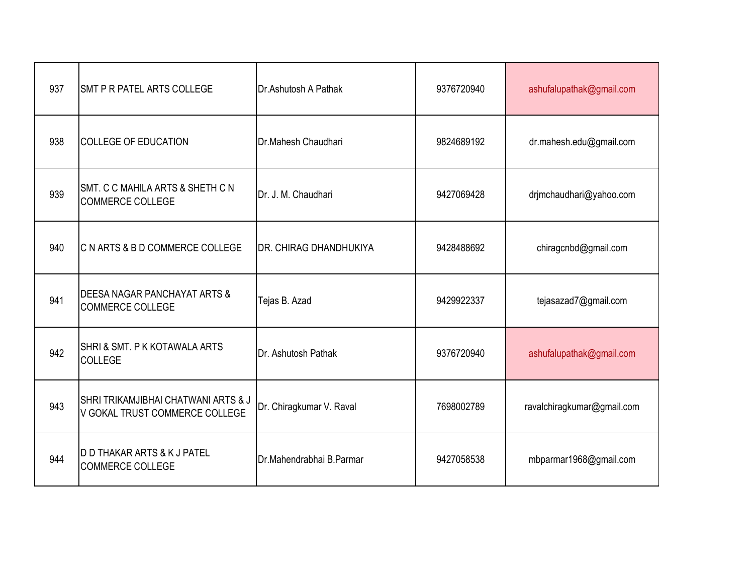| 937 | SMT P R PATEL ARTS COLLEGE | Dr.Ashutosh A Pathak | 9376720940 | ashufalupathak@gmail.com |
|---|---|---|---|---|
| 938 | COLLEGE OF EDUCATION | Dr.Mahesh Chaudhari | 9824689192 | dr.mahesh.edu@gmail.com |
| 939 | SMT. C C MAHILA ARTS & SHETH C N COMMERCE COLLEGE | Dr. J. M. Chaudhari | 9427069428 | drjmchaudhari@yahoo.com |
| 940 | C N ARTS & B D COMMERCE COLLEGE | DR. CHIRAG DHANDHUKIYA | 9428488692 | chiragcnbd@gmail.com |
| 941 | DEESA NAGAR PANCHAYAT ARTS & COMMERCE COLLEGE | Tejas B. Azad | 9429922337 | tejasazad7@gmail.com |
| 942 | SHRI & SMT. P K KOTAWALA ARTS COLLEGE | Dr. Ashutosh Pathak | 9376720940 | ashufalupathak@gmail.com |
| 943 | SHRI TRIKAMJIBHAI CHATWANI ARTS & J V GOKAL TRUST COMMERCE COLLEGE | Dr. Chiragkumar V. Raval | 7698002789 | ravalchiragkumar@gmail.com |
| 944 | D D THAKAR ARTS & K J PATEL COMMERCE COLLEGE | Dr.Mahendrabhai B.Parmar | 9427058538 | mbparmar1968@gmail.com |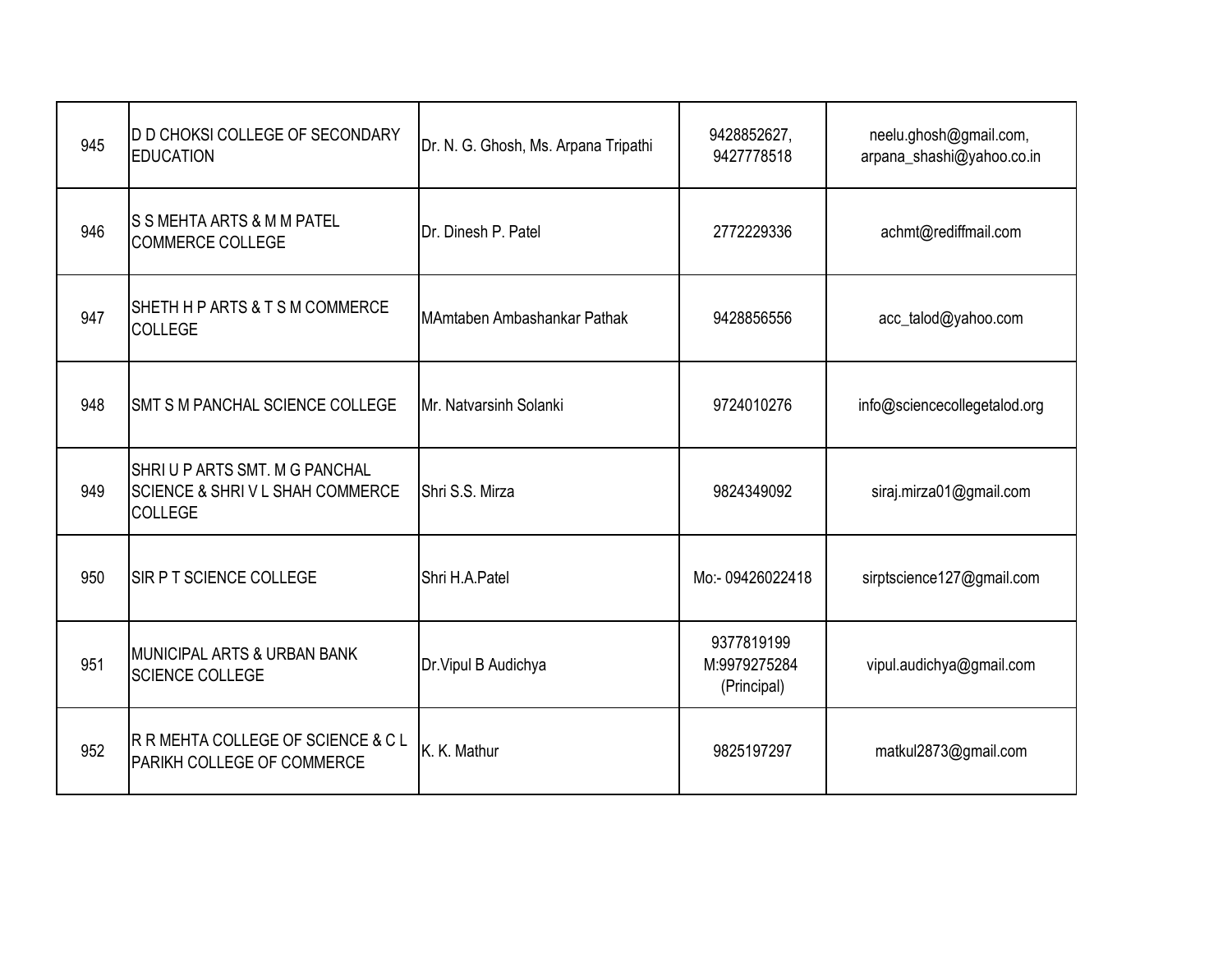| 945 | D D CHOKSI COLLEGE OF SECONDARY EDUCATION | Dr. N. G. Ghosh, Ms. Arpana Tripathi | 9428852627, 9427778518 | neelu.ghosh@gmail.com, arpana_shashi@yahoo.co.in |
|---|---|---|---|---|
| 946 | S S MEHTA ARTS & M M PATEL COMMERCE COLLEGE | Dr. Dinesh P. Patel | 2772229336 | achmt@rediffmail.com |
| 947 | SHETH H P ARTS & T S M COMMERCE COLLEGE | MAmtaben Ambashankar Pathak | 9428856556 | acc_talod@yahoo.com |
| 948 | SMT S M PANCHAL SCIENCE COLLEGE | Mr. Natvarsinh Solanki | 9724010276 | info@sciencecollegetalod.org |
| 949 | SHRI U P ARTS SMT. M G PANCHAL SCIENCE & SHRI V L SHAH COMMERCE COLLEGE | Shri S.S. Mirza | 9824349092 | siraj.mirza01@gmail.com |
| 950 | SIR P T SCIENCE COLLEGE | Shri H.A.Patel | Mo:- 09426022418 | sirptscience127@gmail.com |
| 951 | MUNICIPAL ARTS & URBAN BANK SCIENCE COLLEGE | Dr.Vipul B Audichya | 9377819199 M:9979275284 (Principal) | vipul.audichya@gmail.com |
| 952 | R R MEHTA COLLEGE OF SCIENCE & C L PARIKH COLLEGE OF COMMERCE | K. K. Mathur | 9825197297 | matkul2873@gmail.com |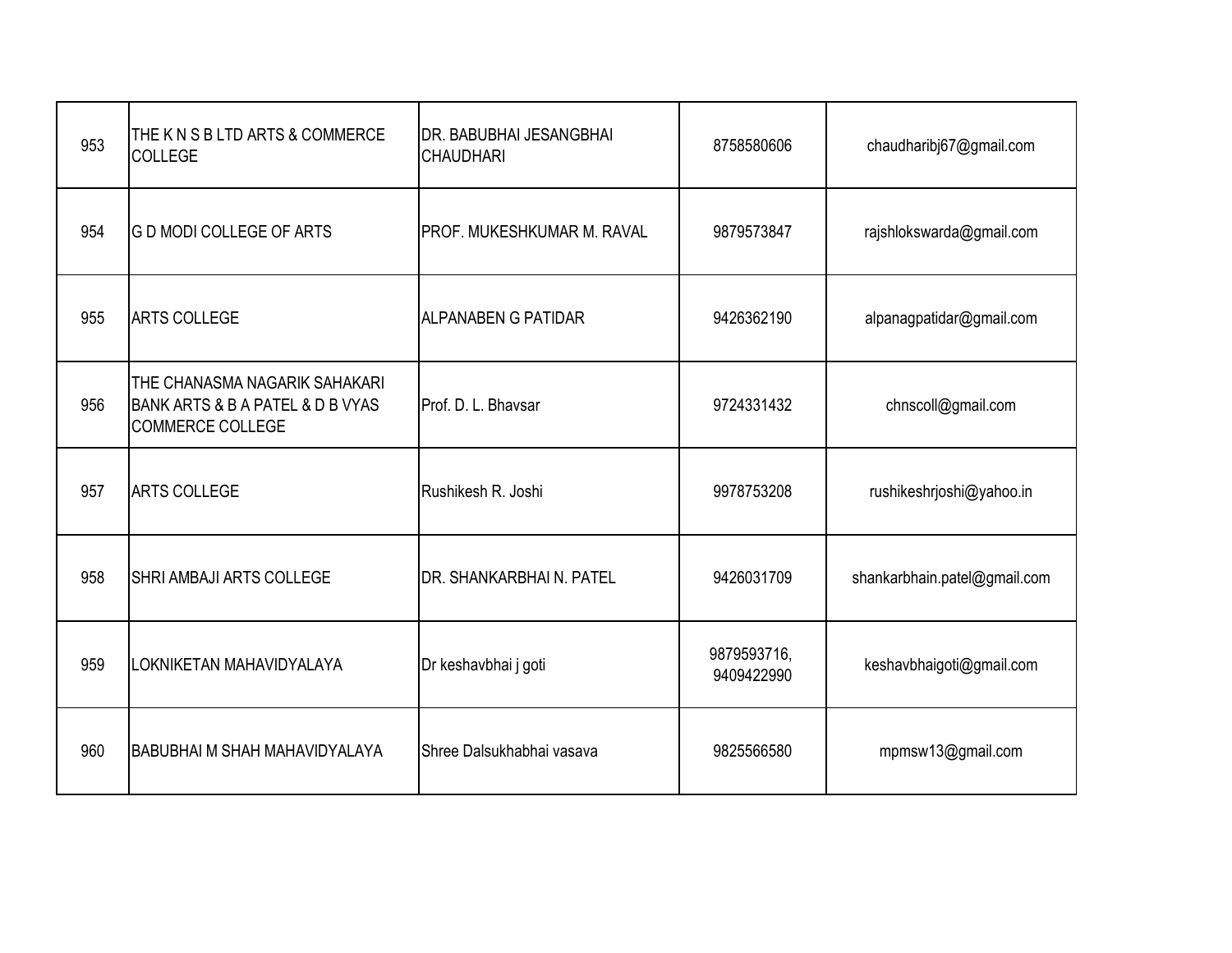| 953 | THE K N S B LTD ARTS & COMMERCE COLLEGE | DR. BABUBHAI JESANGBHAI CHAUDHARI | 8758580606 | chaudharibj67@gmail.com |
|---|---|---|---|---|
| 954 | G D MODI COLLEGE OF ARTS | PROF. MUKESHKUMAR M. RAVAL | 9879573847 | rajshlokswarda@gmail.com |
| 955 | ARTS COLLEGE | ALPANABEN G PATIDAR | 9426362190 | alpanagpatidar@gmail.com |
| 956 | THE CHANASMA NAGARIK SAHAKARI BANK ARTS & B A PATEL & D B VYAS COMMERCE COLLEGE | Prof. D. L. Bhavsar | 9724331432 | chnscoll@gmail.com |
| 957 | ARTS COLLEGE | Rushikesh R. Joshi | 9978753208 | rushikeshrjoshi@yahoo.in |
| 958 | SHRI AMBAJI ARTS COLLEGE | DR. SHANKARBHAI N. PATEL | 9426031709 | shankarbhain.patel@gmail.com |
| 959 | LOKNIKETAN MAHAVIDYALAYA | Dr keshavbhai j goti | 9879593716, 9409422990 | keshavbhaigoti@gmail.com |
| 960 | BABUBHAI M SHAH MAHAVIDYALAYA | Shree Dalsukhabhai vasava | 9825566580 | mpmsw13@gmail.com |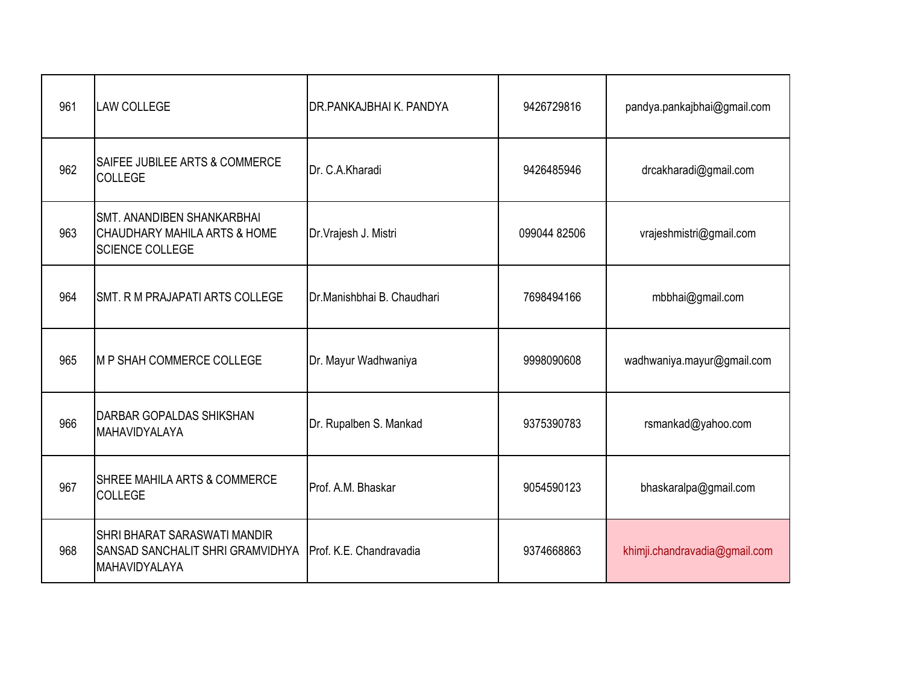| 961 | LAW COLLEGE | DR.PANKAJBHAI K. PANDYA | 9426729816 | pandya.pankajbhai@gmail.com |
|---|---|---|---|---|
| 962 | SAIFEE JUBILEE ARTS & COMMERCE COLLEGE | Dr. C.A.Kharadi | 9426485946 | drcakharadi@gmail.com |
| 963 | SMT. ANANDIBEN SHANKARBHAI CHAUDHARY MAHILA ARTS & HOME SCIENCE COLLEGE | Dr.Vrajesh J. Mistri | 099044 82506 | vrajeshmistri@gmail.com |
| 964 | SMT. R M PRAJAPATI ARTS COLLEGE | Dr.Manishbhai B. Chaudhari | 7698494166 | mbbhai@gmail.com |
| 965 | M P SHAH COMMERCE COLLEGE | Dr. Mayur Wadhwaniya | 9998090608 | wadhwaniya.mayur@gmail.com |
| 966 | DARBAR GOPALDAS SHIKSHAN MAHAVIDYALAYA | Dr. Rupalben S. Mankad | 9375390783 | rsmankad@yahoo.com |
| 967 | SHREE MAHILA ARTS & COMMERCE COLLEGE | Prof. A.M. Bhaskar | 9054590123 | bhaskaralpa@gmail.com |
| 968 | SHRI BHARAT SARASWATI MANDIR SANSAD SANCHALIT SHRI GRAMVIDHYA MAHAVIDYALAYA | Prof. K.E. Chandravadia | 9374668863 | khimji.chandravadia@gmail.com |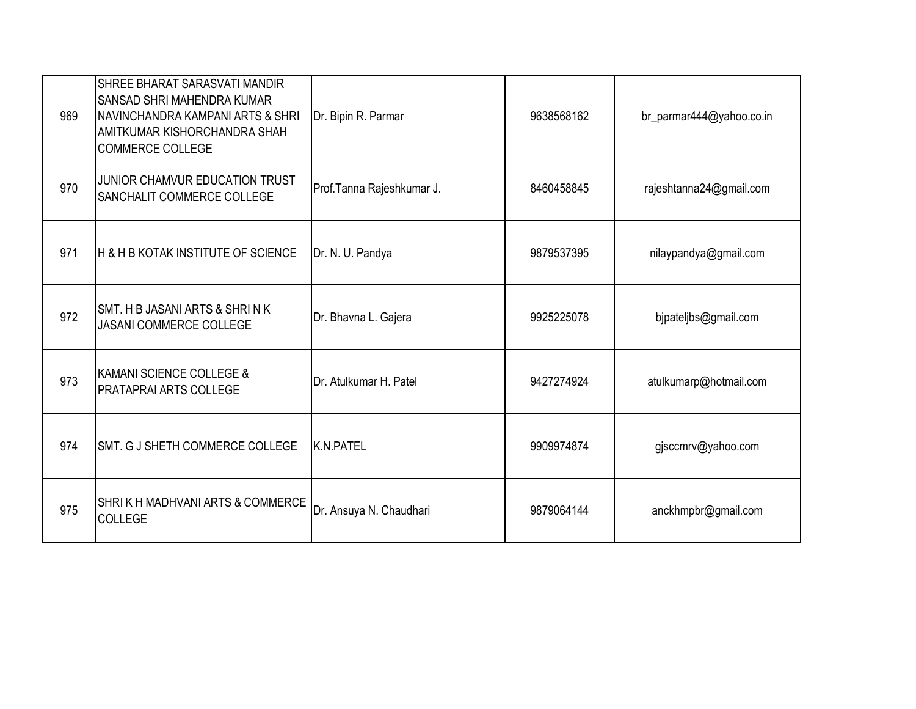| | | | | |
|---|---|---|---|---|
| 969 | SHREE BHARAT SARASVATI MANDIR SANSAD SHRI MAHENDRA KUMAR NAVINCHANDRA KAMPANI ARTS & SHRI AMITKUMAR KISHORCHANDRA SHAH COMMERCE COLLEGE | Dr. Bipin R. Parmar | 9638568162 | br_parmar444@yahoo.co.in |
| 970 | JUNIOR CHAMVUR EDUCATION TRUST SANCHALIT COMMERCE COLLEGE | Prof.Tanna Rajeshkumar J. | 8460458845 | rajeshtanna24@gmail.com |
| 971 | H & H B KOTAK INSTITUTE OF SCIENCE | Dr. N. U. Pandya | 9879537395 | nilaypandya@gmail.com |
| 972 | SMT. H B JASANI ARTS & SHRI N K JASANI COMMERCE COLLEGE | Dr. Bhavna L. Gajera | 9925225078 | bjpateljbs@gmail.com |
| 973 | KAMANI SCIENCE COLLEGE & PRATAPRAI ARTS COLLEGE | Dr. Atulkumar H. Patel | 9427274924 | atulkumarp@hotmail.com |
| 974 | SMT. G J SHETH COMMERCE COLLEGE | K.N.PATEL | 9909974874 | gjsccmrv@yahoo.com |
| 975 | SHRI K H MADHVANI ARTS & COMMERCE COLLEGE | Dr. Ansuya N. Chaudhari | 9879064144 | anckhmpbr@gmail.com |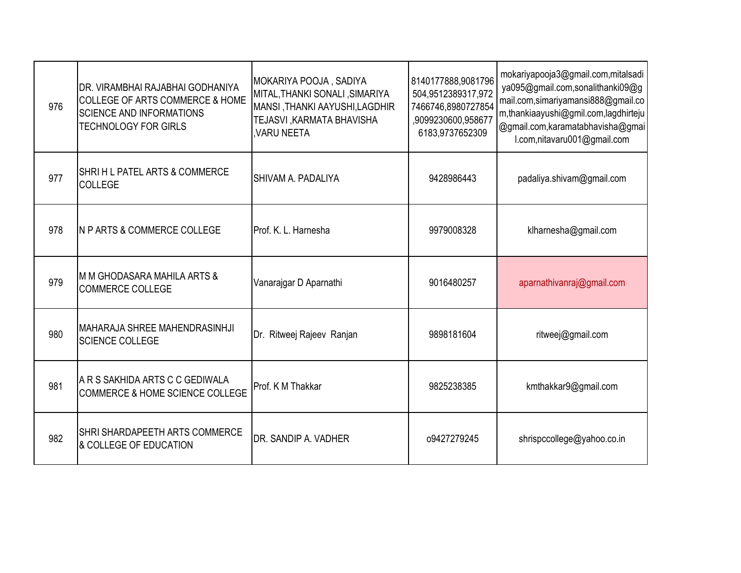| | | | | |
|---|---|---|---|---|
| 976 | DR. VIRAMBHAI RAJABHAI GODHANIYA COLLEGE OF ARTS COMMERCE & HOME SCIENCE AND INFORMATIONS TECHNOLOGY FOR GIRLS | MOKARIYA POOJA , SADIYA MITAL,THANKI SONALI ,SIMARIYA MANSI ,THANKI AAYUSHI,LAGDHIR TEJASVI ,KARMATA BHAVISHA ,VARU NEETA | 8140177888,9081796504,9512389317,9727466746,8980727854,9099230600,9586776183,9737652309 | mokariyapooja3@gmail.com,mitalsadiya095@gmail.com,sonalithanki09@gmail.com,simariyamansi888@gmail.com,thankiaayushi@gmil.com,lagdhirteju@gmail.com,karamatabhavisha@gmail.com,nitavaru001@gmail.com |
| 977 | SHRI H L PATEL ARTS & COMMERCE COLLEGE | SHIVAM A. PADALIYA | 9428986443 | padaliya.shivam@gmail.com |
| 978 | N P ARTS & COMMERCE COLLEGE | Prof. K. L. Harnesha | 9979008328 | klharnesha@gmail.com |
| 979 | M M GHODASARA MAHILA ARTS & COMMERCE COLLEGE | Vanarajgar D Aparnathi | 9016480257 | aparnathivanraj@gmail.com |
| 980 | MAHARAJA SHREE MAHENDRASINHJI SCIENCE COLLEGE | Dr. Ritweej Rajeev Ranjan | 9898181604 | ritweej@gmail.com |
| 981 | A R S SAKHIDA ARTS C C GEDIWALA COMMERCE & HOME SCIENCE COLLEGE | Prof. K M Thakkar | 9825238385 | kmthakkar9@gmail.com |
| 982 | SHRI SHARDAPEETH ARTS COMMERCE & COLLEGE OF EDUCATION | DR. SANDIP A. VADHER | o9427279245 | shrispccollege@yahoo.co.in |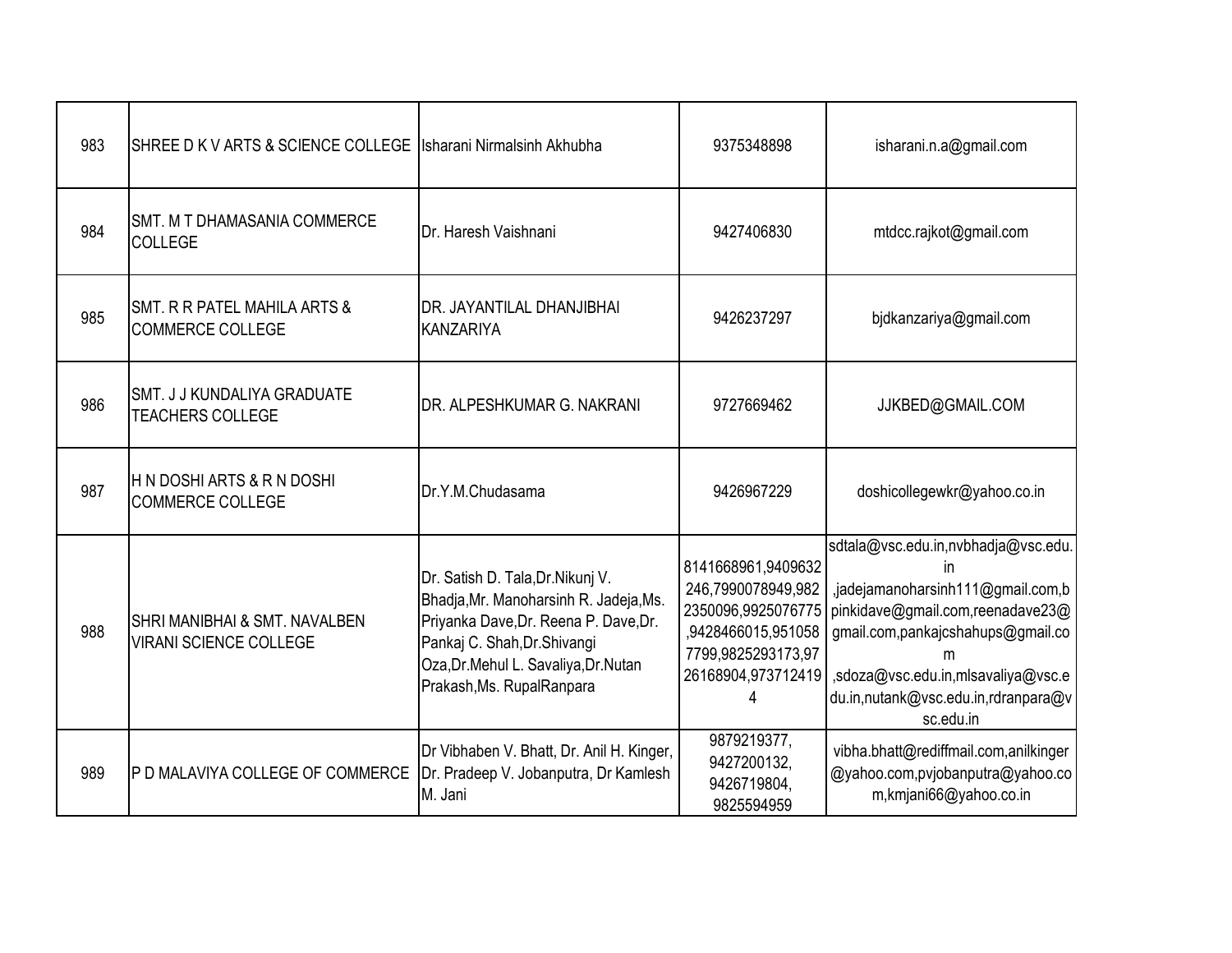| | | | | |
|---|---|---|---|---|
| 983 | SHREE D K V ARTS & SCIENCE COLLEGE | Isharani Nirmalsinh Akhubha | 9375348898 | isharani.n.a@gmail.com |
| 984 | SMT. M T DHAMASANIA COMMERCE COLLEGE | Dr. Haresh Vaishnani | 9427406830 | mtdcc.rajkot@gmail.com |
| 985 | SMT. R R PATEL MAHILA ARTS & COMMERCE COLLEGE | DR. JAYANTILAL DHANJIBHAI KANZARIYA | 9426237297 | bjdkanzariya@gmail.com |
| 986 | SMT. J J KUNDALIYA GRADUATE TEACHERS COLLEGE | DR. ALPESHKUMAR G. NAKRANI | 9727669462 | JJKBED@GMAIL.COM |
| 987 | H N DOSHI ARTS & R N DOSHI COMMERCE COLLEGE | Dr.Y.M.Chudasama | 9426967229 | doshicollegewkr@yahoo.co.in |
| 988 | SHRI MANIBHAI & SMT. NAVALBEN VIRANI SCIENCE COLLEGE | Dr. Satish D. Tala,Dr.Nikunj V. Bhadja,Mr. Manoharsinh R. Jadeja,Ms. Priyanka Dave,Dr. Reena P. Dave,Dr. Pankaj C. Shah,Dr.Shivangi Oza,Dr.Mehul L. Savaliya,Dr.Nutan Prakash,Ms. RupalRanpara | 8141668961,9409632246,7990078949,9822350096,9925076775,9428466015,9510587799,9825293173,9726168904,9737124194 | sdtala@vsc.edu.in,nvbhadja@vsc.edu.in ,jadejamanoharsinh111@gmail.com,bpinkidave@gmail.com,reenadave23@gmail.com,pankajcshahups@gmail.com ,sdoza@vsc.edu.in,mlsavaliya@vsc.edu.in,nutank@vsc.edu.in,rdranpara@vsc.edu.in |
| 989 | P D MALAVIYA COLLEGE OF COMMERCE | Dr Vibhaben V. Bhatt, Dr. Anil H. Kinger, Dr. Pradeep V. Jobanputra, Dr Kamlesh M. Jani | 9879219377, 9427200132, 9426719804, 9825594959 | vibha.bhatt@rediffmail.com,anilkinger@yahoo.com,pvjobanputra@yahoo.com,kmjani66@yahoo.co.in |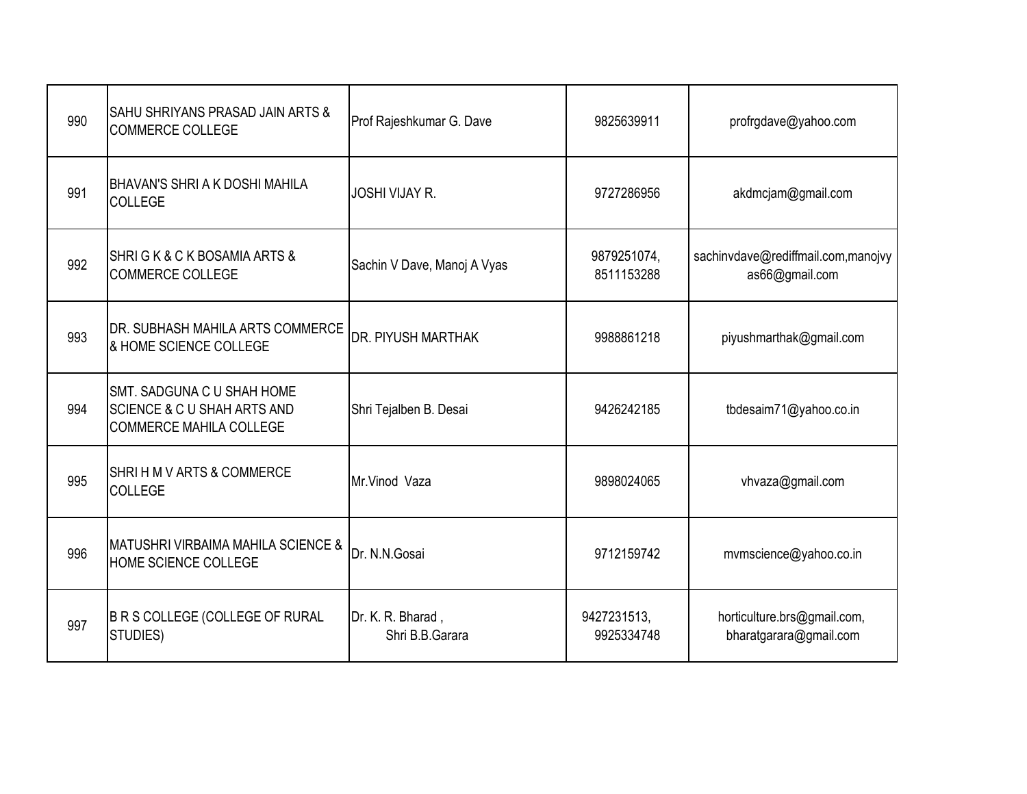| 990 | SAHU SHRIYANS PRASAD JAIN ARTS & COMMERCE COLLEGE | Prof Rajeshkumar G. Dave | 9825639911 | profrgdave@yahoo.com |
|---|---|---|---|---|
| 991 | BHAVAN'S SHRI A K DOSHI MAHILA COLLEGE | JOSHI VIJAY R. | 9727286956 | akdmcjam@gmail.com |
| 992 | SHRI G K & C K BOSAMIA ARTS & COMMERCE COLLEGE | Sachin V Dave, Manoj A Vyas | 9879251074, 8511153288 | sachinvdave@rediffmail.com,manojvyas66@gmail.com |
| 993 | DR. SUBHASH MAHILA ARTS COMMERCE & HOME SCIENCE COLLEGE | DR. PIYUSH MARTHAK | 9988861218 | piyushmarthak@gmail.com |
| 994 | SMT. SADGUNA C U SHAH HOME SCIENCE & C U SHAH ARTS AND COMMERCE MAHILA COLLEGE | Shri Tejalben B. Desai | 9426242185 | tbdesaim71@yahoo.co.in |
| 995 | SHRI H M V ARTS & COMMERCE COLLEGE | Mr.Vinod Vaza | 9898024065 | vhvaza@gmail.com |
| 996 | MATUSHRI VIRBAIMA MAHILA SCIENCE & HOME SCIENCE COLLEGE | Dr. N.N.Gosai | 9712159742 | mvmscience@yahoo.co.in |
| 997 | B R S COLLEGE (COLLEGE OF RURAL STUDIES) | Dr. K. R. Bharad , Shri B.B.Garara | 9427231513, 9925334748 | horticulture.brs@gmail.com, bharatgarara@gmail.com |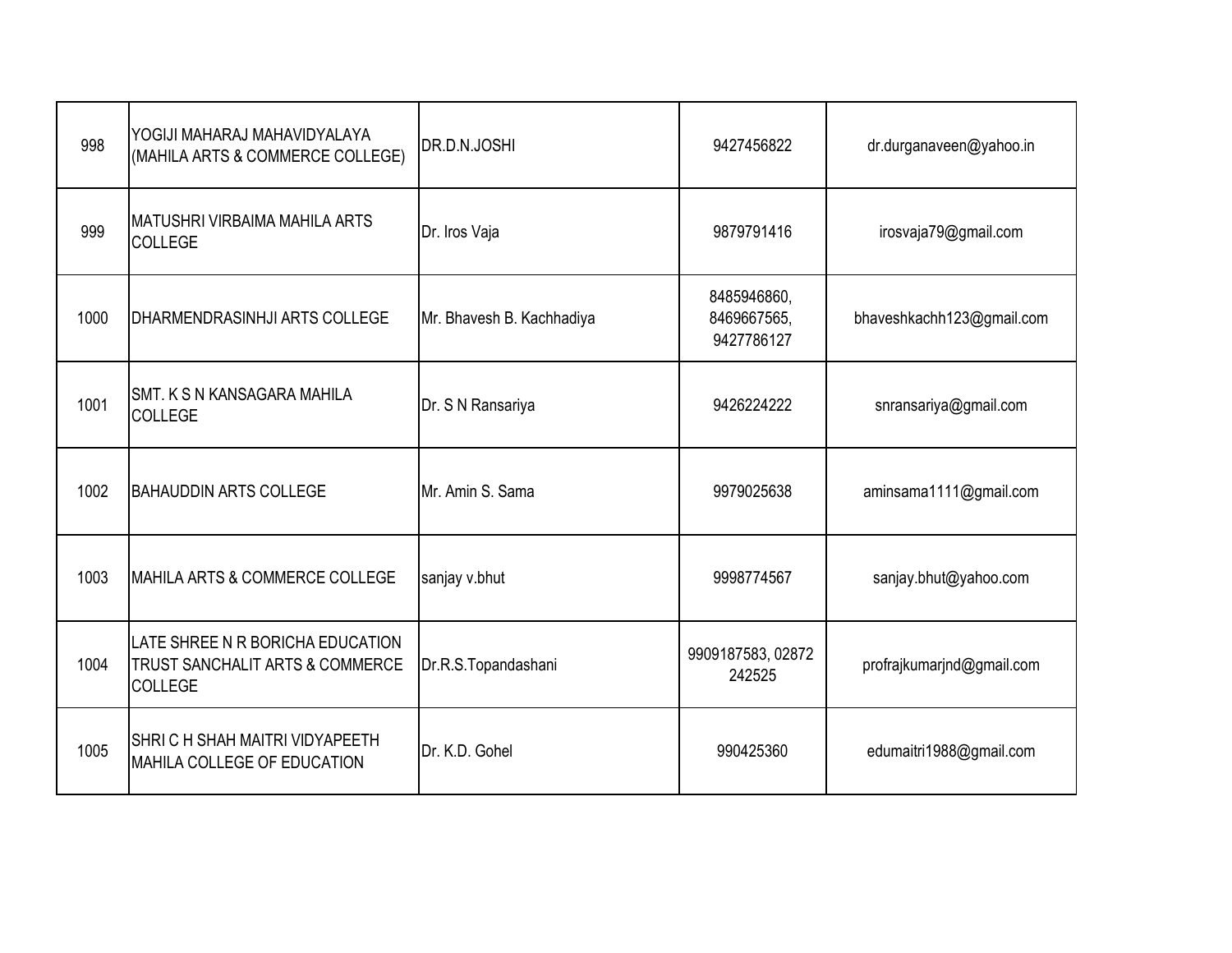| | | | | |
|---|---|---|---|---|
| 998 | YOGIJI MAHARAJ MAHAVIDYALAYA (MAHILA ARTS & COMMERCE COLLEGE) | DR.D.N.JOSHI | 9427456822 | dr.durganaveen@yahoo.in |
| 999 | MATUSHRI VIRBAIMA MAHILA ARTS COLLEGE | Dr. Iros Vaja | 9879791416 | irosvaja79@gmail.com |
| 1000 | DHARMENDRASINHJI ARTS COLLEGE | Mr. Bhavesh B. Kachhadiya | 8485946860, 8469667565, 9427786127 | bhaveshkachh123@gmail.com |
| 1001 | SMT. K S N KANSAGARA MAHILA COLLEGE | Dr. S N Ransariya | 9426224222 | snransariya@gmail.com |
| 1002 | BAHAUDDIN ARTS COLLEGE | Mr. Amin S. Sama | 9979025638 | aminsama1111@gmail.com |
| 1003 | MAHILA ARTS & COMMERCE COLLEGE | sanjay v.bhut | 9998774567 | sanjay.bhut@yahoo.com |
| 1004 | LATE SHREE N R BORICHA EDUCATION TRUST SANCHALIT ARTS & COMMERCE COLLEGE | Dr.R.S.Topandashani | 9909187583, 02872 242525 | profrajkumarjnd@gmail.com |
| 1005 | SHRI C H SHAH MAITRI VIDYAPEETH MAHILA COLLEGE OF EDUCATION | Dr. K.D. Gohel | 990425360 | edumaitri1988@gmail.com |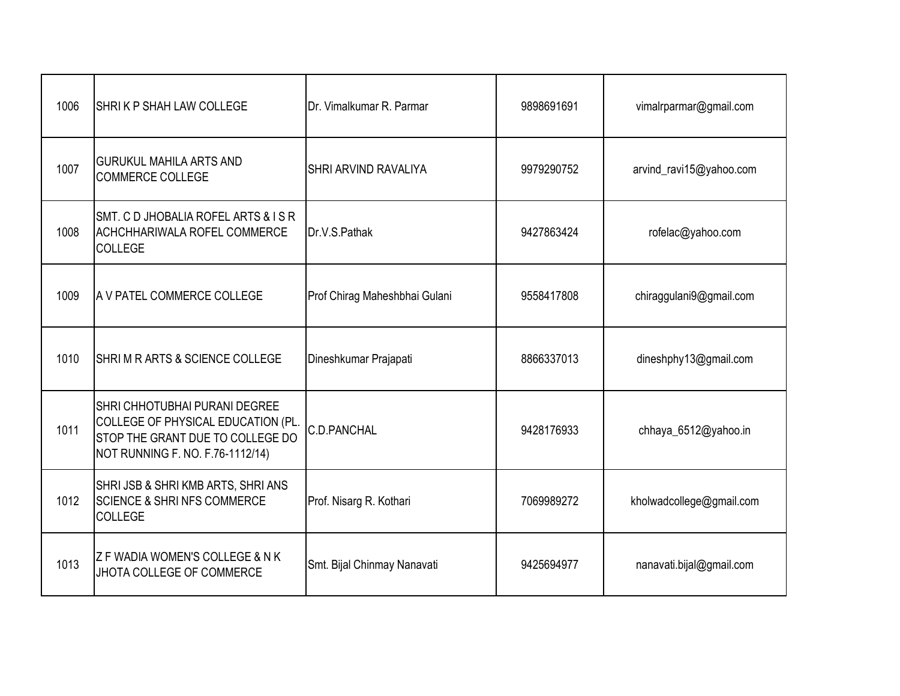| | | | | |
|---|---|---|---|---|
| 1006 | SHRI K P SHAH LAW COLLEGE | Dr. Vimalkumar R. Parmar | 9898691691 | vimalrparmar@gmail.com |
| 1007 | GURUKUL MAHILA ARTS AND COMMERCE COLLEGE | SHRI ARVIND RAVALIYA | 9979290752 | arvind_ravi15@yahoo.com |
| 1008 | SMT. C D JHOBALIA ROFEL ARTS & I S R ACHCHHARIWALA ROFEL COMMERCE COLLEGE | Dr.V.S.Pathak | 9427863424 | rofelac@yahoo.com |
| 1009 | A V PATEL COMMERCE COLLEGE | Prof Chirag Maheshbhai Gulani | 9558417808 | chiraggulani9@gmail.com |
| 1010 | SHRI M R ARTS & SCIENCE COLLEGE | Dineshkumar Prajapati | 8866337013 | dineshphy13@gmail.com |
| 1011 | SHRI CHHOTUBHAI PURANI DEGREE COLLEGE OF PHYSICAL EDUCATION (PL. STOP THE GRANT DUE TO COLLEGE DO NOT RUNNING F. NO. F.76-1112/14) | C.D.PANCHAL | 9428176933 | chhaya_6512@yahoo.in |
| 1012 | SHRI JSB & SHRI KMB ARTS, SHRI ANS SCIENCE & SHRI NFS COMMERCE COLLEGE | Prof. Nisarg R. Kothari | 7069989272 | kholwadcollege@gmail.com |
| 1013 | Z F WADIA WOMEN'S COLLEGE & N K JHOTA COLLEGE OF COMMERCE | Smt. Bijal Chinmay Nanavati | 9425694977 | nanavati.bijal@gmail.com |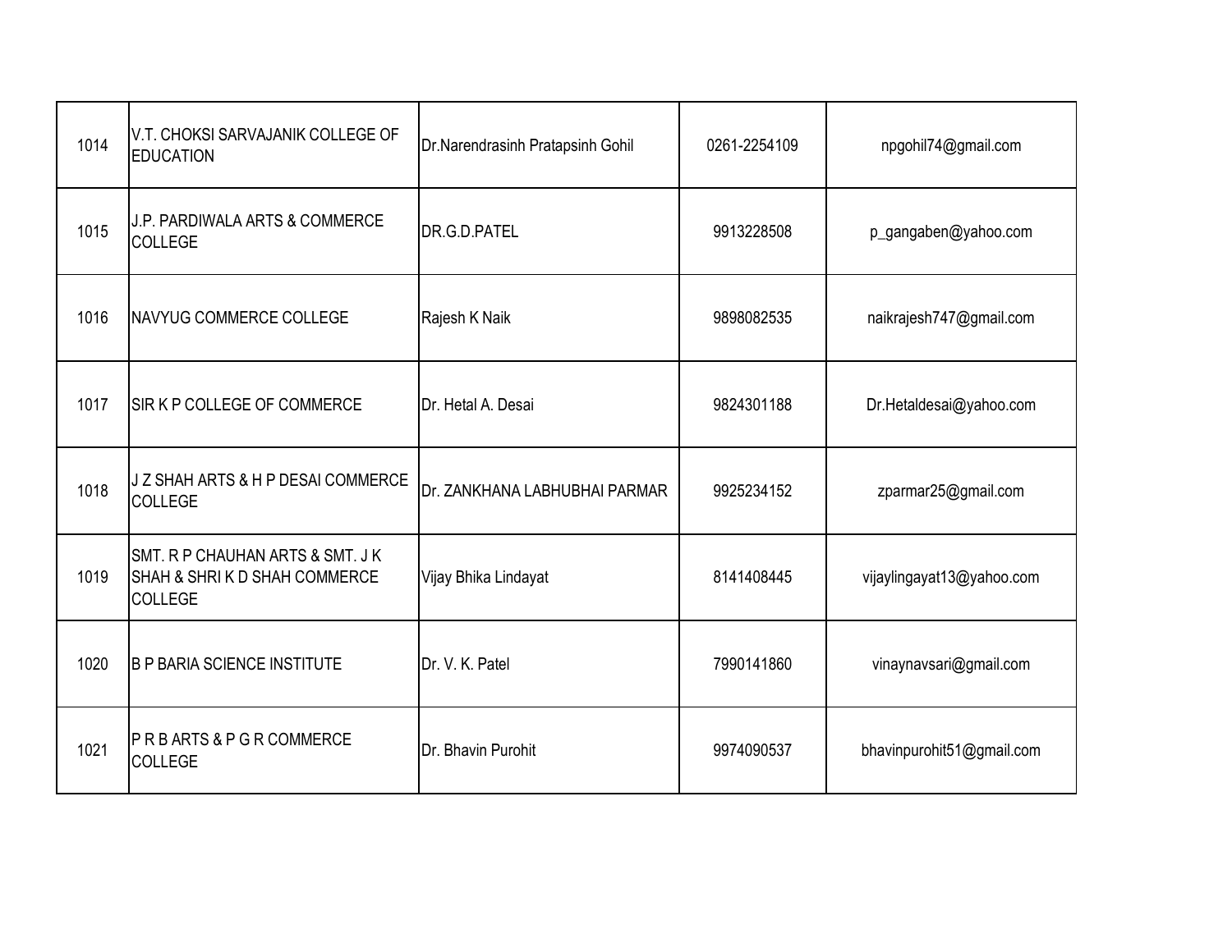| 1014 | V.T. CHOKSI SARVAJANIK COLLEGE OF EDUCATION | Dr.Narendrasinh Pratapsinh Gohil | 0261-2254109 | npgohil74@gmail.com |
|---|---|---|---|---|
| 1015 | J.P. PARDIWALA ARTS & COMMERCE COLLEGE | DR.G.D.PATEL | 9913228508 | p_gangaben@yahoo.com |
| 1016 | NAVYUG COMMERCE COLLEGE | Rajesh K Naik | 9898082535 | naikrajesh747@gmail.com |
| 1017 | SIR K P COLLEGE OF COMMERCE | Dr. Hetal A. Desai | 9824301188 | Dr.Hetaldesai@yahoo.com |
| 1018 | J Z SHAH ARTS & H P DESAI COMMERCE COLLEGE | Dr. ZANKHANA LABHUBHAI PARMAR | 9925234152 | zparmar25@gmail.com |
| 1019 | SMT. R P CHAUHAN ARTS & SMT. J K SHAH & SHRI K D SHAH COMMERCE COLLEGE | Vijay Bhika Lindayat | 8141408445 | vijaylingayat13@yahoo.com |
| 1020 | B P BARIA SCIENCE INSTITUTE | Dr. V. K. Patel | 7990141860 | vinaynavsari@gmail.com |
| 1021 | P R B ARTS & P G R COMMERCE COLLEGE | Dr. Bhavin Purohit | 9974090537 | bhavinpurohit51@gmail.com |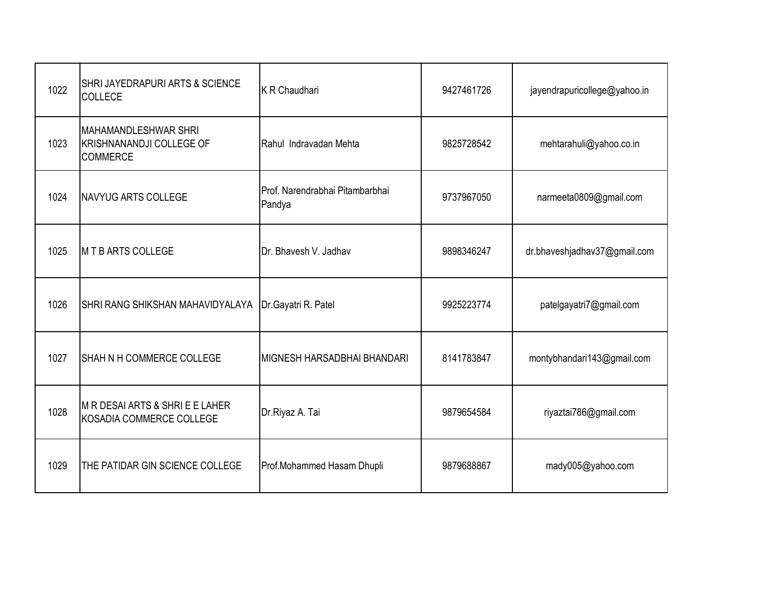| | | | | |
|---|---|---|---|---|
| 1022 | SHRI JAYEDRAPURI ARTS & SCIENCE COLLECE | K R Chaudhari | 9427461726 | jayendrapuricollege@yahoo.in |
| 1023 | MAHAMANDLESHWAR SHRI KRISHNANANDJI COLLEGE OF COMMERCE | Rahul Indravadan Mehta | 9825728542 | mehtarahuli@yahoo.co.in |
| 1024 | NAVYUG ARTS COLLEGE | Prof. Narendrabhai Pitambarbhai Pandya | 9737967050 | narmeeta0809@gmail.com |
| 1025 | M T B ARTS COLLEGE | Dr. Bhavesh V. Jadhav | 9898346247 | dr.bhaveshjadhav37@gmail.com |
| 1026 | SHRI RANG SHIKSHAN MAHAVIDYALAYA | Dr.Gayatri R. Patel | 9925223774 | patelgayatri7@gmail.com |
| 1027 | SHAH N H COMMERCE COLLEGE | MIGNESH HARSADBHAI BHANDARI | 8141783847 | montybhandari143@gmail.com |
| 1028 | M R DESAI ARTS & SHRI E E LAHER KOSADIA COMMERCE COLLEGE | Dr.Riyaz A. Tai | 9879654584 | riyaztai786@gmail.com |
| 1029 | THE PATIDAR GIN SCIENCE COLLEGE | Prof.Mohammed Hasam Dhupli | 9879688867 | mady005@yahoo.com |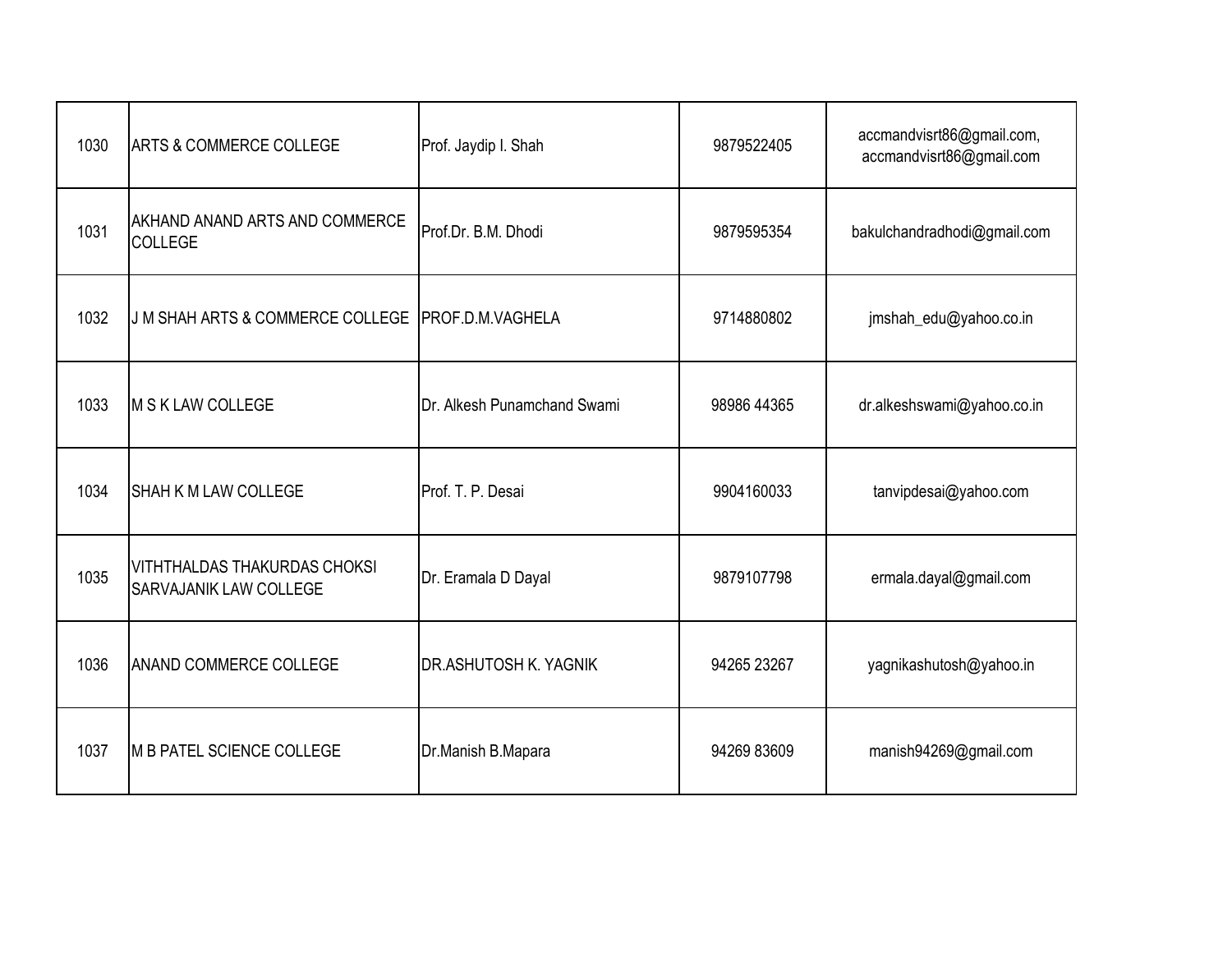| | | | | |
|---|---|---|---|---|
| 1030 | ARTS & COMMERCE COLLEGE | Prof. Jaydip I. Shah | 9879522405 | accmandvisrt86@gmail.com, accmandvisrt86@gmail.com |
| 1031 | AKHAND ANAND ARTS AND COMMERCE COLLEGE | Prof.Dr. B.M. Dhodi | 9879595354 | bakulchandradhodi@gmail.com |
| 1032 | J M SHAH ARTS & COMMERCE COLLEGE | PROF.D.M.VAGHELA | 9714880802 | jmshah_edu@yahoo.co.in |
| 1033 | M S K LAW COLLEGE | Dr. Alkesh Punamchand Swami | 98986 44365 | dr.alkeshswami@yahoo.co.in |
| 1034 | SHAH K M LAW COLLEGE | Prof. T. P. Desai | 9904160033 | tanvipdesai@yahoo.com |
| 1035 | VITHTHALDAS THAKURDAS CHOKSI SARVAJANIK LAW COLLEGE | Dr. Eramala D Dayal | 9879107798 | ermala.dayal@gmail.com |
| 1036 | ANAND COMMERCE COLLEGE | DR.ASHUTOSH K. YAGNIK | 94265 23267 | yagnikashutosh@yahoo.in |
| 1037 | M B PATEL SCIENCE COLLEGE | Dr.Manish B.Mapara | 94269 83609 | manish94269@gmail.com |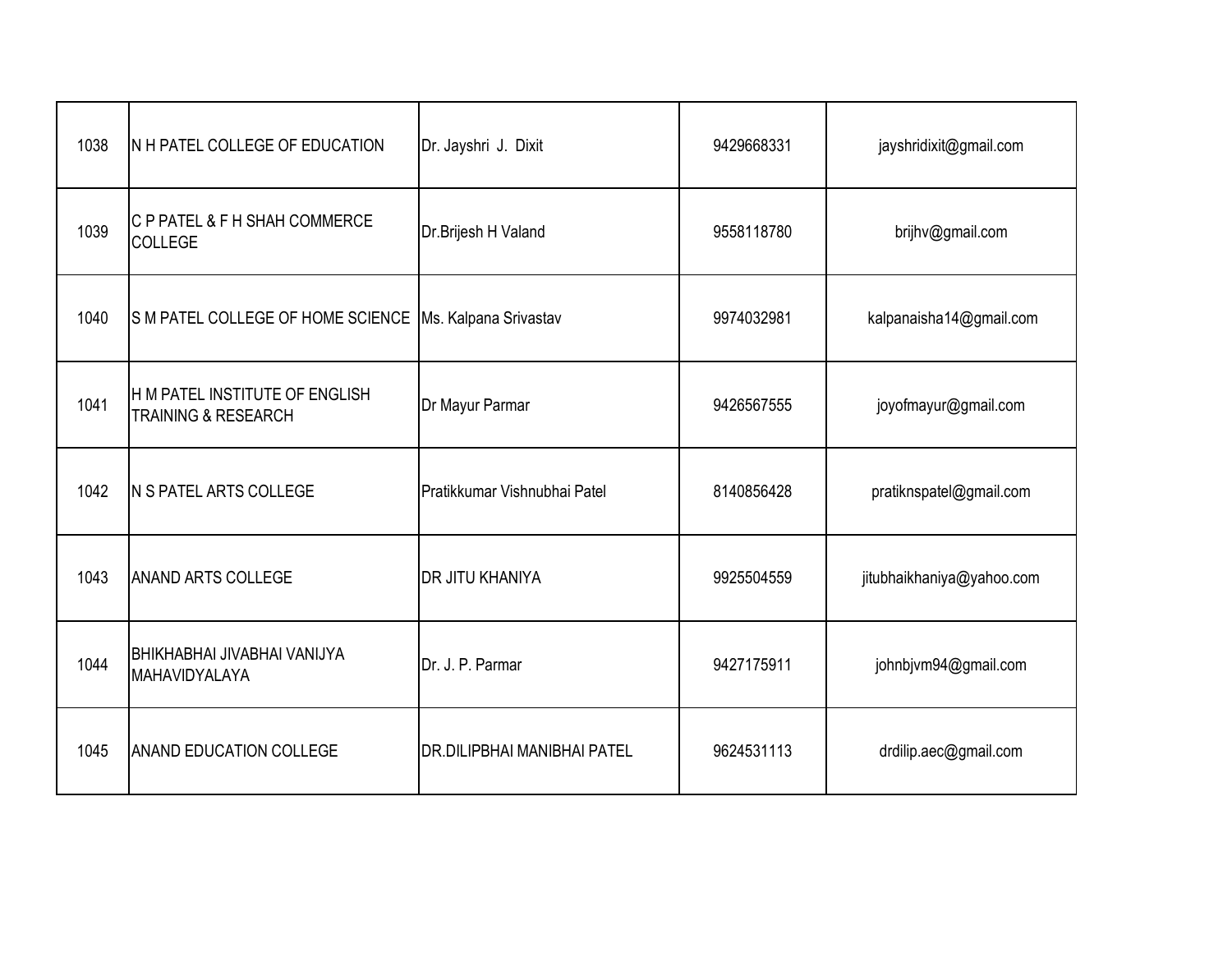| | | | | |
|---|---|---|---|---|
| 1038 | N H PATEL COLLEGE OF EDUCATION | Dr. Jayshri J. Dixit | 9429668331 | jayshridixit@gmail.com |
| 1039 | C P PATEL & F H SHAH COMMERCE COLLEGE | Dr.Brijesh H Valand | 9558118780 | brijhv@gmail.com |
| 1040 | S M PATEL COLLEGE OF HOME SCIENCE | Ms. Kalpana Srivastav | 9974032981 | kalpanaisha14@gmail.com |
| 1041 | H M PATEL INSTITUTE OF ENGLISH TRAINING & RESEARCH | Dr Mayur Parmar | 9426567555 | joyofmayur@gmail.com |
| 1042 | N S PATEL ARTS COLLEGE | Pratikkumar Vishnubhai Patel | 8140856428 | pratiknspatel@gmail.com |
| 1043 | ANAND ARTS COLLEGE | DR JITU KHANIYA | 9925504559 | jitubhaikhaniya@yahoo.com |
| 1044 | BHIKHABHAI JIVABHAI VANIJYA MAHAVIDYALAYA | Dr. J. P. Parmar | 9427175911 | johnbjvm94@gmail.com |
| 1045 | ANAND EDUCATION COLLEGE | DR.DILIPBHAI MANIBHAI PATEL | 9624531113 | drdilip.aec@gmail.com |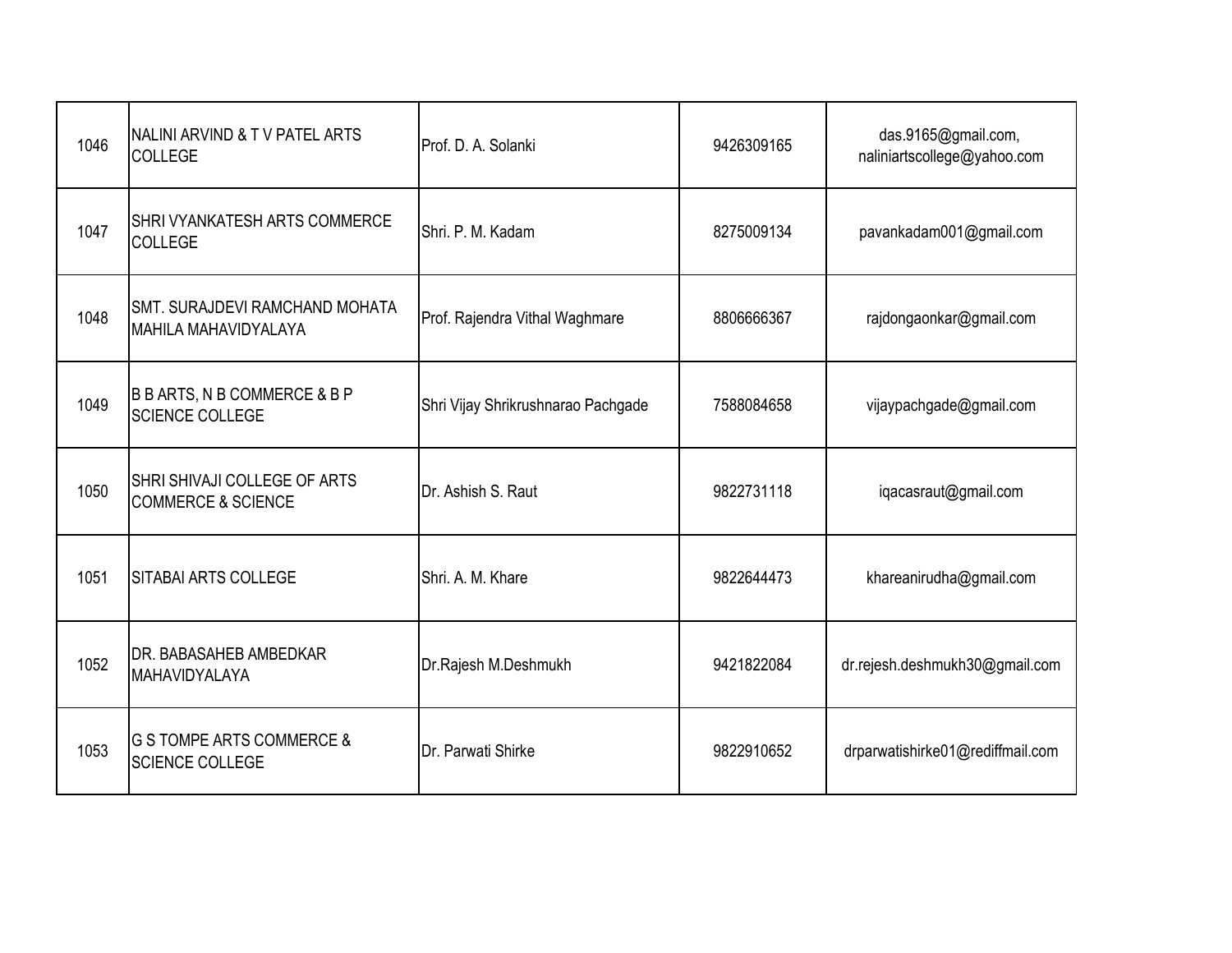| | | | | |
|---|---|---|---|---|
| 1046 | NALINI ARVIND & T V PATEL ARTS COLLEGE | Prof. D. A. Solanki | 9426309165 | das.9165@gmail.com, naliniartscollege@yahoo.com |
| 1047 | SHRI VYANKATESH ARTS COMMERCE COLLEGE | Shri. P. M. Kadam | 8275009134 | pavankadam001@gmail.com |
| 1048 | SMT. SURAJDEVI RAMCHAND MOHATA MAHILA MAHAVIDYALAYA | Prof. Rajendra Vithal Waghmare | 8806666367 | rajdongaonkar@gmail.com |
| 1049 | B B ARTS, N B COMMERCE & B P SCIENCE COLLEGE | Shri Vijay Shrikrushnarao Pachgade | 7588084658 | vijaypachgade@gmail.com |
| 1050 | SHRI SHIVAJI COLLEGE OF ARTS COMMERCE & SCIENCE | Dr. Ashish S. Raut | 9822731118 | iqacasraut@gmail.com |
| 1051 | SITABAI ARTS COLLEGE | Shri. A. M. Khare | 9822644473 | khareanirudha@gmail.com |
| 1052 | DR. BABASAHEB AMBEDKAR MAHAVIDYALAYA | Dr.Rajesh M.Deshmukh | 9421822084 | dr.rejesh.deshmukh30@gmail.com |
| 1053 | G S TOMPE ARTS COMMERCE & SCIENCE COLLEGE | Dr. Parwati Shirke | 9822910652 | drparwatishirke01@rediffmail.com |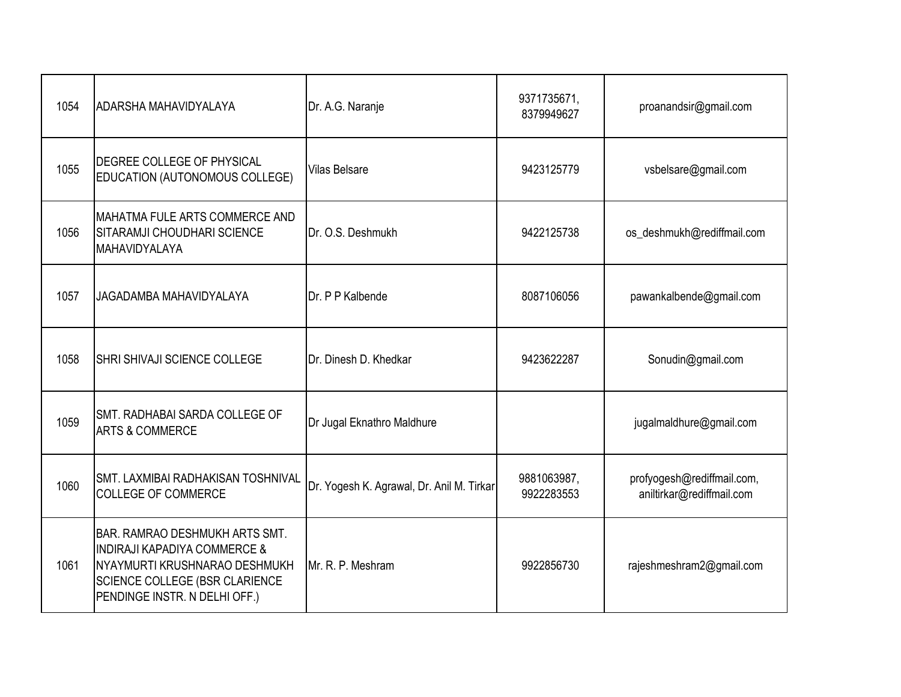| | | | | |
|---|---|---|---|---|
| 1054 | ADARSHA MAHAVIDYALAYA | Dr. A.G. Naranje | 9371735671, 8379949627 | proanandsir@gmail.com |
| 1055 | DEGREE COLLEGE OF PHYSICAL EDUCATION (AUTONOMOUS COLLEGE) | Vilas Belsare | 9423125779 | vsbelsare@gmail.com |
| 1056 | MAHATMA FULE ARTS COMMERCE AND SITARAMJI CHOUDHARI SCIENCE MAHAVIDYALAYA | Dr. O.S. Deshmukh | 9422125738 | os_deshmukh@rediffmail.com |
| 1057 | JAGADAMBA MAHAVIDYALAYA | Dr. P P Kalbende | 8087106056 | pawankalbende@gmail.com |
| 1058 | SHRI SHIVAJI SCIENCE COLLEGE | Dr. Dinesh D. Khedkar | 9423622287 | Sonudin@gmail.com |
| 1059 | SMT. RADHABAI SARDA COLLEGE OF ARTS & COMMERCE | Dr Jugal Eknathro Maldhure | | jugalmaldhure@gmail.com |
| 1060 | SMT. LAXMIBAI RADHAKISAN TOSHNIVAL COLLEGE OF COMMERCE | Dr. Yogesh K. Agrawal, Dr. Anil M. Tirkar | 9881063987, 9922283553 | profyogesh@rediffmail.com, aniltirkar@rediffmail.com |
| 1061 | BAR. RAMRAO DESHMUKH ARTS SMT. INDIRAJI KAPADIYA COMMERCE & NYAYMURTI KRUSHNARAO DESHMUKH SCIENCE COLLEGE (BSR CLARIENCE PENDINGE INSTR. N DELHI OFF.) | Mr. R. P. Meshram | 9922856730 | rajeshmeshram2@gmail.com |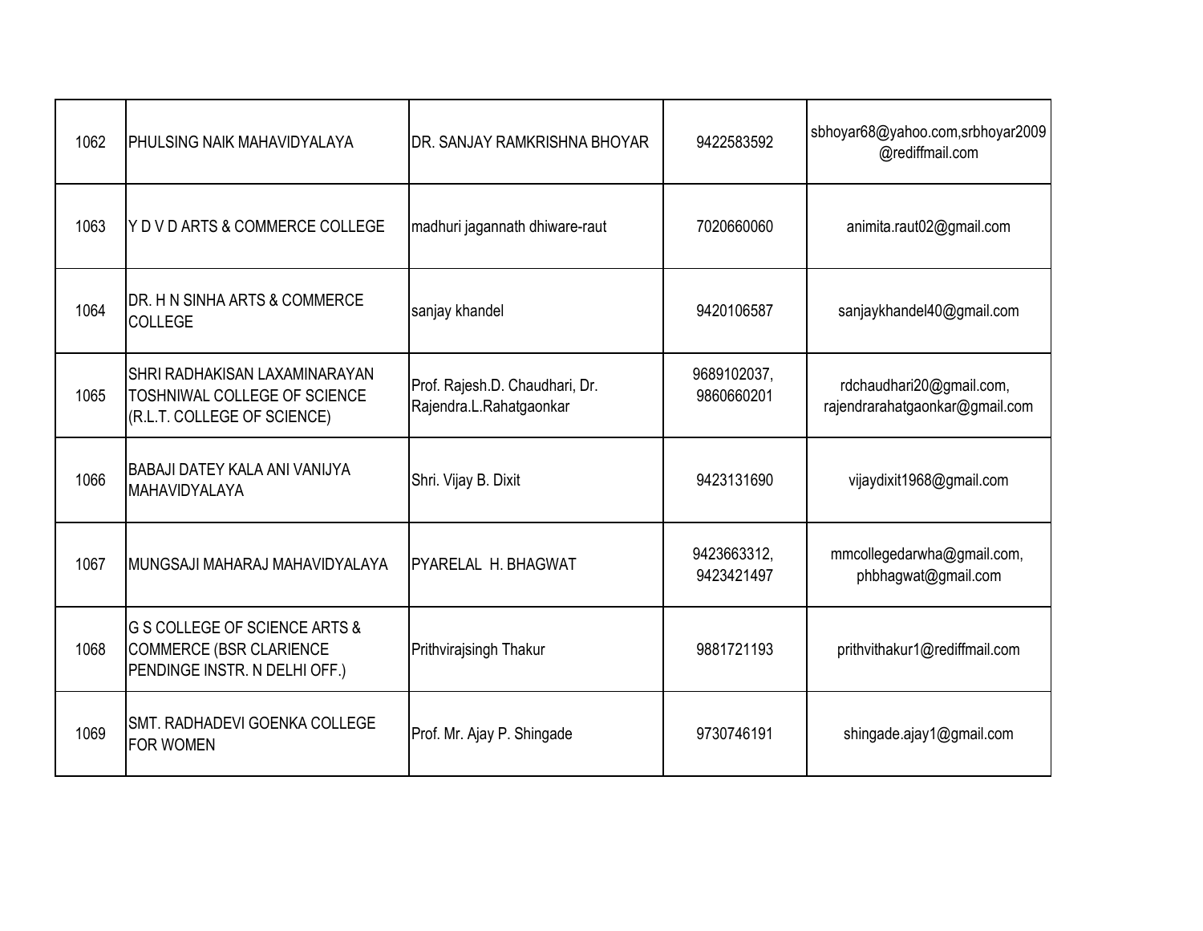| | | | | |
|---|---|---|---|---|
| 1062 | PHULSING NAIK MAHAVIDYALAYA | DR. SANJAY RAMKRISHNA BHOYAR | 9422583592 | sbhoyar68@yahoo.com,srbhoyar2009@rediffmail.com |
| 1063 | Y D V D ARTS & COMMERCE COLLEGE | madhuri jagannath dhiware-raut | 7020660060 | animita.raut02@gmail.com |
| 1064 | DR. H N SINHA ARTS & COMMERCE COLLEGE | sanjay khandel | 9420106587 | sanjaykhandel40@gmail.com |
| 1065 | SHRI RADHAKISAN LAXAMINARAYAN TOSHNIWAL COLLEGE OF SCIENCE (R.L.T. COLLEGE OF SCIENCE) | Prof. Rajesh.D. Chaudhari, Dr. Rajendra.L.Rahatgaonkar | 9689102037, 9860660201 | rdchaudhari20@gmail.com, rajendrarahatgaonkar@gmail.com |
| 1066 | BABAJI DATEY KALA ANI VANIJYA MAHAVIDYALAYA | Shri. Vijay B. Dixit | 9423131690 | vijaydixit1968@gmail.com |
| 1067 | MUNGSAJI MAHARAJ MAHAVIDYALAYA | PYARELAL H. BHAGWAT | 9423663312, 9423421497 | mmcollegedarwha@gmail.com, phbhagwat@gmail.com |
| 1068 | G S COLLEGE OF SCIENCE ARTS & COMMERCE (BSR CLARIENCE PENDINGE INSTR. N DELHI OFF.) | Prithvirajsingh Thakur | 9881721193 | prithvithakur1@rediffmail.com |
| 1069 | SMT. RADHADEVI GOENKA COLLEGE FOR WOMEN | Prof. Mr. Ajay P. Shingade | 9730746191 | shingade.ajay1@gmail.com |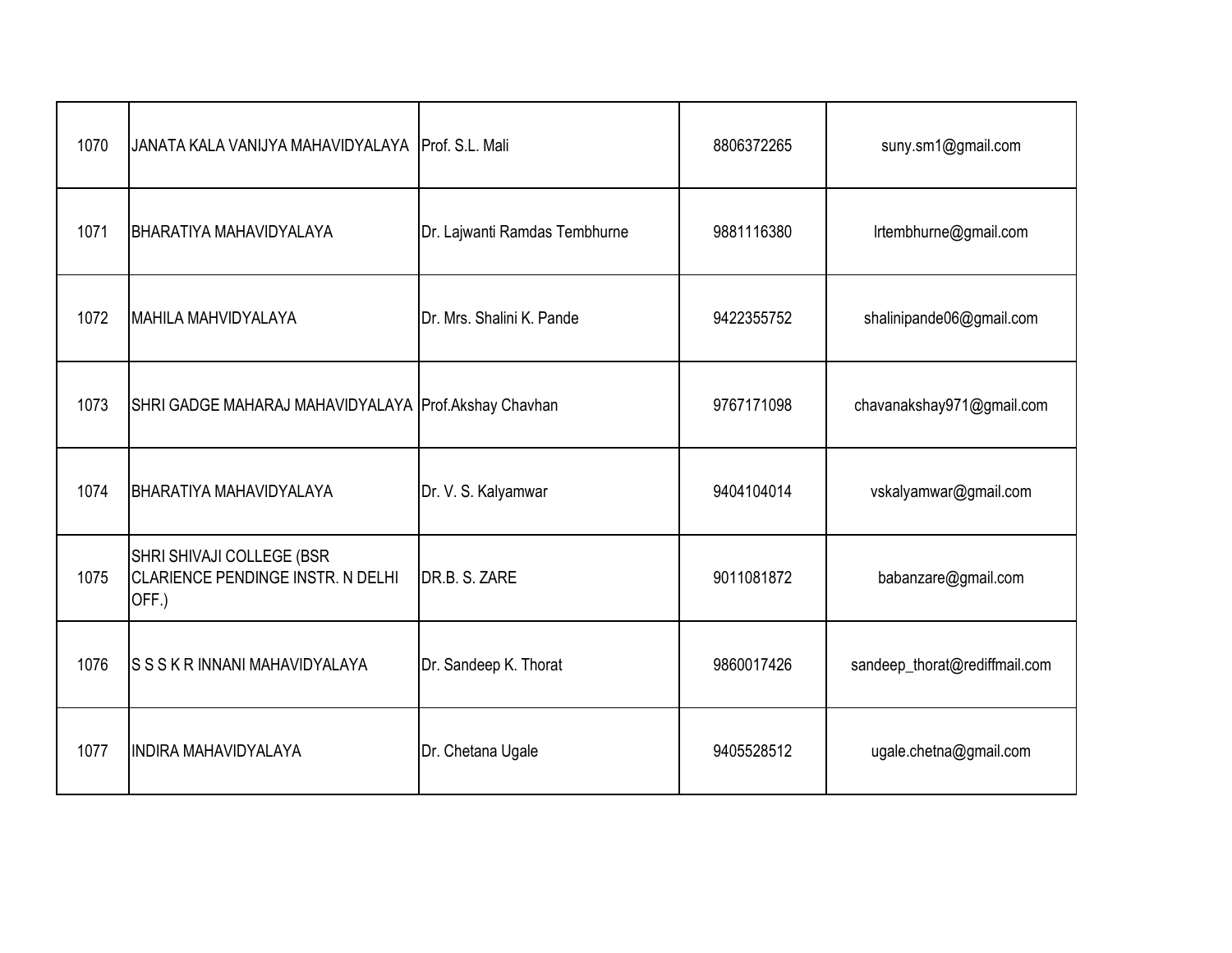| | | | | |
|---|---|---|---|---|
| 1070 | JANATA KALA VANIJYA MAHAVIDYALAYA | Prof. S.L. Mali | 8806372265 | suny.sm1@gmail.com |
| 1071 | BHARATIYA MAHAVIDYALAYA | Dr. Lajwanti Ramdas Tembhurne | 9881116380 | lrtembhurne@gmail.com |
| 1072 | MAHILA MAHVIDYALAYA | Dr. Mrs. Shalini K. Pande | 9422355752 | shalinipande06@gmail.com |
| 1073 | SHRI GADGE MAHARAJ MAHAVIDYALAYA | Prof.Akshay Chavhan | 9767171098 | chavanakshay971@gmail.com |
| 1074 | BHARATIYA MAHAVIDYALAYA | Dr. V. S. Kalyamwar | 9404104014 | vskalyamwar@gmail.com |
| 1075 | SHRI SHIVAJI COLLEGE (BSR CLARIENCE PENDINGE INSTR. N DELHI OFF.) | DR.B. S. ZARE | 9011081872 | babanzare@gmail.com |
| 1076 | S S S K R INNANI MAHAVIDYALAYA | Dr. Sandeep K. Thorat | 9860017426 | sandeep_thorat@rediffmail.com |
| 1077 | INDIRA MAHAVIDYALAYA | Dr. Chetana Ugale | 9405528512 | ugale.chetna@gmail.com |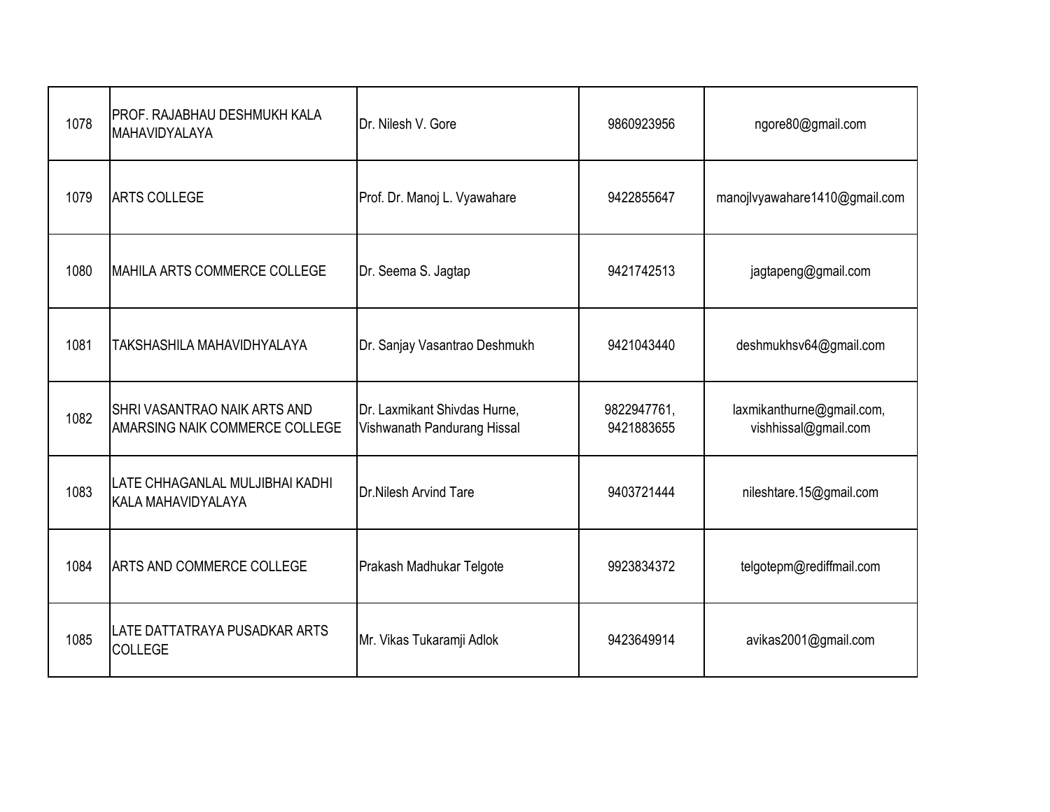| 1078 | PROF. RAJABHAU DESHMUKH KALA MAHAVIDYALAYA | Dr. Nilesh V. Gore | 9860923956 | ngore80@gmail.com |
|---|---|---|---|---|
| 1079 | ARTS COLLEGE | Prof. Dr. Manoj L. Vyawahare | 9422855647 | manojlvyawahare1410@gmail.com |
| 1080 | MAHILA ARTS COMMERCE COLLEGE | Dr. Seema S. Jagtap | 9421742513 | jagtapeng@gmail.com |
| 1081 | TAKSHASHILA MAHAVIDHYALAYA | Dr. Sanjay Vasantrao Deshmukh | 9421043440 | deshmukhsv64@gmail.com |
| 1082 | SHRI VASANTRAO NAIK ARTS AND AMARSING NAIK COMMERCE COLLEGE | Dr. Laxmikant Shivdas Hurne, Vishwanath Pandurang Hissal | 9822947761, 9421883655 | laxmikanthurne@gmail.com, vishhissal@gmail.com |
| 1083 | LATE CHHAGANLAL MULJIBHAI KADHI KALA MAHAVIDYALAYA | Dr.Nilesh Arvind Tare | 9403721444 | nileshtare.15@gmail.com |
| 1084 | ARTS AND COMMERCE COLLEGE | Prakash Madhukar Telgote | 9923834372 | telgotepm@rediffmail.com |
| 1085 | LATE DATTATRAYA PUSADKAR ARTS COLLEGE | Mr. Vikas Tukaramji Adlok | 9423649914 | avikas2001@gmail.com |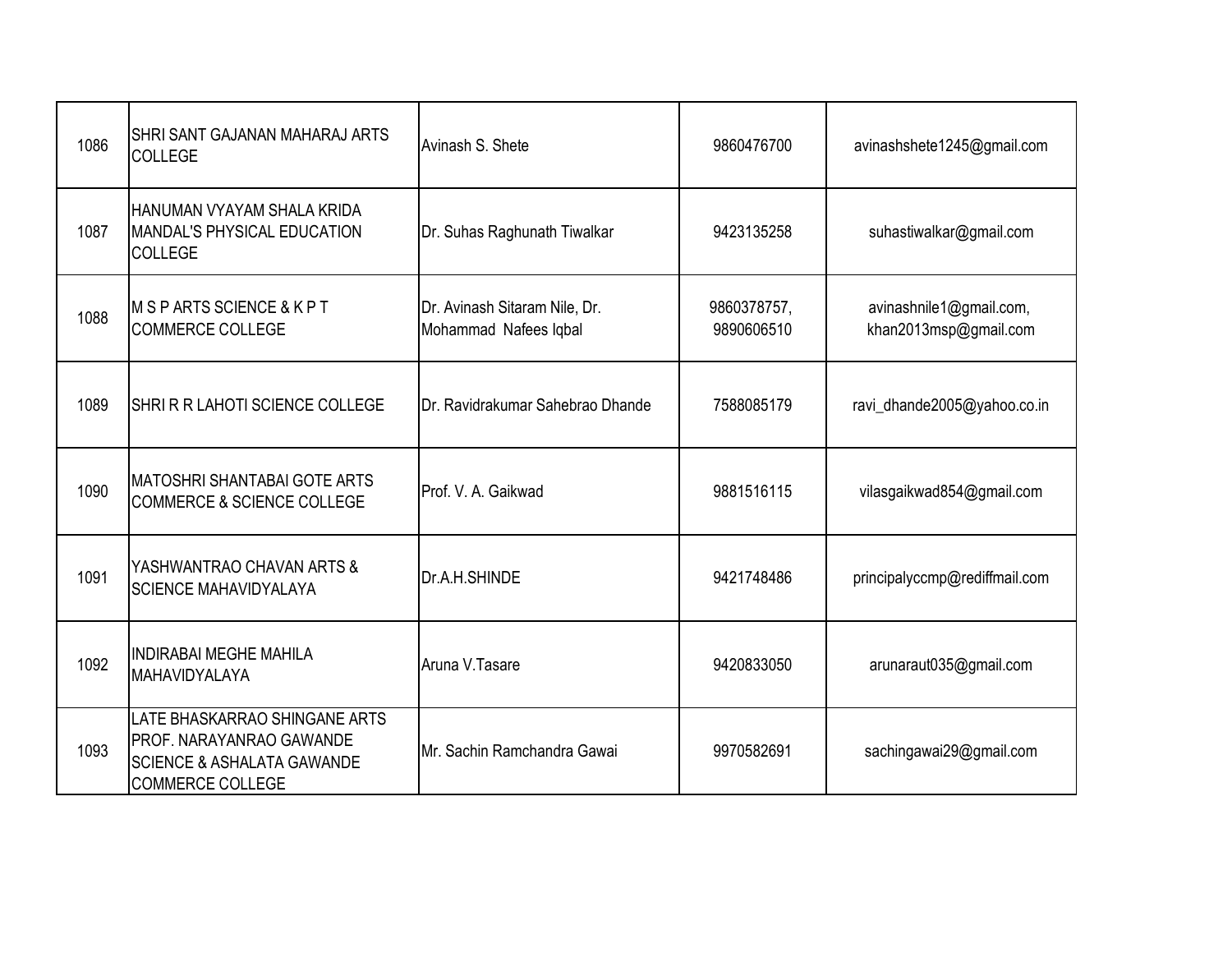| | | | | |
|---|---|---|---|---|
| 1086 | SHRI SANT GAJANAN MAHARAJ ARTS COLLEGE | Avinash S. Shete | 9860476700 | avinashshete1245@gmail.com |
| 1087 | HANUMAN VYAYAM SHALA KRIDA MANDAL'S PHYSICAL EDUCATION COLLEGE | Dr. Suhas Raghunath Tiwalkar | 9423135258 | suhastiwalkar@gmail.com |
| 1088 | M S P ARTS SCIENCE & K P T COMMERCE COLLEGE | Dr. Avinash Sitaram Nile, Dr. Mohammad Nafees Iqbal | 9860378757, 9890606510 | avinashnile1@gmail.com, khan2013msp@gmail.com |
| 1089 | SHRI R R LAHOTI SCIENCE COLLEGE | Dr. Ravidrakumar Sahebrao Dhande | 7588085179 | ravi_dhande2005@yahoo.co.in |
| 1090 | MATOSHRI SHANTABAI GOTE ARTS COMMERCE & SCIENCE COLLEGE | Prof. V. A. Gaikwad | 9881516115 | vilasgaikwad854@gmail.com |
| 1091 | YASHWANTRAO CHAVAN ARTS & SCIENCE MAHAVIDYALAYA | Dr.A.H.SHINDE | 9421748486 | principalyccmp@rediffmail.com |
| 1092 | INDIRABAI MEGHE MAHILA MAHAVIDYALAYA | Aruna V.Tasare | 9420833050 | arunaraut035@gmail.com |
| 1093 | LATE BHASKARRAO SHINGANE ARTS PROF. NARAYANRAO GAWANDE SCIENCE & ASHALATA GAWANDE COMMERCE COLLEGE | Mr. Sachin Ramchandra Gawai | 9970582691 | sachingawai29@gmail.com |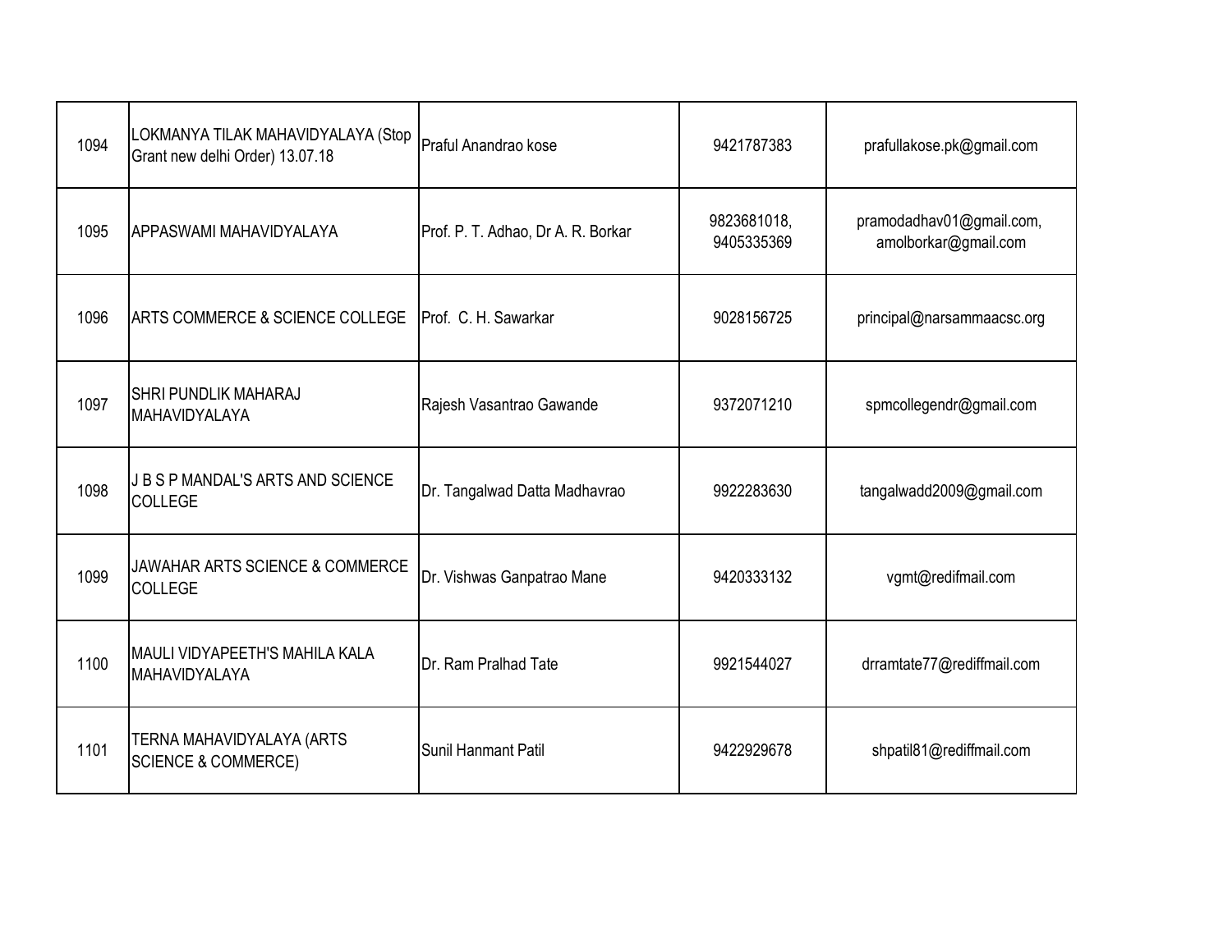| | | | | |
|---|---|---|---|---|
| 1094 | LOKMANYA TILAK MAHAVIDYALAYA (Stop Grant new delhi Order) 13.07.18 | Praful Anandrao kose | 9421787383 | prafullakose.pk@gmail.com |
| 1095 | APPASWAMI MAHAVIDYALAYA | Prof. P. T. Adhao, Dr A. R. Borkar | 9823681018, 9405335369 | pramodadhav01@gmail.com, amolborkar@gmail.com |
| 1096 | ARTS COMMERCE & SCIENCE COLLEGE | Prof. C. H. Sawarkar | 9028156725 | principal@narsammaacsc.org |
| 1097 | SHRI PUNDLIK MAHARAJ MAHAVIDYALAYA | Rajesh Vasantrao Gawande | 9372071210 | spmcollegendr@gmail.com |
| 1098 | J B S P MANDAL'S ARTS AND SCIENCE COLLEGE | Dr. Tangalwad Datta Madhavrao | 9922283630 | tangalwadd2009@gmail.com |
| 1099 | JAWAHAR ARTS SCIENCE & COMMERCE COLLEGE | Dr. Vishwas Ganpatrao Mane | 9420333132 | vgmt@redifmail.com |
| 1100 | MAULI VIDYAPEETH'S MAHILA KALA MAHAVIDYALAYA | Dr. Ram Pralhad Tate | 9921544027 | drramtate77@rediffmail.com |
| 1101 | TERNA MAHAVIDYALAYA (ARTS SCIENCE & COMMERCE) | Sunil Hanmant Patil | 9422929678 | shpatil81@rediffmail.com |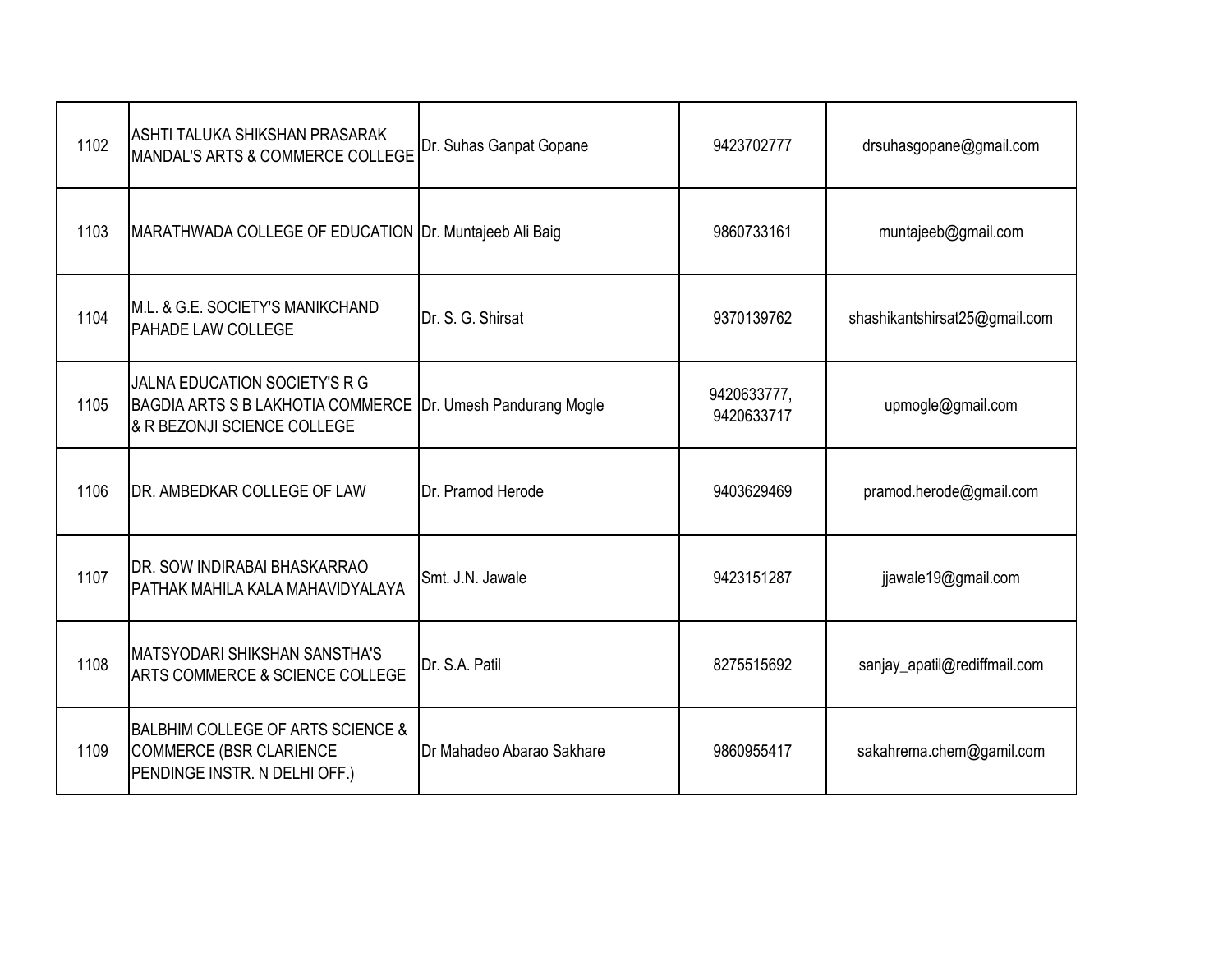| | | | | |
|---|---|---|---|---|
| 1102 | ASHTI TALUKA SHIKSHAN PRASARAK MANDAL'S ARTS & COMMERCE COLLEGE | Dr. Suhas Ganpat Gopane | 9423702777 | drsuhasgopane@gmail.com |
| 1103 | MARATHWADA COLLEGE OF EDUCATION | Dr. Muntajeeb Ali Baig | 9860733161 | muntajeeb@gmail.com |
| 1104 | M.L. & G.E. SOCIETY'S MANIKCHAND PAHADE LAW COLLEGE | Dr. S. G. Shirsat | 9370139762 | shashikantshirsat25@gmail.com |
| 1105 | JALNA EDUCATION SOCIETY'S R G BAGDIA ARTS S B LAKHOTIA COMMERCE & R BEZONJI SCIENCE COLLEGE | Dr. Umesh Pandurang Mogle | 9420633777, 9420633717 | upmogle@gmail.com |
| 1106 | DR. AMBEDKAR COLLEGE OF LAW | Dr. Pramod Herode | 9403629469 | pramod.herode@gmail.com |
| 1107 | DR. SOW INDIRABAI BHASKARRAO PATHAK MAHILA KALA MAHAVIDYALAYA | Smt. J.N. Jawale | 9423151287 | jjawale19@gmail.com |
| 1108 | MATSYODARI SHIKSHAN SANSTHA'S ARTS COMMERCE & SCIENCE COLLEGE | Dr. S.A. Patil | 8275515692 | sanjay_apatil@rediffmail.com |
| 1109 | BALBHIM COLLEGE OF ARTS SCIENCE & COMMERCE (BSR CLARIENCE PENDINGE INSTR. N DELHI OFF.) | Dr Mahadeo Abarao Sakhare | 9860955417 | sakahrema.chem@gamil.com |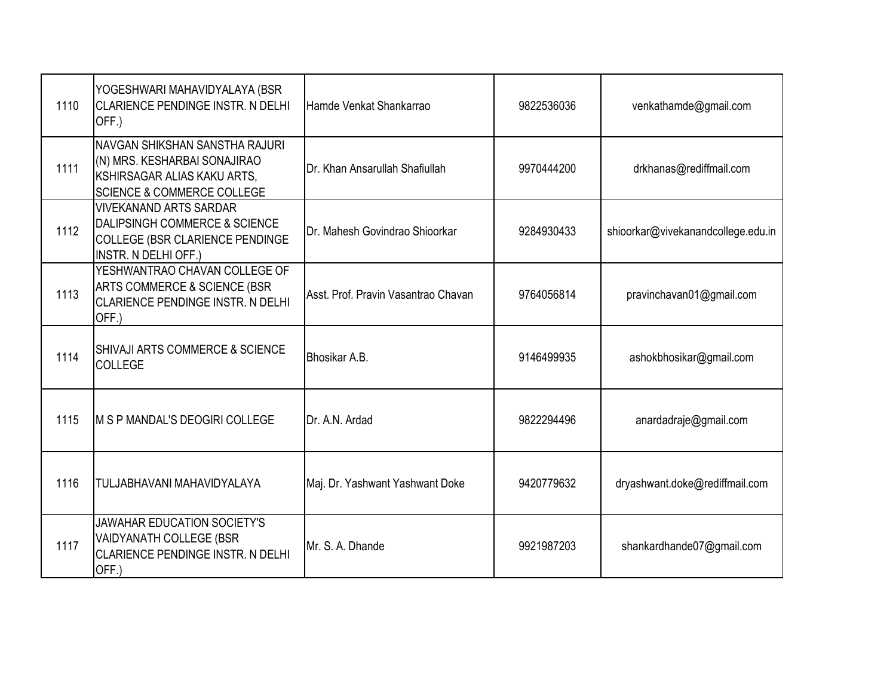| | | | | |
|---|---|---|---|---|
| 1110 | YOGESHWARI MAHAVIDYALAYA (BSR CLARIENCE PENDINGE INSTR. N DELHI OFF.) | Hamde Venkat Shankarrao | 9822536036 | venkathamde@gmail.com |
| 1111 | NAVGAN SHIKSHAN SANSTHA RAJURI (N) MRS. KESHARBAI SONAJIRAO KSHIRSAGAR ALIAS KAKU ARTS, SCIENCE & COMMERCE COLLEGE | Dr. Khan Ansarullah Shafiullah | 9970444200 | drkhanas@rediffmail.com |
| 1112 | VIVEKANAND ARTS SARDAR DALIPSINGH COMMERCE & SCIENCE COLLEGE (BSR CLARIENCE PENDINGE INSTR. N DELHI OFF.) | Dr. Mahesh Govindrao Shioorkar | 9284930433 | shioorkar@vivekanandcollege.edu.in |
| 1113 | YESHWANTRAO CHAVAN COLLEGE OF ARTS COMMERCE & SCIENCE (BSR CLARIENCE PENDINGE INSTR. N DELHI OFF.) | Asst. Prof. Pravin Vasantrao Chavan | 9764056814 | pravinchavan01@gmail.com |
| 1114 | SHIVAJI ARTS COMMERCE & SCIENCE COLLEGE | Bhosikar A.B. | 9146499935 | ashokbhosikar@gmail.com |
| 1115 | M S P MANDAL'S DEOGIRI COLLEGE | Dr. A.N. Ardad | 9822294496 | anardadraje@gmail.com |
| 1116 | TULJABHAVANI MAHAVIDYALAYA | Maj. Dr. Yashwant Yashwant Doke | 9420779632 | dryashwant.doke@rediffmail.com |
| 1117 | JAWAHAR EDUCATION SOCIETY'S VAIDYANATH COLLEGE (BSR CLARIENCE PENDINGE INSTR. N DELHI OFF.) | Mr. S. A. Dhande | 9921987203 | shankardhande07@gmail.com |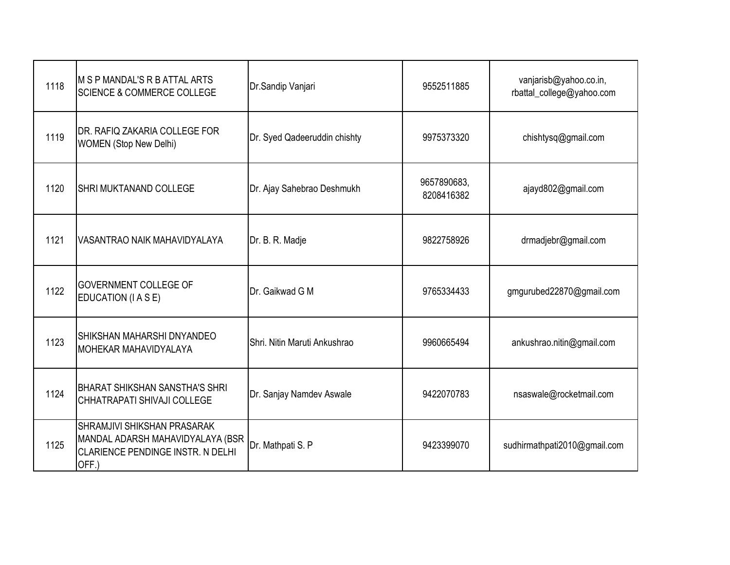| 1118 | M S P MANDAL'S R B ATTAL ARTS SCIENCE & COMMERCE COLLEGE | Dr.Sandip Vanjari | 9552511885 | vanjarisb@yahoo.co.in, rbattal_college@yahoo.com |
|---|---|---|---|---|
| 1119 | DR. RAFIQ ZAKARIA COLLEGE FOR WOMEN (Stop New Delhi) | Dr. Syed Qadeeruddin chishty | 9975373320 | chishtysq@gmail.com |
| 1120 | SHRI MUKTANAND COLLEGE | Dr. Ajay Sahebrao Deshmukh | 9657890683, 8208416382 | ajayd802@gmail.com |
| 1121 | VASANTRAO NAIK MAHAVIDYALAYA | Dr. B. R. Madje | 9822758926 | drmadjebr@gmail.com |
| 1122 | GOVERNMENT COLLEGE OF EDUCATION (I A S E) | Dr. Gaikwad G M | 9765334433 | gmgurubed22870@gmail.com |
| 1123 | SHIKSHAN MAHARSHI DNYANDEO MOHEKAR MAHAVIDYALAYA | Shri. Nitin Maruti Ankushrao | 9960665494 | ankushrao.nitin@gmail.com |
| 1124 | BHARAT SHIKSHAN SANSTHA'S SHRI CHHATRAPATI SHIVAJI COLLEGE | Dr. Sanjay Namdev Aswale | 9422070783 | nsaswale@rocketmail.com |
| 1125 | SHRAMJIVI SHIKSHAN PRASARAK MANDAL ADARSH MAHAVIDYALAYA (BSR CLARIENCE PENDINGE INSTR. N DELHI OFF.) | Dr. Mathpati S. P | 9423399070 | sudhirmathpati2010@gmail.com |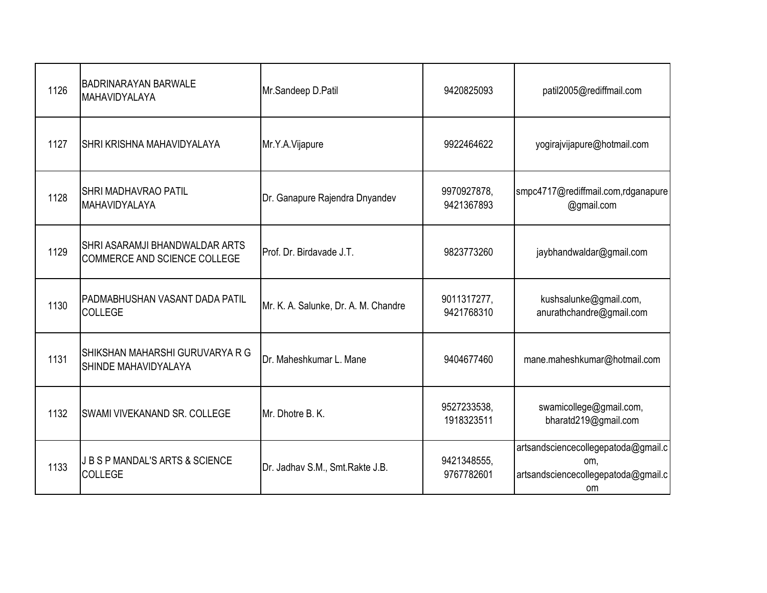| 1126 | BADRINARAYAN BARWALE MAHAVIDYALAYA | Mr.Sandeep D.Patil | 9420825093 | patil2005@rediffmail.com |
|---|---|---|---|---|
| 1127 | SHRI KRISHNA MAHAVIDYALAYA | Mr.Y.A.Vijapure | 9922464622 | yogirajvijapure@hotmail.com |
| 1128 | SHRI MADHAVRAO PATIL MAHAVIDYALAYA | Dr. Ganapure Rajendra Dnyandev | 9970927878, 9421367893 | smpc4717@rediffmail.com,rdganapure@gmail.com |
| 1129 | SHRI ASARAMJI BHANDWALDAR ARTS COMMERCE AND SCIENCE COLLEGE | Prof. Dr. Birdavade J.T. | 9823773260 | jaybhandwaldar@gmail.com |
| 1130 | PADMABHUSHAN VASANT DADA PATIL COLLEGE | Mr. K. A. Salunke, Dr. A. M. Chandre | 9011317277, 9421768310 | kushsalunke@gmail.com, anurathchandre@gmail.com |
| 1131 | SHIKSHAN MAHARSHI GURUVARYA R G SHINDE MAHAVIDYALAYA | Dr. Maheshkumar L. Mane | 9404677460 | mane.maheshkumar@hotmail.com |
| 1132 | SWAMI VIVEKANAND SR. COLLEGE | Mr. Dhotre B. K. | 9527233538, 1918323511 | swamicollege@gmail.com, bharatd219@gmail.com |
| 1133 | J B S P MANDAL'S ARTS & SCIENCE COLLEGE | Dr. Jadhav S.M., Smt.Rakte J.B. | 9421348555, 9767782601 | artsandsciencecollegepatoda@gmail.com, artsandsciencecollegepatoda@gmail.com |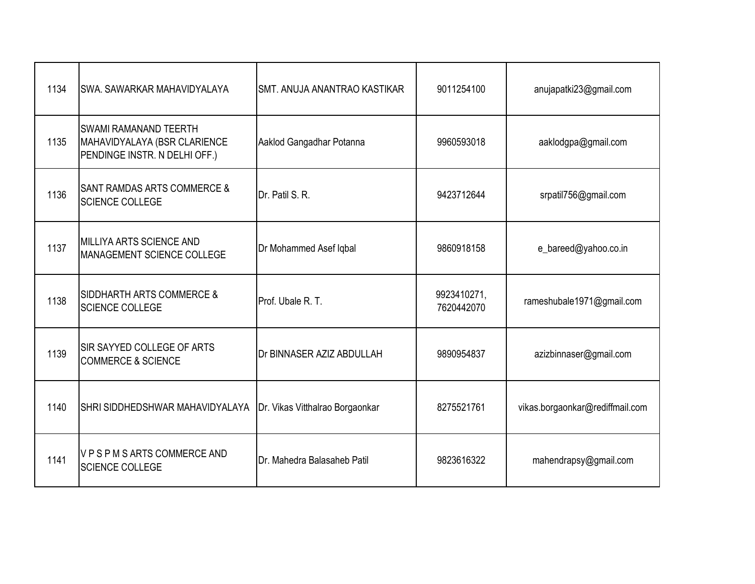| 1134 | SWA. SAWARKAR MAHAVIDYALAYA | SMT. ANUJA ANANTRAO KASTIKAR | 9011254100 | anujapatki23@gmail.com |
|---|---|---|---|---|
| 1135 | SWAMI RAMANAND TEERTH MAHAVIDYALAYA (BSR CLARIENCE PENDINGE INSTR. N DELHI OFF.) | Aaklod Gangadhar Potanna | 9960593018 | aaklodgpa@gmail.com |
| 1136 | SANT RAMDAS ARTS COMMERCE & SCIENCE COLLEGE | Dr. Patil S. R. | 9423712644 | srpatil756@gmail.com |
| 1137 | MILLIYA ARTS SCIENCE AND MANAGEMENT SCIENCE COLLEGE | Dr Mohammed Asef Iqbal | 9860918158 | e_bareed@yahoo.co.in |
| 1138 | SIDDHARTH ARTS COMMERCE & SCIENCE COLLEGE | Prof. Ubale R. T. | 9923410271, 7620442070 | rameshubale1971@gmail.com |
| 1139 | SIR SAYYED COLLEGE OF ARTS COMMERCE & SCIENCE | Dr BINNASER AZIZ ABDULLAH | 9890954837 | azizbinnaser@gmail.com |
| 1140 | SHRI SIDDHEDSHWAR MAHAVIDYALAYA | Dr. Vikas Vitthalrao Borgaonkar | 8275521761 | vikas.borgaonkar@rediffmail.com |
| 1141 | V P S P M S ARTS COMMERCE AND SCIENCE COLLEGE | Dr. Mahedra Balasaheb Patil | 9823616322 | mahendrapsy@gmail.com |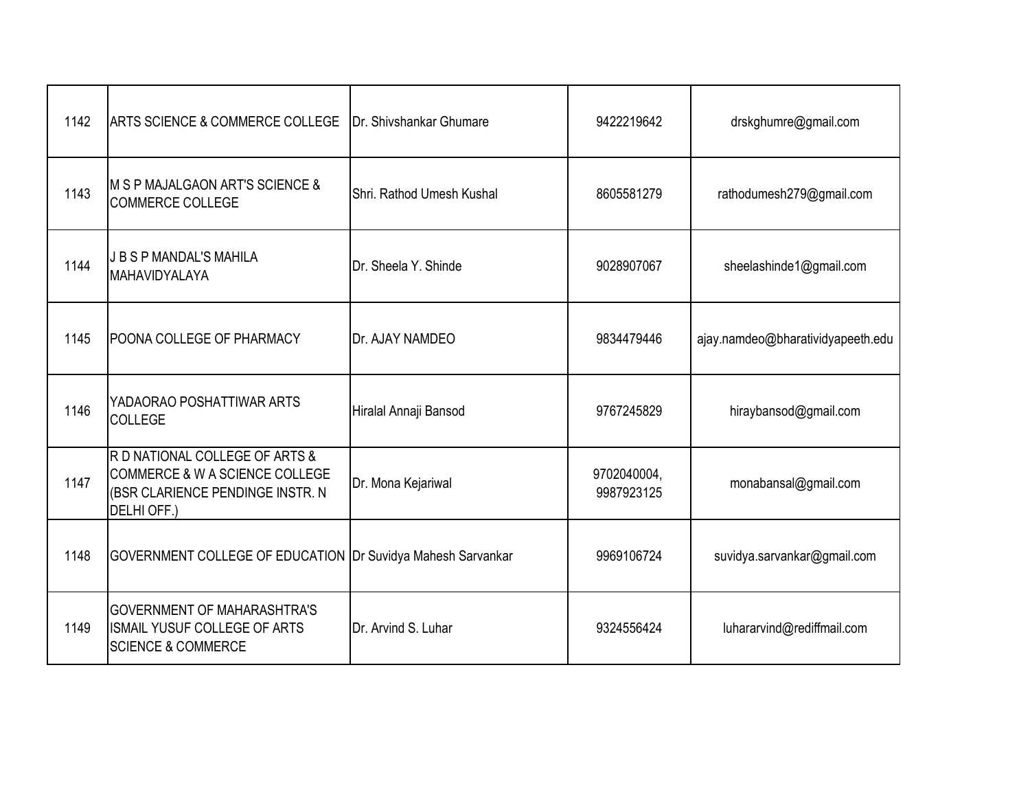| 1142 | ARTS SCIENCE & COMMERCE COLLEGE | Dr. Shivshankar Ghumare | 9422219642 | drskghumre@gmail.com |
|---|---|---|---|---|
| 1143 | M S P MAJALGAON ART'S SCIENCE & COMMERCE COLLEGE | Shri. Rathod Umesh Kushal | 8605581279 | rathodumesh279@gmail.com |
| 1144 | J B S P MANDAL'S MAHILA MAHAVIDYALAYA | Dr. Sheela Y. Shinde | 9028907067 | sheelashinde1@gmail.com |
| 1145 | POONA COLLEGE OF PHARMACY | Dr. AJAY NAMDEO | 9834479446 | ajay.namdeo@bharatividyapeeth.edu |
| 1146 | YADAORAO POSHATTIWAR ARTS COLLEGE | Hiralal Annaji Bansod | 9767245829 | hiraybansod@gmail.com |
| 1147 | R D NATIONAL COLLEGE OF ARTS & COMMERCE & W A SCIENCE COLLEGE (BSR CLARIENCE PENDINGE INSTR. N DELHI OFF.) | Dr. Mona Kejariwal | 9702040004, 9987923125 | monabansal@gmail.com |
| 1148 | GOVERNMENT COLLEGE OF EDUCATION | Dr Suvidya Mahesh Sarvankar | 9969106724 | suvidya.sarvankar@gmail.com |
| 1149 | GOVERNMENT OF MAHARASHTRA'S ISMAIL YUSUF COLLEGE OF ARTS SCIENCE & COMMERCE | Dr. Arvind S. Luhar | 9324556424 | luhararvind@rediffmail.com |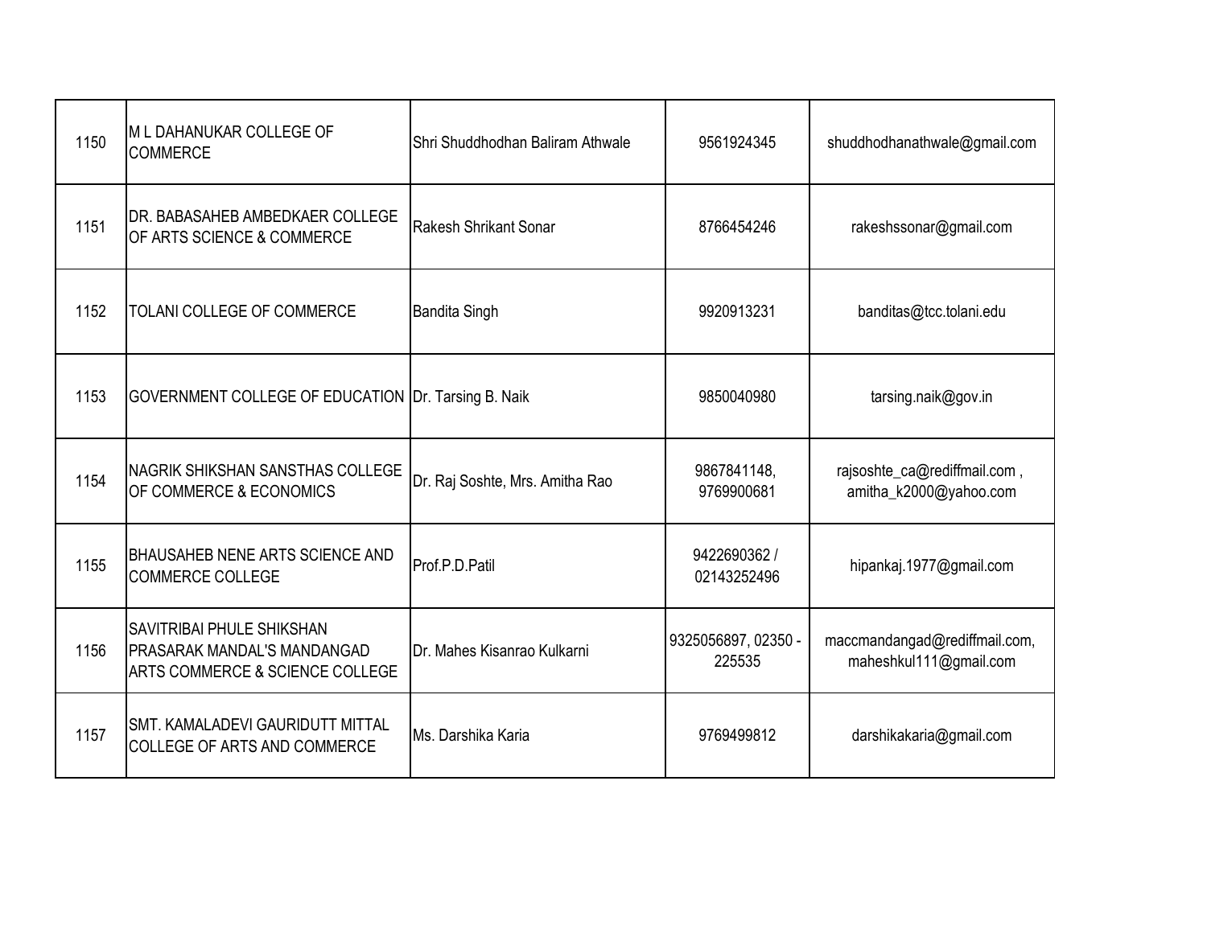| | | | | |
|---|---|---|---|---|
| 1150 | M L DAHANUKAR COLLEGE OF COMMERCE | Shri Shuddhodhan Baliram Athwale | 9561924345 | shuddhodhanathwale@gmail.com |
| 1151 | DR. BABASAHEB AMBEDKAER COLLEGE OF ARTS SCIENCE & COMMERCE | Rakesh Shrikant Sonar | 8766454246 | rakeshssonar@gmail.com |
| 1152 | TOLANI COLLEGE OF COMMERCE | Bandita Singh | 9920913231 | banditas@tcc.tolani.edu |
| 1153 | GOVERNMENT COLLEGE OF EDUCATION | Dr. Tarsing B. Naik | 9850040980 | tarsing.naik@gov.in |
| 1154 | NAGRIK SHIKSHAN SANSTHAS COLLEGE OF COMMERCE & ECONOMICS | Dr. Raj Soshte, Mrs. Amitha Rao | 9867841148, 9769900681 | rajsoshte_ca@rediffmail.com , amitha_k2000@yahoo.com |
| 1155 | BHAUSAHEB NENE ARTS SCIENCE AND COMMERCE COLLEGE | Prof.P.D.Patil | 9422690362 / 02143252496 | hipankaj.1977@gmail.com |
| 1156 | SAVITRIBAI PHULE SHIKSHAN PRASARAK MANDAL'S MANDANGAD ARTS COMMERCE & SCIENCE COLLEGE | Dr. Mahes Kisanrao Kulkarni | 9325056897, 02350 - 225535 | maccmandangad@rediffmail.com, maheshkul111@gmail.com |
| 1157 | SMT. KAMALADEVI GAURIDUTT MITTAL COLLEGE OF ARTS AND COMMERCE | Ms. Darshika Karia | 9769499812 | darshikakaria@gmail.com |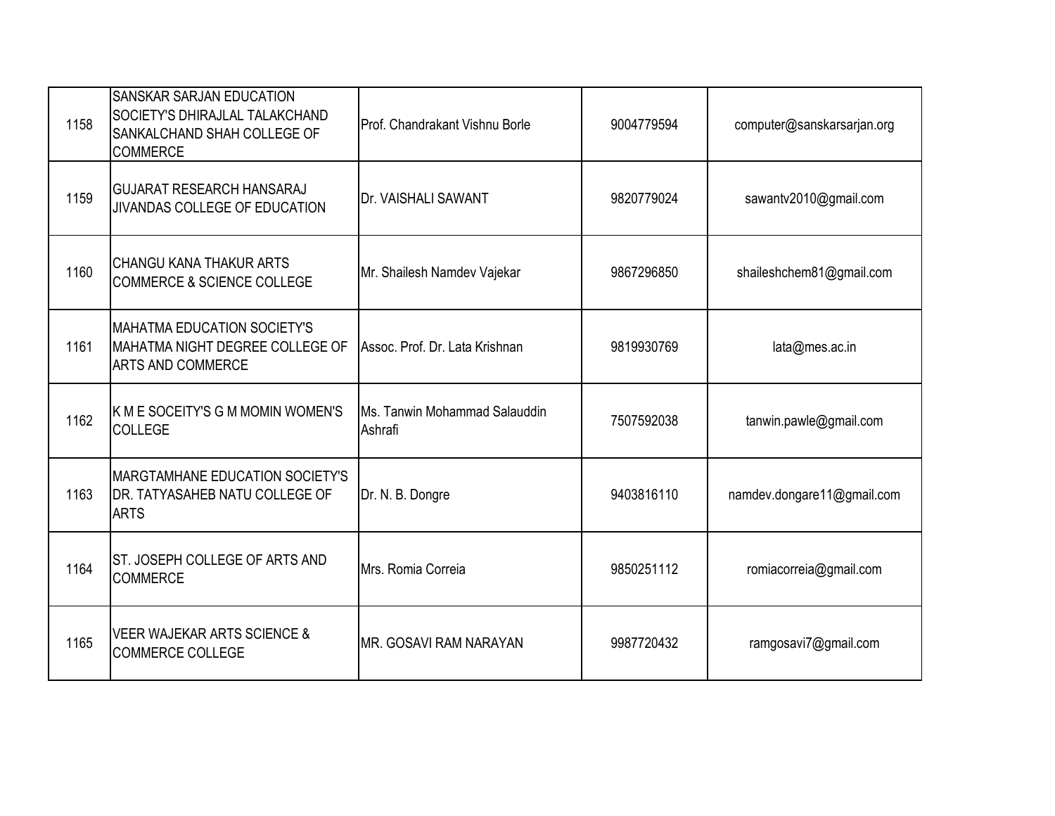| | | | | |
|---|---|---|---|---|
| 1158 | SANSKAR SARJAN EDUCATION SOCIETY'S DHIRAJLAL TALAKCHAND SANKALCHAND SHAH COLLEGE OF COMMERCE | Prof. Chandrakant Vishnu Borle | 9004779594 | computer@sanskarsarjan.org |
| 1159 | GUJARAT RESEARCH HANSARAJ JIVANDAS COLLEGE OF EDUCATION | Dr. VAISHALI SAWANT | 9820779024 | sawantv2010@gmail.com |
| 1160 | CHANGU KANA THAKUR ARTS COMMERCE & SCIENCE COLLEGE | Mr. Shailesh Namdev Vajekar | 9867296850 | shaileshchem81@gmail.com |
| 1161 | MAHATMA EDUCATION SOCIETY'S MAHATMA NIGHT DEGREE COLLEGE OF ARTS AND COMMERCE | Assoc. Prof. Dr. Lata Krishnan | 9819930769 | lata@mes.ac.in |
| 1162 | K M E SOCEITY'S G M MOMIN WOMEN'S COLLEGE | Ms. Tanwin Mohammad Salauddin Ashrafi | 7507592038 | tanwin.pawle@gmail.com |
| 1163 | MARGTAMHANE EDUCATION SOCIETY'S DR. TATYASAHEB NATU COLLEGE OF ARTS | Dr. N. B. Dongre | 9403816110 | namdev.dongare11@gmail.com |
| 1164 | ST. JOSEPH COLLEGE OF ARTS AND COMMERCE | Mrs. Romia Correia | 9850251112 | romiacorreia@gmail.com |
| 1165 | VEER WAJEKAR ARTS SCIENCE & COMMERCE COLLEGE | MR. GOSAVI RAM NARAYAN | 9987720432 | ramgosavi7@gmail.com |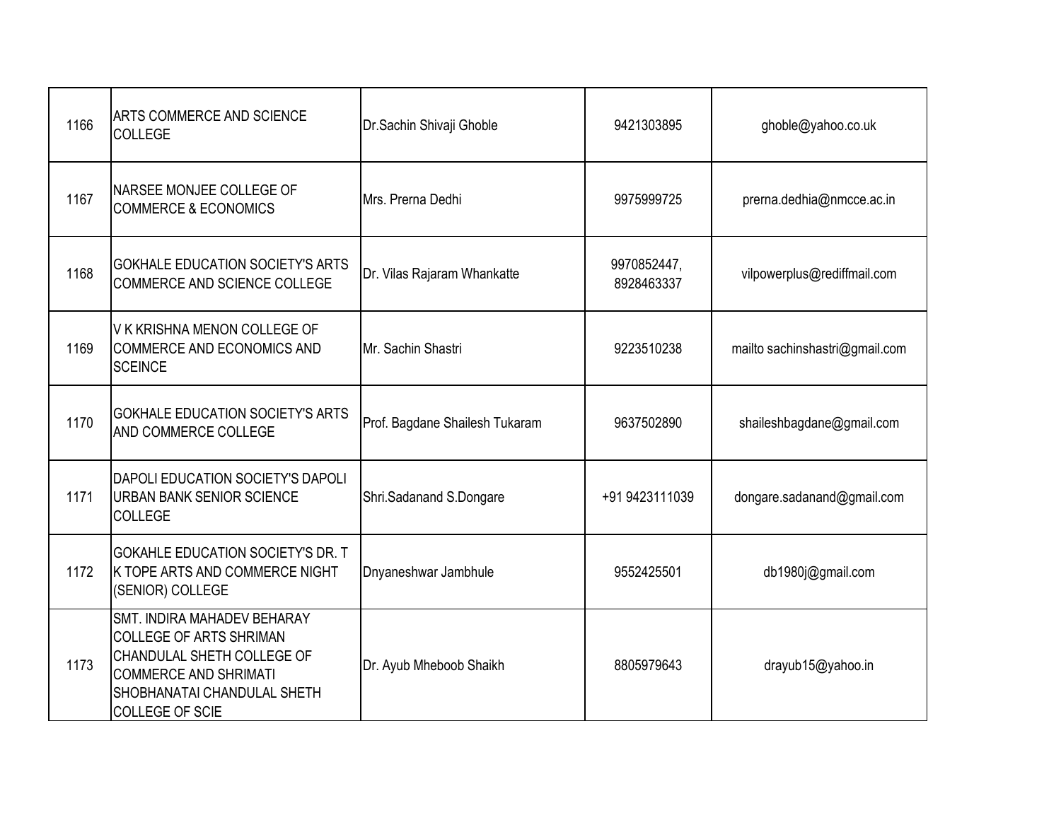| | | | | |
|---|---|---|---|---|
| 1166 | ARTS COMMERCE AND SCIENCE COLLEGE | Dr.Sachin Shivaji Ghoble | 9421303895 | ghoble@yahoo.co.uk |
| 1167 | NARSEE MONJEE COLLEGE OF COMMERCE & ECONOMICS | Mrs. Prerna Dedhi | 9975999725 | prerna.dedhia@nmcce.ac.in |
| 1168 | GOKHALE EDUCATION SOCIETY'S ARTS COMMERCE AND SCIENCE COLLEGE | Dr. Vilas Rajaram Whankatte | 9970852447, 8928463337 | vilpowerplus@rediffmail.com |
| 1169 | V K KRISHNA MENON COLLEGE OF COMMERCE AND ECONOMICS AND SCEINCE | Mr. Sachin Shastri | 9223510238 | mailto sachinshastri@gmail.com |
| 1170 | GOKHALE EDUCATION SOCIETY'S ARTS AND COMMERCE COLLEGE | Prof. Bagdane Shailesh Tukaram | 9637502890 | shaileshbagdane@gmail.com |
| 1171 | DAPOLI EDUCATION SOCIETY'S DAPOLI URBAN BANK SENIOR SCIENCE COLLEGE | Shri.Sadanand S.Dongare | +91 9423111039 | dongare.sadanand@gmail.com |
| 1172 | GOKAHLE EDUCATION SOCIETY'S DR. T K TOPE ARTS AND COMMERCE NIGHT (SENIOR) COLLEGE | Dnyaneshwar Jambhule | 9552425501 | db1980j@gmail.com |
| 1173 | SMT. INDIRA MAHADEV BEHARAY COLLEGE OF ARTS SHRIMAN CHANDULAL SHETH COLLEGE OF COMMERCE AND SHRIMATI SHOBHANATAI CHANDULAL SHETH COLLEGE OF SCIE | Dr. Ayub Mheboob Shaikh | 8805979643 | drayub15@yahoo.in |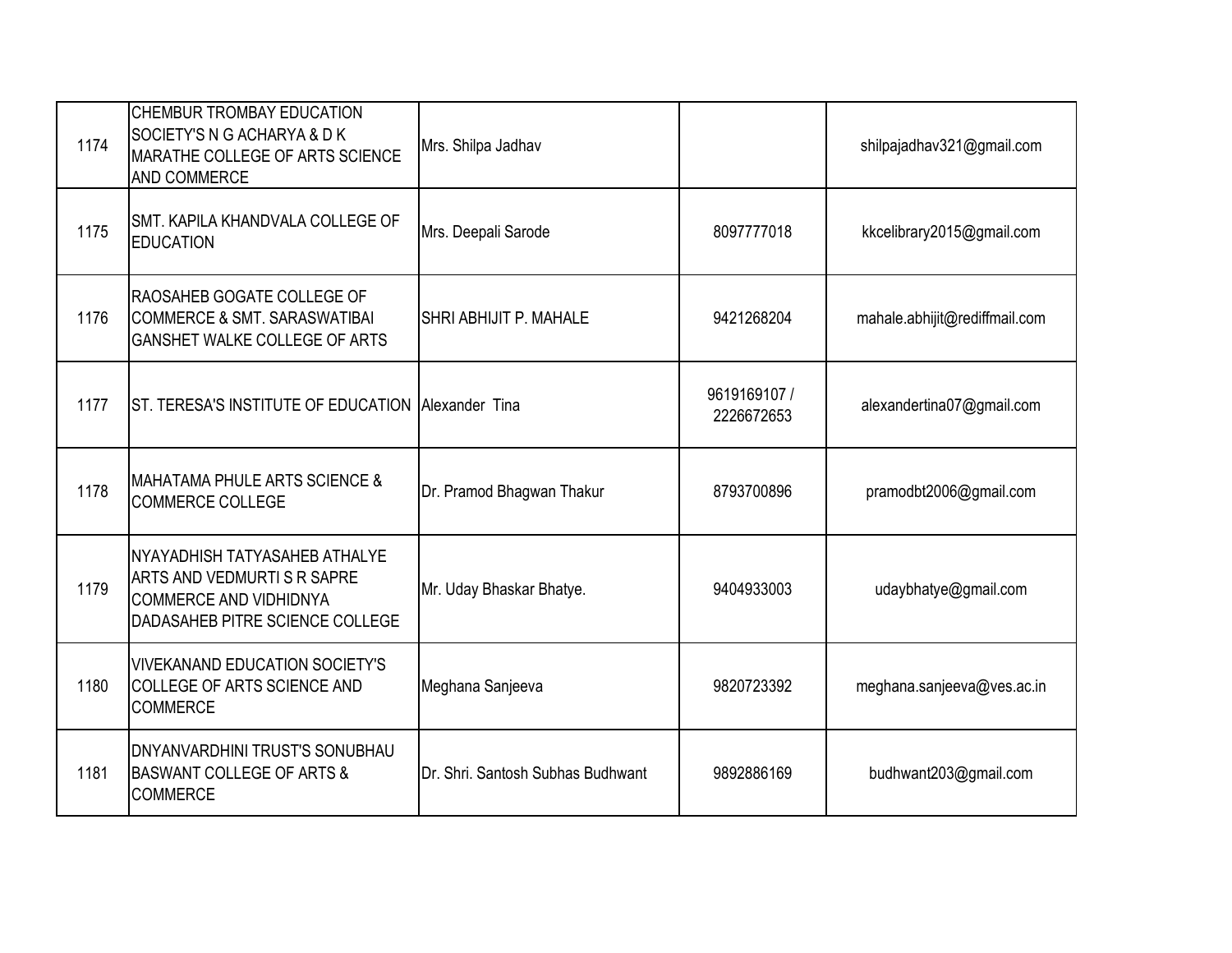| | | | | |
|---|---|---|---|---|
| 1174 | CHEMBUR TROMBAY EDUCATION SOCIETY'S N G ACHARYA & D K MARATHE COLLEGE OF ARTS SCIENCE AND COMMERCE | Mrs. Shilpa Jadhav | | shilpajadhav321@gmail.com |
| 1175 | SMT. KAPILA KHANDVALA COLLEGE OF EDUCATION | Mrs. Deepali Sarode | 8097777018 | kkcelibrary2015@gmail.com |
| 1176 | RAOSAHEB GOGATE COLLEGE OF COMMERCE & SMT. SARASWATIBAI GANSHET WALKE COLLEGE OF ARTS | SHRI ABHIJIT P. MAHALE | 9421268204 | mahale.abhijit@rediffmail.com |
| 1177 | ST. TERESA'S INSTITUTE OF EDUCATION | Alexander Tina | 9619169107 / 2226672653 | alexandertina07@gmail.com |
| 1178 | MAHATAMA PHULE ARTS SCIENCE & COMMERCE COLLEGE | Dr. Pramod Bhagwan Thakur | 8793700896 | pramodbt2006@gmail.com |
| 1179 | NYAYADHISH TATYASAHEB ATHALYE ARTS AND VEDMURTI S R SAPRE COMMERCE AND VIDHIDNYA DADASAHEB PITRE SCIENCE COLLEGE | Mr. Uday Bhaskar Bhatye. | 9404933003 | udaybhatye@gmail.com |
| 1180 | VIVEKANAND EDUCATION SOCIETY'S COLLEGE OF ARTS SCIENCE AND COMMERCE | Meghana Sanjeeva | 9820723392 | meghana.sanjeeva@ves.ac.in |
| 1181 | DNYANVARDHINI TRUST'S SONUBHAU BASWANT COLLEGE OF ARTS & COMMERCE | Dr. Shri. Santosh Subhas Budhwant | 9892886169 | budhwant203@gmail.com |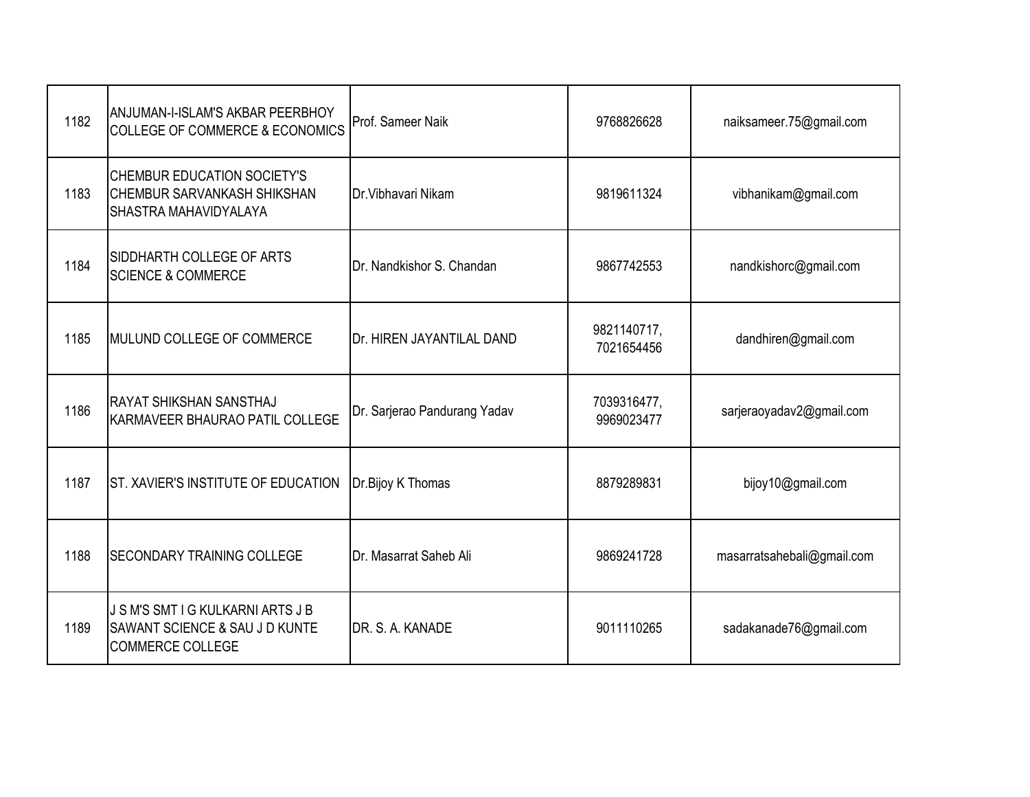| | | | | |
|---|---|---|---|---|
| 1182 | ANJUMAN-I-ISLAM'S AKBAR PEERBHOY COLLEGE OF COMMERCE & ECONOMICS | Prof. Sameer Naik | 9768826628 | naiksameer.75@gmail.com |
| 1183 | CHEMBUR EDUCATION SOCIETY'S CHEMBUR SARVANKASH SHIKSHAN SHASTRA MAHAVIDYALAYA | Dr.Vibhavari Nikam | 9819611324 | vibhanikam@gmail.com |
| 1184 | SIDDHARTH COLLEGE OF ARTS SCIENCE & COMMERCE | Dr. Nandkishor S. Chandan | 9867742553 | nandkishorc@gmail.com |
| 1185 | MULUND COLLEGE OF COMMERCE | Dr. HIREN JAYANTILAL DAND | 9821140717, 7021654456 | dandhiren@gmail.com |
| 1186 | RAYAT SHIKSHAN SANSTHAJ KARMAVEER BHAURAO PATIL COLLEGE | Dr. Sarjerao Pandurang Yadav | 7039316477, 9969023477 | sarjeraoyadav2@gmail.com |
| 1187 | ST. XAVIER'S INSTITUTE OF EDUCATION | Dr.Bijoy K Thomas | 8879289831 | bijoy10@gmail.com |
| 1188 | SECONDARY TRAINING COLLEGE | Dr. Masarrat Saheb Ali | 9869241728 | masarratsahebali@gmail.com |
| 1189 | J S M'S SMT I G KULKARNI ARTS J B SAWANT SCIENCE & SAU J D KUNTE COMMERCE COLLEGE | DR. S. A. KANADE | 9011110265 | sadakanade76@gmail.com |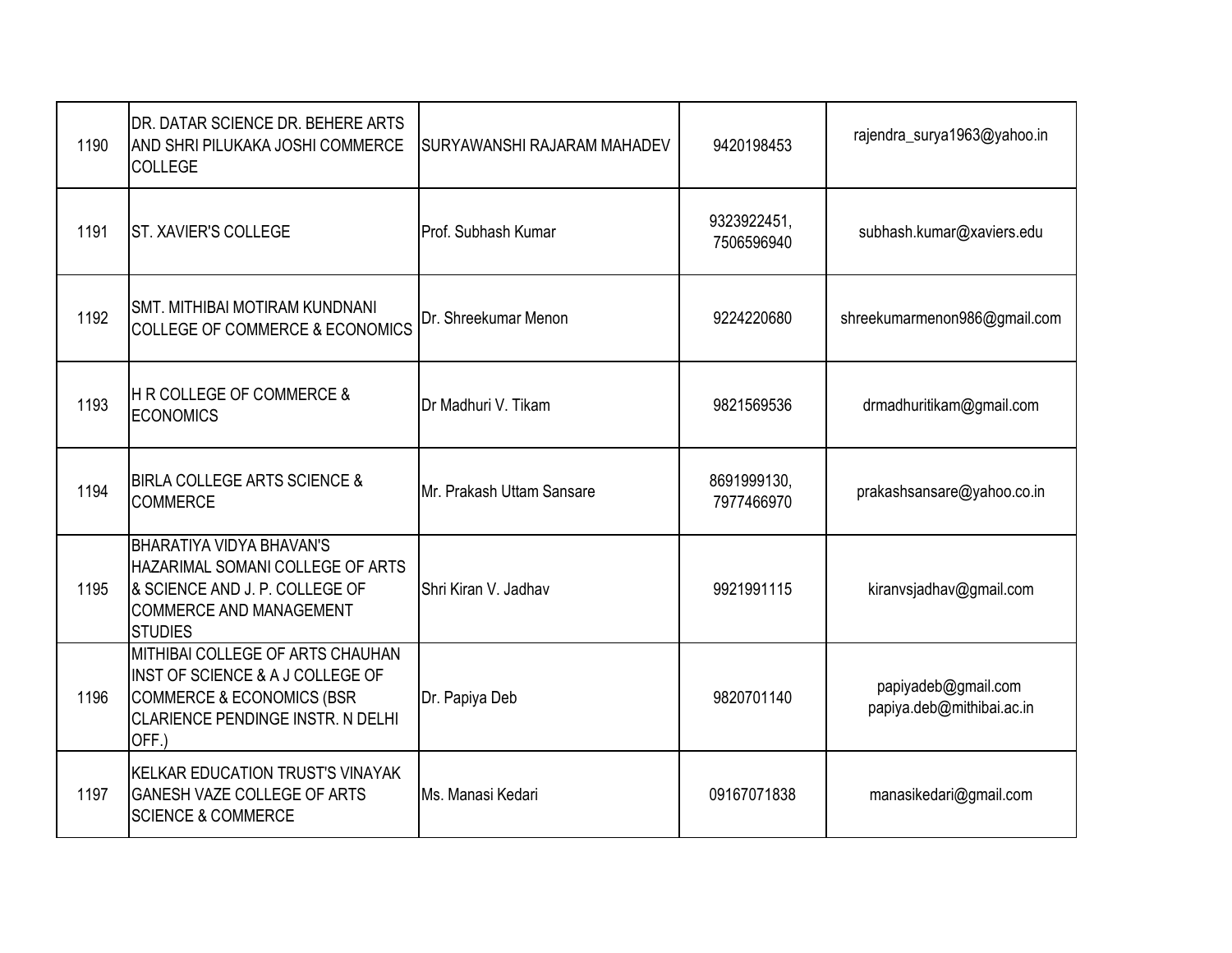| 1190 | DR. DATAR SCIENCE DR. BEHERE ARTS AND SHRI PILUKAKA JOSHI COMMERCE COLLEGE | SURYAWANSHI RAJARAM MAHADEV | 9420198453 | rajendra_surya1963@yahoo.in |
|---|---|---|---|---|
| 1191 | ST. XAVIER'S COLLEGE | Prof. Subhash Kumar | 9323922451, 7506596940 | subhash.kumar@xaviers.edu |
| 1192 | SMT. MITHIBAI MOTIRAM KUNDNANI COLLEGE OF COMMERCE & ECONOMICS | Dr. Shreekumar Menon | 9224220680 | shreekumarmenon986@gmail.com |
| 1193 | H R COLLEGE OF COMMERCE & ECONOMICS | Dr Madhuri V. Tikam | 9821569536 | drmadhuritikam@gmail.com |
| 1194 | BIRLA COLLEGE ARTS SCIENCE & COMMERCE | Mr. Prakash Uttam Sansare | 8691999130, 7977466970 | prakashsansare@yahoo.co.in |
| 1195 | BHARATIYA VIDYA BHAVAN'S HAZARIMAL SOMANI COLLEGE OF ARTS & SCIENCE AND J. P. COLLEGE OF COMMERCE AND MANAGEMENT STUDIES | Shri Kiran V. Jadhav | 9921991115 | kiranvsjadhav@gmail.com |
| 1196 | MITHIBAI COLLEGE OF ARTS CHAUHAN INST OF SCIENCE & A J COLLEGE OF COMMERCE & ECONOMICS (BSR CLARIENCE PENDINGE INSTR. N DELHI OFF.) | Dr. Papiya Deb | 9820701140 | papiyadeb@gmail.com papiya.deb@mithibai.ac.in |
| 1197 | KELKAR EDUCATION TRUST'S VINAYAK GANESH VAZE COLLEGE OF ARTS SCIENCE & COMMERCE | Ms. Manasi Kedari | 09167071838 | manasikedari@gmail.com |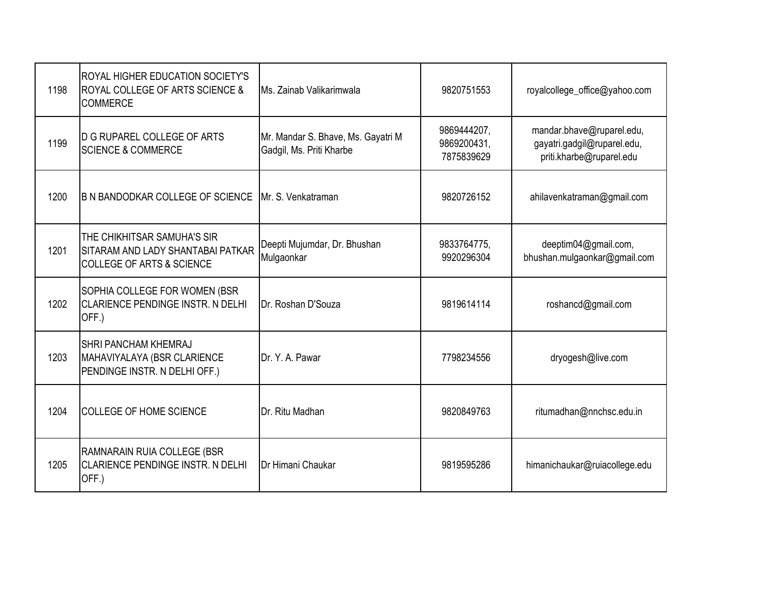| | | | | |
|---|---|---|---|---|
| 1198 | ROYAL HIGHER EDUCATION SOCIETY'S ROYAL COLLEGE OF ARTS SCIENCE & COMMERCE | Ms. Zainab Valikarimwala | 9820751553 | royalcollege_office@yahoo.com |
| 1199 | D G RUPAREL COLLEGE OF ARTS SCIENCE & COMMERCE | Mr. Mandar S. Bhave, Ms. Gayatri M Gadgil, Ms. Priti Kharbe | 9869444207, 9869200431, 7875839629 | mandar.bhave@ruparel.edu, gayatri.gadgil@ruparel.edu, priti.kharbe@ruparel.edu |
| 1200 | B N BANDODKAR COLLEGE OF SCIENCE | Mr. S. Venkatraman | 9820726152 | ahilavenkatraman@gmail.com |
| 1201 | THE CHIKHITSAR SAMUHA'S SIR SITARAM AND LADY SHANTABAI PATKAR COLLEGE OF ARTS & SCIENCE | Deepti Mujumdar, Dr. Bhushan Mulgaonkar | 9833764775, 9920296304 | deeptim04@gmail.com, bhushan.mulgaonkar@gmail.com |
| 1202 | SOPHIA COLLEGE FOR WOMEN (BSR CLARIENCE PENDINGE INSTR. N DELHI OFF.) | Dr. Roshan D'Souza | 9819614114 | roshancd@gmail.com |
| 1203 | SHRI PANCHAM KHEMRAJ MAHAVIYALAYA (BSR CLARIENCE PENDINGE INSTR. N DELHI OFF.) | Dr. Y. A. Pawar | 7798234556 | dryogesh@live.com |
| 1204 | COLLEGE OF HOME SCIENCE | Dr. Ritu Madhan | 9820849763 | ritumadhan@nnchsc.edu.in |
| 1205 | RAMNARAIN RUIA COLLEGE (BSR CLARIENCE PENDINGE INSTR. N DELHI OFF.) | Dr Himani Chaukar | 9819595286 | himanichaukar@ruiacollege.edu |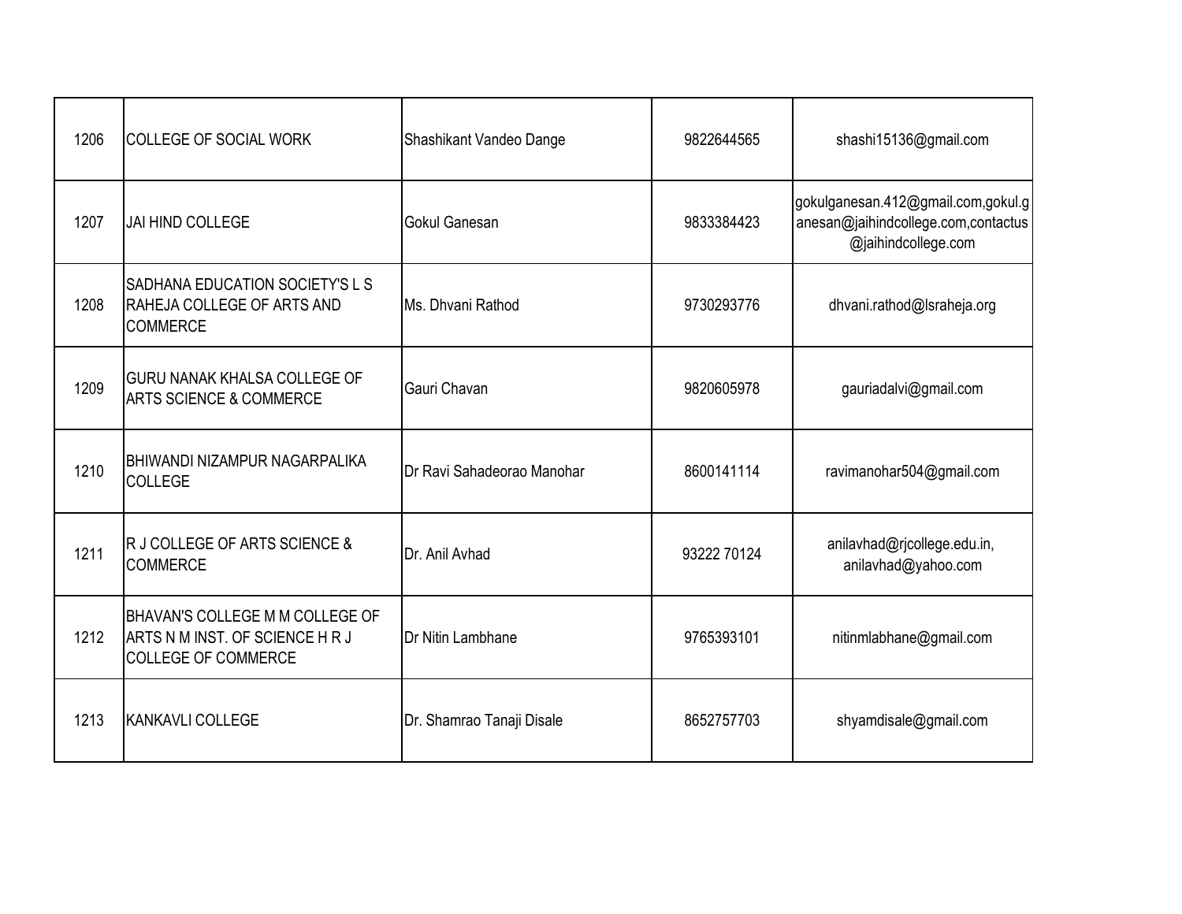| | | | | |
|---|---|---|---|---|
| 1206 | COLLEGE OF SOCIAL WORK | Shashikant Vandeo Dange | 9822644565 | shashi15136@gmail.com |
| 1207 | JAI HIND COLLEGE | Gokul Ganesan | 9833384423 | gokulganesan.412@gmail.com,gokul.ganesan@jaihindcollege.com,contactus@jaihindcollege.com |
| 1208 | SADHANA EDUCATION SOCIETY'S L S RAHEJA COLLEGE OF ARTS AND COMMERCE | Ms. Dhvani Rathod | 9730293776 | dhvani.rathod@lsraheja.org |
| 1209 | GURU NANAK KHALSA COLLEGE OF ARTS SCIENCE & COMMERCE | Gauri Chavan | 9820605978 | gauriadalvi@gmail.com |
| 1210 | BHIWANDI NIZAMPUR NAGARPALIKA COLLEGE | Dr Ravi Sahadeorao Manohar | 8600141114 | ravimanohar504@gmail.com |
| 1211 | R J COLLEGE OF ARTS SCIENCE & COMMERCE | Dr. Anil Avhad | 93222 70124 | anilavhad@rjcollege.edu.in, anilavhad@yahoo.com |
| 1212 | BHAVAN'S COLLEGE M M COLLEGE OF ARTS N M INST. OF SCIENCE H R J COLLEGE OF COMMERCE | Dr Nitin Lambhane | 9765393101 | nitinmlabhane@gmail.com |
| 1213 | KANKAVLI COLLEGE | Dr. Shamrao Tanaji Disale | 8652757703 | shyamdisale@gmail.com |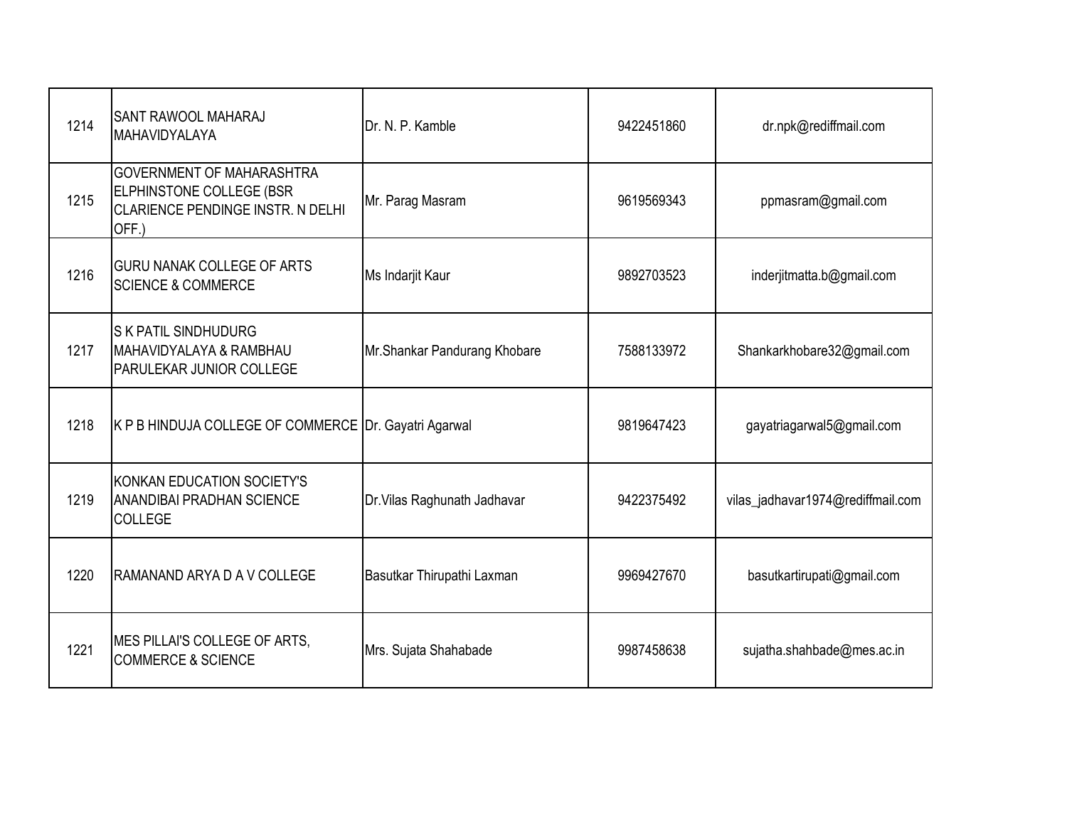| 1214 | SANT RAWOOL MAHARAJ MAHAVIDYALAYA | Dr. N. P. Kamble | 9422451860 | dr.npk@rediffmail.com |
|---|---|---|---|---|
| 1215 | GOVERNMENT OF MAHARASHTRA ELPHINSTONE COLLEGE (BSR CLARIENCE PENDINGE INSTR. N DELHI OFF.) | Mr. Parag Masram | 9619569343 | ppmasram@gmail.com |
| 1216 | GURU NANAK COLLEGE OF ARTS SCIENCE & COMMERCE | Ms Indarjit Kaur | 9892703523 | inderjitmatta.b@gmail.com |
| 1217 | S K PATIL SINDHUDURG MAHAVIDYALAYA & RAMBHAU PARULEKAR JUNIOR COLLEGE | Mr.Shankar Pandurang Khobare | 7588133972 | Shankarkhobare32@gmail.com |
| 1218 | K P B HINDUJA COLLEGE OF COMMERCE | Dr. Gayatri Agarwal | 9819647423 | gayatriagarwal5@gmail.com |
| 1219 | KONKAN EDUCATION SOCIETY'S ANANDIBAI PRADHAN SCIENCE COLLEGE | Dr.Vilas Raghunath Jadhavar | 9422375492 | vilas_jadhavar1974@rediffmail.com |
| 1220 | RAMANAND ARYA D A V COLLEGE | Basutkar Thirupathi Laxman | 9969427670 | basutkartirupati@gmail.com |
| 1221 | MES PILLAI'S COLLEGE OF ARTS, COMMERCE & SCIENCE | Mrs. Sujata Shahabade | 9987458638 | sujatha.shahbade@mes.ac.in |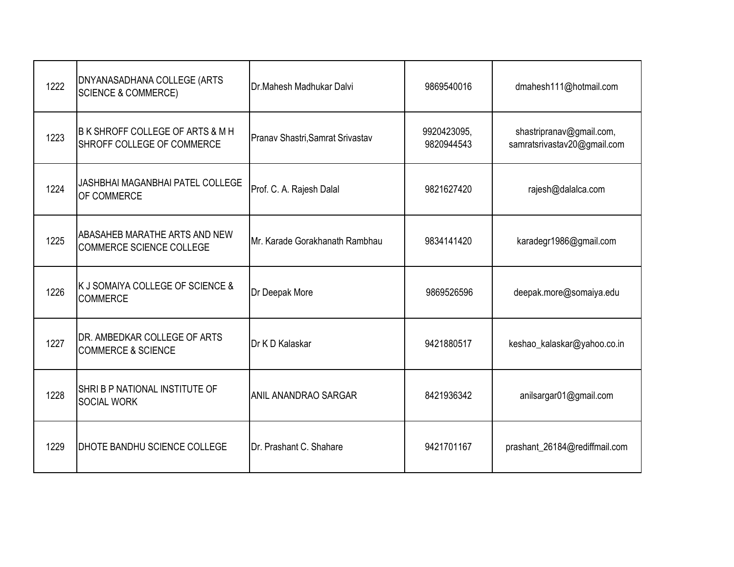| 1222 | DNYANASADHANA COLLEGE (ARTS SCIENCE & COMMERCE) | Dr.Mahesh Madhukar Dalvi | 9869540016 | dmahesh111@hotmail.com |
|---|---|---|---|---|
| 1223 | B K SHROFF COLLEGE OF ARTS & M H SHROFF COLLEGE OF COMMERCE | Pranav Shastri,Samrat Srivastav | 9920423095, 9820944543 | shastripranav@gmail.com, samratsrivastav20@gmail.com |
| 1224 | JASHBHAI MAGANBHAI PATEL COLLEGE OF COMMERCE | Prof. C. A. Rajesh Dalal | 9821627420 | rajesh@dalalca.com |
| 1225 | ABASAHEB MARATHE ARTS AND NEW COMMERCE SCIENCE COLLEGE | Mr. Karade Gorakhanath Rambhau | 9834141420 | karadegr1986@gmail.com |
| 1226 | K J SOMAIYA COLLEGE OF SCIENCE & COMMERCE | Dr Deepak More | 9869526596 | deepak.more@somaiya.edu |
| 1227 | DR. AMBEDKAR COLLEGE OF ARTS COMMERCE & SCIENCE | Dr K D Kalaskar | 9421880517 | keshao_kalaskar@yahoo.co.in |
| 1228 | SHRI B P NATIONAL INSTITUTE OF SOCIAL WORK | ANIL ANANDRAO SARGAR | 8421936342 | anilsargar01@gmail.com |
| 1229 | DHOTE BANDHU SCIENCE COLLEGE | Dr. Prashant C. Shahare | 9421701167 | prashant_26184@rediffmail.com |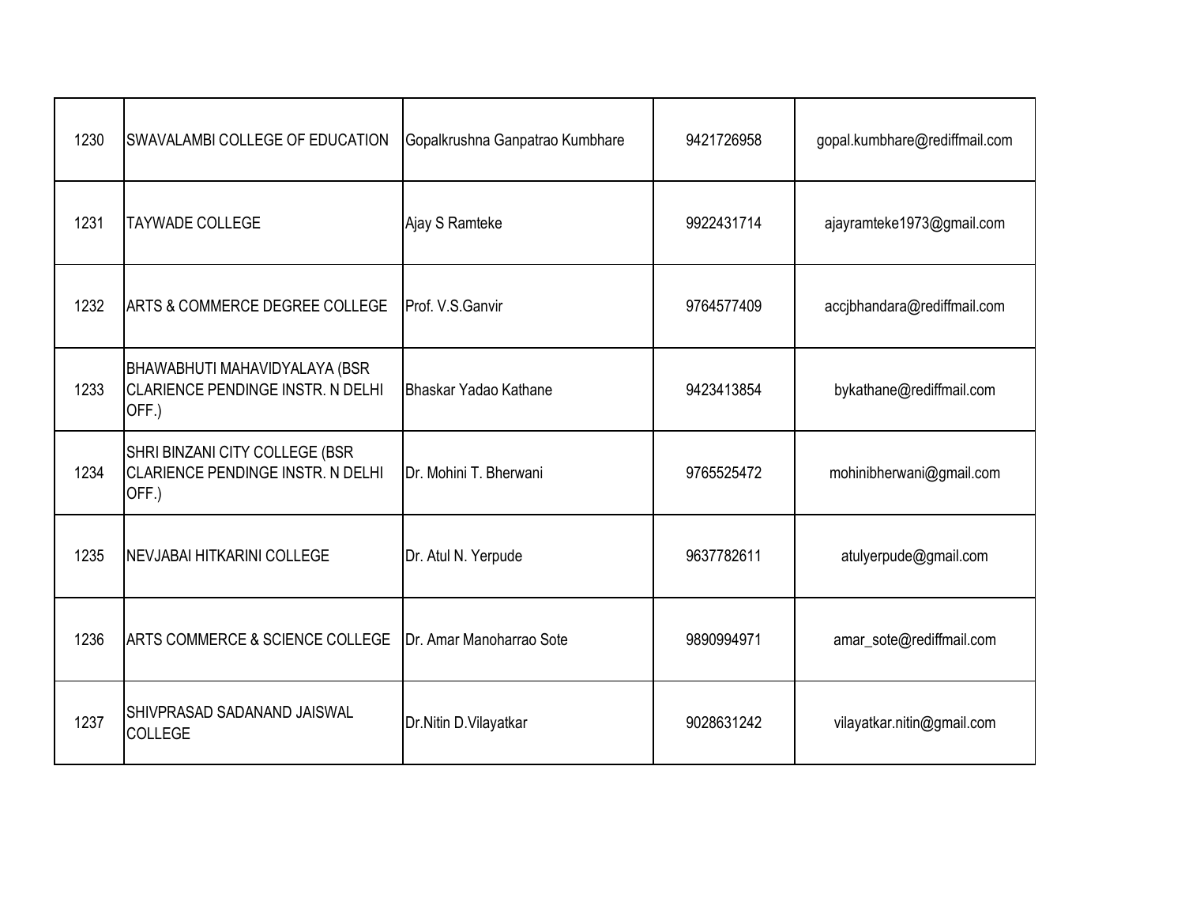| | | | | |
|---|---|---|---|---|
| 1230 | SWAVALAMBI COLLEGE OF EDUCATION | Gopalkrushna Ganpatrao Kumbhare | 9421726958 | gopal.kumbhare@rediffmail.com |
| 1231 | TAYWADE COLLEGE | Ajay S Ramteke | 9922431714 | ajayramteke1973@gmail.com |
| 1232 | ARTS & COMMERCE DEGREE COLLEGE | Prof. V.S.Ganvir | 9764577409 | accjbhandara@rediffmail.com |
| 1233 | BHAWABHUTI MAHAVIDYALAYA (BSR CLARIENCE PENDINGE INSTR. N DELHI OFF.) | Bhaskar Yadao Kathane | 9423413854 | bykathane@rediffmail.com |
| 1234 | SHRI BINZANI CITY COLLEGE (BSR CLARIENCE PENDINGE INSTR. N DELHI OFF.) | Dr. Mohini T. Bherwani | 9765525472 | mohinibherwani@gmail.com |
| 1235 | NEVJABAI HITKARINI COLLEGE | Dr. Atul N. Yerpude | 9637782611 | atulyerpude@gmail.com |
| 1236 | ARTS COMMERCE & SCIENCE COLLEGE | Dr. Amar Manoharrao Sote | 9890994971 | amar_sote@rediffmail.com |
| 1237 | SHIVPRASAD SADANAND JAISWAL COLLEGE | Dr.Nitin D.Vilayatkar | 9028631242 | vilayatkar.nitin@gmail.com |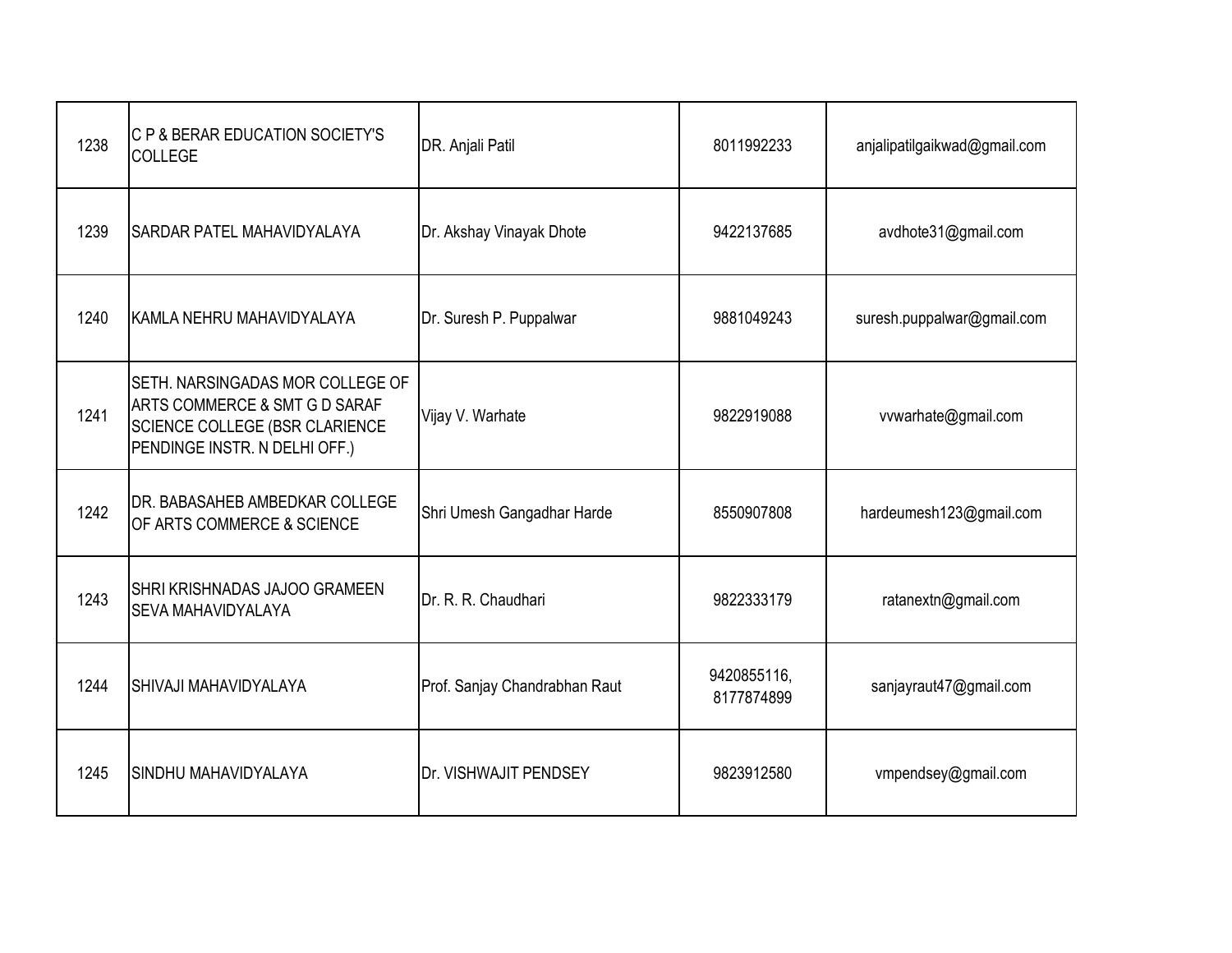| | | | | |
|---|---|---|---|---|
| 1238 | C P & BERAR EDUCATION SOCIETY'S COLLEGE | DR. Anjali Patil | 8011992233 | anjalipatilgaikwad@gmail.com |
| 1239 | SARDAR PATEL MAHAVIDYALAYA | Dr. Akshay Vinayak Dhote | 9422137685 | avdhote31@gmail.com |
| 1240 | KAMLA NEHRU MAHAVIDYALAYA | Dr. Suresh P. Puppalwar | 9881049243 | suresh.puppalwar@gmail.com |
| 1241 | SETH. NARSINGADAS MOR COLLEGE OF ARTS COMMERCE & SMT G D SARAF SCIENCE COLLEGE (BSR CLARIENCE PENDINGE INSTR. N DELHI OFF.) | Vijay V. Warhate | 9822919088 | vvwarhate@gmail.com |
| 1242 | DR. BABASAHEB AMBEDKAR COLLEGE OF ARTS COMMERCE & SCIENCE | Shri Umesh Gangadhar Harde | 8550907808 | hardeumesh123@gmail.com |
| 1243 | SHRI KRISHNADAS JAJOO GRAMEEN SEVA MAHAVIDYALAYA | Dr. R. R. Chaudhari | 9822333179 | ratanextn@gmail.com |
| 1244 | SHIVAJI MAHAVIDYALAYA | Prof. Sanjay Chandrabhan Raut | 9420855116, 8177874899 | sanjayraut47@gmail.com |
| 1245 | SINDHU MAHAVIDYALAYA | Dr. VISHWAJIT PENDSEY | 9823912580 | vmpendsey@gmail.com |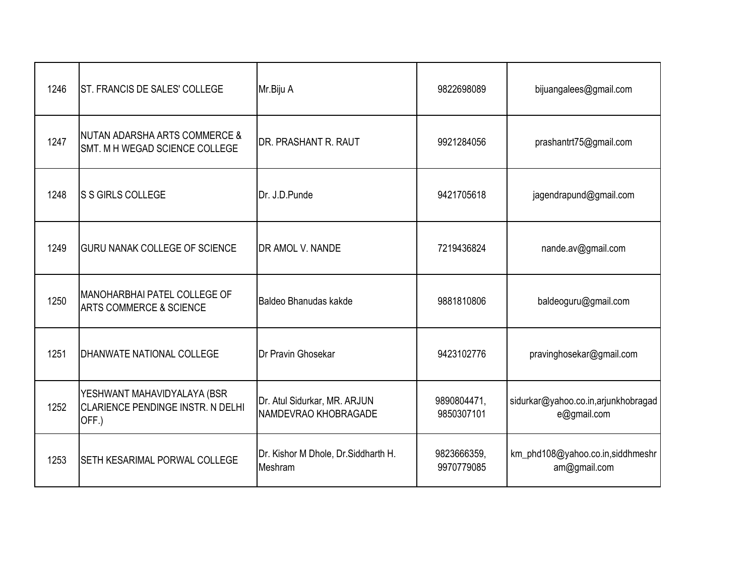| | | | | |
|---|---|---|---|---|
| 1246 | ST. FRANCIS DE SALES' COLLEGE | Mr.Biju A | 9822698089 | bijuangalees@gmail.com |
| 1247 | NUTAN ADARSHA ARTS COMMERCE & SMT. M H WEGAD SCIENCE COLLEGE | DR. PRASHANT R. RAUT | 9921284056 | prashantrt75@gmail.com |
| 1248 | S S GIRLS COLLEGE | Dr. J.D.Punde | 9421705618 | jagendrapund@gmail.com |
| 1249 | GURU NANAK COLLEGE OF SCIENCE | DR AMOL V. NANDE | 7219436824 | nande.av@gmail.com |
| 1250 | MANOHARBHAI PATEL COLLEGE OF ARTS COMMERCE & SCIENCE | Baldeo Bhanudas kakde | 9881810806 | baldeoguru@gmail.com |
| 1251 | DHANWATE NATIONAL COLLEGE | Dr Pravin Ghosekar | 9423102776 | pravinghosekar@gmail.com |
| 1252 | YESHWANT MAHAVIDYALAYA (BSR CLARIENCE PENDINGE INSTR. N DELHI OFF.) | Dr. Atul Sidurkar, MR. ARJUN NAMDEVRAO KHOBRAGADE | 9890804471, 9850307101 | sidurkar@yahoo.co.in,arjunkhobragade@gmail.com |
| 1253 | SETH KESARIMAL PORWAL COLLEGE | Dr. Kishor M Dhole, Dr.Siddharth H. Meshram | 9823666359, 9970779085 | km_phd108@yahoo.co.in,siddhmeshram@gmail.com |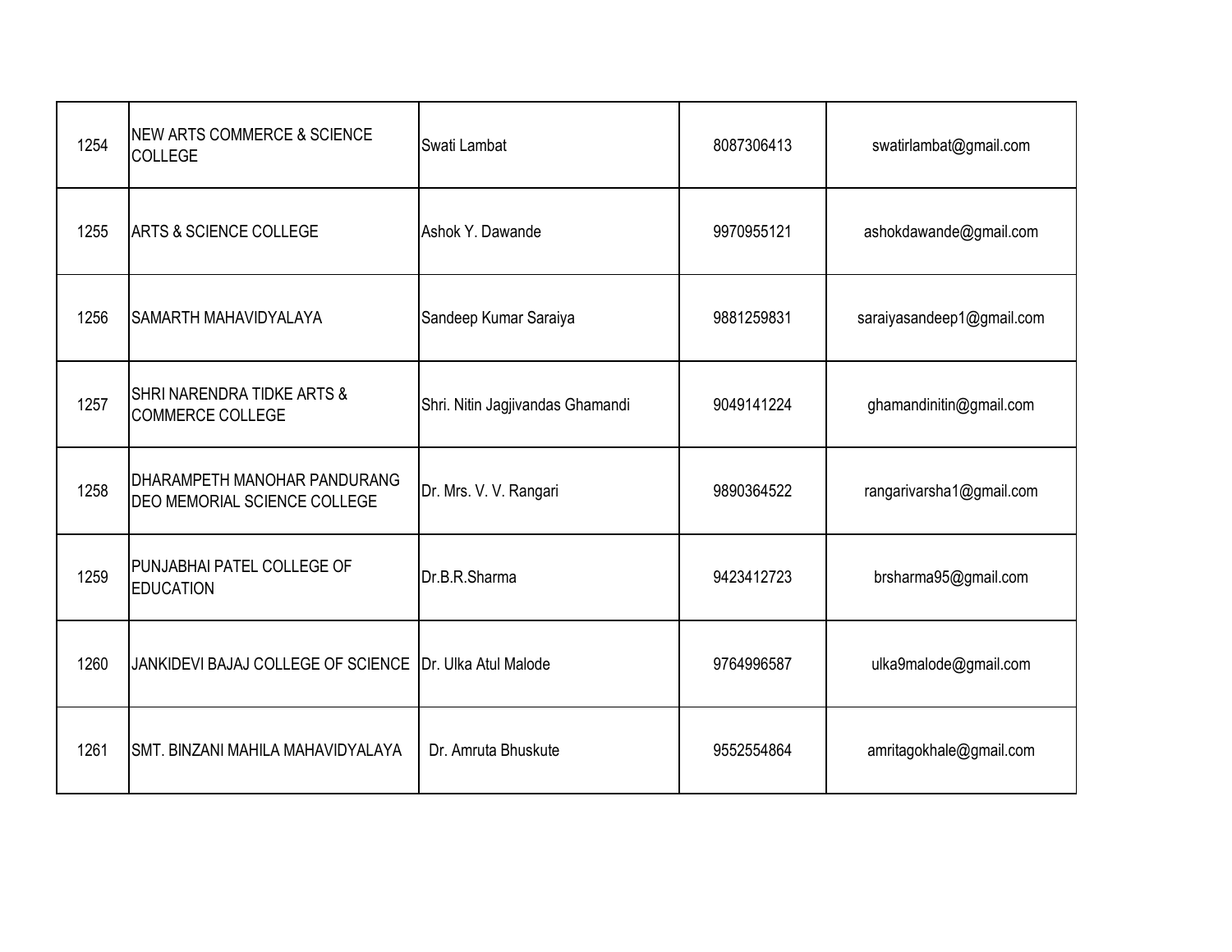| 1254 | NEW ARTS COMMERCE & SCIENCE COLLEGE | Swati Lambat | 8087306413 | swatirlambat@gmail.com |
|---|---|---|---|---|
| 1255 | ARTS & SCIENCE COLLEGE | Ashok Y. Dawande | 9970955121 | ashokdawande@gmail.com |
| 1256 | SAMARTH MAHAVIDYALAYA | Sandeep Kumar Saraiya | 9881259831 | saraiyasandeep1@gmail.com |
| 1257 | SHRI NARENDRA TIDKE ARTS & COMMERCE COLLEGE | Shri. Nitin Jagjivandas Ghamandi | 9049141224 | ghamandinitin@gmail.com |
| 1258 | DHARAMPETH MANOHAR PANDURANG DEO MEMORIAL SCIENCE COLLEGE | Dr. Mrs. V. V. Rangari | 9890364522 | rangarivarsha1@gmail.com |
| 1259 | PUNJABHAI PATEL COLLEGE OF EDUCATION | Dr.B.R.Sharma | 9423412723 | brsharma95@gmail.com |
| 1260 | JANKIDEVI BAJAJ COLLEGE OF SCIENCE | Dr. Ulka Atul Malode | 9764996587 | ulka9malode@gmail.com |
| 1261 | SMT. BINZANI MAHILA MAHAVIDYALAYA | Dr. Amruta Bhuskute | 9552554864 | amritagokhale@gmail.com |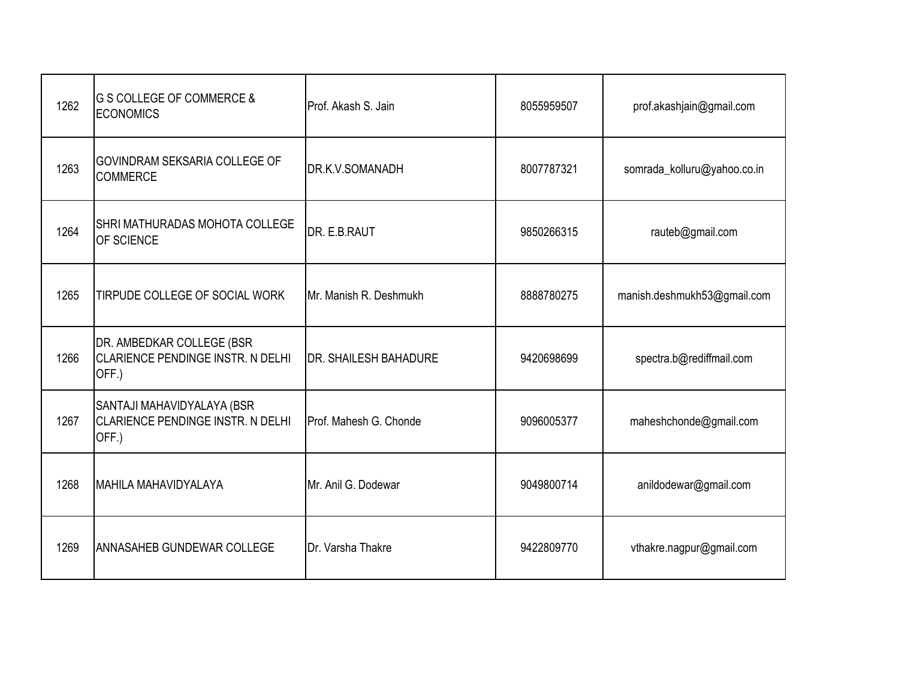| | | | | |
|---|---|---|---|---|
| 1262 | G S COLLEGE OF COMMERCE & ECONOMICS | Prof. Akash S. Jain | 8055959507 | prof.akashjain@gmail.com |
| 1263 | GOVINDRAM SEKSARIA COLLEGE OF COMMERCE | DR.K.V.SOMANADH | 8007787321 | somrada_kolluru@yahoo.co.in |
| 1264 | SHRI MATHURADAS MOHOTA COLLEGE OF SCIENCE | DR. E.B.RAUT | 9850266315 | rauteb@gmail.com |
| 1265 | TIRPUDE COLLEGE OF SOCIAL WORK | Mr. Manish R. Deshmukh | 8888780275 | manish.deshmukh53@gmail.com |
| 1266 | DR. AMBEDKAR COLLEGE (BSR CLARIENCE PENDINGE INSTR. N DELHI OFF.) | DR. SHAILESH BAHADURE | 9420698699 | spectra.b@rediffmail.com |
| 1267 | SANTAJI MAHAVIDYALAYA (BSR CLARIENCE PENDINGE INSTR. N DELHI OFF.) | Prof. Mahesh G. Chonde | 9096005377 | maheshchonde@gmail.com |
| 1268 | MAHILA MAHAVIDYALAYA | Mr. Anil G. Dodewar | 9049800714 | anildodewar@gmail.com |
| 1269 | ANNASAHEB GUNDEWAR COLLEGE | Dr. Varsha Thakre | 9422809770 | vthakre.nagpur@gmail.com |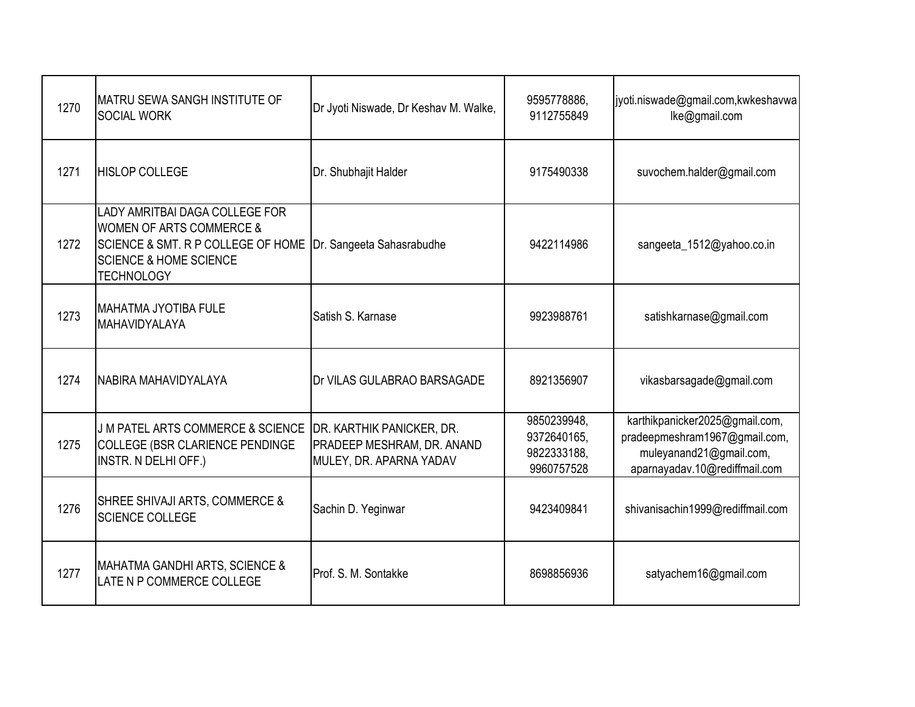| | | | | |
|---|---|---|---|---|
| 1270 | MATRU SEWA SANGH INSTITUTE OF SOCIAL WORK | Dr Jyoti Niswade, Dr Keshav M. Walke, | 9595778886, 9112755849 | jyoti.niswade@gmail.com,kwkeshavwalke@gmail.com |
| 1271 | HISLOP COLLEGE | Dr. Shubhajit Halder | 9175490338 | suvochem.halder@gmail.com |
| 1272 | LADY AMRITBAI DAGA COLLEGE FOR WOMEN OF ARTS COMMERCE & SCIENCE & SMT. R P COLLEGE OF HOME SCIENCE & HOME SCIENCE TECHNOLOGY | Dr. Sangeeta Sahasrabudhe | 9422114986 | sangeeta_1512@yahoo.co.in |
| 1273 | MAHATMA JYOTIBA FULE MAHAVIDYALAYA | Satish S. Karnase | 9923988761 | satishkarnase@gmail.com |
| 1274 | NABIRA MAHAVIDYALAYA | Dr VILAS GULABRAO BARSAGADE | 8921356907 | vikasbarsagade@gmail.com |
| 1275 | J M PATEL ARTS COMMERCE & SCIENCE COLLEGE (BSR CLARIENCE PENDINGE INSTR. N DELHI OFF.) | DR. KARTHIK PANICKER, DR. PRADEEP MESHRAM, DR. ANAND MULEY, DR. APARNA YADAV | 9850239948, 9372640165, 9822333188, 9960757528 | karthikpanicker2025@gmail.com, pradeepmeshram1967@gmail.com, muleyanand21@gmail.com, aparnayadav.10@rediffmail.com |
| 1276 | SHREE SHIVAJI ARTS, COMMERCE & SCIENCE COLLEGE | Sachin D. Yeginwar | 9423409841 | shivanisachin1999@rediffmail.com |
| 1277 | MAHATMA GANDHI ARTS, SCIENCE & LATE N P COMMERCE COLLEGE | Prof. S. M. Sontakke | 8698856936 | satyachem16@gmail.com |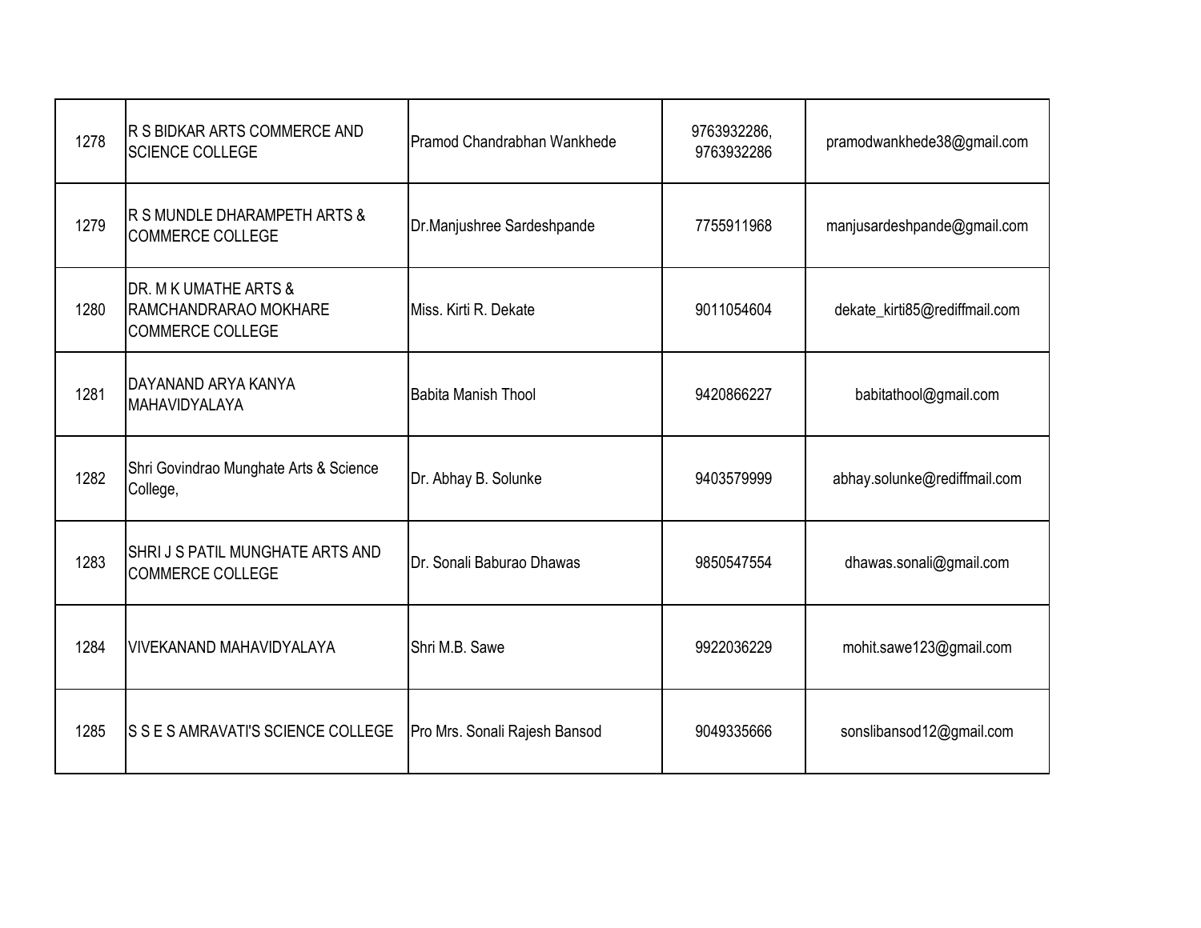| | | | | |
|---|---|---|---|---|
| 1278 | R S BIDKAR ARTS COMMERCE AND SCIENCE COLLEGE | Pramod Chandrabhan Wankhede | 9763932286, 9763932286 | pramodwankhede38@gmail.com |
| 1279 | R S MUNDLE DHARAMPETH ARTS & COMMERCE COLLEGE | Dr.Manjushree Sardeshpande | 7755911968 | manjusardeshpande@gmail.com |
| 1280 | DR. M K UMATHE ARTS & RAMCHANDRARAO MOKHARE COMMERCE COLLEGE | Miss. Kirti R. Dekate | 9011054604 | dekate_kirti85@rediffmail.com |
| 1281 | DAYANAND ARYA KANYA MAHAVIDYALAYA | Babita Manish Thool | 9420866227 | babitathool@gmail.com |
| 1282 | Shri Govindrao Munghate Arts & Science College, | Dr. Abhay B. Solunke | 9403579999 | abhay.solunke@rediffmail.com |
| 1283 | SHRI J S PATIL MUNGHATE ARTS AND COMMERCE COLLEGE | Dr. Sonali Baburao Dhawas | 9850547554 | dhawas.sonali@gmail.com |
| 1284 | VIVEKANAND MAHAVIDYALAYA | Shri M.B. Sawe | 9922036229 | mohit.sawe123@gmail.com |
| 1285 | S S E S AMRAVATI'S SCIENCE COLLEGE | Pro Mrs. Sonali Rajesh Bansod | 9049335666 | sonslibansod12@gmail.com |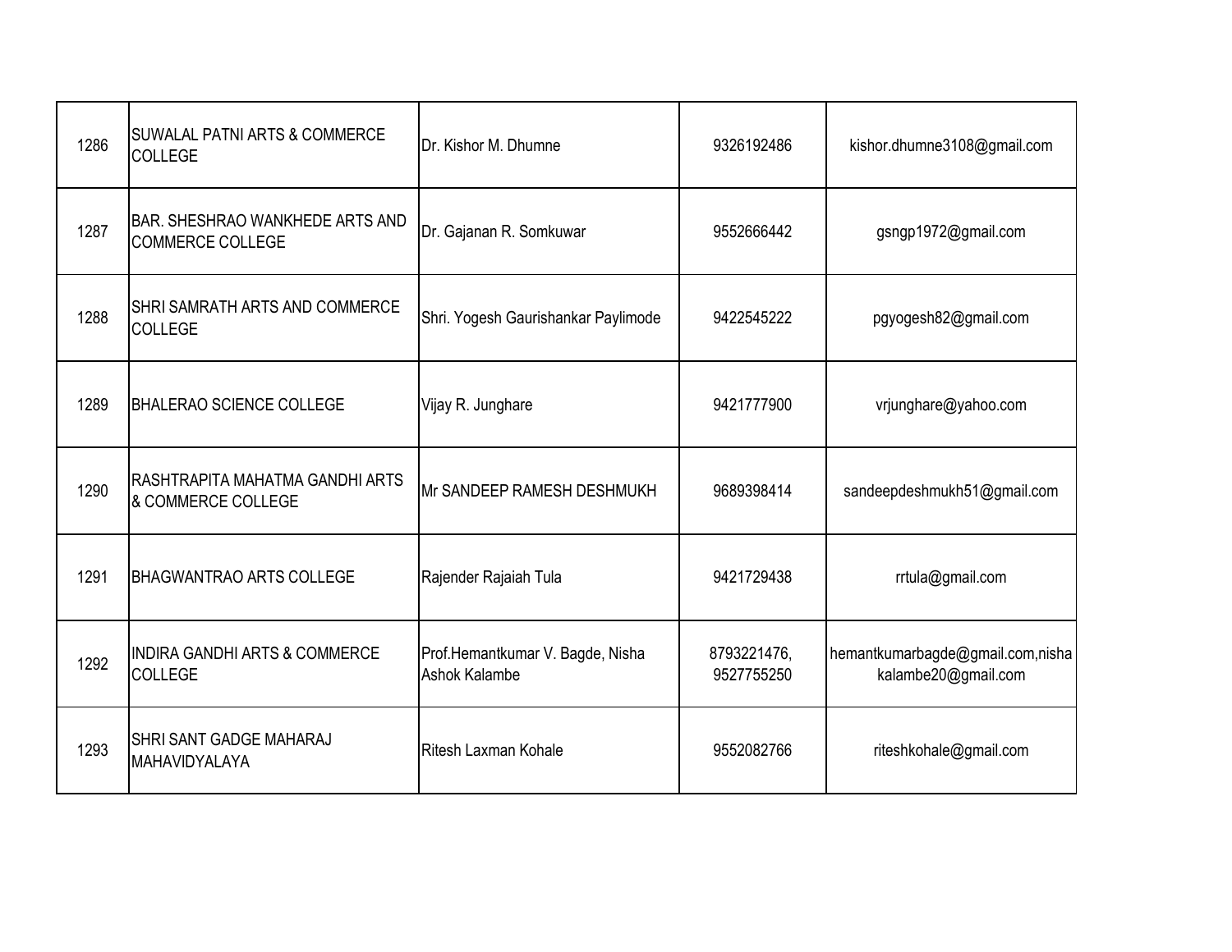| | | | | |
|---|---|---|---|---|
| 1286 | SUWALAL PATNI ARTS & COMMERCE COLLEGE | Dr. Kishor M. Dhumne | 9326192486 | kishor.dhumne3108@gmail.com |
| 1287 | BAR. SHESHRAO WANKHEDE ARTS AND COMMERCE COLLEGE | Dr. Gajanan R. Somkuwar | 9552666442 | gsngp1972@gmail.com |
| 1288 | SHRI SAMRATH ARTS AND COMMERCE COLLEGE | Shri. Yogesh Gaurishankar Paylimode | 9422545222 | pgyogesh82@gmail.com |
| 1289 | BHALERAO SCIENCE COLLEGE | Vijay R. Junghare | 9421777900 | vrjunghare@yahoo.com |
| 1290 | RASHTRAPITA MAHATMA GANDHI ARTS & COMMERCE COLLEGE | Mr SANDEEP RAMESH DESHMUKH | 9689398414 | sandeepdeshmukh51@gmail.com |
| 1291 | BHAGWANTRAO ARTS COLLEGE | Rajender Rajaiah Tula | 9421729438 | rrtula@gmail.com |
| 1292 | INDIRA GANDHI ARTS & COMMERCE COLLEGE | Prof.Hemantkumar V. Bagde, Nisha Ashok Kalambe | 8793221476, 9527755250 | hemantkumarbagde@gmail.com,nishakalambe20@gmail.com |
| 1293 | SHRI SANT GADGE MAHARAJ MAHAVIDYALAYA | Ritesh Laxman Kohale | 9552082766 | riteshkohale@gmail.com |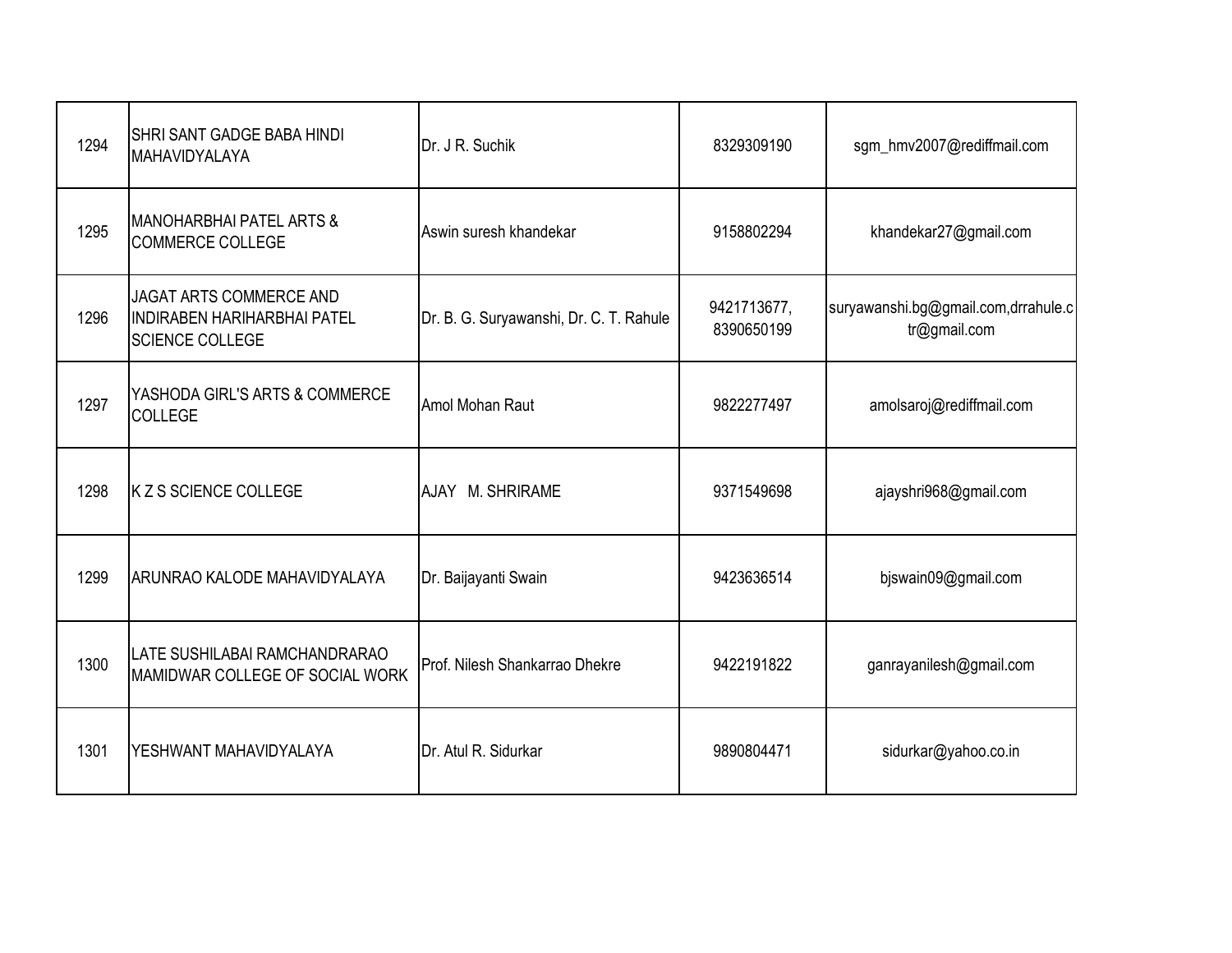| | | | | |
|---|---|---|---|---|
| 1294 | SHRI SANT GADGE BABA HINDI MAHAVIDYALAYA | Dr. J R. Suchik | 8329309190 | sgm_hmv2007@rediffmail.com |
| 1295 | MANOHARBHAI PATEL ARTS & COMMERCE COLLEGE | Aswin suresh khandekar | 9158802294 | khandekar27@gmail.com |
| 1296 | JAGAT ARTS COMMERCE AND INDIRABEN HARIHARBHAI PATEL SCIENCE COLLEGE | Dr. B. G. Suryawanshi, Dr. C. T. Rahule | 9421713677, 8390650199 | suryawanshi.bg@gmail.com,drrahule.ctr@gmail.com |
| 1297 | YASHODA GIRL'S ARTS & COMMERCE COLLEGE | Amol Mohan Raut | 9822277497 | amolsaroj@rediffmail.com |
| 1298 | K Z S SCIENCE COLLEGE | AJAY M. SHRIRAME | 9371549698 | ajayshri968@gmail.com |
| 1299 | ARUNRAO KALODE MAHAVIDYALAYA | Dr. Baijayanti Swain | 9423636514 | bjswain09@gmail.com |
| 1300 | LATE SUSHILABAI RAMCHANDRARAO MAMIDWAR COLLEGE OF SOCIAL WORK | Prof. Nilesh Shankarrao Dhekre | 9422191822 | ganrayanilesh@gmail.com |
| 1301 | YESHWANT MAHAVIDYALAYA | Dr. Atul R. Sidurkar | 9890804471 | sidurkar@yahoo.co.in |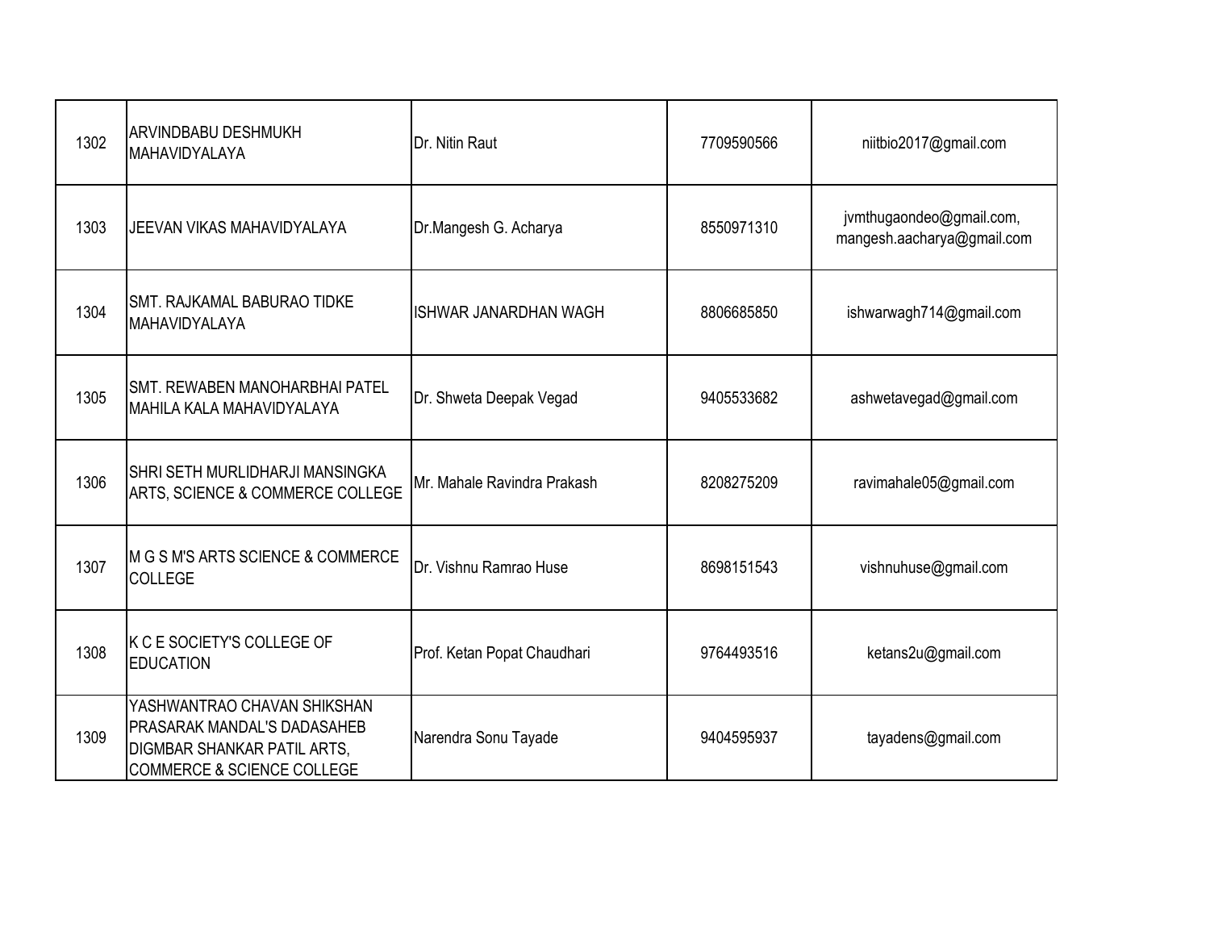| | | | | |
|---|---|---|---|---|
| 1302 | ARVINDBABU DESHMUKH MAHAVIDYALAYA | Dr. Nitin Raut | 7709590566 | niitbio2017@gmail.com |
| 1303 | JEEVAN VIKAS MAHAVIDYALAYA | Dr.Mangesh G. Acharya | 8550971310 | jvmthugaondeo@gmail.com, mangesh.aacharya@gmail.com |
| 1304 | SMT. RAJKAMAL BABURAO TIDKE MAHAVIDYALAYA | ISHWAR JANARDHAN WAGH | 8806685850 | ishwarwagh714@gmail.com |
| 1305 | SMT. REWABEN MANOHARBHAI PATEL MAHILA KALA MAHAVIDYALAYA | Dr. Shweta Deepak Vegad | 9405533682 | ashwetavegad@gmail.com |
| 1306 | SHRI SETH MURLIDHARJI MANSINGKA ARTS, SCIENCE & COMMERCE COLLEGE | Mr. Mahale Ravindra Prakash | 8208275209 | ravimahale05@gmail.com |
| 1307 | M G S M'S ARTS SCIENCE & COMMERCE COLLEGE | Dr. Vishnu Ramrao Huse | 8698151543 | vishnuhuse@gmail.com |
| 1308 | K C E SOCIETY'S COLLEGE OF EDUCATION | Prof. Ketan Popat Chaudhari | 9764493516 | ketans2u@gmail.com |
| 1309 | YASHWANTRAO CHAVAN SHIKSHAN PRASARAK MANDAL'S DADASAHEB DIGMBAR SHANKAR PATIL ARTS, COMMERCE & SCIENCE COLLEGE | Narendra Sonu Tayade | 9404595937 | tayadens@gmail.com |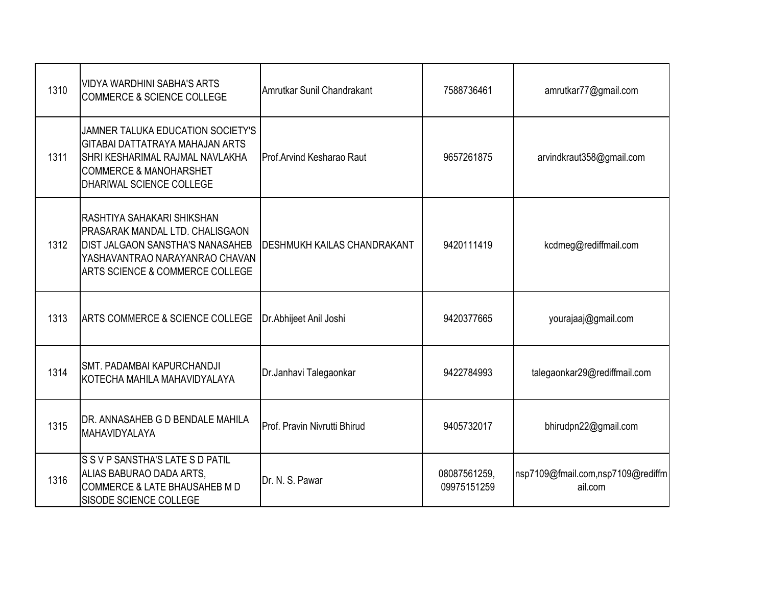| | | | | |
|---|---|---|---|---|
| 1310 | VIDYA WARDHINI SABHA'S ARTS COMMERCE & SCIENCE COLLEGE | Amrutkar Sunil Chandrakant | 7588736461 | amrutkar77@gmail.com |
| 1311 | JAMNER TALUKA EDUCATION SOCIETY'S GITABAI DATTATRAYA MAHAJAN ARTS SHRI KESHARIMAL RAJMAL NAVLAKHA COMMERCE & MANOHARSHET DHARIWAL SCIENCE COLLEGE | Prof.Arvind Kesharao Raut | 9657261875 | arvindkraut358@gmail.com |
| 1312 | RASHTIYA SAHAKARI SHIKSHAN PRASARAK MANDAL LTD. CHALISGAON DIST JALGAON SANSTHA'S NANASAHEB YASHAVANTRAO NARAYANRAO CHAVAN ARTS SCIENCE & COMMERCE COLLEGE | DESHMUKH KAILAS CHANDRAKANT | 9420111419 | kcdmeg@rediffmail.com |
| 1313 | ARTS COMMERCE & SCIENCE COLLEGE | Dr.Abhijeet Anil Joshi | 9420377665 | yourajaaj@gmail.com |
| 1314 | SMT. PADAMBAI KAPURCHANDJI KOTECHA MAHILA MAHAVIDYALAYA | Dr.Janhavi Talegaonkar | 9422784993 | talegaonkar29@rediffmail.com |
| 1315 | DR. ANNASAHEB G D BENDALE MAHILA MAHAVIDYALAYA | Prof. Pravin Nivrutti Bhirud | 9405732017 | bhirudpn22@gmail.com |
| 1316 | S S V P SANSTHA'S LATE S D PATIL ALIAS BABURAO DADA ARTS, COMMERCE & LATE BHAUSAHEB M D SISODE SCIENCE COLLEGE | Dr. N. S. Pawar | 08087561259, 09975151259 | nsp7109@fmail.com,nsp7109@rediffmail.com |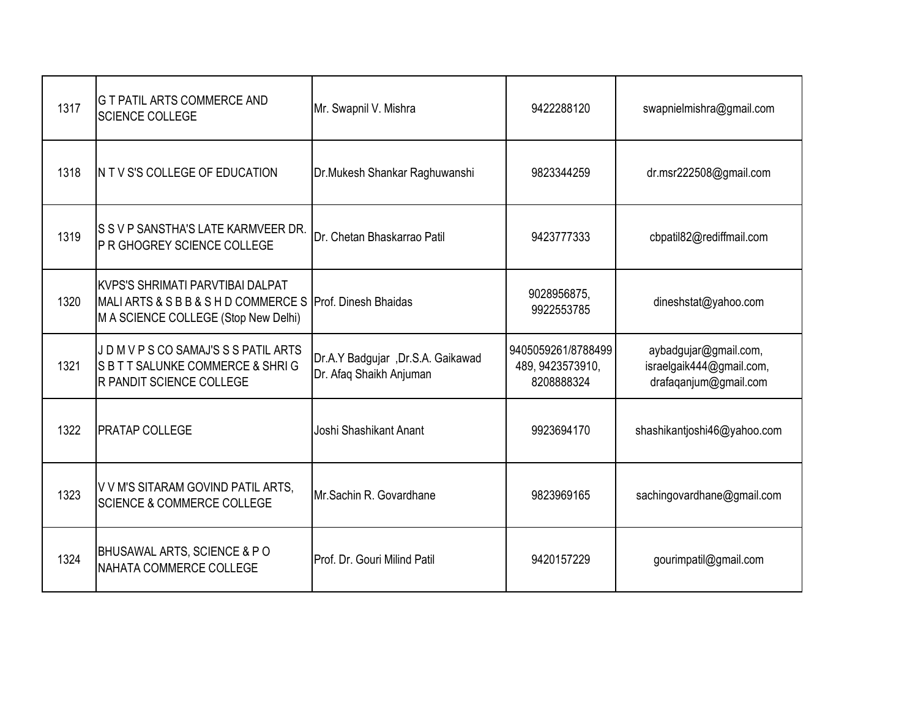| | | | | |
|---|---|---|---|---|
| 1317 | G T PATIL ARTS COMMERCE AND SCIENCE COLLEGE | Mr. Swapnil V. Mishra | 9422288120 | swapnielmishra@gmail.com |
| 1318 | N T V S'S COLLEGE OF EDUCATION | Dr.Mukesh Shankar Raghuwanshi | 9823344259 | dr.msr222508@gmail.com |
| 1319 | S S V P SANSTHA'S LATE KARMVEER DR. P R GHOGREY SCIENCE COLLEGE | Dr. Chetan Bhaskarrao Patil | 9423777333 | cbpatil82@rediffmail.com |
| 1320 | KVPS'S SHRIMATI PARVTIBAI DALPAT MALI ARTS & S B B & S H D COMMERCE S M A SCIENCE COLLEGE (Stop New Delhi) | Prof. Dinesh Bhaidas | 9028956875, 9922553785 | dineshstat@yahoo.com |
| 1321 | J D M V P S CO SAMAJ'S S S PATIL ARTS S B T T SALUNKE COMMERCE & SHRI G R PANDIT SCIENCE COLLEGE | Dr.A.Y Badgujar ,Dr.S.A. Gaikawad Dr. Afaq Shaikh Anjuman | 9405059261/8788499489, 9423573910, 8208888324 | aybadgujar@gmail.com, israelgaik444@gmail.com, drafaqanjum@gmail.com |
| 1322 | PRATAP COLLEGE | Joshi Shashikant Anant | 9923694170 | shashikantjoshi46@yahoo.com |
| 1323 | V V M'S SITARAM GOVIND PATIL ARTS, SCIENCE & COMMERCE COLLEGE | Mr.Sachin R. Govardhane | 9823969165 | sachingovardhane@gmail.com |
| 1324 | BHUSAWAL ARTS, SCIENCE & P O NAHATA COMMERCE COLLEGE | Prof. Dr. Gouri Milind Patil | 9420157229 | gourimpatil@gmail.com |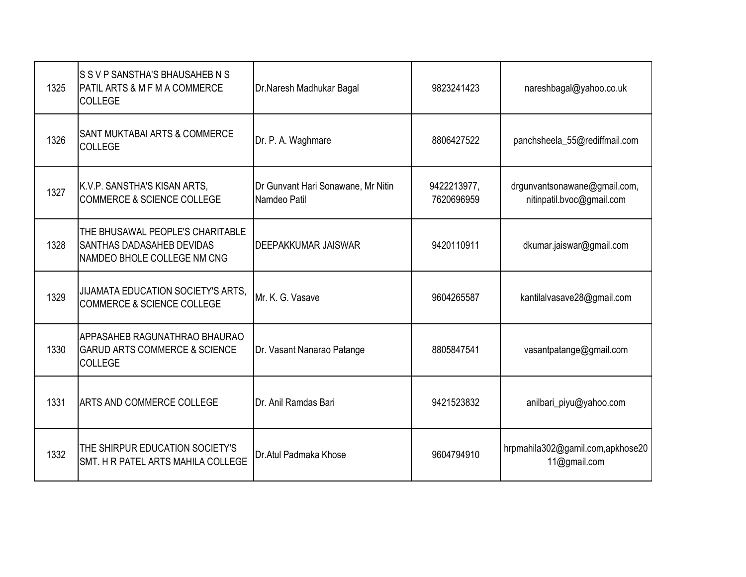| | | | | |
|---|---|---|---|---|
| 1325 | S S V P SANSTHA'S BHAUSAHEB N S PATIL ARTS & M F M A COMMERCE COLLEGE | Dr.Naresh Madhukar Bagal | 9823241423 | nareshbagal@yahoo.co.uk |
| 1326 | SANT MUKTABAI ARTS & COMMERCE COLLEGE | Dr. P. A. Waghmare | 8806427522 | panchsheela_55@rediffmail.com |
| 1327 | K.V.P. SANSTHA'S KISAN ARTS, COMMERCE & SCIENCE COLLEGE | Dr Gunvant Hari Sonawane, Mr Nitin Namdeo Patil | 9422213977, 7620696959 | drgunvantsonawane@gmail.com, nitinpatil.bvoc@gmail.com |
| 1328 | THE BHUSAWAL PEOPLE'S CHARITABLE SANTHAS DADASAHEB DEVIDAS NAMDEO BHOLE COLLEGE NM CNG | DEEPAKKUMAR JAISWAR | 9420110911 | dkumar.jaiswar@gmail.com |
| 1329 | JIJAMATA EDUCATION SOCIETY'S ARTS, COMMERCE & SCIENCE COLLEGE | Mr. K. G. Vasave | 9604265587 | kantilalvasave28@gmail.com |
| 1330 | APPASAHEB RAGUNATHRAO BHAURAO GARUD ARTS COMMERCE & SCIENCE COLLEGE | Dr. Vasant Nanarao Patange | 8805847541 | vasantpatange@gmail.com |
| 1331 | ARTS AND COMMERCE COLLEGE | Dr. Anil Ramdas Bari | 9421523832 | anilbari_piyu@yahoo.com |
| 1332 | THE SHIRPUR EDUCATION SOCIETY'S SMT. H R PATEL ARTS MAHILA COLLEGE | Dr.Atul Padmaka Khose | 9604794910 | hrpmahila302@gamil.com,apkhose2011@gmail.com |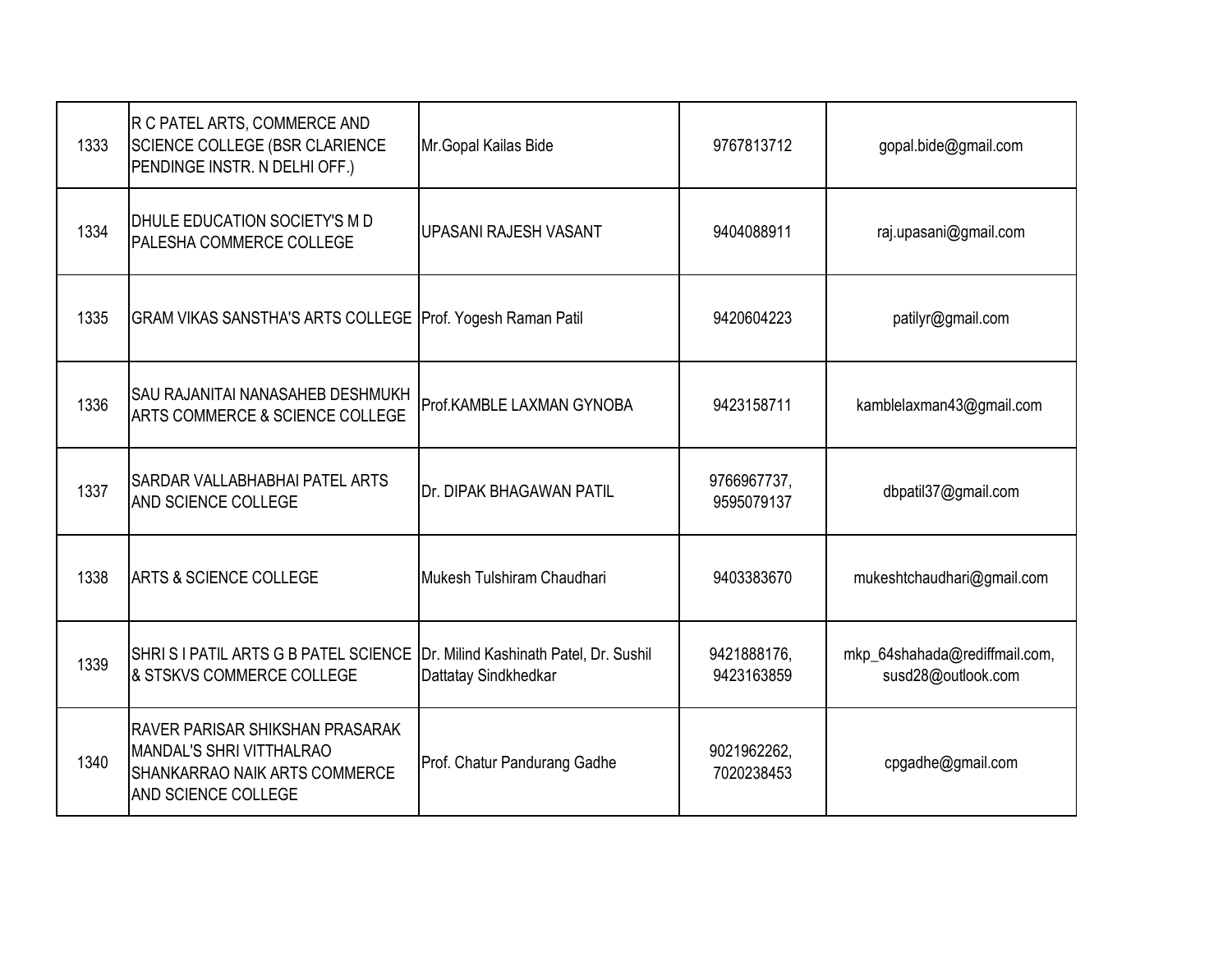| | | | | |
|---|---|---|---|---|
| 1333 | R C PATEL ARTS, COMMERCE AND SCIENCE COLLEGE (BSR CLARIENCE PENDINGE INSTR. N DELHI OFF.) | Mr.Gopal Kailas Bide | 9767813712 | gopal.bide@gmail.com |
| 1334 | DHULE EDUCATION SOCIETY'S M D PALESHA COMMERCE COLLEGE | UPASANI RAJESH VASANT | 9404088911 | raj.upasani@gmail.com |
| 1335 | GRAM VIKAS SANSTHA'S ARTS COLLEGE | Prof. Yogesh Raman Patil | 9420604223 | patilyr@gmail.com |
| 1336 | SAU RAJANITAI NANASAHEB DESHMUKH ARTS COMMERCE & SCIENCE COLLEGE | Prof.KAMBLE LAXMAN GYNOBA | 9423158711 | kamblelaxman43@gmail.com |
| 1337 | SARDAR VALLABHABHAI PATEL ARTS AND SCIENCE COLLEGE | Dr. DIPAK BHAGAWAN PATIL | 9766967737, 9595079137 | dbpatil37@gmail.com |
| 1338 | ARTS & SCIENCE COLLEGE | Mukesh Tulshiram Chaudhari | 9403383670 | mukeshtchaudhari@gmail.com |
| 1339 | SHRI S I PATIL ARTS G B PATEL SCIENCE & STSKVS COMMERCE COLLEGE | Dr. Milind Kashinath Patel, Dr. Sushil Dattatay Sindkhedkar | 9421888176, 9423163859 | mkp_64shahada@rediffmail.com, susd28@outlook.com |
| 1340 | RAVER PARISAR SHIKSHAN PRASARAK MANDAL'S SHRI VITTHALRAO SHANKARRAO NAIK ARTS COMMERCE AND SCIENCE COLLEGE | Prof. Chatur Pandurang Gadhe | 9021962262, 7020238453 | cpgadhe@gmail.com |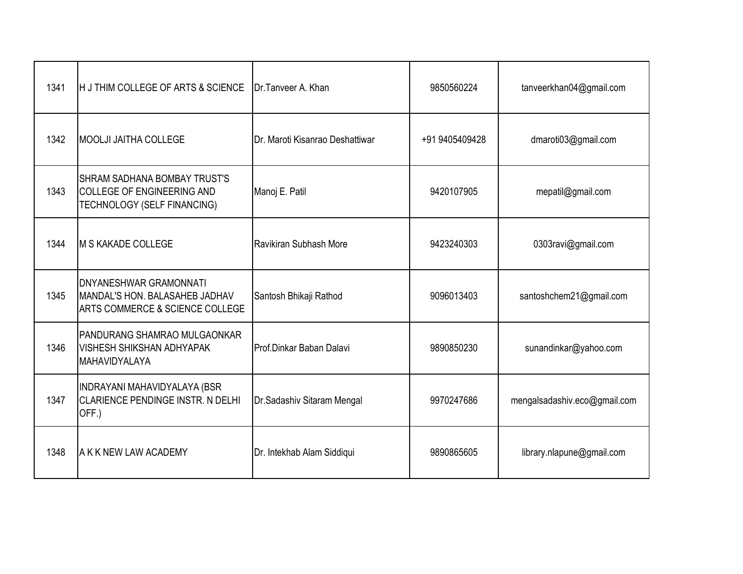| | | | | |
|---|---|---|---|---|
| 1341 | H J THIM COLLEGE OF ARTS & SCIENCE | Dr.Tanveer A. Khan | 9850560224 | tanveerkhan04@gmail.com |
| 1342 | MOOLJI JAITHA COLLEGE | Dr. Maroti Kisanrao Deshattiwar | +91 9405409428 | dmaroti03@gmail.com |
| 1343 | SHRAM SADHANA BOMBAY TRUST'S COLLEGE OF ENGINEERING AND TECHNOLOGY (SELF FINANCING) | Manoj E. Patil | 9420107905 | mepatil@gmail.com |
| 1344 | M S KAKADE COLLEGE | Ravikiran Subhash More | 9423240303 | 0303ravi@gmail.com |
| 1345 | DNYANESHWAR GRAMONNATI MANDAL'S HON. BALASAHEB JADHAV ARTS COMMERCE & SCIENCE COLLEGE | Santosh Bhikaji Rathod | 9096013403 | santoshchem21@gmail.com |
| 1346 | PANDURANG SHAMRAO MULGAONKAR VISHESH SHIKSHAN ADHYAPAK MAHAVIDYALAYA | Prof.Dinkar Baban Dalavi | 9890850230 | sunandinkar@yahoo.com |
| 1347 | INDRAYANI MAHAVIDYALAYA (BSR CLARIENCE PENDINGE INSTR. N DELHI OFF.) | Dr.Sadashiv Sitaram Mengal | 9970247686 | mengalsadashiv.eco@gmail.com |
| 1348 | A K K NEW LAW ACADEMY | Dr. Intekhab Alam Siddiqui | 9890865605 | library.nlapune@gmail.com |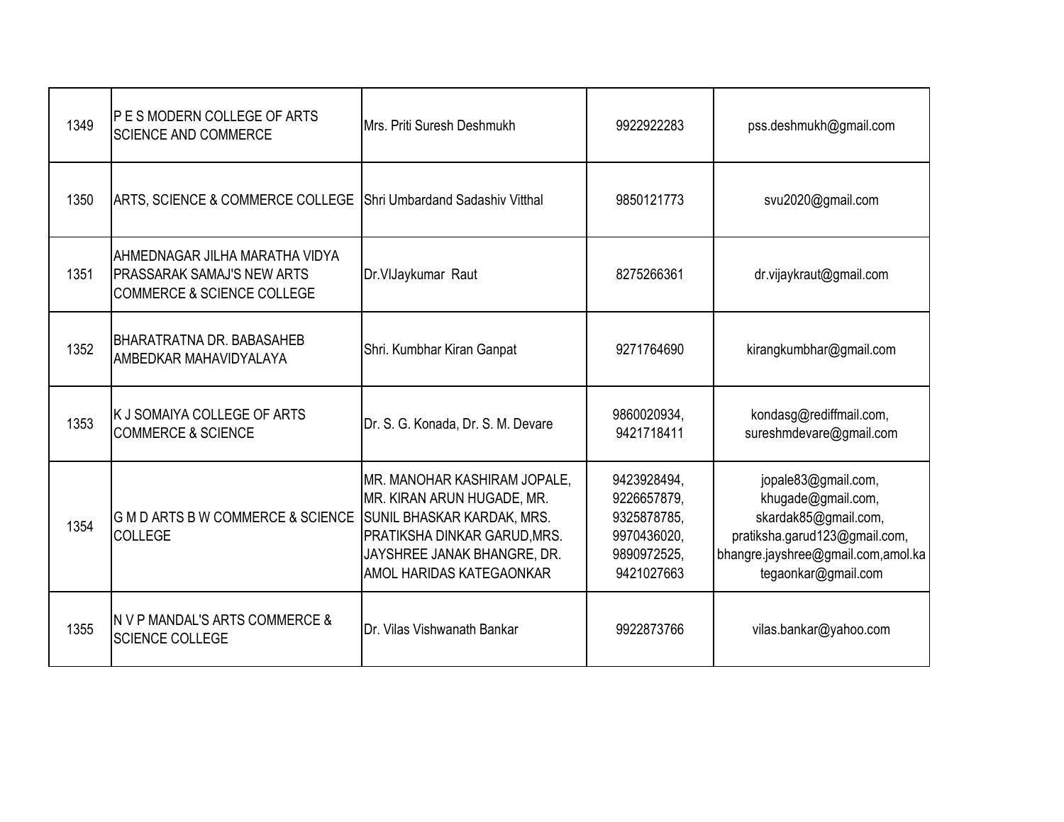| 1349 | P E S MODERN COLLEGE OF ARTS SCIENCE AND COMMERCE | Mrs. Priti Suresh Deshmukh | 9922922283 | pss.deshmukh@gmail.com |
|---|---|---|---|---|
| 1350 | ARTS, SCIENCE & COMMERCE COLLEGE | Shri Umbardand Sadashiv Vitthal | 9850121773 | svu2020@gmail.com |
| 1351 | AHMEDNAGAR JILHA MARATHA VIDYA PRASSARAK SAMAJ'S NEW ARTS COMMERCE & SCIENCE COLLEGE | Dr.VIJaykumar Raut | 8275266361 | dr.vijaykraut@gmail.com |
| 1352 | BHARATRATNA DR. BABASAHEB AMBEDKAR MAHAVIDYALAYA | Shri. Kumbhar Kiran Ganpat | 9271764690 | kirangkumbhar@gmail.com |
| 1353 | K J SOMAIYA COLLEGE OF ARTS COMMERCE & SCIENCE | Dr. S. G. Konada, Dr. S. M. Devare | 9860020934, 9421718411 | kondasg@rediffmail.com, sureshmdevare@gmail.com |
| 1354 | G M D ARTS B W COMMERCE & SCIENCE COLLEGE | MR. MANOHAR KASHIRAM JOPALE, MR. KIRAN ARUN HUGADE, MR. SUNIL BHASKAR KARDAK, MRS. PRATIKSHA DINKAR GARUD,MRS. JAYSHREE JANAK BHANGRE, DR. AMOL HARIDAS KATEGAONKAR | 9423928494, 9226657879, 9325878785, 9970436020, 9890972525, 9421027663 | jopale83@gmail.com, khugade@gmail.com, skardak85@gmail.com, pratiksha.garud123@gmail.com, bhangre.jayshree@gmail.com,amol.kategaonkar@gmail.com |
| 1355 | N V P MANDAL'S ARTS COMMERCE & SCIENCE COLLEGE | Dr. Vilas Vishwanath Bankar | 9922873766 | vilas.bankar@yahoo.com |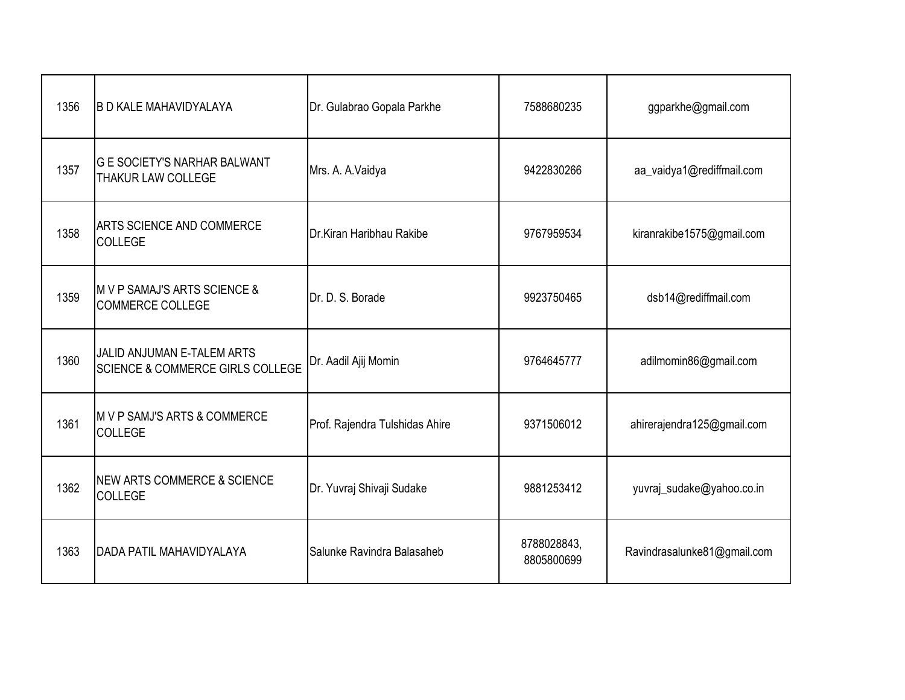| | | | | |
|---|---|---|---|---|
| 1356 | B D KALE MAHAVIDYALAYA | Dr. Gulabrao Gopala Parkhe | 7588680235 | ggparkhe@gmail.com |
| 1357 | G E SOCIETY'S NARHAR BALWANT THAKUR LAW COLLEGE | Mrs. A. A.Vaidya | 9422830266 | aa_vaidya1@rediffmail.com |
| 1358 | ARTS SCIENCE AND COMMERCE COLLEGE | Dr.Kiran Haribhau Rakibe | 9767959534 | kiranrakibe1575@gmail.com |
| 1359 | M V P SAMAJ'S ARTS SCIENCE & COMMERCE COLLEGE | Dr. D. S. Borade | 9923750465 | dsb14@rediffmail.com |
| 1360 | JALID ANJUMAN E-TALEM ARTS SCIENCE & COMMERCE GIRLS COLLEGE | Dr. Aadil Ajij Momin | 9764645777 | adilmomin86@gmail.com |
| 1361 | M V P SAMJ'S ARTS & COMMERCE COLLEGE | Prof. Rajendra Tulshidas Ahire | 9371506012 | ahirerajendra125@gmail.com |
| 1362 | NEW ARTS COMMERCE & SCIENCE COLLEGE | Dr. Yuvraj Shivaji Sudake | 9881253412 | yuvraj_sudake@yahoo.co.in |
| 1363 | DADA PATIL MAHAVIDYALAYA | Salunke Ravindra Balasaheb | 8788028843, 8805800699 | Ravindrasalunke81@gmail.com |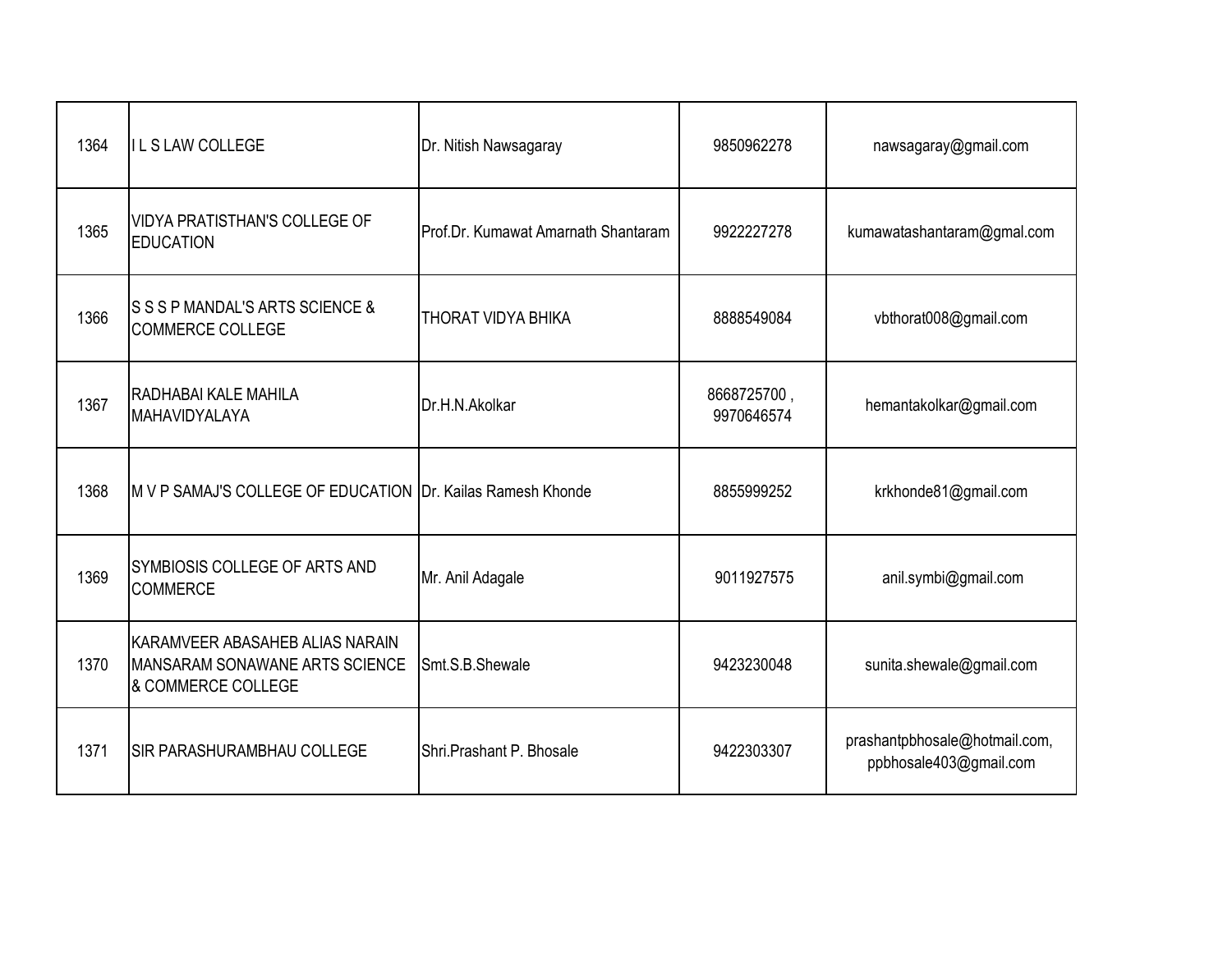| 1364 | I L S LAW COLLEGE | Dr. Nitish Nawsagaray | 9850962278 | nawsagaray@gmail.com |
|---|---|---|---|---|
| 1365 | VIDYA PRATISTHAN'S COLLEGE OF EDUCATION | Prof.Dr. Kumawat Amarnath Shantaram | 9922227278 | kumawatashantaram@gmal.com |
| 1366 | S S S P MANDAL'S ARTS SCIENCE & COMMERCE COLLEGE | THORAT VIDYA BHIKA | 8888549084 | vbthorat008@gmail.com |
| 1367 | RADHABAI KALE MAHILA MAHAVIDYALAYA | Dr.H.N.Akolkar | 8668725700 , 9970646574 | hemantakolkar@gmail.com |
| 1368 | M V P SAMAJ'S COLLEGE OF EDUCATION | Dr. Kailas Ramesh Khonde | 8855999252 | krkhonde81@gmail.com |
| 1369 | SYMBIOSIS COLLEGE OF ARTS AND COMMERCE | Mr. Anil Adagale | 9011927575 | anil.symbi@gmail.com |
| 1370 | KARAMVEER ABASAHEB ALIAS NARAIN MANSARAM SONAWANE ARTS SCIENCE & COMMERCE COLLEGE | Smt.S.B.Shewale | 9423230048 | sunita.shewale@gmail.com |
| 1371 | SIR PARASHURAMBHAU COLLEGE | Shri.Prashant P. Bhosale | 9422303307 | prashantpbhosale@hotmail.com, ppbhosale403@gmail.com |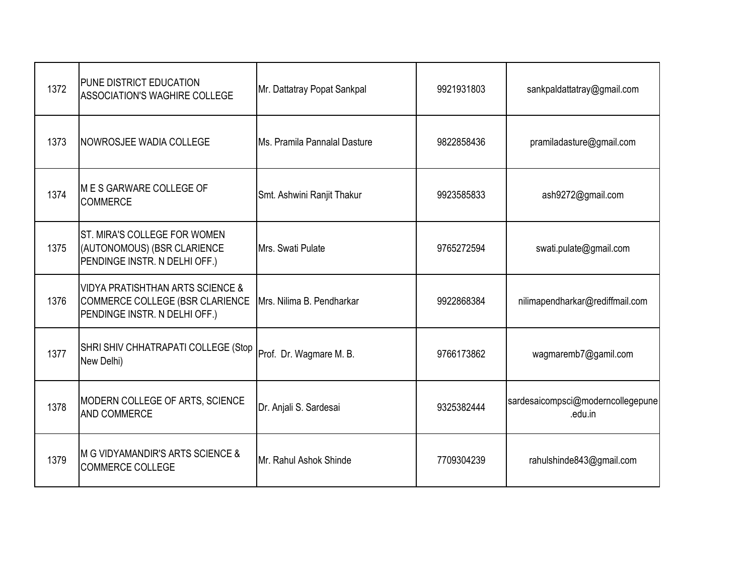| | | | | |
|---|---|---|---|---|
| 1372 | PUNE DISTRICT EDUCATION ASSOCIATION'S WAGHIRE COLLEGE | Mr. Dattatray Popat Sankpal | 9921931803 | sankpaldattatray@gmail.com |
| 1373 | NOWROSJEE WADIA COLLEGE | Ms. Pramila Pannalal Dasture | 9822858436 | pramiladasture@gmail.com |
| 1374 | M E S GARWARE COLLEGE OF COMMERCE | Smt. Ashwini Ranjit Thakur | 9923585833 | ash9272@gmail.com |
| 1375 | ST. MIRA'S COLLEGE FOR WOMEN (AUTONOMOUS) (BSR CLARIENCE PENDINGE INSTR. N DELHI OFF.) | Mrs. Swati Pulate | 9765272594 | swati.pulate@gmail.com |
| 1376 | VIDYA PRATISHTHAN ARTS SCIENCE & COMMERCE COLLEGE (BSR CLARIENCE PENDINGE INSTR. N DELHI OFF.) | Mrs. Nilima B. Pendharkar | 9922868384 | nilimapendharkar@rediffmail.com |
| 1377 | SHRI SHIV CHHATRAPATI COLLEGE (Stop New Delhi) | Prof. Dr. Wagmare M. B. | 9766173862 | wagmaremb7@gamil.com |
| 1378 | MODERN COLLEGE OF ARTS, SCIENCE AND COMMERCE | Dr. Anjali S. Sardesai | 9325382444 | sardesaicompsci@moderncollegepune.edu.in |
| 1379 | M G VIDYAMANDIR'S ARTS SCIENCE & COMMERCE COLLEGE | Mr. Rahul Ashok Shinde | 7709304239 | rahulshinde843@gmail.com |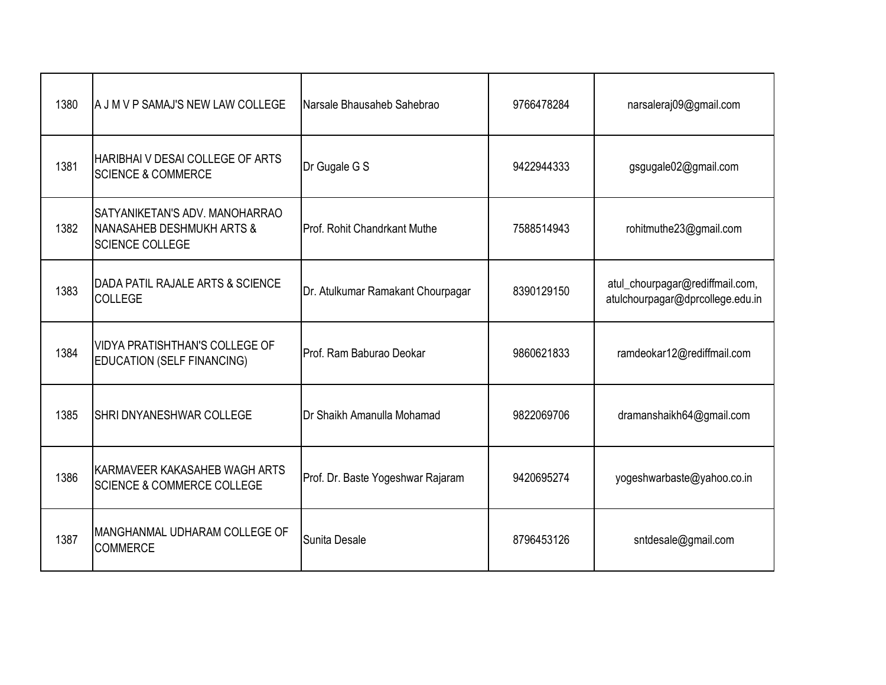| | | | | |
|---|---|---|---|---|
| 1380 | A J M V P SAMAJ'S NEW LAW COLLEGE | Narsale Bhausaheb Sahebrao | 9766478284 | narsaleraj09@gmail.com |
| 1381 | HARIBHAI V DESAI COLLEGE OF ARTS SCIENCE & COMMERCE | Dr Gugale G S | 9422944333 | gsgugale02@gmail.com |
| 1382 | SATYANIKETAN'S ADV. MANOHARRAO NANASAHEB DESHMUKH ARTS & SCIENCE COLLEGE | Prof. Rohit Chandrkant Muthe | 7588514943 | rohitmuthe23@gmail.com |
| 1383 | DADA PATIL RAJALE ARTS & SCIENCE COLLEGE | Dr. Atulkumar Ramakant Chourpagar | 8390129150 | atul_chourpagar@rediffmail.com, atulchourpagar@dprcollege.edu.in |
| 1384 | VIDYA PRATISHTHAN'S COLLEGE OF EDUCATION (SELF FINANCING) | Prof. Ram Baburao Deokar | 9860621833 | ramdeokar12@rediffmail.com |
| 1385 | SHRI DNYANESHWAR COLLEGE | Dr Shaikh Amanulla Mohamad | 9822069706 | dramanshaikh64@gmail.com |
| 1386 | KARMAVEER KAKASAHEB WAGH ARTS SCIENCE & COMMERCE COLLEGE | Prof. Dr. Baste Yogeshwar Rajaram | 9420695274 | yogeshwarbaste@yahoo.co.in |
| 1387 | MANGHANMAL UDHARAM COLLEGE OF COMMERCE | Sunita Desale | 8796453126 | sntdesale@gmail.com |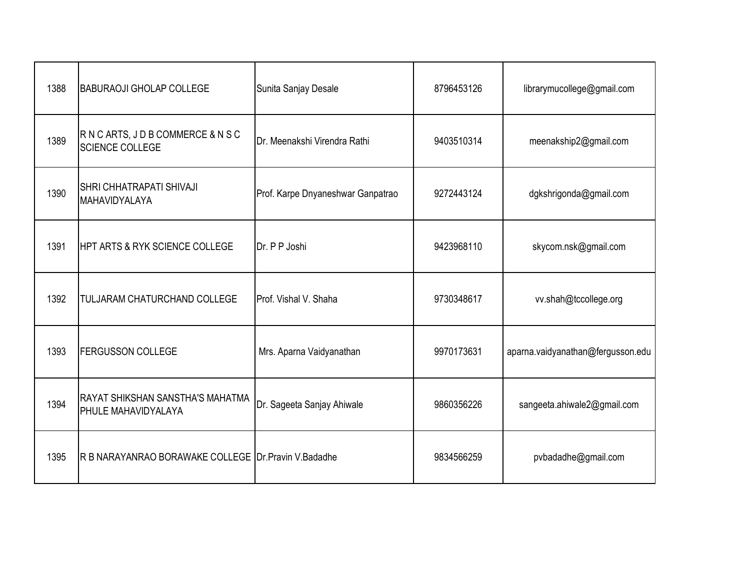| | | | | |
|---|---|---|---|---|
| 1388 | BABURAOJI GHOLAP COLLEGE | Sunita Sanjay Desale | 8796453126 | librarymucollege@gmail.com |
| 1389 | R N C ARTS, J D B COMMERCE & N S C SCIENCE COLLEGE | Dr. Meenakshi Virendra Rathi | 9403510314 | meenakship2@gmail.com |
| 1390 | SHRI CHHATRAPATI SHIVAJI MAHAVIDYALAYA | Prof. Karpe Dnyaneshwar Ganpatrao | 9272443124 | dgkshrigonda@gmail.com |
| 1391 | HPT ARTS & RYK SCIENCE COLLEGE | Dr. P P Joshi | 9423968110 | skycom.nsk@gmail.com |
| 1392 | TULJARAM CHATURCHAND COLLEGE | Prof. Vishal V. Shaha | 9730348617 | vv.shah@tccollege.org |
| 1393 | FERGUSSON COLLEGE | Mrs. Aparna Vaidyanathan | 9970173631 | aparna.vaidyanathan@fergusson.edu |
| 1394 | RAYAT SHIKSHAN SANSTHA'S MAHATMA PHULE MAHAVIDYALAYA | Dr. Sageeta Sanjay Ahiwale | 9860356226 | sangeeta.ahiwale2@gmail.com |
| 1395 | R B NARAYANRAO BORAWAKE COLLEGE | Dr.Pravin V.Badadhe | 9834566259 | pvbadadhe@gmail.com |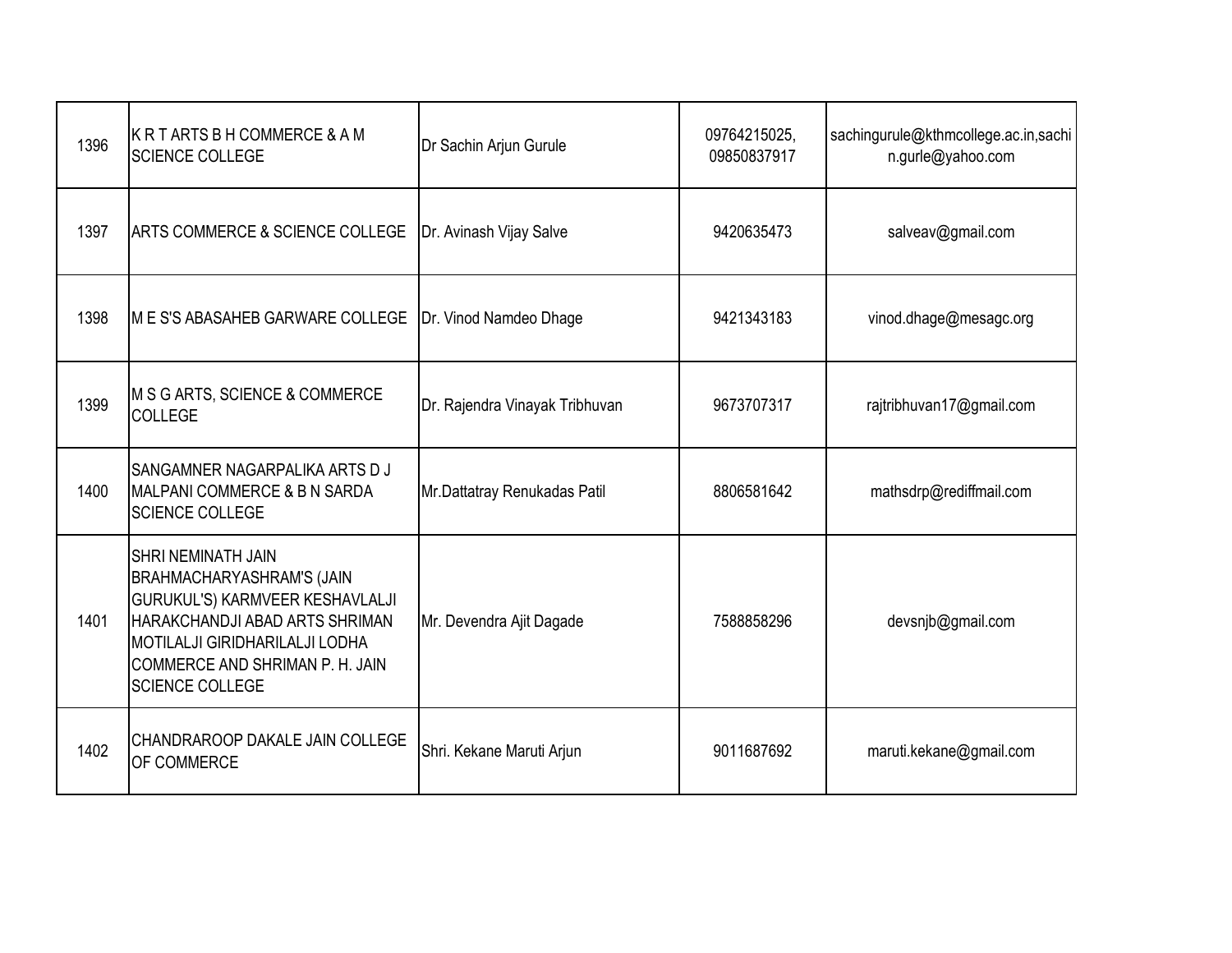| 1396 | K R T ARTS B H COMMERCE & A M SCIENCE COLLEGE | Dr Sachin Arjun Gurule | 09764215025, 09850837917 | sachingurule@kthmcollege.ac.in,sachin.gurle@yahoo.com |
|---|---|---|---|---|
| 1397 | ARTS COMMERCE & SCIENCE COLLEGE | Dr. Avinash Vijay Salve | 9420635473 | salveav@gmail.com |
| 1398 | M E S'S ABASAHEB GARWARE COLLEGE | Dr. Vinod Namdeo Dhage | 9421343183 | vinod.dhage@mesagc.org |
| 1399 | M S G ARTS, SCIENCE & COMMERCE COLLEGE | Dr. Rajendra Vinayak Tribhuvan | 9673707317 | rajtribhuvan17@gmail.com |
| 1400 | SANGAMNER NAGARPALIKA ARTS D J MALPANI COMMERCE & B N SARDA SCIENCE COLLEGE | Mr.Dattatray Renukadas Patil | 8806581642 | mathsdrp@rediffmail.com |
| 1401 | SHRI NEMINATH JAIN BRAHMACHARYASHRAM'S (JAIN GURUKUL'S) KARMVEER KESHAVLALJI HARAKCHANDJI ABAD ARTS SHRIMAN MOTILALJI GIRIDHARILALJI LODHA COMMERCE AND SHRIMAN P. H. JAIN SCIENCE COLLEGE | Mr. Devendra Ajit Dagade | 7588858296 | devsnjb@gmail.com |
| 1402 | CHANDRAROOP DAKALE JAIN COLLEGE OF COMMERCE | Shri. Kekane Maruti Arjun | 9011687692 | maruti.kekane@gmail.com |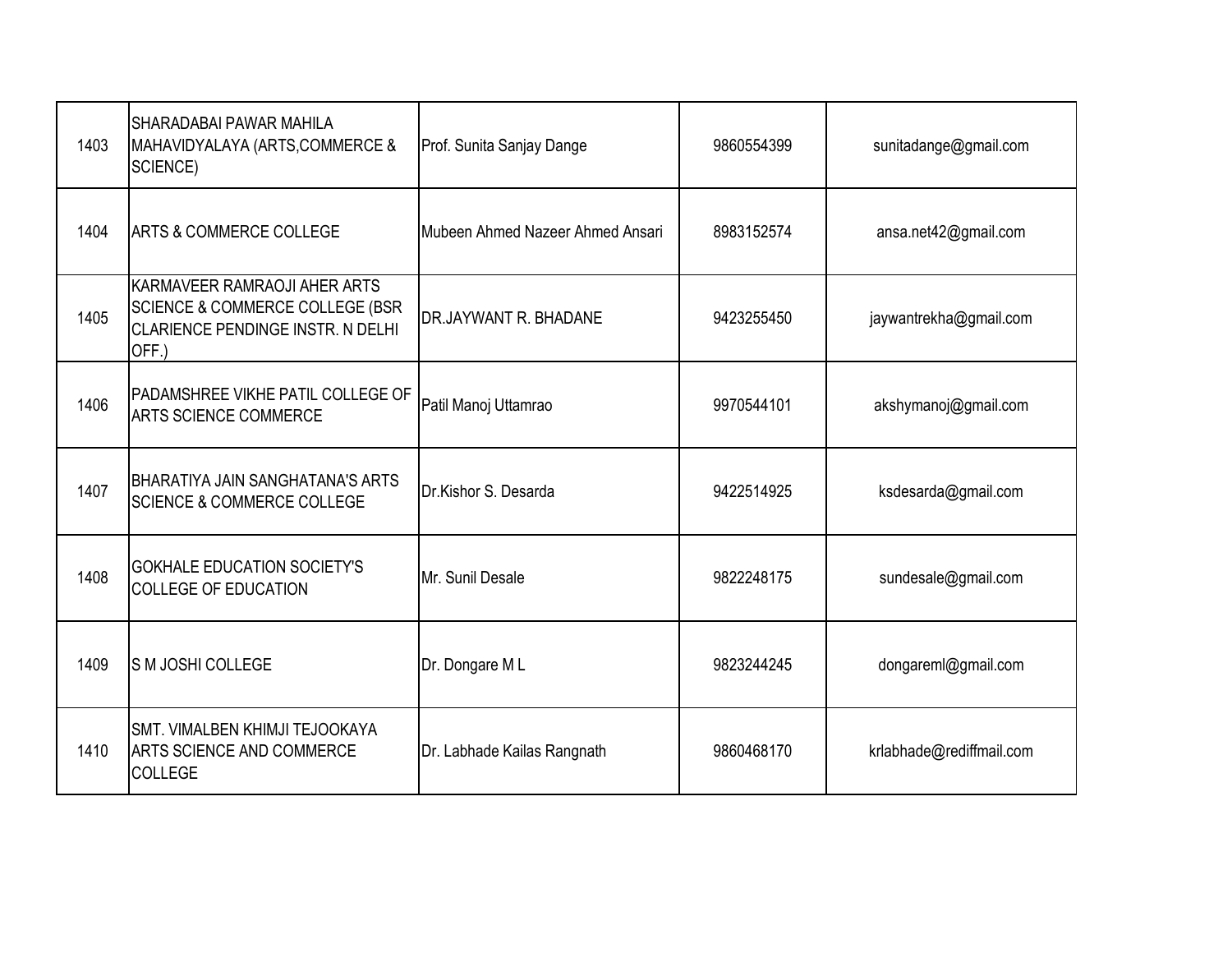| 1403 | SHARADABAI PAWAR MAHILA MAHAVIDYALAYA (ARTS,COMMERCE & SCIENCE) | Prof. Sunita Sanjay Dange | 9860554399 | sunitadange@gmail.com |
|---|---|---|---|---|
| 1404 | ARTS & COMMERCE COLLEGE | Mubeen Ahmed Nazeer Ahmed Ansari | 8983152574 | ansa.net42@gmail.com |
| 1405 | KARMAVEER RAMRAOJI AHER ARTS SCIENCE & COMMERCE COLLEGE (BSR CLARIENCE PENDINGE INSTR. N DELHI OFF.) | DR.JAYWANT R. BHADANE | 9423255450 | jaywantrekha@gmail.com |
| 1406 | PADAMSHREE VIKHE PATIL COLLEGE OF ARTS SCIENCE COMMERCE | Patil Manoj Uttamrao | 9970544101 | akshymanoj@gmail.com |
| 1407 | BHARATIYA JAIN SANGHATANA'S ARTS SCIENCE & COMMERCE COLLEGE | Dr.Kishor S. Desarda | 9422514925 | ksdesarda@gmail.com |
| 1408 | GOKHALE EDUCATION SOCIETY'S COLLEGE OF EDUCATION | Mr. Sunil Desale | 9822248175 | sundesale@gmail.com |
| 1409 | S M JOSHI COLLEGE | Dr. Dongare M L | 9823244245 | dongareml@gmail.com |
| 1410 | SMT. VIMALBEN KHIMJI TEJOOKAYA ARTS SCIENCE AND COMMERCE COLLEGE | Dr. Labhade Kailas Rangnath | 9860468170 | krlabhade@rediffmail.com |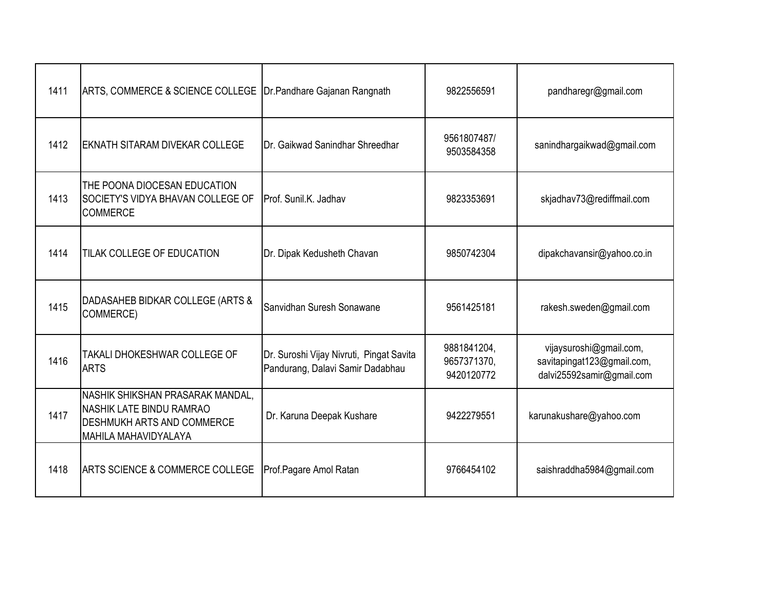| | | | | |
|---|---|---|---|---|
| 1411 | ARTS, COMMERCE & SCIENCE COLLEGE | Dr.Pandhare Gajanan Rangnath | 9822556591 | pandharegr@gmail.com |
| 1412 | EKNATH SITARAM DIVEKAR COLLEGE | Dr. Gaikwad Sanindhar Shreedhar | 9561807487/ 9503584358 | sanindhargaikwad@gmail.com |
| 1413 | THE POONA DIOCESAN EDUCATION SOCIETY'S VIDYA BHAVAN COLLEGE OF COMMERCE | Prof. Sunil.K. Jadhav | 9823353691 | skjadhav73@rediffmail.com |
| 1414 | TILAK COLLEGE OF EDUCATION | Dr. Dipak Kedusheth Chavan | 9850742304 | dipakchavansir@yahoo.co.in |
| 1415 | DADASAHEB BIDKAR COLLEGE (ARTS & COMMERCE) | Sanvidhan Suresh Sonawane | 9561425181 | rakesh.sweden@gmail.com |
| 1416 | TAKALI DHOKESHWAR COLLEGE OF ARTS | Dr. Suroshi Vijay Nivruti, Pingat Savita Pandurang, Dalavi Samir Dadabhau | 9881841204, 9657371370, 9420120772 | vijaysuroshi@gmail.com, savitapingat123@gmail.com, dalvi25592samir@gmail.com |
| 1417 | NASHIK SHIKSHAN PRASARAK MANDAL, NASHIK LATE BINDU RAMRAO DESHMUKH ARTS AND COMMERCE MAHILA MAHAVIDYALAYA | Dr. Karuna Deepak Kushare | 9422279551 | karunakushare@yahoo.com |
| 1418 | ARTS SCIENCE & COMMERCE COLLEGE | Prof.Pagare Amol Ratan | 9766454102 | saishraddha5984@gmail.com |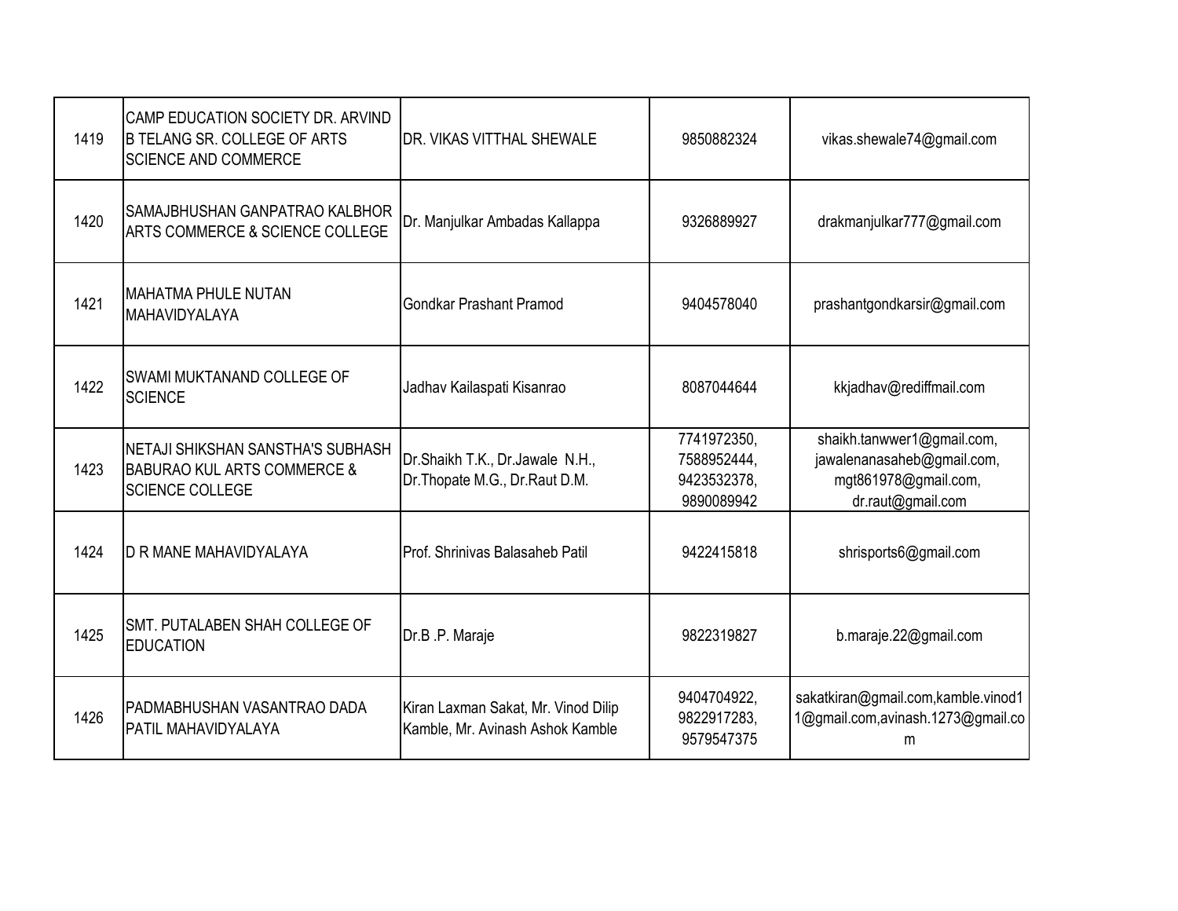| 1419 | CAMP EDUCATION SOCIETY DR. ARVIND B TELANG SR. COLLEGE OF ARTS SCIENCE AND COMMERCE | DR. VIKAS VITTHAL SHEWALE | 9850882324 | vikas.shewale74@gmail.com |
|---|---|---|---|---|
| 1420 | SAMAJBHUSHAN GANPATRAO KALBHOR ARTS COMMERCE & SCIENCE COLLEGE | Dr. Manjulkar Ambadas Kallappa | 9326889927 | drakmanjulkar777@gmail.com |
| 1421 | MAHATMA PHULE NUTAN MAHAVIDYALAYA | Gondkar Prashant Pramod | 9404578040 | prashantgondkarsir@gmail.com |
| 1422 | SWAMI MUKTANAND COLLEGE OF SCIENCE | Jadhav Kailaspati Kisanrao | 8087044644 | kkjadhav@rediffmail.com |
| 1423 | NETAJI SHIKSHAN SANSTHA'S SUBHASH BABURAO KUL ARTS COMMERCE & SCIENCE COLLEGE | Dr.Shaikh T.K., Dr.Jawale N.H., Dr.Thopate M.G., Dr.Raut D.M. | 7741972350, 7588952444, 9423532378, 9890089942 | shaikh.tanwwer1@gmail.com, jawalenanasaheb@gmail.com, mgt861978@gmail.com, dr.raut@gmail.com |
| 1424 | D R MANE MAHAVIDYALAYA | Prof. Shrinivas Balasaheb Patil | 9422415818 | shrisports6@gmail.com |
| 1425 | SMT. PUTALABEN SHAH COLLEGE OF EDUCATION | Dr.B .P. Maraje | 9822319827 | b.maraje.22@gmail.com |
| 1426 | PADMABHUSHAN VASANTRAO DADA PATIL MAHAVIDYALAYA | Kiran Laxman Sakat, Mr. Vinod Dilip Kamble, Mr. Avinash Ashok Kamble | 9404704922, 9822917283, 9579547375 | sakatkiran@gmail.com,kamble.vinod11@gmail.com,avinash.1273@gmail.com |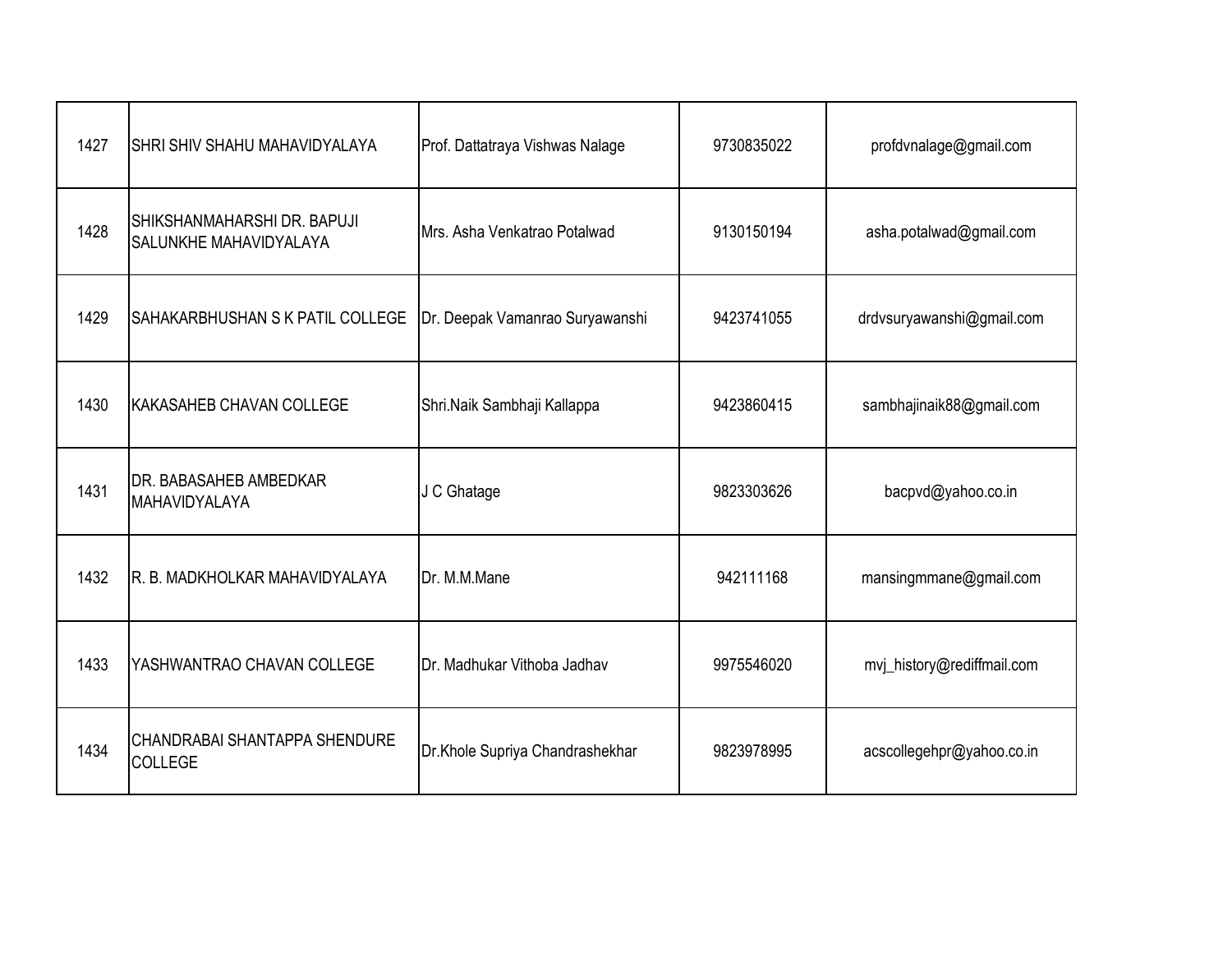| | | | | |
|---|---|---|---|---|
| 1427 | SHRI SHIV SHAHU MAHAVIDYALAYA | Prof. Dattatraya Vishwas Nalage | 9730835022 | profdvnalage@gmail.com |
| 1428 | SHIKSHANMAHARSHI DR. BAPUJI SALUNKHE MAHAVIDYALAYA | Mrs. Asha Venkatrao Potalwad | 9130150194 | asha.potalwad@gmail.com |
| 1429 | SAHAKARBHUSHAN S K PATIL COLLEGE | Dr. Deepak Vamanrao Suryawanshi | 9423741055 | drdvsuryawanshi@gmail.com |
| 1430 | KAKASAHEB CHAVAN COLLEGE | Shri.Naik Sambhaji Kallappa | 9423860415 | sambhajinaik88@gmail.com |
| 1431 | DR. BABASAHEB AMBEDKAR MAHAVIDYALAYA | J C Ghatage | 9823303626 | bacpvd@yahoo.co.in |
| 1432 | R. B. MADKHOLKAR MAHAVIDYALAYA | Dr. M.M.Mane | 942111168 | mansingmmane@gmail.com |
| 1433 | YASHWANTRAO CHAVAN COLLEGE | Dr. Madhukar Vithoba Jadhav | 9975546020 | mvj_history@rediffmail.com |
| 1434 | CHANDRABAI SHANTAPPA SHENDURE COLLEGE | Dr.Khole Supriya Chandrashekhar | 9823978995 | acscollegehpr@yahoo.co.in |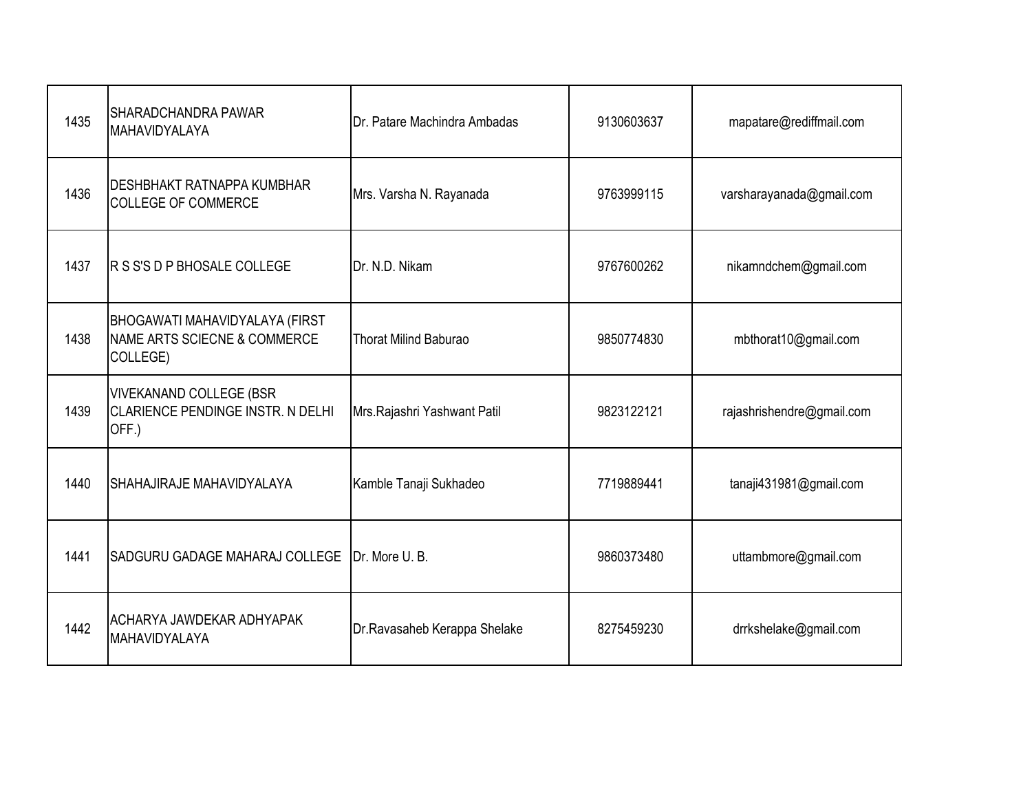| | | | | |
|---|---|---|---|---|
| 1435 | SHARADCHANDRA PAWAR MAHAVIDYALAYA | Dr. Patare Machindra Ambadas | 9130603637 | mapatare@rediffmail.com |
| 1436 | DESHBHAKT RATNAPPA KUMBHAR COLLEGE OF COMMERCE | Mrs. Varsha N. Rayanada | 9763999115 | varsharayanada@gmail.com |
| 1437 | R S S'S D P BHOSALE COLLEGE | Dr. N.D. Nikam | 9767600262 | nikamndchem@gmail.com |
| 1438 | BHOGAWATI MAHAVIDYALAYA (FIRST NAME ARTS SCIECNE & COMMERCE COLLEGE) | Thorat Milind Baburao | 9850774830 | mbthorat10@gmail.com |
| 1439 | VIVEKANAND COLLEGE (BSR CLARIENCE PENDINGE INSTR. N DELHI OFF.) | Mrs.Rajashri Yashwant Patil | 9823122121 | rajashrishendre@gmail.com |
| 1440 | SHAHAJIRAJE MAHAVIDYALAYA | Kamble Tanaji Sukhadeo | 7719889441 | tanaji431981@gmail.com |
| 1441 | SADGURU GADAGE MAHARAJ COLLEGE | Dr. More U. B. | 9860373480 | uttambmore@gmail.com |
| 1442 | ACHARYA JAWDEKAR ADHYAPAK MAHAVIDYALAYA | Dr.Ravasaheb Kerappa Shelake | 8275459230 | drrkshelake@gmail.com |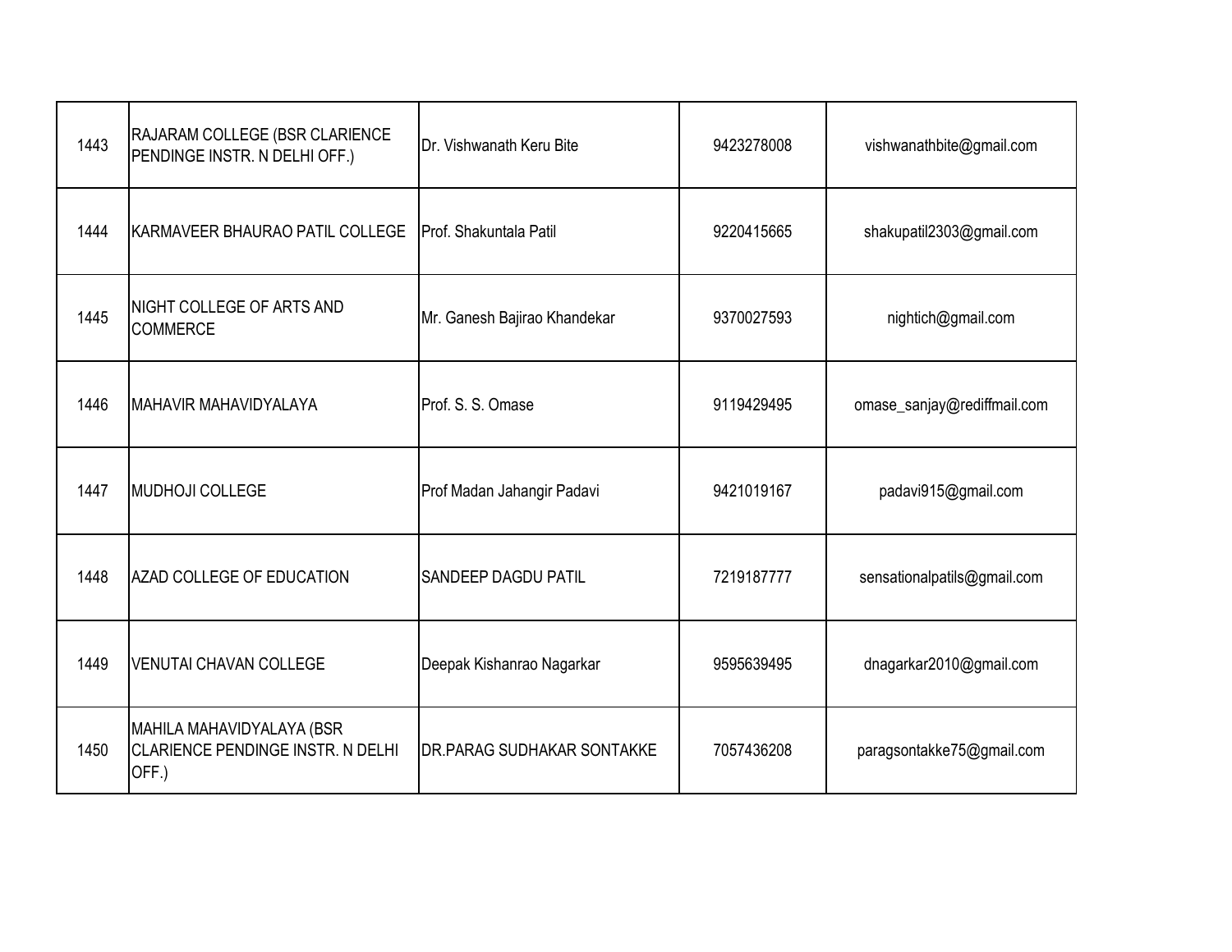| | | | | |
|---|---|---|---|---|
| 1443 | RAJARAM COLLEGE (BSR CLARIENCE PENDINGE INSTR. N DELHI OFF.) | Dr. Vishwanath Keru Bite | 9423278008 | vishwanathbite@gmail.com |
| 1444 | KARMAVEER BHAURAO PATIL COLLEGE | Prof. Shakuntala Patil | 9220415665 | shakupatil2303@gmail.com |
| 1445 | NIGHT COLLEGE OF ARTS AND COMMERCE | Mr. Ganesh Bajirao Khandekar | 9370027593 | nightich@gmail.com |
| 1446 | MAHAVIR MAHAVIDYALAYA | Prof. S. S. Omase | 9119429495 | omase_sanjay@rediffmail.com |
| 1447 | MUDHOJI COLLEGE | Prof Madan Jahangir Padavi | 9421019167 | padavi915@gmail.com |
| 1448 | AZAD COLLEGE OF EDUCATION | SANDEEP DAGDU PATIL | 7219187777 | sensationalpatils@gmail.com |
| 1449 | VENUTAI CHAVAN COLLEGE | Deepak Kishanrao Nagarkar | 9595639495 | dnagarkar2010@gmail.com |
| 1450 | MAHILA MAHAVIDYALAYA (BSR CLARIENCE PENDINGE INSTR. N DELHI OFF.) | DR.PARAG SUDHAKAR SONTAKKE | 7057436208 | paragsontakke75@gmail.com |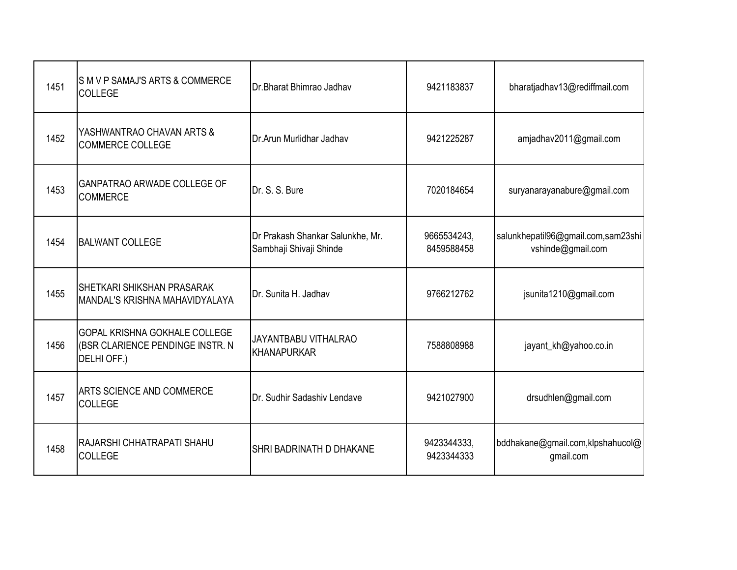| | | | | |
|---|---|---|---|---|
| 1451 | S M V P SAMAJ'S ARTS & COMMERCE COLLEGE | Dr.Bharat Bhimrao Jadhav | 9421183837 | bharatjadhav13@rediffmail.com |
| 1452 | YASHWANTRAO CHAVAN ARTS & COMMERCE COLLEGE | Dr.Arun Murlidhar Jadhav | 9421225287 | amjadhav2011@gmail.com |
| 1453 | GANPATRAO ARWADE COLLEGE OF COMMERCE | Dr. S. S. Bure | 7020184654 | suryanarayanabure@gmail.com |
| 1454 | BALWANT COLLEGE | Dr Prakash Shankar Salunkhe, Mr. Sambhaji Shivaji Shinde | 9665534243, 8459588458 | salunkhepatil96@gmail.com,sam23shivshinde@gmail.com |
| 1455 | SHETKARI SHIKSHAN PRASARAK MANDAL'S KRISHNA MAHAVIDYALAYA | Dr. Sunita H. Jadhav | 9766212762 | jsunita1210@gmail.com |
| 1456 | GOPAL KRISHNA GOKHALE COLLEGE (BSR CLARIENCE PENDINGE INSTR. N DELHI OFF.) | JAYANTBABU VITHALRAO KHANAPURKAR | 7588808988 | jayant_kh@yahoo.co.in |
| 1457 | ARTS SCIENCE AND COMMERCE COLLEGE | Dr. Sudhir Sadashiv Lendave | 9421027900 | drsudhlen@gmail.com |
| 1458 | RAJARSHI CHHATRAPATI SHAHU COLLEGE | SHRI BADRINATH D DHAKANE | 9423344333, 9423344333 | bddhakane@gmail.com,klpshahucol@gmail.com |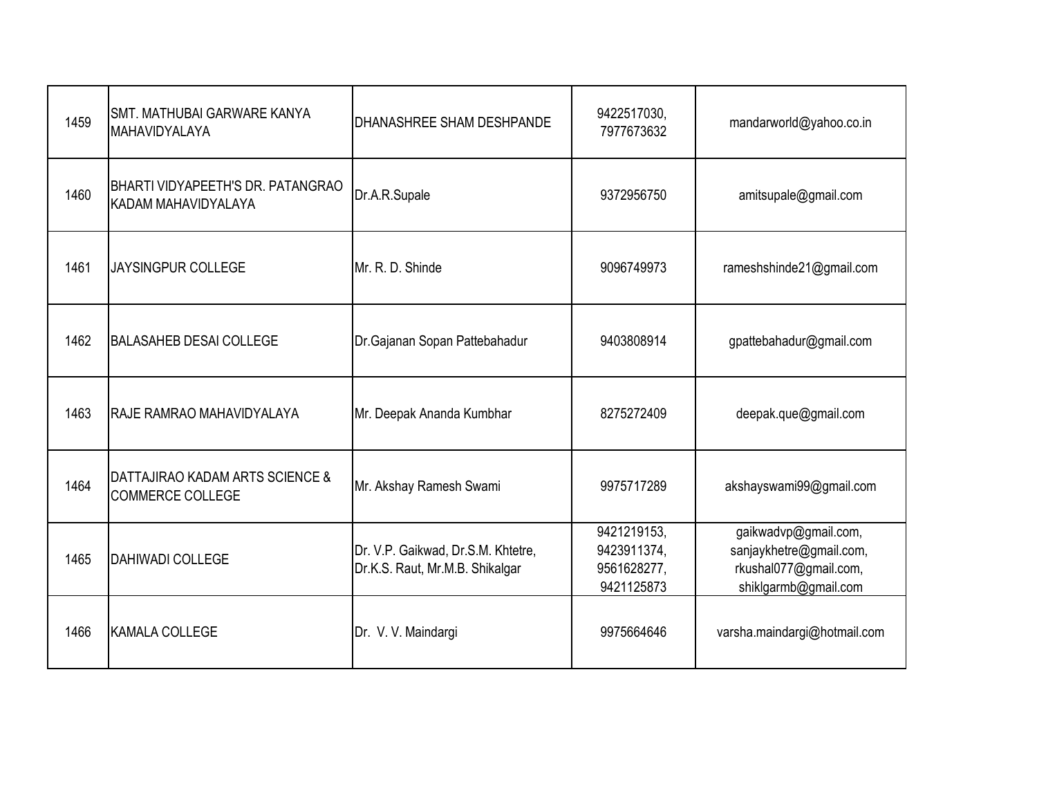| 1459 | SMT. MATHUBAI GARWARE KANYA MAHAVIDYALAYA | DHANASHREE SHAM DESHPANDE | 9422517030, 7977673632 | mandarworld@yahoo.co.in |
|---|---|---|---|---|
| 1460 | BHARTI VIDYAPEETH'S DR. PATANGRAO KADAM MAHAVIDYALAYA | Dr.A.R.Supale | 9372956750 | amitsupale@gmail.com |
| 1461 | JAYSINGPUR COLLEGE | Mr. R. D. Shinde | 9096749973 | rameshshinde21@gmail.com |
| 1462 | BALASAHEB DESAI COLLEGE | Dr.Gajanan Sopan Pattebahadur | 9403808914 | gpattebahadur@gmail.com |
| 1463 | RAJE RAMRAO MAHAVIDYALAYA | Mr. Deepak Ananda Kumbhar | 8275272409 | deepak.que@gmail.com |
| 1464 | DATTAJIRAO KADAM ARTS SCIENCE & COMMERCE COLLEGE | Mr. Akshay Ramesh Swami | 9975717289 | akshayswami99@gmail.com |
| 1465 | DAHIWADI COLLEGE | Dr. V.P. Gaikwad, Dr.S.M. Khtetre, Dr.K.S. Raut, Mr.M.B. Shikalgar | 9421219153, 9423911374, 9561628277, 9421125873 | gaikwadvp@gmail.com, sanjaykhetre@gmail.com, rkushal077@gmail.com, shiklgarmb@gmail.com |
| 1466 | KAMALA COLLEGE | Dr. V. V. Maindargi | 9975664646 | varsha.maindargi@hotmail.com |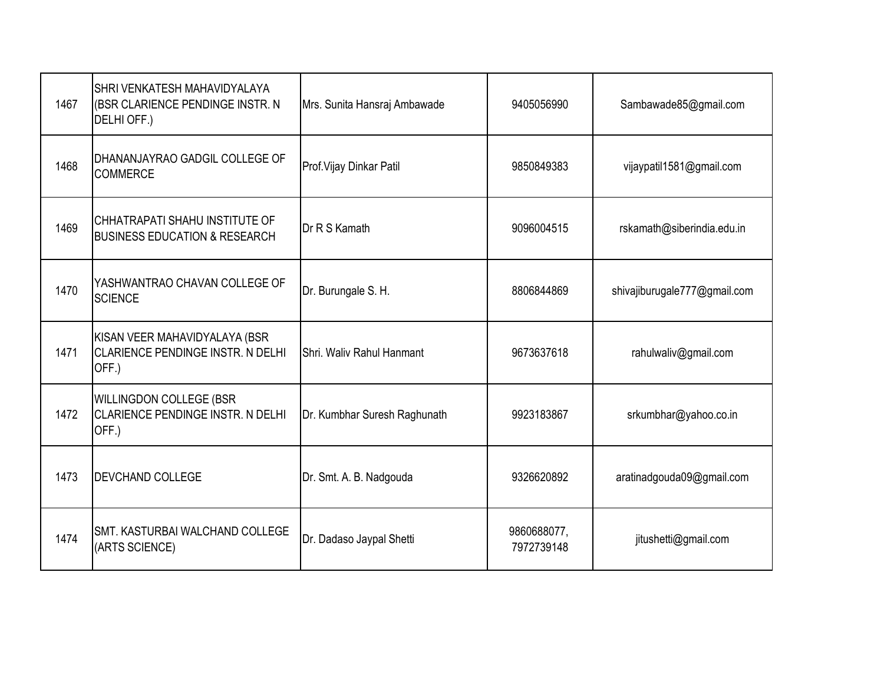| | | | | |
|---|---|---|---|---|
| 1467 | SHRI VENKATESH MAHAVIDYALAYA (BSR CLARIENCE PENDINGE INSTR. N DELHI OFF.) | Mrs. Sunita Hansraj Ambawade | 9405056990 | Sambawade85@gmail.com |
| 1468 | DHANANJAYRAO GADGIL COLLEGE OF COMMERCE | Prof.Vijay Dinkar Patil | 9850849383 | vijaypatil1581@gmail.com |
| 1469 | CHHATRAPATI SHAHU INSTITUTE OF BUSINESS EDUCATION & RESEARCH | Dr R S Kamath | 9096004515 | rskamath@siberindia.edu.in |
| 1470 | YASHWANTRAO CHAVAN COLLEGE OF SCIENCE | Dr. Burungale S. H. | 8806844869 | shivajiburugale777@gmail.com |
| 1471 | KISAN VEER MAHAVIDYALAYA (BSR CLARIENCE PENDINGE INSTR. N DELHI OFF.) | Shri. Waliv Rahul Hanmant | 9673637618 | rahulwaliv@gmail.com |
| 1472 | WILLINGDON COLLEGE (BSR CLARIENCE PENDINGE INSTR. N DELHI OFF.) | Dr. Kumbhar Suresh Raghunath | 9923183867 | srkumbhar@yahoo.co.in |
| 1473 | DEVCHAND COLLEGE | Dr. Smt. A. B. Nadgouda | 9326620892 | aratinadgouda09@gmail.com |
| 1474 | SMT. KASTURBAI WALCHAND COLLEGE (ARTS SCIENCE) | Dr. Dadaso Jaypal Shetti | 9860688077, 7972739148 | jitushetti@gmail.com |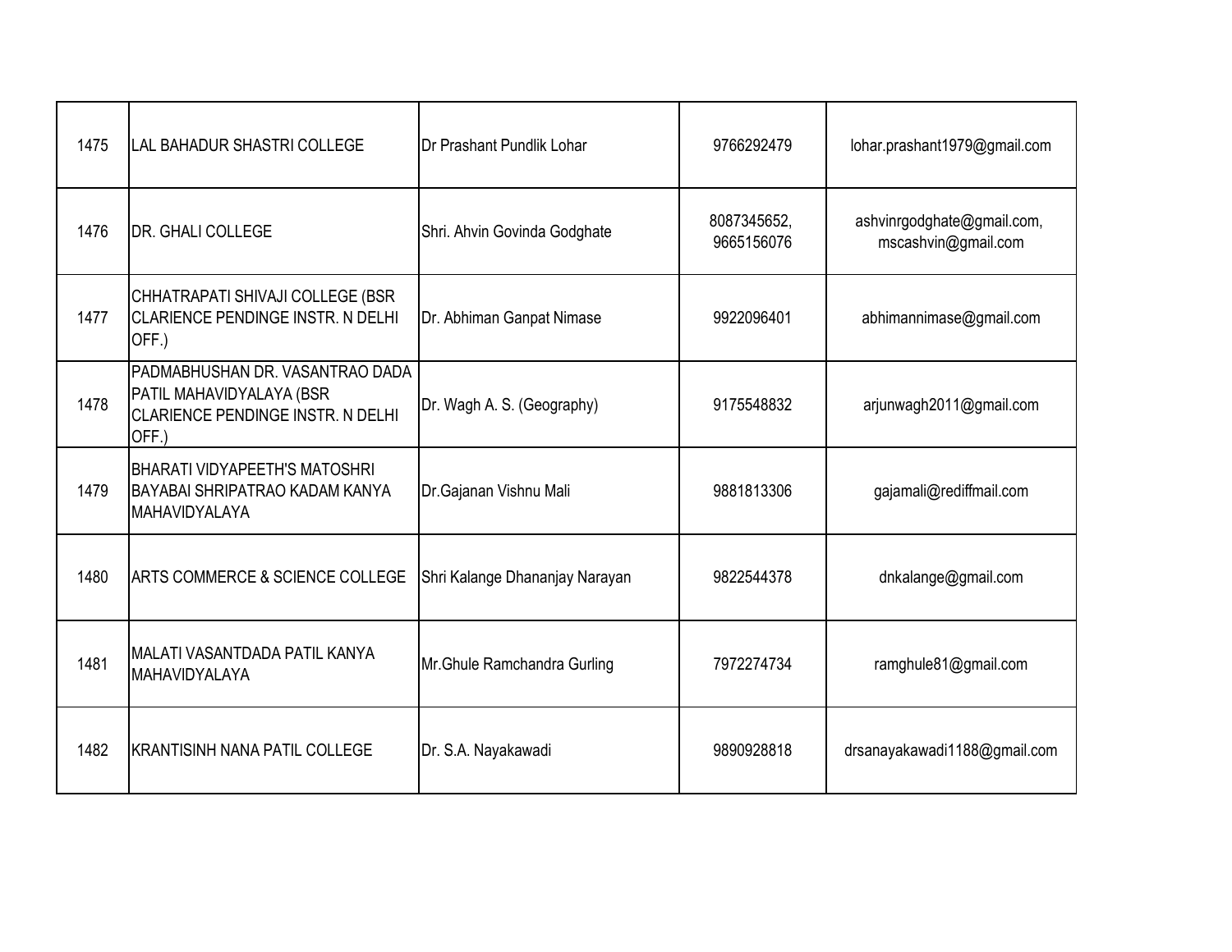| | | | | |
|---|---|---|---|---|
| 1475 | LAL BAHADUR SHASTRI COLLEGE | Dr Prashant Pundlik Lohar | 9766292479 | lohar.prashant1979@gmail.com |
| 1476 | DR. GHALI COLLEGE | Shri. Ahvin Govinda Godghate | 8087345652, 9665156076 | ashvinrgodghate@gmail.com, mscashvin@gmail.com |
| 1477 | CHHATRAPATI SHIVAJI COLLEGE (BSR CLARIENCE PENDINGE INSTR. N DELHI OFF.) | Dr. Abhiman Ganpat Nimase | 9922096401 | abhimannimase@gmail.com |
| 1478 | PADMABHUSHAN DR. VASANTRAO DADA PATIL MAHAVIDYALAYA (BSR CLARIENCE PENDINGE INSTR. N DELHI OFF.) | Dr. Wagh A. S. (Geography) | 9175548832 | arjunwagh2011@gmail.com |
| 1479 | BHARATI VIDYAPEETH'S MATOSHRI BAYABAI SHRIPATRAO KADAM KANYA MAHAVIDYALAYA | Dr.Gajanan Vishnu Mali | 9881813306 | gajamali@rediffmail.com |
| 1480 | ARTS COMMERCE & SCIENCE COLLEGE | Shri Kalange Dhananjay Narayan | 9822544378 | dnkalange@gmail.com |
| 1481 | MALATI VASANTDADA PATIL KANYA MAHAVIDYALAYA | Mr.Ghule Ramchandra Gurling | 7972274734 | ramghule81@gmail.com |
| 1482 | KRANTISINH NANA PATIL COLLEGE | Dr. S.A. Nayakawadi | 9890928818 | drsanayakawadi1188@gmail.com |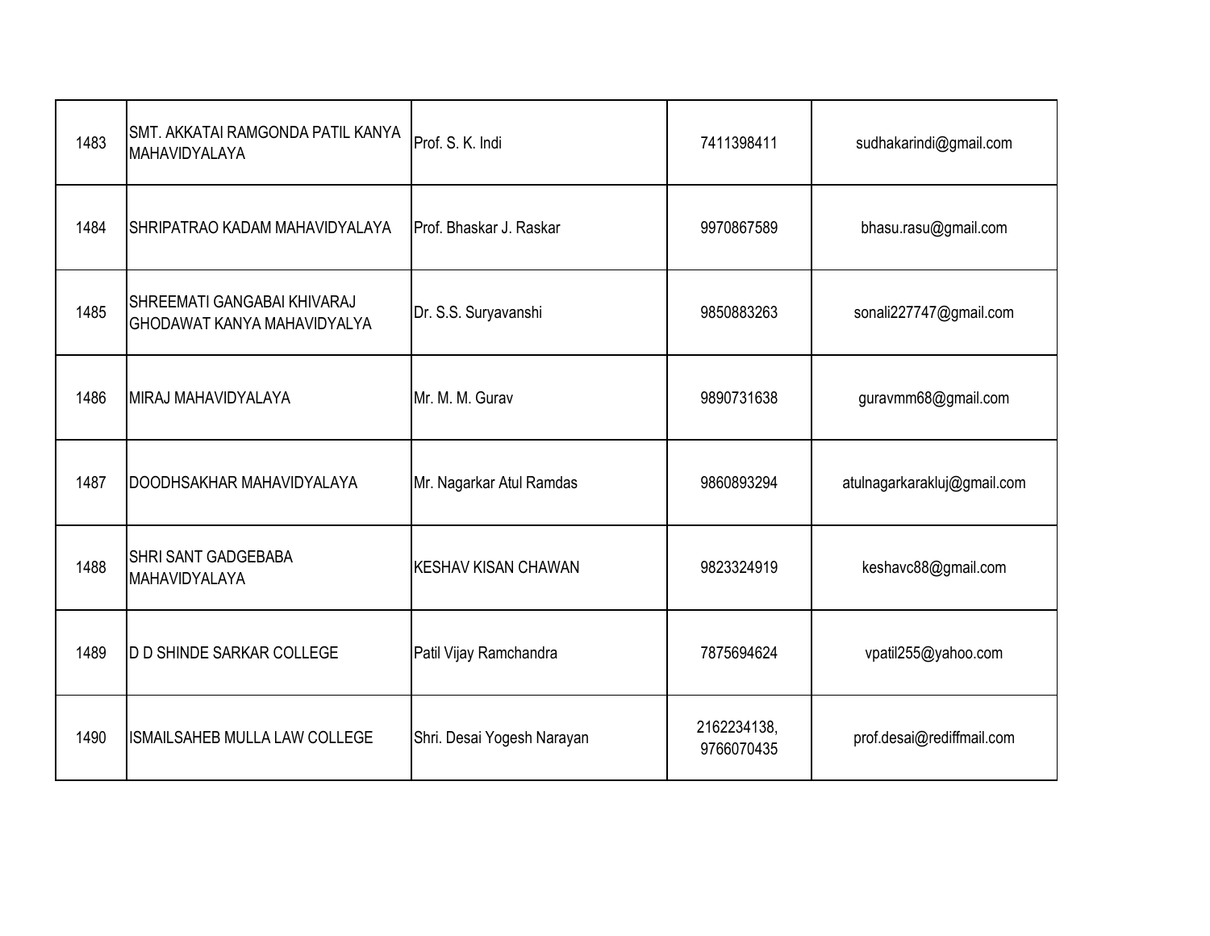| | | | | |
|---|---|---|---|---|
| 1483 | SMT. AKKATAI RAMGONDA PATIL KANYA MAHAVIDYALAYA | Prof. S. K. Indi | 7411398411 | sudhakarindi@gmail.com |
| 1484 | SHRIPATRAO KADAM MAHAVIDYALAYA | Prof. Bhaskar J. Raskar | 9970867589 | bhasu.rasu@gmail.com |
| 1485 | SHREEMATI GANGABAI KHIVARAJ GHODAWAT KANYA MAHAVIDYALYA | Dr. S.S. Suryavanshi | 9850883263 | sonali227747@gmail.com |
| 1486 | MIRAJ MAHAVIDYALAYA | Mr. M. M. Gurav | 9890731638 | guravmm68@gmail.com |
| 1487 | DOODHSAKHAR MAHAVIDYALAYA | Mr. Nagarkar Atul Ramdas | 9860893294 | atulnagarkarakluj@gmail.com |
| 1488 | SHRI SANT GADGEBABA MAHAVIDYALAYA | KESHAV KISAN CHAWAN | 9823324919 | keshavc88@gmail.com |
| 1489 | D D SHINDE SARKAR COLLEGE | Patil Vijay Ramchandra | 7875694624 | vpatil255@yahoo.com |
| 1490 | ISMAILSAHEB MULLA LAW COLLEGE | Shri. Desai Yogesh Narayan | 2162234138, 9766070435 | prof.desai@rediffmail.com |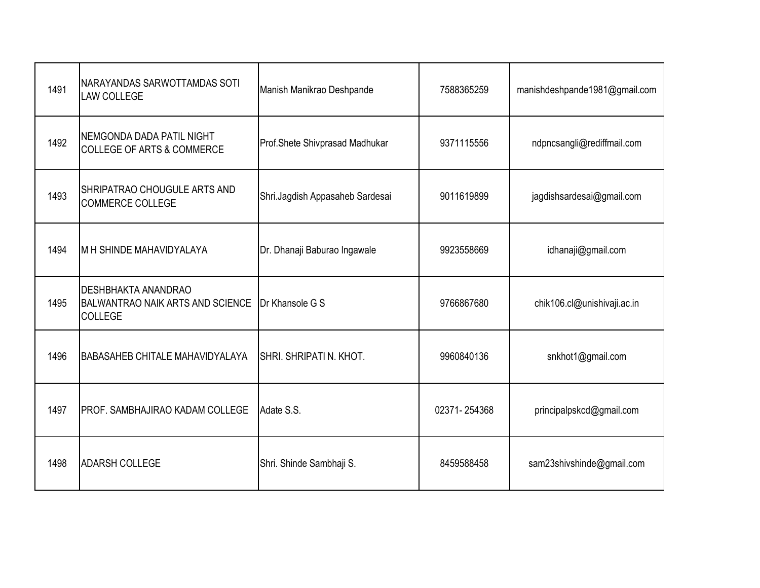| | | | | |
|---|---|---|---|---|
| 1491 | NARAYANDAS SARWOTTAMDAS SOTI LAW COLLEGE | Manish Manikrao Deshpande | 7588365259 | manishdeshpande1981@gmail.com |
| 1492 | NEMGONDA DADA PATIL NIGHT COLLEGE OF ARTS & COMMERCE | Prof.Shete Shivprasad Madhukar | 9371115556 | ndpncsangli@rediffmail.com |
| 1493 | SHRIPATRAO CHOUGULE ARTS AND COMMERCE COLLEGE | Shri.Jagdish Appasaheb Sardesai | 9011619899 | jagdishsardesai@gmail.com |
| 1494 | M H SHINDE MAHAVIDYALAYA | Dr. Dhanaji Baburao Ingawale | 9923558669 | idhanaji@gmail.com |
| 1495 | DESHBHAKTA ANANDRAO BALWANTRAO NAIK ARTS AND SCIENCE COLLEGE | Dr Khansole G S | 9766867680 | chik106.cl@unishivaji.ac.in |
| 1496 | BABASAHEB CHITALE MAHAVIDYALAYA | SHRI. SHRIPATI N. KHOT. | 9960840136 | snkhot1@gmail.com |
| 1497 | PROF. SAMBHAJIRAO KADAM COLLEGE | Adate S.S. | 02371- 254368 | principalpskcd@gmail.com |
| 1498 | ADARSH COLLEGE | Shri. Shinde Sambhaji S. | 8459588458 | sam23shivshinde@gmail.com |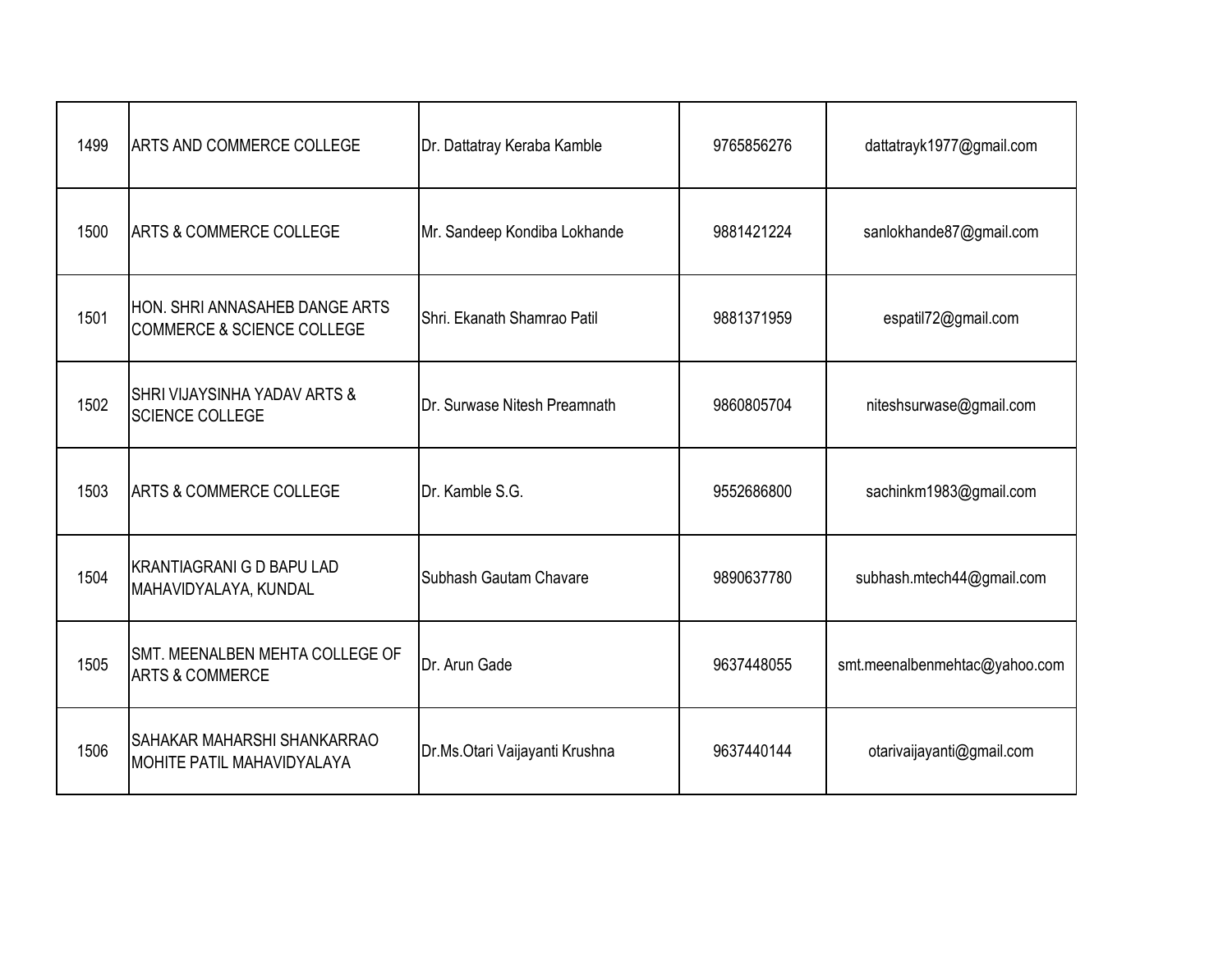| | | | | |
|---|---|---|---|---|
| 1499 | ARTS AND COMMERCE COLLEGE | Dr. Dattatray Keraba Kamble | 9765856276 | dattatrayk1977@gmail.com |
| 1500 | ARTS & COMMERCE COLLEGE | Mr. Sandeep Kondiba Lokhande | 9881421224 | sanlokhande87@gmail.com |
| 1501 | HON. SHRI ANNASAHEB DANGE ARTS COMMERCE & SCIENCE COLLEGE | Shri. Ekanath Shamrao Patil | 9881371959 | espatil72@gmail.com |
| 1502 | SHRI VIJAYSINHA YADAV ARTS & SCIENCE COLLEGE | Dr. Surwase Nitesh Preamnath | 9860805704 | niteshsurwase@gmail.com |
| 1503 | ARTS & COMMERCE COLLEGE | Dr. Kamble S.G. | 9552686800 | sachinkm1983@gmail.com |
| 1504 | KRANTIAGRANI G D BAPU LAD MAHAVIDYALAYA, KUNDAL | Subhash Gautam Chavare | 9890637780 | subhash.mtech44@gmail.com |
| 1505 | SMT. MEENALBEN MEHTA COLLEGE OF ARTS & COMMERCE | Dr. Arun Gade | 9637448055 | smt.meenalbenmehtac@yahoo.com |
| 1506 | SAHAKAR MAHARSHI SHANKARRAO MOHITE PATIL MAHAVIDYALAYA | Dr.Ms.Otari Vaijayanti Krushna | 9637440144 | otarivaijayanti@gmail.com |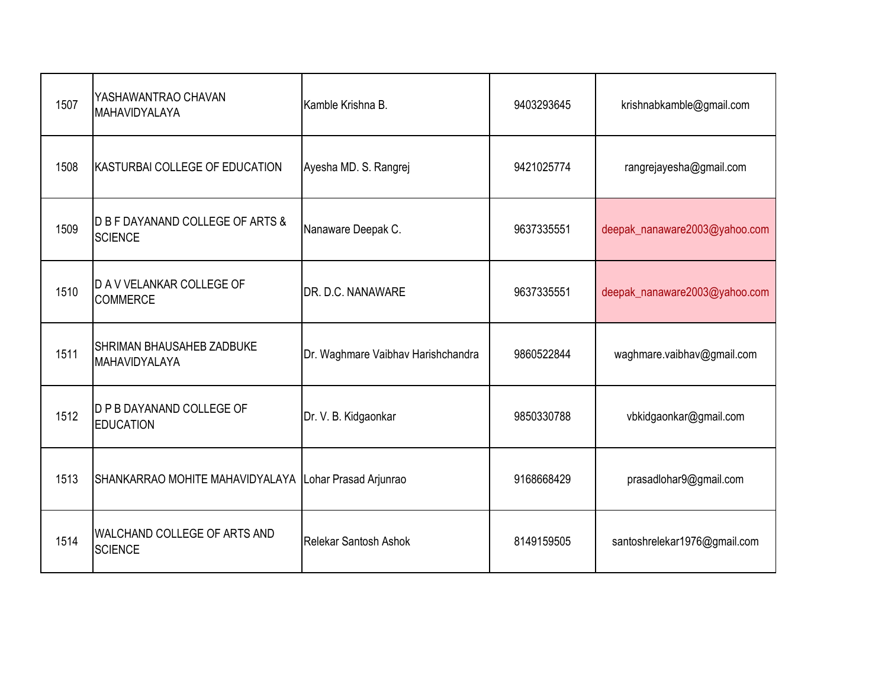| 1507 | YASHAWANTRAO CHAVAN MAHAVIDYALAYA | Kamble Krishna B. | 9403293645 | krishnabkamble@gmail.com |
|---|---|---|---|---|
| 1508 | KASTURBAI COLLEGE OF EDUCATION | Ayesha MD. S. Rangrej | 9421025774 | rangrejayesha@gmail.com |
| 1509 | D B F DAYANAND COLLEGE OF ARTS & SCIENCE | Nanaware Deepak C. | 9637335551 | deepak_nanaware2003@yahoo.com |
| 1510 | D A V VELANKAR COLLEGE OF COMMERCE | DR. D.C. NANAWARE | 9637335551 | deepak_nanaware2003@yahoo.com |
| 1511 | SHRIMAN BHAUSAHEB ZADBUKE MAHAVIDYALAYA | Dr. Waghmare Vaibhav Harishchandra | 9860522844 | waghmare.vaibhav@gmail.com |
| 1512 | D P B DAYANAND COLLEGE OF EDUCATION | Dr. V. B. Kidgaonkar | 9850330788 | vbkidgaonkar@gmail.com |
| 1513 | SHANKARRAO MOHITE MAHAVIDYALAYA | Lohar Prasad Arjunrao | 9168668429 | prasadlohar9@gmail.com |
| 1514 | WALCHAND COLLEGE OF ARTS AND SCIENCE | Relekar Santosh Ashok | 8149159505 | santoshrelekar1976@gmail.com |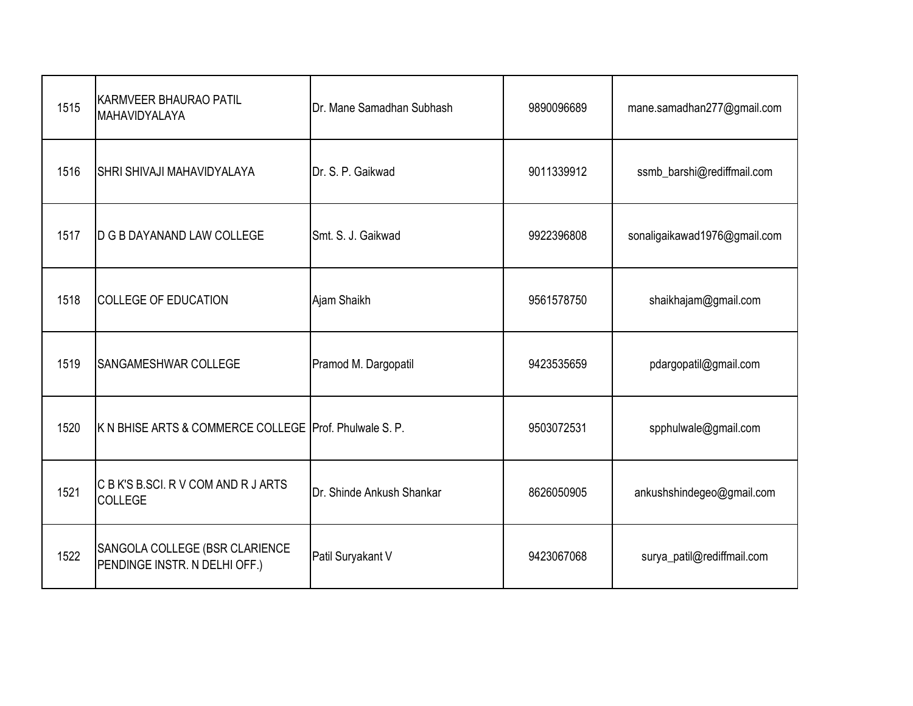| | | | | |
|---|---|---|---|---|
| 1515 | KARMVEER BHAURAO PATIL MAHAVIDYALAYA | Dr. Mane Samadhan Subhash | 9890096689 | mane.samadhan277@gmail.com |
| 1516 | SHRI SHIVAJI MAHAVIDYALAYA | Dr. S. P. Gaikwad | 9011339912 | ssmb_barshi@rediffmail.com |
| 1517 | D G B DAYANAND LAW COLLEGE | Smt. S. J. Gaikwad | 9922396808 | sonaligaikawad1976@gmail.com |
| 1518 | COLLEGE OF EDUCATION | Ajam Shaikh | 9561578750 | shaikhajam@gmail.com |
| 1519 | SANGAMESHWAR COLLEGE | Pramod M. Dargopatil | 9423535659 | pdargopatil@gmail.com |
| 1520 | K N BHISE ARTS & COMMERCE COLLEGE | Prof. Phulwale S. P. | 9503072531 | spphulwale@gmail.com |
| 1521 | C B K'S B.SCI. R V COM AND R J ARTS COLLEGE | Dr. Shinde Ankush Shankar | 8626050905 | ankushshindegeo@gmail.com |
| 1522 | SANGOLA COLLEGE (BSR CLARIENCE PENDINGE INSTR. N DELHI OFF.) | Patil Suryakant V | 9423067068 | surya_patil@rediffmail.com |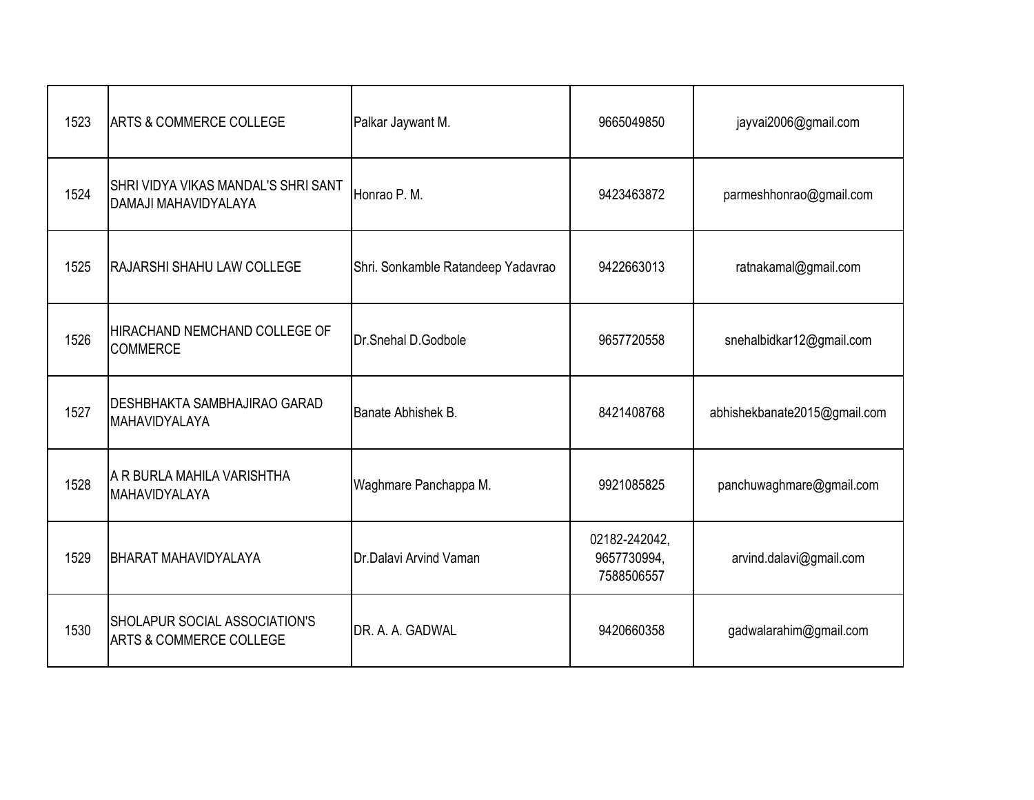| | | | | |
|---|---|---|---|---|
| 1523 | ARTS & COMMERCE COLLEGE | Palkar Jaywant M. | 9665049850 | jayvai2006@gmail.com |
| 1524 | SHRI VIDYA VIKAS MANDAL'S SHRI SANT DAMAJI MAHAVIDYALAYA | Honrao P. M. | 9423463872 | parmeshhonrao@gmail.com |
| 1525 | RAJARSHI SHAHU LAW COLLEGE | Shri. Sonkamble Ratandeep Yadavrao | 9422663013 | ratnakamal@gmail.com |
| 1526 | HIRACHAND NEMCHAND COLLEGE OF COMMERCE | Dr.Snehal D.Godbole | 9657720558 | snehalbidkar12@gmail.com |
| 1527 | DESHBHAKTA SAMBHAJIRAO GARAD MAHAVIDYALAYA | Banate Abhishek B. | 8421408768 | abhishekbanate2015@gmail.com |
| 1528 | A R BURLA MAHILA VARISHTHA MAHAVIDYALAYA | Waghmare Panchappa M. | 9921085825 | panchuwaghmare@gmail.com |
| 1529 | BHARAT MAHAVIDYALAYA | Dr.Dalavi Arvind Vaman | 02182-242042, 9657730994, 7588506557 | arvind.dalavi@gmail.com |
| 1530 | SHOLAPUR SOCIAL ASSOCIATION'S ARTS & COMMERCE COLLEGE | DR. A. A. GADWAL | 9420660358 | gadwalarahim@gmail.com |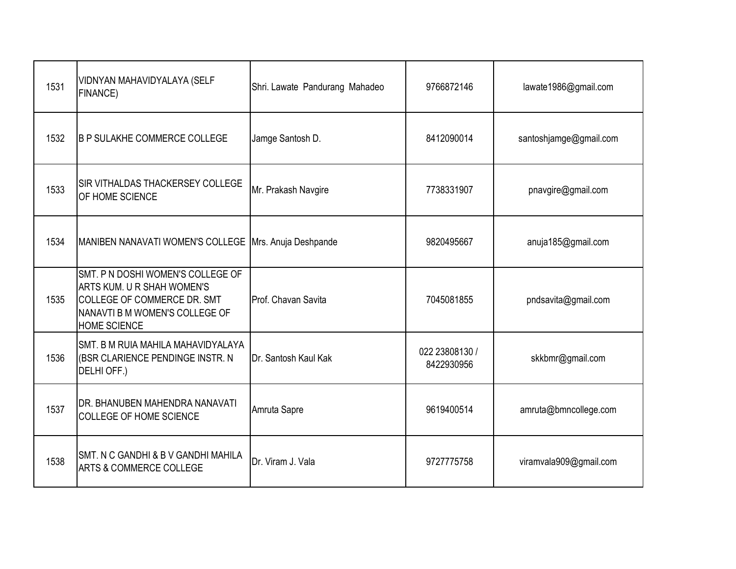| | | | | |
|---|---|---|---|---|
| 1531 | VIDNYAN MAHAVIDYALAYA (SELF FINANCE) | Shri. Lawate Pandurang Mahadeo | 9766872146 | lawate1986@gmail.com |
| 1532 | B P SULAKHE COMMERCE COLLEGE | Jamge Santosh D. | 8412090014 | santoshjamge@gmail.com |
| 1533 | SIR VITHALDAS THACKERSEY COLLEGE OF HOME SCIENCE | Mr. Prakash Navgire | 7738331907 | pnavgire@gmail.com |
| 1534 | MANIBEN NANAVATI WOMEN'S COLLEGE | Mrs. Anuja Deshpande | 9820495667 | anuja185@gmail.com |
| 1535 | SMT. P N DOSHI WOMEN'S COLLEGE OF ARTS KUM. U R SHAH WOMEN'S COLLEGE OF COMMERCE DR. SMT NANAVTI B M WOMEN'S COLLEGE OF HOME SCIENCE | Prof. Chavan Savita | 7045081855 | pndsavita@gmail.com |
| 1536 | SMT. B M RUIA MAHILA MAHAVIDYALAYA (BSR CLARIENCE PENDINGE INSTR. N DELHI OFF.) | Dr. Santosh Kaul Kak | 022 23808130 / 8422930956 | skkbmr@gmail.com |
| 1537 | DR. BHANUBEN MAHENDRA NANAVATI COLLEGE OF HOME SCIENCE | Amruta Sapre | 9619400514 | amruta@bmncollege.com |
| 1538 | SMT. N C GANDHI & B V GANDHI MAHILA ARTS & COMMERCE COLLEGE | Dr. Viram J. Vala | 9727775758 | viramvala909@gmail.com |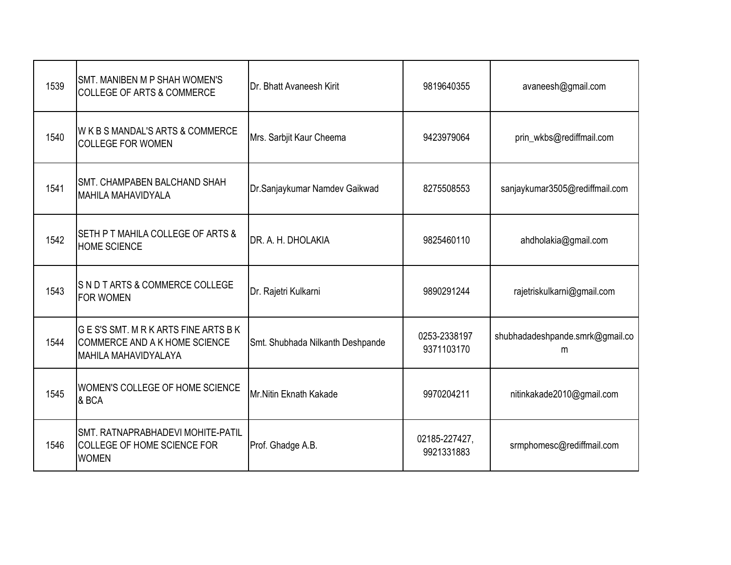| | | | | |
|---|---|---|---|---|
| 1539 | SMT. MANIBEN M P SHAH WOMEN'S COLLEGE OF ARTS & COMMERCE | Dr. Bhatt Avaneesh Kirit | 9819640355 | avaneesh@gmail.com |
| 1540 | W K B S MANDAL'S ARTS & COMMERCE COLLEGE FOR WOMEN | Mrs. Sarbjit Kaur Cheema | 9423979064 | prin_wkbs@rediffmail.com |
| 1541 | SMT. CHAMPABEN BALCHAND SHAH MAHILA MAHAVIDYALA | Dr.Sanjaykumar Namdev Gaikwad | 8275508553 | sanjaykumar3505@rediffmail.com |
| 1542 | SETH P T MAHILA COLLEGE OF ARTS & HOME SCIENCE | DR. A. H. DHOLAKIA | 9825460110 | ahdholakia@gmail.com |
| 1543 | S N D T ARTS & COMMERCE COLLEGE FOR WOMEN | Dr. Rajetri Kulkarni | 9890291244 | rajetriskulkarni@gmail.com |
| 1544 | G E S'S SMT. M R K ARTS FINE ARTS B K COMMERCE AND A K HOME SCIENCE MAHILA MAHAVIDYALAYA | Smt. Shubhada Nilkanth Deshpande | 0253-2338197 9371103170 | shubhadadeshpande.smrk@gmail.com |
| 1545 | WOMEN'S COLLEGE OF HOME SCIENCE & BCA | Mr.Nitin Eknath Kakade | 9970204211 | nitinkakade2010@gmail.com |
| 1546 | SMT. RATNAPRABHADEVI MOHITE-PATIL COLLEGE OF HOME SCIENCE FOR WOMEN | Prof. Ghadge A.B. | 02185-227427, 9921331883 | srmphomesc@rediffmail.com |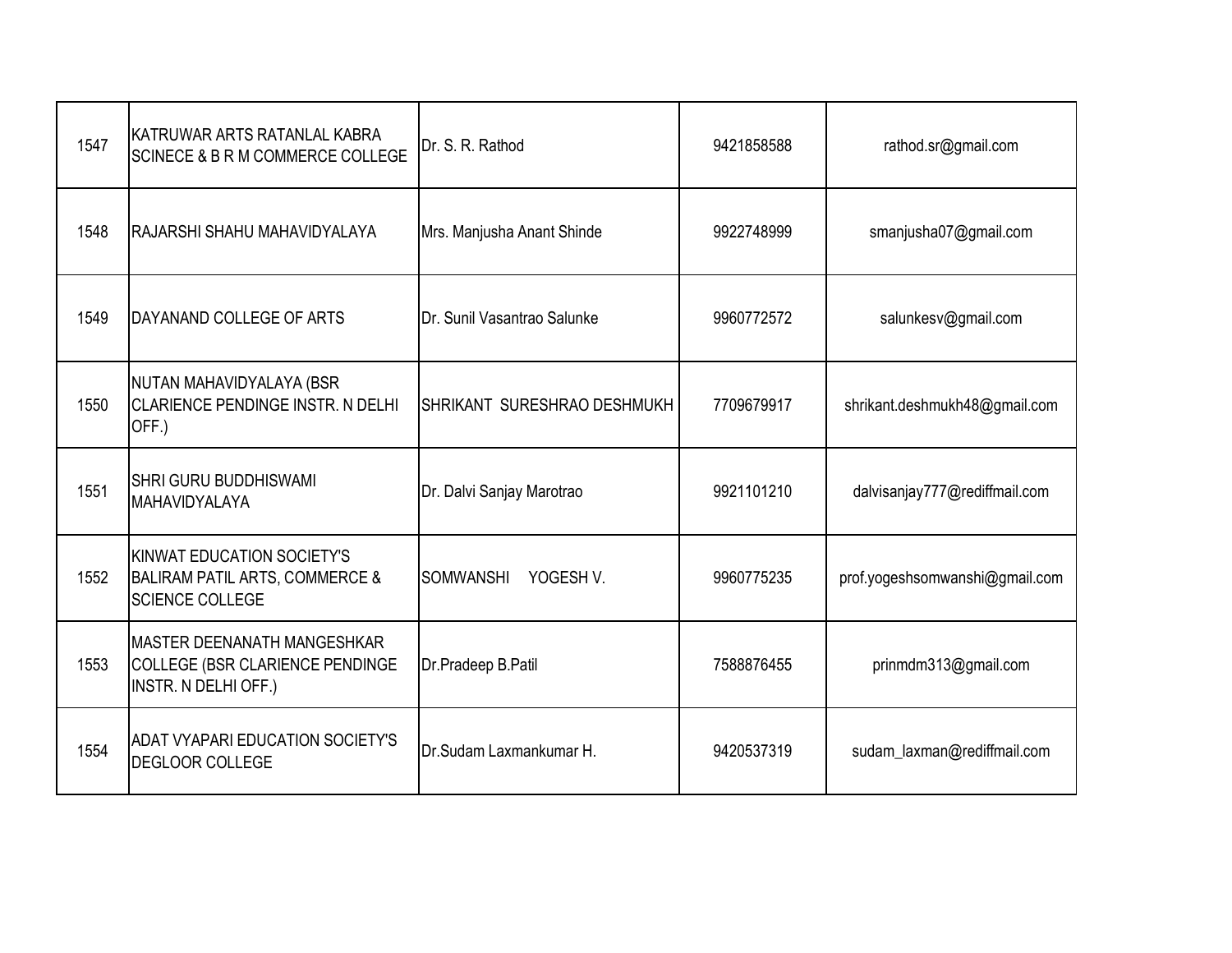| | | | | |
|---|---|---|---|---|
| 1547 | KATRUWAR ARTS RATANLAL KABRA SCINECE & B R M COMMERCE COLLEGE | Dr. S. R. Rathod | 9421858588 | rathod.sr@gmail.com |
| 1548 | RAJARSHI SHAHU MAHAVIDYALAYA | Mrs. Manjusha Anant Shinde | 9922748999 | smanjusha07@gmail.com |
| 1549 | DAYANAND COLLEGE OF ARTS | Dr. Sunil Vasantrao Salunke | 9960772572 | salunkesv@gmail.com |
| 1550 | NUTAN MAHAVIDYALAYA (BSR CLARIENCE PENDINGE INSTR. N DELHI OFF.) | SHRIKANT SURESHRAO DESHMUKH | 7709679917 | shrikant.deshmukh48@gmail.com |
| 1551 | SHRI GURU BUDDHISWAMI MAHAVIDYALAYA | Dr. Dalvi Sanjay Marotrao | 9921101210 | dalvisanjay777@rediffmail.com |
| 1552 | KINWAT EDUCATION SOCIETY'S BALIRAM PATIL ARTS, COMMERCE & SCIENCE COLLEGE | SOMWANSHI YOGESH V. | 9960775235 | prof.yogeshsomwanshi@gmail.com |
| 1553 | MASTER DEENANATH MANGESHKAR COLLEGE (BSR CLARIENCE PENDINGE INSTR. N DELHI OFF.) | Dr.Pradeep B.Patil | 7588876455 | prinmdm313@gmail.com |
| 1554 | ADAT VYAPARI EDUCATION SOCIETY'S DEGLOOR COLLEGE | Dr.Sudam Laxmankumar H. | 9420537319 | sudam_laxman@rediffmail.com |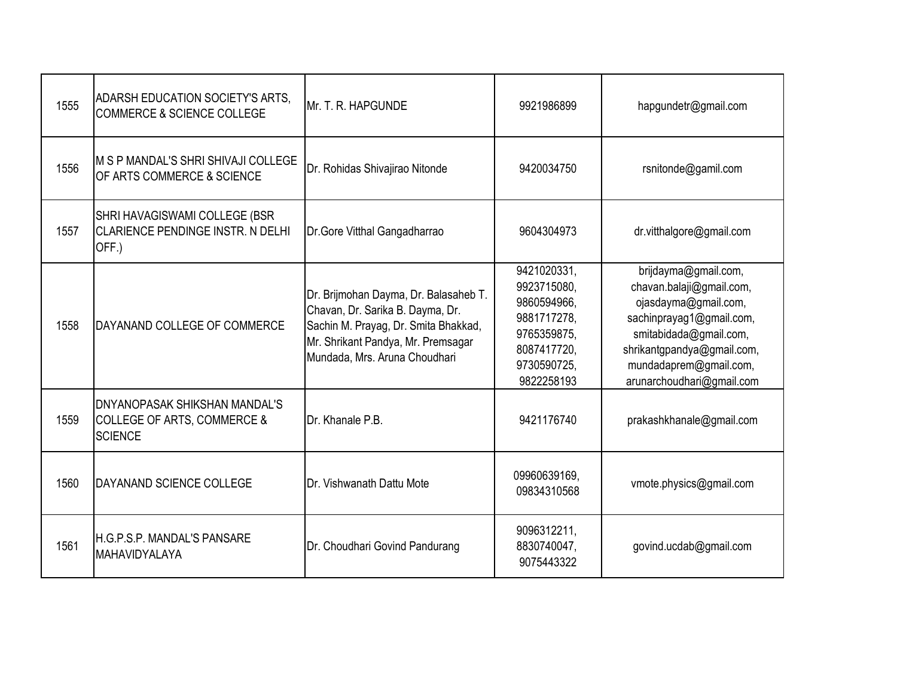| 1555 | ADARSH EDUCATION SOCIETY'S ARTS, COMMERCE & SCIENCE COLLEGE | Mr. T. R. HAPGUNDE | 9921986899 | hapgundetr@gmail.com |
|---|---|---|---|---|
| 1556 | M S P MANDAL'S SHRI SHIVAJI COLLEGE OF ARTS COMMERCE & SCIENCE | Dr. Rohidas Shivajirao Nitonde | 9420034750 | rsnitonde@gamil.com |
| 1557 | SHRI HAVAGISWAMI COLLEGE (BSR CLARIENCE PENDINGE INSTR. N DELHI OFF.) | Dr.Gore Vitthal Gangadharrao | 9604304973 | dr.vitthalgore@gmail.com |
| 1558 | DAYANAND COLLEGE OF COMMERCE | Dr. Brijmohan Dayma, Dr. Balasaheb T. Chavan, Dr. Sarika B. Dayma, Dr. Sachin M. Prayag, Dr. Smita Bhakkad, Mr. Shrikant Pandya, Mr. Premsagar Mundada, Mrs. Aruna Choudhari | 9421020331, 9923715080, 9860594966, 9881717278, 9765359875, 8087417720, 9730590725, 9822258193 | brijdayma@gmail.com, chavan.balaji@gmail.com, ojasdayma@gmail.com, sachinprayag1@gmail.com, smitabidada@gmail.com, shrikantgpandya@gmail.com, mundadaprem@gmail.com, arunarchoudhari@gmail.com |
| 1559 | DNYANOPASAK SHIKSHAN MANDAL'S COLLEGE OF ARTS, COMMERCE & SCIENCE | Dr. Khanale P.B. | 9421176740 | prakashkhanale@gmail.com |
| 1560 | DAYANAND SCIENCE COLLEGE | Dr. Vishwanath Dattu Mote | 09960639169, 09834310568 | vmote.physics@gmail.com |
| 1561 | H.G.P.S.P. MANDAL'S PANSARE MAHAVIDYALAYA | Dr. Choudhari Govind Pandurang | 9096312211, 8830740047, 9075443322 | govind.ucdab@gmail.com |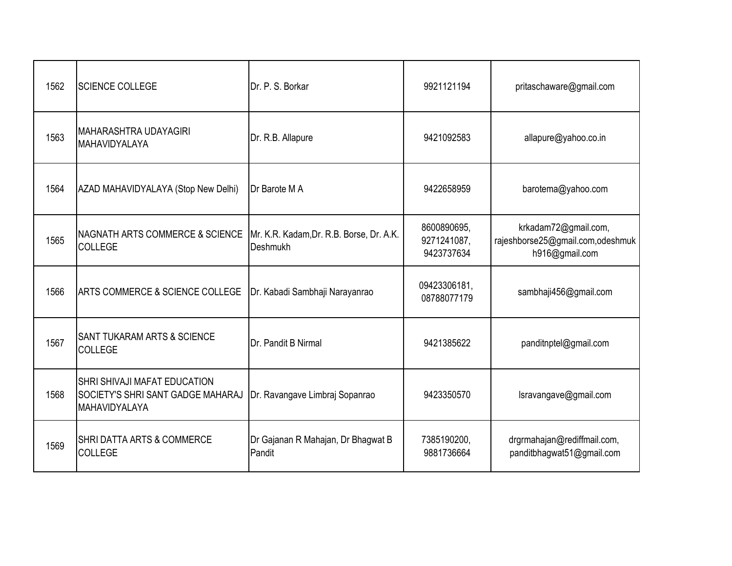| | | | | |
|---|---|---|---|---|
| 1562 | SCIENCE COLLEGE | Dr. P. S. Borkar | 9921121194 | pritaschaware@gmail.com |
| 1563 | MAHARASHTRA UDAYAGIRI MAHAVIDYALAYA | Dr. R.B. Allapure | 9421092583 | allapure@yahoo.co.in |
| 1564 | AZAD MAHAVIDYALAYA (Stop New Delhi) | Dr Barote M A | 9422658959 | barotema@yahoo.com |
| 1565 | NAGNATH ARTS COMMERCE & SCIENCE COLLEGE | Mr. K.R. Kadam,Dr. R.B. Borse, Dr. A.K. Deshmukh | 8600890695, 9271241087, 9423737634 | krkadam72@gmail.com, rajeshborse25@gmail.com,odeshmukh916@gmail.com |
| 1566 | ARTS COMMERCE & SCIENCE COLLEGE | Dr. Kabadi Sambhaji Narayanrao | 09423306181, 08788077179 | sambhaji456@gmail.com |
| 1567 | SANT TUKARAM ARTS & SCIENCE COLLEGE | Dr. Pandit B Nirmal | 9421385622 | panditnptel@gmail.com |
| 1568 | SHRI SHIVAJI MAFAT EDUCATION SOCIETY'S SHRI SANT GADGE MAHARAJ MAHAVIDYALAYA | Dr. Ravangave Limbraj Sopanrao | 9423350570 | lsravangave@gmail.com |
| 1569 | SHRI DATTA ARTS & COMMERCE COLLEGE | Dr Gajanan R Mahajan, Dr Bhagwat B Pandit | 7385190200, 9881736664 | drgrmahajan@rediffmail.com, panditbhagwat51@gmail.com |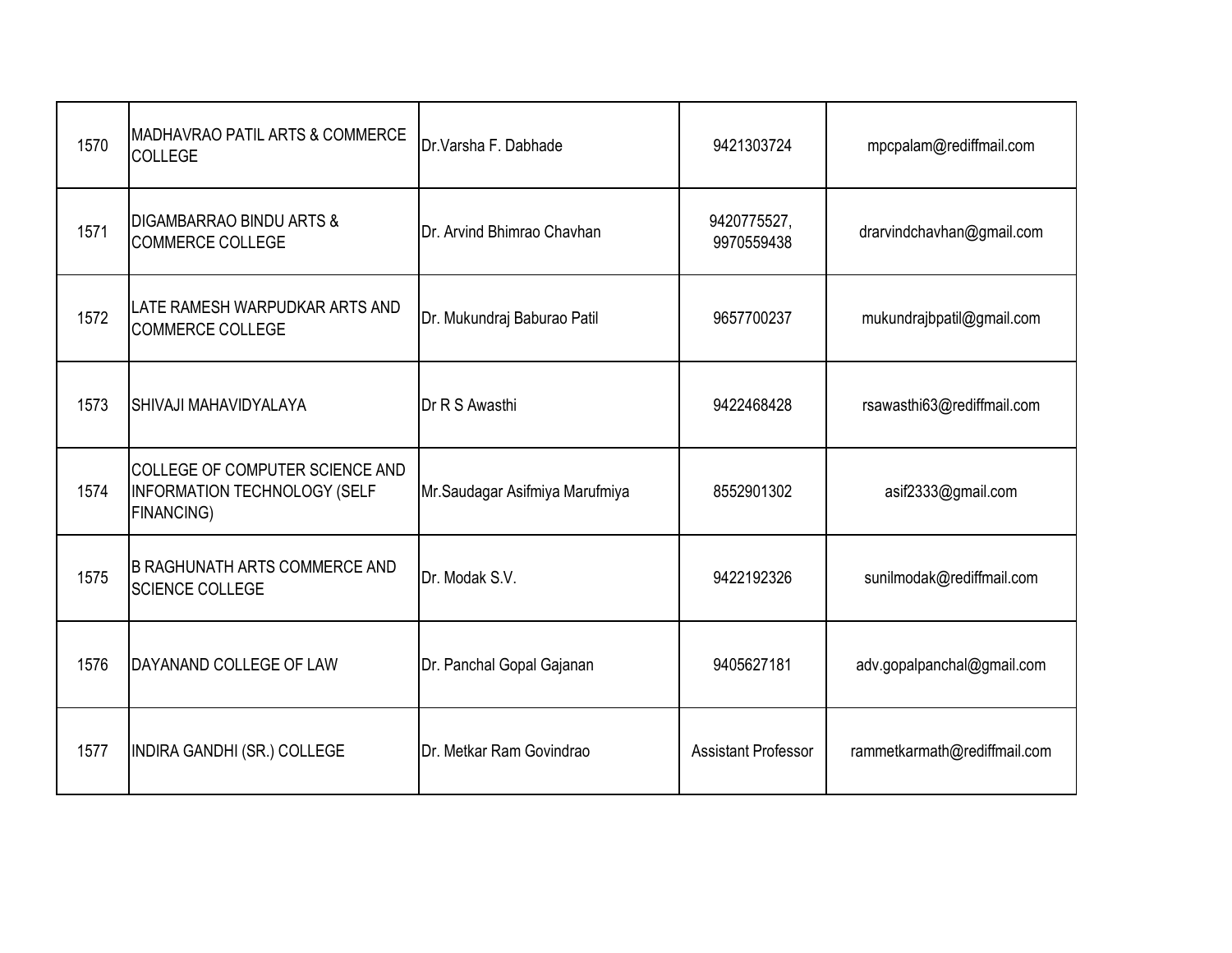| | | | | |
|---|---|---|---|---|
| 1570 | MADHAVRAO PATIL ARTS & COMMERCE COLLEGE | Dr.Varsha F. Dabhade | 9421303724 | mpcpalam@rediffmail.com |
| 1571 | DIGAMBARRAO BINDU ARTS & COMMERCE COLLEGE | Dr. Arvind Bhimrao Chavhan | 9420775527, 9970559438 | drarvindchavhan@gmail.com |
| 1572 | LATE RAMESH WARPUDKAR ARTS AND COMMERCE COLLEGE | Dr. Mukundraj Baburao Patil | 9657700237 | mukundrajbpatil@gmail.com |
| 1573 | SHIVAJI MAHAVIDYALAYA | Dr R S Awasthi | 9422468428 | rsawasthi63@rediffmail.com |
| 1574 | COLLEGE OF COMPUTER SCIENCE AND INFORMATION TECHNOLOGY (SELF FINANCING) | Mr.Saudagar Asifmiya Marufmiya | 8552901302 | asif2333@gmail.com |
| 1575 | B RAGHUNATH ARTS COMMERCE AND SCIENCE COLLEGE | Dr. Modak S.V. | 9422192326 | sunilmodak@rediffmail.com |
| 1576 | DAYANAND COLLEGE OF LAW | Dr. Panchal Gopal Gajanan | 9405627181 | adv.gopalpanchal@gmail.com |
| 1577 | INDIRA GANDHI (SR.) COLLEGE | Dr. Metkar Ram Govindrao | Assistant Professor | rammetkarmath@rediffmail.com |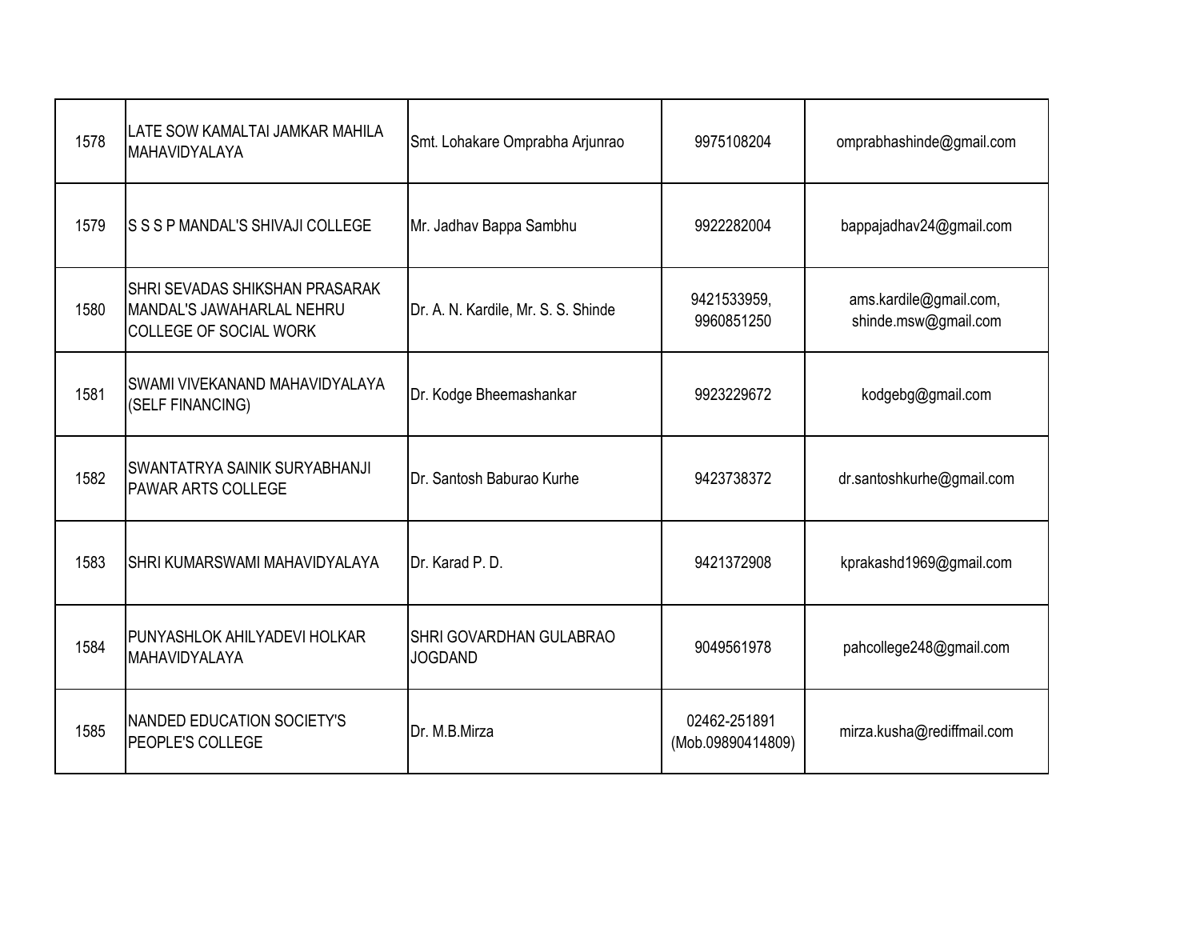| | | | | |
|---|---|---|---|---|
| 1578 | LATE SOW KAMALTAI JAMKAR MAHILA MAHAVIDYALAYA | Smt. Lohakare Omprabha Arjunrao | 9975108204 | omprabhashinde@gmail.com |
| 1579 | S S S P MANDAL'S SHIVAJI COLLEGE | Mr. Jadhav Bappa Sambhu | 9922282004 | bappajadhav24@gmail.com |
| 1580 | SHRI SEVADAS SHIKSHAN PRASARAK MANDAL'S JAWAHARLAL NEHRU COLLEGE OF SOCIAL WORK | Dr. A. N. Kardile, Mr. S. S. Shinde | 9421533959, 9960851250 | ams.kardile@gmail.com, shinde.msw@gmail.com |
| 1581 | SWAMI VIVEKANAND MAHAVIDYALAYA (SELF FINANCING) | Dr. Kodge Bheemashankar | 9923229672 | kodgebg@gmail.com |
| 1582 | SWANTATRYA SAINIK SURYABHANJI PAWAR ARTS COLLEGE | Dr. Santosh Baburao Kurhe | 9423738372 | dr.santoshkurhe@gmail.com |
| 1583 | SHRI KUMARSWAMI MAHAVIDYALAYA | Dr. Karad P. D. | 9421372908 | kprakashd1969@gmail.com |
| 1584 | PUNYASHLOK AHILYADEVI HOLKAR MAHAVIDYALAYA | SHRI GOVARDHAN GULABRAO JOGDAND | 9049561978 | pahcollege248@gmail.com |
| 1585 | NANDED EDUCATION SOCIETY'S PEOPLE'S COLLEGE | Dr. M.B.Mirza | 02462-251891 (Mob.09890414809) | mirza.kusha@rediffmail.com |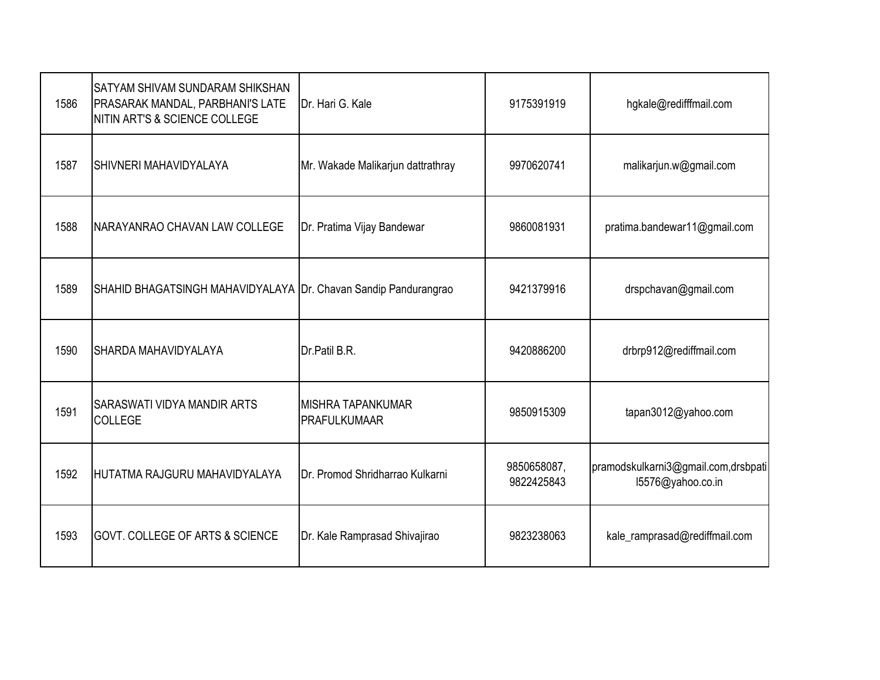| | | | | |
|---|---|---|---|---|
| 1586 | SATYAM SHIVAM SUNDARAM SHIKSHAN PRASARAK MANDAL, PARBHANI'S LATE NITIN ART'S & SCIENCE COLLEGE | Dr. Hari G. Kale | 9175391919 | hgkale@redifffmail.com |
| 1587 | SHIVNERI MAHAVIDYALAYA | Mr. Wakade Malikarjun dattrathray | 9970620741 | malikarjun.w@gmail.com |
| 1588 | NARAYANRAO CHAVAN LAW COLLEGE | Dr. Pratima Vijay Bandewar | 9860081931 | pratima.bandewar11@gmail.com |
| 1589 | SHAHID BHAGATSINGH MAHAVIDYALAYA | Dr. Chavan Sandip Pandurangrao | 9421379916 | drspchavan@gmail.com |
| 1590 | SHARDA MAHAVIDYALAYA | Dr.Patil B.R. | 9420886200 | drbrp912@rediffmail.com |
| 1591 | SARASWATI VIDYA MANDIR ARTS COLLEGE | MISHRA TAPANKUMAR PRAFULKUMAAR | 9850915309 | tapan3012@yahoo.com |
| 1592 | HUTATMA RAJGURU MAHAVIDYALAYA | Dr. Promod Shridharrao Kulkarni | 9850658087, 9822425843 | pramodskulkarni3@gmail.com,drsbpatil5576@yahoo.co.in |
| 1593 | GOVT. COLLEGE OF ARTS & SCIENCE | Dr. Kale Ramprasad Shivajirao | 9823238063 | kale_ramprasad@rediffmail.com |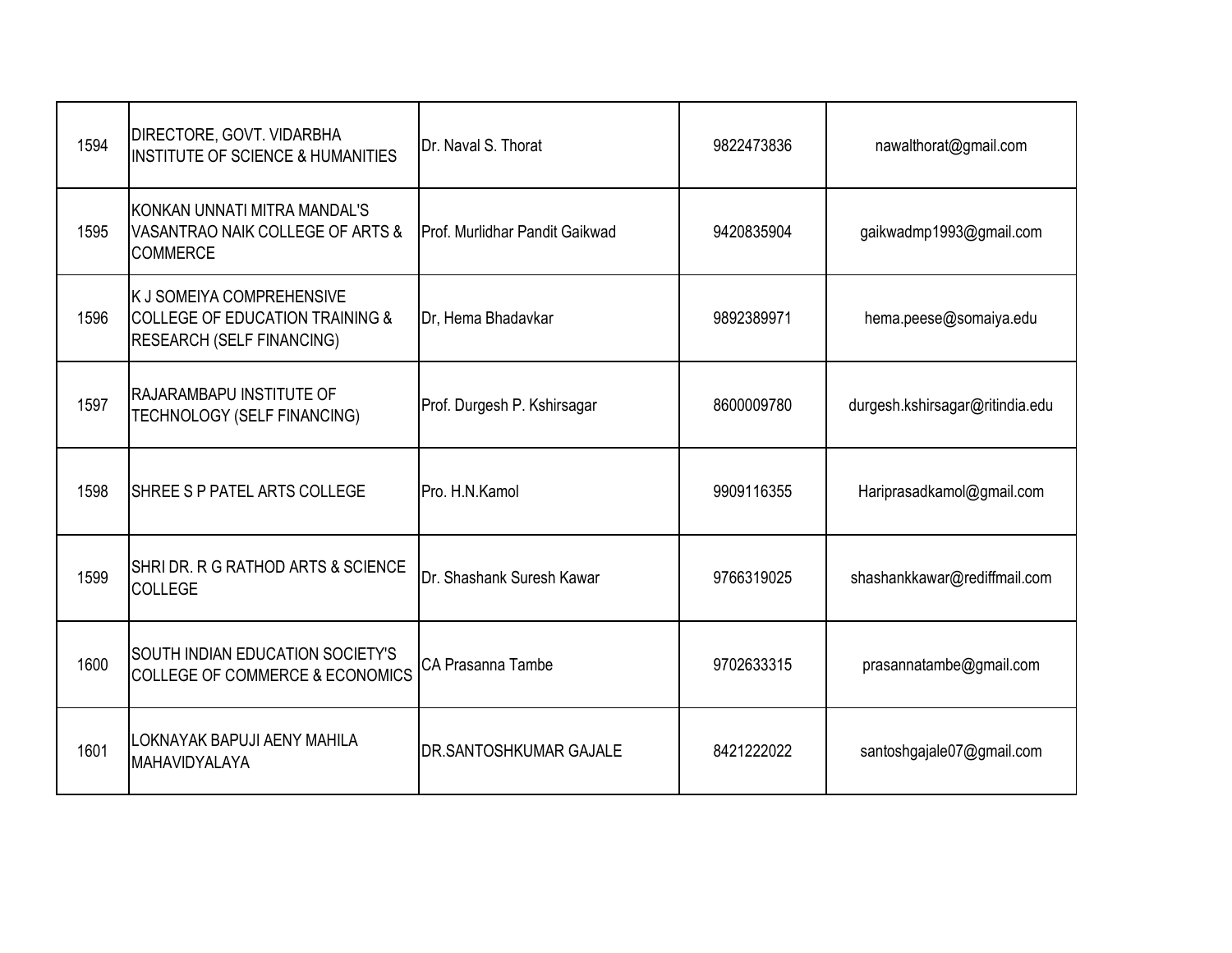| | | | | |
|---|---|---|---|---|
| 1594 | DIRECTORE, GOVT. VIDARBHA INSTITUTE OF SCIENCE & HUMANITIES | Dr. Naval S. Thorat | 9822473836 | nawalthorat@gmail.com |
| 1595 | KONKAN UNNATI MITRA MANDAL'S VASANTRAO NAIK COLLEGE OF ARTS & COMMERCE | Prof. Murlidhar Pandit Gaikwad | 9420835904 | gaikwadmp1993@gmail.com |
| 1596 | K J SOMEIYA COMPREHENSIVE COLLEGE OF EDUCATION TRAINING & RESEARCH (SELF FINANCING) | Dr, Hema Bhadavkar | 9892389971 | hema.peese@somaiya.edu |
| 1597 | RAJARAMBAPU INSTITUTE OF TECHNOLOGY (SELF FINANCING) | Prof. Durgesh P. Kshirsagar | 8600009780 | durgesh.kshirsagar@ritindia.edu |
| 1598 | SHREE S P PATEL ARTS COLLEGE | Pro. H.N.Kamol | 9909116355 | Hariprasadkamol@gmail.com |
| 1599 | SHRI DR. R G RATHOD ARTS & SCIENCE COLLEGE | Dr. Shashank Suresh Kawar | 9766319025 | shashankkawar@rediffmail.com |
| 1600 | SOUTH INDIAN EDUCATION SOCIETY'S COLLEGE OF COMMERCE & ECONOMICS | CA Prasanna Tambe | 9702633315 | prasannatambe@gmail.com |
| 1601 | LOKNAYAK BAPUJI AENY MAHILA MAHAVIDYALAYA | DR.SANTOSHKUMAR GAJALE | 8421222022 | santoshgajale07@gmail.com |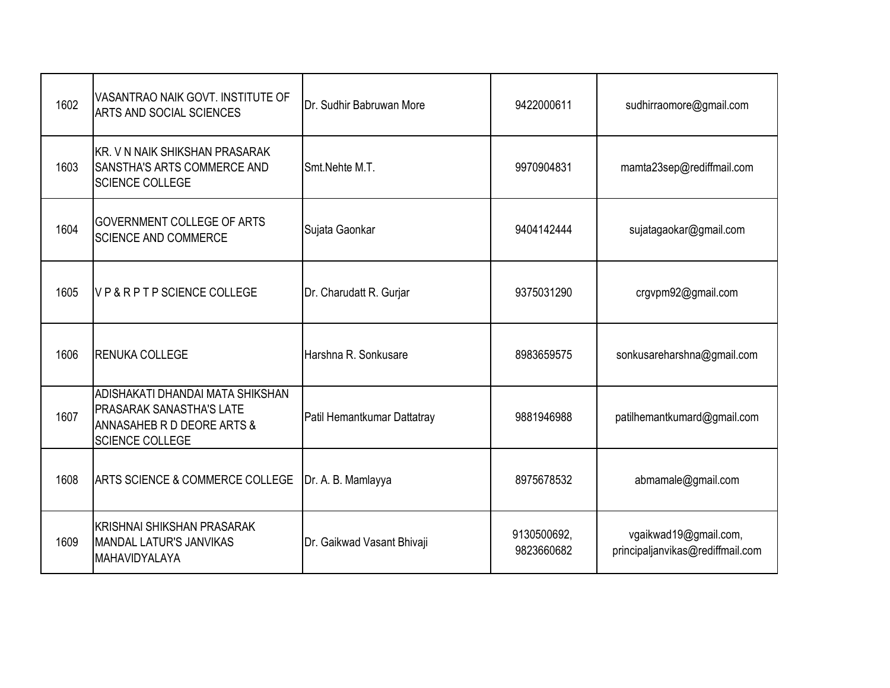| | | | | |
|---|---|---|---|---|
| 1602 | VASANTRAO NAIK GOVT. INSTITUTE OF ARTS AND SOCIAL SCIENCES | Dr. Sudhir Babruwan More | 9422000611 | sudhirraomore@gmail.com |
| 1603 | KR. V N NAIK SHIKSHAN PRASARAK SANSTHA'S ARTS COMMERCE AND SCIENCE COLLEGE | Smt.Nehte M.T. | 9970904831 | mamta23sep@rediffmail.com |
| 1604 | GOVERNMENT COLLEGE OF ARTS SCIENCE AND COMMERCE | Sujata Gaonkar | 9404142444 | sujatagaokar@gmail.com |
| 1605 | V P & R P T P SCIENCE COLLEGE | Dr. Charudatt R. Gurjar | 9375031290 | crgvpm92@gmail.com |
| 1606 | RENUKA COLLEGE | Harshna R. Sonkusare | 8983659575 | sonkusareharshna@gmail.com |
| 1607 | ADISHAKATI DHANDAI MATA SHIKSHAN PRASARAK SANASTHA'S LATE ANNASAHEB R D DEORE ARTS & SCIENCE COLLEGE | Patil Hemantkumar Dattatray | 9881946988 | patilhemantkumard@gmail.com |
| 1608 | ARTS SCIENCE & COMMERCE COLLEGE | Dr. A. B. Mamlayya | 8975678532 | abmamale@gmail.com |
| 1609 | KRISHNAI SHIKSHAN PRASARAK MANDAL LATUR'S JANVIKAS MAHAVIDYALAYA | Dr. Gaikwad Vasant Bhivaji | 9130500692, 9823660682 | vgaikwad19@gmail.com, principaljanvikas@rediffmail.com |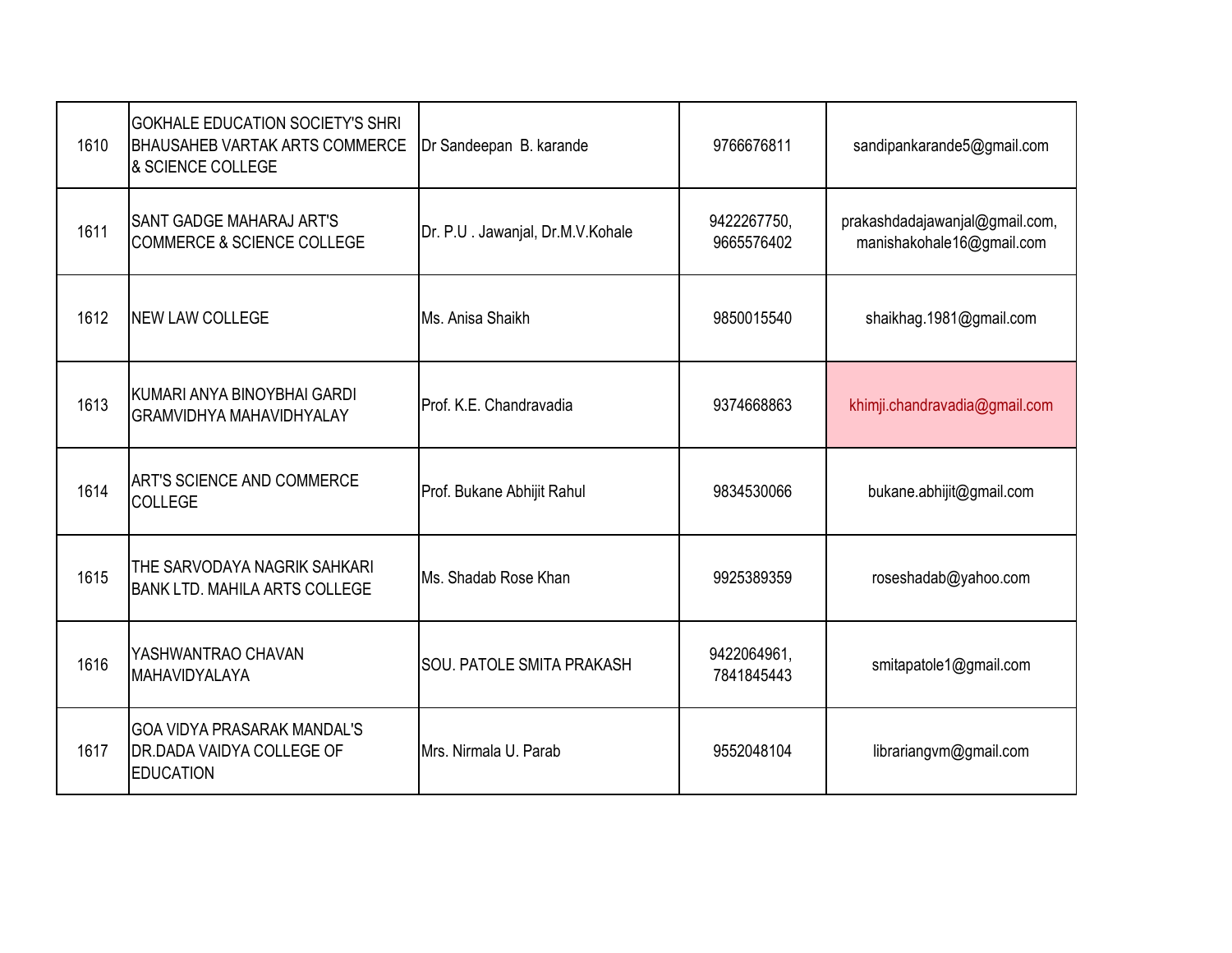| 1610 | GOKHALE EDUCATION SOCIETY'S SHRI BHAUSAHEB VARTAK ARTS COMMERCE & SCIENCE COLLEGE | Dr Sandeepan B. karande | 9766676811 | sandipankarande5@gmail.com |
|---|---|---|---|---|
| 1611 | SANT GADGE MAHARAJ ART'S COMMERCE & SCIENCE COLLEGE | Dr. P.U . Jawanjal, Dr.M.V.Kohale | 9422267750, 9665576402 | prakashdadajawanjal@gmail.com, manishakohale16@gmail.com |
| 1612 | NEW LAW COLLEGE | Ms. Anisa Shaikh | 9850015540 | shaikhag.1981@gmail.com |
| 1613 | KUMARI ANYA BINOYBHAI GARDI GRAMVIDHYA MAHAVIDHYALAY | Prof. K.E. Chandravadia | 9374668863 | khimji.chandravadia@gmail.com |
| 1614 | ART'S SCIENCE AND COMMERCE COLLEGE | Prof. Bukane Abhijit Rahul | 9834530066 | bukane.abhijit@gmail.com |
| 1615 | THE SARVODAYA NAGRIK SAHKARI BANK LTD. MAHILA ARTS COLLEGE | Ms. Shadab Rose Khan | 9925389359 | roseshadab@yahoo.com |
| 1616 | YASHWANTRAO CHAVAN MAHAVIDYALAYA | SOU. PATOLE SMITA PRAKASH | 9422064961, 7841845443 | smitapatole1@gmail.com |
| 1617 | GOA VIDYA PRASARAK MANDAL'S DR.DADA VAIDYA COLLEGE OF EDUCATION | Mrs. Nirmala U. Parab | 9552048104 | librariangvm@gmail.com |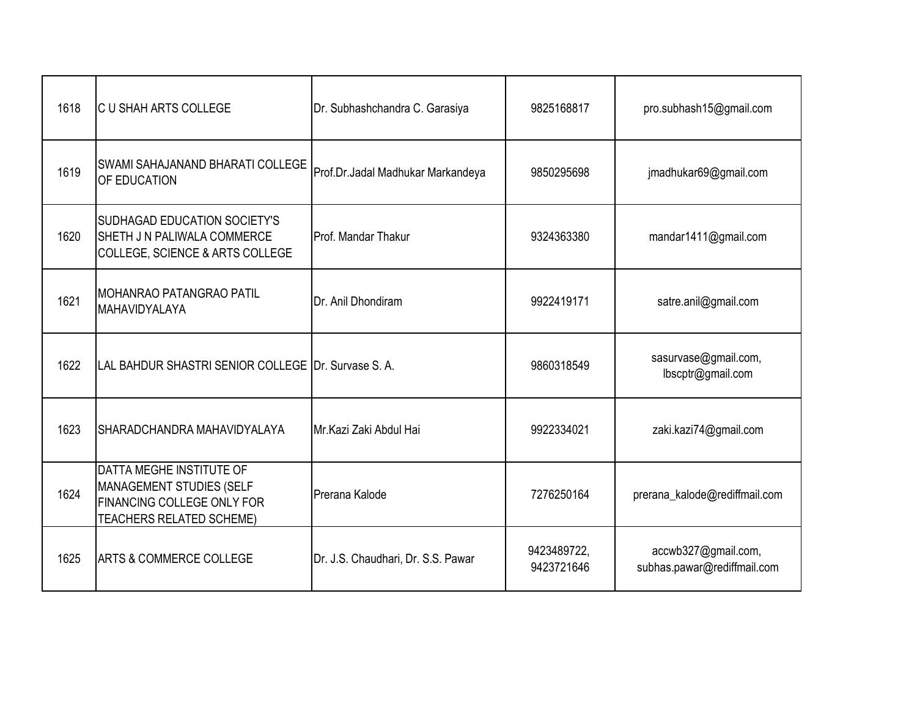| | | | | |
|---|---|---|---|---|
| 1618 | C U SHAH ARTS COLLEGE | Dr. Subhashchandra C. Garasiya | 9825168817 | pro.subhash15@gmail.com |
| 1619 | SWAMI SAHAJANAND BHARATI COLLEGE OF EDUCATION | Prof.Dr.Jadal Madhukar Markandeya | 9850295698 | jmadhukar69@gmail.com |
| 1620 | SUDHAGAD EDUCATION SOCIETY'S SHETH J N PALIWALA COMMERCE COLLEGE, SCIENCE & ARTS COLLEGE | Prof. Mandar Thakur | 9324363380 | mandar1411@gmail.com |
| 1621 | MOHANRAO PATANGRAO PATIL MAHAVIDYALAYA | Dr. Anil Dhondiram | 9922419171 | satre.anil@gmail.com |
| 1622 | LAL BAHDUR SHASTRI SENIOR COLLEGE | Dr. Survase S. A. | 9860318549 | sasurvase@gmail.com, lbscptr@gmail.com |
| 1623 | SHARADCHANDRA MAHAVIDYALAYA | Mr.Kazi Zaki Abdul Hai | 9922334021 | zaki.kazi74@gmail.com |
| 1624 | DATTA MEGHE INSTITUTE OF MANAGEMENT STUDIES (SELF FINANCING COLLEGE ONLY FOR TEACHERS RELATED SCHEME) | Prerana Kalode | 7276250164 | prerana_kalode@rediffmail.com |
| 1625 | ARTS & COMMERCE COLLEGE | Dr. J.S. Chaudhari, Dr. S.S. Pawar | 9423489722, 9423721646 | accwb327@gmail.com, subhas.pawar@rediffmail.com |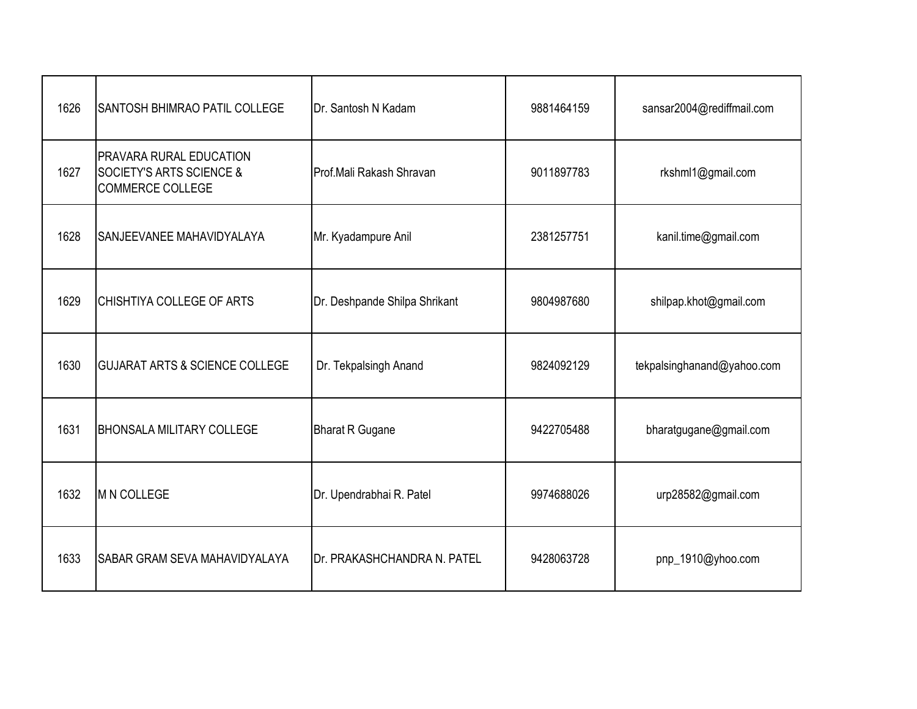| | | | | |
|---|---|---|---|---|
| 1626 | SANTOSH BHIMRAO PATIL COLLEGE | Dr. Santosh N Kadam | 9881464159 | sansar2004@rediffmail.com |
| 1627 | PRAVARA RURAL EDUCATION SOCIETY'S ARTS SCIENCE & COMMERCE COLLEGE | Prof.Mali Rakash Shravan | 9011897783 | rkshml1@gmail.com |
| 1628 | SANJEEVANEE MAHAVIDYALAYA | Mr. Kyadampure Anil | 2381257751 | kanil.time@gmail.com |
| 1629 | CHISHTIYA COLLEGE OF ARTS | Dr. Deshpande Shilpa Shrikant | 9804987680 | shilpap.khot@gmail.com |
| 1630 | GUJARAT ARTS & SCIENCE COLLEGE | Dr. Tekpalsingh Anand | 9824092129 | tekpalsinghanand@yahoo.com |
| 1631 | BHONSALA MILITARY COLLEGE | Bharat R Gugane | 9422705488 | bharatgugane@gmail.com |
| 1632 | M N COLLEGE | Dr. Upendrabhai R. Patel | 9974688026 | urp28582@gmail.com |
| 1633 | SABAR GRAM SEVA MAHAVIDYALAYA | Dr. PRAKASHCHANDRA N. PATEL | 9428063728 | pnp_1910@yhoo.com |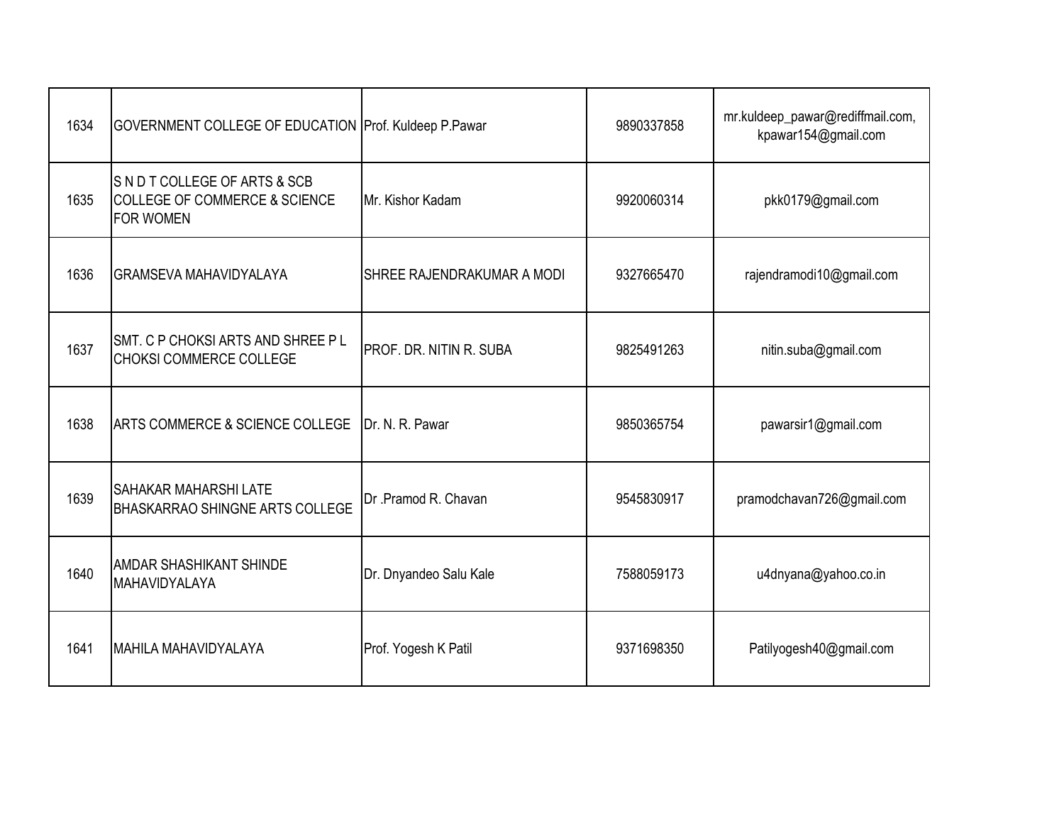| | | | | |
|---|---|---|---|---|
| 1634 | GOVERNMENT COLLEGE OF EDUCATION | Prof. Kuldeep P.Pawar | 9890337858 | mr.kuldeep_pawar@rediffmail.com, kpawar154@gmail.com |
| 1635 | S N D T COLLEGE OF ARTS & SCB COLLEGE OF COMMERCE & SCIENCE FOR WOMEN | Mr. Kishor Kadam | 9920060314 | pkk0179@gmail.com |
| 1636 | GRAMSEVA MAHAVIDYALAYA | SHREE RAJENDRAKUMAR A MODI | 9327665470 | rajendramodi10@gmail.com |
| 1637 | SMT. C P CHOKSI ARTS AND SHREE P L CHOKSI COMMERCE COLLEGE | PROF. DR. NITIN R. SUBA | 9825491263 | nitin.suba@gmail.com |
| 1638 | ARTS COMMERCE & SCIENCE COLLEGE | Dr. N. R. Pawar | 9850365754 | pawarsir1@gmail.com |
| 1639 | SAHAKAR MAHARSHI LATE BHASKARRAO SHINGNE ARTS COLLEGE | Dr .Pramod R. Chavan | 9545830917 | pramodchavan726@gmail.com |
| 1640 | AMDAR SHASHIKANT SHINDE MAHAVIDYALAYA | Dr. Dnyandeo Salu Kale | 7588059173 | u4dnyana@yahoo.co.in |
| 1641 | MAHILA MAHAVIDYALAYA | Prof. Yogesh K Patil | 9371698350 | Patilyogesh40@gmail.com |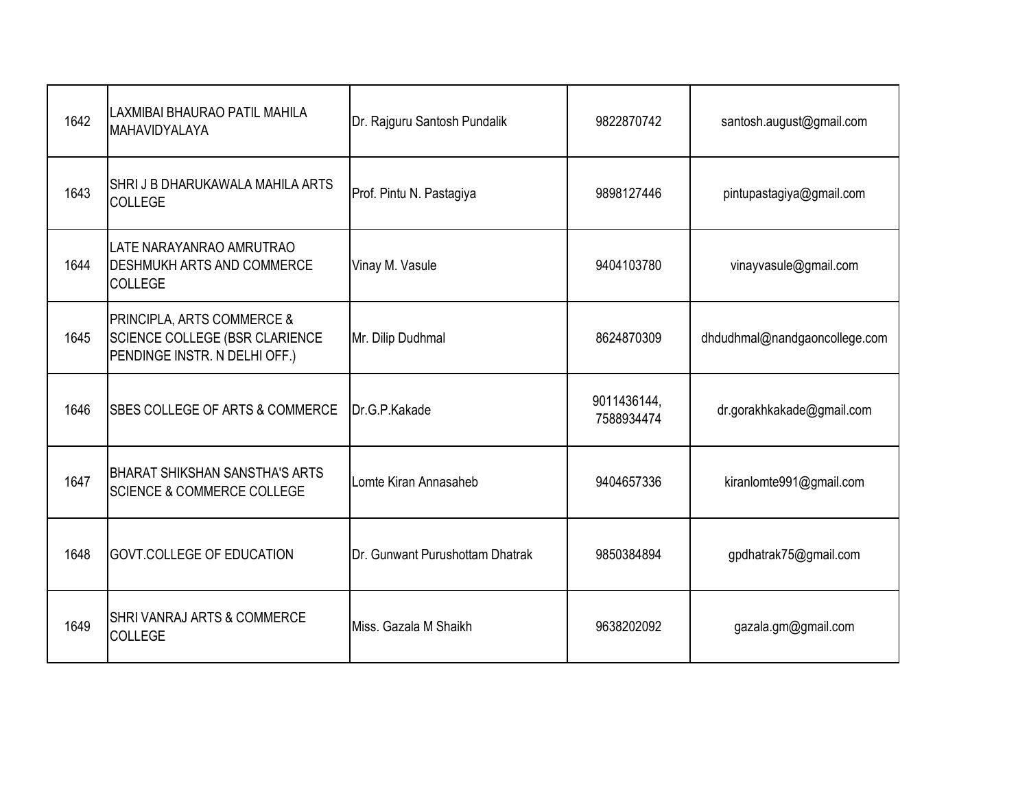| | | | | |
|---|---|---|---|---|
| 1642 | LAXMIBAI BHAURAO PATIL MAHILA MAHAVIDYALAYA | Dr. Rajguru Santosh Pundalik | 9822870742 | santosh.august@gmail.com |
| 1643 | SHRI J B DHARUKAWALA MAHILA ARTS COLLEGE | Prof. Pintu N. Pastagiya | 9898127446 | pintupastagiya@gmail.com |
| 1644 | LATE NARAYANRAO AMRUTRAO DESHMUKH ARTS AND COMMERCE COLLEGE | Vinay M. Vasule | 9404103780 | vinayvasule@gmail.com |
| 1645 | PRINCIPLA, ARTS COMMERCE & SCIENCE COLLEGE (BSR CLARIENCE PENDINGE INSTR. N DELHI OFF.) | Mr. Dilip Dudhmal | 8624870309 | dhdudhmal@nandgaoncollege.com |
| 1646 | SBES COLLEGE OF ARTS & COMMERCE | Dr.G.P.Kakade | 9011436144, 7588934474 | dr.gorakhkakade@gmail.com |
| 1647 | BHARAT SHIKSHAN SANSTHA'S ARTS SCIENCE & COMMERCE COLLEGE | Lomte Kiran Annasaheb | 9404657336 | kiranlomte991@gmail.com |
| 1648 | GOVT.COLLEGE OF EDUCATION | Dr. Gunwant Purushottam Dhatrak | 9850384894 | gpdhatrak75@gmail.com |
| 1649 | SHRI VANRAJ ARTS & COMMERCE COLLEGE | Miss. Gazala M Shaikh | 9638202092 | gazala.gm@gmail.com |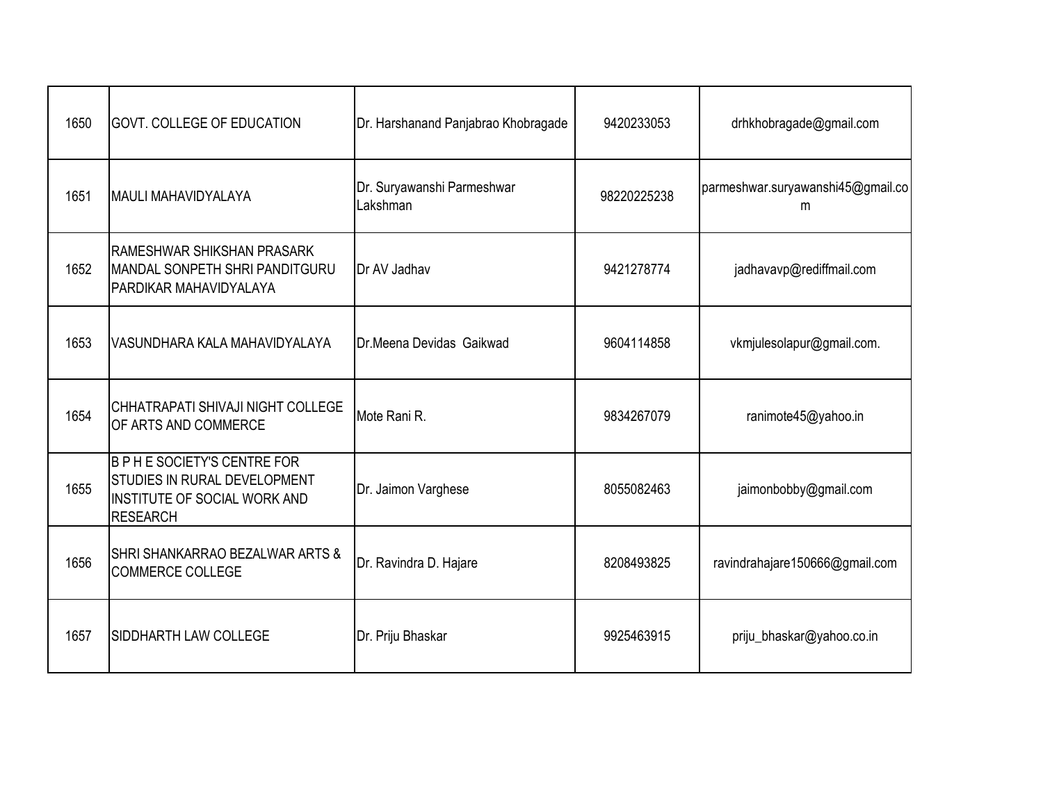| | | | | |
|---|---|---|---|---|
| 1650 | GOVT. COLLEGE OF EDUCATION | Dr. Harshanand Panjabrao Khobragade | 9420233053 | drhkhobragade@gmail.com |
| 1651 | MAULI MAHAVIDYALAYA | Dr. Suryawanshi Parmeshwar Lakshman | 98220225238 | parmeshwar.suryawanshi45@gmail.com |
| 1652 | RAMESHWAR SHIKSHAN PRASARK MANDAL SONPETH SHRI PANDITGURU PARDIKAR MAHAVIDYALAYA | Dr AV Jadhav | 9421278774 | jadhavavp@rediffmail.com |
| 1653 | VASUNDHARA KALA MAHAVIDYALAYA | Dr.Meena Devidas Gaikwad | 9604114858 | vkmjulesolapur@gmail.com. |
| 1654 | CHHATRAPATI SHIVAJI NIGHT COLLEGE OF ARTS AND COMMERCE | Mote Rani R. | 9834267079 | ranimote45@yahoo.in |
| 1655 | B P H E SOCIETY'S CENTRE FOR STUDIES IN RURAL DEVELOPMENT INSTITUTE OF SOCIAL WORK AND RESEARCH | Dr. Jaimon Varghese | 8055082463 | jaimonbobby@gmail.com |
| 1656 | SHRI SHANKARRAO BEZALWAR ARTS & COMMERCE COLLEGE | Dr. Ravindra D. Hajare | 8208493825 | ravindrahajare150666@gmail.com |
| 1657 | SIDDHARTH LAW COLLEGE | Dr. Priju Bhaskar | 9925463915 | priju_bhaskar@yahoo.co.in |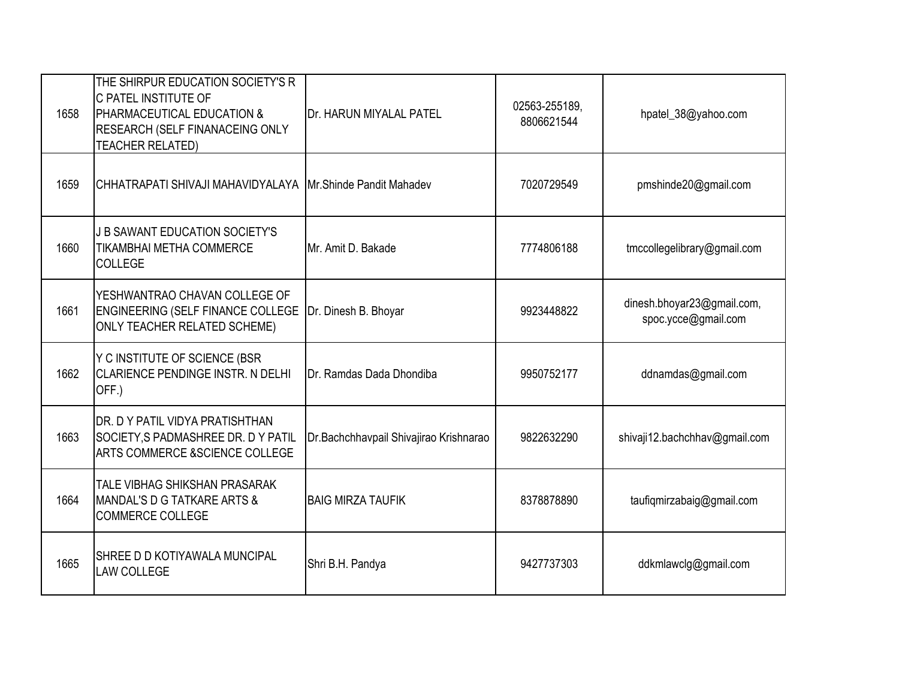| | | | | |
|---|---|---|---|---|
| 1658 | THE SHIRPUR EDUCATION SOCIETY'S R C PATEL INSTITUTE OF PHARMACEUTICAL EDUCATION & RESEARCH (SELF FINANACEING ONLY TEACHER RELATED) | Dr. HARUN MIYALAL PATEL | 02563-255189, 8806621544 | hpatel_38@yahoo.com |
| 1659 | CHHATRAPATI SHIVAJI MAHAVIDYALAYA | Mr.Shinde Pandit Mahadev | 7020729549 | pmshinde20@gmail.com |
| 1660 | J B SAWANT EDUCATION SOCIETY'S TIKAMBHAI METHA COMMERCE COLLEGE | Mr. Amit D. Bakade | 7774806188 | tmccollegelibrary@gmail.com |
| 1661 | YESHWANTRAO CHAVAN COLLEGE OF ENGINEERING (SELF FINANCE COLLEGE ONLY TEACHER RELATED SCHEME) | Dr. Dinesh B. Bhoyar | 9923448822 | dinesh.bhoyar23@gmail.com, spoc.ycce@gmail.com |
| 1662 | Y C INSTITUTE OF SCIENCE (BSR CLARIENCE PENDINGE INSTR. N DELHI OFF.) | Dr. Ramdas Dada Dhondiba | 9950752177 | ddnamdas@gmail.com |
| 1663 | DR. D Y PATIL VIDYA PRATISHTHAN SOCIETY,S PADMASHREE DR. D Y PATIL ARTS COMMERCE &SCIENCE COLLEGE | Dr.Bachchhavpail Shivajirao Krishnarao | 9822632290 | shivaji12.bachchhav@gmail.com |
| 1664 | TALE VIBHAG SHIKSHAN PRASARAK MANDAL'S D G TATKARE ARTS & COMMERCE COLLEGE | BAIG MIRZA TAUFIK | 8378878890 | taufiqmirzabaig@gmail.com |
| 1665 | SHREE D D KOTIYAWALA MUNCIPAL LAW COLLEGE | Shri B.H. Pandya | 9427737303 | ddkmlawclg@gmail.com |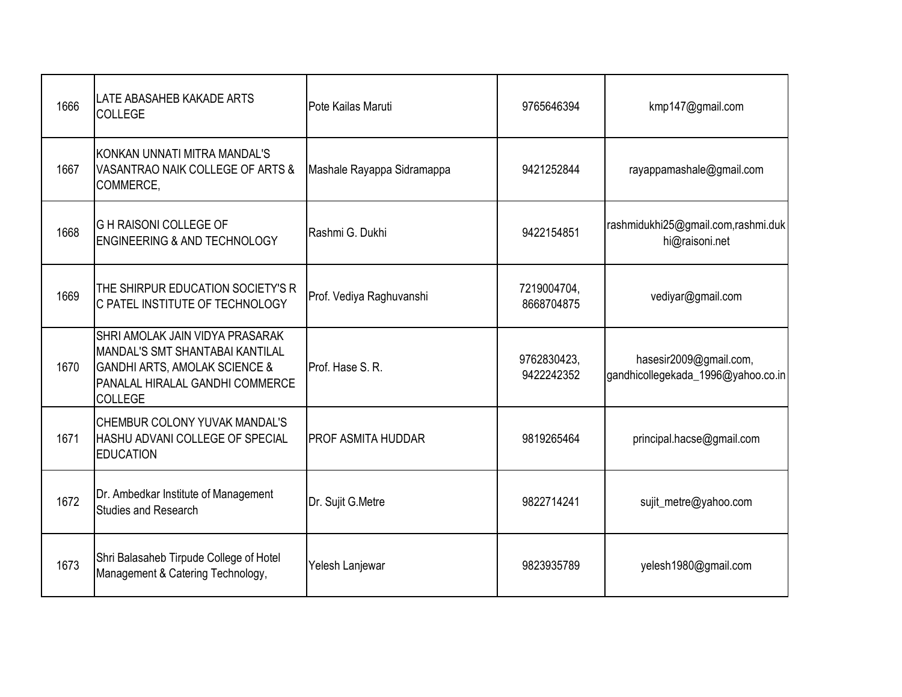| | | | | |
|---|---|---|---|---|
| 1666 | LATE ABASAHEB KAKADE ARTS COLLEGE | Pote Kailas Maruti | 9765646394 | kmp147@gmail.com |
| 1667 | KONKAN UNNATI MITRA MANDAL'S VASANTRAO NAIK COLLEGE OF ARTS & COMMERCE, | Mashale Rayappa Sidramappa | 9421252844 | rayappamashale@gmail.com |
| 1668 | G H RAISONI COLLEGE OF ENGINEERING & AND TECHNOLOGY | Rashmi G. Dukhi | 9422154851 | rashmidukhi25@gmail.com,rashmi.dukhi@raisoni.net |
| 1669 | THE SHIRPUR EDUCATION SOCIETY'S R C PATEL INSTITUTE OF TECHNOLOGY | Prof. Vediya Raghuvanshi | 7219004704, 8668704875 | vediyar@gmail.com |
| 1670 | SHRI AMOLAK JAIN VIDYA PRASARAK MANDAL'S SMT SHANTABAI KANTILAL GANDHI ARTS, AMOLAK SCIENCE & PANALAL HIRALAL GANDHI COMMERCE COLLEGE | Prof. Hase S. R. | 9762830423, 9422242352 | hasesir2009@gmail.com, gandhicollegekada_1996@yahoo.co.in |
| 1671 | CHEMBUR COLONY YUVAK MANDAL'S HASHU ADVANI COLLEGE OF SPECIAL EDUCATION | PROF ASMITA HUDDAR | 9819265464 | principal.hacse@gmail.com |
| 1672 | Dr. Ambedkar Institute of Management Studies and Research | Dr. Sujit G.Metre | 9822714241 | sujit_metre@yahoo.com |
| 1673 | Shri Balasaheb Tirpude College of Hotel Management & Catering Technology, | Yelesh Lanjewar | 9823935789 | yelesh1980@gmail.com |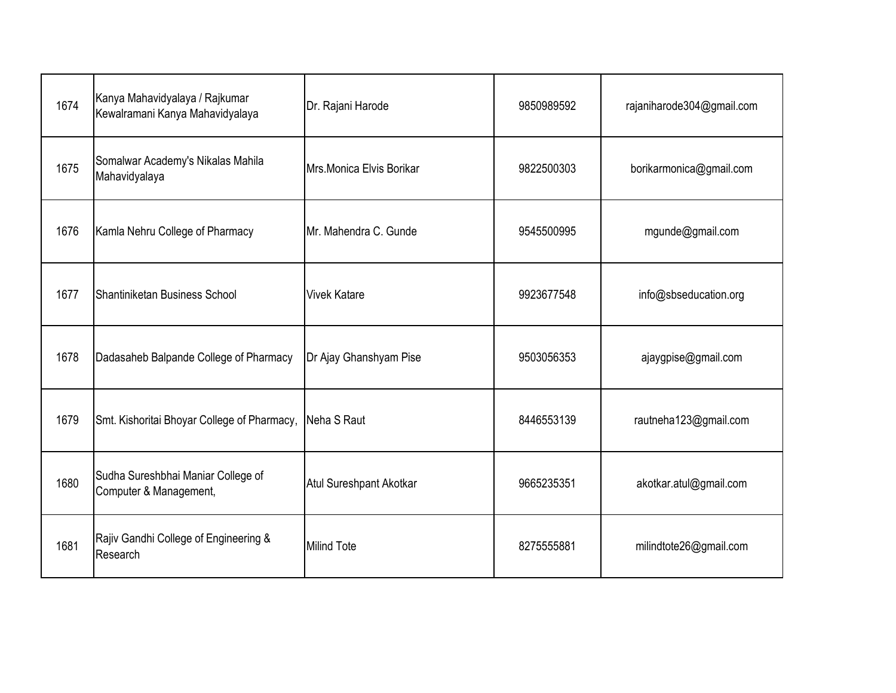| | | | | |
|---|---|---|---|---|
| 1674 | Kanya Mahavidyalaya / Rajkumar Kewalramani Kanya Mahavidyalaya | Dr. Rajani Harode | 9850989592 | rajaniharode304@gmail.com |
| 1675 | Somalwar Academy's Nikalas Mahila Mahavidyalaya | Mrs.Monica Elvis Borikar | 9822500303 | borikarmonica@gmail.com |
| 1676 | Kamla Nehru College of Pharmacy | Mr. Mahendra C. Gunde | 9545500995 | mgunde@gmail.com |
| 1677 | Shantiniketan Business School | Vivek Katare | 9923677548 | info@sbseducation.org |
| 1678 | Dadasaheb Balpande College of Pharmacy | Dr Ajay Ghanshyam Pise | 9503056353 | ajaygpise@gmail.com |
| 1679 | Smt. Kishoritai Bhoyar College of Pharmacy, | Neha S Raut | 8446553139 | rautneha123@gmail.com |
| 1680 | Sudha Sureshbhai Maniar College of Computer & Management, | Atul Sureshpant Akotkar | 9665235351 | akotkar.atul@gmail.com |
| 1681 | Rajiv Gandhi College of Engineering & Research | Milind Tote | 8275555881 | milindtote26@gmail.com |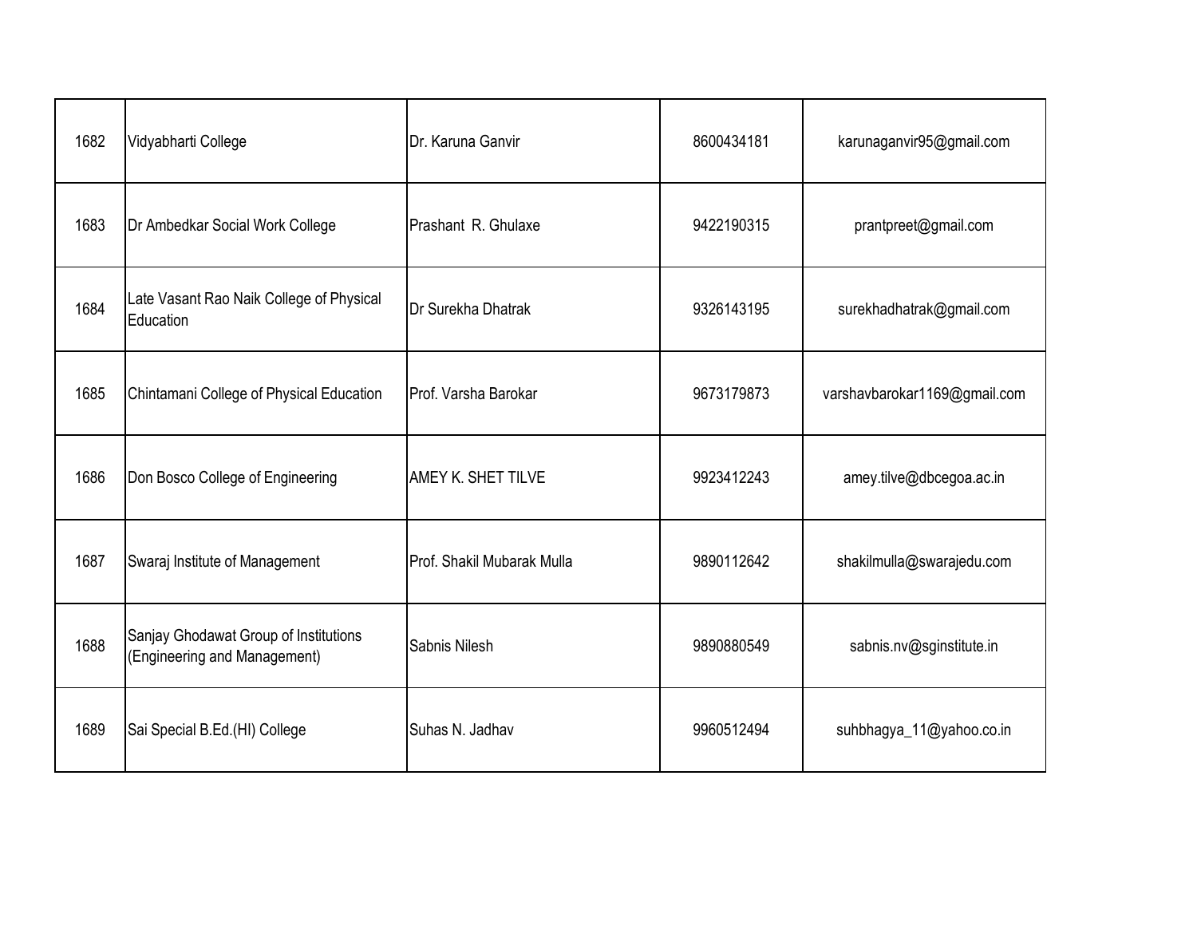| | | | | |
|---|---|---|---|---|
| 1682 | Vidyabharti College | Dr. Karuna Ganvir | 8600434181 | karunaganvir95@gmail.com |
| 1683 | Dr Ambedkar Social Work College | Prashant R. Ghulaxe | 9422190315 | prantpreet@gmail.com |
| 1684 | Late Vasant Rao Naik College of Physical Education | Dr Surekha Dhatrak | 9326143195 | surekhadhatrak@gmail.com |
| 1685 | Chintamani College of Physical Education | Prof. Varsha Barokar | 9673179873 | varshavbarokar1169@gmail.com |
| 1686 | Don Bosco College of Engineering | AMEY K. SHET TILVE | 9923412243 | amey.tilve@dbcegoa.ac.in |
| 1687 | Swaraj Institute of Management | Prof. Shakil Mubarak Mulla | 9890112642 | shakilmulla@swarajedu.com |
| 1688 | Sanjay Ghodawat Group of Institutions (Engineering and Management) | Sabnis Nilesh | 9890880549 | sabnis.nv@sginstitute.in |
| 1689 | Sai Special B.Ed.(HI) College | Suhas N. Jadhav | 9960512494 | suhbhagya_11@yahoo.co.in |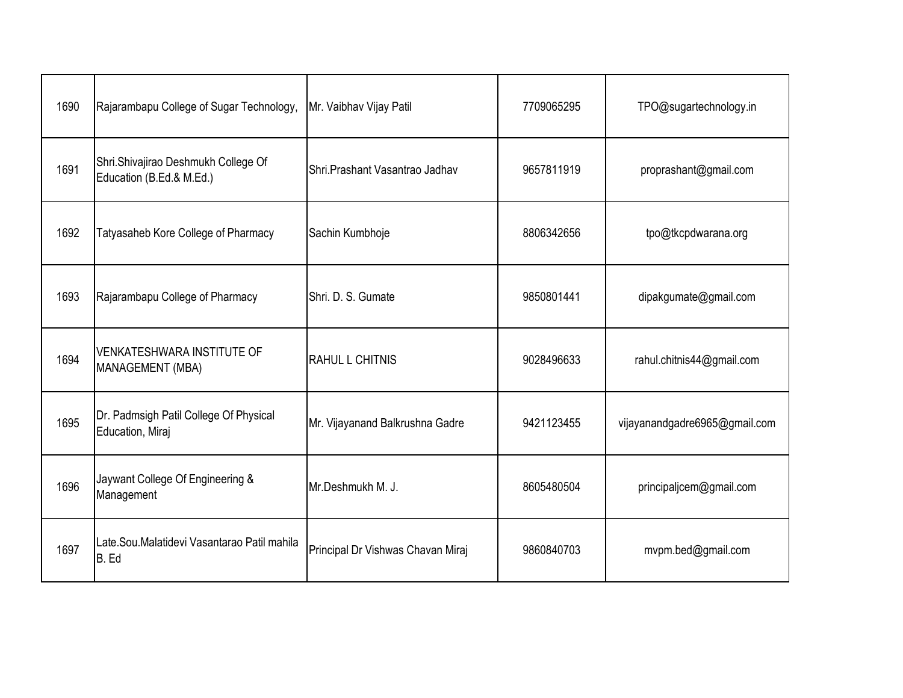| | | | | |
|---|---|---|---|---|
| 1690 | Rajarambapu College of Sugar Technology, | Mr. Vaibhav Vijay Patil | 7709065295 | TPO@sugartechnology.in |
| 1691 | Shri.Shivajirao Deshmukh College Of Education (B.Ed.& M.Ed.) | Shri.Prashant Vasantrao Jadhav | 9657811919 | proprashant@gmail.com |
| 1692 | Tatyasaheb Kore College of Pharmacy | Sachin Kumbhoje | 8806342656 | tpo@tkcpdwarana.org |
| 1693 | Rajarambapu College of Pharmacy | Shri. D. S. Gumate | 9850801441 | dipakgumate@gmail.com |
| 1694 | VENKATESHWARA INSTITUTE OF MANAGEMENT (MBA) | RAHUL L CHITNIS | 9028496633 | rahul.chitnis44@gmail.com |
| 1695 | Dr. Padmsigh Patil College Of Physical Education, Miraj | Mr. Vijayanand Balkrushna Gadre | 9421123455 | vijayanandgadre6965@gmail.com |
| 1696 | Jaywant College Of Engineering & Management | Mr.Deshmukh M. J. | 8605480504 | principaljcem@gmail.com |
| 1697 | Late.Sou.Malatidevi Vasantarao Patil mahila B. Ed | Principal Dr Vishwas Chavan Miraj | 9860840703 | mvpm.bed@gmail.com |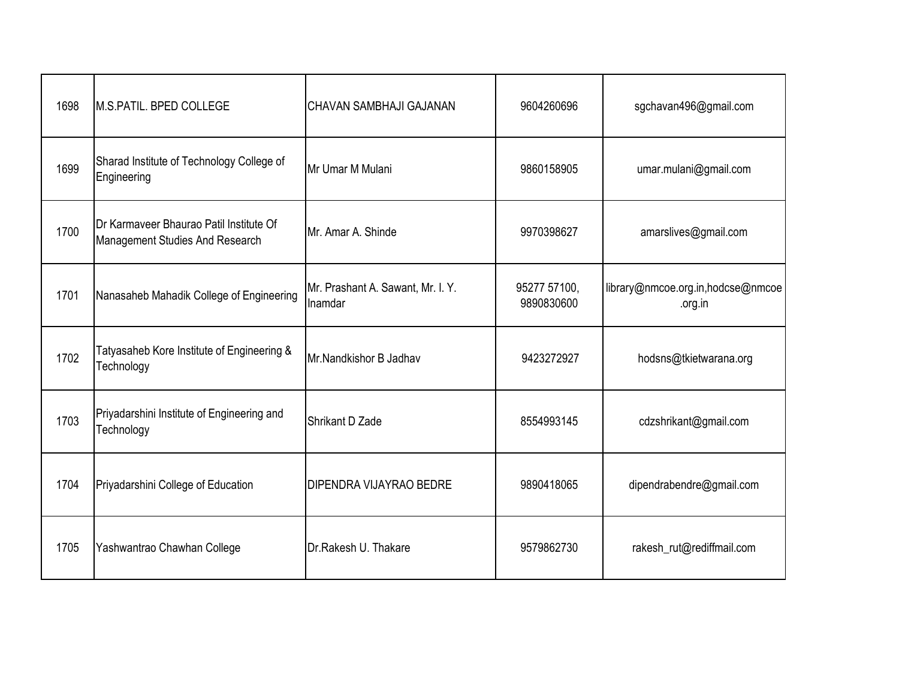| | | | | |
|---|---|---|---|---|
| 1698 | M.S.PATIL. BPED COLLEGE | CHAVAN SAMBHAJI GAJANAN | 9604260696 | sgchavan496@gmail.com |
| 1699 | Sharad Institute of Technology College of Engineering | Mr Umar M Mulani | 9860158905 | umar.mulani@gmail.com |
| 1700 | Dr Karmaveer Bhaurao Patil Institute Of Management Studies And Research | Mr. Amar A. Shinde | 9970398627 | amarslives@gmail.com |
| 1701 | Nanasaheb Mahadik College of Engineering | Mr. Prashant A. Sawant, Mr. I. Y. Inamdar | 95277 57100, 9890830600 | library@nmcoe.org.in,hodcse@nmcoe.org.in |
| 1702 | Tatyasaheb Kore Institute of Engineering & Technology | Mr.Nandkishor B Jadhav | 9423272927 | hodsns@tkietwarana.org |
| 1703 | Priyadarshini Institute of Engineering and Technology | Shrikant D Zade | 8554993145 | cdzshrikant@gmail.com |
| 1704 | Priyadarshini College of Education | DIPENDRA VIJAYRAO BEDRE | 9890418065 | dipendrabendre@gmail.com |
| 1705 | Yashwantrao Chawhan College | Dr.Rakesh U. Thakare | 9579862730 | rakesh_rut@rediffmail.com |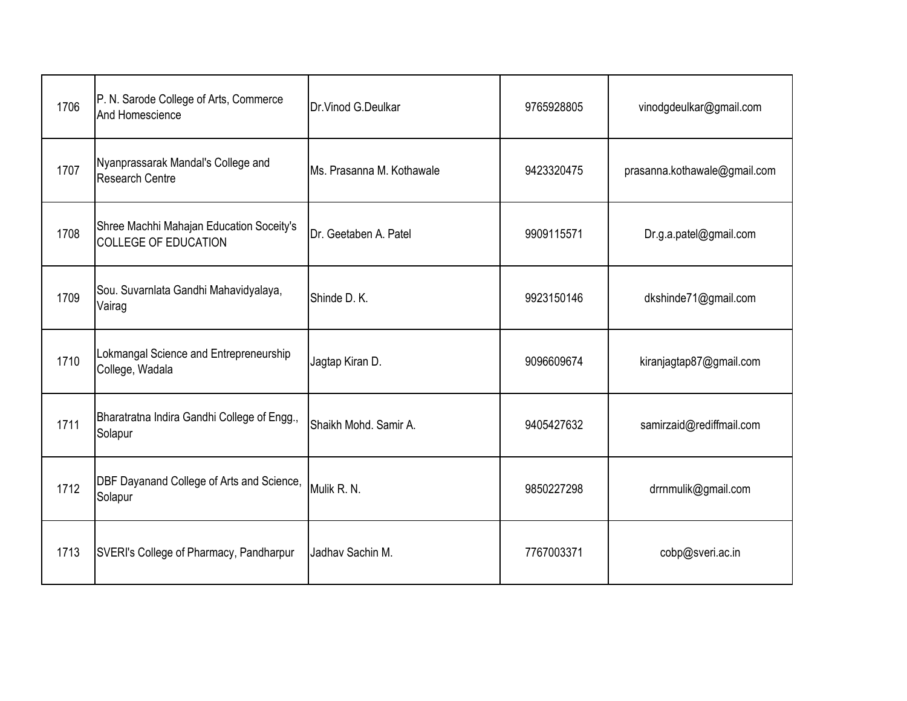| | | | | |
|---|---|---|---|---|
| 1706 | P. N. Sarode College of Arts, Commerce And Homescience | Dr.Vinod G.Deulkar | 9765928805 | vinodgdeulkar@gmail.com |
| 1707 | Nyanprassarak Mandal's College and Research Centre | Ms. Prasanna M. Kothawale | 9423320475 | prasanna.kothawale@gmail.com |
| 1708 | Shree Machhi Mahajan Education Soceity's COLLEGE OF EDUCATION | Dr. Geetaben A. Patel | 9909115571 | Dr.g.a.patel@gmail.com |
| 1709 | Sou. Suvarnlata Gandhi Mahavidyalaya, Vairag | Shinde D. K. | 9923150146 | dkshinde71@gmail.com |
| 1710 | Lokmangal Science and Entrepreneurship College, Wadala | Jagtap Kiran D. | 9096609674 | kiranjagtap87@gmail.com |
| 1711 | Bharatratna Indira Gandhi College of Engg., Solapur | Shaikh Mohd. Samir A. | 9405427632 | samirzaid@rediffmail.com |
| 1712 | DBF Dayanand College of Arts and Science, Solapur | Mulik R. N. | 9850227298 | drrnmulik@gmail.com |
| 1713 | SVERI's College of Pharmacy, Pandharpur | Jadhav Sachin M. | 7767003371 | cobp@sveri.ac.in |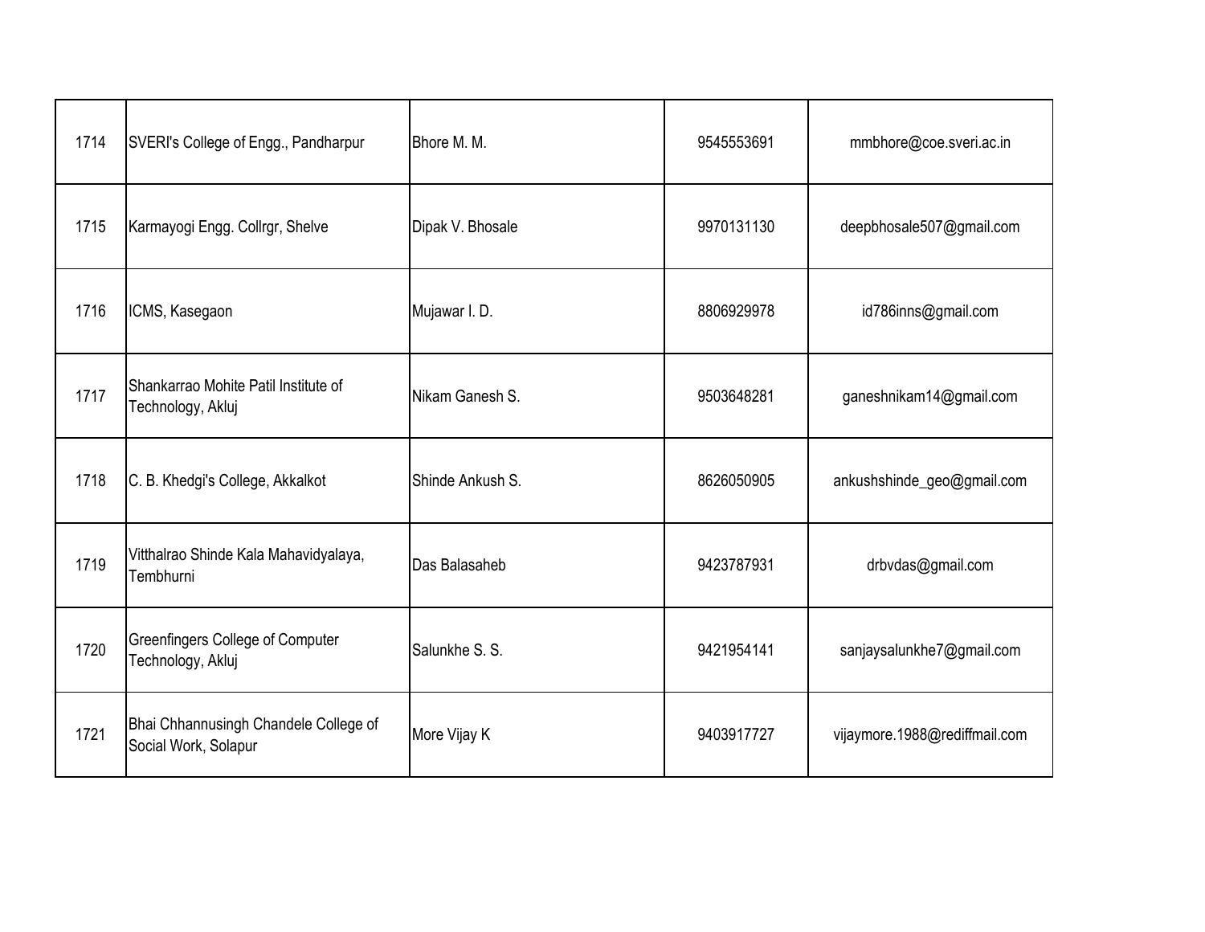| 1714 | SVERI's College of Engg., Pandharpur | Bhore M. M. | 9545553691 | mmbhore@coe.sveri.ac.in |
|---|---|---|---|---|
| 1715 | Karmayogi Engg. Collrgr, Shelve | Dipak V. Bhosale | 9970131130 | deepbhosale507@gmail.com |
| 1716 | ICMS, Kasegaon | Mujawar I. D. | 8806929978 | id786inns@gmail.com |
| 1717 | Shankarrao Mohite Patil Institute of Technology, Akluj | Nikam Ganesh S. | 9503648281 | ganeshnikam14@gmail.com |
| 1718 | C. B. Khedgi's College, Akkalkot | Shinde Ankush S. | 8626050905 | ankushshinde_geo@gmail.com |
| 1719 | Vitthalrao Shinde Kala Mahavidyalaya, Tembhurni | Das Balasaheb | 9423787931 | drbvdas@gmail.com |
| 1720 | Greenfingers College of Computer Technology, Akluj | Salunkhe S. S. | 9421954141 | sanjaysalunkhe7@gmail.com |
| 1721 | Bhai Chhannusingh Chandele College of Social Work, Solapur | More Vijay K | 9403917727 | vijaymore.1988@rediffmail.com |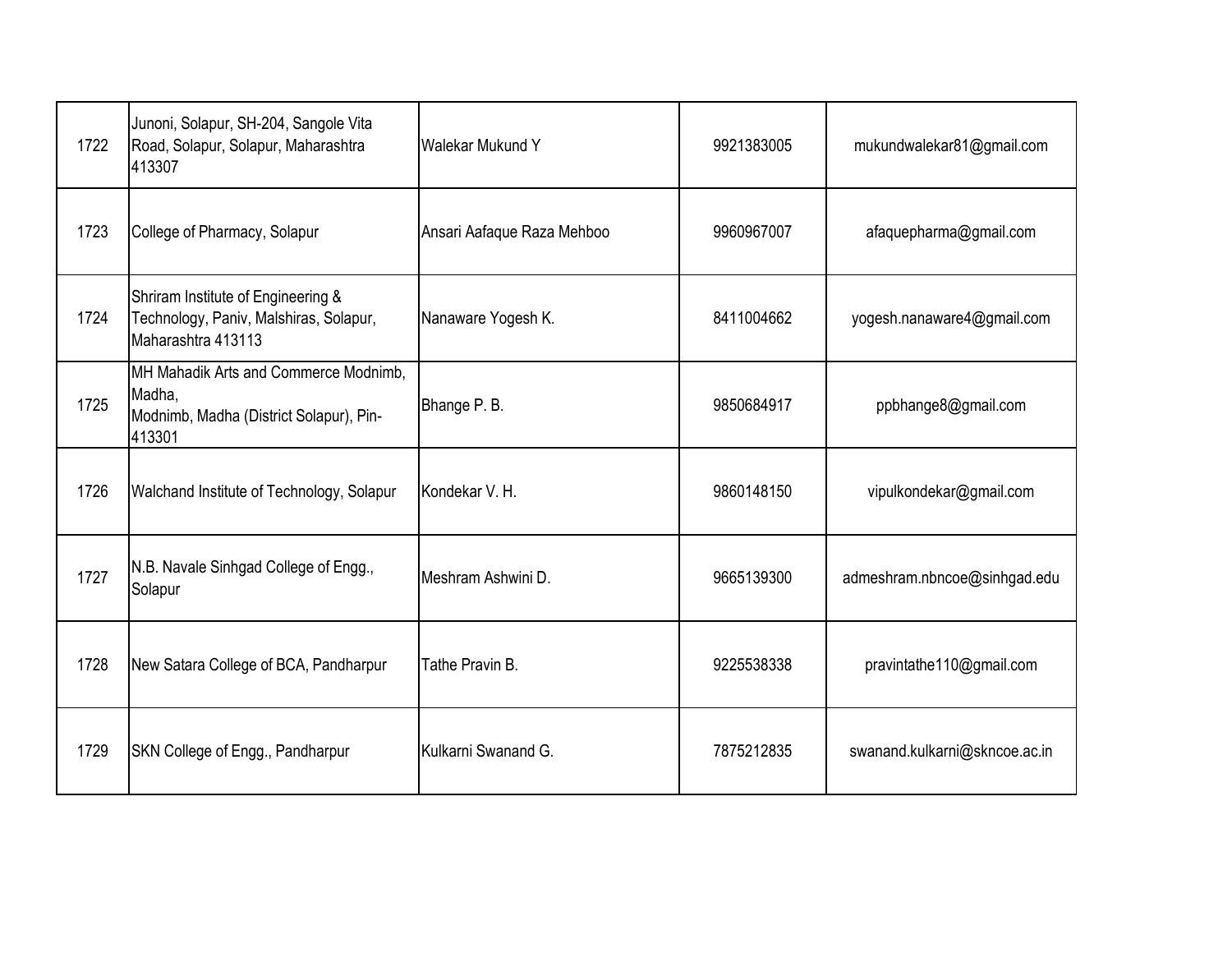| | | | | |
|---|---|---|---|---|
| 1722 | Junoni, Solapur, SH-204, Sangole Vita Road, Solapur, Solapur, Maharashtra 413307 | Walekar Mukund Y | 9921383005 | mukundwalekar81@gmail.com |
| 1723 | College of Pharmacy, Solapur | Ansari Aafaque Raza Mehboo | 9960967007 | afaquepharma@gmail.com |
| 1724 | Shriram Institute of Engineering & Technology, Paniv, Malshiras, Solapur, Maharashtra 413113 | Nanaware Yogesh K. | 8411004662 | yogesh.nanaware4@gmail.com |
| 1725 | MH Mahadik Arts and Commerce Modnimb, Madha, Modnimb, Madha (District Solapur), Pin-413301 | Bhange P. B. | 9850684917 | ppbhange8@gmail.com |
| 1726 | Walchand Institute of Technology, Solapur | Kondekar V. H. | 9860148150 | vipulkondekar@gmail.com |
| 1727 | N.B. Navale Sinhgad College of Engg., Solapur | Meshram Ashwini D. | 9665139300 | admeshram.nbncoe@sinhgad.edu |
| 1728 | New Satara College of BCA, Pandharpur | Tathe Pravin B. | 9225538338 | pravintathe110@gmail.com |
| 1729 | SKN College of Engg., Pandharpur | Kulkarni Swanand G. | 7875212835 | swanand.kulkarni@skncoe.ac.in |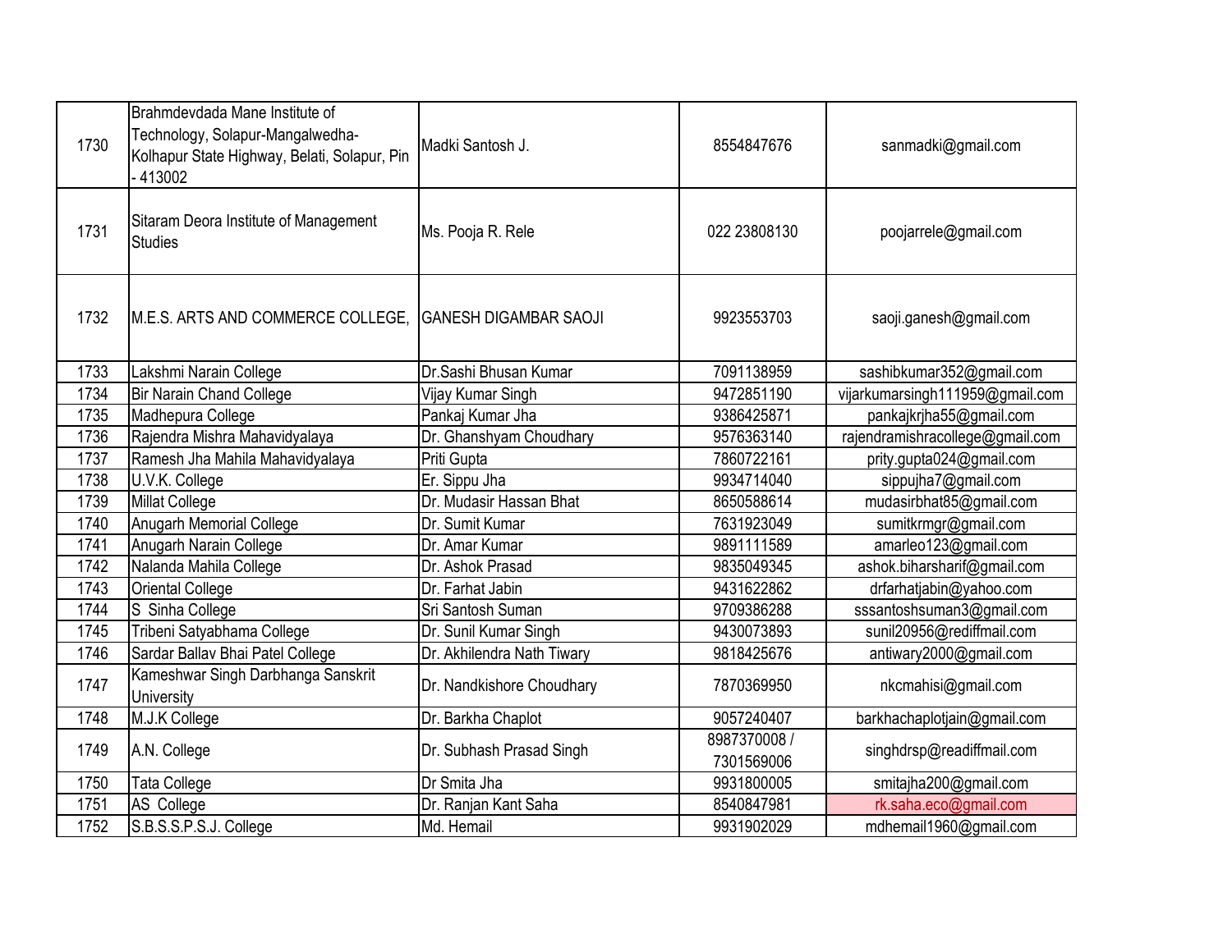| 1730 | Brahmdevdada Mane Institute of Technology, Solapur-Mangalwedha-Kolhapur State Highway, Belati, Solapur, Pin - 413002 | Madki Santosh J. | 8554847676 | sanmadki@gmail.com |
|---|---|---|---|---|
| 1731 | Sitaram Deora Institute of Management Studies | Ms. Pooja R. Rele | 022 23808130 | poojarrele@gmail.com |
| 1732 | M.E.S. ARTS AND COMMERCE COLLEGE, | GANESH DIGAMBAR SAOJI | 9923553703 | saoji.ganesh@gmail.com |
| 1733 | Lakshmi Narain College | Dr.Sashi Bhusan Kumar | 7091138959 | sashibkumar352@gmail.com |
| 1734 | Bir Narain Chand College | Vijay Kumar Singh | 9472851190 | vijarkumarsingh111959@gmail.com |
| 1735 | Madhepura College | Pankaj Kumar Jha | 9386425871 | pankajkrjha55@gmail.com |
| 1736 | Rajendra Mishra Mahavidyalaya | Dr. Ghanshyam Choudhary | 9576363140 | rajendramishracollege@gmail.com |
| 1737 | Ramesh Jha Mahila Mahavidyalaya | Priti Gupta | 7860722161 | prity.gupta024@gmail.com |
| 1738 | U.V.K. College | Er. Sippu Jha | 9934714040 | sippujha7@gmail.com |
| 1739 | Millat College | Dr. Mudasir Hassan Bhat | 8650588614 | mudasirbhat85@gmail.com |
| 1740 | Anugarh Memorial College | Dr. Sumit Kumar | 7631923049 | sumitkrmgr@gmail.com |
| 1741 | Anugarh Narain College | Dr. Amar Kumar | 9891111589 | amarleo123@gmail.com |
| 1742 | Nalanda Mahila College | Dr. Ashok Prasad | 9835049345 | ashok.biharsharif@gmail.com |
| 1743 | Oriental College | Dr. Farhat Jabin | 9431622862 | drfarhatjabin@yahoo.com |
| 1744 | S  Sinha College | Sri Santosh Suman | 9709386288 | sssantoshsuman3@gmail.com |
| 1745 | Tribeni Satyabhama College | Dr. Sunil Kumar Singh | 9430073893 | sunil20956@rediffmail.com |
| 1746 | Sardar Ballav Bhai Patel College | Dr. Akhilendra Nath Tiwary | 9818425676 | antiwary2000@gmail.com |
| 1747 | Kameshwar Singh Darbhanga Sanskrit University | Dr. Nandkishore Choudhary | 7870369950 | nkcmahisi@gmail.com |
| 1748 | M.J.K College | Dr. Barkha Chaplot | 9057240407 | barkhachaplotjain@gmail.com |
| 1749 | A.N. College | Dr. Subhash Prasad Singh | 8987370008 / 7301569006 | singhdrsp@readiffmail.com |
| 1750 | Tata College | Dr Smita Jha | 9931800005 | smitajha200@gmail.com |
| 1751 | AS  College | Dr. Ranjan Kant Saha | 8540847981 | rk.saha.eco@gmail.com |
| 1752 | S.B.S.S.P.S.J. College | Md. Hemail | 9931902029 | mdhemail1960@gmail.com |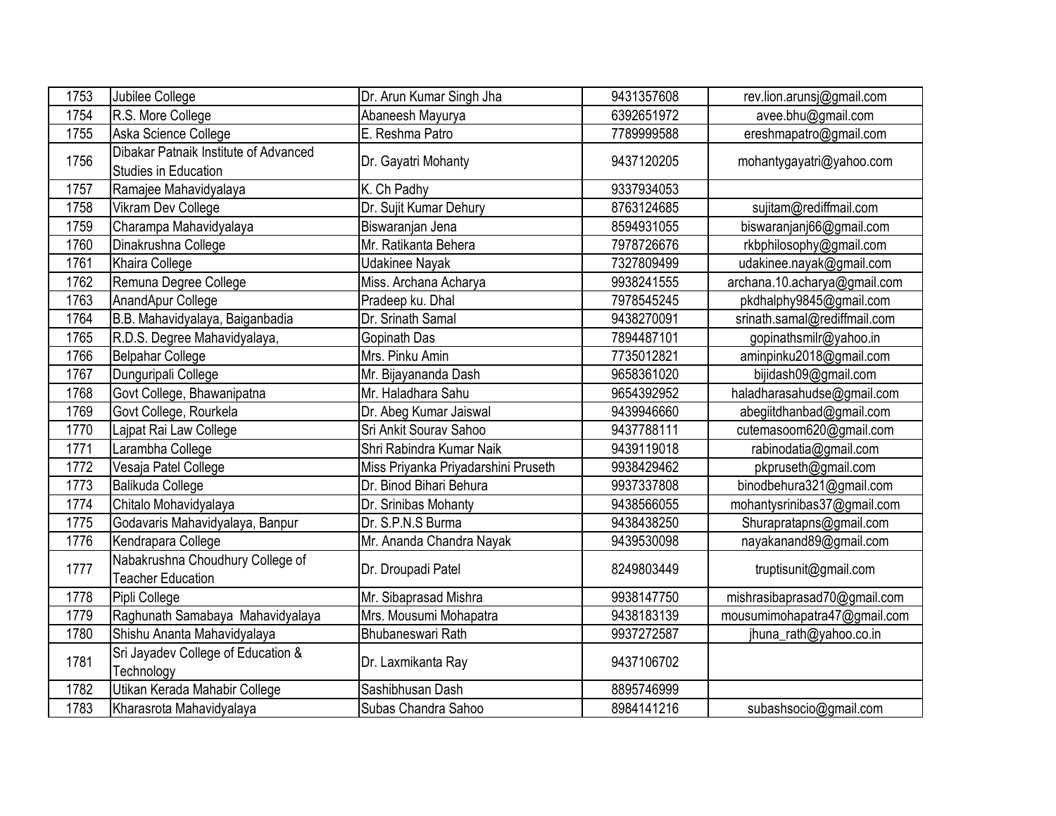| 1753 | Jubilee College | Dr. Arun Kumar Singh Jha | 9431357608 | rev.lion.arunsj@gmail.com |
|---|---|---|---|---|
| 1754 | R.S. More College | Abaneesh Mayurya | 6392651972 | avee.bhu@gmail.com |
| 1755 | Aska Science College | E. Reshma Patro | 7789999588 | ereshmapatro@gmail.com |
| 1756 | Dibakar Patnaik Institute of Advanced Studies in Education | Dr. Gayatri Mohanty | 9437120205 | mohantygayatri@yahoo.com |
| 1757 | Ramajee Mahavidyalaya | K. Ch Padhy | 9337934053 | |
| 1758 | Vikram Dev College | Dr. Sujit Kumar Dehury | 8763124685 | sujitam@rediffmail.com |
| 1759 | Charampa Mahavidyalaya | Biswaranjan Jena | 8594931055 | biswaranjanj66@gmail.com |
| 1760 | Dinakrushna College | Mr. Ratikanta Behera | 7978726676 | rkbphilosophy@gmail.com |
| 1761 | Khaira College | Udakinee Nayak | 7327809499 | udakinee.nayak@gmail.com |
| 1762 | Remuna Degree College | Miss. Archana Acharya | 9938241555 | archana.10.acharya@gmail.com |
| 1763 | AnandApur College | Pradeep ku. Dhal | 7978545245 | pkdhalphy9845@gmail.com |
| 1764 | B.B. Mahavidyalaya, Baiganbadia | Dr. Srinath Samal | 9438270091 | srinath.samal@rediffmail.com |
| 1765 | R.D.S. Degree Mahavidyalaya, | Gopinath Das | 7894487101 | gopinathsmilr@yahoo.in |
| 1766 | Belpahar College | Mrs. Pinku Amin | 7735012821 | aminpinku2018@gmail.com |
| 1767 | Dunguripali College | Mr. Bijayananda Dash | 9658361020 | bijidash09@gmail.com |
| 1768 | Govt College, Bhawanipatna | Mr. Haladhara Sahu | 9654392952 | haladharasahudse@gmail.com |
| 1769 | Govt College, Rourkela | Dr. Abeg Kumar Jaiswal | 9439946660 | abegiitdhanbad@gmail.com |
| 1770 | Lajpat Rai Law College | Sri Ankit Sourav Sahoo | 9437788111 | cutemasoom620@gmail.com |
| 1771 | Larambha College | Shri Rabindra Kumar Naik | 9439119018 | rabinodatia@gmail.com |
| 1772 | Vesaja Patel College | Miss Priyanka Priyadarshini Pruseth | 9938429462 | pkpruseth@gmail.com |
| 1773 | Balikuda College | Dr. Binod Bihari Behura | 9937337808 | binodbehura321@gmail.com |
| 1774 | Chitalo Mohavidyalaya | Dr. Srinibas Mohanty | 9438566055 | mohantysrinibas37@gmail.com |
| 1775 | Godavaris Mahavidyalaya, Banpur | Dr. S.P.N.S Burma | 9438438250 | Shurapratapns@gmail.com |
| 1776 | Kendrapara College | Mr. Ananda Chandra Nayak | 9439530098 | nayakanand89@gmail.com |
| 1777 | Nabakrushna Choudhury College of Teacher Education | Dr. Droupadi Patel | 8249803449 | truptisunit@gmail.com |
| 1778 | Pipli College | Mr. Sibaprasad Mishra | 9938147750 | mishrasibaprasad70@gmail.com |
| 1779 | Raghunath Samabaya Mahavidyalaya | Mrs. Mousumi Mohapatra | 9438183139 | mousumimohapatra47@gmail.com |
| 1780 | Shishu Ananta Mahavidyalaya | Bhubaneswari Rath | 9937272587 | jhuna_rath@yahoo.co.in |
| 1781 | Sri Jayadev College of Education & Technology | Dr. Laxmikanta Ray | 9437106702 | |
| 1782 | Utikan Kerada Mahabir College | Sashibhusan Dash | 8895746999 | |
| 1783 | Kharasrota Mahavidyalaya | Subas Chandra Sahoo | 8984141216 | subashsocio@gmail.com |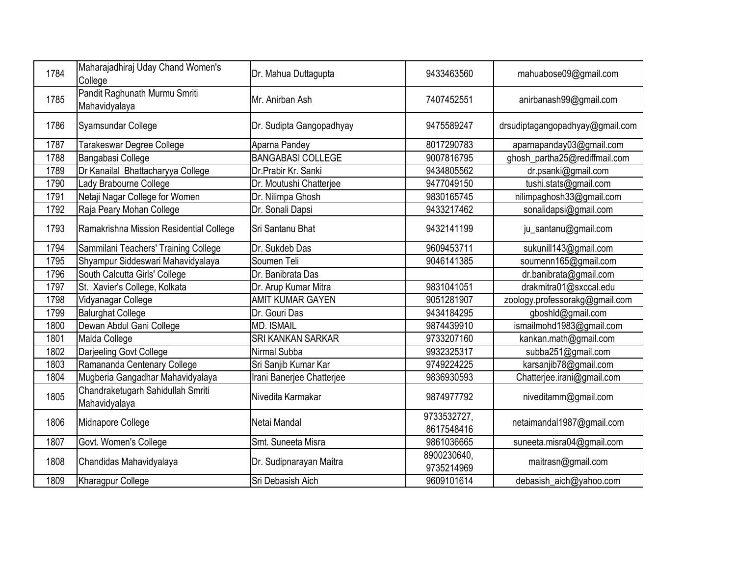| 1784 | Maharajadhiraj Uday Chand Women's College | Dr. Mahua Duttagupta | 9433463560 | mahuabose09@gmail.com |
|---|---|---|---|---|
| 1785 | Pandit Raghunath Murmu Smriti Mahavidyalaya | Mr. Anirban Ash | 7407452551 | anirbanash99@gmail.com |
| 1786 | Syamsundar College | Dr. Sudipta Gangopadhyay | 9475589247 | drsudiptagangopadhyay@gmail.com |
| 1787 | Tarakeswar Degree College | Aparna Pandey | 8017290783 | aparnapanday03@gmail.com |
| 1788 | Bangabasi College | BANGABASI COLLEGE | 9007816795 | ghosh_partha25@rediffmail.com |
| 1789 | Dr Kanailal Bhattacharyya College | Dr.Prabir Kr. Sanki | 9434805562 | dr.psanki@gmail.com |
| 1790 | Lady Brabourne College | Dr. Moutushi Chatterjee | 9477049150 | tushi.stats@gmail.com |
| 1791 | Netaji Nagar College for Women | Dr. Nilimpa Ghosh | 9830165745 | nilimpaghosh33@gmail.com |
| 1792 | Raja Peary Mohan College | Dr. Sonali Dapsi | 9433217462 | sonalidapsi@gmail.com |
| 1793 | Ramakrishna Mission Residential College | Sri Santanu Bhat | 9432141199 | ju_santanu@gmail.com |
| 1794 | Sammilani Teachers' Training College | Dr. Sukdeb Das | 9609453711 | sukunill143@gmail.com |
| 1795 | Shyampur Siddeswari Mahavidyalaya | Soumen Teli | 9046141385 | soumenn165@gmail.com |
| 1796 | South Calcutta Girls' College | Dr. Banibrata Das | | dr.banibrata@gmail.com |
| 1797 | St. Xavier's College, Kolkata | Dr. Arup Kumar Mitra | 9831041051 | drakmitra01@sxccal.edu |
| 1798 | Vidyanagar College | AMIT KUMAR GAYEN | 9051281907 | zoology.professorakg@gmail.com |
| 1799 | Balurghat College | Dr. Gouri Das | 9434184295 | gboshld@gmail.com |
| 1800 | Dewan Abdul Gani College | MD. ISMAIL | 9874439910 | ismailmohd1983@gmail.com |
| 1801 | Malda College | SRI KANKAN SARKAR | 9733207160 | kankan.math@gmail.com |
| 1802 | Darjeeling Govt College | Nirmal Subba | 9932325317 | subba251@gmail.com |
| 1803 | Ramananda Centenary College | Sri Sanjib Kumar Kar | 9749224225 | karsanjib78@gmail.com |
| 1804 | Mugberia Gangadhar Mahavidyalaya | Irani Banerjee Chatterjee | 9836930593 | Chatterjee.irani@gmail.com |
| 1805 | Chandraketugarh Sahidullah Smriti Mahavidyalaya | Nivedita Karmakar | 9874977792 | niveditamm@gmail.com |
| 1806 | Midnapore College | Netai Mandal | 9733532727, 8617548416 | netaimandal1987@gmail.com |
| 1807 | Govt. Women's College | Smt. Suneeta Misra | 9861036665 | suneeta.misra04@gmail.com |
| 1808 | Chandidas Mahavidyalaya | Dr. Sudipnarayan Maitra | 8900230640, 9735214969 | maitrasn@gmail.com |
| 1809 | Kharagpur College | Sri Debasish Aich | 9609101614 | debasish_aich@yahoo.com |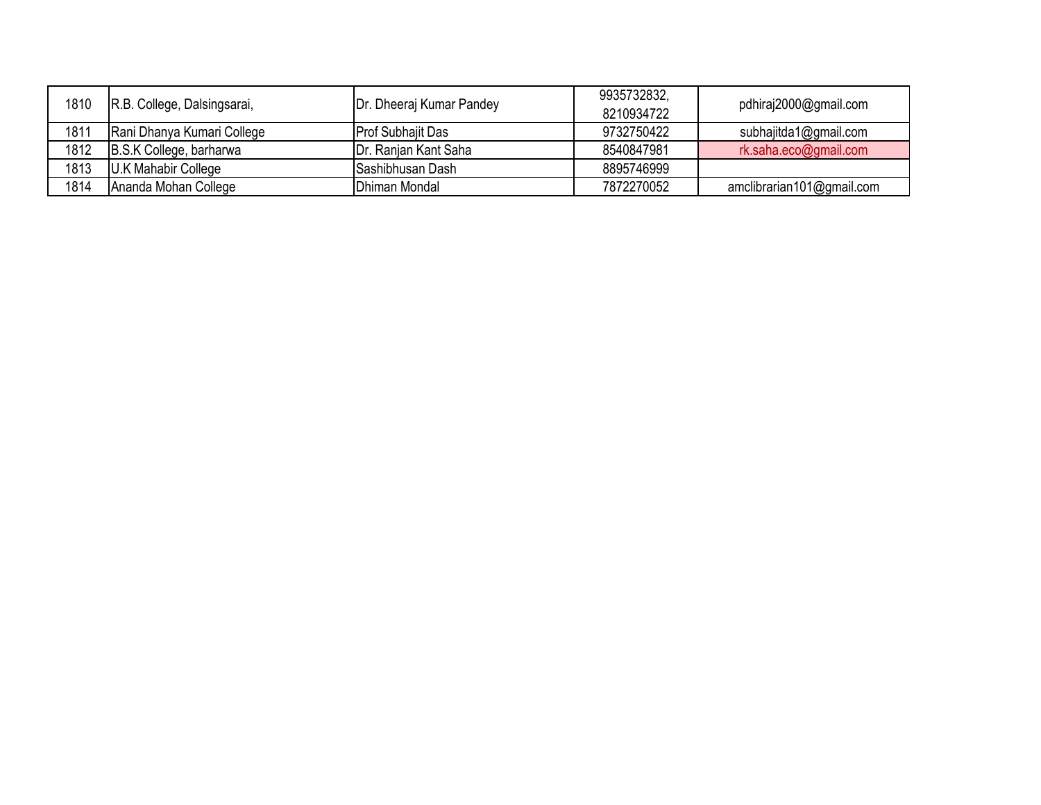| | | | | |
|---|---|---|---|---|
| 1810 | R.B. College, Dalsingsarai, | Dr. Dheeraj Kumar Pandey | 9935732832, 8210934722 | pdhiraj2000@gmail.com |
| 1811 | Rani Dhanya Kumari College | Prof Subhajit Das | 9732750422 | subhajitda1@gmail.com |
| 1812 | B.S.K College, barharwa | Dr. Ranjan Kant Saha | 8540847981 | rk.saha.eco@gmail.com |
| 1813 | U.K Mahabir College | Sashibhusan Dash | 8895746999 | |
| 1814 | Ananda Mohan College | Dhiman Mondal | 7872270052 | amclibrarian101@gmail.com |